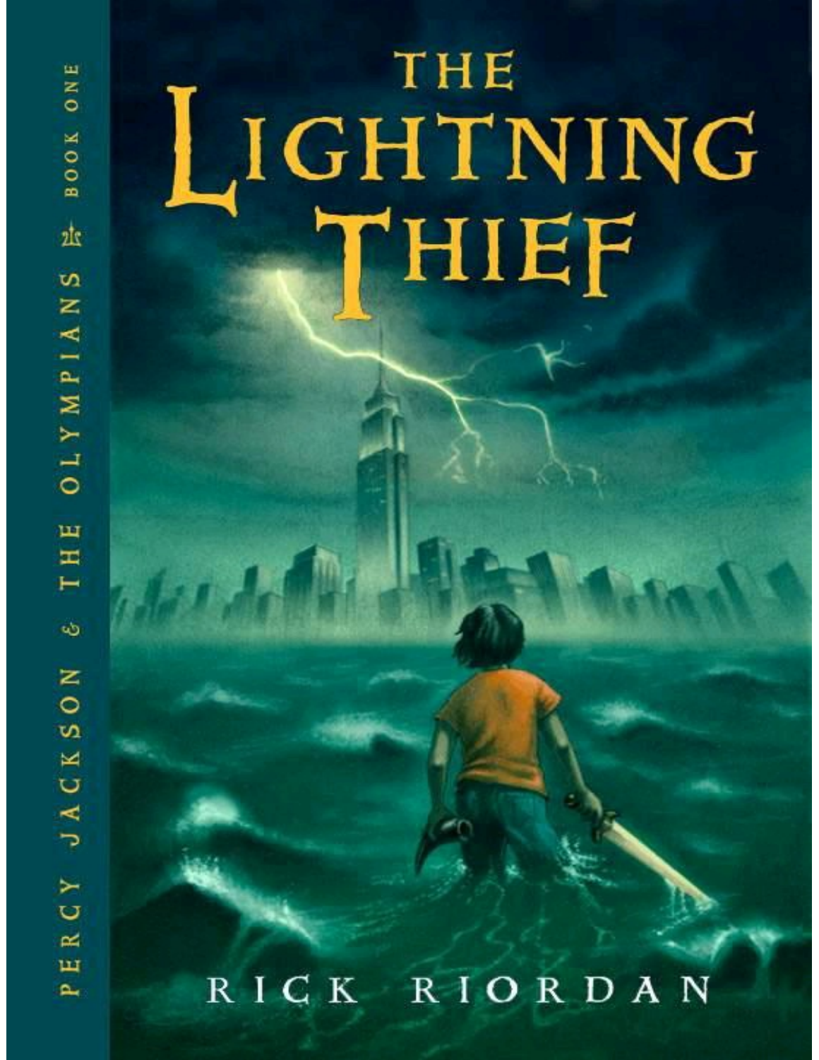# THE LIGHTNING THIEF

PERCY JACKSON & THE OLYMPIANS · BOOK ONE

RICK RIORDAN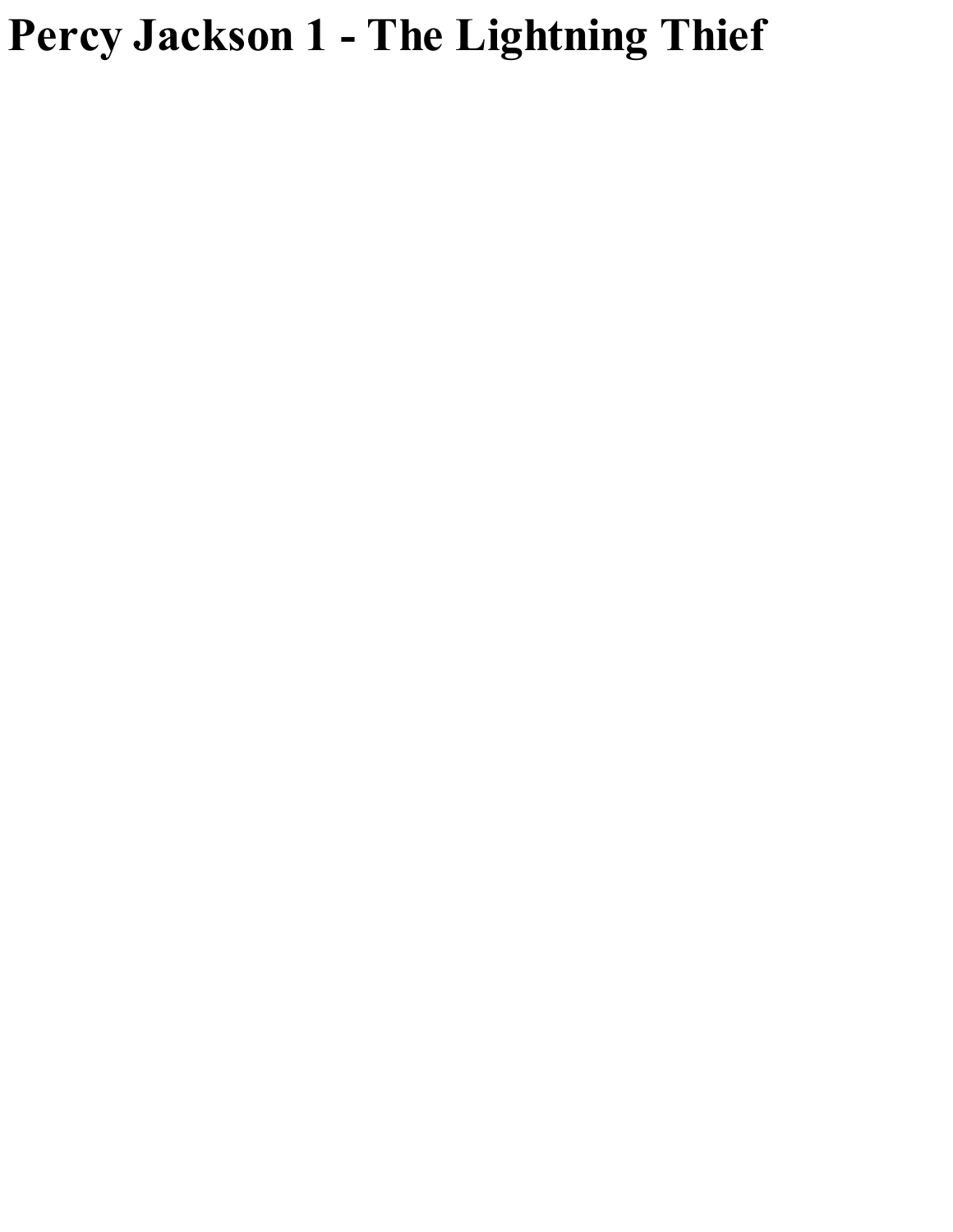# Percy Jackson 1 - The Lightning Thief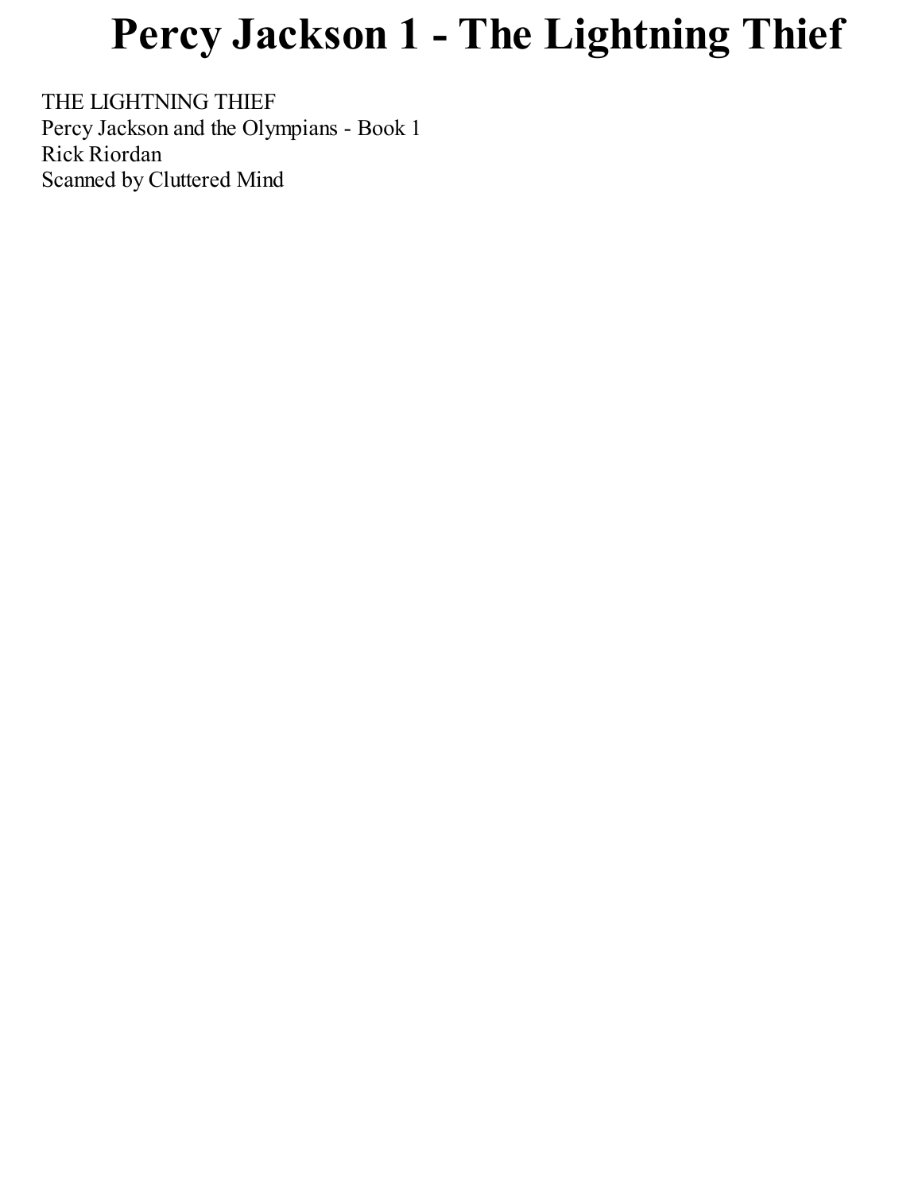# Percy Jackson 1 - The Lightning Thief

THE LIGHTNING THIEF
Percy Jackson and the Olympians - Book 1
Rick Riordan
Scanned by Cluttered Mind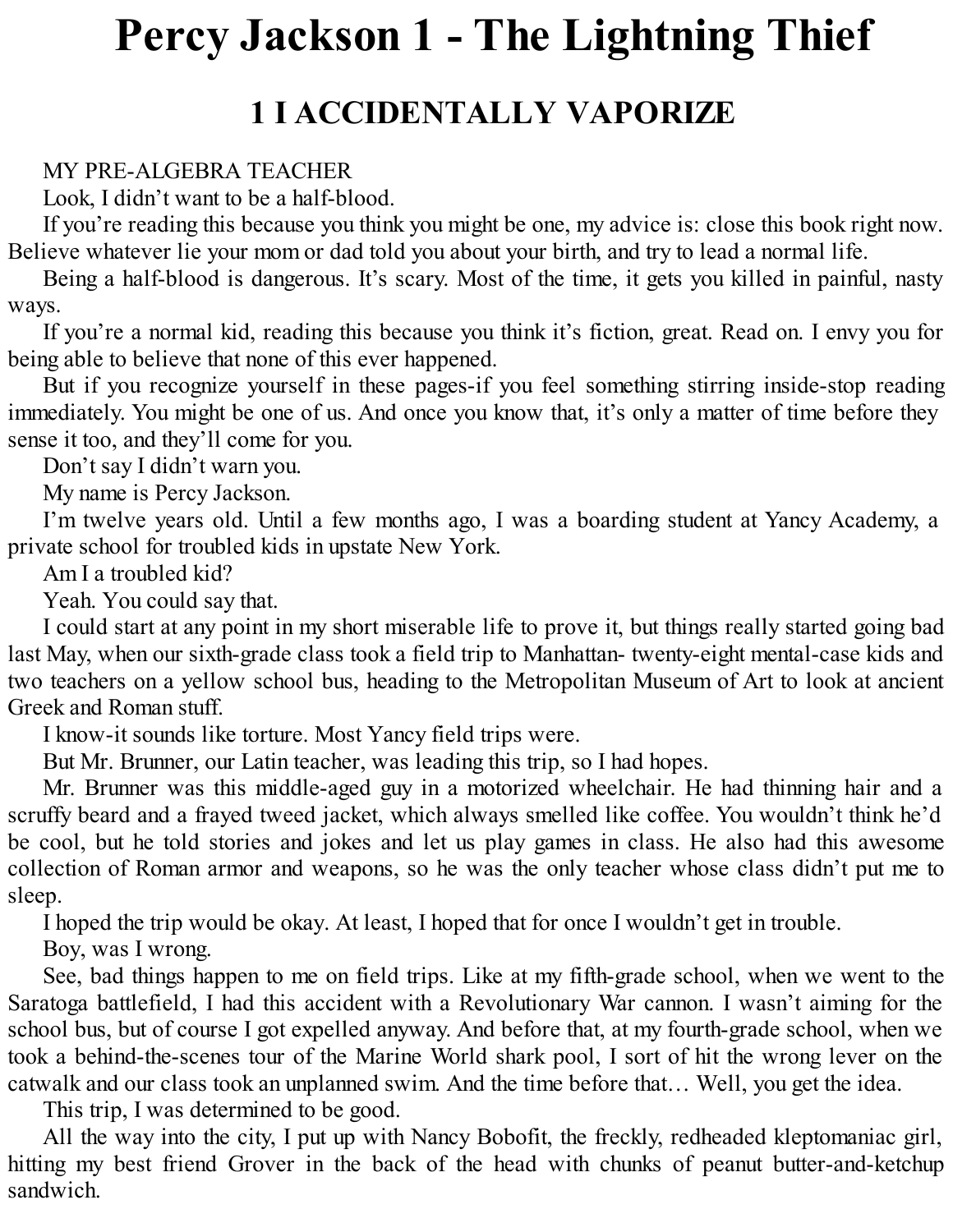# Percy Jackson 1 - The Lightning Thief

## 1 I ACCIDENTALLY VAPORIZE

MY PRE-ALGEBRA TEACHER

Look, I didn't want to be a half-blood.

If you're reading this because you think you might be one, my advice is: close this book right now. Believe whatever lie your mom or dad told you about your birth, and try to lead a normal life.

Being a half-blood is dangerous. It's scary. Most of the time, it gets you killed in painful, nasty ways.

If you're a normal kid, reading this because you think it's fiction, great. Read on. I envy you for being able to believe that none of this ever happened.

But if you recognize yourself in these pages-if you feel something stirring inside-stop reading immediately. You might be one of us. And once you know that, it's only a matter of time before they sense it too, and they'll come for you.

Don't say I didn't warn you.

My name is Percy Jackson.

I'm twelve years old. Until a few months ago, I was a boarding student at Yancy Academy, a private school for troubled kids in upstate New York.

Am I a troubled kid?

Yeah. You could say that.

I could start at any point in my short miserable life to prove it, but things really started going bad last May, when our sixth-grade class took a field trip to Manhattan- twenty-eight mental-case kids and two teachers on a yellow school bus, heading to the Metropolitan Museum of Art to look at ancient Greek and Roman stuff.

I know-it sounds like torture. Most Yancy field trips were.

But Mr. Brunner, our Latin teacher, was leading this trip, so I had hopes.

Mr. Brunner was this middle-aged guy in a motorized wheelchair. He had thinning hair and a scruffy beard and a frayed tweed jacket, which always smelled like coffee. You wouldn't think he'd be cool, but he told stories and jokes and let us play games in class. He also had this awesome collection of Roman armor and weapons, so he was the only teacher whose class didn't put me to sleep.

I hoped the trip would be okay. At least, I hoped that for once I wouldn't get in trouble.

Boy, was I wrong.

See, bad things happen to me on field trips. Like at my fifth-grade school, when we went to the Saratoga battlefield, I had this accident with a Revolutionary War cannon. I wasn't aiming for the school bus, but of course I got expelled anyway. And before that, at my fourth-grade school, when we took a behind-the-scenes tour of the Marine World shark pool, I sort of hit the wrong lever on the catwalk and our class took an unplanned swim. And the time before that… Well, you get the idea.

This trip, I was determined to be good.

All the way into the city, I put up with Nancy Bobofit, the freckly, redheaded kleptomaniac girl, hitting my best friend Grover in the back of the head with chunks of peanut butter-and-ketchup sandwich.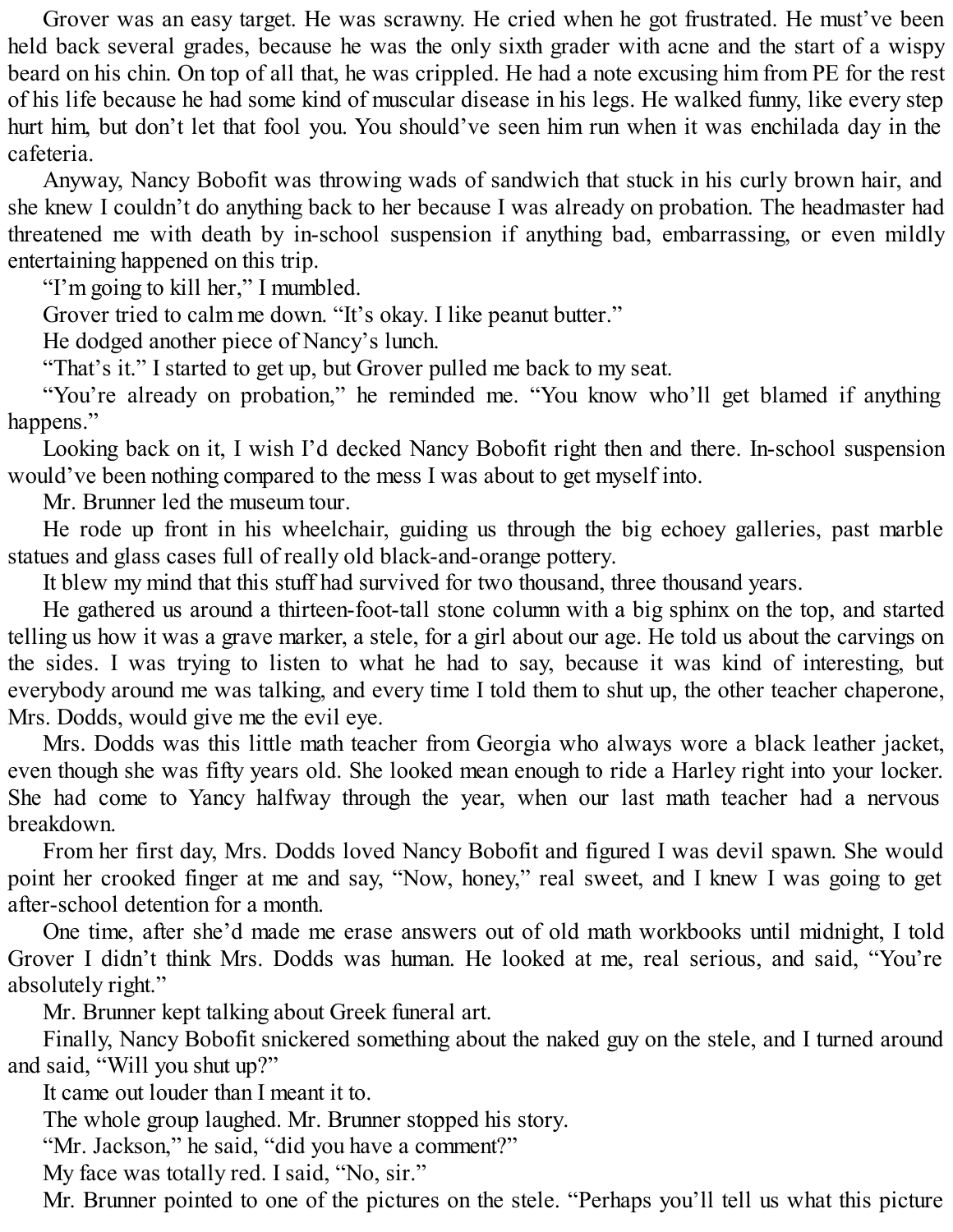Grover was an easy target. He was scrawny. He cried when he got frustrated. He must've been held back several grades, because he was the only sixth grader with acne and the start of a wispy beard on his chin. On top of all that, he was crippled. He had a note excusing him from PE for the rest of his life because he had some kind of muscular disease in his legs. He walked funny, like every step hurt him, but don't let that fool you. You should've seen him run when it was enchilada day in the cafeteria.

Anyway, Nancy Bobofit was throwing wads of sandwich that stuck in his curly brown hair, and she knew I couldn't do anything back to her because I was already on probation. The headmaster had threatened me with death by in-school suspension if anything bad, embarrassing, or even mildly entertaining happened on this trip.

"I'm going to kill her," I mumbled.

Grover tried to calm me down. "It's okay. I like peanut butter."

He dodged another piece of Nancy's lunch.

"That's it." I started to get up, but Grover pulled me back to my seat.

"You're already on probation," he reminded me. "You know who'll get blamed if anything happens."

Looking back on it, I wish I'd decked Nancy Bobofit right then and there. In-school suspension would've been nothing compared to the mess I was about to get myself into.

Mr. Brunner led the museum tour.

He rode up front in his wheelchair, guiding us through the big echoey galleries, past marble statues and glass cases full of really old black-and-orange pottery.

It blew my mind that this stuff had survived for two thousand, three thousand years.

He gathered us around a thirteen-foot-tall stone column with a big sphinx on the top, and started telling us how it was a grave marker, a stele, for a girl about our age. He told us about the carvings on the sides. I was trying to listen to what he had to say, because it was kind of interesting, but everybody around me was talking, and every time I told them to shut up, the other teacher chaperone, Mrs. Dodds, would give me the evil eye.

Mrs. Dodds was this little math teacher from Georgia who always wore a black leather jacket, even though she was fifty years old. She looked mean enough to ride a Harley right into your locker. She had come to Yancy halfway through the year, when our last math teacher had a nervous breakdown.

From her first day, Mrs. Dodds loved Nancy Bobofit and figured I was devil spawn. She would point her crooked finger at me and say, "Now, honey," real sweet, and I knew I was going to get after-school detention for a month.

One time, after she'd made me erase answers out of old math workbooks until midnight, I told Grover I didn't think Mrs. Dodds was human. He looked at me, real serious, and said, "You're absolutely right."

Mr. Brunner kept talking about Greek funeral art.

Finally, Nancy Bobofit snickered something about the naked guy on the stele, and I turned around and said, "Will you shut up?"

It came out louder than I meant it to.

The whole group laughed. Mr. Brunner stopped his story.

"Mr. Jackson," he said, "did you have a comment?"

My face was totally red. I said, "No, sir."

Mr. Brunner pointed to one of the pictures on the stele. "Perhaps you'll tell us what this picture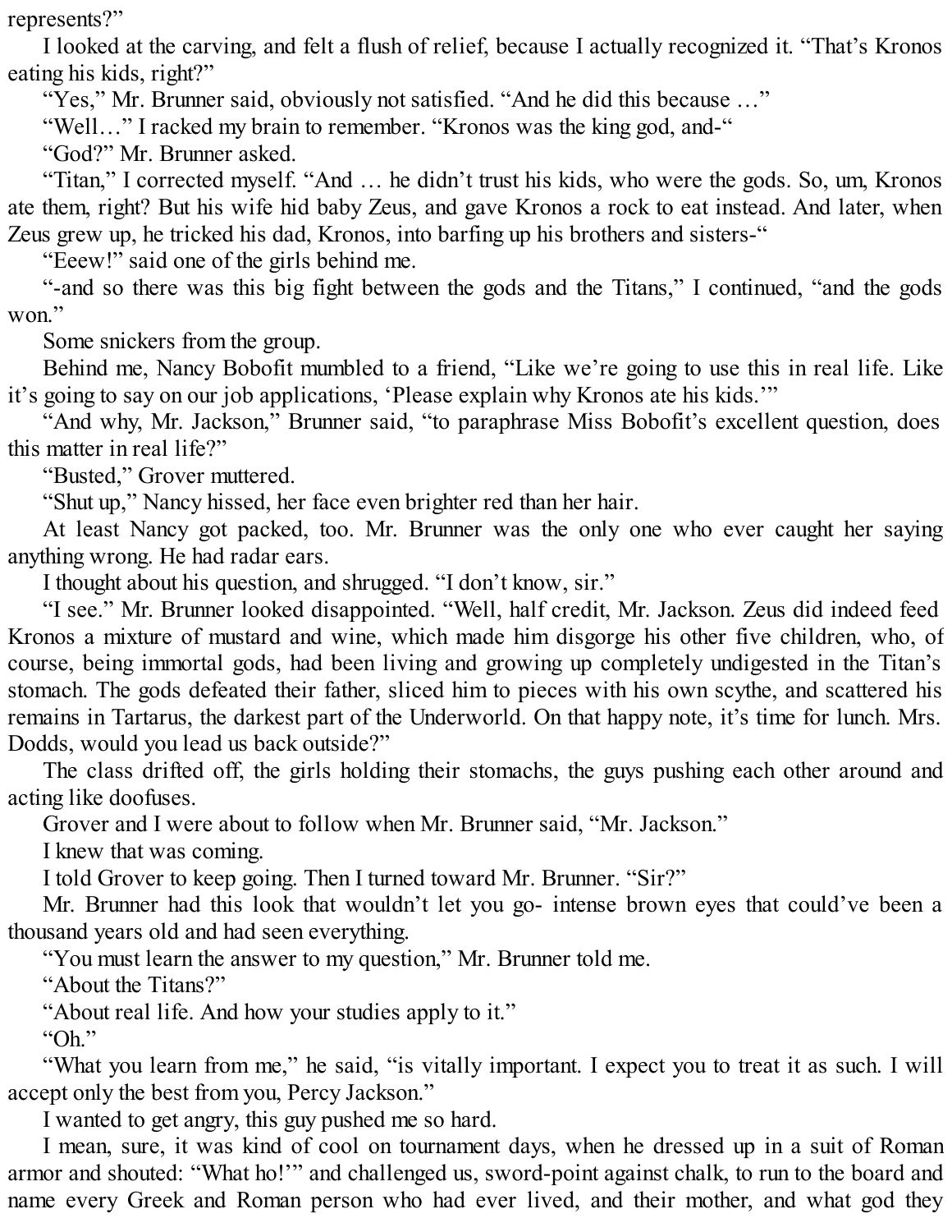represents?"

I looked at the carving, and felt a flush of relief, because I actually recognized it. "That's Kronos eating his kids, right?"

"Yes," Mr. Brunner said, obviously not satisfied. "And he did this because …"

"Well…" I racked my brain to remember. "Kronos was the king god, and-"

"God?" Mr. Brunner asked.

"Titan," I corrected myself. "And … he didn't trust his kids, who were the gods. So, um, Kronos ate them, right? But his wife hid baby Zeus, and gave Kronos a rock to eat instead. And later, when Zeus grew up, he tricked his dad, Kronos, into barfing up his brothers and sisters-"

"Eeew!" said one of the girls behind me.

"-and so there was this big fight between the gods and the Titans," I continued, "and the gods won."

Some snickers from the group.

Behind me, Nancy Bobofit mumbled to a friend, "Like we're going to use this in real life. Like it's going to say on our job applications, 'Please explain why Kronos ate his kids.'"

"And why, Mr. Jackson," Brunner said, "to paraphrase Miss Bobofit's excellent question, does this matter in real life?"

"Busted," Grover muttered.

"Shut up," Nancy hissed, her face even brighter red than her hair.

At least Nancy got packed, too. Mr. Brunner was the only one who ever caught her saying anything wrong. He had radar ears.

I thought about his question, and shrugged. "I don't know, sir."

"I see." Mr. Brunner looked disappointed. "Well, half credit, Mr. Jackson. Zeus did indeed feed Kronos a mixture of mustard and wine, which made him disgorge his other five children, who, of course, being immortal gods, had been living and growing up completely undigested in the Titan's stomach. The gods defeated their father, sliced him to pieces with his own scythe, and scattered his remains in Tartarus, the darkest part of the Underworld. On that happy note, it's time for lunch. Mrs. Dodds, would you lead us back outside?"

The class drifted off, the girls holding their stomachs, the guys pushing each other around and acting like doofuses.

Grover and I were about to follow when Mr. Brunner said, "Mr. Jackson."

I knew that was coming.

I told Grover to keep going. Then I turned toward Mr. Brunner. "Sir?"

Mr. Brunner had this look that wouldn't let you go- intense brown eyes that could've been a thousand years old and had seen everything.

"You must learn the answer to my question," Mr. Brunner told me.

"About the Titans?"

"About real life. And how your studies apply to it."

"Oh."

"What you learn from me," he said, "is vitally important. I expect you to treat it as such. I will accept only the best from you, Percy Jackson."

I wanted to get angry, this guy pushed me so hard.

I mean, sure, it was kind of cool on tournament days, when he dressed up in a suit of Roman armor and shouted: "What ho!" and challenged us, sword-point against chalk, to run to the board and name every Greek and Roman person who had ever lived, and their mother, and what god they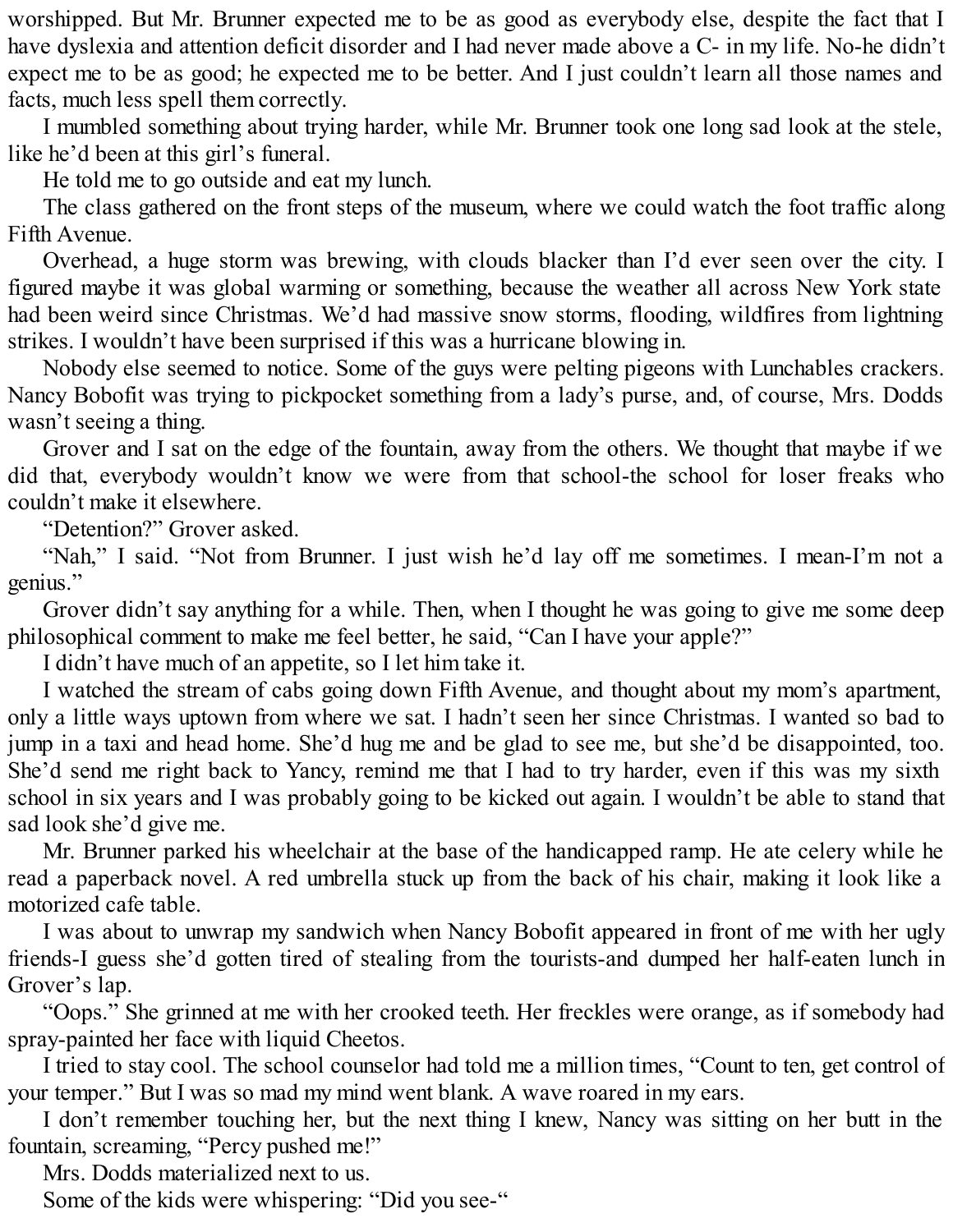worshipped. But Mr. Brunner expected me to be as good as everybody else, despite the fact that I have dyslexia and attention deficit disorder and I had never made above a C- in my life. No-he didn't expect me to be as good; he expected me to be better. And I just couldn't learn all those names and facts, much less spell them correctly.

I mumbled something about trying harder, while Mr. Brunner took one long sad look at the stele, like he'd been at this girl's funeral.

He told me to go outside and eat my lunch.

The class gathered on the front steps of the museum, where we could watch the foot traffic along Fifth Avenue.

Overhead, a huge storm was brewing, with clouds blacker than I'd ever seen over the city. I figured maybe it was global warming or something, because the weather all across New York state had been weird since Christmas. We'd had massive snow storms, flooding, wildfires from lightning strikes. I wouldn't have been surprised if this was a hurricane blowing in.

Nobody else seemed to notice. Some of the guys were pelting pigeons with Lunchables crackers. Nancy Bobofit was trying to pickpocket something from a lady's purse, and, of course, Mrs. Dodds wasn't seeing a thing.

Grover and I sat on the edge of the fountain, away from the others. We thought that maybe if we did that, everybody wouldn't know we were from that school-the school for loser freaks who couldn't make it elsewhere.

"Detention?" Grover asked.

"Nah," I said. "Not from Brunner. I just wish he'd lay off me sometimes. I mean-I'm not a genius."

Grover didn't say anything for a while. Then, when I thought he was going to give me some deep philosophical comment to make me feel better, he said, "Can I have your apple?"

I didn't have much of an appetite, so I let him take it.

I watched the stream of cabs going down Fifth Avenue, and thought about my mom's apartment, only a little ways uptown from where we sat. I hadn't seen her since Christmas. I wanted so bad to jump in a taxi and head home. She'd hug me and be glad to see me, but she'd be disappointed, too. She'd send me right back to Yancy, remind me that I had to try harder, even if this was my sixth school in six years and I was probably going to be kicked out again. I wouldn't be able to stand that sad look she'd give me.

Mr. Brunner parked his wheelchair at the base of the handicapped ramp. He ate celery while he read a paperback novel. A red umbrella stuck up from the back of his chair, making it look like a motorized cafe table.

I was about to unwrap my sandwich when Nancy Bobofit appeared in front of me with her ugly friends-I guess she'd gotten tired of stealing from the tourists-and dumped her half-eaten lunch in Grover's lap.

"Oops." She grinned at me with her crooked teeth. Her freckles were orange, as if somebody had spray-painted her face with liquid Cheetos.

I tried to stay cool. The school counselor had told me a million times, "Count to ten, get control of your temper." But I was so mad my mind went blank. A wave roared in my ears.

I don't remember touching her, but the next thing I knew, Nancy was sitting on her butt in the fountain, screaming, "Percy pushed me!"

Mrs. Dodds materialized next to us.

Some of the kids were whispering: "Did you see-"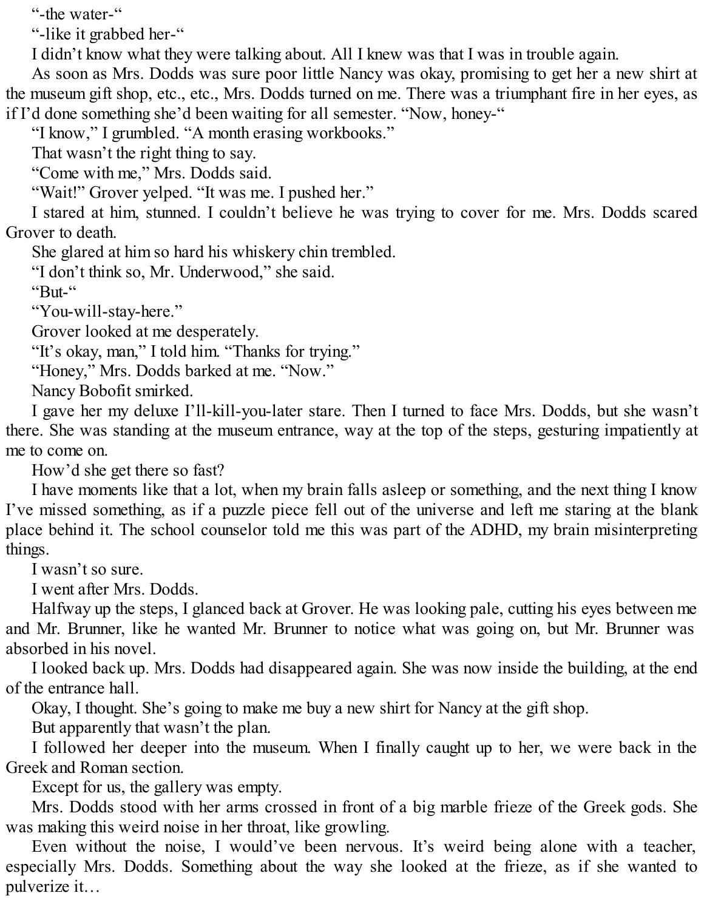“-the water-“

“-like it grabbed her-“

I didn’t know what they were talking about. All I knew was that I was in trouble again.

As soon as Mrs. Dodds was sure poor little Nancy was okay, promising to get her a new shirt at the museum gift shop, etc., etc., Mrs. Dodds turned on me. There was a triumphant fire in her eyes, as if I’d done something she’d been waiting for all semester. “Now, honey-“

“I know,” I grumbled. “A month erasing workbooks.”

That wasn’t the right thing to say.

“Come with me,” Mrs. Dodds said.

“Wait!” Grover yelped. “It was me. I pushed her.”

I stared at him, stunned. I couldn’t believe he was trying to cover for me. Mrs. Dodds scared Grover to death.

She glared at him so hard his whiskery chin trembled.

“I don’t think so, Mr. Underwood,” she said.

“But-“

“You-will-stay-here.”

Grover looked at me desperately.

“It’s okay, man,” I told him. “Thanks for trying.”

“Honey,” Mrs. Dodds barked at me. “Now.”

Nancy Bobofit smirked.

I gave her my deluxe I’ll-kill-you-later stare. Then I turned to face Mrs. Dodds, but she wasn’t there. She was standing at the museum entrance, way at the top of the steps, gesturing impatiently at me to come on.

How’d she get there so fast?

I have moments like that a lot, when my brain falls asleep or something, and the next thing I know I’ve missed something, as if a puzzle piece fell out of the universe and left me staring at the blank place behind it. The school counselor told me this was part of the ADHD, my brain misinterpreting things.

I wasn’t so sure.

I went after Mrs. Dodds.

Halfway up the steps, I glanced back at Grover. He was looking pale, cutting his eyes between me and Mr. Brunner, like he wanted Mr. Brunner to notice what was going on, but Mr. Brunner was absorbed in his novel.

I looked back up. Mrs. Dodds had disappeared again. She was now inside the building, at the end of the entrance hall.

Okay, I thought. She’s going to make me buy a new shirt for Nancy at the gift shop.

But apparently that wasn’t the plan.

I followed her deeper into the museum. When I finally caught up to her, we were back in the Greek and Roman section.

Except for us, the gallery was empty.

Mrs. Dodds stood with her arms crossed in front of a big marble frieze of the Greek gods. She was making this weird noise in her throat, like growling.

Even without the noise, I would’ve been nervous. It’s weird being alone with a teacher, especially Mrs. Dodds. Something about the way she looked at the frieze, as if she wanted to pulverize it…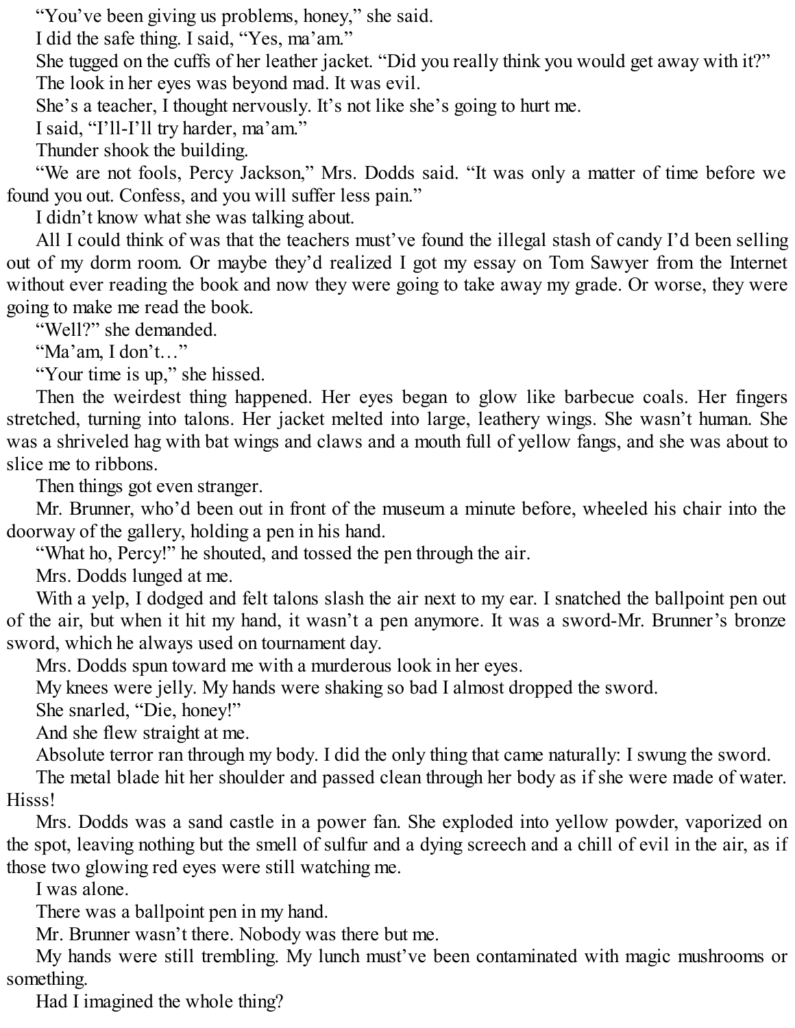"You've been giving us problems, honey," she said.

I did the safe thing. I said, "Yes, ma'am."

She tugged on the cuffs of her leather jacket. "Did you really think you would get away with it?"

The look in her eyes was beyond mad. It was evil.

She's a teacher, I thought nervously. It's not like she's going to hurt me.

I said, "I'll-I'll try harder, ma'am."

Thunder shook the building.

"We are not fools, Percy Jackson," Mrs. Dodds said. "It was only a matter of time before we found you out. Confess, and you will suffer less pain."

I didn't know what she was talking about.

All I could think of was that the teachers must've found the illegal stash of candy I'd been selling out of my dorm room. Or maybe they'd realized I got my essay on Tom Sawyer from the Internet without ever reading the book and now they were going to take away my grade. Or worse, they were going to make me read the book.

"Well?" she demanded.

"Ma'am, I don't…"

"Your time is up," she hissed.

Then the weirdest thing happened. Her eyes began to glow like barbecue coals. Her fingers stretched, turning into talons. Her jacket melted into large, leathery wings. She wasn't human. She was a shriveled hag with bat wings and claws and a mouth full of yellow fangs, and she was about to slice me to ribbons.

Then things got even stranger.

Mr. Brunner, who'd been out in front of the museum a minute before, wheeled his chair into the doorway of the gallery, holding a pen in his hand.

"What ho, Percy!" he shouted, and tossed the pen through the air.

Mrs. Dodds lunged at me.

With a yelp, I dodged and felt talons slash the air next to my ear. I snatched the ballpoint pen out of the air, but when it hit my hand, it wasn't a pen anymore. It was a sword-Mr. Brunner's bronze sword, which he always used on tournament day.

Mrs. Dodds spun toward me with a murderous look in her eyes.

My knees were jelly. My hands were shaking so bad I almost dropped the sword.

She snarled, "Die, honey!"

And she flew straight at me.

Absolute terror ran through my body. I did the only thing that came naturally: I swung the sword.

The metal blade hit her shoulder and passed clean through her body as if she were made of water. Hisss!

Mrs. Dodds was a sand castle in a power fan. She exploded into yellow powder, vaporized on the spot, leaving nothing but the smell of sulfur and a dying screech and a chill of evil in the air, as if those two glowing red eyes were still watching me.

I was alone.

There was a ballpoint pen in my hand.

Mr. Brunner wasn't there. Nobody was there but me.

My hands were still trembling. My lunch must've been contaminated with magic mushrooms or something.

Had I imagined the whole thing?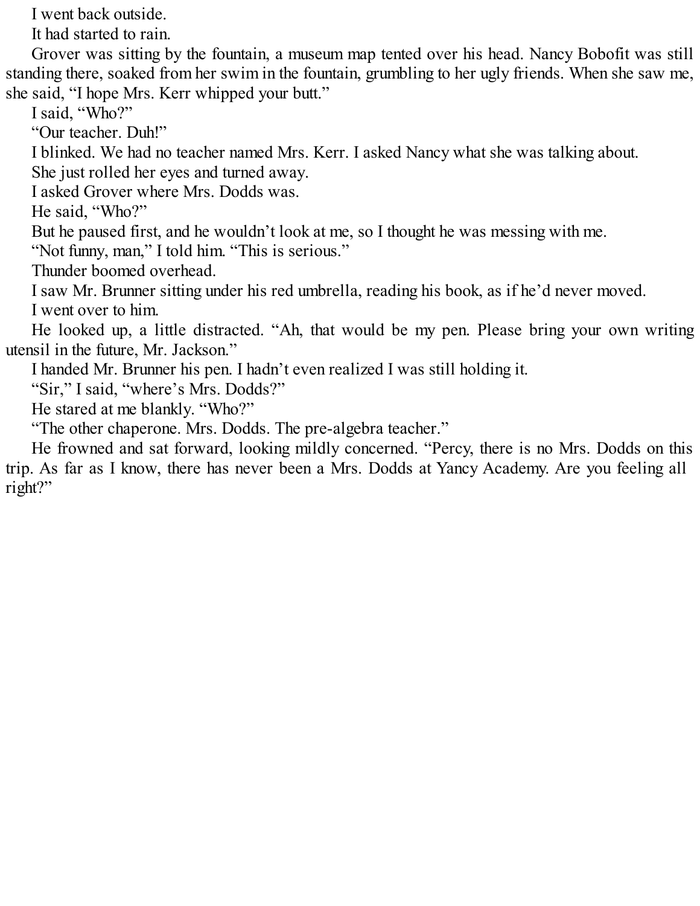I went back outside.

It had started to rain.

Grover was sitting by the fountain, a museum map tented over his head. Nancy Bobofit was still standing there, soaked from her swim in the fountain, grumbling to her ugly friends. When she saw me, she said, "I hope Mrs. Kerr whipped your butt."

I said, "Who?"

"Our teacher. Duh!"

I blinked. We had no teacher named Mrs. Kerr. I asked Nancy what she was talking about.

She just rolled her eyes and turned away.

I asked Grover where Mrs. Dodds was.

He said, "Who?"

But he paused first, and he wouldn't look at me, so I thought he was messing with me.

"Not funny, man," I told him. "This is serious."

Thunder boomed overhead.

I saw Mr. Brunner sitting under his red umbrella, reading his book, as if he'd never moved.

I went over to him.

He looked up, a little distracted. "Ah, that would be my pen. Please bring your own writing utensil in the future, Mr. Jackson."

I handed Mr. Brunner his pen. I hadn't even realized I was still holding it.

"Sir," I said, "where's Mrs. Dodds?"

He stared at me blankly. "Who?"

"The other chaperone. Mrs. Dodds. The pre-algebra teacher."

He frowned and sat forward, looking mildly concerned. "Percy, there is no Mrs. Dodds on this trip. As far as I know, there has never been a Mrs. Dodds at Yancy Academy. Are you feeling all right?"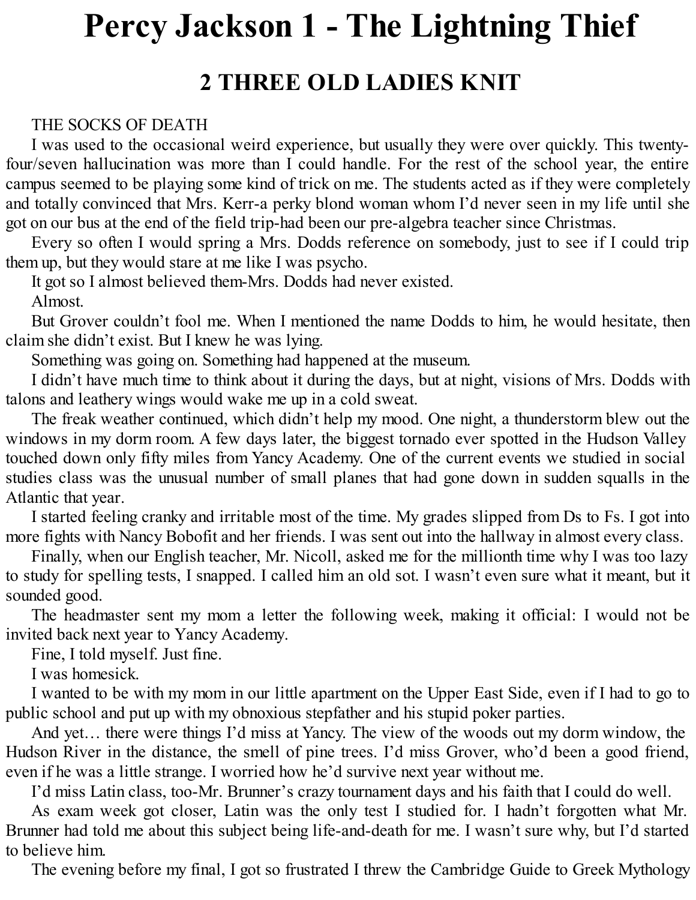# Percy Jackson 1 - The Lightning Thief

## 2 THREE OLD LADIES KNIT

THE SOCKS OF DEATH

I was used to the occasional weird experience, but usually they were over quickly. This twenty-four/seven hallucination was more than I could handle. For the rest of the school year, the entire campus seemed to be playing some kind of trick on me. The students acted as if they were completely and totally convinced that Mrs. Kerr-a perky blond woman whom I'd never seen in my life until she got on our bus at the end of the field trip-had been our pre-algebra teacher since Christmas.

Every so often I would spring a Mrs. Dodds reference on somebody, just to see if I could trip them up, but they would stare at me like I was psycho.

It got so I almost believed them-Mrs. Dodds had never existed.

Almost.

But Grover couldn't fool me. When I mentioned the name Dodds to him, he would hesitate, then claim she didn't exist. But I knew he was lying.

Something was going on. Something had happened at the museum.

I didn't have much time to think about it during the days, but at night, visions of Mrs. Dodds with talons and leathery wings would wake me up in a cold sweat.

The freak weather continued, which didn't help my mood. One night, a thunderstorm blew out the windows in my dorm room. A few days later, the biggest tornado ever spotted in the Hudson Valley touched down only fifty miles from Yancy Academy. One of the current events we studied in social studies class was the unusual number of small planes that had gone down in sudden squalls in the Atlantic that year.

I started feeling cranky and irritable most of the time. My grades slipped from Ds to Fs. I got into more fights with Nancy Bobofit and her friends. I was sent out into the hallway in almost every class.

Finally, when our English teacher, Mr. Nicoll, asked me for the millionth time why I was too lazy to study for spelling tests, I snapped. I called him an old sot. I wasn't even sure what it meant, but it sounded good.

The headmaster sent my mom a letter the following week, making it official: I would not be invited back next year to Yancy Academy.

Fine, I told myself. Just fine.

I was homesick.

I wanted to be with my mom in our little apartment on the Upper East Side, even if I had to go to public school and put up with my obnoxious stepfather and his stupid poker parties.

And yet… there were things I'd miss at Yancy. The view of the woods out my dorm window, the Hudson River in the distance, the smell of pine trees. I'd miss Grover, who'd been a good friend, even if he was a little strange. I worried how he'd survive next year without me.

I'd miss Latin class, too-Mr. Brunner's crazy tournament days and his faith that I could do well.

As exam week got closer, Latin was the only test I studied for. I hadn't forgotten what Mr. Brunner had told me about this subject being life-and-death for me. I wasn't sure why, but I'd started to believe him.

The evening before my final, I got so frustrated I threw the Cambridge Guide to Greek Mythology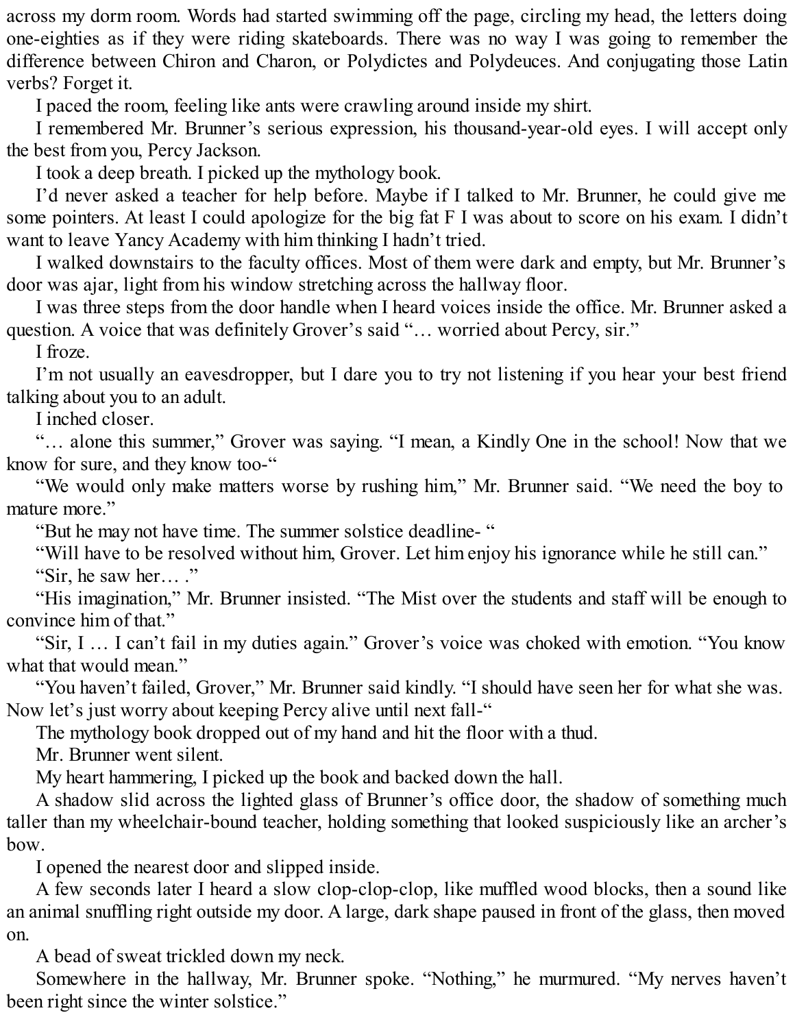across my dorm room. Words had started swimming off the page, circling my head, the letters doing one-eighties as if they were riding skateboards. There was no way I was going to remember the difference between Chiron and Charon, or Polydictes and Polydeuces. And conjugating those Latin verbs? Forget it.

I paced the room, feeling like ants were crawling around inside my shirt.

I remembered Mr. Brunner's serious expression, his thousand-year-old eyes. I will accept only the best from you, Percy Jackson.

I took a deep breath. I picked up the mythology book.

I'd never asked a teacher for help before. Maybe if I talked to Mr. Brunner, he could give me some pointers. At least I could apologize for the big fat F I was about to score on his exam. I didn't want to leave Yancy Academy with him thinking I hadn't tried.

I walked downstairs to the faculty offices. Most of them were dark and empty, but Mr. Brunner's door was ajar, light from his window stretching across the hallway floor.

I was three steps from the door handle when I heard voices inside the office. Mr. Brunner asked a question. A voice that was definitely Grover's said "… worried about Percy, sir."

I froze.

I'm not usually an eavesdropper, but I dare you to try not listening if you hear your best friend talking about you to an adult.

I inched closer.

"… alone this summer," Grover was saying. "I mean, a Kindly One in the school! Now that we know for sure, and they know too-"

"We would only make matters worse by rushing him," Mr. Brunner said. "We need the boy to mature more."

"But he may not have time. The summer solstice deadline- "

"Will have to be resolved without him, Grover. Let him enjoy his ignorance while he still can."

"Sir, he saw her… ."

"His imagination," Mr. Brunner insisted. "The Mist over the students and staff will be enough to convince him of that."

"Sir, I … I can't fail in my duties again." Grover's voice was choked with emotion. "You know what that would mean."

"You haven't failed, Grover," Mr. Brunner said kindly. "I should have seen her for what she was. Now let's just worry about keeping Percy alive until next fall-"

The mythology book dropped out of my hand and hit the floor with a thud.

Mr. Brunner went silent.

My heart hammering, I picked up the book and backed down the hall.

A shadow slid across the lighted glass of Brunner's office door, the shadow of something much taller than my wheelchair-bound teacher, holding something that looked suspiciously like an archer's bow.

I opened the nearest door and slipped inside.

A few seconds later I heard a slow clop-clop-clop, like muffled wood blocks, then a sound like an animal snuffling right outside my door. A large, dark shape paused in front of the glass, then moved on.

A bead of sweat trickled down my neck.

Somewhere in the hallway, Mr. Brunner spoke. "Nothing," he murmured. "My nerves haven't been right since the winter solstice."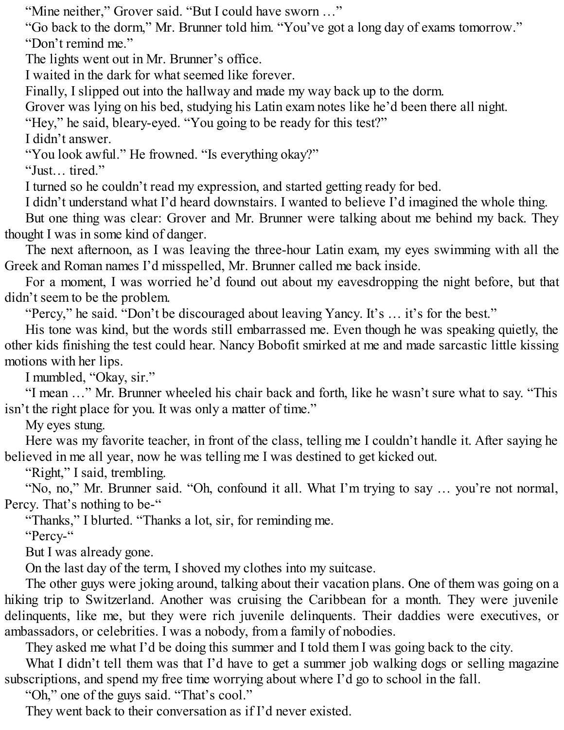"Mine neither," Grover said. "But I could have sworn …"

"Go back to the dorm," Mr. Brunner told him. "You've got a long day of exams tomorrow."

"Don't remind me."

The lights went out in Mr. Brunner's office.

I waited in the dark for what seemed like forever.

Finally, I slipped out into the hallway and made my way back up to the dorm.

Grover was lying on his bed, studying his Latin exam notes like he'd been there all night.

"Hey," he said, bleary-eyed. "You going to be ready for this test?"

I didn't answer.

"You look awful." He frowned. "Is everything okay?"

"Just… tired."

I turned so he couldn't read my expression, and started getting ready for bed.

I didn't understand what I'd heard downstairs. I wanted to believe I'd imagined the whole thing.

But one thing was clear: Grover and Mr. Brunner were talking about me behind my back. They thought I was in some kind of danger.

The next afternoon, as I was leaving the three-hour Latin exam, my eyes swimming with all the Greek and Roman names I'd misspelled, Mr. Brunner called me back inside.

For a moment, I was worried he'd found out about my eavesdropping the night before, but that didn't seem to be the problem.

"Percy," he said. "Don't be discouraged about leaving Yancy. It's … it's for the best."

His tone was kind, but the words still embarrassed me. Even though he was speaking quietly, the other kids finishing the test could hear. Nancy Bobofit smirked at me and made sarcastic little kissing motions with her lips.

I mumbled, "Okay, sir."

"I mean …" Mr. Brunner wheeled his chair back and forth, like he wasn't sure what to say. "This isn't the right place for you. It was only a matter of time."

My eyes stung.

Here was my favorite teacher, in front of the class, telling me I couldn't handle it. After saying he believed in me all year, now he was telling me I was destined to get kicked out.

"Right," I said, trembling.

"No, no," Mr. Brunner said. "Oh, confound it all. What I'm trying to say … you're not normal, Percy. That's nothing to be-"

"Thanks," I blurted. "Thanks a lot, sir, for reminding me.

"Percy-"

But I was already gone.

On the last day of the term, I shoved my clothes into my suitcase.

The other guys were joking around, talking about their vacation plans. One of them was going on a hiking trip to Switzerland. Another was cruising the Caribbean for a month. They were juvenile delinquents, like me, but they were rich juvenile delinquents. Their daddies were executives, or ambassadors, or celebrities. I was a nobody, from a family of nobodies.

They asked me what I'd be doing this summer and I told them I was going back to the city.

What I didn't tell them was that I'd have to get a summer job walking dogs or selling magazine subscriptions, and spend my free time worrying about where I'd go to school in the fall.

"Oh," one of the guys said. "That's cool."

They went back to their conversation as if I'd never existed.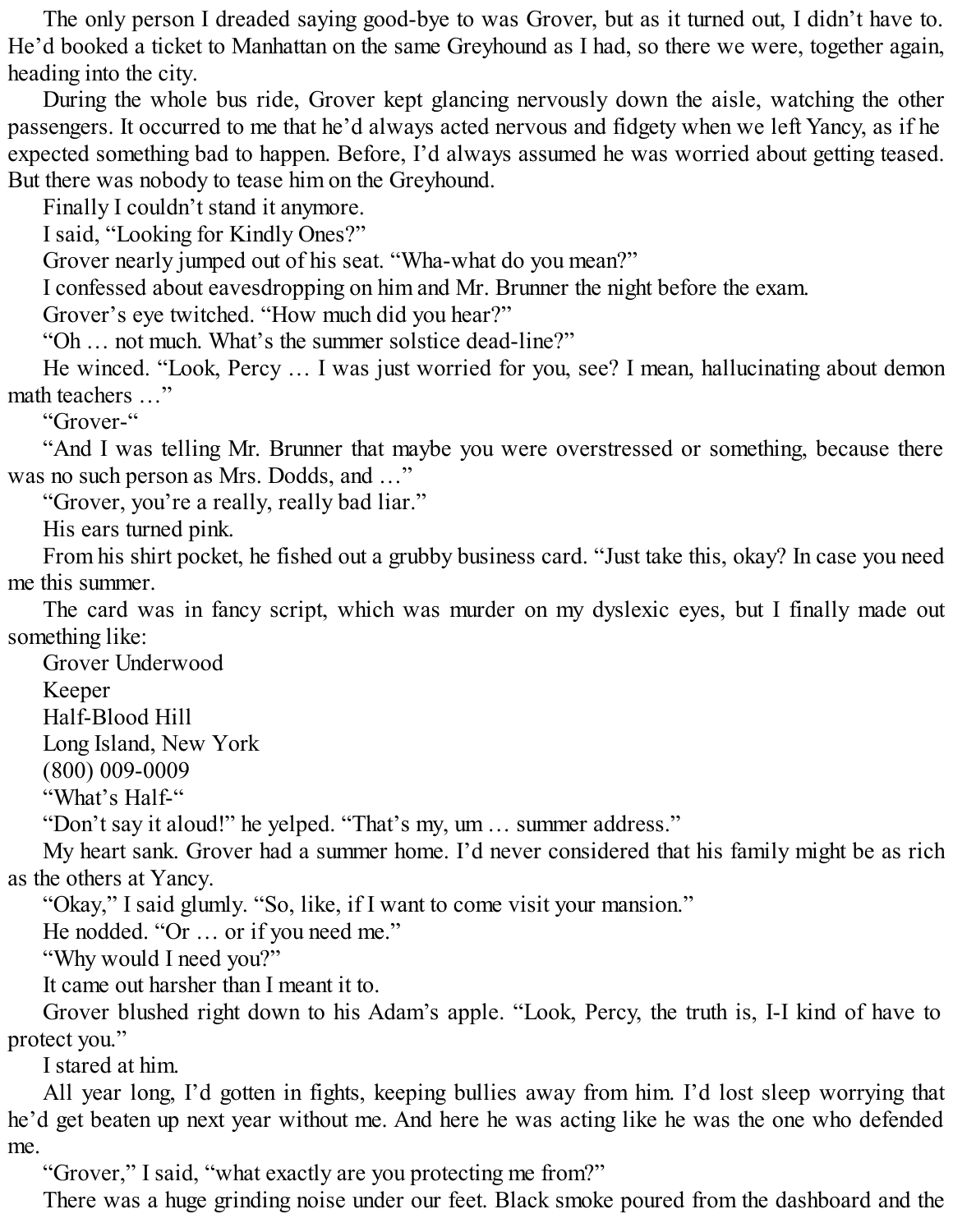The only person I dreaded saying good-bye to was Grover, but as it turned out, I didn't have to. He'd booked a ticket to Manhattan on the same Greyhound as I had, so there we were, together again, heading into the city.

During the whole bus ride, Grover kept glancing nervously down the aisle, watching the other passengers. It occurred to me that he'd always acted nervous and fidgety when we left Yancy, as if he expected something bad to happen. Before, I'd always assumed he was worried about getting teased. But there was nobody to tease him on the Greyhound.

Finally I couldn't stand it anymore.

I said, "Looking for Kindly Ones?"

Grover nearly jumped out of his seat. "Wha-what do you mean?"

I confessed about eavesdropping on him and Mr. Brunner the night before the exam.

Grover's eye twitched. "How much did you hear?"

"Oh … not much. What's the summer solstice dead-line?"

He winced. "Look, Percy … I was just worried for you, see? I mean, hallucinating about demon math teachers …"

"Grover-"

"And I was telling Mr. Brunner that maybe you were overstressed or something, because there was no such person as Mrs. Dodds, and …"

"Grover, you're a really, really bad liar."

His ears turned pink.

From his shirt pocket, he fished out a grubby business card. "Just take this, okay? In case you need me this summer.

The card was in fancy script, which was murder on my dyslexic eyes, but I finally made out something like:

Grover Underwood
Keeper
Half-Blood Hill
Long Island, New York
(800) 009-0009

"What's Half-"

"Don't say it aloud!" he yelped. "That's my, um … summer address."

My heart sank. Grover had a summer home. I'd never considered that his family might be as rich as the others at Yancy.

"Okay," I said glumly. "So, like, if I want to come visit your mansion."

He nodded. "Or … or if you need me."

"Why would I need you?"

It came out harsher than I meant it to.

Grover blushed right down to his Adam's apple. "Look, Percy, the truth is, I-I kind of have to protect you."

I stared at him.

All year long, I'd gotten in fights, keeping bullies away from him. I'd lost sleep worrying that he'd get beaten up next year without me. And here he was acting like he was the one who defended me.

"Grover," I said, "what exactly are you protecting me from?"

There was a huge grinding noise under our feet. Black smoke poured from the dashboard and the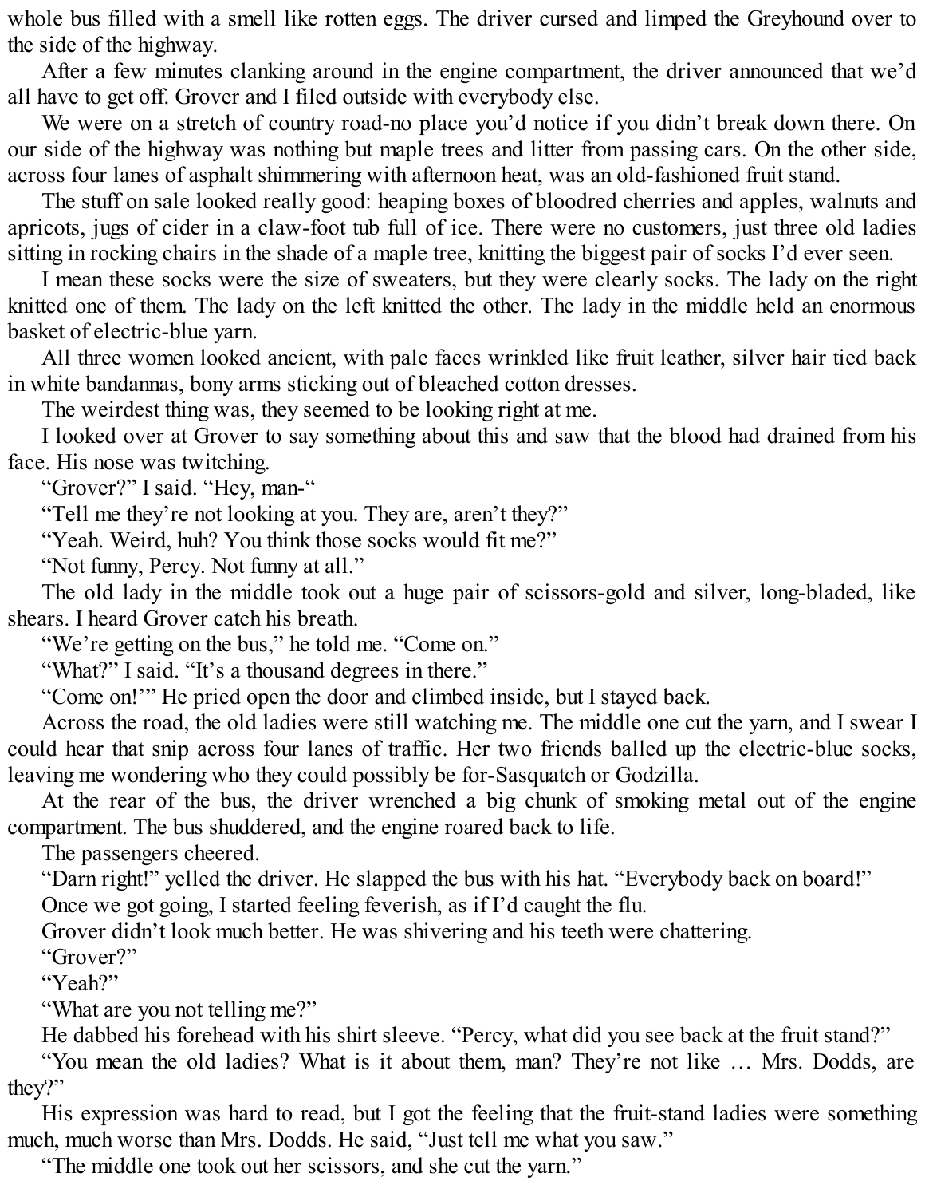whole bus filled with a smell like rotten eggs. The driver cursed and limped the Greyhound over to the side of the highway.

After a few minutes clanking around in the engine compartment, the driver announced that we'd all have to get off. Grover and I filed outside with everybody else.

We were on a stretch of country road-no place you'd notice if you didn't break down there. On our side of the highway was nothing but maple trees and litter from passing cars. On the other side, across four lanes of asphalt shimmering with afternoon heat, was an old-fashioned fruit stand.

The stuff on sale looked really good: heaping boxes of bloodred cherries and apples, walnuts and apricots, jugs of cider in a claw-foot tub full of ice. There were no customers, just three old ladies sitting in rocking chairs in the shade of a maple tree, knitting the biggest pair of socks I'd ever seen.

I mean these socks were the size of sweaters, but they were clearly socks. The lady on the right knitted one of them. The lady on the left knitted the other. The lady in the middle held an enormous basket of electric-blue yarn.

All three women looked ancient, with pale faces wrinkled like fruit leather, silver hair tied back in white bandannas, bony arms sticking out of bleached cotton dresses.

The weirdest thing was, they seemed to be looking right at me.

I looked over at Grover to say something about this and saw that the blood had drained from his face. His nose was twitching.

"Grover?" I said. "Hey, man-"

"Tell me they're not looking at you. They are, aren't they?"

"Yeah. Weird, huh? You think those socks would fit me?"

"Not funny, Percy. Not funny at all."

The old lady in the middle took out a huge pair of scissors-gold and silver, long-bladed, like shears. I heard Grover catch his breath.

"We're getting on the bus," he told me. "Come on."

"What?" I said. "It's a thousand degrees in there."

"Come on!'" He pried open the door and climbed inside, but I stayed back.

Across the road, the old ladies were still watching me. The middle one cut the yarn, and I swear I could hear that snip across four lanes of traffic. Her two friends balled up the electric-blue socks, leaving me wondering who they could possibly be for-Sasquatch or Godzilla.

At the rear of the bus, the driver wrenched a big chunk of smoking metal out of the engine compartment. The bus shuddered, and the engine roared back to life.

The passengers cheered.

"Darn right!" yelled the driver. He slapped the bus with his hat. "Everybody back on board!"

Once we got going, I started feeling feverish, as if I'd caught the flu.

Grover didn't look much better. He was shivering and his teeth were chattering.

"Grover?"

"Yeah?"

"What are you not telling me?"

He dabbed his forehead with his shirt sleeve. "Percy, what did you see back at the fruit stand?"

"You mean the old ladies? What is it about them, man? They're not like … Mrs. Dodds, are they?"

His expression was hard to read, but I got the feeling that the fruit-stand ladies were something much, much worse than Mrs. Dodds. He said, "Just tell me what you saw."

"The middle one took out her scissors, and she cut the yarn."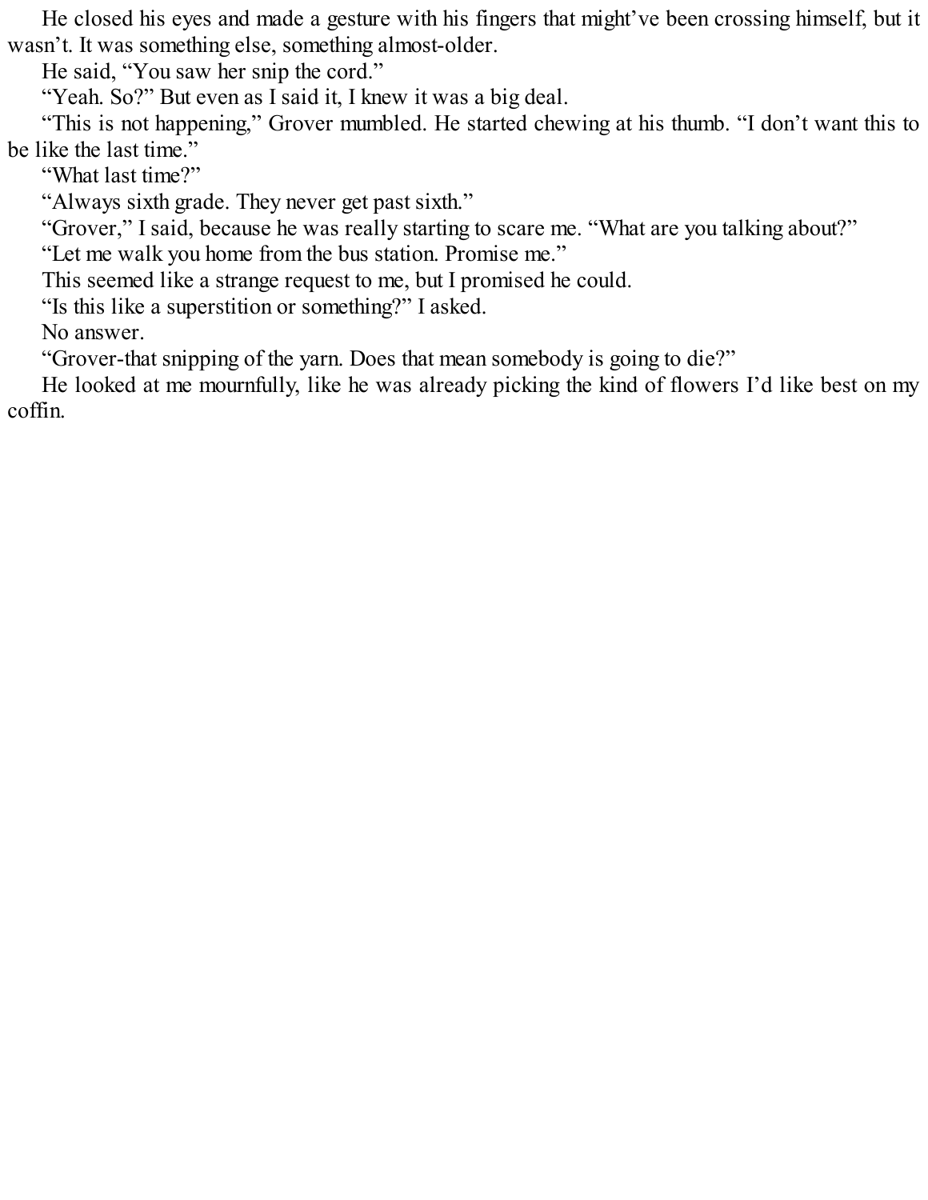He closed his eyes and made a gesture with his fingers that might've been crossing himself, but it wasn't. It was something else, something almost-older.

He said, "You saw her snip the cord."

"Yeah. So?" But even as I said it, I knew it was a big deal.

"This is not happening," Grover mumbled. He started chewing at his thumb. "I don't want this to be like the last time."

"What last time?"

"Always sixth grade. They never get past sixth."

"Grover," I said, because he was really starting to scare me. "What are you talking about?"

"Let me walk you home from the bus station. Promise me."

This seemed like a strange request to me, but I promised he could.

"Is this like a superstition or something?" I asked.

No answer.

"Grover-that snipping of the yarn. Does that mean somebody is going to die?"

He looked at me mournfully, like he was already picking the kind of flowers I'd like best on my coffin.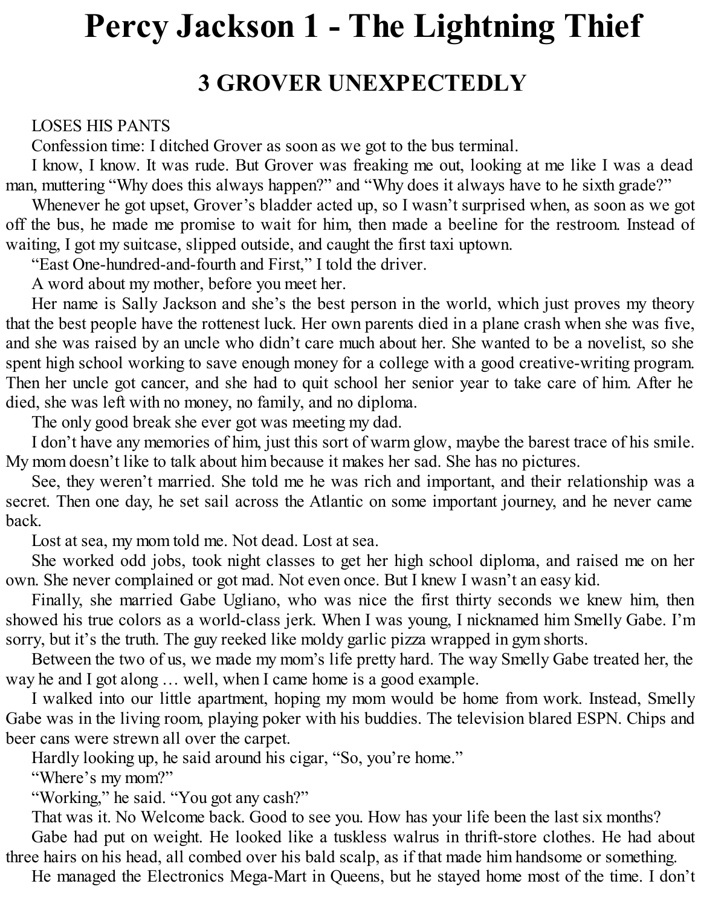# Percy Jackson 1 - The Lightning Thief

## 3 GROVER UNEXPECTEDLY

LOSES HIS PANTS

Confession time: I ditched Grover as soon as we got to the bus terminal.

I know, I know. It was rude. But Grover was freaking me out, looking at me like I was a dead man, muttering "Why does this always happen?" and "Why does it always have to he sixth grade?"

Whenever he got upset, Grover's bladder acted up, so I wasn't surprised when, as soon as we got off the bus, he made me promise to wait for him, then made a beeline for the restroom. Instead of waiting, I got my suitcase, slipped outside, and caught the first taxi uptown.

"East One-hundred-and-fourth and First," I told the driver.

A word about my mother, before you meet her.

Her name is Sally Jackson and she's the best person in the world, which just proves my theory that the best people have the rottenest luck. Her own parents died in a plane crash when she was five, and she was raised by an uncle who didn't care much about her. She wanted to be a novelist, so she spent high school working to save enough money for a college with a good creative-writing program. Then her uncle got cancer, and she had to quit school her senior year to take care of him. After he died, she was left with no money, no family, and no diploma.

The only good break she ever got was meeting my dad.

I don't have any memories of him, just this sort of warm glow, maybe the barest trace of his smile. My mom doesn't like to talk about him because it makes her sad. She has no pictures.

See, they weren't married. She told me he was rich and important, and their relationship was a secret. Then one day, he set sail across the Atlantic on some important journey, and he never came back.

Lost at sea, my mom told me. Not dead. Lost at sea.

She worked odd jobs, took night classes to get her high school diploma, and raised me on her own. She never complained or got mad. Not even once. But I knew I wasn't an easy kid.

Finally, she married Gabe Ugliano, who was nice the first thirty seconds we knew him, then showed his true colors as a world-class jerk. When I was young, I nicknamed him Smelly Gabe. I'm sorry, but it's the truth. The guy reeked like moldy garlic pizza wrapped in gym shorts.

Between the two of us, we made my mom's life pretty hard. The way Smelly Gabe treated her, the way he and I got along … well, when I came home is a good example.

I walked into our little apartment, hoping my mom would be home from work. Instead, Smelly Gabe was in the living room, playing poker with his buddies. The television blared ESPN. Chips and beer cans were strewn all over the carpet.

Hardly looking up, he said around his cigar, "So, you're home."

"Where's my mom?"

"Working," he said. "You got any cash?"

That was it. No Welcome back. Good to see you. How has your life been the last six months?

Gabe had put on weight. He looked like a tuskless walrus in thrift-store clothes. He had about three hairs on his head, all combed over his bald scalp, as if that made him handsome or something.

He managed the Electronics Mega-Mart in Queens, but he stayed home most of the time. I don't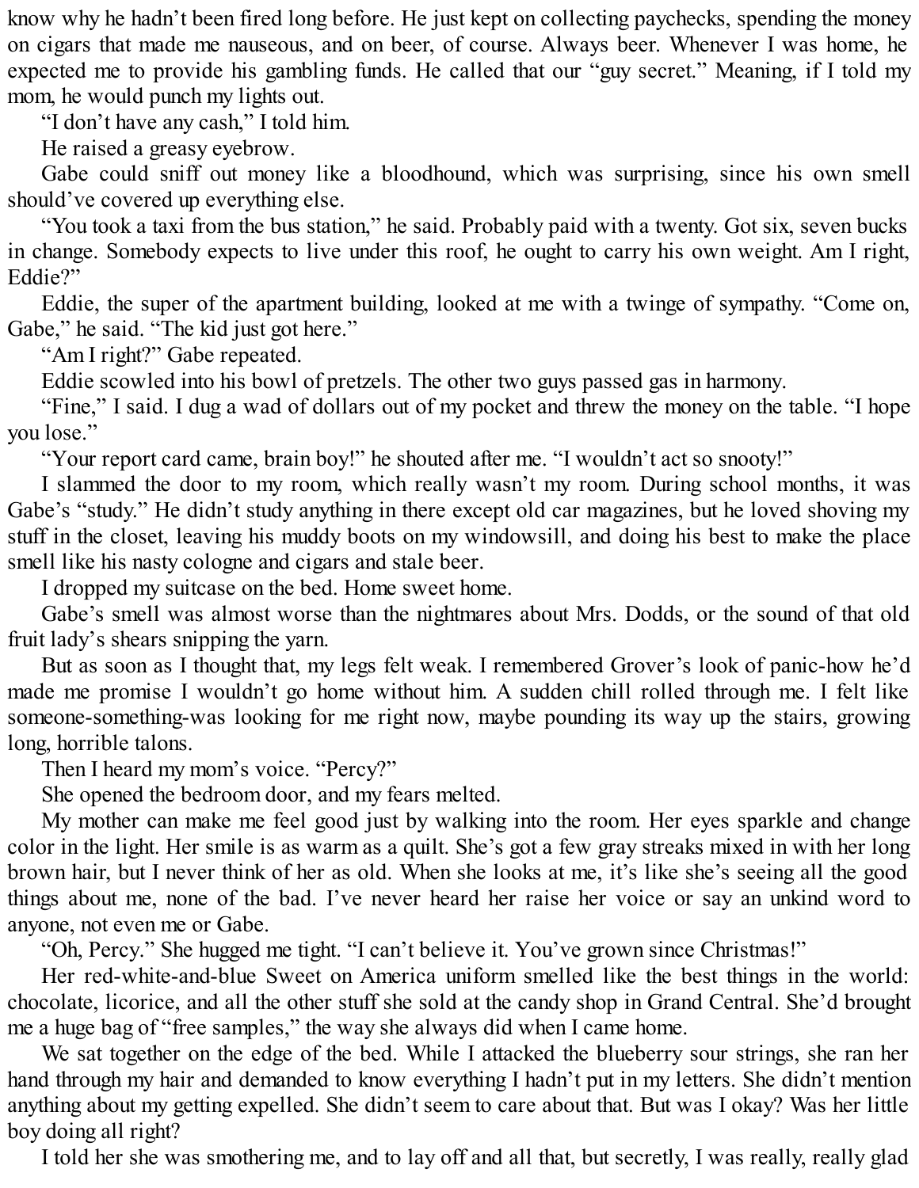know why he hadn't been fired long before. He just kept on collecting paychecks, spending the money on cigars that made me nauseous, and on beer, of course. Always beer. Whenever I was home, he expected me to provide his gambling funds. He called that our "guy secret." Meaning, if I told my mom, he would punch my lights out.

"I don't have any cash," I told him.

He raised a greasy eyebrow.

Gabe could sniff out money like a bloodhound, which was surprising, since his own smell should've covered up everything else.

"You took a taxi from the bus station," he said. Probably paid with a twenty. Got six, seven bucks in change. Somebody expects to live under this roof, he ought to carry his own weight. Am I right, Eddie?"

Eddie, the super of the apartment building, looked at me with a twinge of sympathy. "Come on, Gabe," he said. "The kid just got here."

"Am I right?" Gabe repeated.

Eddie scowled into his bowl of pretzels. The other two guys passed gas in harmony.

"Fine," I said. I dug a wad of dollars out of my pocket and threw the money on the table. "I hope you lose."

"Your report card came, brain boy!" he shouted after me. "I wouldn't act so snooty!"

I slammed the door to my room, which really wasn't my room. During school months, it was Gabe's "study." He didn't study anything in there except old car magazines, but he loved shoving my stuff in the closet, leaving his muddy boots on my windowsill, and doing his best to make the place smell like his nasty cologne and cigars and stale beer.

I dropped my suitcase on the bed. Home sweet home.

Gabe's smell was almost worse than the nightmares about Mrs. Dodds, or the sound of that old fruit lady's shears snipping the yarn.

But as soon as I thought that, my legs felt weak. I remembered Grover's look of panic-how he'd made me promise I wouldn't go home without him. A sudden chill rolled through me. I felt like someone-something-was looking for me right now, maybe pounding its way up the stairs, growing long, horrible talons.

Then I heard my mom's voice. "Percy?"

She opened the bedroom door, and my fears melted.

My mother can make me feel good just by walking into the room. Her eyes sparkle and change color in the light. Her smile is as warm as a quilt. She's got a few gray streaks mixed in with her long brown hair, but I never think of her as old. When she looks at me, it's like she's seeing all the good things about me, none of the bad. I've never heard her raise her voice or say an unkind word to anyone, not even me or Gabe.

"Oh, Percy." She hugged me tight. "I can't believe it. You've grown since Christmas!"

Her red-white-and-blue Sweet on America uniform smelled like the best things in the world: chocolate, licorice, and all the other stuff she sold at the candy shop in Grand Central. She'd brought me a huge bag of "free samples," the way she always did when I came home.

We sat together on the edge of the bed. While I attacked the blueberry sour strings, she ran her hand through my hair and demanded to know everything I hadn't put in my letters. She didn't mention anything about my getting expelled. She didn't seem to care about that. But was I okay? Was her little boy doing all right?

I told her she was smothering me, and to lay off and all that, but secretly, I was really, really glad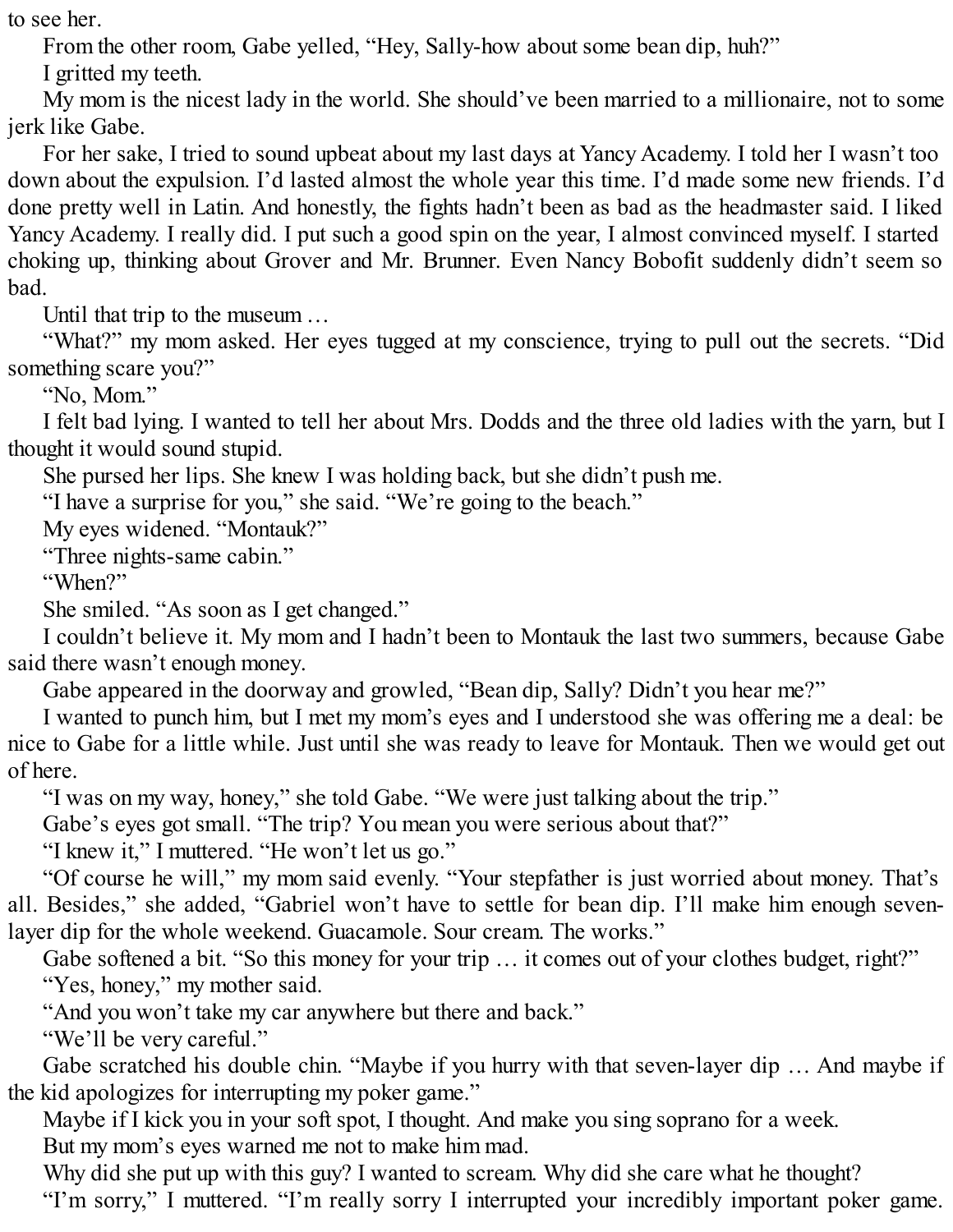to see her.

From the other room, Gabe yelled, “Hey, Sally-how about some bean dip, huh?”

I gritted my teeth.

My mom is the nicest lady in the world. She should’ve been married to a millionaire, not to some jerk like Gabe.

For her sake, I tried to sound upbeat about my last days at Yancy Academy. I told her I wasn’t too down about the expulsion. I’d lasted almost the whole year this time. I’d made some new friends. I’d done pretty well in Latin. And honestly, the fights hadn’t been as bad as the headmaster said. I liked Yancy Academy. I really did. I put such a good spin on the year, I almost convinced myself. I started choking up, thinking about Grover and Mr. Brunner. Even Nancy Bobofit suddenly didn’t seem so bad.

Until that trip to the museum …

“What?” my mom asked. Her eyes tugged at my conscience, trying to pull out the secrets. “Did something scare you?”

“No, Mom.”

I felt bad lying. I wanted to tell her about Mrs. Dodds and the three old ladies with the yarn, but I thought it would sound stupid.

She pursed her lips. She knew I was holding back, but she didn’t push me.

“I have a surprise for you,” she said. “We’re going to the beach.”

My eyes widened. “Montauk?”

“Three nights-same cabin.”

“When?”

She smiled. “As soon as I get changed.”

I couldn’t believe it. My mom and I hadn’t been to Montauk the last two summers, because Gabe said there wasn’t enough money.

Gabe appeared in the doorway and growled, “Bean dip, Sally? Didn’t you hear me?”

I wanted to punch him, but I met my mom’s eyes and I understood she was offering me a deal: be nice to Gabe for a little while. Just until she was ready to leave for Montauk. Then we would get out of here.

“I was on my way, honey,” she told Gabe. “We were just talking about the trip.”

Gabe’s eyes got small. “The trip? You mean you were serious about that?”

“I knew it,” I muttered. “He won’t let us go.”

“Of course he will,” my mom said evenly. “Your stepfather is just worried about money. That’s all. Besides,” she added, “Gabriel won’t have to settle for bean dip. I’ll make him enough seven-layer dip for the whole weekend. Guacamole. Sour cream. The works.”

Gabe softened a bit. “So this money for your trip … it comes out of your clothes budget, right?”

“Yes, honey,” my mother said.

“And you won’t take my car anywhere but there and back.”

“We’ll be very careful.”

Gabe scratched his double chin. “Maybe if you hurry with that seven-layer dip … And maybe if the kid apologizes for interrupting my poker game.”

Maybe if I kick you in your soft spot, I thought. And make you sing soprano for a week.

But my mom’s eyes warned me not to make him mad.

Why did she put up with this guy? I wanted to scream. Why did she care what he thought?

“I’m sorry,” I muttered. “I’m really sorry I interrupted your incredibly important poker game.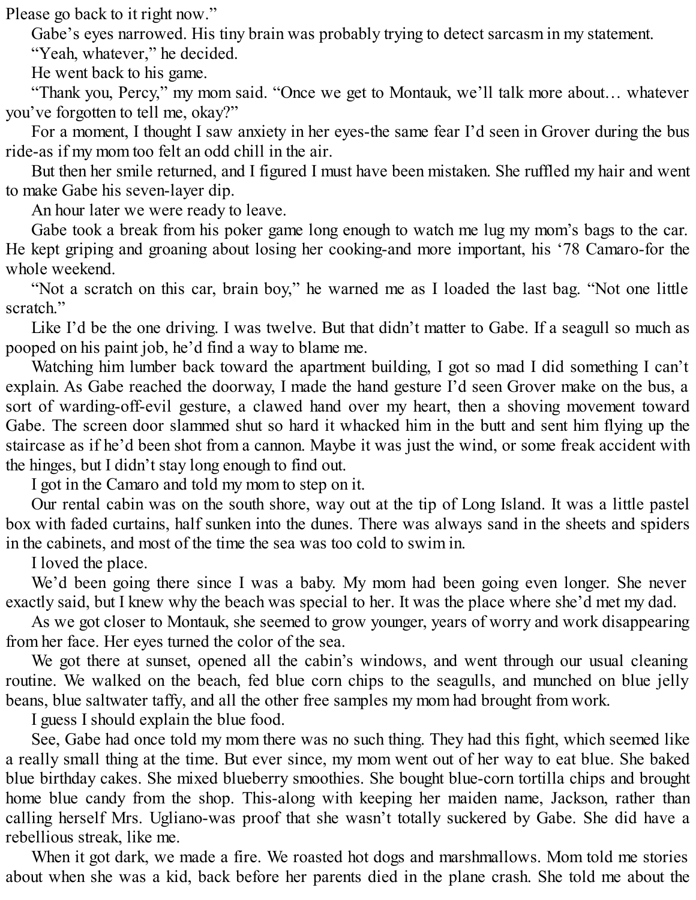Please go back to it right now."

Gabe's eyes narrowed. His tiny brain was probably trying to detect sarcasm in my statement.

"Yeah, whatever," he decided.

He went back to his game.

"Thank you, Percy," my mom said. "Once we get to Montauk, we'll talk more about… whatever you've forgotten to tell me, okay?"

For a moment, I thought I saw anxiety in her eyes-the same fear I'd seen in Grover during the bus ride-as if my mom too felt an odd chill in the air.

But then her smile returned, and I figured I must have been mistaken. She ruffled my hair and went to make Gabe his seven-layer dip.

An hour later we were ready to leave.

Gabe took a break from his poker game long enough to watch me lug my mom's bags to the car. He kept griping and groaning about losing her cooking-and more important, his '78 Camaro-for the whole weekend.

"Not a scratch on this car, brain boy," he warned me as I loaded the last bag. "Not one little scratch."

Like I'd be the one driving. I was twelve. But that didn't matter to Gabe. If a seagull so much as pooped on his paint job, he'd find a way to blame me.

Watching him lumber back toward the apartment building, I got so mad I did something I can't explain. As Gabe reached the doorway, I made the hand gesture I'd seen Grover make on the bus, a sort of warding-off-evil gesture, a clawed hand over my heart, then a shoving movement toward Gabe. The screen door slammed shut so hard it whacked him in the butt and sent him flying up the staircase as if he'd been shot from a cannon. Maybe it was just the wind, or some freak accident with the hinges, but I didn't stay long enough to find out.

I got in the Camaro and told my mom to step on it.

Our rental cabin was on the south shore, way out at the tip of Long Island. It was a little pastel box with faded curtains, half sunken into the dunes. There was always sand in the sheets and spiders in the cabinets, and most of the time the sea was too cold to swim in.

I loved the place.

We'd been going there since I was a baby. My mom had been going even longer. She never exactly said, but I knew why the beach was special to her. It was the place where she'd met my dad.

As we got closer to Montauk, she seemed to grow younger, years of worry and work disappearing from her face. Her eyes turned the color of the sea.

We got there at sunset, opened all the cabin's windows, and went through our usual cleaning routine. We walked on the beach, fed blue corn chips to the seagulls, and munched on blue jelly beans, blue saltwater taffy, and all the other free samples my mom had brought from work.

I guess I should explain the blue food.

See, Gabe had once told my mom there was no such thing. They had this fight, which seemed like a really small thing at the time. But ever since, my mom went out of her way to eat blue. She baked blue birthday cakes. She mixed blueberry smoothies. She bought blue-corn tortilla chips and brought home blue candy from the shop. This-along with keeping her maiden name, Jackson, rather than calling herself Mrs. Ugliano-was proof that she wasn't totally suckered by Gabe. She did have a rebellious streak, like me.

When it got dark, we made a fire. We roasted hot dogs and marshmallows. Mom told me stories about when she was a kid, back before her parents died in the plane crash. She told me about the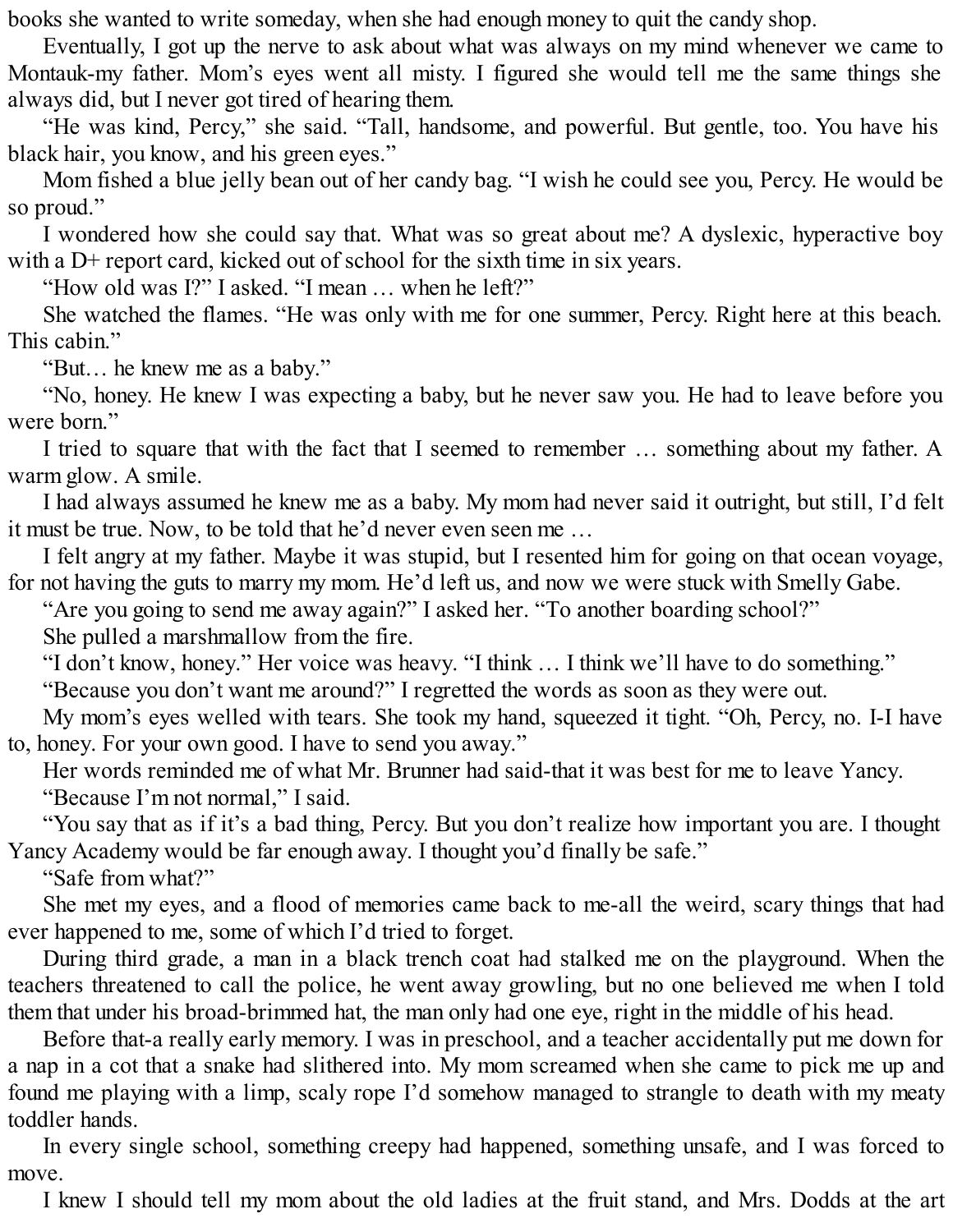books she wanted to write someday, when she had enough money to quit the candy shop.

Eventually, I got up the nerve to ask about what was always on my mind whenever we came to Montauk-my father. Mom's eyes went all misty. I figured she would tell me the same things she always did, but I never got tired of hearing them.

"He was kind, Percy," she said. "Tall, handsome, and powerful. But gentle, too. You have his black hair, you know, and his green eyes."

Mom fished a blue jelly bean out of her candy bag. "I wish he could see you, Percy. He would be so proud."

I wondered how she could say that. What was so great about me? A dyslexic, hyperactive boy with a D+ report card, kicked out of school for the sixth time in six years.

"How old was I?" I asked. "I mean … when he left?"

She watched the flames. "He was only with me for one summer, Percy. Right here at this beach. This cabin."

"But… he knew me as a baby."

"No, honey. He knew I was expecting a baby, but he never saw you. He had to leave before you were born."

I tried to square that with the fact that I seemed to remember … something about my father. A warm glow. A smile.

I had always assumed he knew me as a baby. My mom had never said it outright, but still, I'd felt it must be true. Now, to be told that he'd never even seen me …

I felt angry at my father. Maybe it was stupid, but I resented him for going on that ocean voyage, for not having the guts to marry my mom. He'd left us, and now we were stuck with Smelly Gabe.

"Are you going to send me away again?" I asked her. "To another boarding school?"

She pulled a marshmallow from the fire.

"I don't know, honey." Her voice was heavy. "I think … I think we'll have to do something."

"Because you don't want me around?" I regretted the words as soon as they were out.

My mom's eyes welled with tears. She took my hand, squeezed it tight. "Oh, Percy, no. I-I have to, honey. For your own good. I have to send you away."

Her words reminded me of what Mr. Brunner had said-that it was best for me to leave Yancy.

"Because I'm not normal," I said.

"You say that as if it's a bad thing, Percy. But you don't realize how important you are. I thought Yancy Academy would be far enough away. I thought you'd finally be safe."

"Safe from what?"

She met my eyes, and a flood of memories came back to me-all the weird, scary things that had ever happened to me, some of which I'd tried to forget.

During third grade, a man in a black trench coat had stalked me on the playground. When the teachers threatened to call the police, he went away growling, but no one believed me when I told them that under his broad-brimmed hat, the man only had one eye, right in the middle of his head.

Before that-a really early memory. I was in preschool, and a teacher accidentally put me down for a nap in a cot that a snake had slithered into. My mom screamed when she came to pick me up and found me playing with a limp, scaly rope I'd somehow managed to strangle to death with my meaty toddler hands.

In every single school, something creepy had happened, something unsafe, and I was forced to move.

I knew I should tell my mom about the old ladies at the fruit stand, and Mrs. Dodds at the art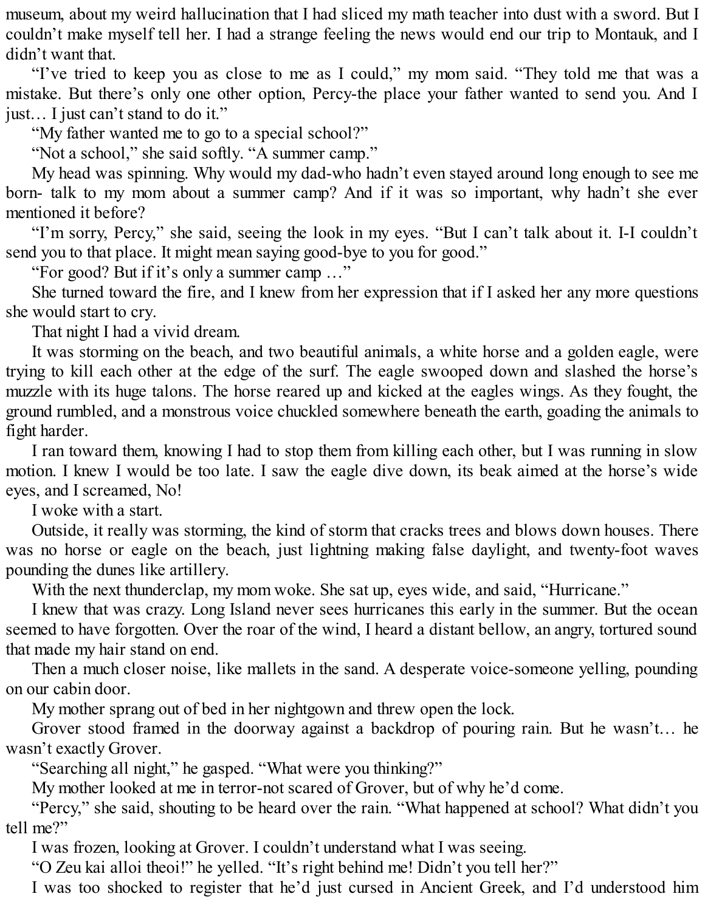museum, about my weird hallucination that I had sliced my math teacher into dust with a sword. But I couldn't make myself tell her. I had a strange feeling the news would end our trip to Montauk, and I didn't want that.

"I've tried to keep you as close to me as I could," my mom said. "They told me that was a mistake. But there's only one other option, Percy-the place your father wanted to send you. And I just… I just can't stand to do it."

"My father wanted me to go to a special school?"

"Not a school," she said softly. "A summer camp."

My head was spinning. Why would my dad-who hadn't even stayed around long enough to see me born- talk to my mom about a summer camp? And if it was so important, why hadn't she ever mentioned it before?

"I'm sorry, Percy," she said, seeing the look in my eyes. "But I can't talk about it. I-I couldn't send you to that place. It might mean saying good-bye to you for good."

"For good? But if it's only a summer camp …"

She turned toward the fire, and I knew from her expression that if I asked her any more questions she would start to cry.

That night I had a vivid dream.

It was storming on the beach, and two beautiful animals, a white horse and a golden eagle, were trying to kill each other at the edge of the surf. The eagle swooped down and slashed the horse's muzzle with its huge talons. The horse reared up and kicked at the eagles wings. As they fought, the ground rumbled, and a monstrous voice chuckled somewhere beneath the earth, goading the animals to fight harder.

I ran toward them, knowing I had to stop them from killing each other, but I was running in slow motion. I knew I would be too late. I saw the eagle dive down, its beak aimed at the horse's wide eyes, and I screamed, No!

I woke with a start.

Outside, it really was storming, the kind of storm that cracks trees and blows down houses. There was no horse or eagle on the beach, just lightning making false daylight, and twenty-foot waves pounding the dunes like artillery.

With the next thunderclap, my mom woke. She sat up, eyes wide, and said, "Hurricane."

I knew that was crazy. Long Island never sees hurricanes this early in the summer. But the ocean seemed to have forgotten. Over the roar of the wind, I heard a distant bellow, an angry, tortured sound that made my hair stand on end.

Then a much closer noise, like mallets in the sand. A desperate voice-someone yelling, pounding on our cabin door.

My mother sprang out of bed in her nightgown and threw open the lock.

Grover stood framed in the doorway against a backdrop of pouring rain. But he wasn't… he wasn't exactly Grover.

"Searching all night," he gasped. "What were you thinking?"

My mother looked at me in terror-not scared of Grover, but of why he'd come.

"Percy," she said, shouting to be heard over the rain. "What happened at school? What didn't you tell me?"

I was frozen, looking at Grover. I couldn't understand what I was seeing.

"O Zeu kai alloi theoi!" he yelled. "It's right behind me! Didn't you tell her?"

I was too shocked to register that he'd just cursed in Ancient Greek, and I'd understood him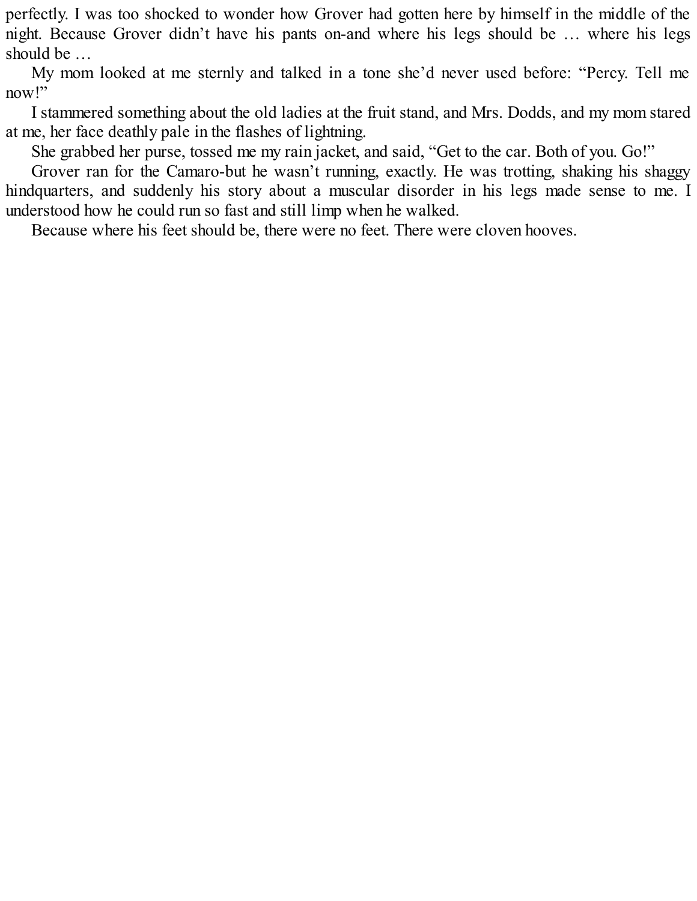perfectly. I was too shocked to wonder how Grover had gotten here by himself in the middle of the night. Because Grover didn't have his pants on-and where his legs should be … where his legs should be …

My mom looked at me sternly and talked in a tone she'd never used before: "Percy. Tell me now!"

I stammered something about the old ladies at the fruit stand, and Mrs. Dodds, and my mom stared at me, her face deathly pale in the flashes of lightning.

She grabbed her purse, tossed me my rain jacket, and said, "Get to the car. Both of you. Go!"

Grover ran for the Camaro-but he wasn't running, exactly. He was trotting, shaking his shaggy hindquarters, and suddenly his story about a muscular disorder in his legs made sense to me. I understood how he could run so fast and still limp when he walked.

Because where his feet should be, there were no feet. There were cloven hooves.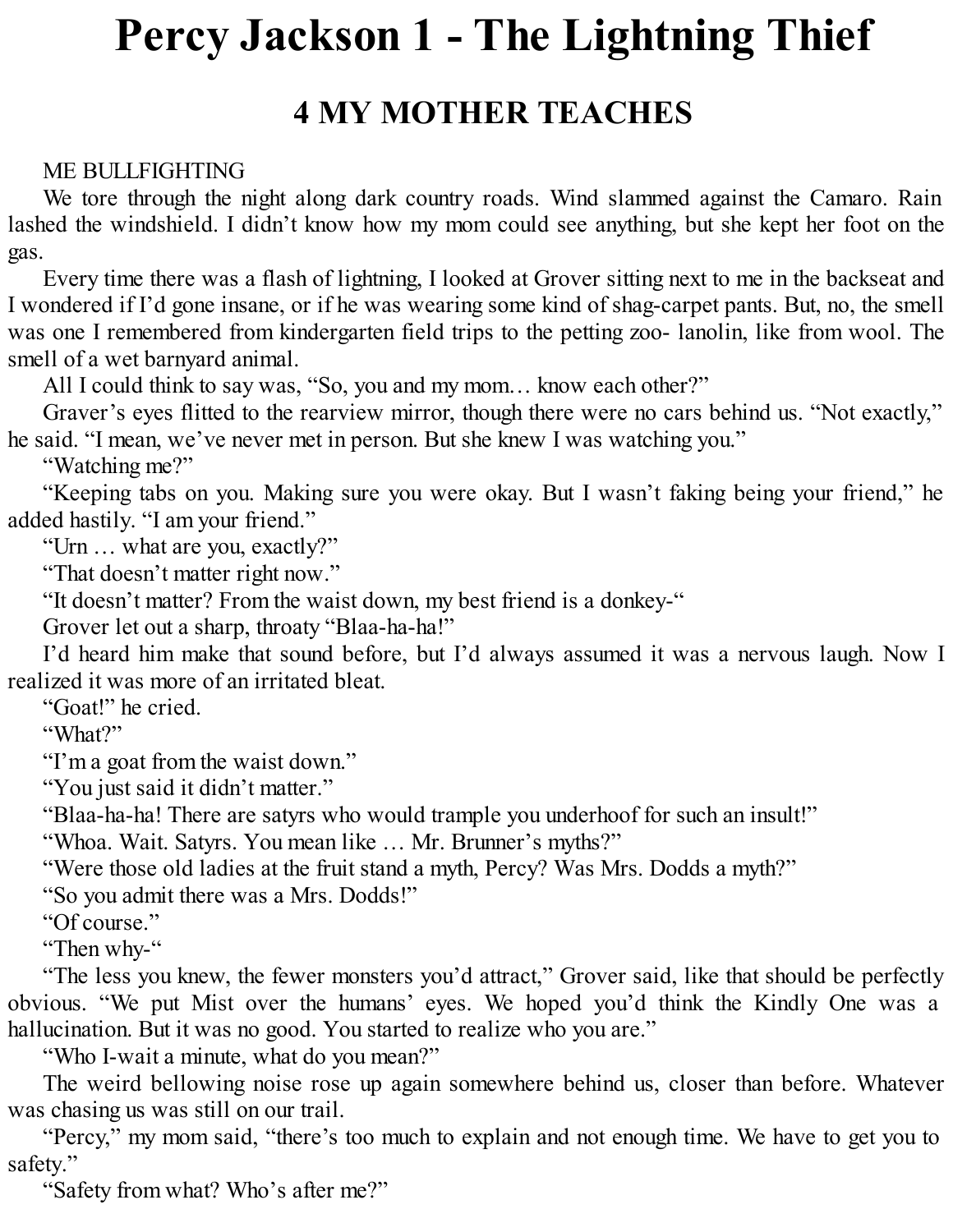# Percy Jackson 1 - The Lightning Thief

## 4 MY MOTHER TEACHES

ME BULLFIGHTING

We tore through the night along dark country roads. Wind slammed against the Camaro. Rain lashed the windshield. I didn't know how my mom could see anything, but she kept her foot on the gas.

Every time there was a flash of lightning, I looked at Grover sitting next to me in the backseat and I wondered if I'd gone insane, or if he was wearing some kind of shag-carpet pants. But, no, the smell was one I remembered from kindergarten field trips to the petting zoo- lanolin, like from wool. The smell of a wet barnyard animal.

All I could think to say was, "So, you and my mom… know each other?"

Graver's eyes flitted to the rearview mirror, though there were no cars behind us. "Not exactly," he said. "I mean, we've never met in person. But she knew I was watching you."

"Watching me?"

"Keeping tabs on you. Making sure you were okay. But I wasn't faking being your friend," he added hastily. "I am your friend."

"Urn … what are you, exactly?"

"That doesn't matter right now."

"It doesn't matter? From the waist down, my best friend is a donkey-"

Grover let out a sharp, throaty "Blaa-ha-ha!"

I'd heard him make that sound before, but I'd always assumed it was a nervous laugh. Now I realized it was more of an irritated bleat.

"Goat!" he cried.

"What?"

"I'm a goat from the waist down."

"You just said it didn't matter."

"Blaa-ha-ha! There are satyrs who would trample you underhoof for such an insult!"

"Whoa. Wait. Satyrs. You mean like … Mr. Brunner's myths?"

"Were those old ladies at the fruit stand a myth, Percy? Was Mrs. Dodds a myth?"

"So you admit there was a Mrs. Dodds!"

"Of course."

"Then why-"

"The less you knew, the fewer monsters you'd attract," Grover said, like that should be perfectly obvious. "We put Mist over the humans' eyes. We hoped you'd think the Kindly One was a hallucination. But it was no good. You started to realize who you are."

"Who I-wait a minute, what do you mean?"

The weird bellowing noise rose up again somewhere behind us, closer than before. Whatever was chasing us was still on our trail.

"Percy," my mom said, "there's too much to explain and not enough time. We have to get you to safety."

"Safety from what? Who's after me?"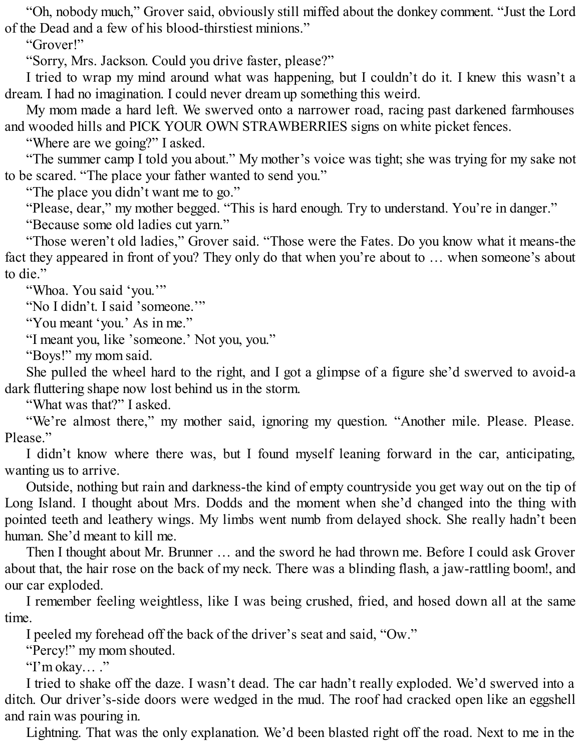"Oh, nobody much," Grover said, obviously still miffed about the donkey comment. "Just the Lord of the Dead and a few of his blood-thirstiest minions."

"Grover!"

"Sorry, Mrs. Jackson. Could you drive faster, please?"

I tried to wrap my mind around what was happening, but I couldn't do it. I knew this wasn't a dream. I had no imagination. I could never dream up something this weird.

My mom made a hard left. We swerved onto a narrower road, racing past darkened farmhouses and wooded hills and PICK YOUR OWN STRAWBERRIES signs on white picket fences.

"Where are we going?" I asked.

"The summer camp I told you about." My mother's voice was tight; she was trying for my sake not to be scared. "The place your father wanted to send you."

"The place you didn't want me to go."

"Please, dear," my mother begged. "This is hard enough. Try to understand. You're in danger."

"Because some old ladies cut yarn."

"Those weren't old ladies," Grover said. "Those were the Fates. Do you know what it means-the fact they appeared in front of you? They only do that when you're about to … when someone's about to die."

"Whoa. You said 'you.'"

"No I didn't. I said 'someone.'"

"You meant 'you.' As in me."

"I meant you, like 'someone.' Not you, you."

"Boys!" my mom said.

She pulled the wheel hard to the right, and I got a glimpse of a figure she'd swerved to avoid-a dark fluttering shape now lost behind us in the storm.

"What was that?" I asked.

"We're almost there," my mother said, ignoring my question. "Another mile. Please. Please. Please."

I didn't know where there was, but I found myself leaning forward in the car, anticipating, wanting us to arrive.

Outside, nothing but rain and darkness-the kind of empty countryside you get way out on the tip of Long Island. I thought about Mrs. Dodds and the moment when she'd changed into the thing with pointed teeth and leathery wings. My limbs went numb from delayed shock. She really hadn't been human. She'd meant to kill me.

Then I thought about Mr. Brunner … and the sword he had thrown me. Before I could ask Grover about that, the hair rose on the back of my neck. There was a blinding flash, a jaw-rattling boom!, and our car exploded.

I remember feeling weightless, like I was being crushed, fried, and hosed down all at the same time.

I peeled my forehead off the back of the driver's seat and said, "Ow."

"Percy!" my mom shouted.

"I'm okay… ."

I tried to shake off the daze. I wasn't dead. The car hadn't really exploded. We'd swerved into a ditch. Our driver's-side doors were wedged in the mud. The roof had cracked open like an eggshell and rain was pouring in.

Lightning. That was the only explanation. We'd been blasted right off the road. Next to me in the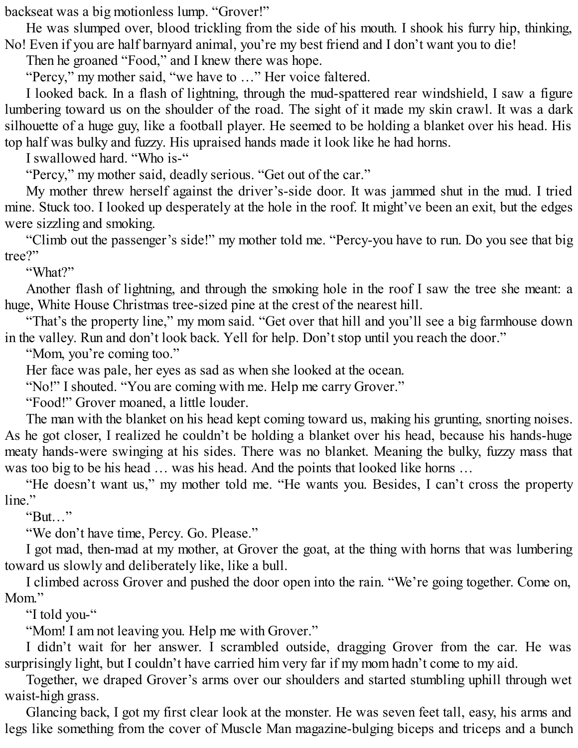backseat was a big motionless lump. "Grover!"

He was slumped over, blood trickling from the side of his mouth. I shook his furry hip, thinking, No! Even if you are half barnyard animal, you're my best friend and I don't want you to die!

Then he groaned "Food," and I knew there was hope.

"Percy," my mother said, "we have to …" Her voice faltered.

I looked back. In a flash of lightning, through the mud-spattered rear windshield, I saw a figure lumbering toward us on the shoulder of the road. The sight of it made my skin crawl. It was a dark silhouette of a huge guy, like a football player. He seemed to be holding a blanket over his head. His top half was bulky and fuzzy. His upraised hands made it look like he had horns.

I swallowed hard. "Who is-"

"Percy," my mother said, deadly serious. "Get out of the car."

My mother threw herself against the driver's-side door. It was jammed shut in the mud. I tried mine. Stuck too. I looked up desperately at the hole in the roof. It might've been an exit, but the edges were sizzling and smoking.

"Climb out the passenger's side!" my mother told me. "Percy-you have to run. Do you see that big tree?"

"What?"

Another flash of lightning, and through the smoking hole in the roof I saw the tree she meant: a huge, White House Christmas tree-sized pine at the crest of the nearest hill.

"That's the property line," my mom said. "Get over that hill and you'll see a big farmhouse down in the valley. Run and don't look back. Yell for help. Don't stop until you reach the door."

"Mom, you're coming too."

Her face was pale, her eyes as sad as when she looked at the ocean.

"No!" I shouted. "You are coming with me. Help me carry Grover."

"Food!" Grover moaned, a little louder.

The man with the blanket on his head kept coming toward us, making his grunting, snorting noises. As he got closer, I realized he couldn't be holding a blanket over his head, because his hands-huge meaty hands-were swinging at his sides. There was no blanket. Meaning the bulky, fuzzy mass that was too big to be his head … was his head. And the points that looked like horns …

"He doesn't want us," my mother told me. "He wants you. Besides, I can't cross the property line."

"But…"

"We don't have time, Percy. Go. Please."

I got mad, then-mad at my mother, at Grover the goat, at the thing with horns that was lumbering toward us slowly and deliberately like, like a bull.

I climbed across Grover and pushed the door open into the rain. "We're going together. Come on, Mom."

"I told you-"

"Mom! I am not leaving you. Help me with Grover."

I didn't wait for her answer. I scrambled outside, dragging Grover from the car. He was surprisingly light, but I couldn't have carried him very far if my mom hadn't come to my aid.

Together, we draped Grover's arms over our shoulders and started stumbling uphill through wet waist-high grass.

Glancing back, I got my first clear look at the monster. He was seven feet tall, easy, his arms and legs like something from the cover of Muscle Man magazine-bulging biceps and triceps and a bunch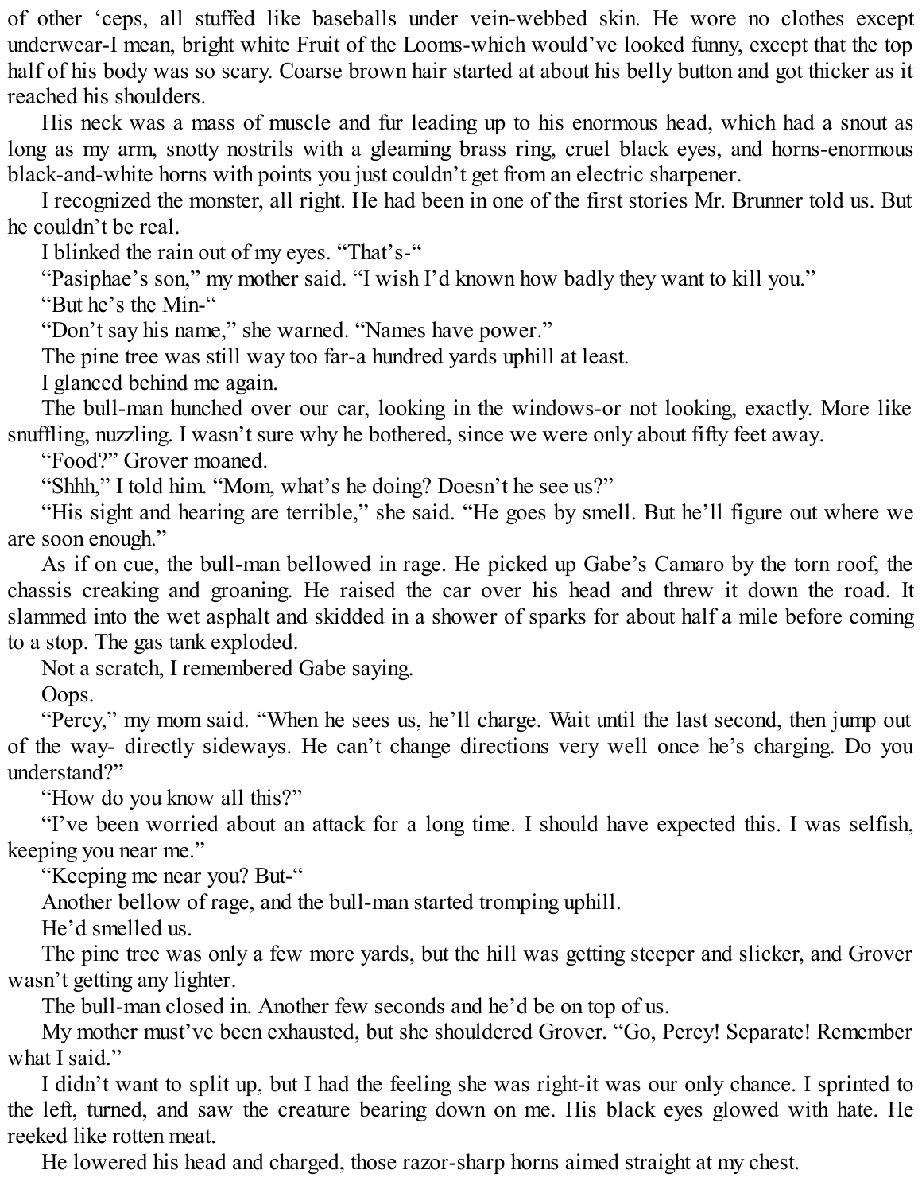of other 'ceps, all stuffed like baseballs under vein-webbed skin. He wore no clothes except underwear-I mean, bright white Fruit of the Looms-which would've looked funny, except that the top half of his body was so scary. Coarse brown hair started at about his belly button and got thicker as it reached his shoulders.

His neck was a mass of muscle and fur leading up to his enormous head, which had a snout as long as my arm, snotty nostrils with a gleaming brass ring, cruel black eyes, and horns-enormous black-and-white horns with points you just couldn't get from an electric sharpener.

I recognized the monster, all right. He had been in one of the first stories Mr. Brunner told us. But he couldn't be real.

I blinked the rain out of my eyes. "That's-"

"Pasiphae's son," my mother said. "I wish I'd known how badly they want to kill you."

"But he's the Min-"

"Don't say his name," she warned. "Names have power."

The pine tree was still way too far-a hundred yards uphill at least.

I glanced behind me again.

The bull-man hunched over our car, looking in the windows-or not looking, exactly. More like snuffling, nuzzling. I wasn't sure why he bothered, since we were only about fifty feet away.

"Food?" Grover moaned.

"Shhh," I told him. "Mom, what's he doing? Doesn't he see us?"

"His sight and hearing are terrible," she said. "He goes by smell. But he'll figure out where we are soon enough."

As if on cue, the bull-man bellowed in rage. He picked up Gabe's Camaro by the torn roof, the chassis creaking and groaning. He raised the car over his head and threw it down the road. It slammed into the wet asphalt and skidded in a shower of sparks for about half a mile before coming to a stop. The gas tank exploded.

Not a scratch, I remembered Gabe saying.

Oops.

"Percy," my mom said. "When he sees us, he'll charge. Wait until the last second, then jump out of the way- directly sideways. He can't change directions very well once he's charging. Do you understand?"

"How do you know all this?"

"I've been worried about an attack for a long time. I should have expected this. I was selfish, keeping you near me."

"Keeping me near you? But-"

Another bellow of rage, and the bull-man started tromping uphill.

He'd smelled us.

The pine tree was only a few more yards, but the hill was getting steeper and slicker, and Grover wasn't getting any lighter.

The bull-man closed in. Another few seconds and he'd be on top of us.

My mother must've been exhausted, but she shouldered Grover. "Go, Percy! Separate! Remember what I said."

I didn't want to split up, but I had the feeling she was right-it was our only chance. I sprinted to the left, turned, and saw the creature bearing down on me. His black eyes glowed with hate. He reeked like rotten meat.

He lowered his head and charged, those razor-sharp horns aimed straight at my chest.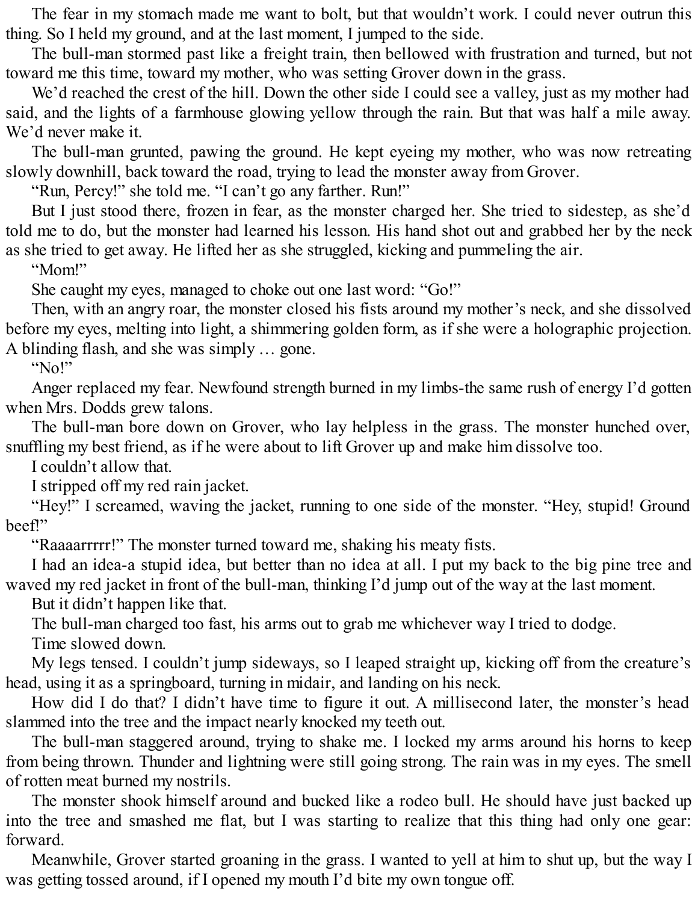The fear in my stomach made me want to bolt, but that wouldn't work. I could never outrun this thing. So I held my ground, and at the last moment, I jumped to the side.

The bull-man stormed past like a freight train, then bellowed with frustration and turned, but not toward me this time, toward my mother, who was setting Grover down in the grass.

We'd reached the crest of the hill. Down the other side I could see a valley, just as my mother had said, and the lights of a farmhouse glowing yellow through the rain. But that was half a mile away. We'd never make it.

The bull-man grunted, pawing the ground. He kept eyeing my mother, who was now retreating slowly downhill, back toward the road, trying to lead the monster away from Grover.

"Run, Percy!" she told me. "I can't go any farther. Run!"

But I just stood there, frozen in fear, as the monster charged her. She tried to sidestep, as she'd told me to do, but the monster had learned his lesson. His hand shot out and grabbed her by the neck as she tried to get away. He lifted her as she struggled, kicking and pummeling the air.

"Mom!"

She caught my eyes, managed to choke out one last word: "Go!"

Then, with an angry roar, the monster closed his fists around my mother's neck, and she dissolved before my eyes, melting into light, a shimmering golden form, as if she were a holographic projection. A blinding flash, and she was simply … gone.

"No!"

Anger replaced my fear. Newfound strength burned in my limbs-the same rush of energy I'd gotten when Mrs. Dodds grew talons.

The bull-man bore down on Grover, who lay helpless in the grass. The monster hunched over, snuffling my best friend, as if he were about to lift Grover up and make him dissolve too.

I couldn't allow that.

I stripped off my red rain jacket.

"Hey!" I screamed, waving the jacket, running to one side of the monster. "Hey, stupid! Ground beef!"

"Raaaarrrrr!" The monster turned toward me, shaking his meaty fists.

I had an idea-a stupid idea, but better than no idea at all. I put my back to the big pine tree and waved my red jacket in front of the bull-man, thinking I'd jump out of the way at the last moment.

But it didn't happen like that.

The bull-man charged too fast, his arms out to grab me whichever way I tried to dodge.

Time slowed down.

My legs tensed. I couldn't jump sideways, so I leaped straight up, kicking off from the creature's head, using it as a springboard, turning in midair, and landing on his neck.

How did I do that? I didn't have time to figure it out. A millisecond later, the monster's head slammed into the tree and the impact nearly knocked my teeth out.

The bull-man staggered around, trying to shake me. I locked my arms around his horns to keep from being thrown. Thunder and lightning were still going strong. The rain was in my eyes. The smell of rotten meat burned my nostrils.

The monster shook himself around and bucked like a rodeo bull. He should have just backed up into the tree and smashed me flat, but I was starting to realize that this thing had only one gear: forward.

Meanwhile, Grover started groaning in the grass. I wanted to yell at him to shut up, but the way I was getting tossed around, if I opened my mouth I'd bite my own tongue off.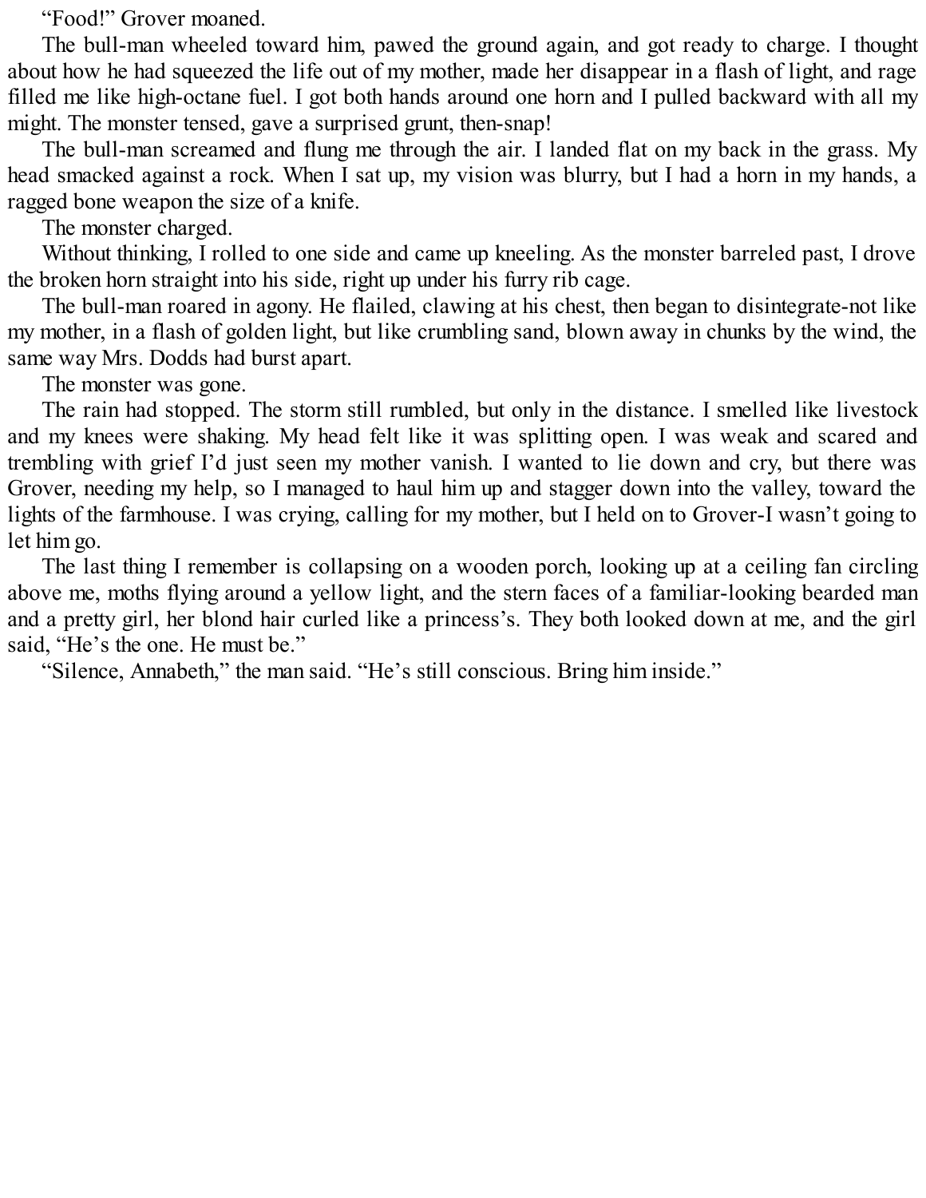“Food!” Grover moaned.

The bull-man wheeled toward him, pawed the ground again, and got ready to charge. I thought about how he had squeezed the life out of my mother, made her disappear in a flash of light, and rage filled me like high-octane fuel. I got both hands around one horn and I pulled backward with all my might. The monster tensed, gave a surprised grunt, then-snap!

The bull-man screamed and flung me through the air. I landed flat on my back in the grass. My head smacked against a rock. When I sat up, my vision was blurry, but I had a horn in my hands, a ragged bone weapon the size of a knife.

The monster charged.

Without thinking, I rolled to one side and came up kneeling. As the monster barreled past, I drove the broken horn straight into his side, right up under his furry rib cage.

The bull-man roared in agony. He flailed, clawing at his chest, then began to disintegrate-not like my mother, in a flash of golden light, but like crumbling sand, blown away in chunks by the wind, the same way Mrs. Dodds had burst apart.

The monster was gone.

The rain had stopped. The storm still rumbled, but only in the distance. I smelled like livestock and my knees were shaking. My head felt like it was splitting open. I was weak and scared and trembling with grief I’d just seen my mother vanish. I wanted to lie down and cry, but there was Grover, needing my help, so I managed to haul him up and stagger down into the valley, toward the lights of the farmhouse. I was crying, calling for my mother, but I held on to Grover-I wasn’t going to let him go.

The last thing I remember is collapsing on a wooden porch, looking up at a ceiling fan circling above me, moths flying around a yellow light, and the stern faces of a familiar-looking bearded man and a pretty girl, her blond hair curled like a princess’s. They both looked down at me, and the girl said, “He’s the one. He must be.”

“Silence, Annabeth,” the man said. “He’s still conscious. Bring him inside.”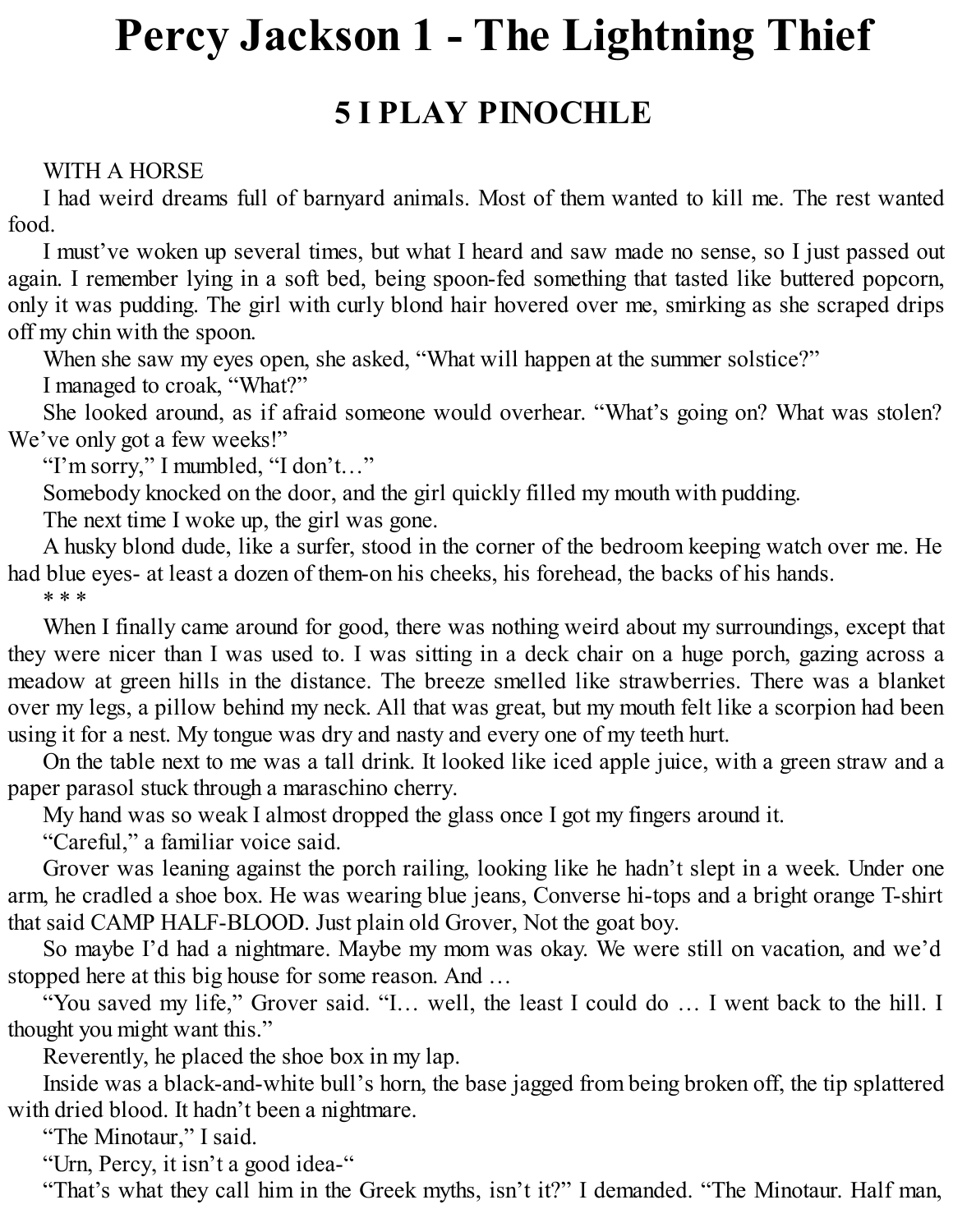# Percy Jackson 1 - The Lightning Thief

## 5 I PLAY PINOCHLE

WITH A HORSE

I had weird dreams full of barnyard animals. Most of them wanted to kill me. The rest wanted food.

I must've woken up several times, but what I heard and saw made no sense, so I just passed out again. I remember lying in a soft bed, being spoon-fed something that tasted like buttered popcorn, only it was pudding. The girl with curly blond hair hovered over me, smirking as she scraped drips off my chin with the spoon.

When she saw my eyes open, she asked, "What will happen at the summer solstice?"

I managed to croak, "What?"

She looked around, as if afraid someone would overhear. "What's going on? What was stolen? We've only got a few weeks!"

"I'm sorry," I mumbled, "I don't…"

Somebody knocked on the door, and the girl quickly filled my mouth with pudding.

The next time I woke up, the girl was gone.

A husky blond dude, like a surfer, stood in the corner of the bedroom keeping watch over me. He had blue eyes- at least a dozen of them-on his cheeks, his forehead, the backs of his hands.

* * *

When I finally came around for good, there was nothing weird about my surroundings, except that they were nicer than I was used to. I was sitting in a deck chair on a huge porch, gazing across a meadow at green hills in the distance. The breeze smelled like strawberries. There was a blanket over my legs, a pillow behind my neck. All that was great, but my mouth felt like a scorpion had been using it for a nest. My tongue was dry and nasty and every one of my teeth hurt.

On the table next to me was a tall drink. It looked like iced apple juice, with a green straw and a paper parasol stuck through a maraschino cherry.

My hand was so weak I almost dropped the glass once I got my fingers around it.

"Careful," a familiar voice said.

Grover was leaning against the porch railing, looking like he hadn't slept in a week. Under one arm, he cradled a shoe box. He was wearing blue jeans, Converse hi-tops and a bright orange T-shirt that said CAMP HALF-BLOOD. Just plain old Grover, Not the goat boy.

So maybe I'd had a nightmare. Maybe my mom was okay. We were still on vacation, and we'd stopped here at this big house for some reason. And …

"You saved my life," Grover said. "I… well, the least I could do … I went back to the hill. I thought you might want this."

Reverently, he placed the shoe box in my lap.

Inside was a black-and-white bull's horn, the base jagged from being broken off, the tip splattered with dried blood. It hadn't been a nightmare.

"The Minotaur," I said.

"Urn, Percy, it isn't a good idea-"

"That's what they call him in the Greek myths, isn't it?" I demanded. "The Minotaur. Half man,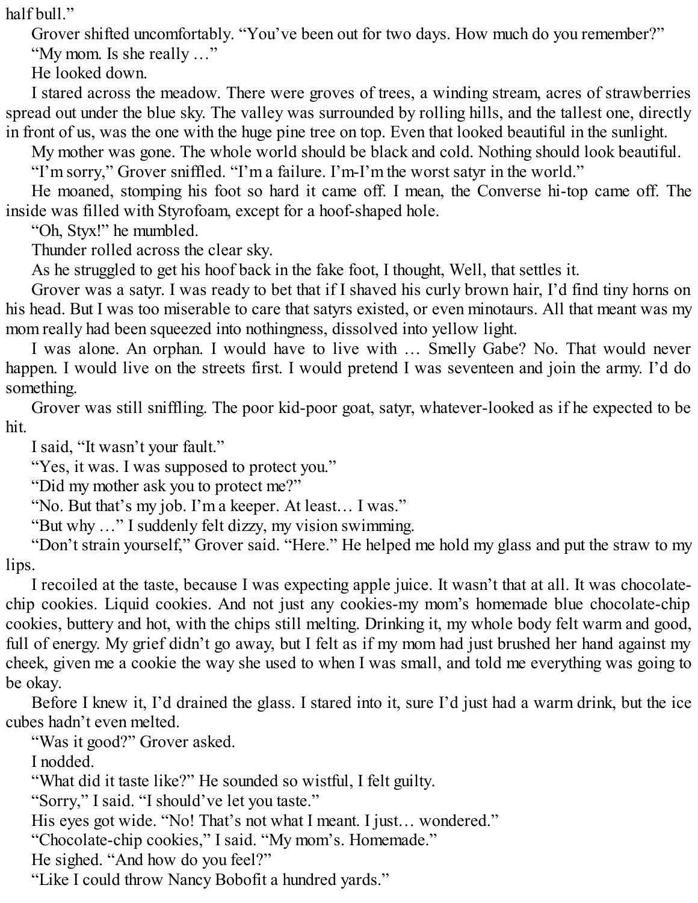half bull."

Grover shifted uncomfortably. "You've been out for two days. How much do you remember?"

"My mom. Is she really …"

He looked down.

I stared across the meadow. There were groves of trees, a winding stream, acres of strawberries spread out under the blue sky. The valley was surrounded by rolling hills, and the tallest one, directly in front of us, was the one with the huge pine tree on top. Even that looked beautiful in the sunlight.

My mother was gone. The whole world should be black and cold. Nothing should look beautiful.

"I'm sorry," Grover sniffled. "I'm a failure. I'm-I'm the worst satyr in the world."

He moaned, stomping his foot so hard it came off. I mean, the Converse hi-top came off. The inside was filled with Styrofoam, except for a hoof-shaped hole.

"Oh, Styx!" he mumbled.

Thunder rolled across the clear sky.

As he struggled to get his hoof back in the fake foot, I thought, Well, that settles it.

Grover was a satyr. I was ready to bet that if I shaved his curly brown hair, I'd find tiny horns on his head. But I was too miserable to care that satyrs existed, or even minotaurs. All that meant was my mom really had been squeezed into nothingness, dissolved into yellow light.

I was alone. An orphan. I would have to live with … Smelly Gabe? No. That would never happen. I would live on the streets first. I would pretend I was seventeen and join the army. I'd do something.

Grover was still sniffling. The poor kid-poor goat, satyr, whatever-looked as if he expected to be hit.

I said, "It wasn't your fault."

"Yes, it was. I was supposed to protect you."

"Did my mother ask you to protect me?"

"No. But that's my job. I'm a keeper. At least… I was."

"But why …" I suddenly felt dizzy, my vision swimming.

"Don't strain yourself," Grover said. "Here." He helped me hold my glass and put the straw to my lips.

I recoiled at the taste, because I was expecting apple juice. It wasn't that at all. It was chocolate-chip cookies. Liquid cookies. And not just any cookies-my mom's homemade blue chocolate-chip cookies, buttery and hot, with the chips still melting. Drinking it, my whole body felt warm and good, full of energy. My grief didn't go away, but I felt as if my mom had just brushed her hand against my cheek, given me a cookie the way she used to when I was small, and told me everything was going to be okay.

Before I knew it, I'd drained the glass. I stared into it, sure I'd just had a warm drink, but the ice cubes hadn't even melted.

"Was it good?" Grover asked.

I nodded.

"What did it taste like?" He sounded so wistful, I felt guilty.

"Sorry," I said. "I should've let you taste."

His eyes got wide. "No! That's not what I meant. I just… wondered."

"Chocolate-chip cookies," I said. "My mom's. Homemade."

He sighed. "And how do you feel?"

"Like I could throw Nancy Bobofit a hundred yards."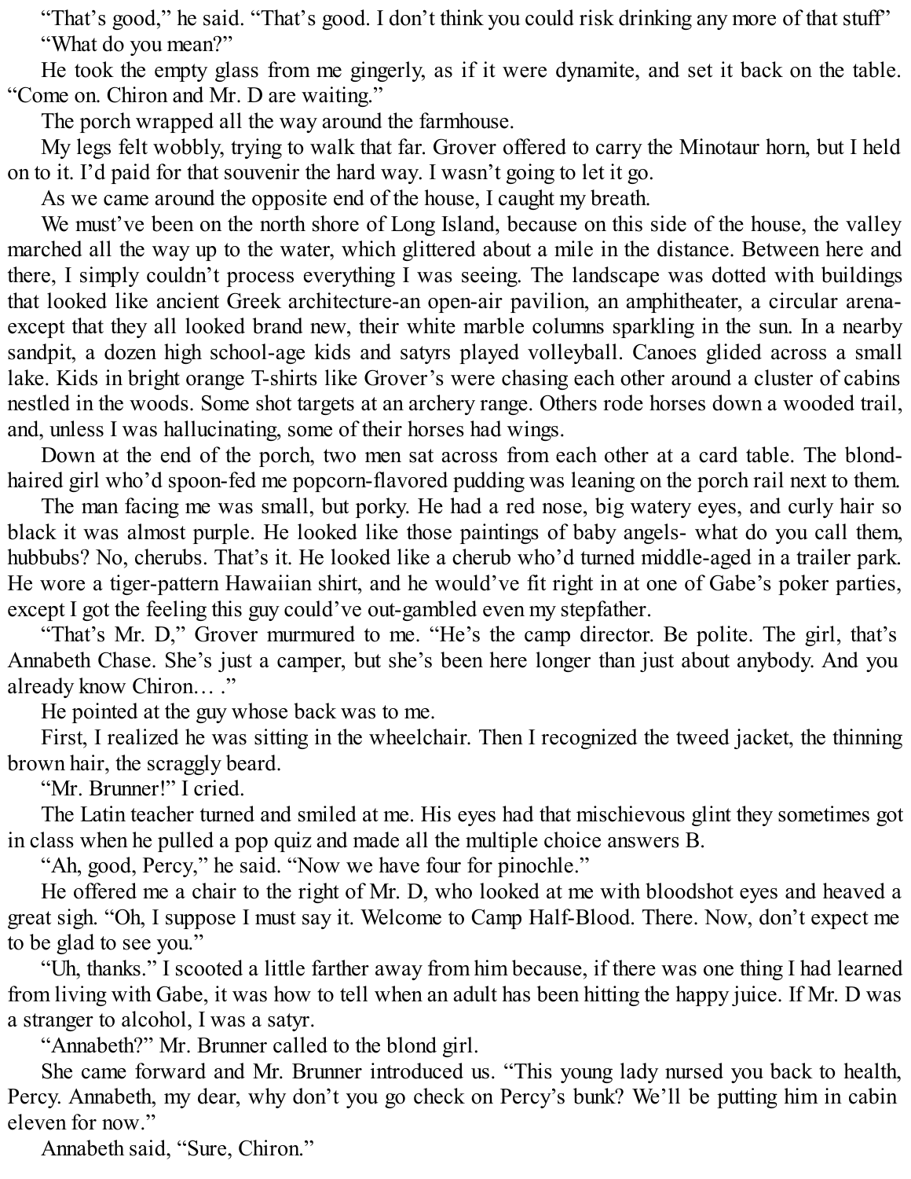"That's good," he said. "That's good. I don't think you could risk drinking any more of that stuff"

"What do you mean?"

He took the empty glass from me gingerly, as if it were dynamite, and set it back on the table. "Come on. Chiron and Mr. D are waiting."

The porch wrapped all the way around the farmhouse.

My legs felt wobbly, trying to walk that far. Grover offered to carry the Minotaur horn, but I held on to it. I'd paid for that souvenir the hard way. I wasn't going to let it go.

As we came around the opposite end of the house, I caught my breath.

We must've been on the north shore of Long Island, because on this side of the house, the valley marched all the way up to the water, which glittered about a mile in the distance. Between here and there, I simply couldn't process everything I was seeing. The landscape was dotted with buildings that looked like ancient Greek architecture-an open-air pavilion, an amphitheater, a circular arena-except that they all looked brand new, their white marble columns sparkling in the sun. In a nearby sandpit, a dozen high school-age kids and satyrs played volleyball. Canoes glided across a small lake. Kids in bright orange T-shirts like Grover's were chasing each other around a cluster of cabins nestled in the woods. Some shot targets at an archery range. Others rode horses down a wooded trail, and, unless I was hallucinating, some of their horses had wings.

Down at the end of the porch, two men sat across from each other at a card table. The blond-haired girl who'd spoon-fed me popcorn-flavored pudding was leaning on the porch rail next to them.

The man facing me was small, but porky. He had a red nose, big watery eyes, and curly hair so black it was almost purple. He looked like those paintings of baby angels- what do you call them, hubbubs? No, cherubs. That's it. He looked like a cherub who'd turned middle-aged in a trailer park. He wore a tiger-pattern Hawaiian shirt, and he would've fit right in at one of Gabe's poker parties, except I got the feeling this guy could've out-gambled even my stepfather.

"That's Mr. D," Grover murmured to me. "He's the camp director. Be polite. The girl, that's Annabeth Chase. She's just a camper, but she's been here longer than just about anybody. And you already know Chiron… ."

He pointed at the guy whose back was to me.

First, I realized he was sitting in the wheelchair. Then I recognized the tweed jacket, the thinning brown hair, the scraggly beard.

"Mr. Brunner!" I cried.

The Latin teacher turned and smiled at me. His eyes had that mischievous glint they sometimes got in class when he pulled a pop quiz and made all the multiple choice answers B.

"Ah, good, Percy," he said. "Now we have four for pinochle."

He offered me a chair to the right of Mr. D, who looked at me with bloodshot eyes and heaved a great sigh. "Oh, I suppose I must say it. Welcome to Camp Half-Blood. There. Now, don't expect me to be glad to see you."

"Uh, thanks." I scooted a little farther away from him because, if there was one thing I had learned from living with Gabe, it was how to tell when an adult has been hitting the happy juice. If Mr. D was a stranger to alcohol, I was a satyr.

"Annabeth?" Mr. Brunner called to the blond girl.

She came forward and Mr. Brunner introduced us. "This young lady nursed you back to health, Percy. Annabeth, my dear, why don't you go check on Percy's bunk? We'll be putting him in cabin eleven for now."

Annabeth said, "Sure, Chiron."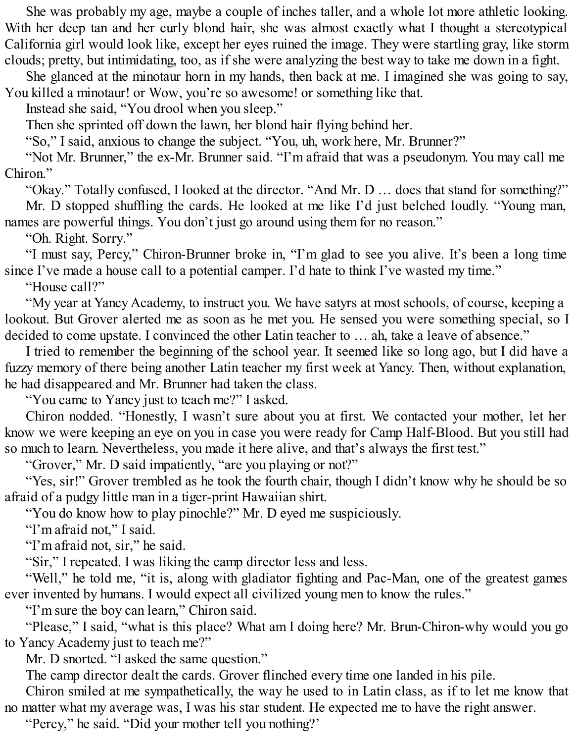She was probably my age, maybe a couple of inches taller, and a whole lot more athletic looking. With her deep tan and her curly blond hair, she was almost exactly what I thought a stereotypical California girl would look like, except her eyes ruined the image. They were startling gray, like storm clouds; pretty, but intimidating, too, as if she were analyzing the best way to take me down in a fight.

She glanced at the minotaur horn in my hands, then back at me. I imagined she was going to say, You killed a minotaur! or Wow, you're so awesome! or something like that.

Instead she said, "You drool when you sleep."

Then she sprinted off down the lawn, her blond hair flying behind her.

"So," I said, anxious to change the subject. "You, uh, work here, Mr. Brunner?"

"Not Mr. Brunner," the ex-Mr. Brunner said. "I'm afraid that was a pseudonym. You may call me Chiron."

"Okay." Totally confused, I looked at the director. "And Mr. D … does that stand for something?"

Mr. D stopped shuffling the cards. He looked at me like I'd just belched loudly. "Young man, names are powerful things. You don't just go around using them for no reason."

"Oh. Right. Sorry."

"I must say, Percy," Chiron-Brunner broke in, "I'm glad to see you alive. It's been a long time since I've made a house call to a potential camper. I'd hate to think I've wasted my time."

"House call?"

"My year at Yancy Academy, to instruct you. We have satyrs at most schools, of course, keeping a lookout. But Grover alerted me as soon as he met you. He sensed you were something special, so I decided to come upstate. I convinced the other Latin teacher to … ah, take a leave of absence."

I tried to remember the beginning of the school year. It seemed like so long ago, but I did have a fuzzy memory of there being another Latin teacher my first week at Yancy. Then, without explanation, he had disappeared and Mr. Brunner had taken the class.

"You came to Yancy just to teach me?" I asked.

Chiron nodded. "Honestly, I wasn't sure about you at first. We contacted your mother, let her know we were keeping an eye on you in case you were ready for Camp Half-Blood. But you still had so much to learn. Nevertheless, you made it here alive, and that's always the first test."

"Grover," Mr. D said impatiently, "are you playing or not?"

"Yes, sir!" Grover trembled as he took the fourth chair, though I didn't know why he should be so afraid of a pudgy little man in a tiger-print Hawaiian shirt.

"You do know how to play pinochle?" Mr. D eyed me suspiciously.

"I'm afraid not," I said.

"I'm afraid not, sir," he said.

"Sir," I repeated. I was liking the camp director less and less.

"Well," he told me, "it is, along with gladiator fighting and Pac-Man, one of the greatest games ever invented by humans. I would expect all civilized young men to know the rules."

"I'm sure the boy can learn," Chiron said.

"Please," I said, "what is this place? What am I doing here? Mr. Brun-Chiron-why would you go to Yancy Academy just to teach me?"

Mr. D snorted. "I asked the same question."

The camp director dealt the cards. Grover flinched every time one landed in his pile.

Chiron smiled at me sympathetically, the way he used to in Latin class, as if to let me know that no matter what my average was, I was his star student. He expected me to have the right answer.

"Percy," he said. "Did your mother tell you nothing?'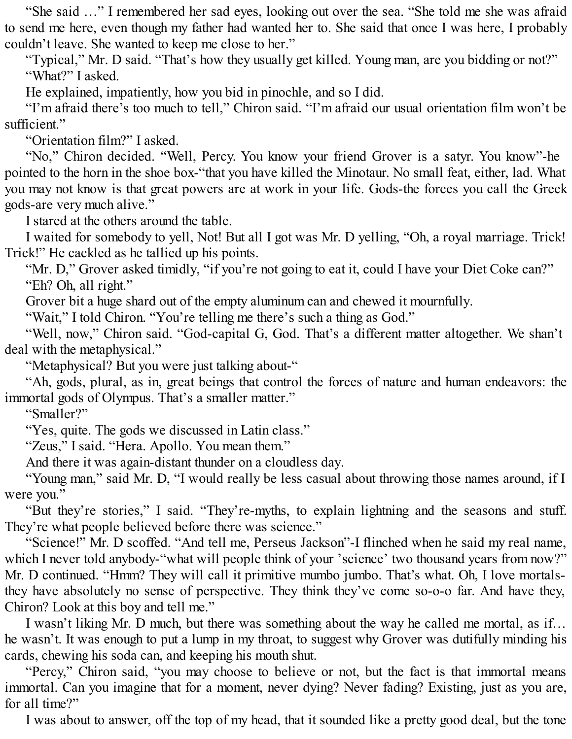"She said …" I remembered her sad eyes, looking out over the sea. "She told me she was afraid to send me here, even though my father had wanted her to. She said that once I was here, I probably couldn't leave. She wanted to keep me close to her."

"Typical," Mr. D said. "That's how they usually get killed. Young man, are you bidding or not?"

"What?" I asked.

He explained, impatiently, how you bid in pinochle, and so I did.

"I'm afraid there's too much to tell," Chiron said. "I'm afraid our usual orientation film won't be sufficient."

"Orientation film?" I asked.

"No," Chiron decided. "Well, Percy. You know your friend Grover is a satyr. You know"-he pointed to the horn in the shoe box-"that you have killed the Minotaur. No small feat, either, lad. What you may not know is that great powers are at work in your life. Gods-the forces you call the Greek gods-are very much alive."

I stared at the others around the table.

I waited for somebody to yell, Not! But all I got was Mr. D yelling, "Oh, a royal marriage. Trick! Trick!" He cackled as he tallied up his points.

"Mr. D," Grover asked timidly, "if you're not going to eat it, could I have your Diet Coke can?"

"Eh? Oh, all right."

Grover bit a huge shard out of the empty aluminum can and chewed it mournfully.

"Wait," I told Chiron. "You're telling me there's such a thing as God."

"Well, now," Chiron said. "God-capital G, God. That's a different matter altogether. We shan't deal with the metaphysical."

"Metaphysical? But you were just talking about-"

"Ah, gods, plural, as in, great beings that control the forces of nature and human endeavors: the immortal gods of Olympus. That's a smaller matter."

"Smaller?"

"Yes, quite. The gods we discussed in Latin class."

"Zeus," I said. "Hera. Apollo. You mean them."

And there it was again-distant thunder on a cloudless day.

"Young man," said Mr. D, "I would really be less casual about throwing those names around, if I were you."

"But they're stories," I said. "They're-myths, to explain lightning and the seasons and stuff. They're what people believed before there was science."

"Science!" Mr. D scoffed. "And tell me, Perseus Jackson"-I flinched when he said my real name, which I never told anybody-"what will people think of your 'science' two thousand years from now?" Mr. D continued. "Hmm? They will call it primitive mumbo jumbo. That's what. Oh, I love mortals-they have absolutely no sense of perspective. They think they've come so-o-o far. And have they, Chiron? Look at this boy and tell me."

I wasn't liking Mr. D much, but there was something about the way he called me mortal, as if… he wasn't. It was enough to put a lump in my throat, to suggest why Grover was dutifully minding his cards, chewing his soda can, and keeping his mouth shut.

"Percy," Chiron said, "you may choose to believe or not, but the fact is that immortal means immortal. Can you imagine that for a moment, never dying? Never fading? Existing, just as you are, for all time?"

I was about to answer, off the top of my head, that it sounded like a pretty good deal, but the tone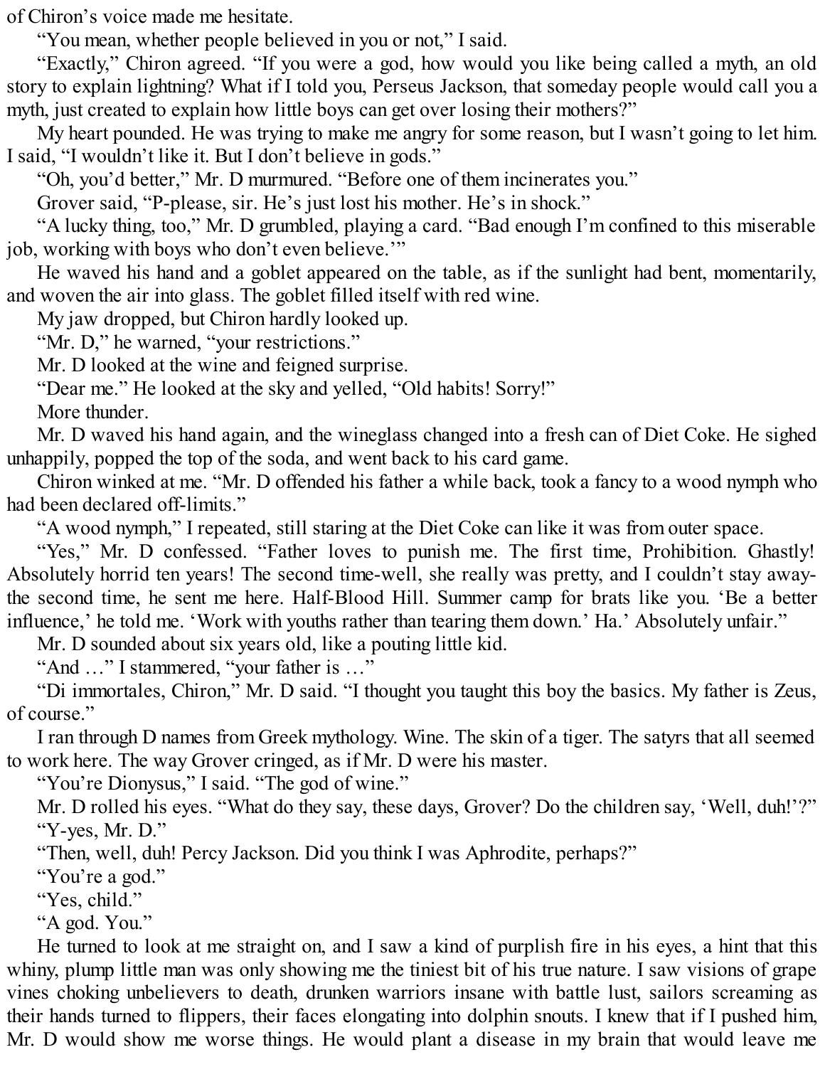of Chiron's voice made me hesitate.

"You mean, whether people believed in you or not," I said.

"Exactly," Chiron agreed. "If you were a god, how would you like being called a myth, an old story to explain lightning? What if I told you, Perseus Jackson, that someday people would call you a myth, just created to explain how little boys can get over losing their mothers?"

My heart pounded. He was trying to make me angry for some reason, but I wasn't going to let him. I said, "I wouldn't like it. But I don't believe in gods."

"Oh, you'd better," Mr. D murmured. "Before one of them incinerates you."

Grover said, "P-please, sir. He's just lost his mother. He's in shock."

"A lucky thing, too," Mr. D grumbled, playing a card. "Bad enough I'm confined to this miserable job, working with boys who don't even believe.'"

He waved his hand and a goblet appeared on the table, as if the sunlight had bent, momentarily, and woven the air into glass. The goblet filled itself with red wine.

My jaw dropped, but Chiron hardly looked up.

"Mr. D," he warned, "your restrictions."

Mr. D looked at the wine and feigned surprise.

"Dear me." He looked at the sky and yelled, "Old habits! Sorry!"

More thunder.

Mr. D waved his hand again, and the wineglass changed into a fresh can of Diet Coke. He sighed unhappily, popped the top of the soda, and went back to his card game.

Chiron winked at me. "Mr. D offended his father a while back, took a fancy to a wood nymph who had been declared off-limits."

"A wood nymph," I repeated, still staring at the Diet Coke can like it was from outer space.

"Yes," Mr. D confessed. "Father loves to punish me. The first time, Prohibition. Ghastly! Absolutely horrid ten years! The second time-well, she really was pretty, and I couldn't stay away-the second time, he sent me here. Half-Blood Hill. Summer camp for brats like you. 'Be a better influence,' he told me. 'Work with youths rather than tearing them down.' Ha.' Absolutely unfair."

Mr. D sounded about six years old, like a pouting little kid.

"And …" I stammered, "your father is …"

"Di immortales, Chiron," Mr. D said. "I thought you taught this boy the basics. My father is Zeus, of course."

I ran through D names from Greek mythology. Wine. The skin of a tiger. The satyrs that all seemed to work here. The way Grover cringed, as if Mr. D were his master.

"You're Dionysus," I said. "The god of wine."

Mr. D rolled his eyes. "What do they say, these days, Grover? Do the children say, 'Well, duh!'?"

"Y-yes, Mr. D."

"Then, well, duh! Percy Jackson. Did you think I was Aphrodite, perhaps?"

"You're a god."

"Yes, child."

"A god. You."

He turned to look at me straight on, and I saw a kind of purplish fire in his eyes, a hint that this whiny, plump little man was only showing me the tiniest bit of his true nature. I saw visions of grape vines choking unbelievers to death, drunken warriors insane with battle lust, sailors screaming as their hands turned to flippers, their faces elongating into dolphin snouts. I knew that if I pushed him, Mr. D would show me worse things. He would plant a disease in my brain that would leave me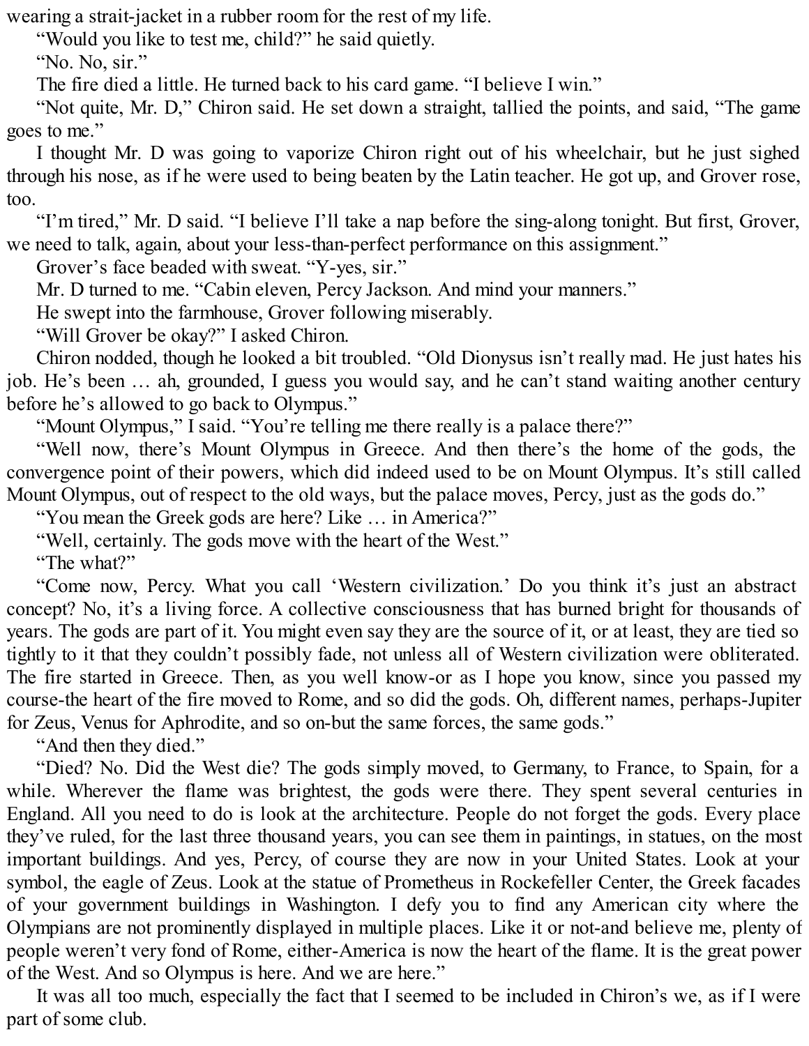wearing a strait-jacket in a rubber room for the rest of my life.

"Would you like to test me, child?" he said quietly.

"No. No, sir."

The fire died a little. He turned back to his card game. "I believe I win."

"Not quite, Mr. D," Chiron said. He set down a straight, tallied the points, and said, "The game goes to me."

I thought Mr. D was going to vaporize Chiron right out of his wheelchair, but he just sighed through his nose, as if he were used to being beaten by the Latin teacher. He got up, and Grover rose, too.

"I'm tired," Mr. D said. "I believe I'll take a nap before the sing-along tonight. But first, Grover, we need to talk, again, about your less-than-perfect performance on this assignment."

Grover's face beaded with sweat. "Y-yes, sir."

Mr. D turned to me. "Cabin eleven, Percy Jackson. And mind your manners."

He swept into the farmhouse, Grover following miserably.

"Will Grover be okay?" I asked Chiron.

Chiron nodded, though he looked a bit troubled. "Old Dionysus isn't really mad. He just hates his job. He's been … ah, grounded, I guess you would say, and he can't stand waiting another century before he's allowed to go back to Olympus."

"Mount Olympus," I said. "You're telling me there really is a palace there?"

"Well now, there's Mount Olympus in Greece. And then there's the home of the gods, the convergence point of their powers, which did indeed used to be on Mount Olympus. It's still called Mount Olympus, out of respect to the old ways, but the palace moves, Percy, just as the gods do."

"You mean the Greek gods are here? Like … in America?"

"Well, certainly. The gods move with the heart of the West."

"The what?"

"Come now, Percy. What you call 'Western civilization.' Do you think it's just an abstract concept? No, it's a living force. A collective consciousness that has burned bright for thousands of years. The gods are part of it. You might even say they are the source of it, or at least, they are tied so tightly to it that they couldn't possibly fade, not unless all of Western civilization were obliterated. The fire started in Greece. Then, as you well know-or as I hope you know, since you passed my course-the heart of the fire moved to Rome, and so did the gods. Oh, different names, perhaps-Jupiter for Zeus, Venus for Aphrodite, and so on-but the same forces, the same gods."

"And then they died."

"Died? No. Did the West die? The gods simply moved, to Germany, to France, to Spain, for a while. Wherever the flame was brightest, the gods were there. They spent several centuries in England. All you need to do is look at the architecture. People do not forget the gods. Every place they've ruled, for the last three thousand years, you can see them in paintings, in statues, on the most important buildings. And yes, Percy, of course they are now in your United States. Look at your symbol, the eagle of Zeus. Look at the statue of Prometheus in Rockefeller Center, the Greek facades of your government buildings in Washington. I defy you to find any American city where the Olympians are not prominently displayed in multiple places. Like it or not-and believe me, plenty of people weren't very fond of Rome, either-America is now the heart of the flame. It is the great power of the West. And so Olympus is here. And we are here."

It was all too much, especially the fact that I seemed to be included in Chiron's we, as if I were part of some club.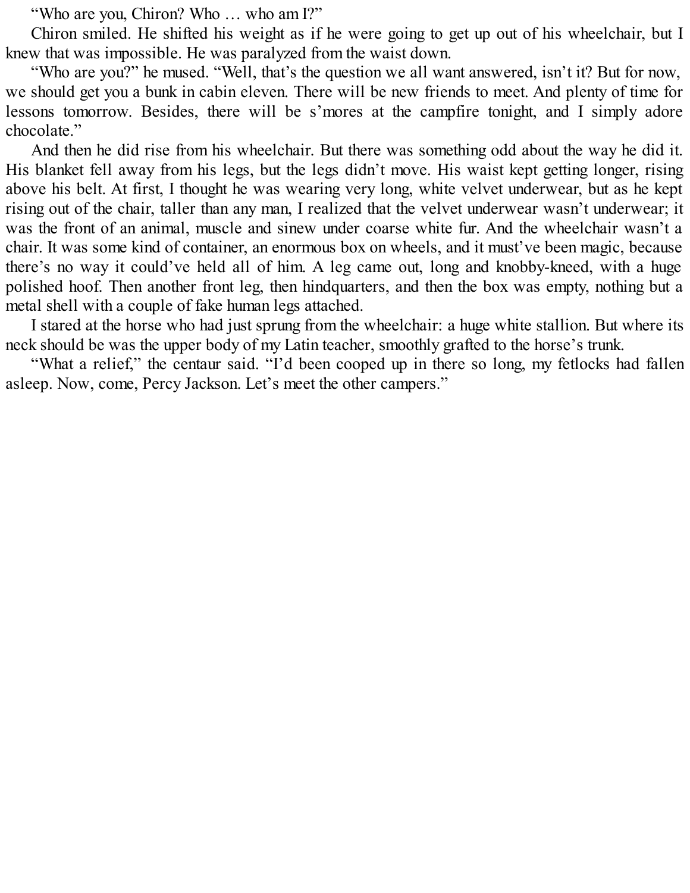"Who are you, Chiron? Who … who am I?"

Chiron smiled. He shifted his weight as if he were going to get up out of his wheelchair, but I knew that was impossible. He was paralyzed from the waist down.

"Who are you?" he mused. "Well, that's the question we all want answered, isn't it? But for now, we should get you a bunk in cabin eleven. There will be new friends to meet. And plenty of time for lessons tomorrow. Besides, there will be s'mores at the campfire tonight, and I simply adore chocolate."

And then he did rise from his wheelchair. But there was something odd about the way he did it. His blanket fell away from his legs, but the legs didn't move. His waist kept getting longer, rising above his belt. At first, I thought he was wearing very long, white velvet underwear, but as he kept rising out of the chair, taller than any man, I realized that the velvet underwear wasn't underwear; it was the front of an animal, muscle and sinew under coarse white fur. And the wheelchair wasn't a chair. It was some kind of container, an enormous box on wheels, and it must've been magic, because there's no way it could've held all of him. A leg came out, long and knobby-kneed, with a huge polished hoof. Then another front leg, then hindquarters, and then the box was empty, nothing but a metal shell with a couple of fake human legs attached.

I stared at the horse who had just sprung from the wheelchair: a huge white stallion. But where its neck should be was the upper body of my Latin teacher, smoothly grafted to the horse's trunk.

"What a relief," the centaur said. "I'd been cooped up in there so long, my fetlocks had fallen asleep. Now, come, Percy Jackson. Let's meet the other campers."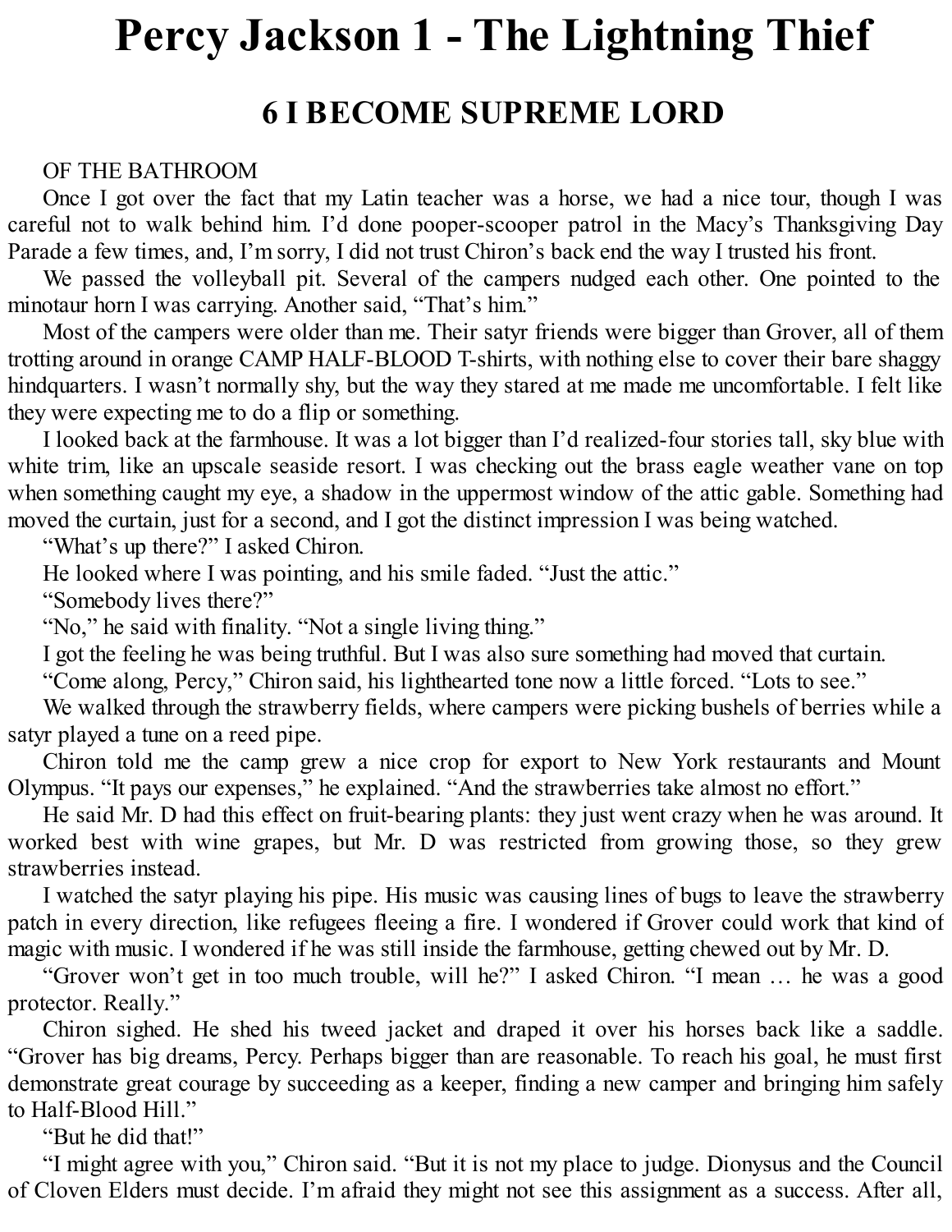# Percy Jackson 1 - The Lightning Thief

## 6 I BECOME SUPREME LORD

OF THE BATHROOM

Once I got over the fact that my Latin teacher was a horse, we had a nice tour, though I was careful not to walk behind him. I'd done pooper-scooper patrol in the Macy's Thanksgiving Day Parade a few times, and, I'm sorry, I did not trust Chiron's back end the way I trusted his front.

We passed the volleyball pit. Several of the campers nudged each other. One pointed to the minotaur horn I was carrying. Another said, "That's him."

Most of the campers were older than me. Their satyr friends were bigger than Grover, all of them trotting around in orange CAMP HALF-BLOOD T-shirts, with nothing else to cover their bare shaggy hindquarters. I wasn't normally shy, but the way they stared at me made me uncomfortable. I felt like they were expecting me to do a flip or something.

I looked back at the farmhouse. It was a lot bigger than I'd realized-four stories tall, sky blue with white trim, like an upscale seaside resort. I was checking out the brass eagle weather vane on top when something caught my eye, a shadow in the uppermost window of the attic gable. Something had moved the curtain, just for a second, and I got the distinct impression I was being watched.

"What's up there?" I asked Chiron.

He looked where I was pointing, and his smile faded. "Just the attic."

"Somebody lives there?"

"No," he said with finality. "Not a single living thing."

I got the feeling he was being truthful. But I was also sure something had moved that curtain.

"Come along, Percy," Chiron said, his lighthearted tone now a little forced. "Lots to see."

We walked through the strawberry fields, where campers were picking bushels of berries while a satyr played a tune on a reed pipe.

Chiron told me the camp grew a nice crop for export to New York restaurants and Mount Olympus. "It pays our expenses," he explained. "And the strawberries take almost no effort."

He said Mr. D had this effect on fruit-bearing plants: they just went crazy when he was around. It worked best with wine grapes, but Mr. D was restricted from growing those, so they grew strawberries instead.

I watched the satyr playing his pipe. His music was causing lines of bugs to leave the strawberry patch in every direction, like refugees fleeing a fire. I wondered if Grover could work that kind of magic with music. I wondered if he was still inside the farmhouse, getting chewed out by Mr. D.

"Grover won't get in too much trouble, will he?" I asked Chiron. "I mean … he was a good protector. Really."

Chiron sighed. He shed his tweed jacket and draped it over his horses back like a saddle. "Grover has big dreams, Percy. Perhaps bigger than are reasonable. To reach his goal, he must first demonstrate great courage by succeeding as a keeper, finding a new camper and bringing him safely to Half-Blood Hill."

"But he did that!"

"I might agree with you," Chiron said. "But it is not my place to judge. Dionysus and the Council of Cloven Elders must decide. I'm afraid they might not see this assignment as a success. After all,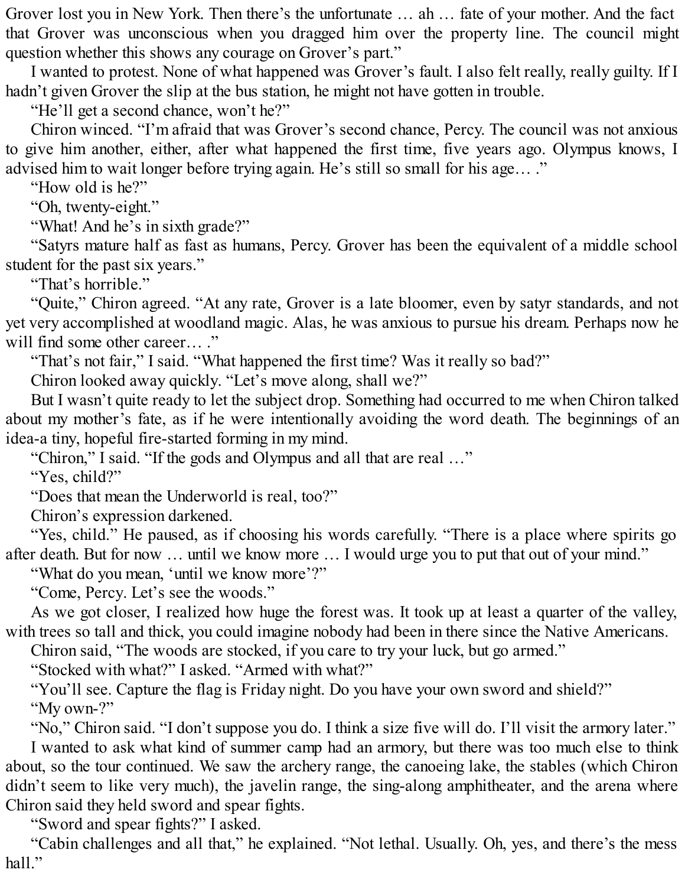Grover lost you in New York. Then there's the unfortunate … ah … fate of your mother. And the fact that Grover was unconscious when you dragged him over the property line. The council might question whether this shows any courage on Grover's part."

I wanted to protest. None of what happened was Grover's fault. I also felt really, really guilty. If I hadn't given Grover the slip at the bus station, he might not have gotten in trouble.

"He'll get a second chance, won't he?"

Chiron winced. "I'm afraid that was Grover's second chance, Percy. The council was not anxious to give him another, either, after what happened the first time, five years ago. Olympus knows, I advised him to wait longer before trying again. He's still so small for his age… ."

"How old is he?"

"Oh, twenty-eight."

"What! And he's in sixth grade?"

"Satyrs mature half as fast as humans, Percy. Grover has been the equivalent of a middle school student for the past six years."

"That's horrible."

"Quite," Chiron agreed. "At any rate, Grover is a late bloomer, even by satyr standards, and not yet very accomplished at woodland magic. Alas, he was anxious to pursue his dream. Perhaps now he will find some other career… ."

"That's not fair," I said. "What happened the first time? Was it really so bad?"

Chiron looked away quickly. "Let's move along, shall we?"

But I wasn't quite ready to let the subject drop. Something had occurred to me when Chiron talked about my mother's fate, as if he were intentionally avoiding the word death. The beginnings of an idea-a tiny, hopeful fire-started forming in my mind.

"Chiron," I said. "If the gods and Olympus and all that are real …"

"Yes, child?"

"Does that mean the Underworld is real, too?"

Chiron's expression darkened.

"Yes, child." He paused, as if choosing his words carefully. "There is a place where spirits go after death. But for now … until we know more … I would urge you to put that out of your mind."

"What do you mean, 'until we know more'?"

"Come, Percy. Let's see the woods."

As we got closer, I realized how huge the forest was. It took up at least a quarter of the valley, with trees so tall and thick, you could imagine nobody had been in there since the Native Americans.

Chiron said, "The woods are stocked, if you care to try your luck, but go armed."

"Stocked with what?" I asked. "Armed with what?"

"You'll see. Capture the flag is Friday night. Do you have your own sword and shield?"

"My own-?"

"No," Chiron said. "I don't suppose you do. I think a size five will do. I'll visit the armory later."

I wanted to ask what kind of summer camp had an armory, but there was too much else to think about, so the tour continued. We saw the archery range, the canoeing lake, the stables (which Chiron didn't seem to like very much), the javelin range, the sing-along amphitheater, and the arena where Chiron said they held sword and spear fights.

"Sword and spear fights?" I asked.

"Cabin challenges and all that," he explained. "Not lethal. Usually. Oh, yes, and there's the mess hall."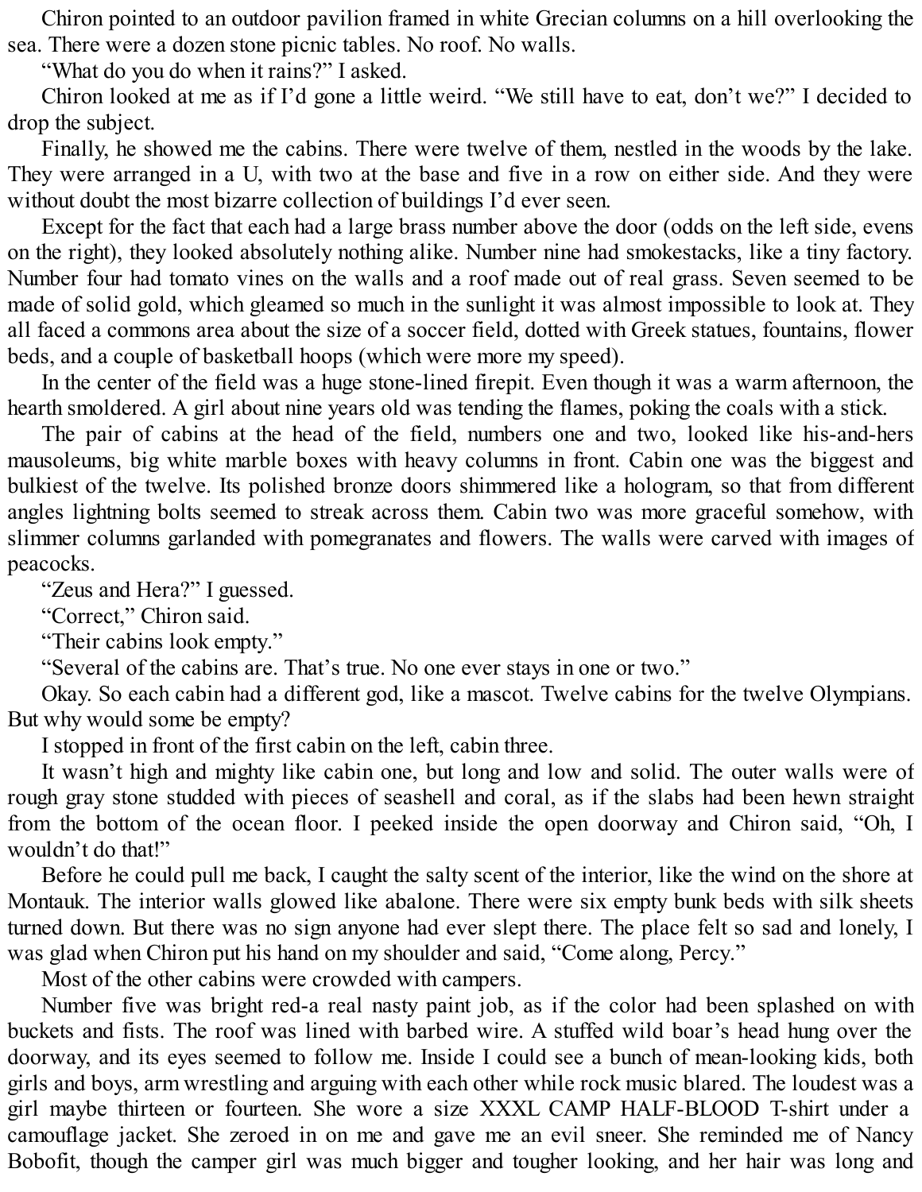Chiron pointed to an outdoor pavilion framed in white Grecian columns on a hill overlooking the sea. There were a dozen stone picnic tables. No roof. No walls.

"What do you do when it rains?" I asked.

Chiron looked at me as if I'd gone a little weird. "We still have to eat, don't we?" I decided to drop the subject.

Finally, he showed me the cabins. There were twelve of them, nestled in the woods by the lake. They were arranged in a U, with two at the base and five in a row on either side. And they were without doubt the most bizarre collection of buildings I'd ever seen.

Except for the fact that each had a large brass number above the door (odds on the left side, evens on the right), they looked absolutely nothing alike. Number nine had smokestacks, like a tiny factory. Number four had tomato vines on the walls and a roof made out of real grass. Seven seemed to be made of solid gold, which gleamed so much in the sunlight it was almost impossible to look at. They all faced a commons area about the size of a soccer field, dotted with Greek statues, fountains, flower beds, and a couple of basketball hoops (which were more my speed).

In the center of the field was a huge stone-lined firepit. Even though it was a warm afternoon, the hearth smoldered. A girl about nine years old was tending the flames, poking the coals with a stick.

The pair of cabins at the head of the field, numbers one and two, looked like his-and-hers mausoleums, big white marble boxes with heavy columns in front. Cabin one was the biggest and bulkiest of the twelve. Its polished bronze doors shimmered like a hologram, so that from different angles lightning bolts seemed to streak across them. Cabin two was more graceful somehow, with slimmer columns garlanded with pomegranates and flowers. The walls were carved with images of peacocks.

"Zeus and Hera?" I guessed.

"Correct," Chiron said.

"Their cabins look empty."

"Several of the cabins are. That's true. No one ever stays in one or two."

Okay. So each cabin had a different god, like a mascot. Twelve cabins for the twelve Olympians. But why would some be empty?

I stopped in front of the first cabin on the left, cabin three.

It wasn't high and mighty like cabin one, but long and low and solid. The outer walls were of rough gray stone studded with pieces of seashell and coral, as if the slabs had been hewn straight from the bottom of the ocean floor. I peeked inside the open doorway and Chiron said, "Oh, I wouldn't do that!"

Before he could pull me back, I caught the salty scent of the interior, like the wind on the shore at Montauk. The interior walls glowed like abalone. There were six empty bunk beds with silk sheets turned down. But there was no sign anyone had ever slept there. The place felt so sad and lonely, I was glad when Chiron put his hand on my shoulder and said, "Come along, Percy."

Most of the other cabins were crowded with campers.

Number five was bright red-a real nasty paint job, as if the color had been splashed on with buckets and fists. The roof was lined with barbed wire. A stuffed wild boar's head hung over the doorway, and its eyes seemed to follow me. Inside I could see a bunch of mean-looking kids, both girls and boys, arm wrestling and arguing with each other while rock music blared. The loudest was a girl maybe thirteen or fourteen. She wore a size XXXL CAMP HALF-BLOOD T-shirt under a camouflage jacket. She zeroed in on me and gave me an evil sneer. She reminded me of Nancy Bobofit, though the camper girl was much bigger and tougher looking, and her hair was long and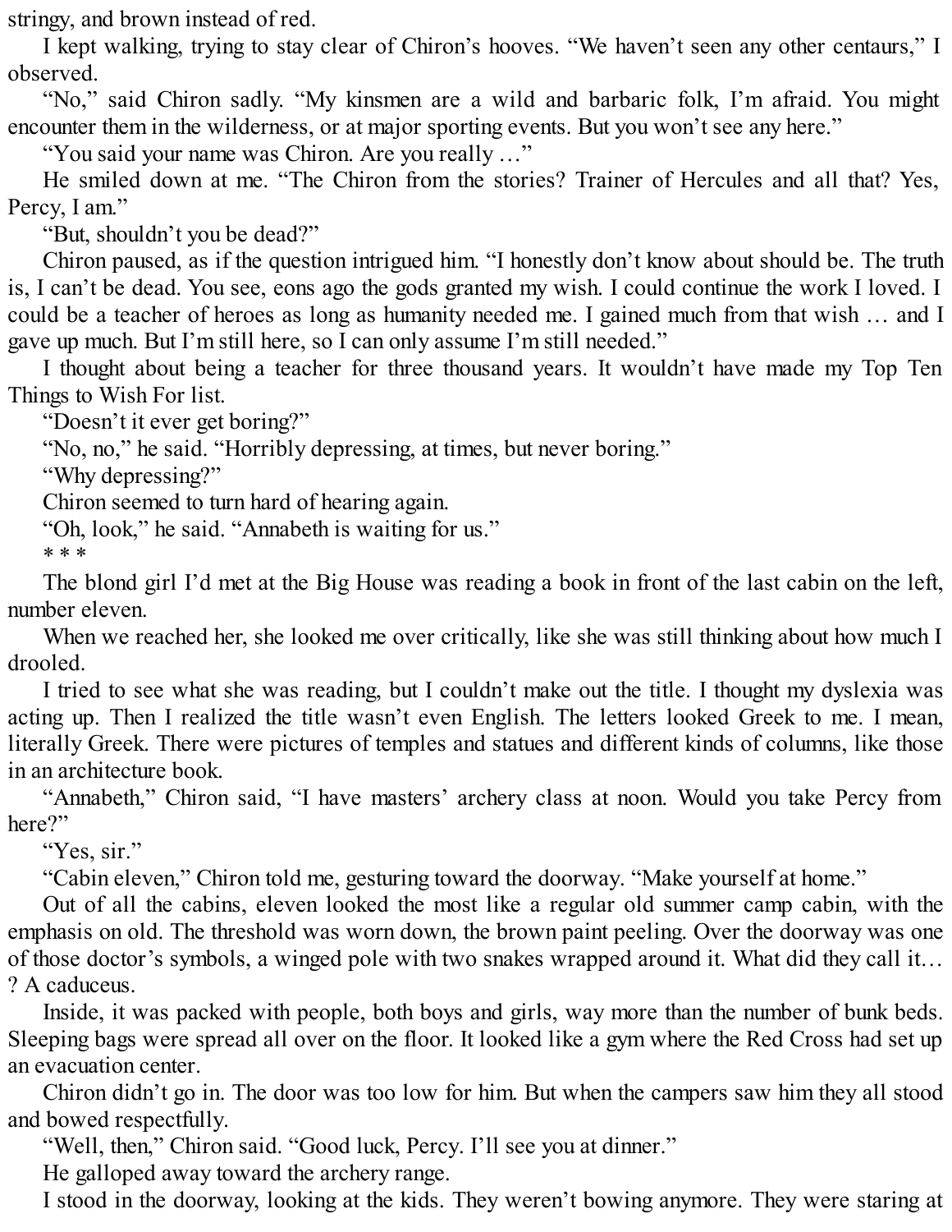stringy, and brown instead of red.

I kept walking, trying to stay clear of Chiron's hooves. "We haven't seen any other centaurs," I observed.

"No," said Chiron sadly. "My kinsmen are a wild and barbaric folk, I'm afraid. You might encounter them in the wilderness, or at major sporting events. But you won't see any here."

"You said your name was Chiron. Are you really …"

He smiled down at me. "The Chiron from the stories? Trainer of Hercules and all that? Yes, Percy, I am."

"But, shouldn't you be dead?"

Chiron paused, as if the question intrigued him. "I honestly don't know about should be. The truth is, I can't be dead. You see, eons ago the gods granted my wish. I could continue the work I loved. I could be a teacher of heroes as long as humanity needed me. I gained much from that wish … and I gave up much. But I'm still here, so I can only assume I'm still needed."

I thought about being a teacher for three thousand years. It wouldn't have made my Top Ten Things to Wish For list.

"Doesn't it ever get boring?"

"No, no," he said. "Horribly depressing, at times, but never boring."

"Why depressing?"

Chiron seemed to turn hard of hearing again.

"Oh, look," he said. "Annabeth is waiting for us."

* * *

The blond girl I'd met at the Big House was reading a book in front of the last cabin on the left, number eleven.

When we reached her, she looked me over critically, like she was still thinking about how much I drooled.

I tried to see what she was reading, but I couldn't make out the title. I thought my dyslexia was acting up. Then I realized the title wasn't even English. The letters looked Greek to me. I mean, literally Greek. There were pictures of temples and statues and different kinds of columns, like those in an architecture book.

"Annabeth," Chiron said, "I have masters' archery class at noon. Would you take Percy from here?"

"Yes, sir."

"Cabin eleven," Chiron told me, gesturing toward the doorway. "Make yourself at home."

Out of all the cabins, eleven looked the most like a regular old summer camp cabin, with the emphasis on old. The threshold was worn down, the brown paint peeling. Over the doorway was one of those doctor's symbols, a winged pole with two snakes wrapped around it. What did they call it… ? A caduceus.

Inside, it was packed with people, both boys and girls, way more than the number of bunk beds. Sleeping bags were spread all over on the floor. It looked like a gym where the Red Cross had set up an evacuation center.

Chiron didn't go in. The door was too low for him. But when the campers saw him they all stood and bowed respectfully.

"Well, then," Chiron said. "Good luck, Percy. I'll see you at dinner."

He galloped away toward the archery range.

I stood in the doorway, looking at the kids. They weren't bowing anymore. They were staring at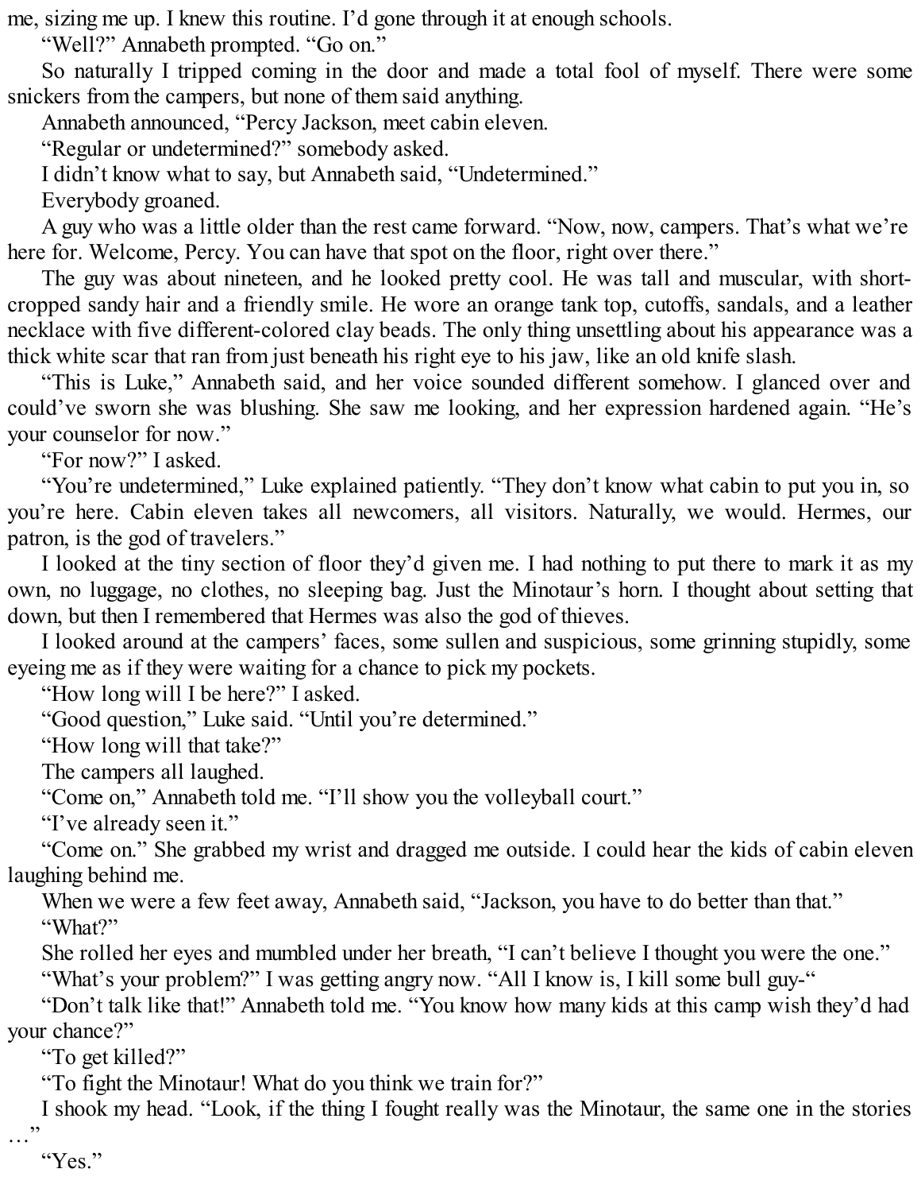me, sizing me up. I knew this routine. I'd gone through it at enough schools.

"Well?" Annabeth prompted. "Go on."

So naturally I tripped coming in the door and made a total fool of myself. There were some snickers from the campers, but none of them said anything.

Annabeth announced, "Percy Jackson, meet cabin eleven.

"Regular or undetermined?" somebody asked.

I didn't know what to say, but Annabeth said, "Undetermined."

Everybody groaned.

A guy who was a little older than the rest came forward. "Now, now, campers. That's what we're here for. Welcome, Percy. You can have that spot on the floor, right over there."

The guy was about nineteen, and he looked pretty cool. He was tall and muscular, with short-cropped sandy hair and a friendly smile. He wore an orange tank top, cutoffs, sandals, and a leather necklace with five different-colored clay beads. The only thing unsettling about his appearance was a thick white scar that ran from just beneath his right eye to his jaw, like an old knife slash.

"This is Luke," Annabeth said, and her voice sounded different somehow. I glanced over and could've sworn she was blushing. She saw me looking, and her expression hardened again. "He's your counselor for now."

"For now?" I asked.

"You're undetermined," Luke explained patiently. "They don't know what cabin to put you in, so you're here. Cabin eleven takes all newcomers, all visitors. Naturally, we would. Hermes, our patron, is the god of travelers."

I looked at the tiny section of floor they'd given me. I had nothing to put there to mark it as my own, no luggage, no clothes, no sleeping bag. Just the Minotaur's horn. I thought about setting that down, but then I remembered that Hermes was also the god of thieves.

I looked around at the campers' faces, some sullen and suspicious, some grinning stupidly, some eyeing me as if they were waiting for a chance to pick my pockets.

"How long will I be here?" I asked.

"Good question," Luke said. "Until you're determined."

"How long will that take?"

The campers all laughed.

"Come on," Annabeth told me. "I'll show you the volleyball court."

"I've already seen it."

"Come on." She grabbed my wrist and dragged me outside. I could hear the kids of cabin eleven laughing behind me.

When we were a few feet away, Annabeth said, "Jackson, you have to do better than that."

"What?"

She rolled her eyes and mumbled under her breath, "I can't believe I thought you were the one."

"What's your problem?" I was getting angry now. "All I know is, I kill some bull guy-"

"Don't talk like that!" Annabeth told me. "You know how many kids at this camp wish they'd had your chance?"

"To get killed?"

"To fight the Minotaur! What do you think we train for?"

I shook my head. "Look, if the thing I fought really was the Minotaur, the same one in the stories …"

"Yes."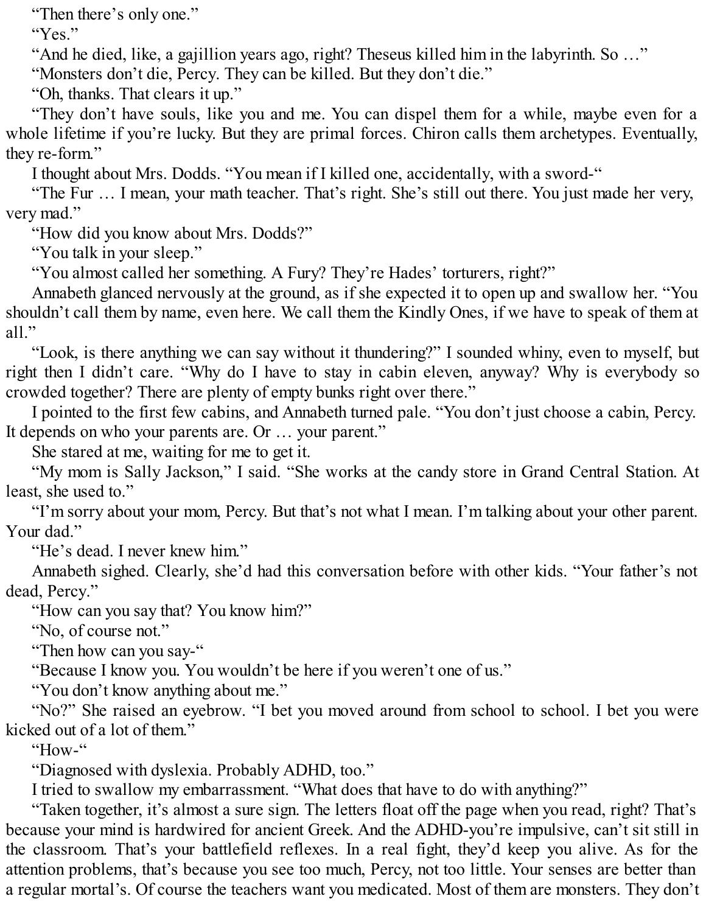"Then there's only one."

"Yes."

"And he died, like, a gajillion years ago, right? Theseus killed him in the labyrinth. So …"

"Monsters don't die, Percy. They can be killed. But they don't die."

"Oh, thanks. That clears it up."

"They don't have souls, like you and me. You can dispel them for a while, maybe even for a whole lifetime if you're lucky. But they are primal forces. Chiron calls them archetypes. Eventually, they re-form."

I thought about Mrs. Dodds. "You mean if I killed one, accidentally, with a sword-"

"The Fur … I mean, your math teacher. That's right. She's still out there. You just made her very, very mad."

"How did you know about Mrs. Dodds?"

"You talk in your sleep."

"You almost called her something. A Fury? They're Hades' torturers, right?"

Annabeth glanced nervously at the ground, as if she expected it to open up and swallow her. "You shouldn't call them by name, even here. We call them the Kindly Ones, if we have to speak of them at all."

"Look, is there anything we can say without it thundering?" I sounded whiny, even to myself, but right then I didn't care. "Why do I have to stay in cabin eleven, anyway? Why is everybody so crowded together? There are plenty of empty bunks right over there."

I pointed to the first few cabins, and Annabeth turned pale. "You don't just choose a cabin, Percy. It depends on who your parents are. Or … your parent."

She stared at me, waiting for me to get it.

"My mom is Sally Jackson," I said. "She works at the candy store in Grand Central Station. At least, she used to."

"I'm sorry about your mom, Percy. But that's not what I mean. I'm talking about your other parent. Your dad."

"He's dead. I never knew him."

Annabeth sighed. Clearly, she'd had this conversation before with other kids. "Your father's not dead, Percy."

"How can you say that? You know him?"

"No, of course not."

"Then how can you say-"

"Because I know you. You wouldn't be here if you weren't one of us."

"You don't know anything about me."

"No?" She raised an eyebrow. "I bet you moved around from school to school. I bet you were kicked out of a lot of them."

"How-"

"Diagnosed with dyslexia. Probably ADHD, too."

I tried to swallow my embarrassment. "What does that have to do with anything?"

"Taken together, it's almost a sure sign. The letters float off the page when you read, right? That's because your mind is hardwired for ancient Greek. And the ADHD-you're impulsive, can't sit still in the classroom. That's your battlefield reflexes. In a real fight, they'd keep you alive. As for the attention problems, that's because you see too much, Percy, not too little. Your senses are better than a regular mortal's. Of course the teachers want you medicated. Most of them are monsters. They don't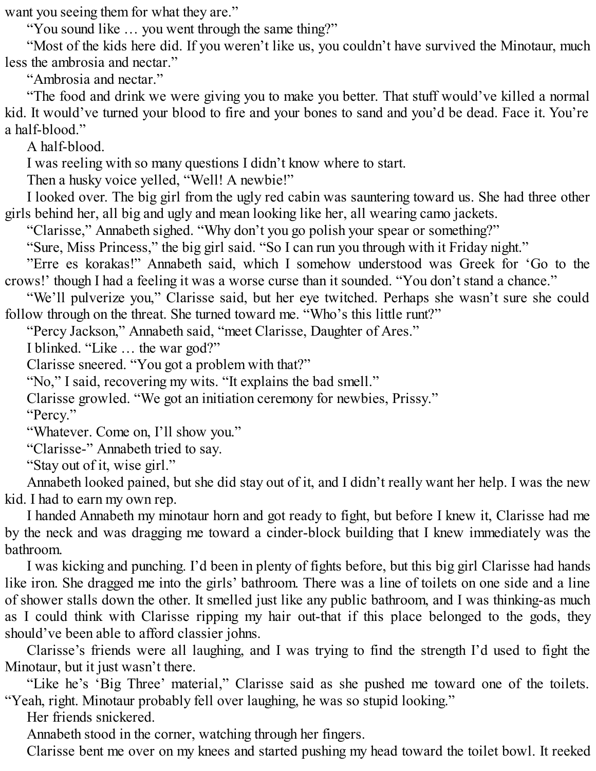want you seeing them for what they are."

"You sound like … you went through the same thing?"

"Most of the kids here did. If you weren't like us, you couldn't have survived the Minotaur, much less the ambrosia and nectar."

"Ambrosia and nectar."

"The food and drink we were giving you to make you better. That stuff would've killed a normal kid. It would've turned your blood to fire and your bones to sand and you'd be dead. Face it. You're a half-blood."

A half-blood.

I was reeling with so many questions I didn't know where to start.

Then a husky voice yelled, "Well! A newbie!"

I looked over. The big girl from the ugly red cabin was sauntering toward us. She had three other girls behind her, all big and ugly and mean looking like her, all wearing camo jackets.

"Clarisse," Annabeth sighed. "Why don't you go polish your spear or something?"

"Sure, Miss Princess," the big girl said. "So I can run you through with it Friday night."

"Erre es korakas!" Annabeth said, which I somehow understood was Greek for 'Go to the crows!' though I had a feeling it was a worse curse than it sounded. "You don't stand a chance."

"We'll pulverize you," Clarisse said, but her eye twitched. Perhaps she wasn't sure she could follow through on the threat. She turned toward me. "Who's this little runt?"

"Percy Jackson," Annabeth said, "meet Clarisse, Daughter of Ares."

I blinked. "Like … the war god?"

Clarisse sneered. "You got a problem with that?"

"No," I said, recovering my wits. "It explains the bad smell."

Clarisse growled. "We got an initiation ceremony for newbies, Prissy."

"Percy."

"Whatever. Come on, I'll show you."

"Clarisse-" Annabeth tried to say.

"Stay out of it, wise girl."

Annabeth looked pained, but she did stay out of it, and I didn't really want her help. I was the new kid. I had to earn my own rep.

I handed Annabeth my minotaur horn and got ready to fight, but before I knew it, Clarisse had me by the neck and was dragging me toward a cinder-block building that I knew immediately was the bathroom.

I was kicking and punching. I'd been in plenty of fights before, but this big girl Clarisse had hands like iron. She dragged me into the girls' bathroom. There was a line of toilets on one side and a line of shower stalls down the other. It smelled just like any public bathroom, and I was thinking-as much as I could think with Clarisse ripping my hair out-that if this place belonged to the gods, they should've been able to afford classier johns.

Clarisse's friends were all laughing, and I was trying to find the strength I'd used to fight the Minotaur, but it just wasn't there.

"Like he's 'Big Three' material," Clarisse said as she pushed me toward one of the toilets. "Yeah, right. Minotaur probably fell over laughing, he was so stupid looking."

Her friends snickered.

Annabeth stood in the corner, watching through her fingers.

Clarisse bent me over on my knees and started pushing my head toward the toilet bowl. It reeked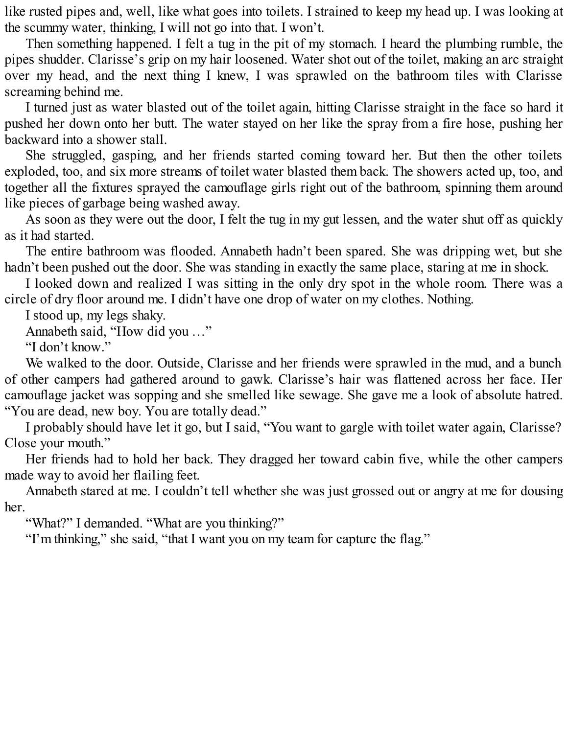like rusted pipes and, well, like what goes into toilets. I strained to keep my head up. I was looking at the scummy water, thinking, I will not go into that. I won't.

Then something happened. I felt a tug in the pit of my stomach. I heard the plumbing rumble, the pipes shudder. Clarisse's grip on my hair loosened. Water shot out of the toilet, making an arc straight over my head, and the next thing I knew, I was sprawled on the bathroom tiles with Clarisse screaming behind me.

I turned just as water blasted out of the toilet again, hitting Clarisse straight in the face so hard it pushed her down onto her butt. The water stayed on her like the spray from a fire hose, pushing her backward into a shower stall.

She struggled, gasping, and her friends started coming toward her. But then the other toilets exploded, too, and six more streams of toilet water blasted them back. The showers acted up, too, and together all the fixtures sprayed the camouflage girls right out of the bathroom, spinning them around like pieces of garbage being washed away.

As soon as they were out the door, I felt the tug in my gut lessen, and the water shut off as quickly as it had started.

The entire bathroom was flooded. Annabeth hadn't been spared. She was dripping wet, but she hadn't been pushed out the door. She was standing in exactly the same place, staring at me in shock.

I looked down and realized I was sitting in the only dry spot in the whole room. There was a circle of dry floor around me. I didn't have one drop of water on my clothes. Nothing.

I stood up, my legs shaky.

Annabeth said, "How did you …"

"I don't know."

We walked to the door. Outside, Clarisse and her friends were sprawled in the mud, and a bunch of other campers had gathered around to gawk. Clarisse's hair was flattened across her face. Her camouflage jacket was sopping and she smelled like sewage. She gave me a look of absolute hatred. "You are dead, new boy. You are totally dead."

I probably should have let it go, but I said, "You want to gargle with toilet water again, Clarisse? Close your mouth."

Her friends had to hold her back. They dragged her toward cabin five, while the other campers made way to avoid her flailing feet.

Annabeth stared at me. I couldn't tell whether she was just grossed out or angry at me for dousing her.

"What?" I demanded. "What are you thinking?"

"I'm thinking," she said, "that I want you on my team for capture the flag."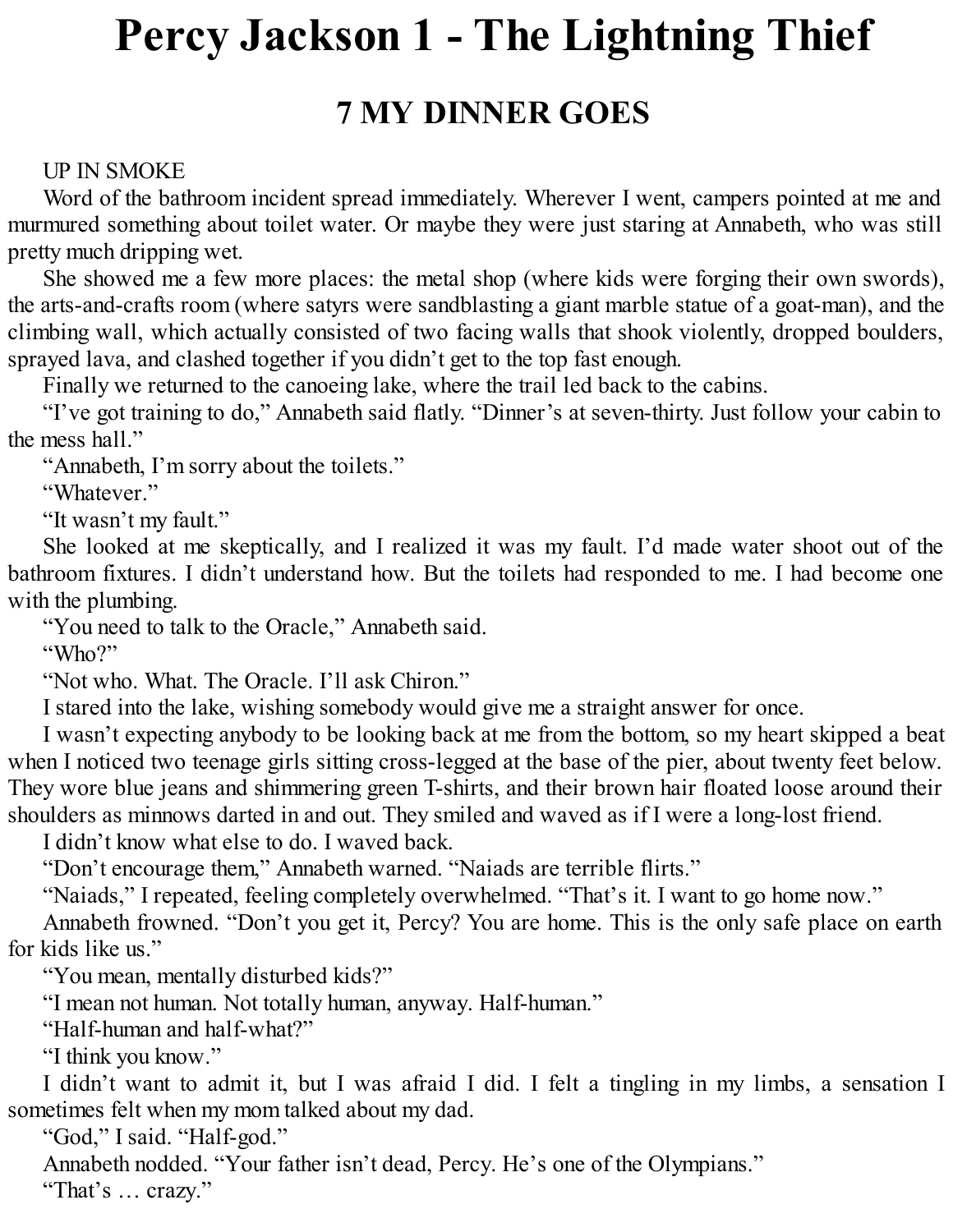# Percy Jackson 1 - The Lightning Thief

## 7 MY DINNER GOES

UP IN SMOKE

Word of the bathroom incident spread immediately. Wherever I went, campers pointed at me and murmured something about toilet water. Or maybe they were just staring at Annabeth, who was still pretty much dripping wet.

She showed me a few more places: the metal shop (where kids were forging their own swords), the arts-and-crafts room (where satyrs were sandblasting a giant marble statue of a goat-man), and the climbing wall, which actually consisted of two facing walls that shook violently, dropped boulders, sprayed lava, and clashed together if you didn't get to the top fast enough.

Finally we returned to the canoeing lake, where the trail led back to the cabins.

"I've got training to do," Annabeth said flatly. "Dinner's at seven-thirty. Just follow your cabin to the mess hall."

"Annabeth, I'm sorry about the toilets."

"Whatever."

"It wasn't my fault."

She looked at me skeptically, and I realized it was my fault. I'd made water shoot out of the bathroom fixtures. I didn't understand how. But the toilets had responded to me. I had become one with the plumbing.

"You need to talk to the Oracle," Annabeth said.

"Who?"

"Not who. What. The Oracle. I'll ask Chiron."

I stared into the lake, wishing somebody would give me a straight answer for once.

I wasn't expecting anybody to be looking back at me from the bottom, so my heart skipped a beat when I noticed two teenage girls sitting cross-legged at the base of the pier, about twenty feet below. They wore blue jeans and shimmering green T-shirts, and their brown hair floated loose around their shoulders as minnows darted in and out. They smiled and waved as if I were a long-lost friend.

I didn't know what else to do. I waved back.

"Don't encourage them," Annabeth warned. "Naiads are terrible flirts."

"Naiads," I repeated, feeling completely overwhelmed. "That's it. I want to go home now."

Annabeth frowned. "Don't you get it, Percy? You are home. This is the only safe place on earth for kids like us."

"You mean, mentally disturbed kids?"

"I mean not human. Not totally human, anyway. Half-human."

"Half-human and half-what?"

"I think you know."

I didn't want to admit it, but I was afraid I did. I felt a tingling in my limbs, a sensation I sometimes felt when my mom talked about my dad.

"God," I said. "Half-god."

Annabeth nodded. "Your father isn't dead, Percy. He's one of the Olympians."

"That's … crazy."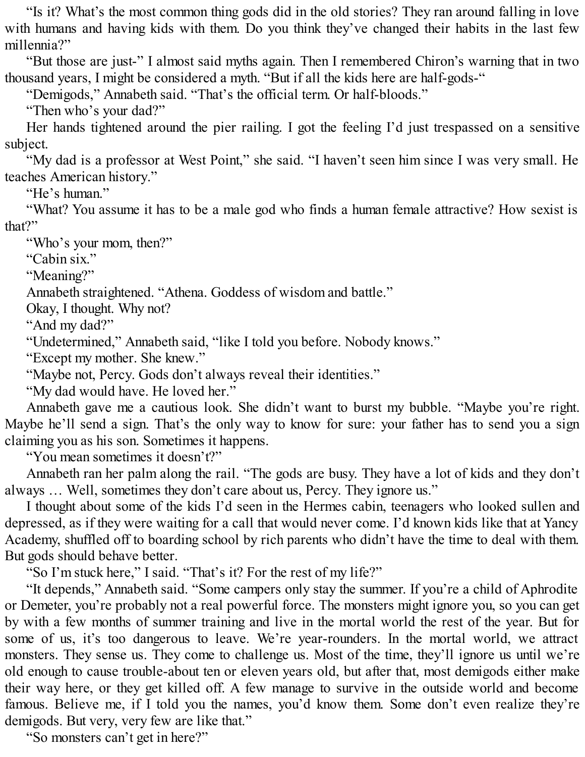"Is it? What's the most common thing gods did in the old stories? They ran around falling in love with humans and having kids with them. Do you think they've changed their habits in the last few millennia?"

"But those are just-" I almost said myths again. Then I remembered Chiron's warning that in two thousand years, I might be considered a myth. "But if all the kids here are half-gods-"

"Demigods," Annabeth said. "That's the official term. Or half-bloods."

"Then who's your dad?"

Her hands tightened around the pier railing. I got the feeling I'd just trespassed on a sensitive subject.

"My dad is a professor at West Point," she said. "I haven't seen him since I was very small. He teaches American history."

"He's human."

"What? You assume it has to be a male god who finds a human female attractive? How sexist is that?"

"Who's your mom, then?"

"Cabin six."

"Meaning?"

Annabeth straightened. "Athena. Goddess of wisdom and battle."

Okay, I thought. Why not?

"And my dad?"

"Undetermined," Annabeth said, "like I told you before. Nobody knows."

"Except my mother. She knew."

"Maybe not, Percy. Gods don't always reveal their identities."

"My dad would have. He loved her."

Annabeth gave me a cautious look. She didn't want to burst my bubble. "Maybe you're right. Maybe he'll send a sign. That's the only way to know for sure: your father has to send you a sign claiming you as his son. Sometimes it happens.

"You mean sometimes it doesn't?"

Annabeth ran her palm along the rail. "The gods are busy. They have a lot of kids and they don't always … Well, sometimes they don't care about us, Percy. They ignore us."

I thought about some of the kids I'd seen in the Hermes cabin, teenagers who looked sullen and depressed, as if they were waiting for a call that would never come. I'd known kids like that at Yancy Academy, shuffled off to boarding school by rich parents who didn't have the time to deal with them. But gods should behave better.

"So I'm stuck here," I said. "That's it? For the rest of my life?"

"It depends," Annabeth said. "Some campers only stay the summer. If you're a child of Aphrodite or Demeter, you're probably not a real powerful force. The monsters might ignore you, so you can get by with a few months of summer training and live in the mortal world the rest of the year. But for some of us, it's too dangerous to leave. We're year-rounders. In the mortal world, we attract monsters. They sense us. They come to challenge us. Most of the time, they'll ignore us until we're old enough to cause trouble-about ten or eleven years old, but after that, most demigods either make their way here, or they get killed off. A few manage to survive in the outside world and become famous. Believe me, if I told you the names, you'd know them. Some don't even realize they're demigods. But very, very few are like that."

"So monsters can't get in here?"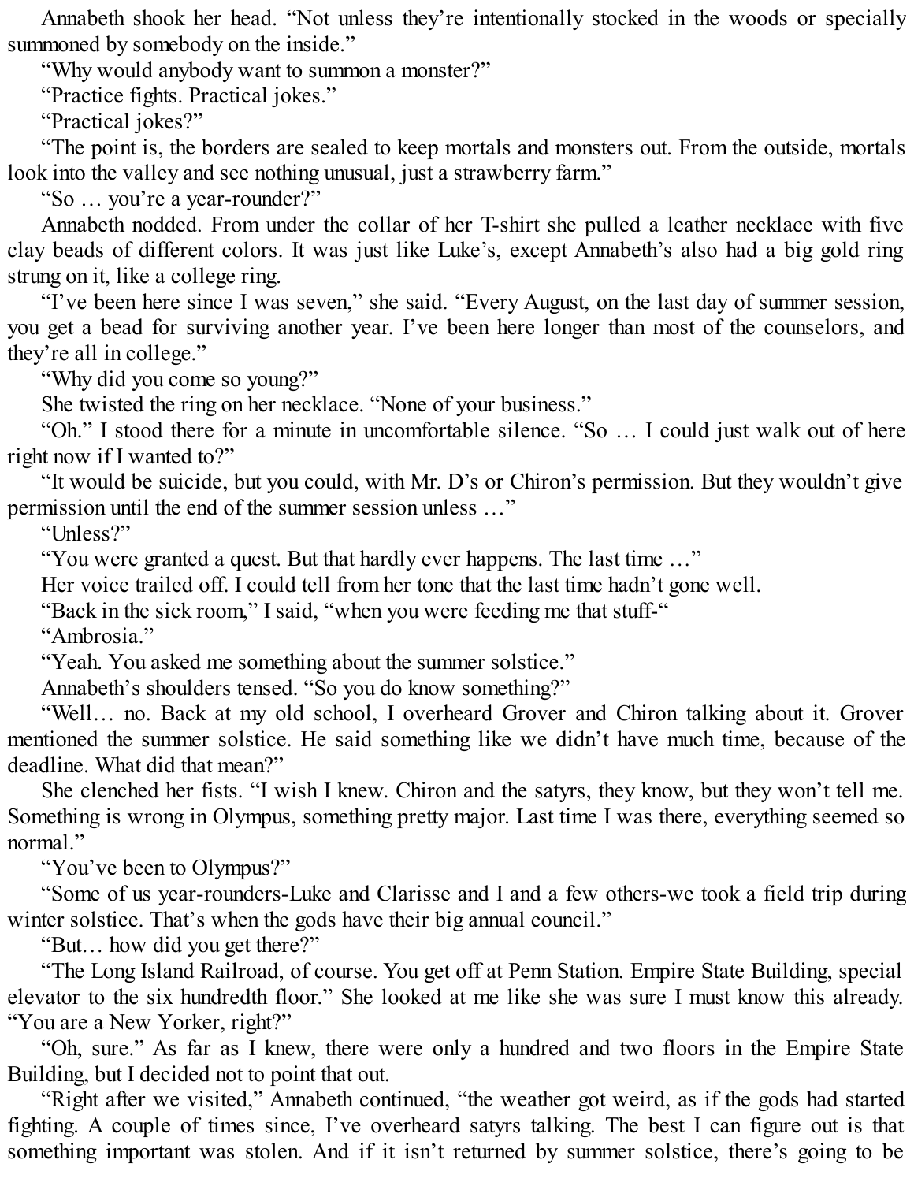Annabeth shook her head. “Not unless they’re intentionally stocked in the woods or specially summoned by somebody on the inside.”

“Why would anybody want to summon a monster?”

“Practice fights. Practical jokes.”

“Practical jokes?”

“The point is, the borders are sealed to keep mortals and monsters out. From the outside, mortals look into the valley and see nothing unusual, just a strawberry farm.”

“So … you’re a year-rounder?”

Annabeth nodded. From under the collar of her T-shirt she pulled a leather necklace with five clay beads of different colors. It was just like Luke’s, except Annabeth’s also had a big gold ring strung on it, like a college ring.

“I’ve been here since I was seven,” she said. “Every August, on the last day of summer session, you get a bead for surviving another year. I’ve been here longer than most of the counselors, and they’re all in college.”

“Why did you come so young?”

She twisted the ring on her necklace. “None of your business.”

“Oh.” I stood there for a minute in uncomfortable silence. “So … I could just walk out of here right now if I wanted to?”

“It would be suicide, but you could, with Mr. D’s or Chiron’s permission. But they wouldn’t give permission until the end of the summer session unless …”

“Unless?”

“You were granted a quest. But that hardly ever happens. The last time …”

Her voice trailed off. I could tell from her tone that the last time hadn’t gone well.

“Back in the sick room,” I said, “when you were feeding me that stuff-“

“Ambrosia.”

“Yeah. You asked me something about the summer solstice.”

Annabeth’s shoulders tensed. “So you do know something?”

“Well… no. Back at my old school, I overheard Grover and Chiron talking about it. Grover mentioned the summer solstice. He said something like we didn’t have much time, because of the deadline. What did that mean?”

She clenched her fists. “I wish I knew. Chiron and the satyrs, they know, but they won’t tell me. Something is wrong in Olympus, something pretty major. Last time I was there, everything seemed so normal.”

“You’ve been to Olympus?”

“Some of us year-rounders-Luke and Clarisse and I and a few others-we took a field trip during winter solstice. That’s when the gods have their big annual council.”

“But… how did you get there?”

“The Long Island Railroad, of course. You get off at Penn Station. Empire State Building, special elevator to the six hundredth floor.” She looked at me like she was sure I must know this already. “You are a New Yorker, right?”

“Oh, sure.” As far as I knew, there were only a hundred and two floors in the Empire State Building, but I decided not to point that out.

“Right after we visited,” Annabeth continued, “the weather got weird, as if the gods had started fighting. A couple of times since, I’ve overheard satyrs talking. The best I can figure out is that something important was stolen. And if it isn’t returned by summer solstice, there’s going to be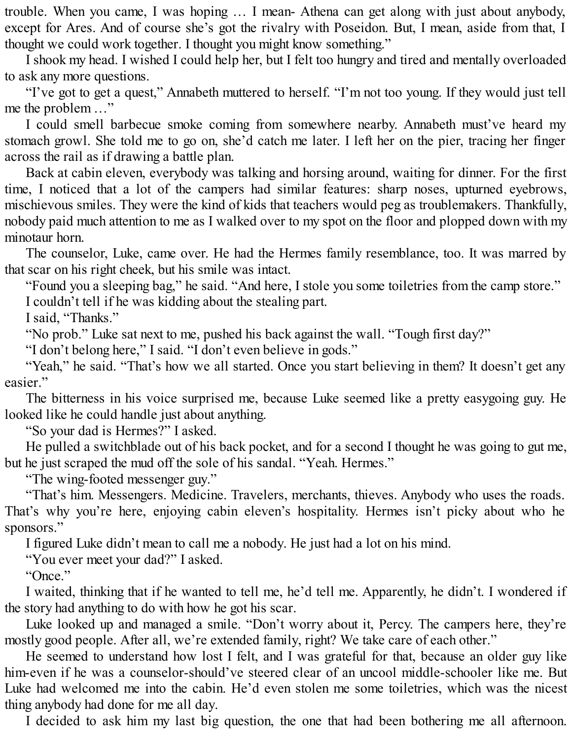trouble. When you came, I was hoping … I mean- Athena can get along with just about anybody, except for Ares. And of course she's got the rivalry with Poseidon. But, I mean, aside from that, I thought we could work together. I thought you might know something."

I shook my head. I wished I could help her, but I felt too hungry and tired and mentally overloaded to ask any more questions.

"I've got to get a quest," Annabeth muttered to herself. "I'm not too young. If they would just tell me the problem …"

I could smell barbecue smoke coming from somewhere nearby. Annabeth must've heard my stomach growl. She told me to go on, she'd catch me later. I left her on the pier, tracing her finger across the rail as if drawing a battle plan.

Back at cabin eleven, everybody was talking and horsing around, waiting for dinner. For the first time, I noticed that a lot of the campers had similar features: sharp noses, upturned eyebrows, mischievous smiles. They were the kind of kids that teachers would peg as troublemakers. Thankfully, nobody paid much attention to me as I walked over to my spot on the floor and plopped down with my minotaur horn.

The counselor, Luke, came over. He had the Hermes family resemblance, too. It was marred by that scar on his right cheek, but his smile was intact.

"Found you a sleeping bag," he said. "And here, I stole you some toiletries from the camp store."

I couldn't tell if he was kidding about the stealing part.

I said, "Thanks."

"No prob." Luke sat next to me, pushed his back against the wall. "Tough first day?"

"I don't belong here," I said. "I don't even believe in gods."

"Yeah," he said. "That's how we all started. Once you start believing in them? It doesn't get any easier."

The bitterness in his voice surprised me, because Luke seemed like a pretty easygoing guy. He looked like he could handle just about anything.

"So your dad is Hermes?" I asked.

He pulled a switchblade out of his back pocket, and for a second I thought he was going to gut me, but he just scraped the mud off the sole of his sandal. "Yeah. Hermes."

"The wing-footed messenger guy."

"That's him. Messengers. Medicine. Travelers, merchants, thieves. Anybody who uses the roads. That's why you're here, enjoying cabin eleven's hospitality. Hermes isn't picky about who he sponsors."

I figured Luke didn't mean to call me a nobody. He just had a lot on his mind.

"You ever meet your dad?" I asked.

"Once."

I waited, thinking that if he wanted to tell me, he'd tell me. Apparently, he didn't. I wondered if the story had anything to do with how he got his scar.

Luke looked up and managed a smile. "Don't worry about it, Percy. The campers here, they're mostly good people. After all, we're extended family, right? We take care of each other."

He seemed to understand how lost I felt, and I was grateful for that, because an older guy like him-even if he was a counselor-should've steered clear of an uncool middle-schooler like me. But Luke had welcomed me into the cabin. He'd even stolen me some toiletries, which was the nicest thing anybody had done for me all day.

I decided to ask him my last big question, the one that had been bothering me all afternoon.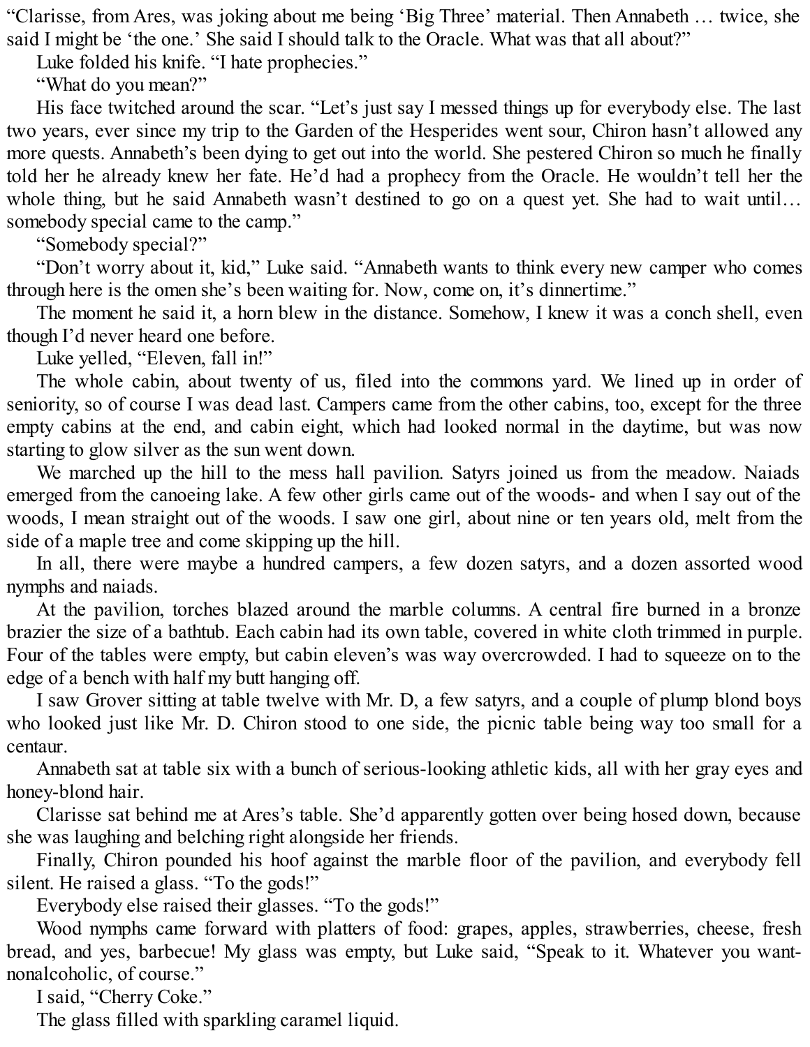"Clarisse, from Ares, was joking about me being 'Big Three' material. Then Annabeth … twice, she said I might be 'the one.' She said I should talk to the Oracle. What was that all about?"

Luke folded his knife. "I hate prophecies."

"What do you mean?"

His face twitched around the scar. "Let's just say I messed things up for everybody else. The last two years, ever since my trip to the Garden of the Hesperides went sour, Chiron hasn't allowed any more quests. Annabeth's been dying to get out into the world. She pestered Chiron so much he finally told her he already knew her fate. He'd had a prophecy from the Oracle. He wouldn't tell her the whole thing, but he said Annabeth wasn't destined to go on a quest yet. She had to wait until… somebody special came to the camp."

"Somebody special?"

"Don't worry about it, kid," Luke said. "Annabeth wants to think every new camper who comes through here is the omen she's been waiting for. Now, come on, it's dinnertime."

The moment he said it, a horn blew in the distance. Somehow, I knew it was a conch shell, even though I'd never heard one before.

Luke yelled, "Eleven, fall in!"

The whole cabin, about twenty of us, filed into the commons yard. We lined up in order of seniority, so of course I was dead last. Campers came from the other cabins, too, except for the three empty cabins at the end, and cabin eight, which had looked normal in the daytime, but was now starting to glow silver as the sun went down.

We marched up the hill to the mess hall pavilion. Satyrs joined us from the meadow. Naiads emerged from the canoeing lake. A few other girls came out of the woods- and when I say out of the woods, I mean straight out of the woods. I saw one girl, about nine or ten years old, melt from the side of a maple tree and come skipping up the hill.

In all, there were maybe a hundred campers, a few dozen satyrs, and a dozen assorted wood nymphs and naiads.

At the pavilion, torches blazed around the marble columns. A central fire burned in a bronze brazier the size of a bathtub. Each cabin had its own table, covered in white cloth trimmed in purple. Four of the tables were empty, but cabin eleven's was way overcrowded. I had to squeeze on to the edge of a bench with half my butt hanging off.

I saw Grover sitting at table twelve with Mr. D, a few satyrs, and a couple of plump blond boys who looked just like Mr. D. Chiron stood to one side, the picnic table being way too small for a centaur.

Annabeth sat at table six with a bunch of serious-looking athletic kids, all with her gray eyes and honey-blond hair.

Clarisse sat behind me at Ares's table. She'd apparently gotten over being hosed down, because she was laughing and belching right alongside her friends.

Finally, Chiron pounded his hoof against the marble floor of the pavilion, and everybody fell silent. He raised a glass. "To the gods!"

Everybody else raised their glasses. "To the gods!"

Wood nymphs came forward with platters of food: grapes, apples, strawberries, cheese, fresh bread, and yes, barbecue! My glass was empty, but Luke said, "Speak to it. Whatever you want-nonalcoholic, of course."

I said, "Cherry Coke."

The glass filled with sparkling caramel liquid.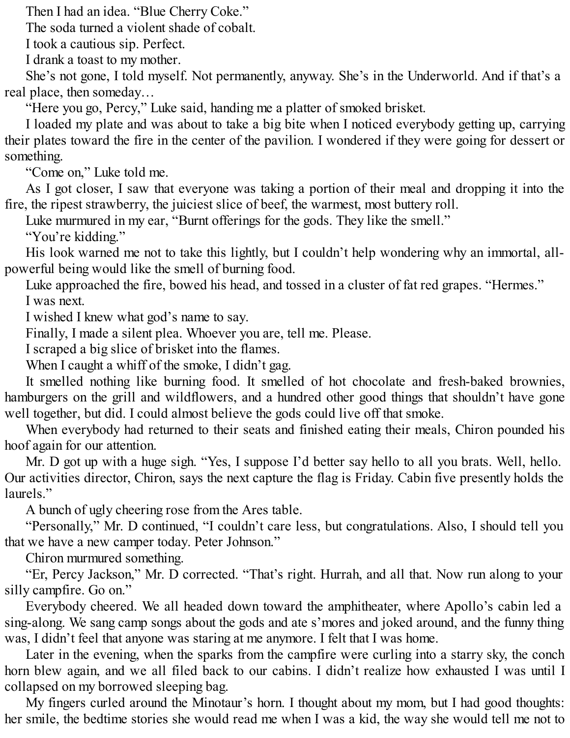Then I had an idea. "Blue Cherry Coke."

The soda turned a violent shade of cobalt.

I took a cautious sip. Perfect.

I drank a toast to my mother.

She's not gone, I told myself. Not permanently, anyway. She's in the Underworld. And if that's a real place, then someday…

"Here you go, Percy," Luke said, handing me a platter of smoked brisket.

I loaded my plate and was about to take a big bite when I noticed everybody getting up, carrying their plates toward the fire in the center of the pavilion. I wondered if they were going for dessert or something.

"Come on," Luke told me.

As I got closer, I saw that everyone was taking a portion of their meal and dropping it into the fire, the ripest strawberry, the juiciest slice of beef, the warmest, most buttery roll.

Luke murmured in my ear, "Burnt offerings for the gods. They like the smell."

"You're kidding."

His look warned me not to take this lightly, but I couldn't help wondering why an immortal, all-powerful being would like the smell of burning food.

Luke approached the fire, bowed his head, and tossed in a cluster of fat red grapes. "Hermes."

I was next.

I wished I knew what god's name to say.

Finally, I made a silent plea. Whoever you are, tell me. Please.

I scraped a big slice of brisket into the flames.

When I caught a whiff of the smoke, I didn't gag.

It smelled nothing like burning food. It smelled of hot chocolate and fresh-baked brownies, hamburgers on the grill and wildflowers, and a hundred other good things that shouldn't have gone well together, but did. I could almost believe the gods could live off that smoke.

When everybody had returned to their seats and finished eating their meals, Chiron pounded his hoof again for our attention.

Mr. D got up with a huge sigh. "Yes, I suppose I'd better say hello to all you brats. Well, hello. Our activities director, Chiron, says the next capture the flag is Friday. Cabin five presently holds the laurels."

A bunch of ugly cheering rose from the Ares table.

"Personally," Mr. D continued, "I couldn't care less, but congratulations. Also, I should tell you that we have a new camper today. Peter Johnson."

Chiron murmured something.

"Er, Percy Jackson," Mr. D corrected. "That's right. Hurrah, and all that. Now run along to your silly campfire. Go on."

Everybody cheered. We all headed down toward the amphitheater, where Apollo's cabin led a sing-along. We sang camp songs about the gods and ate s'mores and joked around, and the funny thing was, I didn't feel that anyone was staring at me anymore. I felt that I was home.

Later in the evening, when the sparks from the campfire were curling into a starry sky, the conch horn blew again, and we all filed back to our cabins. I didn't realize how exhausted I was until I collapsed on my borrowed sleeping bag.

My fingers curled around the Minotaur's horn. I thought about my mom, but I had good thoughts: her smile, the bedtime stories she would read me when I was a kid, the way she would tell me not to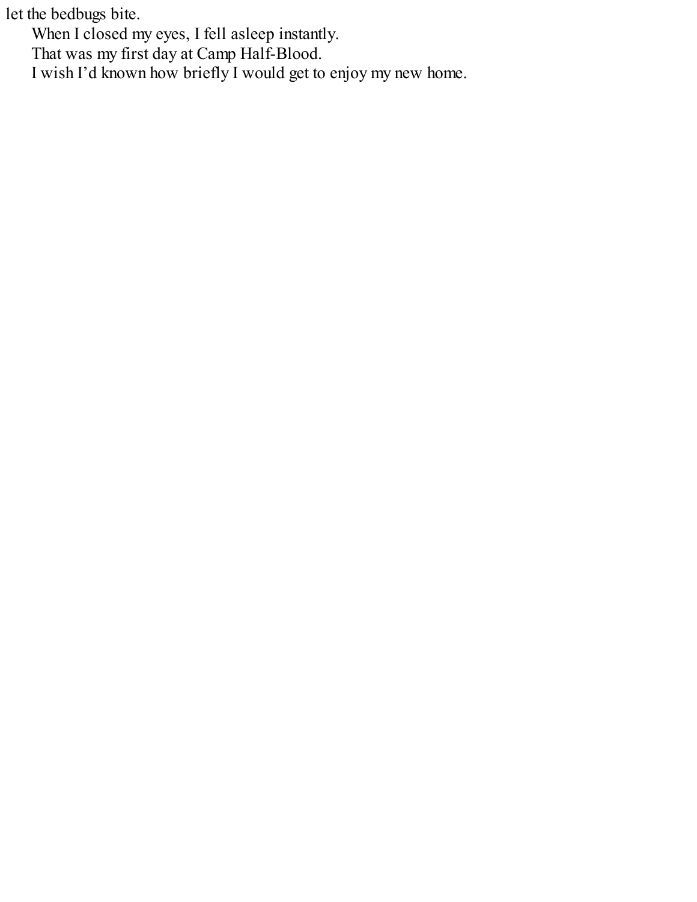let the bedbugs bite.

When I closed my eyes, I fell asleep instantly.

That was my first day at Camp Half-Blood.

I wish I'd known how briefly I would get to enjoy my new home.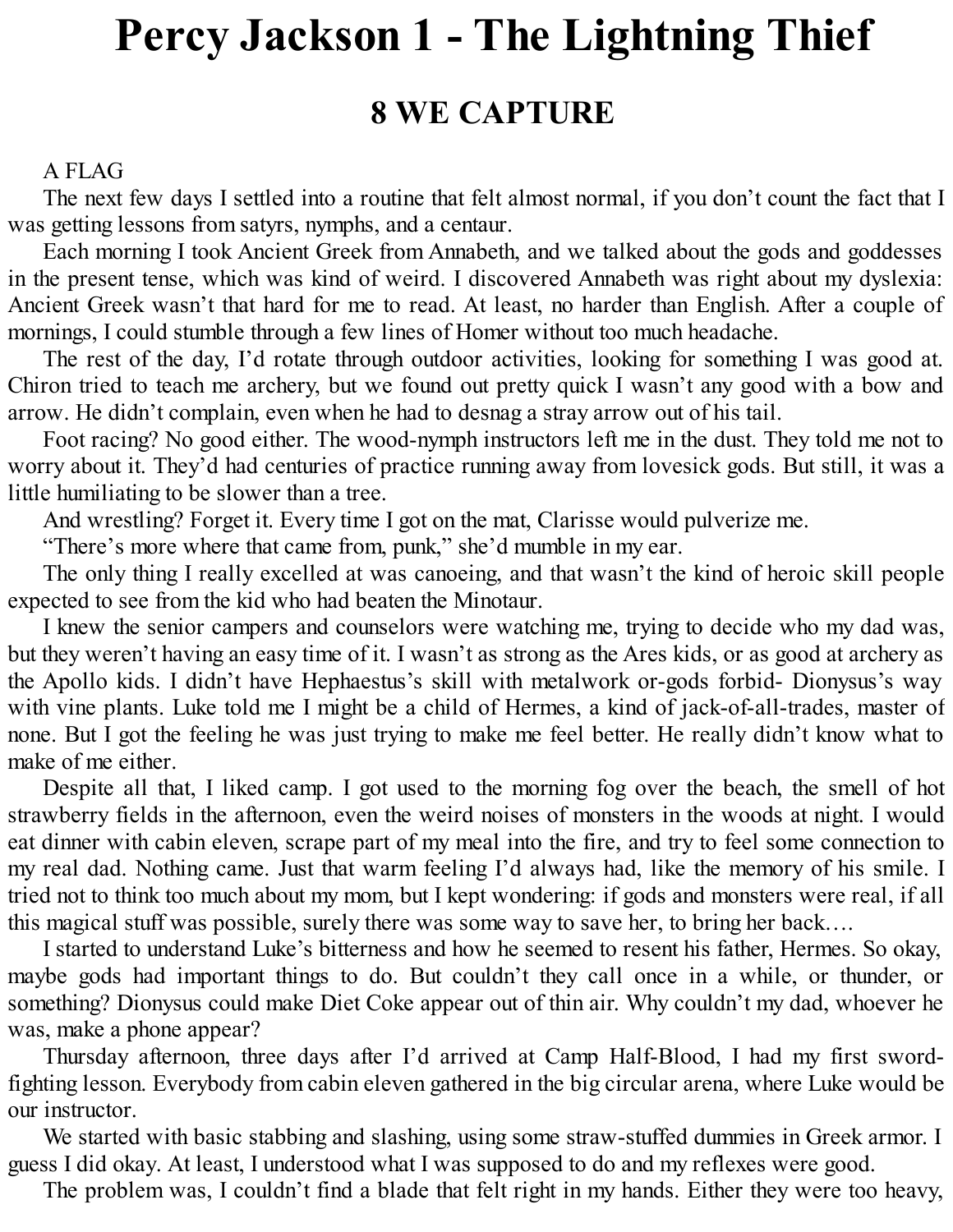# Percy Jackson 1 - The Lightning Thief

## 8 WE CAPTURE

A FLAG

The next few days I settled into a routine that felt almost normal, if you don't count the fact that I was getting lessons from satyrs, nymphs, and a centaur.

Each morning I took Ancient Greek from Annabeth, and we talked about the gods and goddesses in the present tense, which was kind of weird. I discovered Annabeth was right about my dyslexia: Ancient Greek wasn't that hard for me to read. At least, no harder than English. After a couple of mornings, I could stumble through a few lines of Homer without too much headache.

The rest of the day, I'd rotate through outdoor activities, looking for something I was good at. Chiron tried to teach me archery, but we found out pretty quick I wasn't any good with a bow and arrow. He didn't complain, even when he had to desnag a stray arrow out of his tail.

Foot racing? No good either. The wood-nymph instructors left me in the dust. They told me not to worry about it. They'd had centuries of practice running away from lovesick gods. But still, it was a little humiliating to be slower than a tree.

And wrestling? Forget it. Every time I got on the mat, Clarisse would pulverize me.

"There's more where that came from, punk," she'd mumble in my ear.

The only thing I really excelled at was canoeing, and that wasn't the kind of heroic skill people expected to see from the kid who had beaten the Minotaur.

I knew the senior campers and counselors were watching me, trying to decide who my dad was, but they weren't having an easy time of it. I wasn't as strong as the Ares kids, or as good at archery as the Apollo kids. I didn't have Hephaestus's skill with metalwork or-gods forbid- Dionysus's way with vine plants. Luke told me I might be a child of Hermes, a kind of jack-of-all-trades, master of none. But I got the feeling he was just trying to make me feel better. He really didn't know what to make of me either.

Despite all that, I liked camp. I got used to the morning fog over the beach, the smell of hot strawberry fields in the afternoon, even the weird noises of monsters in the woods at night. I would eat dinner with cabin eleven, scrape part of my meal into the fire, and try to feel some connection to my real dad. Nothing came. Just that warm feeling I'd always had, like the memory of his smile. I tried not to think too much about my mom, but I kept wondering: if gods and monsters were real, if all this magical stuff was possible, surely there was some way to save her, to bring her back….

I started to understand Luke's bitterness and how he seemed to resent his father, Hermes. So okay, maybe gods had important things to do. But couldn't they call once in a while, or thunder, or something? Dionysus could make Diet Coke appear out of thin air. Why couldn't my dad, whoever he was, make a phone appear?

Thursday afternoon, three days after I'd arrived at Camp Half-Blood, I had my first sword-fighting lesson. Everybody from cabin eleven gathered in the big circular arena, where Luke would be our instructor.

We started with basic stabbing and slashing, using some straw-stuffed dummies in Greek armor. I guess I did okay. At least, I understood what I was supposed to do and my reflexes were good.

The problem was, I couldn't find a blade that felt right in my hands. Either they were too heavy,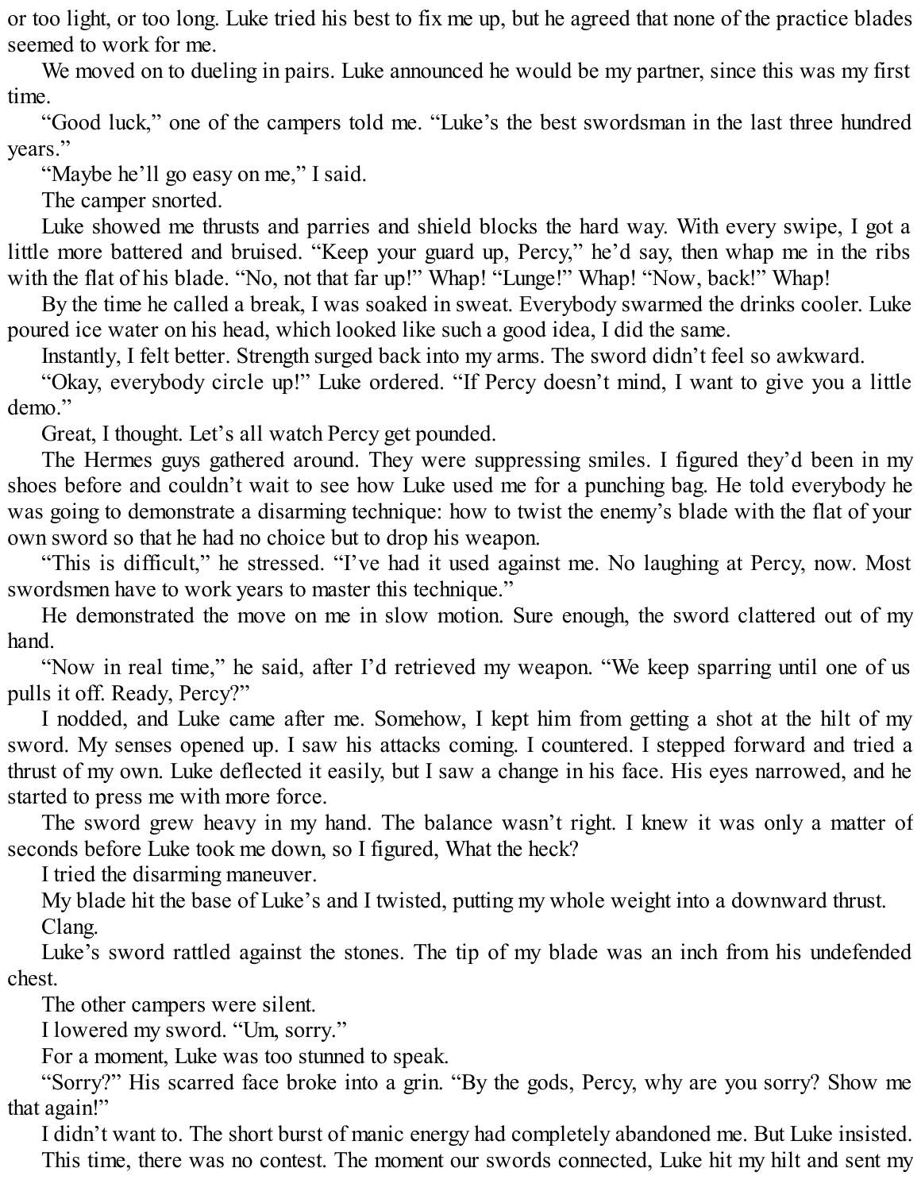or too light, or too long. Luke tried his best to fix me up, but he agreed that none of the practice blades seemed to work for me.

We moved on to dueling in pairs. Luke announced he would be my partner, since this was my first time.

"Good luck," one of the campers told me. "Luke's the best swordsman in the last three hundred years."

"Maybe he'll go easy on me," I said.

The camper snorted.

Luke showed me thrusts and parries and shield blocks the hard way. With every swipe, I got a little more battered and bruised. "Keep your guard up, Percy," he'd say, then whap me in the ribs with the flat of his blade. "No, not that far up!" Whap! "Lunge!" Whap! "Now, back!" Whap!

By the time he called a break, I was soaked in sweat. Everybody swarmed the drinks cooler. Luke poured ice water on his head, which looked like such a good idea, I did the same.

Instantly, I felt better. Strength surged back into my arms. The sword didn't feel so awkward.

"Okay, everybody circle up!" Luke ordered. "If Percy doesn't mind, I want to give you a little demo."

Great, I thought. Let's all watch Percy get pounded.

The Hermes guys gathered around. They were suppressing smiles. I figured they'd been in my shoes before and couldn't wait to see how Luke used me for a punching bag. He told everybody he was going to demonstrate a disarming technique: how to twist the enemy's blade with the flat of your own sword so that he had no choice but to drop his weapon.

"This is difficult," he stressed. "I've had it used against me. No laughing at Percy, now. Most swordsmen have to work years to master this technique."

He demonstrated the move on me in slow motion. Sure enough, the sword clattered out of my hand.

"Now in real time," he said, after I'd retrieved my weapon. "We keep sparring until one of us pulls it off. Ready, Percy?"

I nodded, and Luke came after me. Somehow, I kept him from getting a shot at the hilt of my sword. My senses opened up. I saw his attacks coming. I countered. I stepped forward and tried a thrust of my own. Luke deflected it easily, but I saw a change in his face. His eyes narrowed, and he started to press me with more force.

The sword grew heavy in my hand. The balance wasn't right. I knew it was only a matter of seconds before Luke took me down, so I figured, What the heck?

I tried the disarming maneuver.

My blade hit the base of Luke's and I twisted, putting my whole weight into a downward thrust.

Clang.

Luke's sword rattled against the stones. The tip of my blade was an inch from his undefended chest.

The other campers were silent.

I lowered my sword. "Um, sorry."

For a moment, Luke was too stunned to speak.

"Sorry?" His scarred face broke into a grin. "By the gods, Percy, why are you sorry? Show me that again!"

I didn't want to. The short burst of manic energy had completely abandoned me. But Luke insisted.

This time, there was no contest. The moment our swords connected, Luke hit my hilt and sent my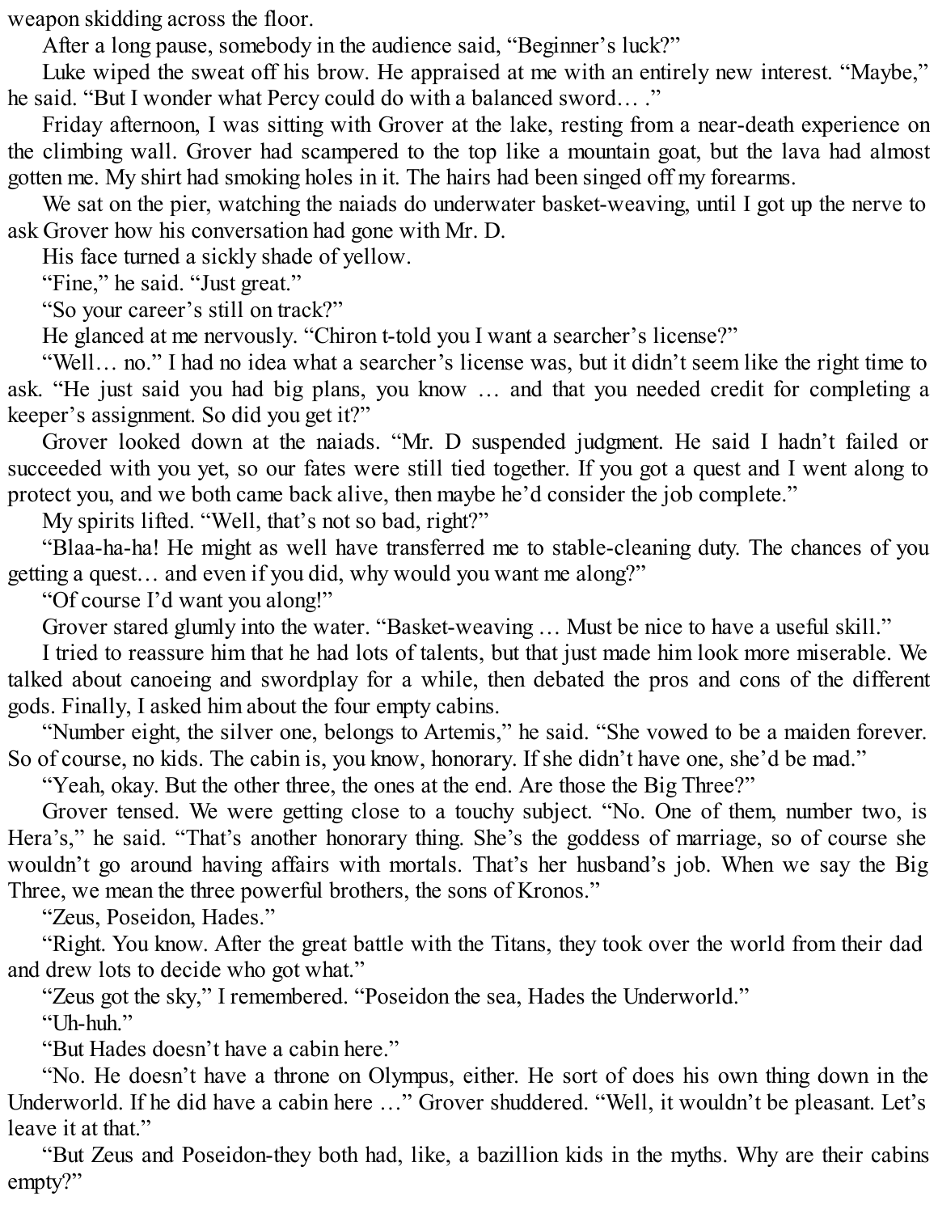weapon skidding across the floor.

After a long pause, somebody in the audience said, "Beginner's luck?"

Luke wiped the sweat off his brow. He appraised at me with an entirely new interest. "Maybe," he said. "But I wonder what Percy could do with a balanced sword… ."

Friday afternoon, I was sitting with Grover at the lake, resting from a near-death experience on the climbing wall. Grover had scampered to the top like a mountain goat, but the lava had almost gotten me. My shirt had smoking holes in it. The hairs had been singed off my forearms.

We sat on the pier, watching the naiads do underwater basket-weaving, until I got up the nerve to ask Grover how his conversation had gone with Mr. D.

His face turned a sickly shade of yellow.

"Fine," he said. "Just great."

"So your career's still on track?"

He glanced at me nervously. "Chiron t-told you I want a searcher's license?"

"Well… no." I had no idea what a searcher's license was, but it didn't seem like the right time to ask. "He just said you had big plans, you know … and that you needed credit for completing a keeper's assignment. So did you get it?"

Grover looked down at the naiads. "Mr. D suspended judgment. He said I hadn't failed or succeeded with you yet, so our fates were still tied together. If you got a quest and I went along to protect you, and we both came back alive, then maybe he'd consider the job complete."

My spirits lifted. "Well, that's not so bad, right?"

"Blaa-ha-ha! He might as well have transferred me to stable-cleaning duty. The chances of you getting a quest… and even if you did, why would you want me along?"

"Of course I'd want you along!"

Grover stared glumly into the water. "Basket-weaving … Must be nice to have a useful skill."

I tried to reassure him that he had lots of talents, but that just made him look more miserable. We talked about canoeing and swordplay for a while, then debated the pros and cons of the different gods. Finally, I asked him about the four empty cabins.

"Number eight, the silver one, belongs to Artemis," he said. "She vowed to be a maiden forever. So of course, no kids. The cabin is, you know, honorary. If she didn't have one, she'd be mad."

"Yeah, okay. But the other three, the ones at the end. Are those the Big Three?"

Grover tensed. We were getting close to a touchy subject. "No. One of them, number two, is Hera's," he said. "That's another honorary thing. She's the goddess of marriage, so of course she wouldn't go around having affairs with mortals. That's her husband's job. When we say the Big Three, we mean the three powerful brothers, the sons of Kronos."

"Zeus, Poseidon, Hades."

"Right. You know. After the great battle with the Titans, they took over the world from their dad and drew lots to decide who got what."

"Zeus got the sky," I remembered. "Poseidon the sea, Hades the Underworld."

"Uh-huh."

"But Hades doesn't have a cabin here."

"No. He doesn't have a throne on Olympus, either. He sort of does his own thing down in the Underworld. If he did have a cabin here …" Grover shuddered. "Well, it wouldn't be pleasant. Let's leave it at that."

"But Zeus and Poseidon-they both had, like, a bazillion kids in the myths. Why are their cabins empty?"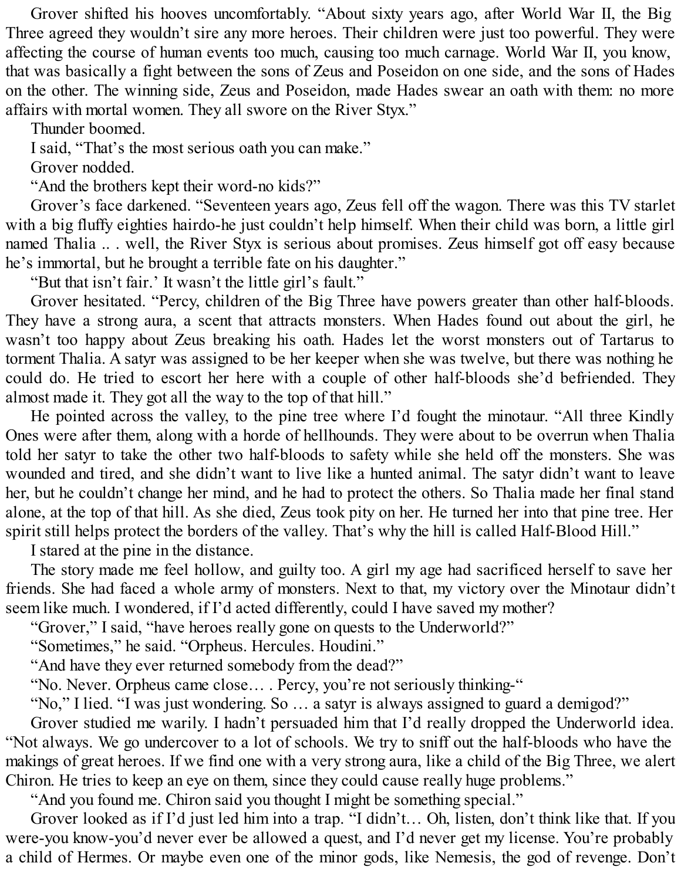Grover shifted his hooves uncomfortably. “About sixty years ago, after World War II, the Big Three agreed they wouldn’t sire any more heroes. Their children were just too powerful. They were affecting the course of human events too much, causing too much carnage. World War II, you know, that was basically a fight between the sons of Zeus and Poseidon on one side, and the sons of Hades on the other. The winning side, Zeus and Poseidon, made Hades swear an oath with them: no more affairs with mortal women. They all swore on the River Styx.”

Thunder boomed.

I said, “That’s the most serious oath you can make.”

Grover nodded.

“And the brothers kept their word-no kids?”

Grover’s face darkened. “Seventeen years ago, Zeus fell off the wagon. There was this TV starlet with a big fluffy eighties hairdo-he just couldn’t help himself. When their child was born, a little girl named Thalia .. . well, the River Styx is serious about promises. Zeus himself got off easy because he’s immortal, but he brought a terrible fate on his daughter.”

“But that isn’t fair.’ It wasn’t the little girl’s fault.”

Grover hesitated. “Percy, children of the Big Three have powers greater than other half-bloods. They have a strong aura, a scent that attracts monsters. When Hades found out about the girl, he wasn’t too happy about Zeus breaking his oath. Hades let the worst monsters out of Tartarus to torment Thalia. A satyr was assigned to be her keeper when she was twelve, but there was nothing he could do. He tried to escort her here with a couple of other half-bloods she’d befriended. They almost made it. They got all the way to the top of that hill.”

He pointed across the valley, to the pine tree where I’d fought the minotaur. “All three Kindly Ones were after them, along with a horde of hellhounds. They were about to be overrun when Thalia told her satyr to take the other two half-bloods to safety while she held off the monsters. She was wounded and tired, and she didn’t want to live like a hunted animal. The satyr didn’t want to leave her, but he couldn’t change her mind, and he had to protect the others. So Thalia made her final stand alone, at the top of that hill. As she died, Zeus took pity on her. He turned her into that pine tree. Her spirit still helps protect the borders of the valley. That’s why the hill is called Half-Blood Hill.”

I stared at the pine in the distance.

The story made me feel hollow, and guilty too. A girl my age had sacrificed herself to save her friends. She had faced a whole army of monsters. Next to that, my victory over the Minotaur didn’t seem like much. I wondered, if I’d acted differently, could I have saved my mother?

“Grover,” I said, “have heroes really gone on quests to the Underworld?”

“Sometimes,” he said. “Orpheus. Hercules. Houdini.”

“And have they ever returned somebody from the dead?”

“No. Never. Orpheus came close… . Percy, you’re not seriously thinking-“

“No,” I lied. “I was just wondering. So … a satyr is always assigned to guard a demigod?”

Grover studied me warily. I hadn’t persuaded him that I’d really dropped the Underworld idea. “Not always. We go undercover to a lot of schools. We try to sniff out the half-bloods who have the makings of great heroes. If we find one with a very strong aura, like a child of the Big Three, we alert Chiron. He tries to keep an eye on them, since they could cause really huge problems.”

“And you found me. Chiron said you thought I might be something special.”

Grover looked as if I’d just led him into a trap. “I didn’t… Oh, listen, don’t think like that. If you were-you know-you’d never ever be allowed a quest, and I’d never get my license. You’re probably a child of Hermes. Or maybe even one of the minor gods, like Nemesis, the god of revenge. Don’t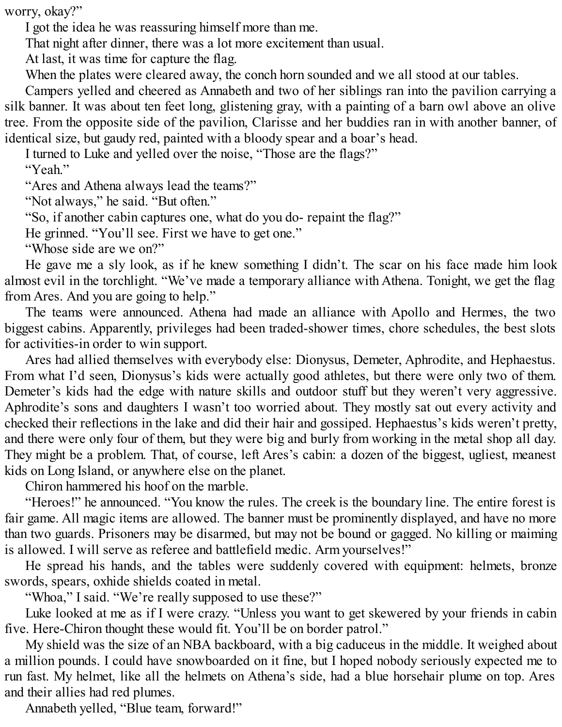worry, okay?"

I got the idea he was reassuring himself more than me.

That night after dinner, there was a lot more excitement than usual.

At last, it was time for capture the flag.

When the plates were cleared away, the conch horn sounded and we all stood at our tables.

Campers yelled and cheered as Annabeth and two of her siblings ran into the pavilion carrying a silk banner. It was about ten feet long, glistening gray, with a painting of a barn owl above an olive tree. From the opposite side of the pavilion, Clarisse and her buddies ran in with another banner, of identical size, but gaudy red, painted with a bloody spear and a boar's head.

I turned to Luke and yelled over the noise, "Those are the flags?"

"Yeah."

"Ares and Athena always lead the teams?"

"Not always," he said. "But often."

"So, if another cabin captures one, what do you do- repaint the flag?"

He grinned. "You'll see. First we have to get one."

"Whose side are we on?"

He gave me a sly look, as if he knew something I didn't. The scar on his face made him look almost evil in the torchlight. "We've made a temporary alliance with Athena. Tonight, we get the flag from Ares. And you are going to help."

The teams were announced. Athena had made an alliance with Apollo and Hermes, the two biggest cabins. Apparently, privileges had been traded-shower times, chore schedules, the best slots for activities-in order to win support.

Ares had allied themselves with everybody else: Dionysus, Demeter, Aphrodite, and Hephaestus. From what I'd seen, Dionysus's kids were actually good athletes, but there were only two of them. Demeter's kids had the edge with nature skills and outdoor stuff but they weren't very aggressive. Aphrodite's sons and daughters I wasn't too worried about. They mostly sat out every activity and checked their reflections in the lake and did their hair and gossiped. Hephaestus's kids weren't pretty, and there were only four of them, but they were big and burly from working in the metal shop all day. They might be a problem. That, of course, left Ares's cabin: a dozen of the biggest, ugliest, meanest kids on Long Island, or anywhere else on the planet.

Chiron hammered his hoof on the marble.

"Heroes!" he announced. "You know the rules. The creek is the boundary line. The entire forest is fair game. All magic items are allowed. The banner must be prominently displayed, and have no more than two guards. Prisoners may be disarmed, but may not be bound or gagged. No killing or maiming is allowed. I will serve as referee and battlefield medic. Arm yourselves!"

He spread his hands, and the tables were suddenly covered with equipment: helmets, bronze swords, spears, oxhide shields coated in metal.

"Whoa," I said. "We're really supposed to use these?"

Luke looked at me as if I were crazy. "Unless you want to get skewered by your friends in cabin five. Here-Chiron thought these would fit. You'll be on border patrol."

My shield was the size of an NBA backboard, with a big caduceus in the middle. It weighed about a million pounds. I could have snowboarded on it fine, but I hoped nobody seriously expected me to run fast. My helmet, like all the helmets on Athena's side, had a blue horsehair plume on top. Ares and their allies had red plumes.

Annabeth yelled, "Blue team, forward!"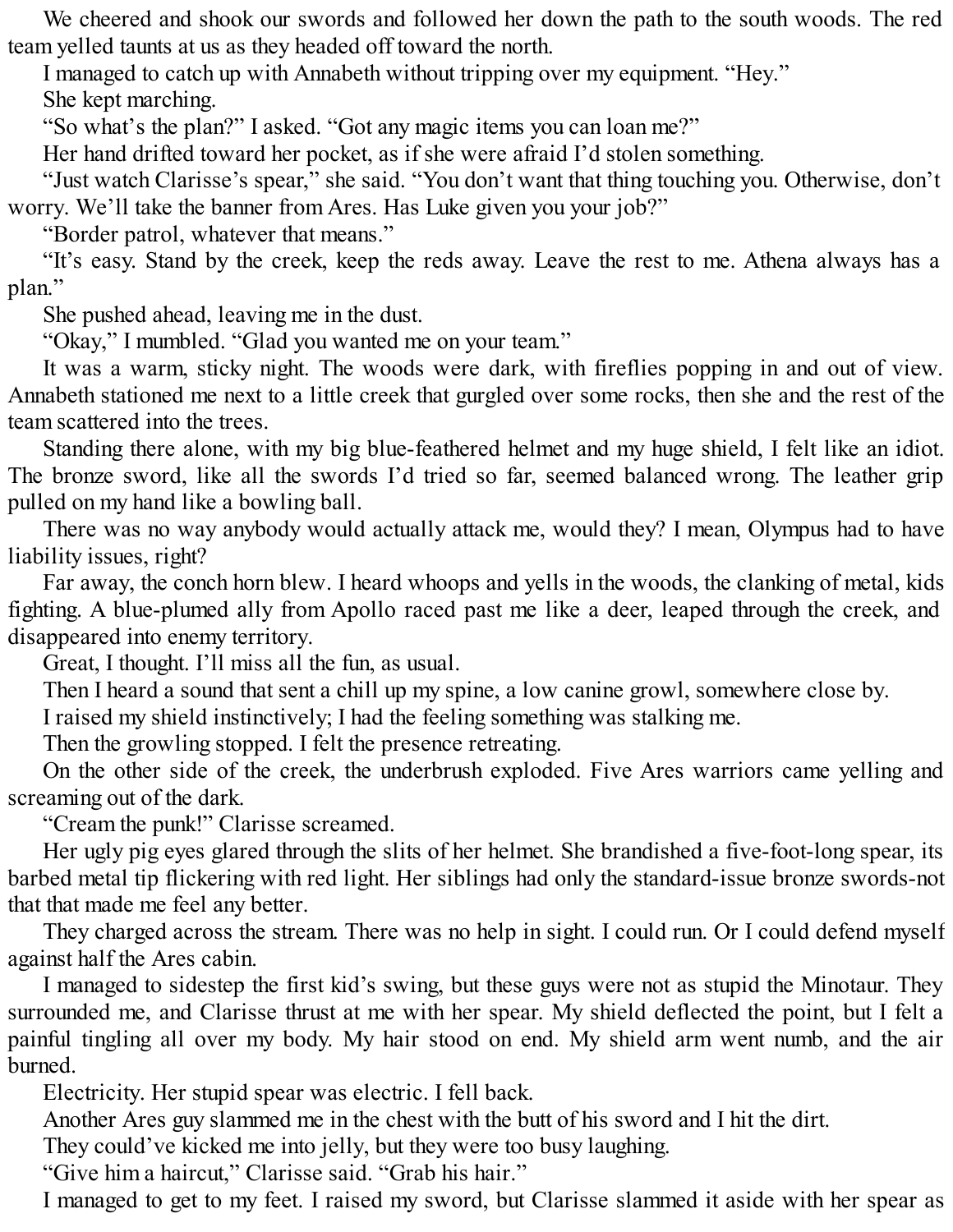We cheered and shook our swords and followed her down the path to the south woods. The red team yelled taunts at us as they headed off toward the north.

I managed to catch up with Annabeth without tripping over my equipment. "Hey."

She kept marching.

"So what's the plan?" I asked. "Got any magic items you can loan me?"

Her hand drifted toward her pocket, as if she were afraid I'd stolen something.

"Just watch Clarisse's spear," she said. "You don't want that thing touching you. Otherwise, don't worry. We'll take the banner from Ares. Has Luke given you your job?"

"Border patrol, whatever that means."

"It's easy. Stand by the creek, keep the reds away. Leave the rest to me. Athena always has a plan."

She pushed ahead, leaving me in the dust.

"Okay," I mumbled. "Glad you wanted me on your team."

It was a warm, sticky night. The woods were dark, with fireflies popping in and out of view. Annabeth stationed me next to a little creek that gurgled over some rocks, then she and the rest of the team scattered into the trees.

Standing there alone, with my big blue-feathered helmet and my huge shield, I felt like an idiot. The bronze sword, like all the swords I'd tried so far, seemed balanced wrong. The leather grip pulled on my hand like a bowling ball.

There was no way anybody would actually attack me, would they? I mean, Olympus had to have liability issues, right?

Far away, the conch horn blew. I heard whoops and yells in the woods, the clanking of metal, kids fighting. A blue-plumed ally from Apollo raced past me like a deer, leaped through the creek, and disappeared into enemy territory.

Great, I thought. I'll miss all the fun, as usual.

Then I heard a sound that sent a chill up my spine, a low canine growl, somewhere close by.

I raised my shield instinctively; I had the feeling something was stalking me.

Then the growling stopped. I felt the presence retreating.

On the other side of the creek, the underbrush exploded. Five Ares warriors came yelling and screaming out of the dark.

"Cream the punk!" Clarisse screamed.

Her ugly pig eyes glared through the slits of her helmet. She brandished a five-foot-long spear, its barbed metal tip flickering with red light. Her siblings had only the standard-issue bronze swords-not that that made me feel any better.

They charged across the stream. There was no help in sight. I could run. Or I could defend myself against half the Ares cabin.

I managed to sidestep the first kid's swing, but these guys were not as stupid the Minotaur. They surrounded me, and Clarisse thrust at me with her spear. My shield deflected the point, but I felt a painful tingling all over my body. My hair stood on end. My shield arm went numb, and the air burned.

Electricity. Her stupid spear was electric. I fell back.

Another Ares guy slammed me in the chest with the butt of his sword and I hit the dirt.

They could've kicked me into jelly, but they were too busy laughing.

"Give him a haircut," Clarisse said. "Grab his hair."

I managed to get to my feet. I raised my sword, but Clarisse slammed it aside with her spear as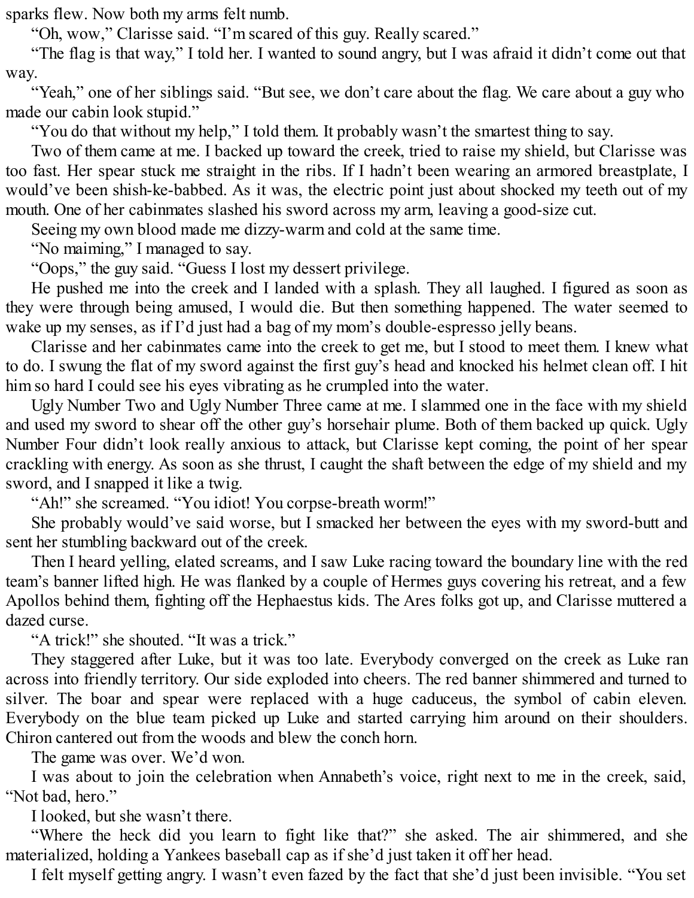sparks flew. Now both my arms felt numb.

"Oh, wow," Clarisse said. "I'm scared of this guy. Really scared."

"The flag is that way," I told her. I wanted to sound angry, but I was afraid it didn't come out that way.

"Yeah," one of her siblings said. "But see, we don't care about the flag. We care about a guy who made our cabin look stupid."

"You do that without my help," I told them. It probably wasn't the smartest thing to say.

Two of them came at me. I backed up toward the creek, tried to raise my shield, but Clarisse was too fast. Her spear stuck me straight in the ribs. If I hadn't been wearing an armored breastplate, I would've been shish-ke-babbed. As it was, the electric point just about shocked my teeth out of my mouth. One of her cabinmates slashed his sword across my arm, leaving a good-size cut.

Seeing my own blood made me dizzy-warm and cold at the same time.

"No maiming," I managed to say.

"Oops," the guy said. "Guess I lost my dessert privilege.

He pushed me into the creek and I landed with a splash. They all laughed. I figured as soon as they were through being amused, I would die. But then something happened. The water seemed to wake up my senses, as if I'd just had a bag of my mom's double-espresso jelly beans.

Clarisse and her cabinmates came into the creek to get me, but I stood to meet them. I knew what to do. I swung the flat of my sword against the first guy's head and knocked his helmet clean off. I hit him so hard I could see his eyes vibrating as he crumpled into the water.

Ugly Number Two and Ugly Number Three came at me. I slammed one in the face with my shield and used my sword to shear off the other guy's horsehair plume. Both of them backed up quick. Ugly Number Four didn't look really anxious to attack, but Clarisse kept coming, the point of her spear crackling with energy. As soon as she thrust, I caught the shaft between the edge of my shield and my sword, and I snapped it like a twig.

"Ah!" she screamed. "You idiot! You corpse-breath worm!"

She probably would've said worse, but I smacked her between the eyes with my sword-butt and sent her stumbling backward out of the creek.

Then I heard yelling, elated screams, and I saw Luke racing toward the boundary line with the red team's banner lifted high. He was flanked by a couple of Hermes guys covering his retreat, and a few Apollos behind them, fighting off the Hephaestus kids. The Ares folks got up, and Clarisse muttered a dazed curse.

"A trick!" she shouted. "It was a trick."

They staggered after Luke, but it was too late. Everybody converged on the creek as Luke ran across into friendly territory. Our side exploded into cheers. The red banner shimmered and turned to silver. The boar and spear were replaced with a huge caduceus, the symbol of cabin eleven. Everybody on the blue team picked up Luke and started carrying him around on their shoulders. Chiron cantered out from the woods and blew the conch horn.

The game was over. We'd won.

I was about to join the celebration when Annabeth's voice, right next to me in the creek, said, "Not bad, hero."

I looked, but she wasn't there.

"Where the heck did you learn to fight like that?" she asked. The air shimmered, and she materialized, holding a Yankees baseball cap as if she'd just taken it off her head.

I felt myself getting angry. I wasn't even fazed by the fact that she'd just been invisible. "You set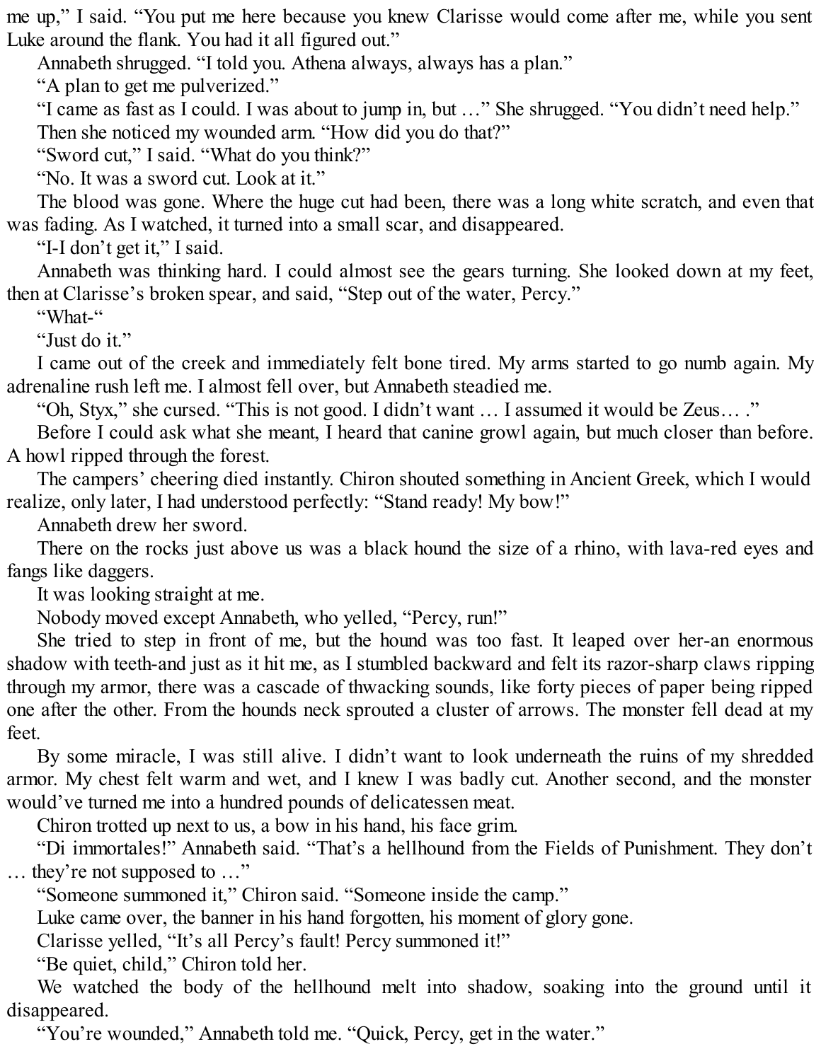me up," I said. "You put me here because you knew Clarisse would come after me, while you sent Luke around the flank. You had it all figured out."

Annabeth shrugged. "I told you. Athena always, always has a plan."

"A plan to get me pulverized."

"I came as fast as I could. I was about to jump in, but …" She shrugged. "You didn't need help."

Then she noticed my wounded arm. "How did you do that?"

"Sword cut," I said. "What do you think?"

"No. It was a sword cut. Look at it."

The blood was gone. Where the huge cut had been, there was a long white scratch, and even that was fading. As I watched, it turned into a small scar, and disappeared.

"I-I don't get it," I said.

Annabeth was thinking hard. I could almost see the gears turning. She looked down at my feet, then at Clarisse's broken spear, and said, "Step out of the water, Percy."

"What-"

"Just do it."

I came out of the creek and immediately felt bone tired. My arms started to go numb again. My adrenaline rush left me. I almost fell over, but Annabeth steadied me.

"Oh, Styx," she cursed. "This is not good. I didn't want … I assumed it would be Zeus… ."

Before I could ask what she meant, I heard that canine growl again, but much closer than before. A howl ripped through the forest.

The campers' cheering died instantly. Chiron shouted something in Ancient Greek, which I would realize, only later, I had understood perfectly: "Stand ready! My bow!"

Annabeth drew her sword.

There on the rocks just above us was a black hound the size of a rhino, with lava-red eyes and fangs like daggers.

It was looking straight at me.

Nobody moved except Annabeth, who yelled, "Percy, run!"

She tried to step in front of me, but the hound was too fast. It leaped over her-an enormous shadow with teeth-and just as it hit me, as I stumbled backward and felt its razor-sharp claws ripping through my armor, there was a cascade of thwacking sounds, like forty pieces of paper being ripped one after the other. From the hounds neck sprouted a cluster of arrows. The monster fell dead at my feet.

By some miracle, I was still alive. I didn't want to look underneath the ruins of my shredded armor. My chest felt warm and wet, and I knew I was badly cut. Another second, and the monster would've turned me into a hundred pounds of delicatessen meat.

Chiron trotted up next to us, a bow in his hand, his face grim.

"Di immortales!" Annabeth said. "That's a hellhound from the Fields of Punishment. They don't … they're not supposed to …"

"Someone summoned it," Chiron said. "Someone inside the camp."

Luke came over, the banner in his hand forgotten, his moment of glory gone.

Clarisse yelled, "It's all Percy's fault! Percy summoned it!"

"Be quiet, child," Chiron told her.

We watched the body of the hellhound melt into shadow, soaking into the ground until it disappeared.

"You're wounded," Annabeth told me. "Quick, Percy, get in the water."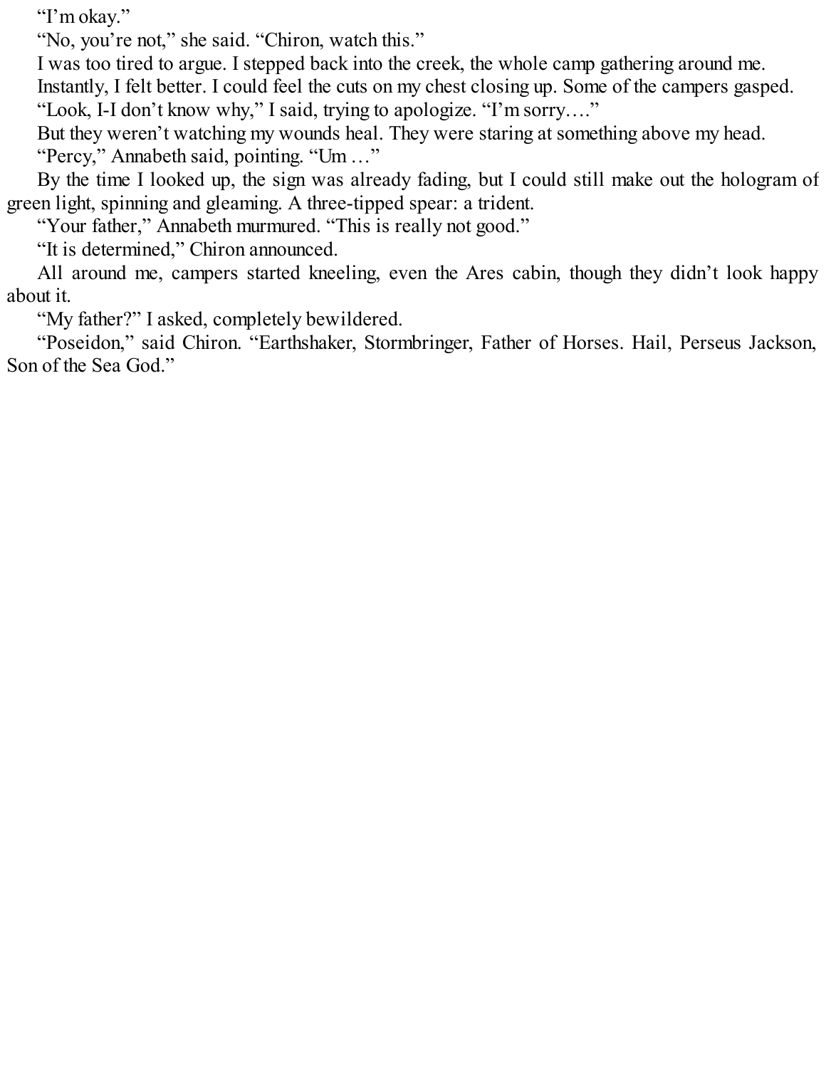"I'm okay."

"No, you're not," she said. "Chiron, watch this."

I was too tired to argue. I stepped back into the creek, the whole camp gathering around me.

Instantly, I felt better. I could feel the cuts on my chest closing up. Some of the campers gasped.

"Look, I-I don't know why," I said, trying to apologize. "I'm sorry…."

But they weren't watching my wounds heal. They were staring at something above my head.

"Percy," Annabeth said, pointing. "Um …"

By the time I looked up, the sign was already fading, but I could still make out the hologram of green light, spinning and gleaming. A three-tipped spear: a trident.

"Your father," Annabeth murmured. "This is really not good."

"It is determined," Chiron announced.

All around me, campers started kneeling, even the Ares cabin, though they didn't look happy about it.

"My father?" I asked, completely bewildered.

"Poseidon," said Chiron. "Earthshaker, Stormbringer, Father of Horses. Hail, Perseus Jackson, Son of the Sea God."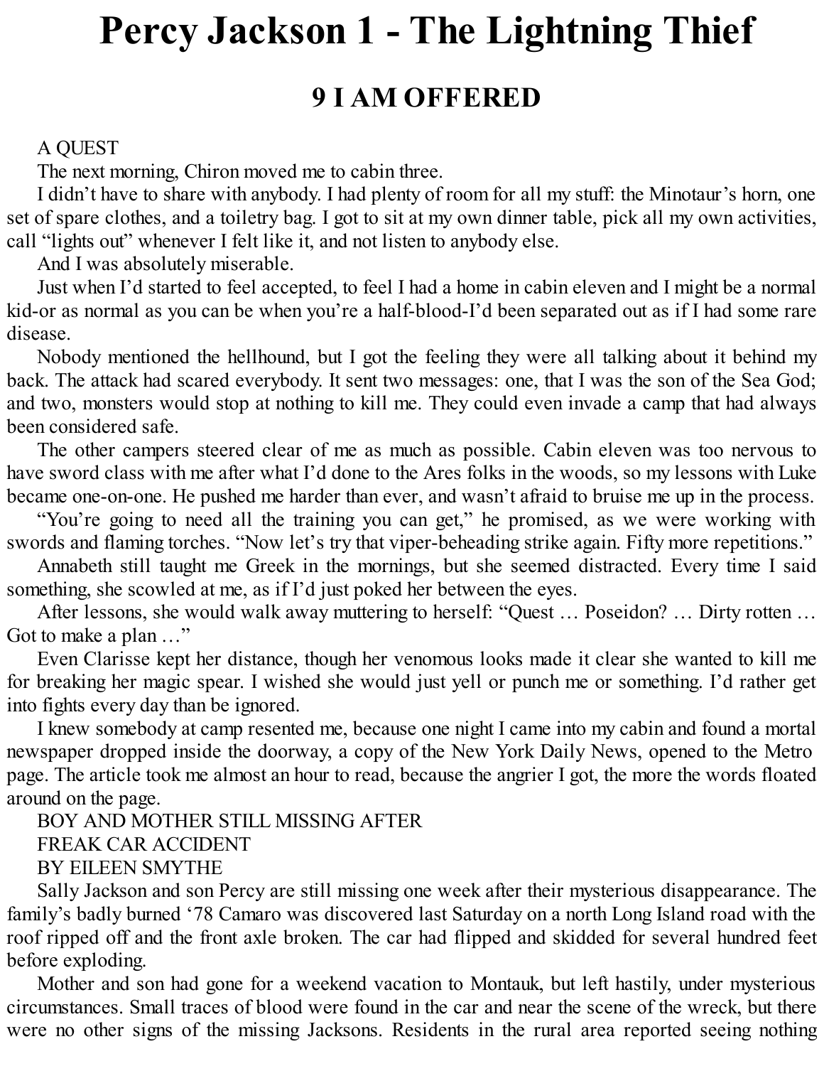# Percy Jackson 1 - The Lightning Thief

## 9 I AM OFFERED

A QUEST

The next morning, Chiron moved me to cabin three.

I didn't have to share with anybody. I had plenty of room for all my stuff: the Minotaur's horn, one set of spare clothes, and a toiletry bag. I got to sit at my own dinner table, pick all my own activities, call "lights out" whenever I felt like it, and not listen to anybody else.

And I was absolutely miserable.

Just when I'd started to feel accepted, to feel I had a home in cabin eleven and I might be a normal kid-or as normal as you can be when you're a half-blood-I'd been separated out as if I had some rare disease.

Nobody mentioned the hellhound, but I got the feeling they were all talking about it behind my back. The attack had scared everybody. It sent two messages: one, that I was the son of the Sea God; and two, monsters would stop at nothing to kill me. They could even invade a camp that had always been considered safe.

The other campers steered clear of me as much as possible. Cabin eleven was too nervous to have sword class with me after what I'd done to the Ares folks in the woods, so my lessons with Luke became one-on-one. He pushed me harder than ever, and wasn't afraid to bruise me up in the process.

"You're going to need all the training you can get," he promised, as we were working with swords and flaming torches. "Now let's try that viper-beheading strike again. Fifty more repetitions."

Annabeth still taught me Greek in the mornings, but she seemed distracted. Every time I said something, she scowled at me, as if I'd just poked her between the eyes.

After lessons, she would walk away muttering to herself: "Quest … Poseidon? … Dirty rotten … Got to make a plan …"

Even Clarisse kept her distance, though her venomous looks made it clear she wanted to kill me for breaking her magic spear. I wished she would just yell or punch me or something. I'd rather get into fights every day than be ignored.

I knew somebody at camp resented me, because one night I came into my cabin and found a mortal newspaper dropped inside the doorway, a copy of the New York Daily News, opened to the Metro page. The article took me almost an hour to read, because the angrier I got, the more the words floated around on the page.

BOY AND MOTHER STILL MISSING AFTER

FREAK CAR ACCIDENT

BY EILEEN SMYTHE

Sally Jackson and son Percy are still missing one week after their mysterious disappearance. The family's badly burned '78 Camaro was discovered last Saturday on a north Long Island road with the roof ripped off and the front axle broken. The car had flipped and skidded for several hundred feet before exploding.

Mother and son had gone for a weekend vacation to Montauk, but left hastily, under mysterious circumstances. Small traces of blood were found in the car and near the scene of the wreck, but there were no other signs of the missing Jacksons. Residents in the rural area reported seeing nothing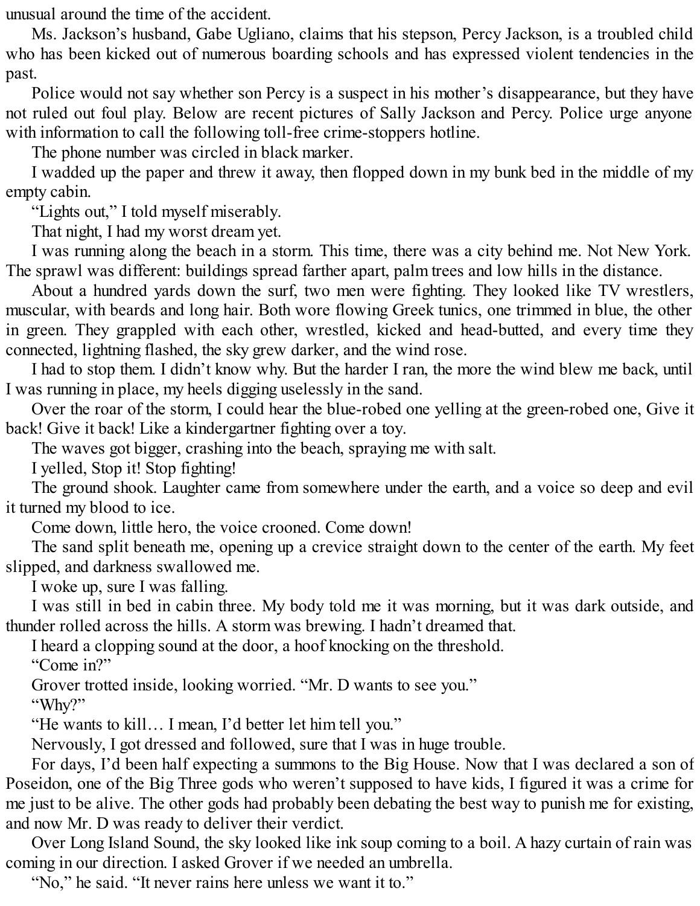unusual around the time of the accident.

Ms. Jackson's husband, Gabe Ugliano, claims that his stepson, Percy Jackson, is a troubled child who has been kicked out of numerous boarding schools and has expressed violent tendencies in the past.

Police would not say whether son Percy is a suspect in his mother's disappearance, but they have not ruled out foul play. Below are recent pictures of Sally Jackson and Percy. Police urge anyone with information to call the following toll-free crime-stoppers hotline.

The phone number was circled in black marker.

I wadded up the paper and threw it away, then flopped down in my bunk bed in the middle of my empty cabin.

"Lights out," I told myself miserably.

That night, I had my worst dream yet.

I was running along the beach in a storm. This time, there was a city behind me. Not New York. The sprawl was different: buildings spread farther apart, palm trees and low hills in the distance.

About a hundred yards down the surf, two men were fighting. They looked like TV wrestlers, muscular, with beards and long hair. Both wore flowing Greek tunics, one trimmed in blue, the other in green. They grappled with each other, wrestled, kicked and head-butted, and every time they connected, lightning flashed, the sky grew darker, and the wind rose.

I had to stop them. I didn't know why. But the harder I ran, the more the wind blew me back, until I was running in place, my heels digging uselessly in the sand.

Over the roar of the storm, I could hear the blue-robed one yelling at the green-robed one, Give it back! Give it back! Like a kindergartner fighting over a toy.

The waves got bigger, crashing into the beach, spraying me with salt.

I yelled, Stop it! Stop fighting!

The ground shook. Laughter came from somewhere under the earth, and a voice so deep and evil it turned my blood to ice.

Come down, little hero, the voice crooned. Come down!

The sand split beneath me, opening up a crevice straight down to the center of the earth. My feet slipped, and darkness swallowed me.

I woke up, sure I was falling.

I was still in bed in cabin three. My body told me it was morning, but it was dark outside, and thunder rolled across the hills. A storm was brewing. I hadn't dreamed that.

I heard a clopping sound at the door, a hoof knocking on the threshold.

"Come in?"

Grover trotted inside, looking worried. "Mr. D wants to see you."

"Why?"

"He wants to kill… I mean, I'd better let him tell you."

Nervously, I got dressed and followed, sure that I was in huge trouble.

For days, I'd been half expecting a summons to the Big House. Now that I was declared a son of Poseidon, one of the Big Three gods who weren't supposed to have kids, I figured it was a crime for me just to be alive. The other gods had probably been debating the best way to punish me for existing, and now Mr. D was ready to deliver their verdict.

Over Long Island Sound, the sky looked like ink soup coming to a boil. A hazy curtain of rain was coming in our direction. I asked Grover if we needed an umbrella.

"No," he said. "It never rains here unless we want it to."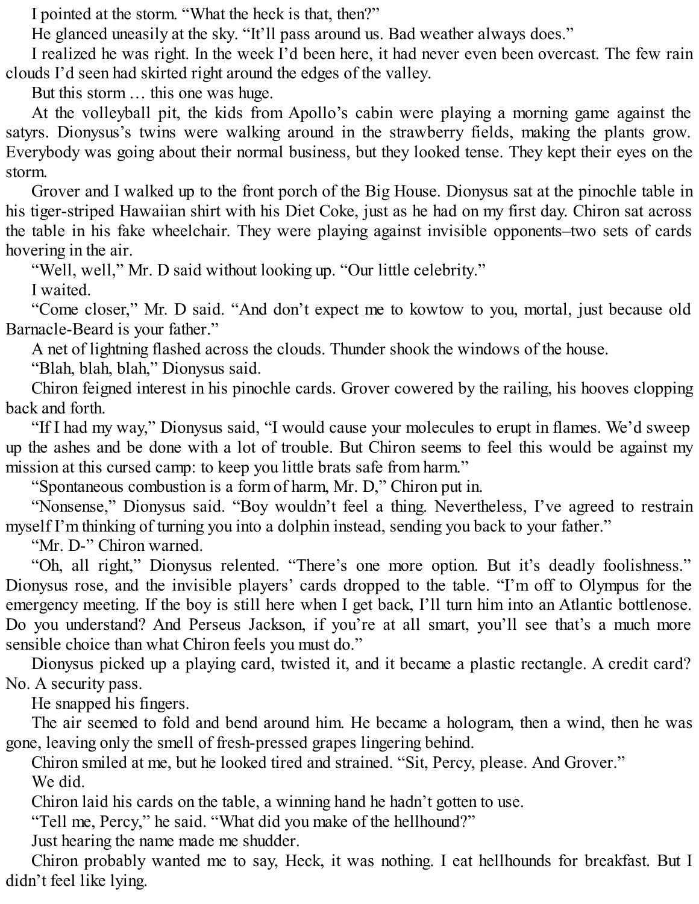I pointed at the storm. "What the heck is that, then?"

He glanced uneasily at the sky. "It'll pass around us. Bad weather always does."

I realized he was right. In the week I'd been here, it had never even been overcast. The few rain clouds I'd seen had skirted right around the edges of the valley.

But this storm … this one was huge.

At the volleyball pit, the kids from Apollo's cabin were playing a morning game against the satyrs. Dionysus's twins were walking around in the strawberry fields, making the plants grow. Everybody was going about their normal business, but they looked tense. They kept their eyes on the storm.

Grover and I walked up to the front porch of the Big House. Dionysus sat at the pinochle table in his tiger-striped Hawaiian shirt with his Diet Coke, just as he had on my first day. Chiron sat across the table in his fake wheelchair. They were playing against invisible opponents–two sets of cards hovering in the air.

"Well, well," Mr. D said without looking up. "Our little celebrity."

I waited.

"Come closer," Mr. D said. "And don't expect me to kowtow to you, mortal, just because old Barnacle-Beard is your father."

A net of lightning flashed across the clouds. Thunder shook the windows of the house.

"Blah, blah, blah," Dionysus said.

Chiron feigned interest in his pinochle cards. Grover cowered by the railing, his hooves clopping back and forth.

"If I had my way," Dionysus said, "I would cause your molecules to erupt in flames. We'd sweep up the ashes and be done with a lot of trouble. But Chiron seems to feel this would be against my mission at this cursed camp: to keep you little brats safe from harm."

"Spontaneous combustion is a form of harm, Mr. D," Chiron put in.

"Nonsense," Dionysus said. "Boy wouldn't feel a thing. Nevertheless, I've agreed to restrain myself I'm thinking of turning you into a dolphin instead, sending you back to your father."

"Mr. D-" Chiron warned.

"Oh, all right," Dionysus relented. "There's one more option. But it's deadly foolishness." Dionysus rose, and the invisible players' cards dropped to the table. "I'm off to Olympus for the emergency meeting. If the boy is still here when I get back, I'll turn him into an Atlantic bottlenose. Do you understand? And Perseus Jackson, if you're at all smart, you'll see that's a much more sensible choice than what Chiron feels you must do."

Dionysus picked up a playing card, twisted it, and it became a plastic rectangle. A credit card? No. A security pass.

He snapped his fingers.

The air seemed to fold and bend around him. He became a hologram, then a wind, then he was gone, leaving only the smell of fresh-pressed grapes lingering behind.

Chiron smiled at me, but he looked tired and strained. "Sit, Percy, please. And Grover."

We did.

Chiron laid his cards on the table, a winning hand he hadn't gotten to use.

"Tell me, Percy," he said. "What did you make of the hellhound?"

Just hearing the name made me shudder.

Chiron probably wanted me to say, Heck, it was nothing. I eat hellhounds for breakfast. But I didn't feel like lying.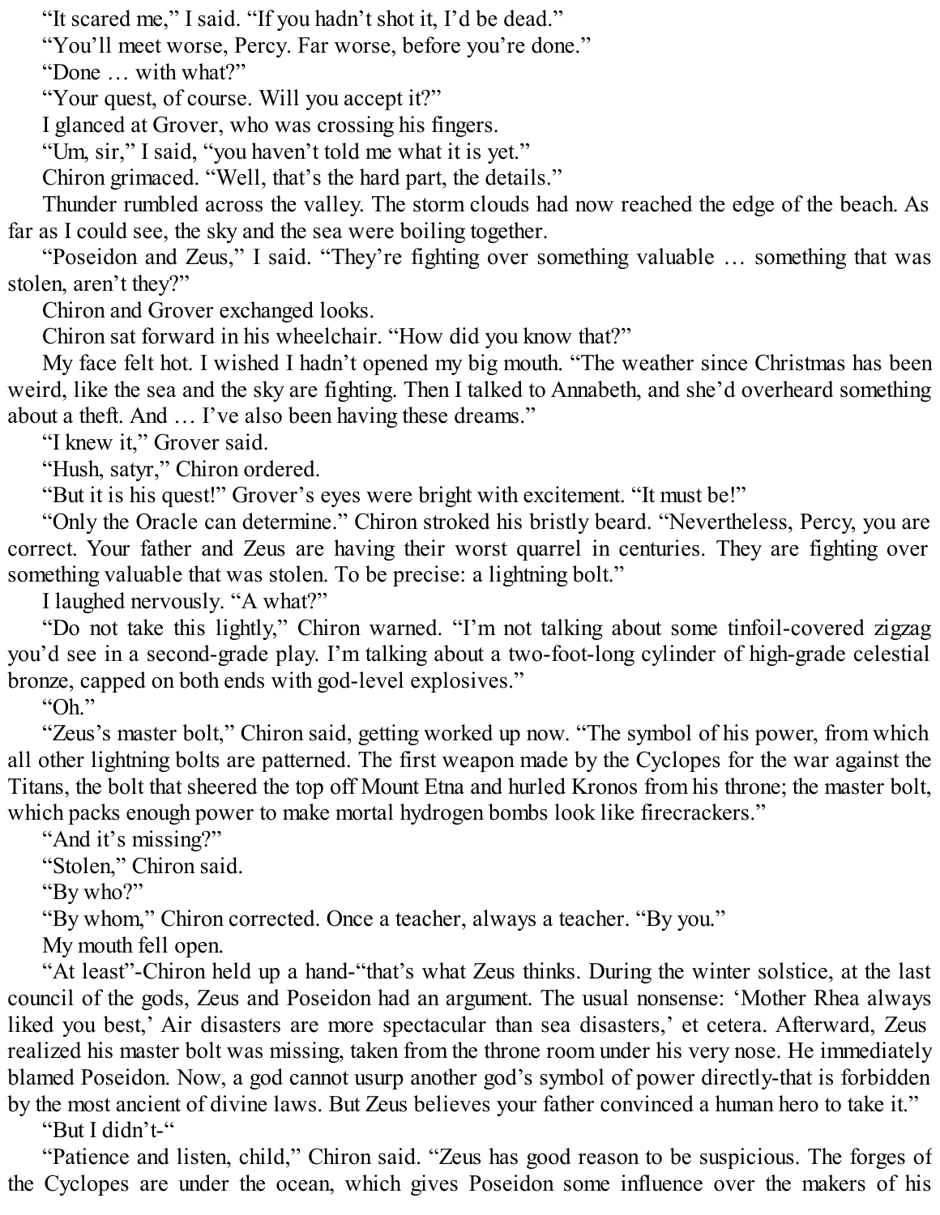"It scared me," I said. "If you hadn't shot it, I'd be dead."

"You'll meet worse, Percy. Far worse, before you're done."

"Done … with what?"

"Your quest, of course. Will you accept it?"

I glanced at Grover, who was crossing his fingers.

"Um, sir," I said, "you haven't told me what it is yet."

Chiron grimaced. "Well, that's the hard part, the details."

Thunder rumbled across the valley. The storm clouds had now reached the edge of the beach. As far as I could see, the sky and the sea were boiling together.

"Poseidon and Zeus," I said. "They're fighting over something valuable … something that was stolen, aren't they?"

Chiron and Grover exchanged looks.

Chiron sat forward in his wheelchair. "How did you know that?"

My face felt hot. I wished I hadn't opened my big mouth. "The weather since Christmas has been weird, like the sea and the sky are fighting. Then I talked to Annabeth, and she'd overheard something about a theft. And … I've also been having these dreams."

"I knew it," Grover said.

"Hush, satyr," Chiron ordered.

"But it is his quest!" Grover's eyes were bright with excitement. "It must be!"

"Only the Oracle can determine." Chiron stroked his bristly beard. "Nevertheless, Percy, you are correct. Your father and Zeus are having their worst quarrel in centuries. They are fighting over something valuable that was stolen. To be precise: a lightning bolt."

I laughed nervously. "A what?"

"Do not take this lightly," Chiron warned. "I'm not talking about some tinfoil-covered zigzag you'd see in a second-grade play. I'm talking about a two-foot-long cylinder of high-grade celestial bronze, capped on both ends with god-level explosives."

"Oh."

"Zeus's master bolt," Chiron said, getting worked up now. "The symbol of his power, from which all other lightning bolts are patterned. The first weapon made by the Cyclopes for the war against the Titans, the bolt that sheered the top off Mount Etna and hurled Kronos from his throne; the master bolt, which packs enough power to make mortal hydrogen bombs look like firecrackers."

"And it's missing?"

"Stolen," Chiron said.

"By who?"

"By whom," Chiron corrected. Once a teacher, always a teacher. "By you."

My mouth fell open.

"At least"-Chiron held up a hand-"that's what Zeus thinks. During the winter solstice, at the last council of the gods, Zeus and Poseidon had an argument. The usual nonsense: 'Mother Rhea always liked you best,' Air disasters are more spectacular than sea disasters,' et cetera. Afterward, Zeus realized his master bolt was missing, taken from the throne room under his very nose. He immediately blamed Poseidon. Now, a god cannot usurp another god's symbol of power directly-that is forbidden by the most ancient of divine laws. But Zeus believes your father convinced a human hero to take it."

"But I didn't-"

"Patience and listen, child," Chiron said. "Zeus has good reason to be suspicious. The forges of the Cyclopes are under the ocean, which gives Poseidon some influence over the makers of his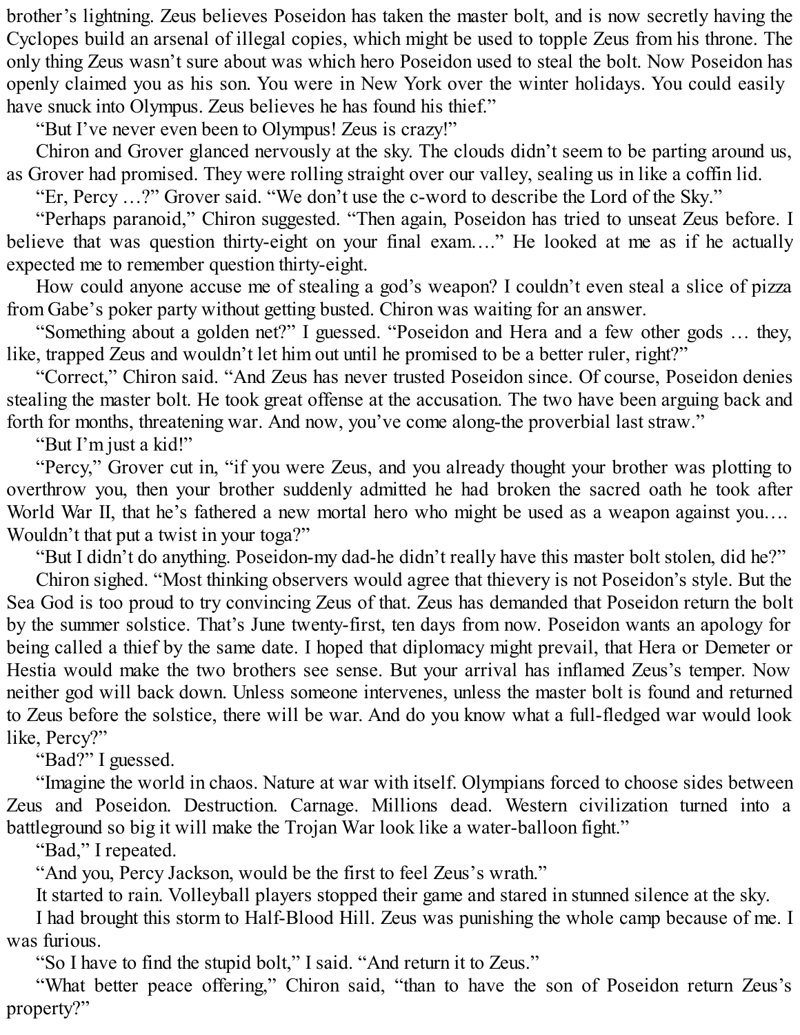brother's lightning. Zeus believes Poseidon has taken the master bolt, and is now secretly having the Cyclopes build an arsenal of illegal copies, which might be used to topple Zeus from his throne. The only thing Zeus wasn't sure about was which hero Poseidon used to steal the bolt. Now Poseidon has openly claimed you as his son. You were in New York over the winter holidays. You could easily have snuck into Olympus. Zeus believes he has found his thief."

"But I've never even been to Olympus! Zeus is crazy!"

Chiron and Grover glanced nervously at the sky. The clouds didn't seem to be parting around us, as Grover had promised. They were rolling straight over our valley, sealing us in like a coffin lid.

"Er, Percy …?" Grover said. "We don't use the c-word to describe the Lord of the Sky."

"Perhaps paranoid," Chiron suggested. "Then again, Poseidon has tried to unseat Zeus before. I believe that was question thirty-eight on your final exam.…" He looked at me as if he actually expected me to remember question thirty-eight.

How could anyone accuse me of stealing a god's weapon? I couldn't even steal a slice of pizza from Gabe's poker party without getting busted. Chiron was waiting for an answer.

"Something about a golden net?" I guessed. "Poseidon and Hera and a few other gods … they, like, trapped Zeus and wouldn't let him out until he promised to be a better ruler, right?"

"Correct," Chiron said. "And Zeus has never trusted Poseidon since. Of course, Poseidon denies stealing the master bolt. He took great offense at the accusation. The two have been arguing back and forth for months, threatening war. And now, you've come along-the proverbial last straw."

"But I'm just a kid!"

"Percy," Grover cut in, "if you were Zeus, and you already thought your brother was plotting to overthrow you, then your brother suddenly admitted he had broken the sacred oath he took after World War II, that he's fathered a new mortal hero who might be used as a weapon against you.… Wouldn't that put a twist in your toga?"

"But I didn't do anything. Poseidon-my dad-he didn't really have this master bolt stolen, did he?"

Chiron sighed. "Most thinking observers would agree that thievery is not Poseidon's style. But the Sea God is too proud to try convincing Zeus of that. Zeus has demanded that Poseidon return the bolt by the summer solstice. That's June twenty-first, ten days from now. Poseidon wants an apology for being called a thief by the same date. I hoped that diplomacy might prevail, that Hera or Demeter or Hestia would make the two brothers see sense. But your arrival has inflamed Zeus's temper. Now neither god will back down. Unless someone intervenes, unless the master bolt is found and returned to Zeus before the solstice, there will be war. And do you know what a full-fledged war would look like, Percy?"

"Bad?" I guessed.

"Imagine the world in chaos. Nature at war with itself. Olympians forced to choose sides between Zeus and Poseidon. Destruction. Carnage. Millions dead. Western civilization turned into a battleground so big it will make the Trojan War look like a water-balloon fight."

"Bad," I repeated.

"And you, Percy Jackson, would be the first to feel Zeus's wrath."

It started to rain. Volleyball players stopped their game and stared in stunned silence at the sky.

I had brought this storm to Half-Blood Hill. Zeus was punishing the whole camp because of me. I was furious.

"So I have to find the stupid bolt," I said. "And return it to Zeus."

"What better peace offering," Chiron said, "than to have the son of Poseidon return Zeus's property?"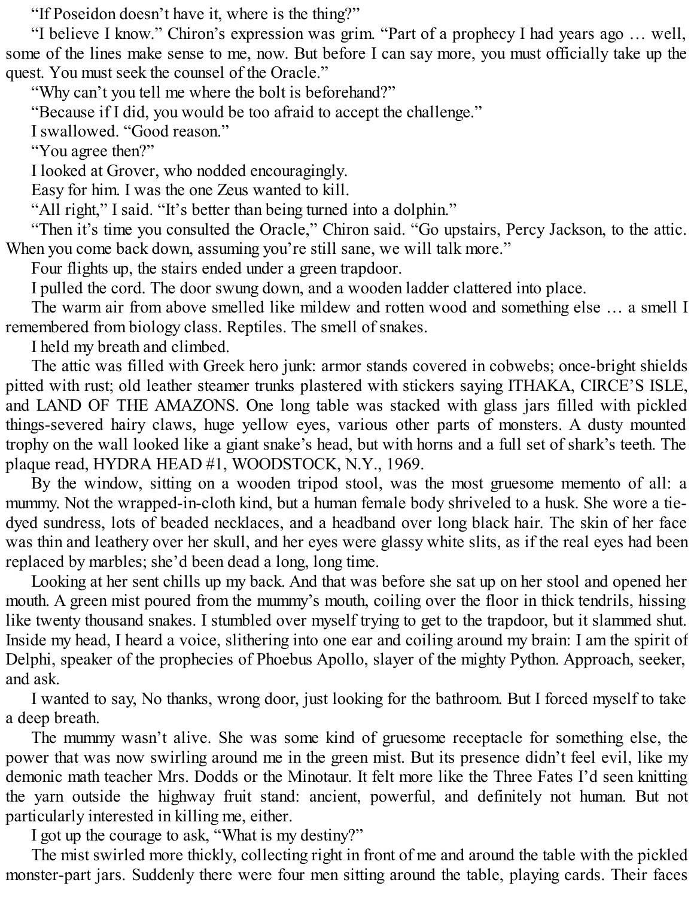"If Poseidon doesn't have it, where is the thing?"

"I believe I know." Chiron's expression was grim. "Part of a prophecy I had years ago … well, some of the lines make sense to me, now. But before I can say more, you must officially take up the quest. You must seek the counsel of the Oracle."

"Why can't you tell me where the bolt is beforehand?"

"Because if I did, you would be too afraid to accept the challenge."

I swallowed. "Good reason."

"You agree then?"

I looked at Grover, who nodded encouragingly.

Easy for him. I was the one Zeus wanted to kill.

"All right," I said. "It's better than being turned into a dolphin."

"Then it's time you consulted the Oracle," Chiron said. "Go upstairs, Percy Jackson, to the attic. When you come back down, assuming you're still sane, we will talk more."

Four flights up, the stairs ended under a green trapdoor.

I pulled the cord. The door swung down, and a wooden ladder clattered into place.

The warm air from above smelled like mildew and rotten wood and something else … a smell I remembered from biology class. Reptiles. The smell of snakes.

I held my breath and climbed.

The attic was filled with Greek hero junk: armor stands covered in cobwebs; once-bright shields pitted with rust; old leather steamer trunks plastered with stickers saying ITHAKA, CIRCE'S ISLE, and LAND OF THE AMAZONS. One long table was stacked with glass jars filled with pickled things-severed hairy claws, huge yellow eyes, various other parts of monsters. A dusty mounted trophy on the wall looked like a giant snake's head, but with horns and a full set of shark's teeth. The plaque read, HYDRA HEAD #1, WOODSTOCK, N.Y., 1969.

By the window, sitting on a wooden tripod stool, was the most gruesome memento of all: a mummy. Not the wrapped-in-cloth kind, but a human female body shriveled to a husk. She wore a tie-dyed sundress, lots of beaded necklaces, and a headband over long black hair. The skin of her face was thin and leathery over her skull, and her eyes were glassy white slits, as if the real eyes had been replaced by marbles; she'd been dead a long, long time.

Looking at her sent chills up my back. And that was before she sat up on her stool and opened her mouth. A green mist poured from the mummy's mouth, coiling over the floor in thick tendrils, hissing like twenty thousand snakes. I stumbled over myself trying to get to the trapdoor, but it slammed shut. Inside my head, I heard a voice, slithering into one ear and coiling around my brain: I am the spirit of Delphi, speaker of the prophecies of Phoebus Apollo, slayer of the mighty Python. Approach, seeker, and ask.

I wanted to say, No thanks, wrong door, just looking for the bathroom. But I forced myself to take a deep breath.

The mummy wasn't alive. She was some kind of gruesome receptacle for something else, the power that was now swirling around me in the green mist. But its presence didn't feel evil, like my demonic math teacher Mrs. Dodds or the Minotaur. It felt more like the Three Fates I'd seen knitting the yarn outside the highway fruit stand: ancient, powerful, and definitely not human. But not particularly interested in killing me, either.

I got up the courage to ask, "What is my destiny?"

The mist swirled more thickly, collecting right in front of me and around the table with the pickled monster-part jars. Suddenly there were four men sitting around the table, playing cards. Their faces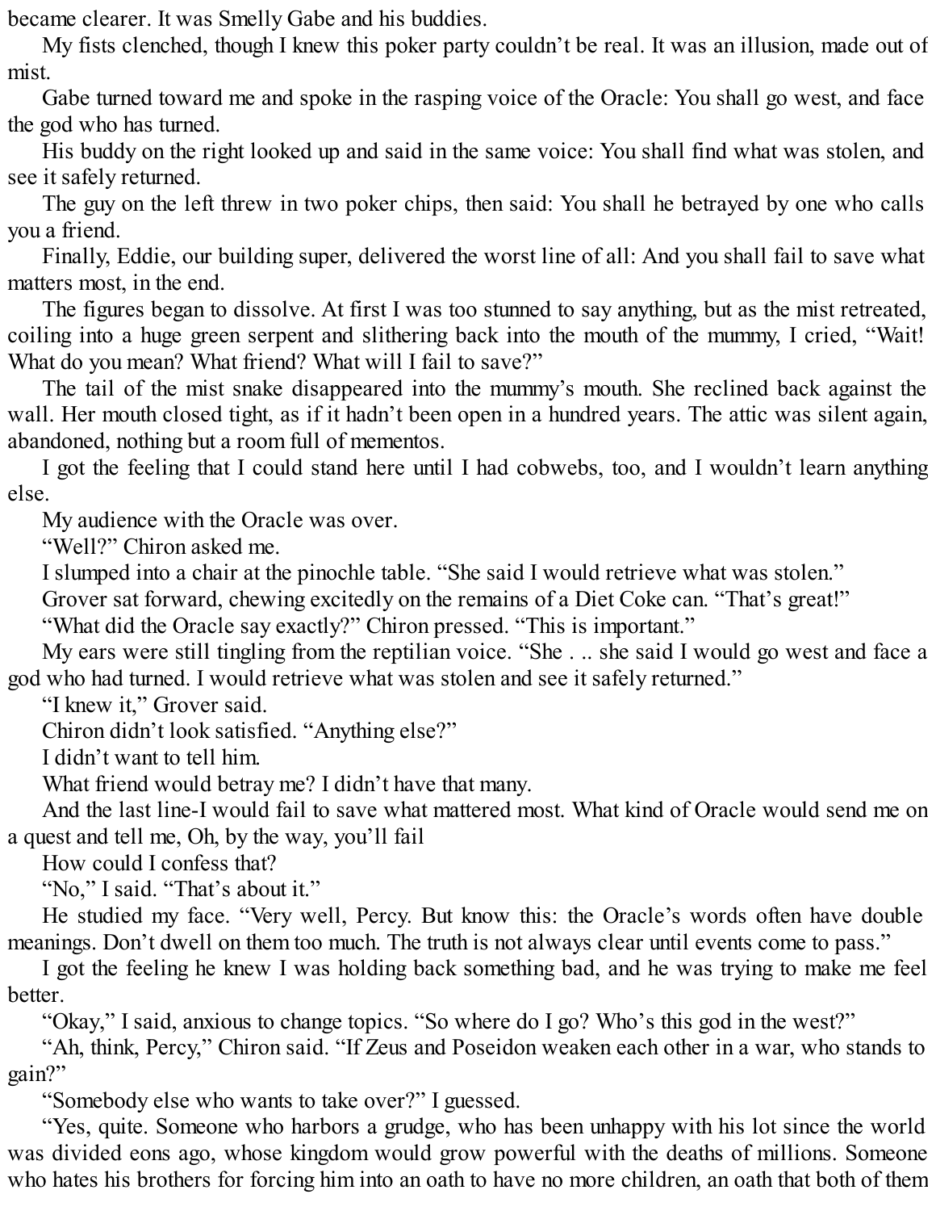became clearer. It was Smelly Gabe and his buddies.

My fists clenched, though I knew this poker party couldn't be real. It was an illusion, made out of mist.

Gabe turned toward me and spoke in the rasping voice of the Oracle: You shall go west, and face the god who has turned.

His buddy on the right looked up and said in the same voice: You shall find what was stolen, and see it safely returned.

The guy on the left threw in two poker chips, then said: You shall he betrayed by one who calls you a friend.

Finally, Eddie, our building super, delivered the worst line of all: And you shall fail to save what matters most, in the end.

The figures began to dissolve. At first I was too stunned to say anything, but as the mist retreated, coiling into a huge green serpent and slithering back into the mouth of the mummy, I cried, "Wait! What do you mean? What friend? What will I fail to save?"

The tail of the mist snake disappeared into the mummy's mouth. She reclined back against the wall. Her mouth closed tight, as if it hadn't been open in a hundred years. The attic was silent again, abandoned, nothing but a room full of mementos.

I got the feeling that I could stand here until I had cobwebs, too, and I wouldn't learn anything else.

My audience with the Oracle was over.

"Well?" Chiron asked me.

I slumped into a chair at the pinochle table. "She said I would retrieve what was stolen."

Grover sat forward, chewing excitedly on the remains of a Diet Coke can. "That's great!"

"What did the Oracle say exactly?" Chiron pressed. "This is important."

My ears were still tingling from the reptilian voice. "She . .. she said I would go west and face a god who had turned. I would retrieve what was stolen and see it safely returned."

"I knew it," Grover said.

Chiron didn't look satisfied. "Anything else?"

I didn't want to tell him.

What friend would betray me? I didn't have that many.

And the last line-I would fail to save what mattered most. What kind of Oracle would send me on a quest and tell me, Oh, by the way, you'll fail

How could I confess that?

"No," I said. "That's about it."

He studied my face. "Very well, Percy. But know this: the Oracle's words often have double meanings. Don't dwell on them too much. The truth is not always clear until events come to pass."

I got the feeling he knew I was holding back something bad, and he was trying to make me feel better.

"Okay," I said, anxious to change topics. "So where do I go? Who's this god in the west?"

"Ah, think, Percy," Chiron said. "If Zeus and Poseidon weaken each other in a war, who stands to gain?"

"Somebody else who wants to take over?" I guessed.

"Yes, quite. Someone who harbors a grudge, who has been unhappy with his lot since the world was divided eons ago, whose kingdom would grow powerful with the deaths of millions. Someone who hates his brothers for forcing him into an oath to have no more children, an oath that both of them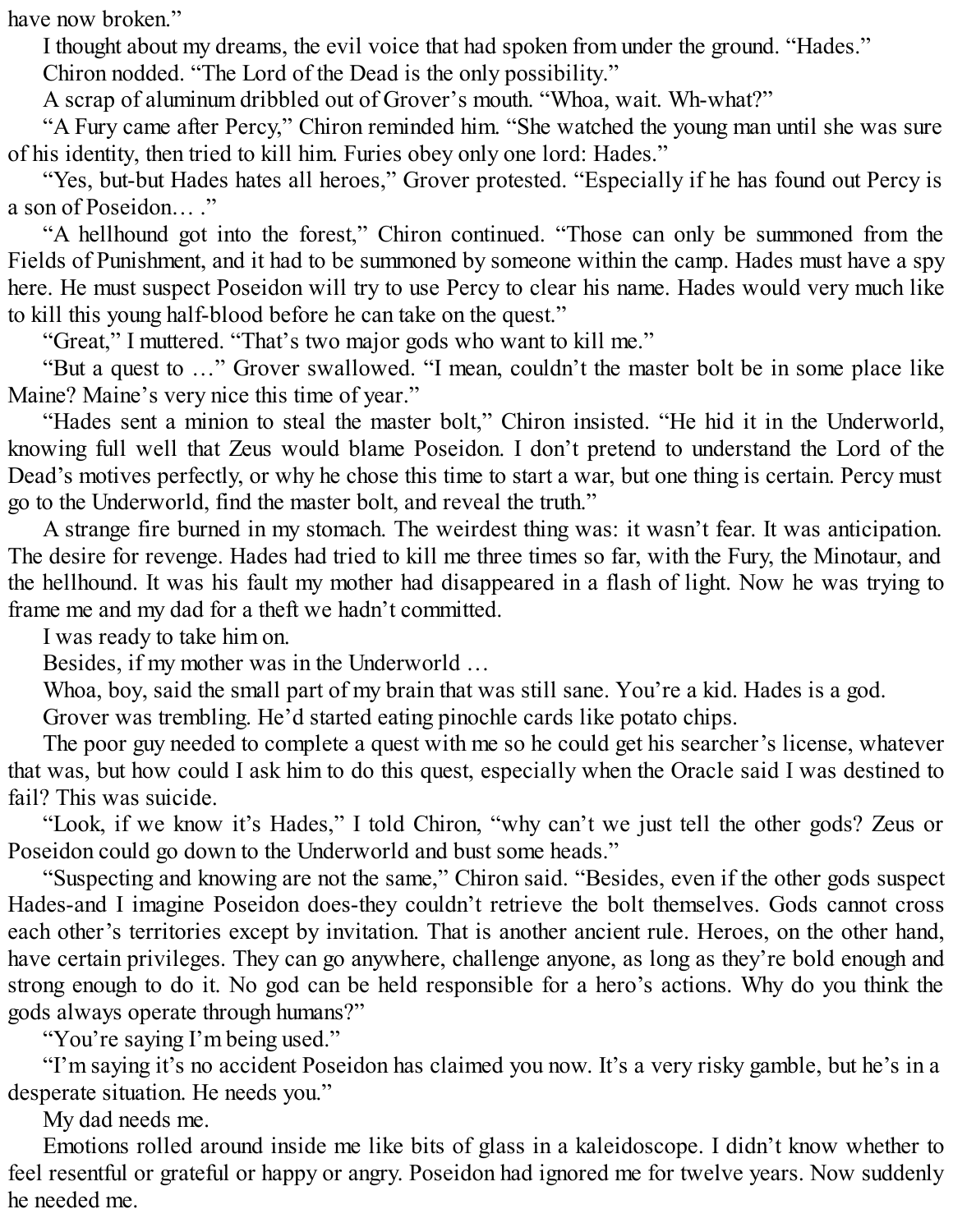have now broken."

I thought about my dreams, the evil voice that had spoken from under the ground. "Hades."

Chiron nodded. "The Lord of the Dead is the only possibility."

A scrap of aluminum dribbled out of Grover's mouth. "Whoa, wait. Wh-what?"

"A Fury came after Percy," Chiron reminded him. "She watched the young man until she was sure of his identity, then tried to kill him. Furies obey only one lord: Hades."

"Yes, but-but Hades hates all heroes," Grover protested. "Especially if he has found out Percy is a son of Poseidon… ."

"A hellhound got into the forest," Chiron continued. "Those can only be summoned from the Fields of Punishment, and it had to be summoned by someone within the camp. Hades must have a spy here. He must suspect Poseidon will try to use Percy to clear his name. Hades would very much like to kill this young half-blood before he can take on the quest."

"Great," I muttered. "That's two major gods who want to kill me."

"But a quest to …" Grover swallowed. "I mean, couldn't the master bolt be in some place like Maine? Maine's very nice this time of year."

"Hades sent a minion to steal the master bolt," Chiron insisted. "He hid it in the Underworld, knowing full well that Zeus would blame Poseidon. I don't pretend to understand the Lord of the Dead's motives perfectly, or why he chose this time to start a war, but one thing is certain. Percy must go to the Underworld, find the master bolt, and reveal the truth."

A strange fire burned in my stomach. The weirdest thing was: it wasn't fear. It was anticipation. The desire for revenge. Hades had tried to kill me three times so far, with the Fury, the Minotaur, and the hellhound. It was his fault my mother had disappeared in a flash of light. Now he was trying to frame me and my dad for a theft we hadn't committed.

I was ready to take him on.

Besides, if my mother was in the Underworld …

Whoa, boy, said the small part of my brain that was still sane. You're a kid. Hades is a god.

Grover was trembling. He'd started eating pinochle cards like potato chips.

The poor guy needed to complete a quest with me so he could get his searcher's license, whatever that was, but how could I ask him to do this quest, especially when the Oracle said I was destined to fail? This was suicide.

"Look, if we know it's Hades," I told Chiron, "why can't we just tell the other gods? Zeus or Poseidon could go down to the Underworld and bust some heads."

"Suspecting and knowing are not the same," Chiron said. "Besides, even if the other gods suspect Hades-and I imagine Poseidon does-they couldn't retrieve the bolt themselves. Gods cannot cross each other's territories except by invitation. That is another ancient rule. Heroes, on the other hand, have certain privileges. They can go anywhere, challenge anyone, as long as they're bold enough and strong enough to do it. No god can be held responsible for a hero's actions. Why do you think the gods always operate through humans?"

"You're saying I'm being used."

"I'm saying it's no accident Poseidon has claimed you now. It's a very risky gamble, but he's in a desperate situation. He needs you."

My dad needs me.

Emotions rolled around inside me like bits of glass in a kaleidoscope. I didn't know whether to feel resentful or grateful or happy or angry. Poseidon had ignored me for twelve years. Now suddenly he needed me.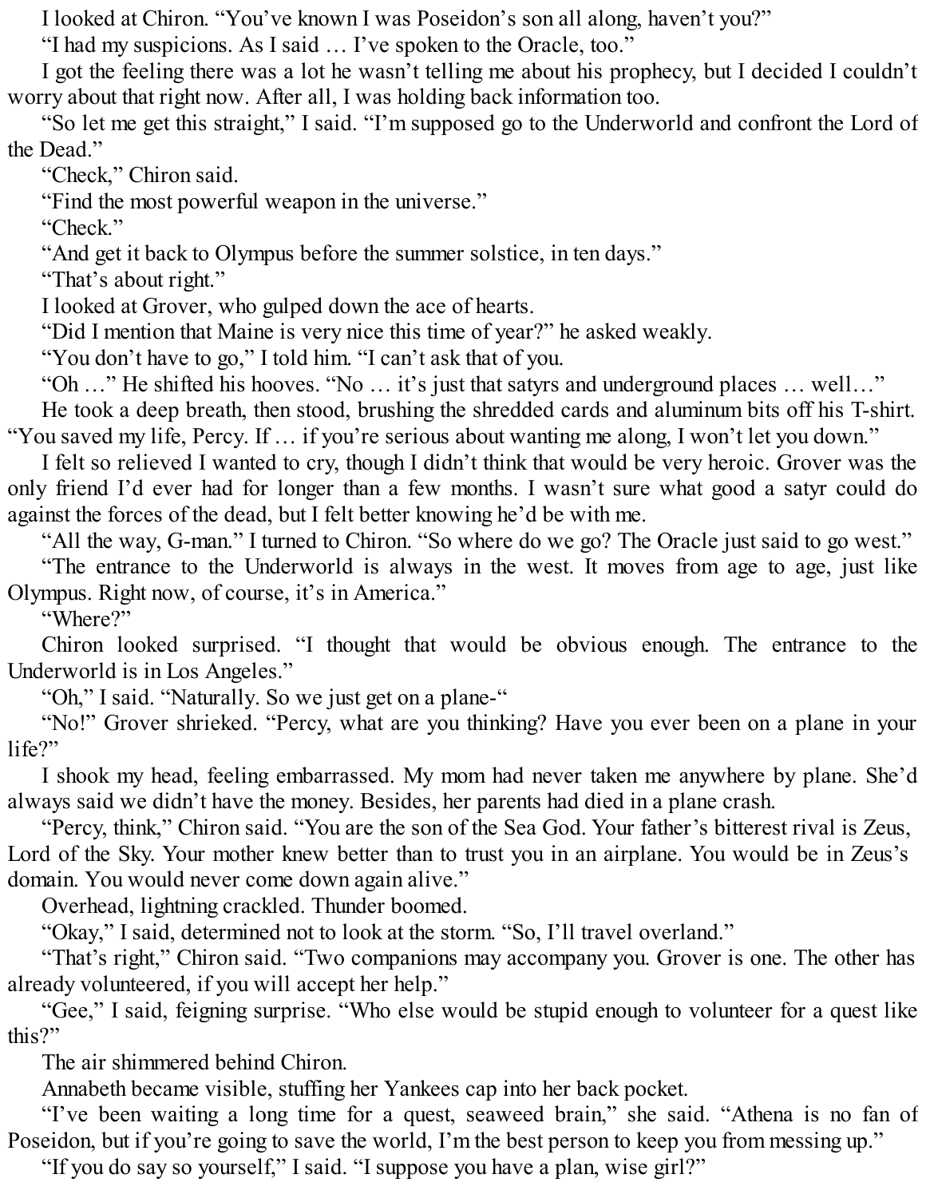I looked at Chiron. "You've known I was Poseidon's son all along, haven't you?"

"I had my suspicions. As I said … I've spoken to the Oracle, too."

I got the feeling there was a lot he wasn't telling me about his prophecy, but I decided I couldn't worry about that right now. After all, I was holding back information too.

"So let me get this straight," I said. "I'm supposed go to the Underworld and confront the Lord of the Dead."

"Check," Chiron said.

"Find the most powerful weapon in the universe."

"Check."

"And get it back to Olympus before the summer solstice, in ten days."

"That's about right."

I looked at Grover, who gulped down the ace of hearts.

"Did I mention that Maine is very nice this time of year?" he asked weakly.

"You don't have to go," I told him. "I can't ask that of you.

"Oh …" He shifted his hooves. "No … it's just that satyrs and underground places … well…"

He took a deep breath, then stood, brushing the shredded cards and aluminum bits off his T-shirt. "You saved my life, Percy. If … if you're serious about wanting me along, I won't let you down."

I felt so relieved I wanted to cry, though I didn't think that would be very heroic. Grover was the only friend I'd ever had for longer than a few months. I wasn't sure what good a satyr could do against the forces of the dead, but I felt better knowing he'd be with me.

"All the way, G-man." I turned to Chiron. "So where do we go? The Oracle just said to go west."

"The entrance to the Underworld is always in the west. It moves from age to age, just like Olympus. Right now, of course, it's in America."

"Where?"

Chiron looked surprised. "I thought that would be obvious enough. The entrance to the Underworld is in Los Angeles."

"Oh," I said. "Naturally. So we just get on a plane-"

"No!" Grover shrieked. "Percy, what are you thinking? Have you ever been on a plane in your life?"

I shook my head, feeling embarrassed. My mom had never taken me anywhere by plane. She'd always said we didn't have the money. Besides, her parents had died in a plane crash.

"Percy, think," Chiron said. "You are the son of the Sea God. Your father's bitterest rival is Zeus, Lord of the Sky. Your mother knew better than to trust you in an airplane. You would be in Zeus's domain. You would never come down again alive."

Overhead, lightning crackled. Thunder boomed.

"Okay," I said, determined not to look at the storm. "So, I'll travel overland."

"That's right," Chiron said. "Two companions may accompany you. Grover is one. The other has already volunteered, if you will accept her help."

"Gee," I said, feigning surprise. "Who else would be stupid enough to volunteer for a quest like this?"

The air shimmered behind Chiron.

Annabeth became visible, stuffing her Yankees cap into her back pocket.

"I've been waiting a long time for a quest, seaweed brain," she said. "Athena is no fan of Poseidon, but if you're going to save the world, I'm the best person to keep you from messing up."

"If you do say so yourself," I said. "I suppose you have a plan, wise girl?"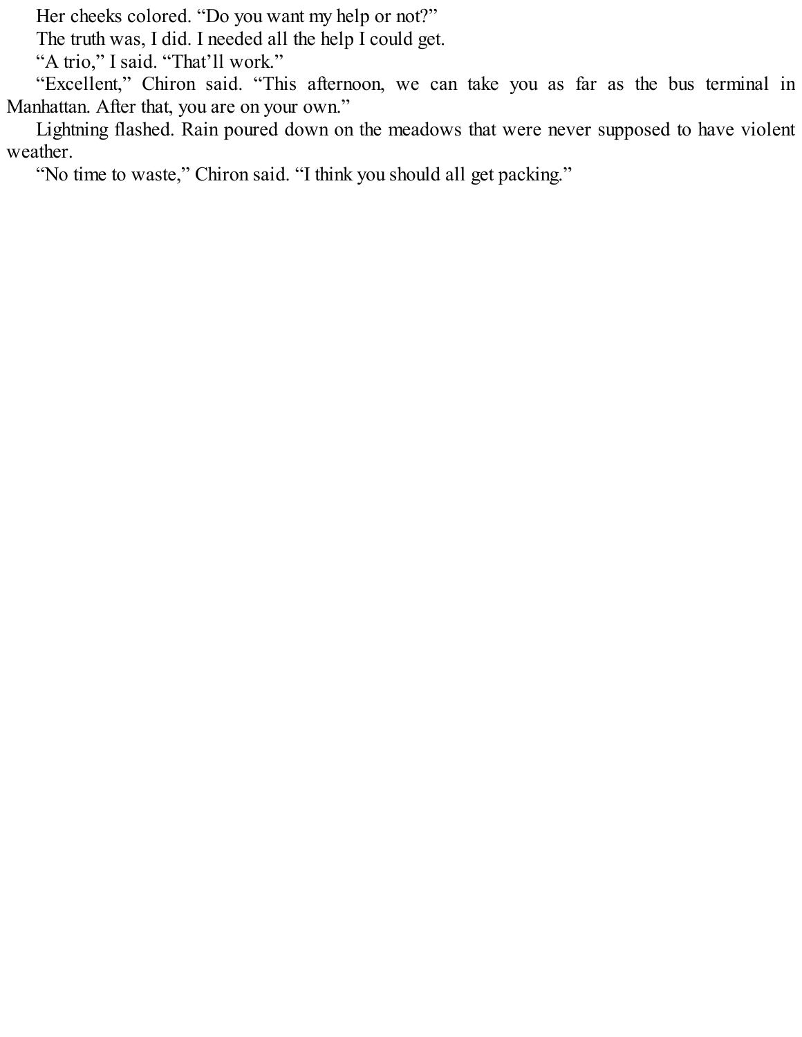Her cheeks colored. “Do you want my help or not?”

The truth was, I did. I needed all the help I could get.

“A trio,” I said. “That’ll work.”

“Excellent,” Chiron said. “This afternoon, we can take you as far as the bus terminal in Manhattan. After that, you are on your own.”

Lightning flashed. Rain poured down on the meadows that were never supposed to have violent weather.

“No time to waste,” Chiron said. “I think you should all get packing.”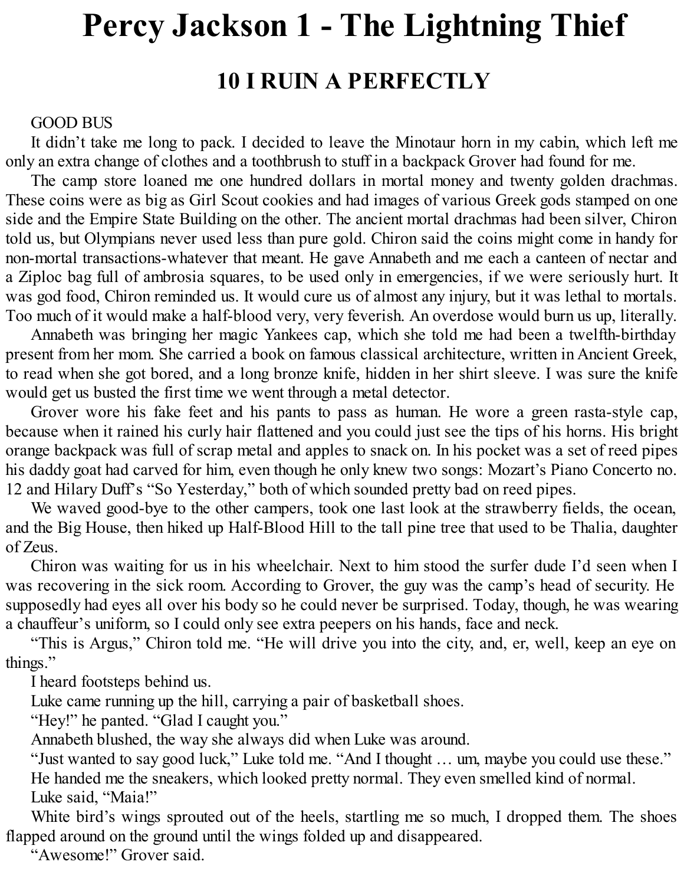# Percy Jackson 1 - The Lightning Thief

## 10 I RUIN A PERFECTLY

GOOD BUS

It didn't take me long to pack. I decided to leave the Minotaur horn in my cabin, which left me only an extra change of clothes and a toothbrush to stuff in a backpack Grover had found for me.

The camp store loaned me one hundred dollars in mortal money and twenty golden drachmas. These coins were as big as Girl Scout cookies and had images of various Greek gods stamped on one side and the Empire State Building on the other. The ancient mortal drachmas had been silver, Chiron told us, but Olympians never used less than pure gold. Chiron said the coins might come in handy for non-mortal transactions-whatever that meant. He gave Annabeth and me each a canteen of nectar and a Ziploc bag full of ambrosia squares, to be used only in emergencies, if we were seriously hurt. It was god food, Chiron reminded us. It would cure us of almost any injury, but it was lethal to mortals. Too much of it would make a half-blood very, very feverish. An overdose would burn us up, literally.

Annabeth was bringing her magic Yankees cap, which she told me had been a twelfth-birthday present from her mom. She carried a book on famous classical architecture, written in Ancient Greek, to read when she got bored, and a long bronze knife, hidden in her shirt sleeve. I was sure the knife would get us busted the first time we went through a metal detector.

Grover wore his fake feet and his pants to pass as human. He wore a green rasta-style cap, because when it rained his curly hair flattened and you could just see the tips of his horns. His bright orange backpack was full of scrap metal and apples to snack on. In his pocket was a set of reed pipes his daddy goat had carved for him, even though he only knew two songs: Mozart's Piano Concerto no. 12 and Hilary Duff's "So Yesterday," both of which sounded pretty bad on reed pipes.

We waved good-bye to the other campers, took one last look at the strawberry fields, the ocean, and the Big House, then hiked up Half-Blood Hill to the tall pine tree that used to be Thalia, daughter of Zeus.

Chiron was waiting for us in his wheelchair. Next to him stood the surfer dude I'd seen when I was recovering in the sick room. According to Grover, the guy was the camp's head of security. He supposedly had eyes all over his body so he could never be surprised. Today, though, he was wearing a chauffeur's uniform, so I could only see extra peepers on his hands, face and neck.

"This is Argus," Chiron told me. "He will drive you into the city, and, er, well, keep an eye on things."

I heard footsteps behind us.

Luke came running up the hill, carrying a pair of basketball shoes.

"Hey!" he panted. "Glad I caught you."

Annabeth blushed, the way she always did when Luke was around.

"Just wanted to say good luck," Luke told me. "And I thought … um, maybe you could use these."

He handed me the sneakers, which looked pretty normal. They even smelled kind of normal.

Luke said, "Maia!"

White bird's wings sprouted out of the heels, startling me so much, I dropped them. The shoes flapped around on the ground until the wings folded up and disappeared.

"Awesome!" Grover said.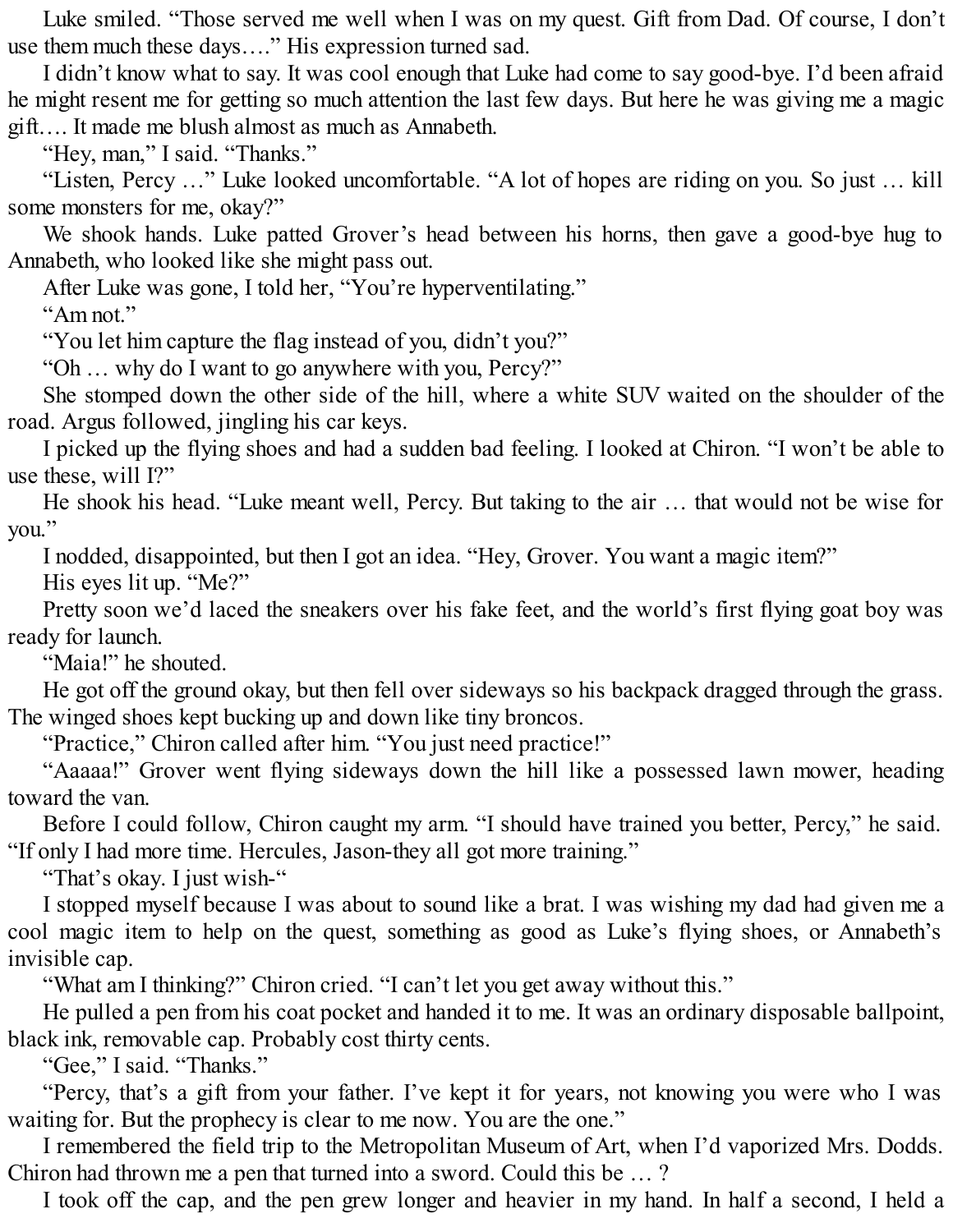Luke smiled. “Those served me well when I was on my quest. Gift from Dad. Of course, I don’t use them much these days….” His expression turned sad.

I didn’t know what to say. It was cool enough that Luke had come to say good-bye. I’d been afraid he might resent me for getting so much attention the last few days. But here he was giving me a magic gift…. It made me blush almost as much as Annabeth.

“Hey, man,” I said. “Thanks.”

“Listen, Percy …” Luke looked uncomfortable. “A lot of hopes are riding on you. So just … kill some monsters for me, okay?”

We shook hands. Luke patted Grover’s head between his horns, then gave a good-bye hug to Annabeth, who looked like she might pass out.

After Luke was gone, I told her, “You’re hyperventilating.”

“Am not.”

“You let him capture the flag instead of you, didn’t you?”

“Oh … why do I want to go anywhere with you, Percy?”

She stomped down the other side of the hill, where a white SUV waited on the shoulder of the road. Argus followed, jingling his car keys.

I picked up the flying shoes and had a sudden bad feeling. I looked at Chiron. “I won’t be able to use these, will I?”

He shook his head. “Luke meant well, Percy. But taking to the air … that would not be wise for you.”

I nodded, disappointed, but then I got an idea. “Hey, Grover. You want a magic item?”

His eyes lit up. “Me?”

Pretty soon we’d laced the sneakers over his fake feet, and the world’s first flying goat boy was ready for launch.

“Maia!” he shouted.

He got off the ground okay, but then fell over sideways so his backpack dragged through the grass. The winged shoes kept bucking up and down like tiny broncos.

“Practice,” Chiron called after him. “You just need practice!”

“Aaaaa!” Grover went flying sideways down the hill like a possessed lawn mower, heading toward the van.

Before I could follow, Chiron caught my arm. “I should have trained you better, Percy,” he said. “If only I had more time. Hercules, Jason-they all got more training.”

“That’s okay. I just wish-“

I stopped myself because I was about to sound like a brat. I was wishing my dad had given me a cool magic item to help on the quest, something as good as Luke’s flying shoes, or Annabeth’s invisible cap.

“What am I thinking?” Chiron cried. “I can’t let you get away without this.”

He pulled a pen from his coat pocket and handed it to me. It was an ordinary disposable ballpoint, black ink, removable cap. Probably cost thirty cents.

“Gee,” I said. “Thanks.”

“Percy, that’s a gift from your father. I’ve kept it for years, not knowing you were who I was waiting for. But the prophecy is clear to me now. You are the one.”

I remembered the field trip to the Metropolitan Museum of Art, when I’d vaporized Mrs. Dodds. Chiron had thrown me a pen that turned into a sword. Could this be … ?

I took off the cap, and the pen grew longer and heavier in my hand. In half a second, I held a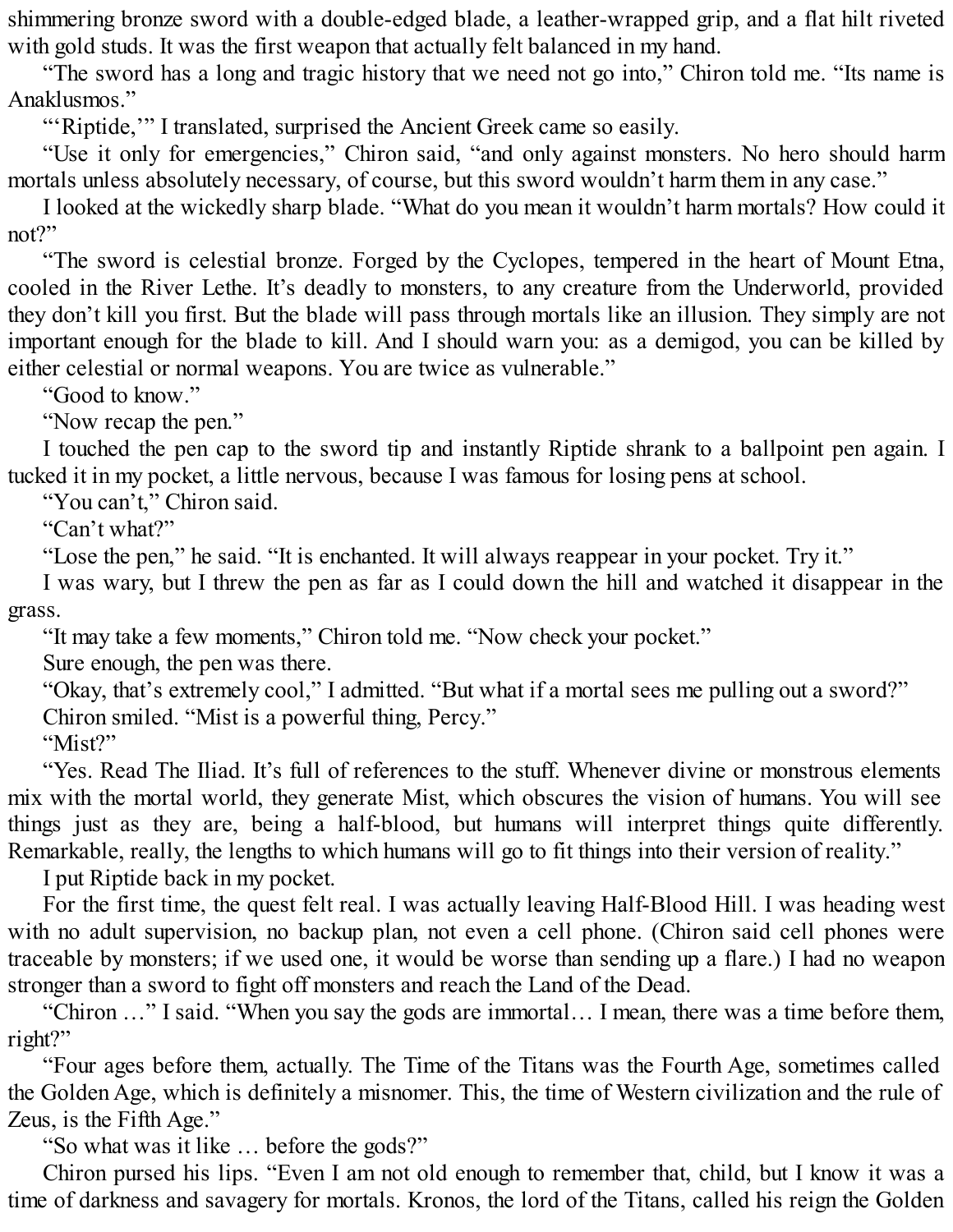shimmering bronze sword with a double-edged blade, a leather-wrapped grip, and a flat hilt riveted with gold studs. It was the first weapon that actually felt balanced in my hand.

"The sword has a long and tragic history that we need not go into," Chiron told me. "Its name is Anaklusmos."

"'Riptide,'" I translated, surprised the Ancient Greek came so easily.

"Use it only for emergencies," Chiron said, "and only against monsters. No hero should harm mortals unless absolutely necessary, of course, but this sword wouldn't harm them in any case."

I looked at the wickedly sharp blade. "What do you mean it wouldn't harm mortals? How could it not?"

"The sword is celestial bronze. Forged by the Cyclopes, tempered in the heart of Mount Etna, cooled in the River Lethe. It's deadly to monsters, to any creature from the Underworld, provided they don't kill you first. But the blade will pass through mortals like an illusion. They simply are not important enough for the blade to kill. And I should warn you: as a demigod, you can be killed by either celestial or normal weapons. You are twice as vulnerable."

"Good to know."

"Now recap the pen."

I touched the pen cap to the sword tip and instantly Riptide shrank to a ballpoint pen again. I tucked it in my pocket, a little nervous, because I was famous for losing pens at school.

"You can't," Chiron said.

"Can't what?"

"Lose the pen," he said. "It is enchanted. It will always reappear in your pocket. Try it."

I was wary, but I threw the pen as far as I could down the hill and watched it disappear in the grass.

"It may take a few moments," Chiron told me. "Now check your pocket."

Sure enough, the pen was there.

"Okay, that's extremely cool," I admitted. "But what if a mortal sees me pulling out a sword?"

Chiron smiled. "Mist is a powerful thing, Percy."

"Mist?"

"Yes. Read The Iliad. It's full of references to the stuff. Whenever divine or monstrous elements mix with the mortal world, they generate Mist, which obscures the vision of humans. You will see things just as they are, being a half-blood, but humans will interpret things quite differently. Remarkable, really, the lengths to which humans will go to fit things into their version of reality."

I put Riptide back in my pocket.

For the first time, the quest felt real. I was actually leaving Half-Blood Hill. I was heading west with no adult supervision, no backup plan, not even a cell phone. (Chiron said cell phones were traceable by monsters; if we used one, it would be worse than sending up a flare.) I had no weapon stronger than a sword to fight off monsters and reach the Land of the Dead.

"Chiron …" I said. "When you say the gods are immortal… I mean, there was a time before them, right?"

"Four ages before them, actually. The Time of the Titans was the Fourth Age, sometimes called the Golden Age, which is definitely a misnomer. This, the time of Western civilization and the rule of Zeus, is the Fifth Age."

"So what was it like … before the gods?"

Chiron pursed his lips. "Even I am not old enough to remember that, child, but I know it was a time of darkness and savagery for mortals. Kronos, the lord of the Titans, called his reign the Golden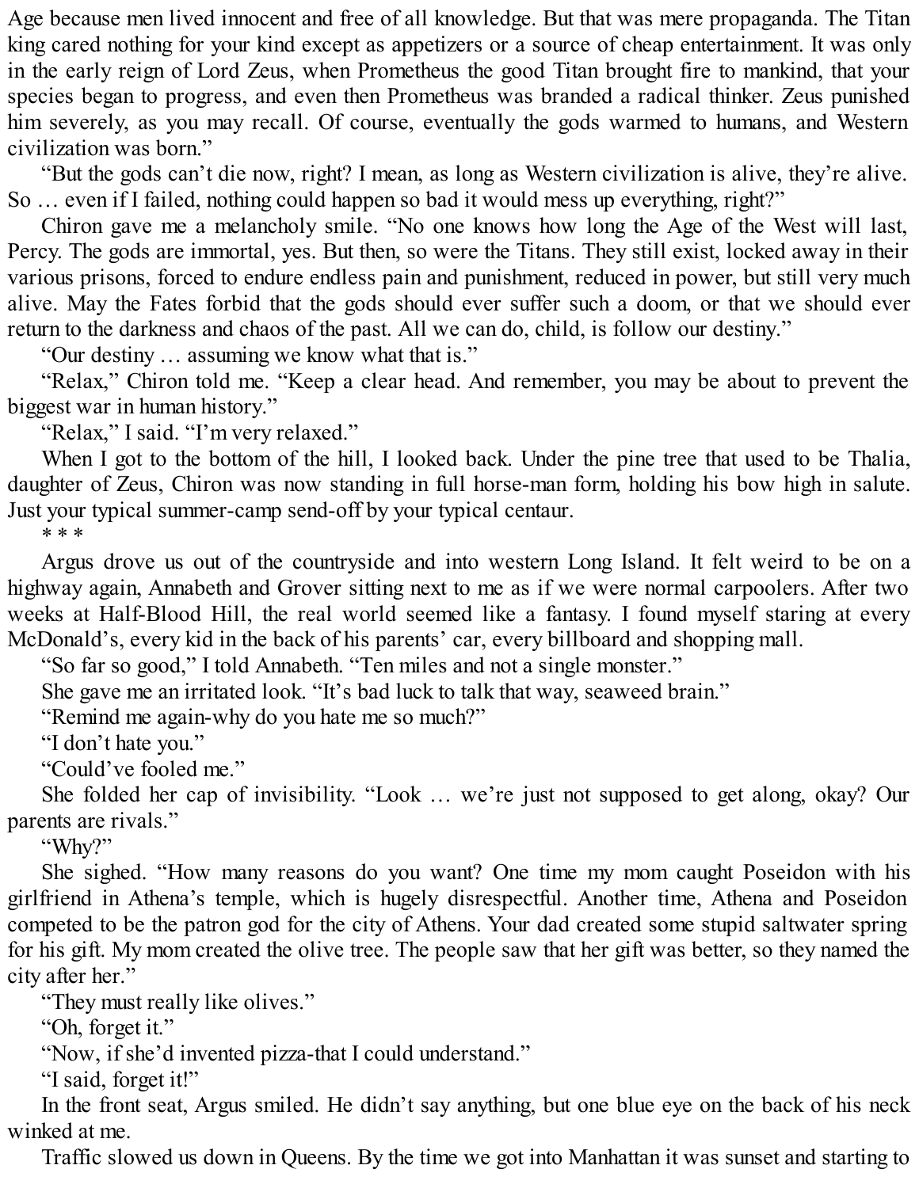Age because men lived innocent and free of all knowledge. But that was mere propaganda. The Titan king cared nothing for your kind except as appetizers or a source of cheap entertainment. It was only in the early reign of Lord Zeus, when Prometheus the good Titan brought fire to mankind, that your species began to progress, and even then Prometheus was branded a radical thinker. Zeus punished him severely, as you may recall. Of course, eventually the gods warmed to humans, and Western civilization was born."

"But the gods can't die now, right? I mean, as long as Western civilization is alive, they're alive. So … even if I failed, nothing could happen so bad it would mess up everything, right?"

Chiron gave me a melancholy smile. "No one knows how long the Age of the West will last, Percy. The gods are immortal, yes. But then, so were the Titans. They still exist, locked away in their various prisons, forced to endure endless pain and punishment, reduced in power, but still very much alive. May the Fates forbid that the gods should ever suffer such a doom, or that we should ever return to the darkness and chaos of the past. All we can do, child, is follow our destiny."

"Our destiny … assuming we know what that is."

"Relax," Chiron told me. "Keep a clear head. And remember, you may be about to prevent the biggest war in human history."

"Relax," I said. "I'm very relaxed."

When I got to the bottom of the hill, I looked back. Under the pine tree that used to be Thalia, daughter of Zeus, Chiron was now standing in full horse-man form, holding his bow high in salute. Just your typical summer-camp send-off by your typical centaur.

* * *

Argus drove us out of the countryside and into western Long Island. It felt weird to be on a highway again, Annabeth and Grover sitting next to me as if we were normal carpoolers. After two weeks at Half-Blood Hill, the real world seemed like a fantasy. I found myself staring at every McDonald's, every kid in the back of his parents' car, every billboard and shopping mall.

"So far so good," I told Annabeth. "Ten miles and not a single monster."

She gave me an irritated look. "It's bad luck to talk that way, seaweed brain."

"Remind me again-why do you hate me so much?"

"I don't hate you."

"Could've fooled me."

She folded her cap of invisibility. "Look … we're just not supposed to get along, okay? Our parents are rivals."

"Why?"

She sighed. "How many reasons do you want? One time my mom caught Poseidon with his girlfriend in Athena's temple, which is hugely disrespectful. Another time, Athena and Poseidon competed to be the patron god for the city of Athens. Your dad created some stupid saltwater spring for his gift. My mom created the olive tree. The people saw that her gift was better, so they named the city after her."

"They must really like olives."

"Oh, forget it."

"Now, if she'd invented pizza-that I could understand."

"I said, forget it!"

In the front seat, Argus smiled. He didn't say anything, but one blue eye on the back of his neck winked at me.

Traffic slowed us down in Queens. By the time we got into Manhattan it was sunset and starting to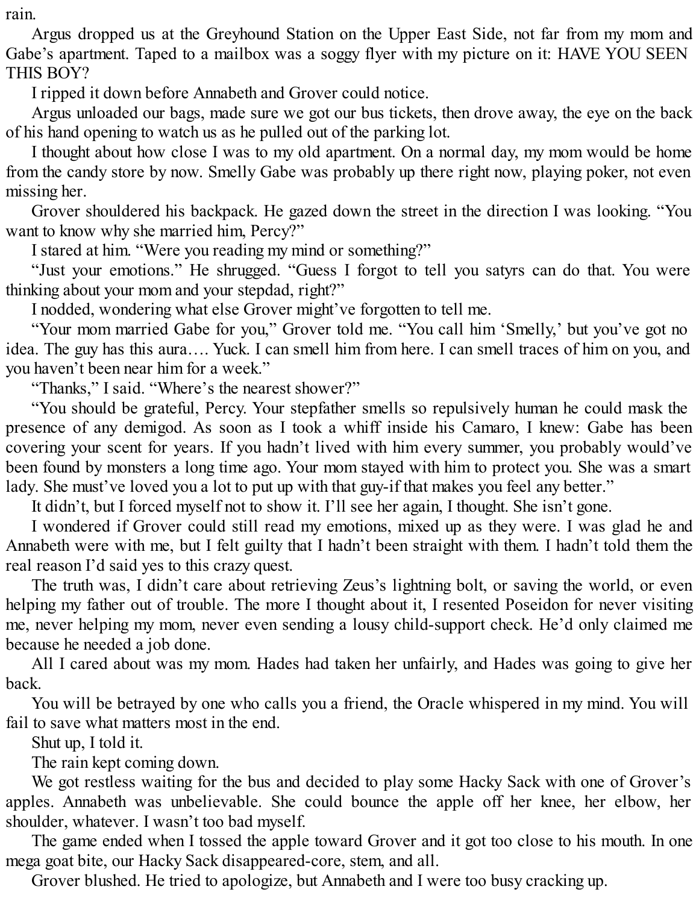rain.

Argus dropped us at the Greyhound Station on the Upper East Side, not far from my mom and Gabe's apartment. Taped to a mailbox was a soggy flyer with my picture on it: HAVE YOU SEEN THIS BOY?

I ripped it down before Annabeth and Grover could notice.

Argus unloaded our bags, made sure we got our bus tickets, then drove away, the eye on the back of his hand opening to watch us as he pulled out of the parking lot.

I thought about how close I was to my old apartment. On a normal day, my mom would be home from the candy store by now. Smelly Gabe was probably up there right now, playing poker, not even missing her.

Grover shouldered his backpack. He gazed down the street in the direction I was looking. "You want to know why she married him, Percy?"

I stared at him. "Were you reading my mind or something?"

"Just your emotions." He shrugged. "Guess I forgot to tell you satyrs can do that. You were thinking about your mom and your stepdad, right?"

I nodded, wondering what else Grover might've forgotten to tell me.

"Your mom married Gabe for you," Grover told me. "You call him 'Smelly,' but you've got no idea. The guy has this aura…. Yuck. I can smell him from here. I can smell traces of him on you, and you haven't been near him for a week."

"Thanks," I said. "Where's the nearest shower?"

"You should be grateful, Percy. Your stepfather smells so repulsively human he could mask the presence of any demigod. As soon as I took a whiff inside his Camaro, I knew: Gabe has been covering your scent for years. If you hadn't lived with him every summer, you probably would've been found by monsters a long time ago. Your mom stayed with him to protect you. She was a smart lady. She must've loved you a lot to put up with that guy-if that makes you feel any better."

It didn't, but I forced myself not to show it. I'll see her again, I thought. She isn't gone.

I wondered if Grover could still read my emotions, mixed up as they were. I was glad he and Annabeth were with me, but I felt guilty that I hadn't been straight with them. I hadn't told them the real reason I'd said yes to this crazy quest.

The truth was, I didn't care about retrieving Zeus's lightning bolt, or saving the world, or even helping my father out of trouble. The more I thought about it, I resented Poseidon for never visiting me, never helping my mom, never even sending a lousy child-support check. He'd only claimed me because he needed a job done.

All I cared about was my mom. Hades had taken her unfairly, and Hades was going to give her back.

You will be betrayed by one who calls you a friend, the Oracle whispered in my mind. You will fail to save what matters most in the end.

Shut up, I told it.

The rain kept coming down.

We got restless waiting for the bus and decided to play some Hacky Sack with one of Grover's apples. Annabeth was unbelievable. She could bounce the apple off her knee, her elbow, her shoulder, whatever. I wasn't too bad myself.

The game ended when I tossed the apple toward Grover and it got too close to his mouth. In one mega goat bite, our Hacky Sack disappeared-core, stem, and all.

Grover blushed. He tried to apologize, but Annabeth and I were too busy cracking up.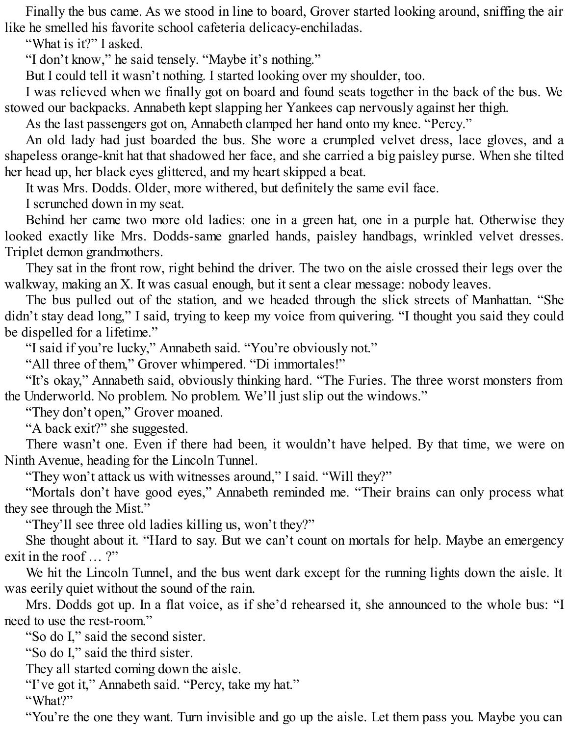Finally the bus came. As we stood in line to board, Grover started looking around, sniffing the air like he smelled his favorite school cafeteria delicacy-enchiladas.

"What is it?" I asked.

"I don't know," he said tensely. "Maybe it's nothing."

But I could tell it wasn't nothing. I started looking over my shoulder, too.

I was relieved when we finally got on board and found seats together in the back of the bus. We stowed our backpacks. Annabeth kept slapping her Yankees cap nervously against her thigh.

As the last passengers got on, Annabeth clamped her hand onto my knee. "Percy."

An old lady had just boarded the bus. She wore a crumpled velvet dress, lace gloves, and a shapeless orange-knit hat that shadowed her face, and she carried a big paisley purse. When she tilted her head up, her black eyes glittered, and my heart skipped a beat.

It was Mrs. Dodds. Older, more withered, but definitely the same evil face.

I scrunched down in my seat.

Behind her came two more old ladies: one in a green hat, one in a purple hat. Otherwise they looked exactly like Mrs. Dodds-same gnarled hands, paisley handbags, wrinkled velvet dresses. Triplet demon grandmothers.

They sat in the front row, right behind the driver. The two on the aisle crossed their legs over the walkway, making an X. It was casual enough, but it sent a clear message: nobody leaves.

The bus pulled out of the station, and we headed through the slick streets of Manhattan. "She didn't stay dead long," I said, trying to keep my voice from quivering. "I thought you said they could be dispelled for a lifetime."

"I said if you're lucky," Annabeth said. "You're obviously not."

"All three of them," Grover whimpered. "Di immortales!"

"It's okay," Annabeth said, obviously thinking hard. "The Furies. The three worst monsters from the Underworld. No problem. No problem. We'll just slip out the windows."

"They don't open," Grover moaned.

"A back exit?" she suggested.

There wasn't one. Even if there had been, it wouldn't have helped. By that time, we were on Ninth Avenue, heading for the Lincoln Tunnel.

"They won't attack us with witnesses around," I said. "Will they?"

"Mortals don't have good eyes," Annabeth reminded me. "Their brains can only process what they see through the Mist."

"They'll see three old ladies killing us, won't they?"

She thought about it. "Hard to say. But we can't count on mortals for help. Maybe an emergency exit in the roof … ?"

We hit the Lincoln Tunnel, and the bus went dark except for the running lights down the aisle. It was eerily quiet without the sound of the rain.

Mrs. Dodds got up. In a flat voice, as if she'd rehearsed it, she announced to the whole bus: "I need to use the rest-room."

"So do I," said the second sister.

"So do I," said the third sister.

They all started coming down the aisle.

"I've got it," Annabeth said. "Percy, take my hat."

"What?"

"You're the one they want. Turn invisible and go up the aisle. Let them pass you. Maybe you can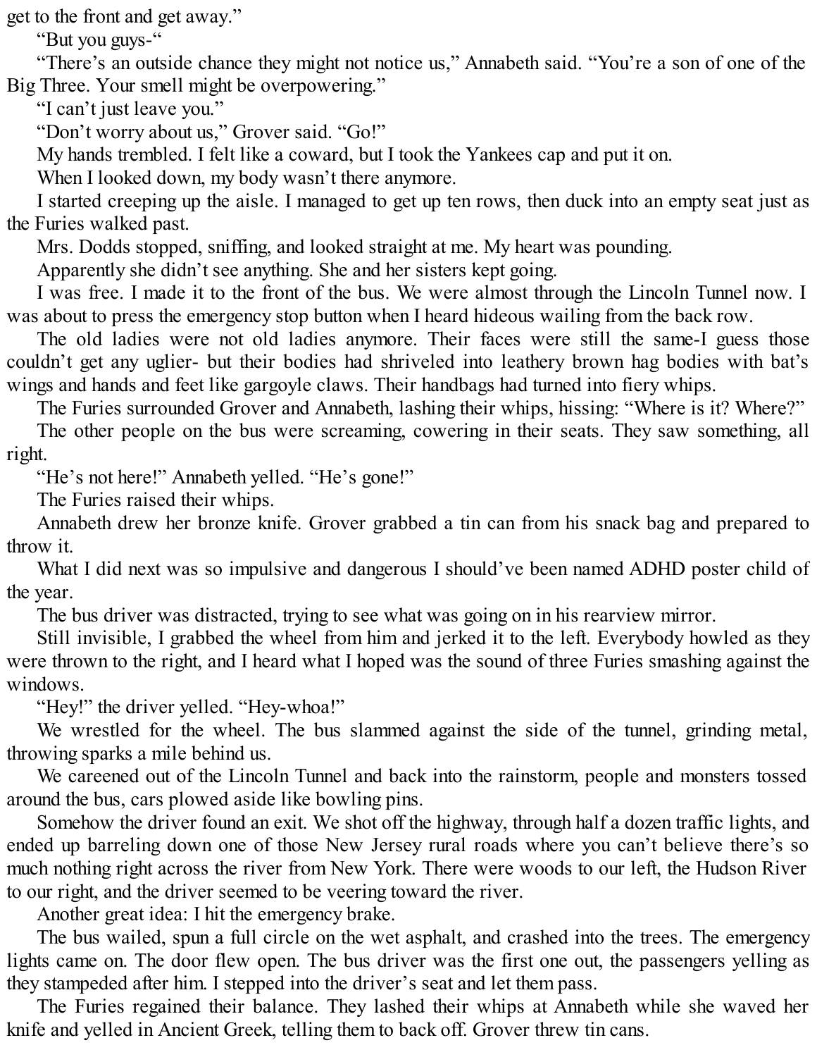get to the front and get away."

"But you guys-"

"There's an outside chance they might not notice us," Annabeth said. "You're a son of one of the Big Three. Your smell might be overpowering."

"I can't just leave you."

"Don't worry about us," Grover said. "Go!"

My hands trembled. I felt like a coward, but I took the Yankees cap and put it on.

When I looked down, my body wasn't there anymore.

I started creeping up the aisle. I managed to get up ten rows, then duck into an empty seat just as the Furies walked past.

Mrs. Dodds stopped, sniffing, and looked straight at me. My heart was pounding.

Apparently she didn't see anything. She and her sisters kept going.

I was free. I made it to the front of the bus. We were almost through the Lincoln Tunnel now. I was about to press the emergency stop button when I heard hideous wailing from the back row.

The old ladies were not old ladies anymore. Their faces were still the same-I guess those couldn't get any uglier- but their bodies had shriveled into leathery brown hag bodies with bat's wings and hands and feet like gargoyle claws. Their handbags had turned into fiery whips.

The Furies surrounded Grover and Annabeth, lashing their whips, hissing: "Where is it? Where?"

The other people on the bus were screaming, cowering in their seats. They saw something, all right.

"He's not here!" Annabeth yelled. "He's gone!"

The Furies raised their whips.

Annabeth drew her bronze knife. Grover grabbed a tin can from his snack bag and prepared to throw it.

What I did next was so impulsive and dangerous I should've been named ADHD poster child of the year.

The bus driver was distracted, trying to see what was going on in his rearview mirror.

Still invisible, I grabbed the wheel from him and jerked it to the left. Everybody howled as they were thrown to the right, and I heard what I hoped was the sound of three Furies smashing against the windows.

"Hey!" the driver yelled. "Hey-whoa!"

We wrestled for the wheel. The bus slammed against the side of the tunnel, grinding metal, throwing sparks a mile behind us.

We careened out of the Lincoln Tunnel and back into the rainstorm, people and monsters tossed around the bus, cars plowed aside like bowling pins.

Somehow the driver found an exit. We shot off the highway, through half a dozen traffic lights, and ended up barreling down one of those New Jersey rural roads where you can't believe there's so much nothing right across the river from New York. There were woods to our left, the Hudson River to our right, and the driver seemed to be veering toward the river.

Another great idea: I hit the emergency brake.

The bus wailed, spun a full circle on the wet asphalt, and crashed into the trees. The emergency lights came on. The door flew open. The bus driver was the first one out, the passengers yelling as they stampeded after him. I stepped into the driver's seat and let them pass.

The Furies regained their balance. They lashed their whips at Annabeth while she waved her knife and yelled in Ancient Greek, telling them to back off. Grover threw tin cans.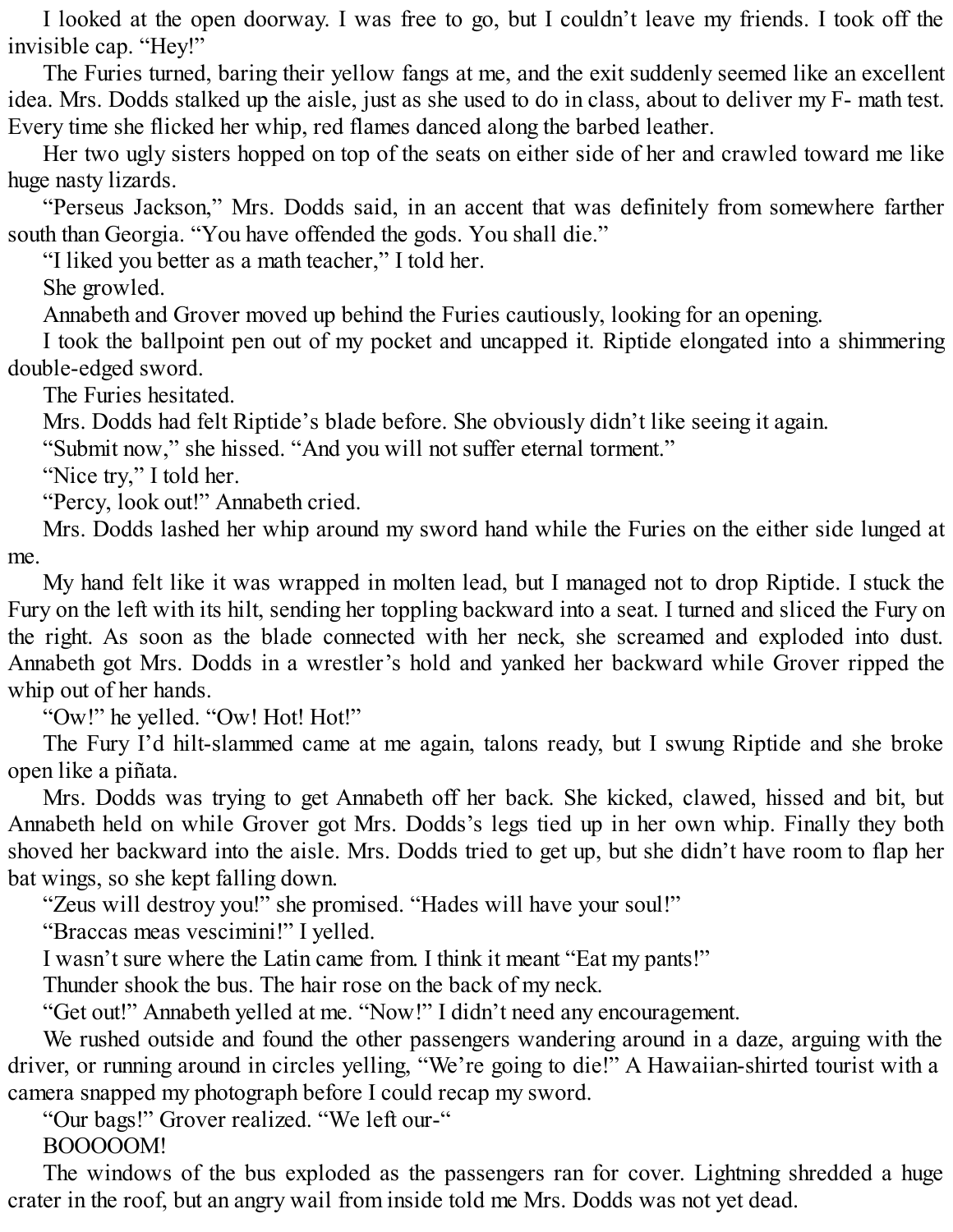I looked at the open doorway. I was free to go, but I couldn't leave my friends. I took off the invisible cap. "Hey!"

The Furies turned, baring their yellow fangs at me, and the exit suddenly seemed like an excellent idea. Mrs. Dodds stalked up the aisle, just as she used to do in class, about to deliver my F- math test. Every time she flicked her whip, red flames danced along the barbed leather.

Her two ugly sisters hopped on top of the seats on either side of her and crawled toward me like huge nasty lizards.

"Perseus Jackson," Mrs. Dodds said, in an accent that was definitely from somewhere farther south than Georgia. "You have offended the gods. You shall die."

"I liked you better as a math teacher," I told her.

She growled.

Annabeth and Grover moved up behind the Furies cautiously, looking for an opening.

I took the ballpoint pen out of my pocket and uncapped it. Riptide elongated into a shimmering double-edged sword.

The Furies hesitated.

Mrs. Dodds had felt Riptide's blade before. She obviously didn't like seeing it again.

"Submit now," she hissed. "And you will not suffer eternal torment."

"Nice try," I told her.

"Percy, look out!" Annabeth cried.

Mrs. Dodds lashed her whip around my sword hand while the Furies on the either side lunged at me.

My hand felt like it was wrapped in molten lead, but I managed not to drop Riptide. I stuck the Fury on the left with its hilt, sending her toppling backward into a seat. I turned and sliced the Fury on the right. As soon as the blade connected with her neck, she screamed and exploded into dust. Annabeth got Mrs. Dodds in a wrestler's hold and yanked her backward while Grover ripped the whip out of her hands.

"Ow!" he yelled. "Ow! Hot! Hot!"

The Fury I'd hilt-slammed came at me again, talons ready, but I swung Riptide and she broke open like a piñata.

Mrs. Dodds was trying to get Annabeth off her back. She kicked, clawed, hissed and bit, but Annabeth held on while Grover got Mrs. Dodds's legs tied up in her own whip. Finally they both shoved her backward into the aisle. Mrs. Dodds tried to get up, but she didn't have room to flap her bat wings, so she kept falling down.

"Zeus will destroy you!" she promised. "Hades will have your soul!"

"Braccas meas vescimini!" I yelled.

I wasn't sure where the Latin came from. I think it meant "Eat my pants!"

Thunder shook the bus. The hair rose on the back of my neck.

"Get out!" Annabeth yelled at me. "Now!" I didn't need any encouragement.

We rushed outside and found the other passengers wandering around in a daze, arguing with the driver, or running around in circles yelling, "We're going to die!" A Hawaiian-shirted tourist with a camera snapped my photograph before I could recap my sword.

"Our bags!" Grover realized. "We left our-"

BOOOOOM!

The windows of the bus exploded as the passengers ran for cover. Lightning shredded a huge crater in the roof, but an angry wail from inside told me Mrs. Dodds was not yet dead.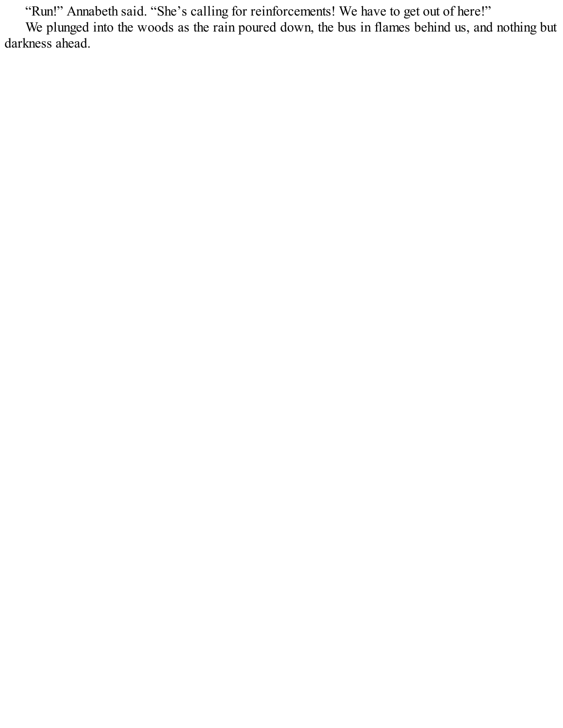“Run!” Annabeth said. “She’s calling for reinforcements! We have to get out of here!”

We plunged into the woods as the rain poured down, the bus in flames behind us, and nothing but darkness ahead.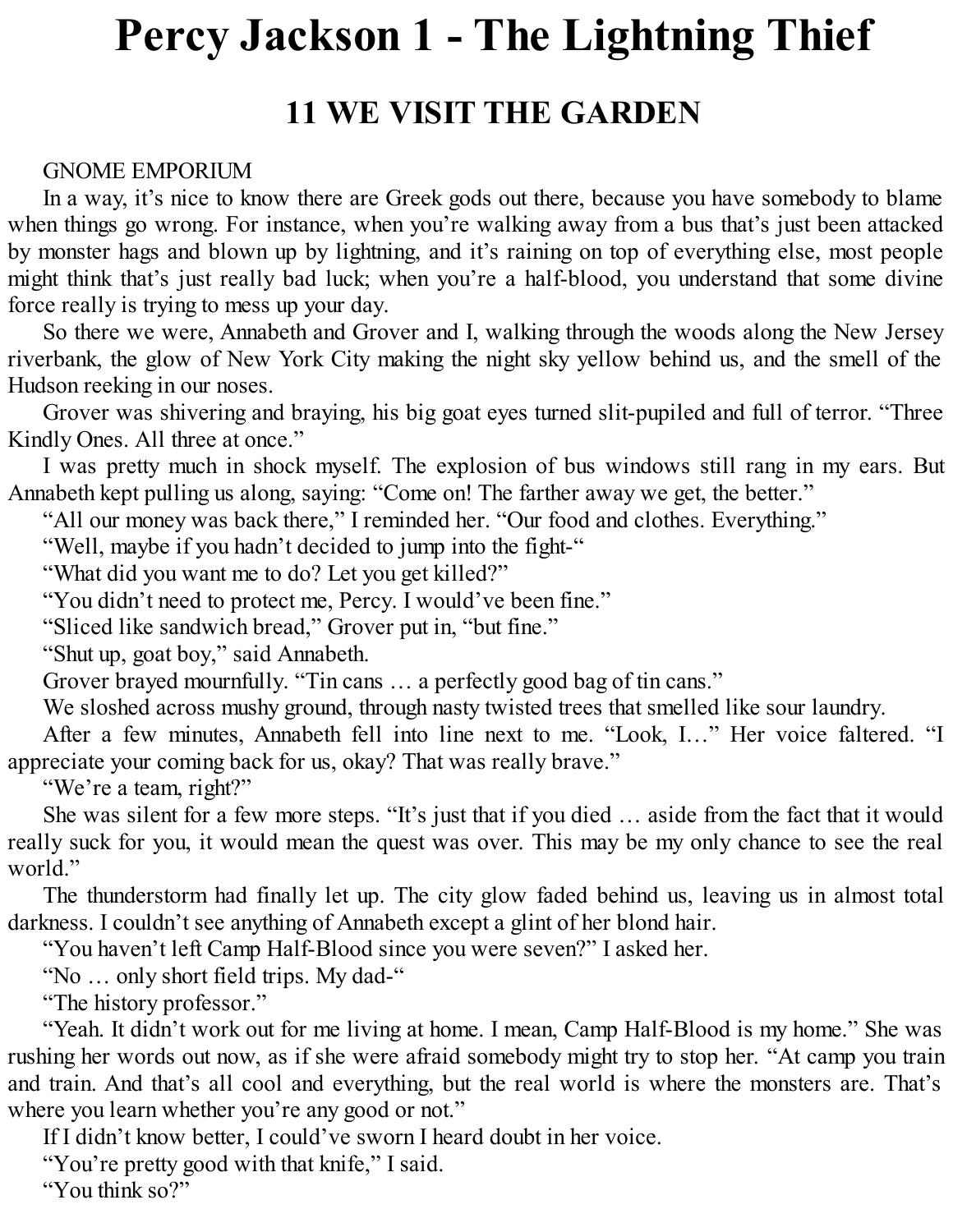# Percy Jackson 1 - The Lightning Thief

## 11 WE VISIT THE GARDEN

GNOME EMPORIUM

In a way, it's nice to know there are Greek gods out there, because you have somebody to blame when things go wrong. For instance, when you're walking away from a bus that's just been attacked by monster hags and blown up by lightning, and it's raining on top of everything else, most people might think that's just really bad luck; when you're a half-blood, you understand that some divine force really is trying to mess up your day.

So there we were, Annabeth and Grover and I, walking through the woods along the New Jersey riverbank, the glow of New York City making the night sky yellow behind us, and the smell of the Hudson reeking in our noses.

Grover was shivering and braying, his big goat eyes turned slit-pupiled and full of terror. "Three Kindly Ones. All three at once."

I was pretty much in shock myself. The explosion of bus windows still rang in my ears. But Annabeth kept pulling us along, saying: "Come on! The farther away we get, the better."

"All our money was back there," I reminded her. "Our food and clothes. Everything."

"Well, maybe if you hadn't decided to jump into the fight-"

"What did you want me to do? Let you get killed?"

"You didn't need to protect me, Percy. I would've been fine."

"Sliced like sandwich bread," Grover put in, "but fine."

"Shut up, goat boy," said Annabeth.

Grover brayed mournfully. "Tin cans … a perfectly good bag of tin cans."

We sloshed across mushy ground, through nasty twisted trees that smelled like sour laundry.

After a few minutes, Annabeth fell into line next to me. "Look, I…" Her voice faltered. "I appreciate your coming back for us, okay? That was really brave."

"We're a team, right?"

She was silent for a few more steps. "It's just that if you died … aside from the fact that it would really suck for you, it would mean the quest was over. This may be my only chance to see the real world."

The thunderstorm had finally let up. The city glow faded behind us, leaving us in almost total darkness. I couldn't see anything of Annabeth except a glint of her blond hair.

"You haven't left Camp Half-Blood since you were seven?" I asked her.

"No … only short field trips. My dad-"

"The history professor."

"Yeah. It didn't work out for me living at home. I mean, Camp Half-Blood is my home." She was rushing her words out now, as if she were afraid somebody might try to stop her. "At camp you train and train. And that's all cool and everything, but the real world is where the monsters are. That's where you learn whether you're any good or not."

If I didn't know better, I could've sworn I heard doubt in her voice.

"You're pretty good with that knife," I said.

"You think so?"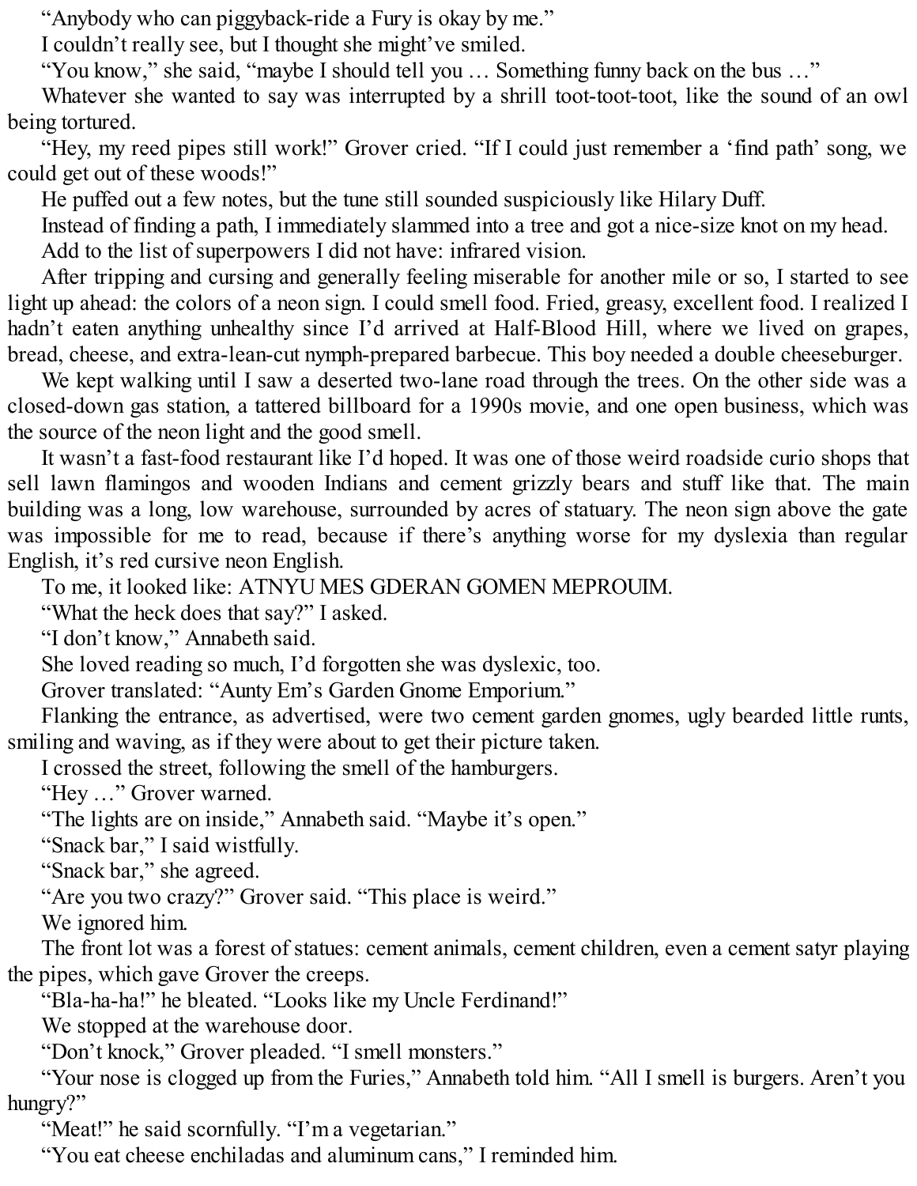"Anybody who can piggyback-ride a Fury is okay by me."

I couldn't really see, but I thought she might've smiled.

"You know," she said, "maybe I should tell you … Something funny back on the bus …"

Whatever she wanted to say was interrupted by a shrill toot-toot-toot, like the sound of an owl being tortured.

"Hey, my reed pipes still work!" Grover cried. "If I could just remember a 'find path' song, we could get out of these woods!"

He puffed out a few notes, but the tune still sounded suspiciously like Hilary Duff.

Instead of finding a path, I immediately slammed into a tree and got a nice-size knot on my head.

Add to the list of superpowers I did not have: infrared vision.

After tripping and cursing and generally feeling miserable for another mile or so, I started to see light up ahead: the colors of a neon sign. I could smell food. Fried, greasy, excellent food. I realized I hadn't eaten anything unhealthy since I'd arrived at Half-Blood Hill, where we lived on grapes, bread, cheese, and extra-lean-cut nymph-prepared barbecue. This boy needed a double cheeseburger.

We kept walking until I saw a deserted two-lane road through the trees. On the other side was a closed-down gas station, a tattered billboard for a 1990s movie, and one open business, which was the source of the neon light and the good smell.

It wasn't a fast-food restaurant like I'd hoped. It was one of those weird roadside curio shops that sell lawn flamingos and wooden Indians and cement grizzly bears and stuff like that. The main building was a long, low warehouse, surrounded by acres of statuary. The neon sign above the gate was impossible for me to read, because if there's anything worse for my dyslexia than regular English, it's red cursive neon English.

To me, it looked like: ATNYU MES GDERAN GOMEN MEPROUIM.

"What the heck does that say?" I asked.

"I don't know," Annabeth said.

She loved reading so much, I'd forgotten she was dyslexic, too.

Grover translated: "Aunty Em's Garden Gnome Emporium."

Flanking the entrance, as advertised, were two cement garden gnomes, ugly bearded little runts, smiling and waving, as if they were about to get their picture taken.

I crossed the street, following the smell of the hamburgers.

"Hey …" Grover warned.

"The lights are on inside," Annabeth said. "Maybe it's open."

"Snack bar," I said wistfully.

"Snack bar," she agreed.

"Are you two crazy?" Grover said. "This place is weird."

We ignored him.

The front lot was a forest of statues: cement animals, cement children, even a cement satyr playing the pipes, which gave Grover the creeps.

"Bla-ha-ha!" he bleated. "Looks like my Uncle Ferdinand!"

We stopped at the warehouse door.

"Don't knock," Grover pleaded. "I smell monsters."

"Your nose is clogged up from the Furies," Annabeth told him. "All I smell is burgers. Aren't you hungry?"

"Meat!" he said scornfully. "I'm a vegetarian."

"You eat cheese enchiladas and aluminum cans," I reminded him.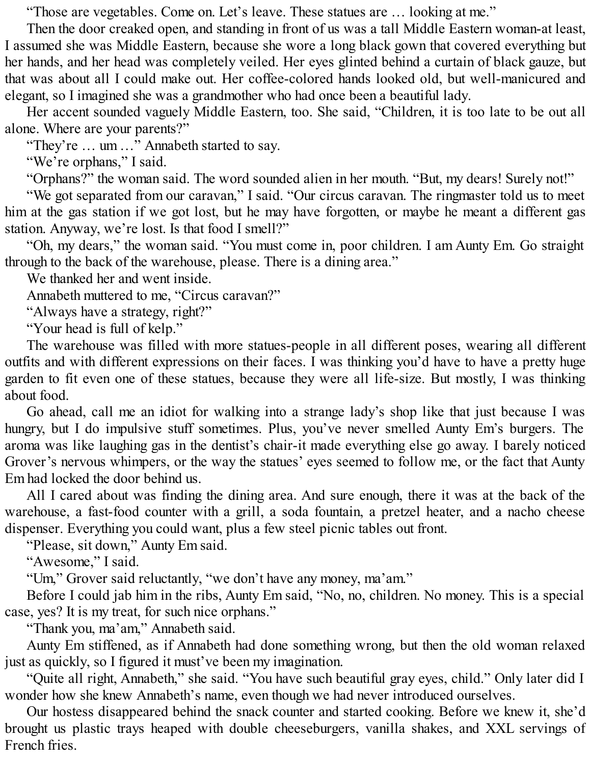"Those are vegetables. Come on. Let's leave. These statues are … looking at me."

Then the door creaked open, and standing in front of us was a tall Middle Eastern woman-at least, I assumed she was Middle Eastern, because she wore a long black gown that covered everything but her hands, and her head was completely veiled. Her eyes glinted behind a curtain of black gauze, but that was about all I could make out. Her coffee-colored hands looked old, but well-manicured and elegant, so I imagined she was a grandmother who had once been a beautiful lady.

Her accent sounded vaguely Middle Eastern, too. She said, "Children, it is too late to be out all alone. Where are your parents?"

"They're … um …" Annabeth started to say.

"We're orphans," I said.

"Orphans?" the woman said. The word sounded alien in her mouth. "But, my dears! Surely not!"

"We got separated from our caravan," I said. "Our circus caravan. The ringmaster told us to meet him at the gas station if we got lost, but he may have forgotten, or maybe he meant a different gas station. Anyway, we're lost. Is that food I smell?"

"Oh, my dears," the woman said. "You must come in, poor children. I am Aunty Em. Go straight through to the back of the warehouse, please. There is a dining area."

We thanked her and went inside.

Annabeth muttered to me, "Circus caravan?"

"Always have a strategy, right?"

"Your head is full of kelp."

The warehouse was filled with more statues-people in all different poses, wearing all different outfits and with different expressions on their faces. I was thinking you'd have to have a pretty huge garden to fit even one of these statues, because they were all life-size. But mostly, I was thinking about food.

Go ahead, call me an idiot for walking into a strange lady's shop like that just because I was hungry, but I do impulsive stuff sometimes. Plus, you've never smelled Aunty Em's burgers. The aroma was like laughing gas in the dentist's chair-it made everything else go away. I barely noticed Grover's nervous whimpers, or the way the statues' eyes seemed to follow me, or the fact that Aunty Em had locked the door behind us.

All I cared about was finding the dining area. And sure enough, there it was at the back of the warehouse, a fast-food counter with a grill, a soda fountain, a pretzel heater, and a nacho cheese dispenser. Everything you could want, plus a few steel picnic tables out front.

"Please, sit down," Aunty Em said.

"Awesome," I said.

"Um," Grover said reluctantly, "we don't have any money, ma'am."

Before I could jab him in the ribs, Aunty Em said, "No, no, children. No money. This is a special case, yes? It is my treat, for such nice orphans."

"Thank you, ma'am," Annabeth said.

Aunty Em stiffened, as if Annabeth had done something wrong, but then the old woman relaxed just as quickly, so I figured it must've been my imagination.

"Quite all right, Annabeth," she said. "You have such beautiful gray eyes, child." Only later did I wonder how she knew Annabeth's name, even though we had never introduced ourselves.

Our hostess disappeared behind the snack counter and started cooking. Before we knew it, she'd brought us plastic trays heaped with double cheeseburgers, vanilla shakes, and XXL servings of French fries.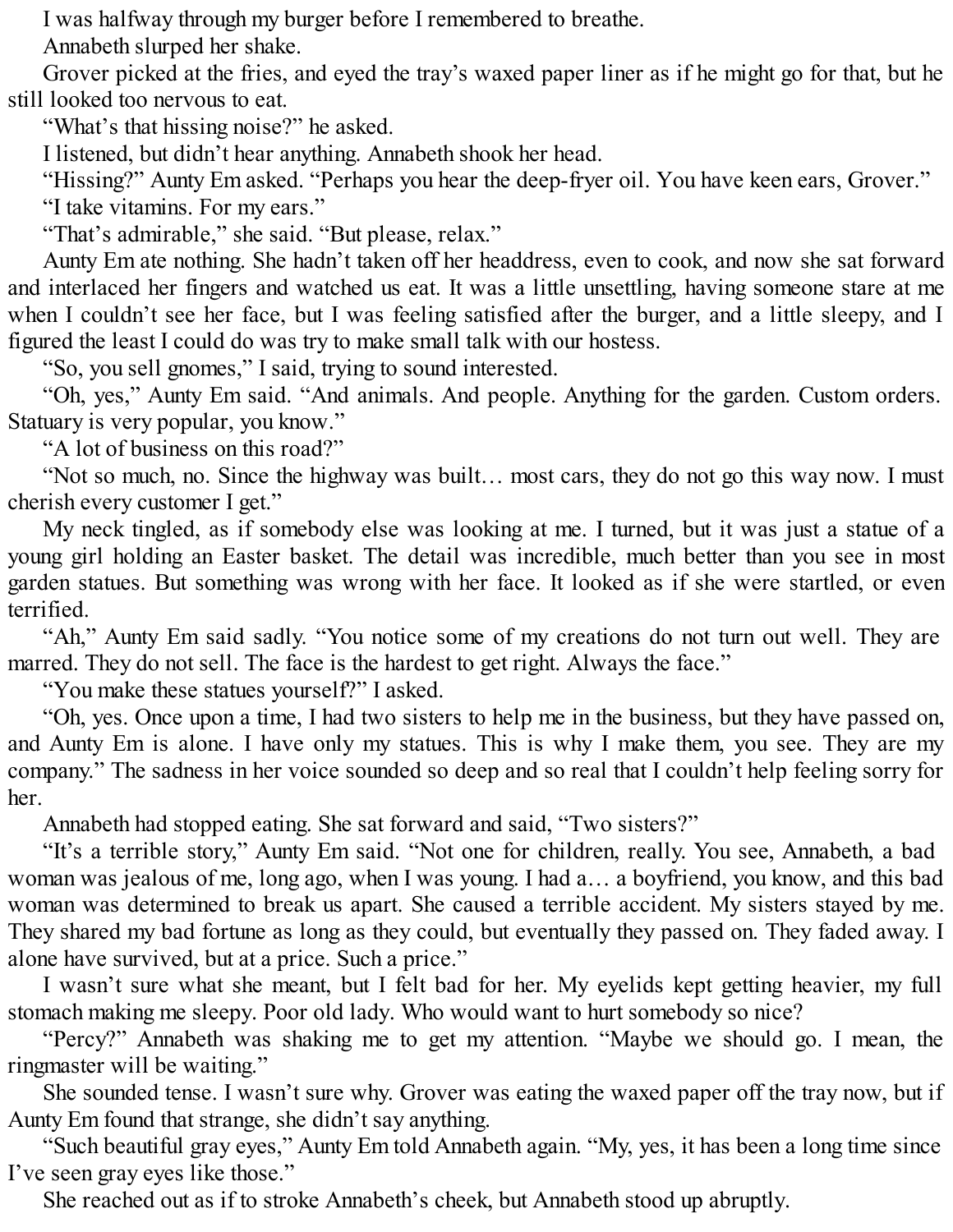I was halfway through my burger before I remembered to breathe.

Annabeth slurped her shake.

Grover picked at the fries, and eyed the tray's waxed paper liner as if he might go for that, but he still looked too nervous to eat.

"What's that hissing noise?" he asked.

I listened, but didn't hear anything. Annabeth shook her head.

"Hissing?" Aunty Em asked. "Perhaps you hear the deep-fryer oil. You have keen ears, Grover."

"I take vitamins. For my ears."

"That's admirable," she said. "But please, relax."

Aunty Em ate nothing. She hadn't taken off her headdress, even to cook, and now she sat forward and interlaced her fingers and watched us eat. It was a little unsettling, having someone stare at me when I couldn't see her face, but I was feeling satisfied after the burger, and a little sleepy, and I figured the least I could do was try to make small talk with our hostess.

"So, you sell gnomes," I said, trying to sound interested.

"Oh, yes," Aunty Em said. "And animals. And people. Anything for the garden. Custom orders. Statuary is very popular, you know."

"A lot of business on this road?"

"Not so much, no. Since the highway was built… most cars, they do not go this way now. I must cherish every customer I get."

My neck tingled, as if somebody else was looking at me. I turned, but it was just a statue of a young girl holding an Easter basket. The detail was incredible, much better than you see in most garden statues. But something was wrong with her face. It looked as if she were startled, or even terrified.

"Ah," Aunty Em said sadly. "You notice some of my creations do not turn out well. They are marred. They do not sell. The face is the hardest to get right. Always the face."

"You make these statues yourself?" I asked.

"Oh, yes. Once upon a time, I had two sisters to help me in the business, but they have passed on, and Aunty Em is alone. I have only my statues. This is why I make them, you see. They are my company." The sadness in her voice sounded so deep and so real that I couldn't help feeling sorry for her.

Annabeth had stopped eating. She sat forward and said, "Two sisters?"

"It's a terrible story," Aunty Em said. "Not one for children, really. You see, Annabeth, a bad woman was jealous of me, long ago, when I was young. I had a… a boyfriend, you know, and this bad woman was determined to break us apart. She caused a terrible accident. My sisters stayed by me. They shared my bad fortune as long as they could, but eventually they passed on. They faded away. I alone have survived, but at a price. Such a price."

I wasn't sure what she meant, but I felt bad for her. My eyelids kept getting heavier, my full stomach making me sleepy. Poor old lady. Who would want to hurt somebody so nice?

"Percy?" Annabeth was shaking me to get my attention. "Maybe we should go. I mean, the ringmaster will be waiting."

She sounded tense. I wasn't sure why. Grover was eating the waxed paper off the tray now, but if Aunty Em found that strange, she didn't say anything.

"Such beautiful gray eyes," Aunty Em told Annabeth again. "My, yes, it has been a long time since I've seen gray eyes like those."

She reached out as if to stroke Annabeth's cheek, but Annabeth stood up abruptly.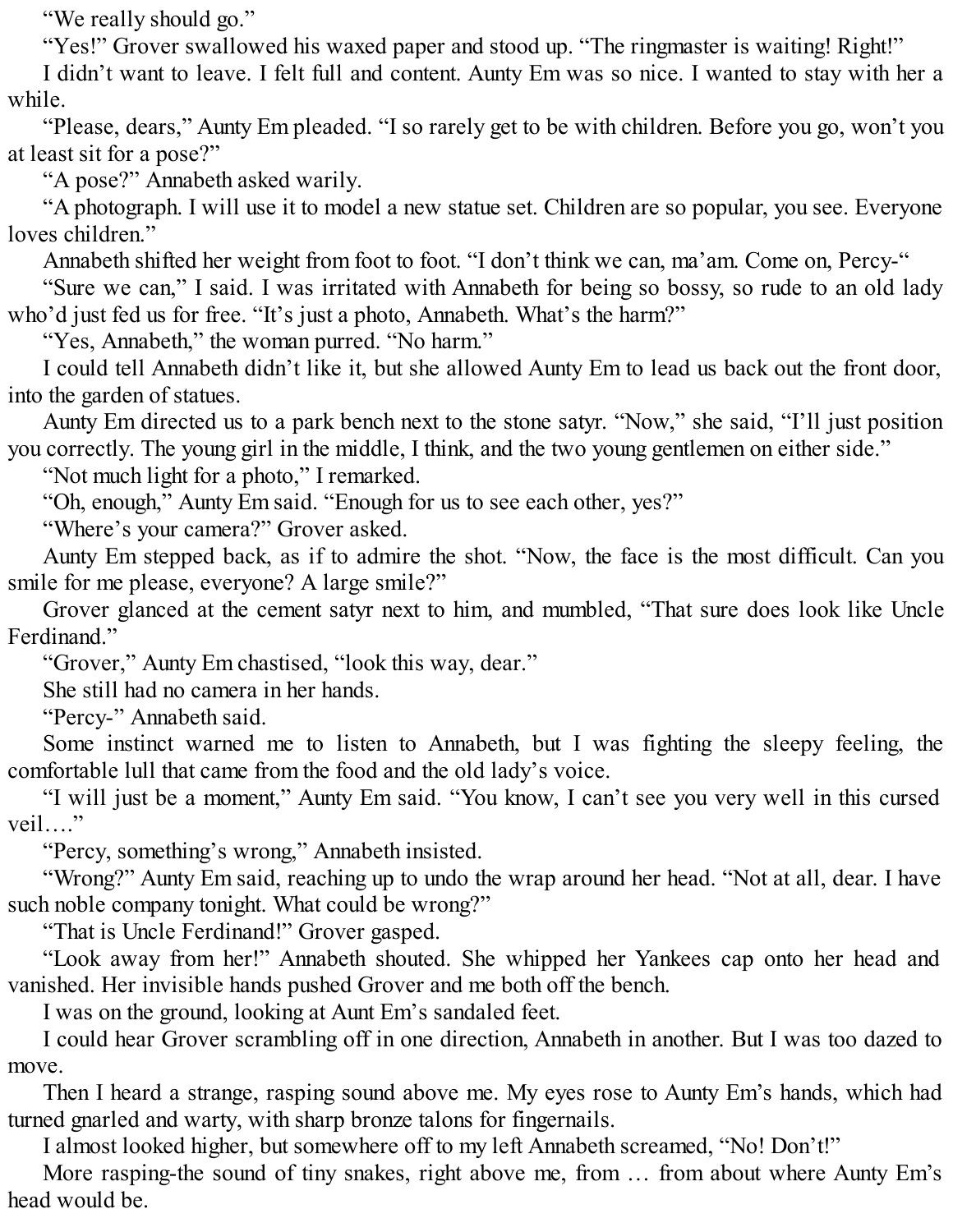"We really should go."

"Yes!" Grover swallowed his waxed paper and stood up. "The ringmaster is waiting! Right!"

I didn't want to leave. I felt full and content. Aunty Em was so nice. I wanted to stay with her a while.

"Please, dears," Aunty Em pleaded. "I so rarely get to be with children. Before you go, won't you at least sit for a pose?"

"A pose?" Annabeth asked warily.

"A photograph. I will use it to model a new statue set. Children are so popular, you see. Everyone loves children."

Annabeth shifted her weight from foot to foot. "I don't think we can, ma'am. Come on, Percy-"

"Sure we can," I said. I was irritated with Annabeth for being so bossy, so rude to an old lady who'd just fed us for free. "It's just a photo, Annabeth. What's the harm?"

"Yes, Annabeth," the woman purred. "No harm."

I could tell Annabeth didn't like it, but she allowed Aunty Em to lead us back out the front door, into the garden of statues.

Aunty Em directed us to a park bench next to the stone satyr. "Now," she said, "I'll just position you correctly. The young girl in the middle, I think, and the two young gentlemen on either side."

"Not much light for a photo," I remarked.

"Oh, enough," Aunty Em said. "Enough for us to see each other, yes?"

"Where's your camera?" Grover asked.

Aunty Em stepped back, as if to admire the shot. "Now, the face is the most difficult. Can you smile for me please, everyone? A large smile?"

Grover glanced at the cement satyr next to him, and mumbled, "That sure does look like Uncle Ferdinand."

"Grover," Aunty Em chastised, "look this way, dear."

She still had no camera in her hands.

"Percy-" Annabeth said.

Some instinct warned me to listen to Annabeth, but I was fighting the sleepy feeling, the comfortable lull that came from the food and the old lady's voice.

"I will just be a moment," Aunty Em said. "You know, I can't see you very well in this cursed veil…."

"Percy, something's wrong," Annabeth insisted.

"Wrong?" Aunty Em said, reaching up to undo the wrap around her head. "Not at all, dear. I have such noble company tonight. What could be wrong?"

"That is Uncle Ferdinand!" Grover gasped.

"Look away from her!" Annabeth shouted. She whipped her Yankees cap onto her head and vanished. Her invisible hands pushed Grover and me both off the bench.

I was on the ground, looking at Aunt Em's sandaled feet.

I could hear Grover scrambling off in one direction, Annabeth in another. But I was too dazed to move.

Then I heard a strange, rasping sound above me. My eyes rose to Aunty Em's hands, which had turned gnarled and warty, with sharp bronze talons for fingernails.

I almost looked higher, but somewhere off to my left Annabeth screamed, "No! Don't!"

More rasping-the sound of tiny snakes, right above me, from … from about where Aunty Em's head would be.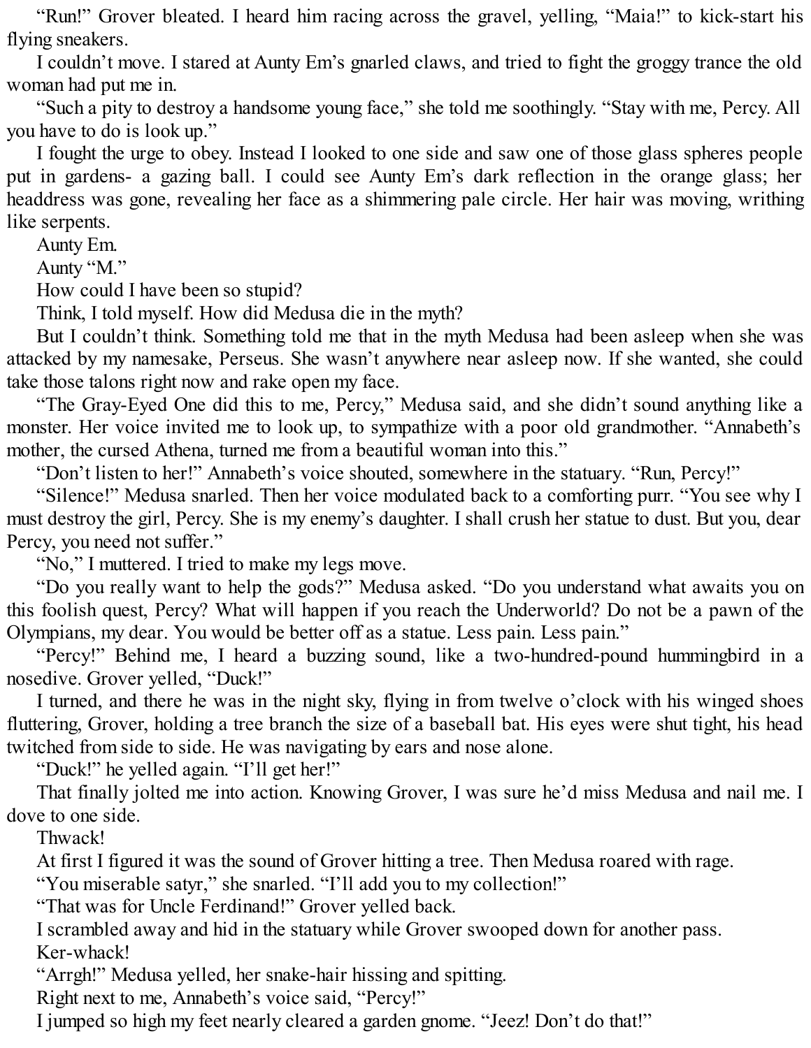"Run!" Grover bleated. I heard him racing across the gravel, yelling, "Maia!" to kick-start his flying sneakers.

I couldn't move. I stared at Aunty Em's gnarled claws, and tried to fight the groggy trance the old woman had put me in.

"Such a pity to destroy a handsome young face," she told me soothingly. "Stay with me, Percy. All you have to do is look up."

I fought the urge to obey. Instead I looked to one side and saw one of those glass spheres people put in gardens- a gazing ball. I could see Aunty Em's dark reflection in the orange glass; her headdress was gone, revealing her face as a shimmering pale circle. Her hair was moving, writhing like serpents.

Aunty Em.

Aunty "M."

How could I have been so stupid?

Think, I told myself. How did Medusa die in the myth?

But I couldn't think. Something told me that in the myth Medusa had been asleep when she was attacked by my namesake, Perseus. She wasn't anywhere near asleep now. If she wanted, she could take those talons right now and rake open my face.

"The Gray-Eyed One did this to me, Percy," Medusa said, and she didn't sound anything like a monster. Her voice invited me to look up, to sympathize with a poor old grandmother. "Annabeth's mother, the cursed Athena, turned me from a beautiful woman into this."

"Don't listen to her!" Annabeth's voice shouted, somewhere in the statuary. "Run, Percy!"

"Silence!" Medusa snarled. Then her voice modulated back to a comforting purr. "You see why I must destroy the girl, Percy. She is my enemy's daughter. I shall crush her statue to dust. But you, dear Percy, you need not suffer."

"No," I muttered. I tried to make my legs move.

"Do you really want to help the gods?" Medusa asked. "Do you understand what awaits you on this foolish quest, Percy? What will happen if you reach the Underworld? Do not be a pawn of the Olympians, my dear. You would be better off as a statue. Less pain. Less pain."

"Percy!" Behind me, I heard a buzzing sound, like a two-hundred-pound hummingbird in a nosedive. Grover yelled, "Duck!"

I turned, and there he was in the night sky, flying in from twelve o'clock with his winged shoes fluttering, Grover, holding a tree branch the size of a baseball bat. His eyes were shut tight, his head twitched from side to side. He was navigating by ears and nose alone.

"Duck!" he yelled again. "I'll get her!"

That finally jolted me into action. Knowing Grover, I was sure he'd miss Medusa and nail me. I dove to one side.

Thwack!

At first I figured it was the sound of Grover hitting a tree. Then Medusa roared with rage.

"You miserable satyr," she snarled. "I'll add you to my collection!"

"That was for Uncle Ferdinand!" Grover yelled back.

I scrambled away and hid in the statuary while Grover swooped down for another pass.

Ker-whack!

"Arrgh!" Medusa yelled, her snake-hair hissing and spitting.

Right next to me, Annabeth's voice said, "Percy!"

I jumped so high my feet nearly cleared a garden gnome. "Jeez! Don't do that!"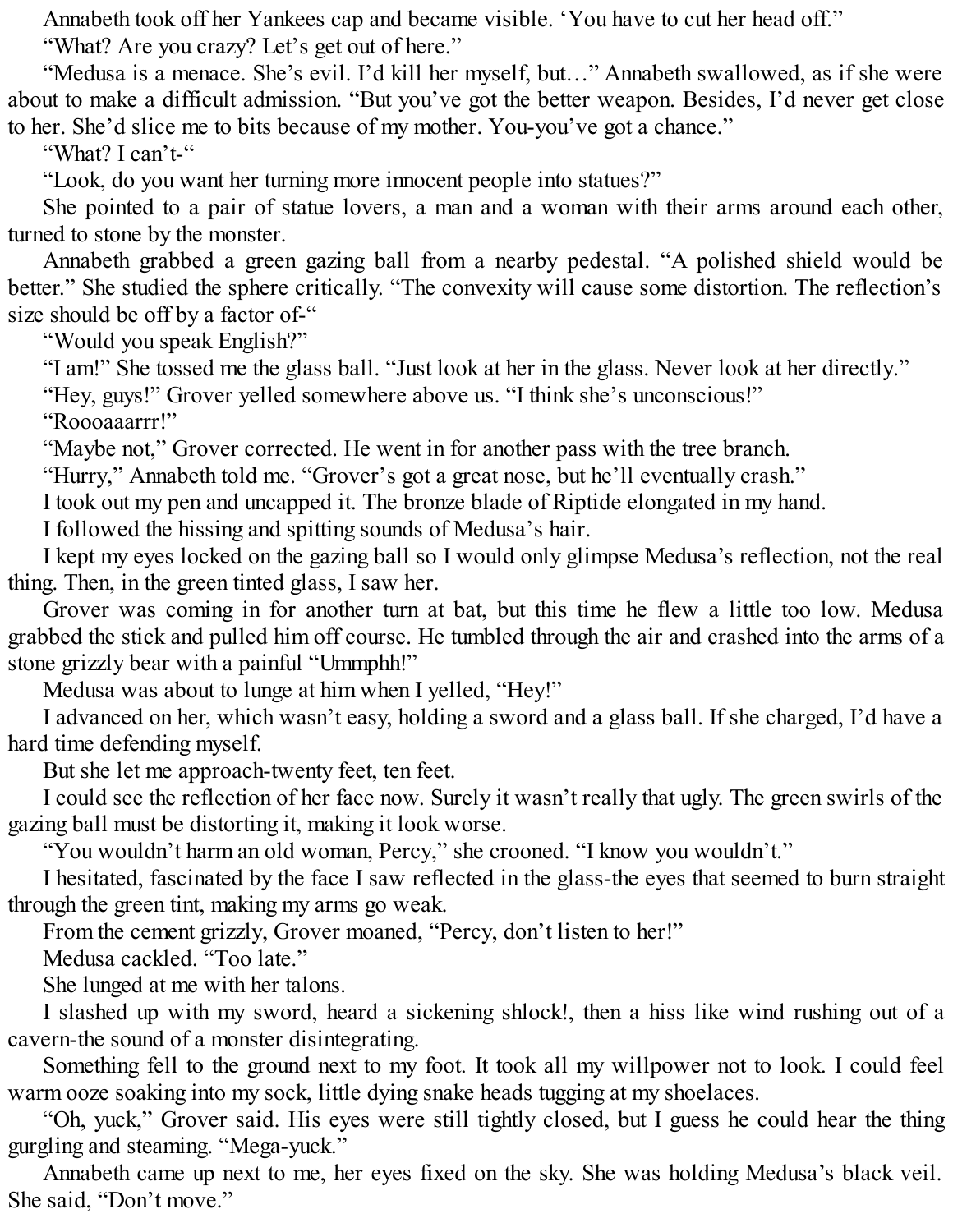Annabeth took off her Yankees cap and became visible. ‘You have to cut her head off.”

“What? Are you crazy? Let’s get out of here.”

“Medusa is a menace. She’s evil. I’d kill her myself, but…” Annabeth swallowed, as if she were about to make a difficult admission. “But you’ve got the better weapon. Besides, I’d never get close to her. She’d slice me to bits because of my mother. You-you’ve got a chance.”

“What? I can’t-“

“Look, do you want her turning more innocent people into statues?”

She pointed to a pair of statue lovers, a man and a woman with their arms around each other, turned to stone by the monster.

Annabeth grabbed a green gazing ball from a nearby pedestal. “A polished shield would be better.” She studied the sphere critically. “The convexity will cause some distortion. The reflection’s size should be off by a factor of-“

“Would you speak English?”

“I am!” She tossed me the glass ball. “Just look at her in the glass. Never look at her directly.”

“Hey, guys!” Grover yelled somewhere above us. “I think she’s unconscious!”

“Roooaaarrr!”

“Maybe not,” Grover corrected. He went in for another pass with the tree branch.

“Hurry,” Annabeth told me. “Grover’s got a great nose, but he’ll eventually crash.”

I took out my pen and uncapped it. The bronze blade of Riptide elongated in my hand.

I followed the hissing and spitting sounds of Medusa’s hair.

I kept my eyes locked on the gazing ball so I would only glimpse Medusa’s reflection, not the real thing. Then, in the green tinted glass, I saw her.

Grover was coming in for another turn at bat, but this time he flew a little too low. Medusa grabbed the stick and pulled him off course. He tumbled through the air and crashed into the arms of a stone grizzly bear with a painful “Ummphh!”

Medusa was about to lunge at him when I yelled, “Hey!”

I advanced on her, which wasn’t easy, holding a sword and a glass ball. If she charged, I’d have a hard time defending myself.

But she let me approach-twenty feet, ten feet.

I could see the reflection of her face now. Surely it wasn’t really that ugly. The green swirls of the gazing ball must be distorting it, making it look worse.

“You wouldn’t harm an old woman, Percy,” she crooned. “I know you wouldn’t.”

I hesitated, fascinated by the face I saw reflected in the glass-the eyes that seemed to burn straight through the green tint, making my arms go weak.

From the cement grizzly, Grover moaned, “Percy, don’t listen to her!”

Medusa cackled. “Too late.”

She lunged at me with her talons.

I slashed up with my sword, heard a sickening shlock!, then a hiss like wind rushing out of a cavern-the sound of a monster disintegrating.

Something fell to the ground next to my foot. It took all my willpower not to look. I could feel warm ooze soaking into my sock, little dying snake heads tugging at my shoelaces.

“Oh, yuck,” Grover said. His eyes were still tightly closed, but I guess he could hear the thing gurgling and steaming. “Mega-yuck.”

Annabeth came up next to me, her eyes fixed on the sky. She was holding Medusa’s black veil. She said, “Don’t move.”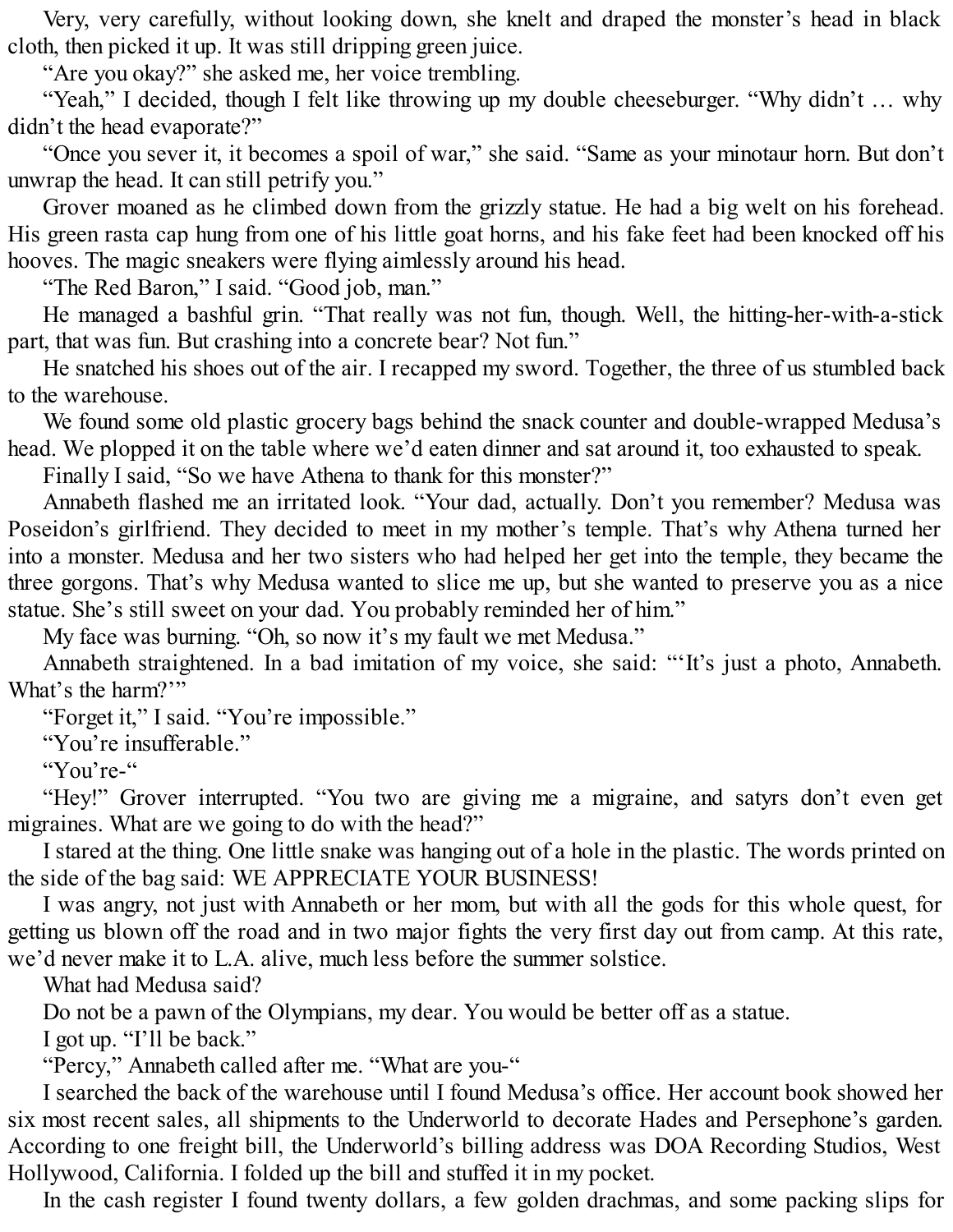Very, very carefully, without looking down, she knelt and draped the monster's head in black cloth, then picked it up. It was still dripping green juice.

"Are you okay?" she asked me, her voice trembling.

"Yeah," I decided, though I felt like throwing up my double cheeseburger. "Why didn't … why didn't the head evaporate?"

"Once you sever it, it becomes a spoil of war," she said. "Same as your minotaur horn. But don't unwrap the head. It can still petrify you."

Grover moaned as he climbed down from the grizzly statue. He had a big welt on his forehead. His green rasta cap hung from one of his little goat horns, and his fake feet had been knocked off his hooves. The magic sneakers were flying aimlessly around his head.

"The Red Baron," I said. "Good job, man."

He managed a bashful grin. "That really was not fun, though. Well, the hitting-her-with-a-stick part, that was fun. But crashing into a concrete bear? Not fun."

He snatched his shoes out of the air. I recapped my sword. Together, the three of us stumbled back to the warehouse.

We found some old plastic grocery bags behind the snack counter and double-wrapped Medusa's head. We plopped it on the table where we'd eaten dinner and sat around it, too exhausted to speak.

Finally I said, "So we have Athena to thank for this monster?"

Annabeth flashed me an irritated look. "Your dad, actually. Don't you remember? Medusa was Poseidon's girlfriend. They decided to meet in my mother's temple. That's why Athena turned her into a monster. Medusa and her two sisters who had helped her get into the temple, they became the three gorgons. That's why Medusa wanted to slice me up, but she wanted to preserve you as a nice statue. She's still sweet on your dad. You probably reminded her of him."

My face was burning. "Oh, so now it's my fault we met Medusa."

Annabeth straightened. In a bad imitation of my voice, she said: "'It's just a photo, Annabeth. What's the harm?'"

"Forget it," I said. "You're impossible."

"You're insufferable."

"You're-"

"Hey!" Grover interrupted. "You two are giving me a migraine, and satyrs don't even get migraines. What are we going to do with the head?"

I stared at the thing. One little snake was hanging out of a hole in the plastic. The words printed on the side of the bag said: WE APPRECIATE YOUR BUSINESS!

I was angry, not just with Annabeth or her mom, but with all the gods for this whole quest, for getting us blown off the road and in two major fights the very first day out from camp. At this rate, we'd never make it to L.A. alive, much less before the summer solstice.

What had Medusa said?

Do not be a pawn of the Olympians, my dear. You would be better off as a statue.

I got up. "I'll be back."

"Percy," Annabeth called after me. "What are you-"

I searched the back of the warehouse until I found Medusa's office. Her account book showed her six most recent sales, all shipments to the Underworld to decorate Hades and Persephone's garden. According to one freight bill, the Underworld's billing address was DOA Recording Studios, West Hollywood, California. I folded up the bill and stuffed it in my pocket.

In the cash register I found twenty dollars, a few golden drachmas, and some packing slips for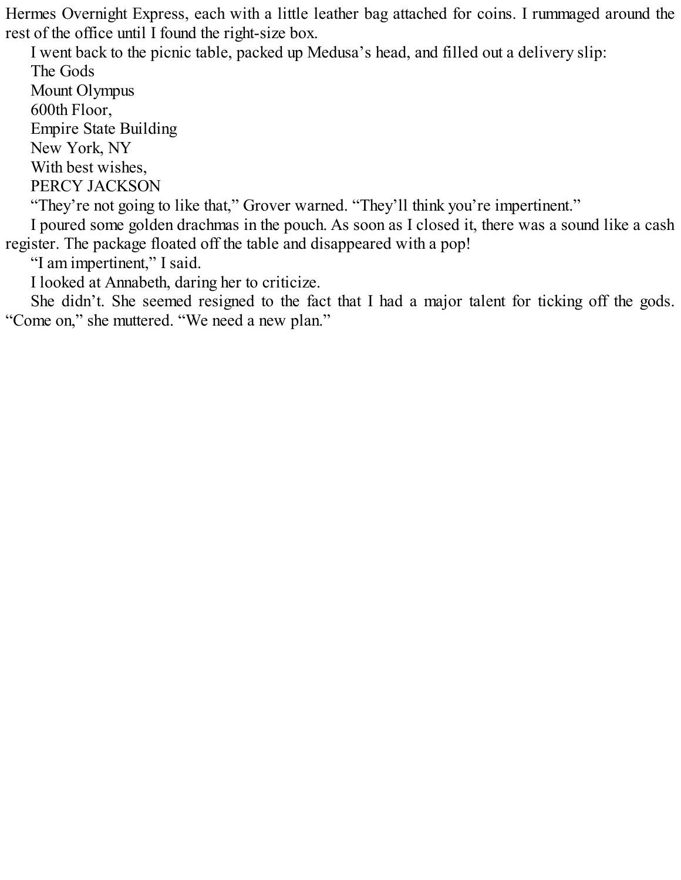Hermes Overnight Express, each with a little leather bag attached for coins. I rummaged around the rest of the office until I found the right-size box.

I went back to the picnic table, packed up Medusa's head, and filled out a delivery slip:

The Gods  
Mount Olympus  
600th Floor,  
Empire State Building  
New York, NY  
With best wishes,  
PERCY JACKSON

"They're not going to like that," Grover warned. "They'll think you're impertinent."

I poured some golden drachmas in the pouch. As soon as I closed it, there was a sound like a cash register. The package floated off the table and disappeared with a pop!

"I am impertinent," I said.

I looked at Annabeth, daring her to criticize.

She didn't. She seemed resigned to the fact that I had a major talent for ticking off the gods. "Come on," she muttered. "We need a new plan."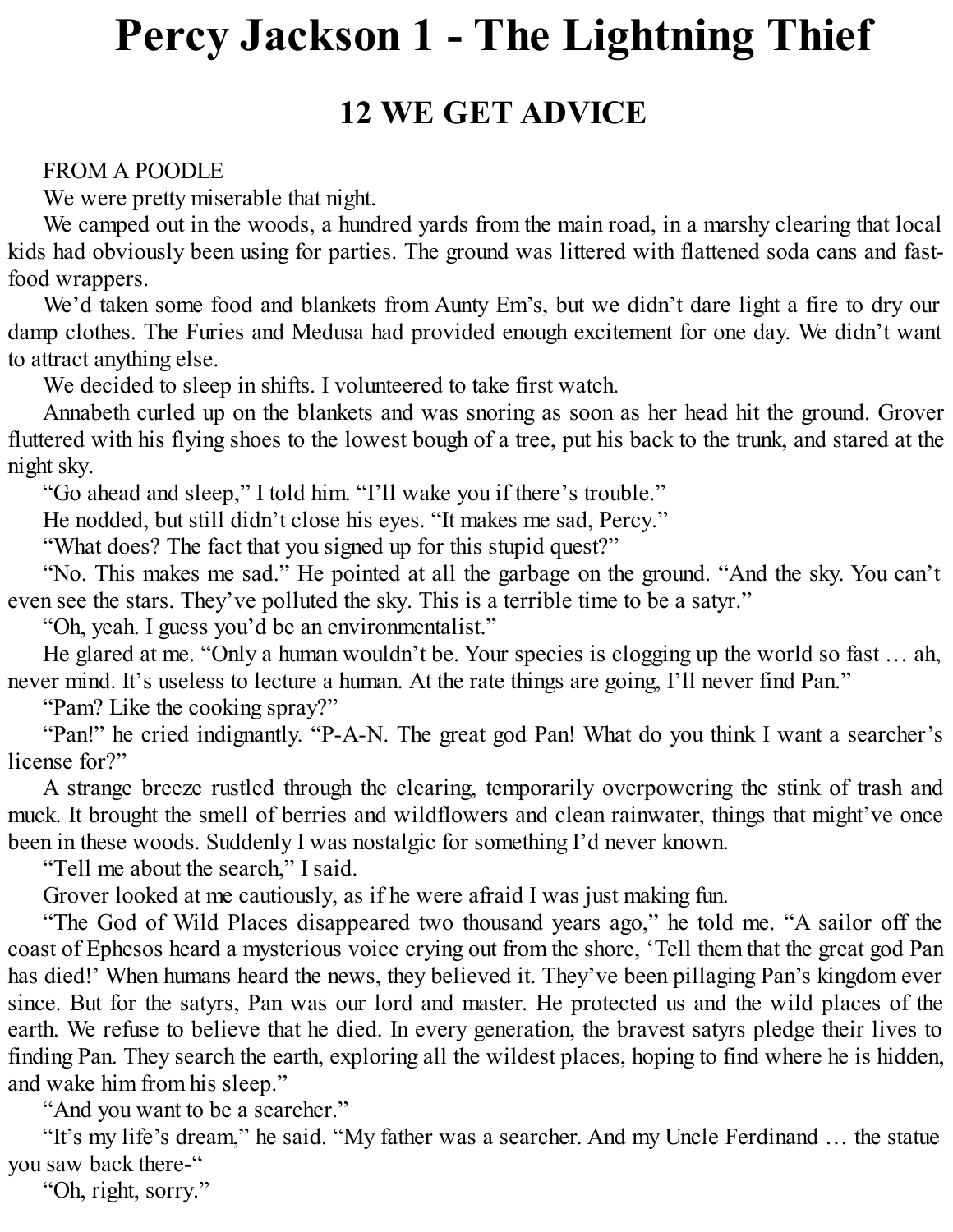# Percy Jackson 1 - The Lightning Thief

## 12 WE GET ADVICE

FROM A POODLE

We were pretty miserable that night.

We camped out in the woods, a hundred yards from the main road, in a marshy clearing that local kids had obviously been using for parties. The ground was littered with flattened soda cans and fast-food wrappers.

We'd taken some food and blankets from Aunty Em's, but we didn't dare light a fire to dry our damp clothes. The Furies and Medusa had provided enough excitement for one day. We didn't want to attract anything else.

We decided to sleep in shifts. I volunteered to take first watch.

Annabeth curled up on the blankets and was snoring as soon as her head hit the ground. Grover fluttered with his flying shoes to the lowest bough of a tree, put his back to the trunk, and stared at the night sky.

"Go ahead and sleep," I told him. "I'll wake you if there's trouble."

He nodded, but still didn't close his eyes. "It makes me sad, Percy."

"What does? The fact that you signed up for this stupid quest?"

"No. This makes me sad." He pointed at all the garbage on the ground. "And the sky. You can't even see the stars. They've polluted the sky. This is a terrible time to be a satyr."

"Oh, yeah. I guess you'd be an environmentalist."

He glared at me. "Only a human wouldn't be. Your species is clogging up the world so fast … ah, never mind. It's useless to lecture a human. At the rate things are going, I'll never find Pan."

"Pam? Like the cooking spray?"

"Pan!" he cried indignantly. "P-A-N. The great god Pan! What do you think I want a searcher's license for?"

A strange breeze rustled through the clearing, temporarily overpowering the stink of trash and muck. It brought the smell of berries and wildflowers and clean rainwater, things that might've once been in these woods. Suddenly I was nostalgic for something I'd never known.

"Tell me about the search," I said.

Grover looked at me cautiously, as if he were afraid I was just making fun.

"The God of Wild Places disappeared two thousand years ago," he told me. "A sailor off the coast of Ephesos heard a mysterious voice crying out from the shore, 'Tell them that the great god Pan has died!' When humans heard the news, they believed it. They've been pillaging Pan's kingdom ever since. But for the satyrs, Pan was our lord and master. He protected us and the wild places of the earth. We refuse to believe that he died. In every generation, the bravest satyrs pledge their lives to finding Pan. They search the earth, exploring all the wildest places, hoping to find where he is hidden, and wake him from his sleep."

"And you want to be a searcher."

"It's my life's dream," he said. "My father was a searcher. And my Uncle Ferdinand … the statue you saw back there-"

"Oh, right, sorry."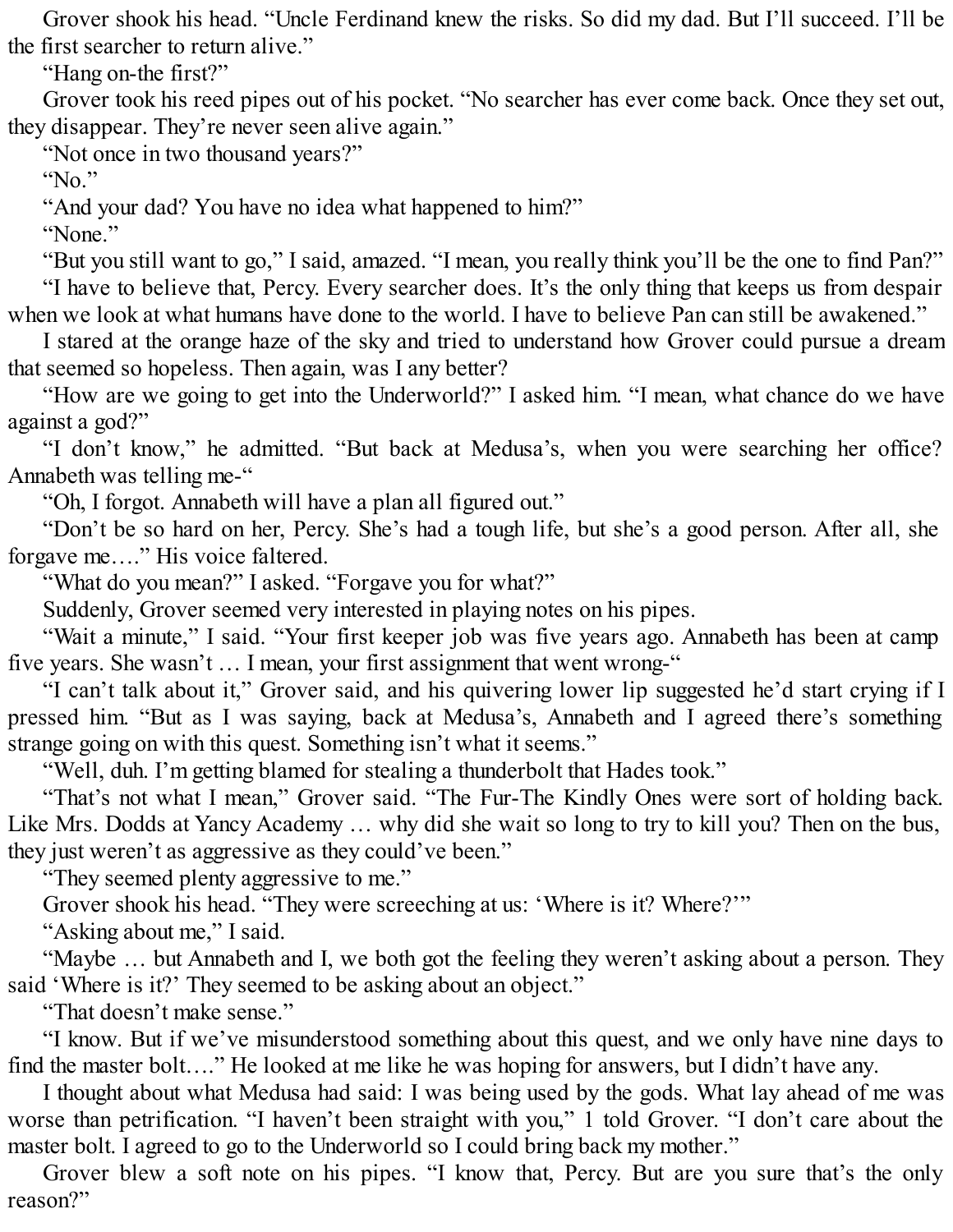Grover shook his head. "Uncle Ferdinand knew the risks. So did my dad. But I'll succeed. I'll be the first searcher to return alive."

"Hang on-the first?"

Grover took his reed pipes out of his pocket. "No searcher has ever come back. Once they set out, they disappear. They're never seen alive again."

"Not once in two thousand years?"

"No."

"And your dad? You have no idea what happened to him?"

"None."

"But you still want to go," I said, amazed. "I mean, you really think you'll be the one to find Pan?"

"I have to believe that, Percy. Every searcher does. It's the only thing that keeps us from despair when we look at what humans have done to the world. I have to believe Pan can still be awakened."

I stared at the orange haze of the sky and tried to understand how Grover could pursue a dream that seemed so hopeless. Then again, was I any better?

"How are we going to get into the Underworld?" I asked him. "I mean, what chance do we have against a god?"

"I don't know," he admitted. "But back at Medusa's, when you were searching her office? Annabeth was telling me-"

"Oh, I forgot. Annabeth will have a plan all figured out."

"Don't be so hard on her, Percy. She's had a tough life, but she's a good person. After all, she forgave me…." His voice faltered.

"What do you mean?" I asked. "Forgave you for what?"

Suddenly, Grover seemed very interested in playing notes on his pipes.

"Wait a minute," I said. "Your first keeper job was five years ago. Annabeth has been at camp five years. She wasn't … I mean, your first assignment that went wrong-"

"I can't talk about it," Grover said, and his quivering lower lip suggested he'd start crying if I pressed him. "But as I was saying, back at Medusa's, Annabeth and I agreed there's something strange going on with this quest. Something isn't what it seems."

"Well, duh. I'm getting blamed for stealing a thunderbolt that Hades took."

"That's not what I mean," Grover said. "The Fur-The Kindly Ones were sort of holding back. Like Mrs. Dodds at Yancy Academy … why did she wait so long to try to kill you? Then on the bus, they just weren't as aggressive as they could've been."

"They seemed plenty aggressive to me."

Grover shook his head. "They were screeching at us: 'Where is it? Where?'"

"Asking about me," I said.

"Maybe … but Annabeth and I, we both got the feeling they weren't asking about a person. They said 'Where is it?' They seemed to be asking about an object."

"That doesn't make sense."

"I know. But if we've misunderstood something about this quest, and we only have nine days to find the master bolt…." He looked at me like he was hoping for answers, but I didn't have any.

I thought about what Medusa had said: I was being used by the gods. What lay ahead of me was worse than petrification. "I haven't been straight with you," 1 told Grover. "I don't care about the master bolt. I agreed to go to the Underworld so I could bring back my mother."

Grover blew a soft note on his pipes. "I know that, Percy. But are you sure that's the only reason?"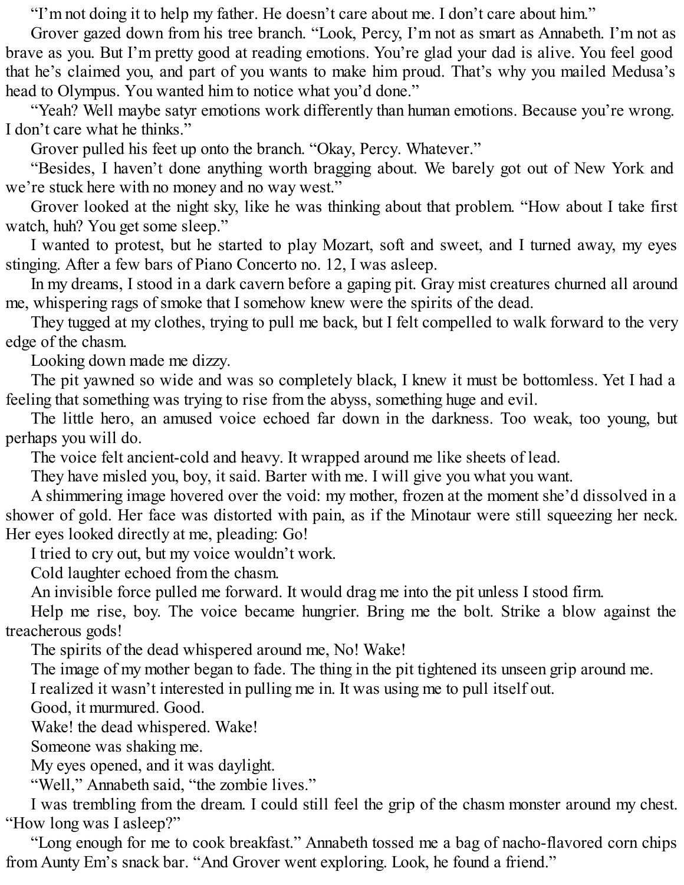"I'm not doing it to help my father. He doesn't care about me. I don't care about him."

Grover gazed down from his tree branch. "Look, Percy, I'm not as smart as Annabeth. I'm not as brave as you. But I'm pretty good at reading emotions. You're glad your dad is alive. You feel good that he's claimed you, and part of you wants to make him proud. That's why you mailed Medusa's head to Olympus. You wanted him to notice what you'd done."

"Yeah? Well maybe satyr emotions work differently than human emotions. Because you're wrong. I don't care what he thinks."

Grover pulled his feet up onto the branch. "Okay, Percy. Whatever."

"Besides, I haven't done anything worth bragging about. We barely got out of New York and we're stuck here with no money and no way west."

Grover looked at the night sky, like he was thinking about that problem. "How about I take first watch, huh? You get some sleep."

I wanted to protest, but he started to play Mozart, soft and sweet, and I turned away, my eyes stinging. After a few bars of Piano Concerto no. 12, I was asleep.

In my dreams, I stood in a dark cavern before a gaping pit. Gray mist creatures churned all around me, whispering rags of smoke that I somehow knew were the spirits of the dead.

They tugged at my clothes, trying to pull me back, but I felt compelled to walk forward to the very edge of the chasm.

Looking down made me dizzy.

The pit yawned so wide and was so completely black, I knew it must be bottomless. Yet I had a feeling that something was trying to rise from the abyss, something huge and evil.

The little hero, an amused voice echoed far down in the darkness. Too weak, too young, but perhaps you will do.

The voice felt ancient-cold and heavy. It wrapped around me like sheets of lead.

They have misled you, boy, it said. Barter with me. I will give you what you want.

A shimmering image hovered over the void: my mother, frozen at the moment she'd dissolved in a shower of gold. Her face was distorted with pain, as if the Minotaur were still squeezing her neck. Her eyes looked directly at me, pleading: Go!

I tried to cry out, but my voice wouldn't work.

Cold laughter echoed from the chasm.

An invisible force pulled me forward. It would drag me into the pit unless I stood firm.

Help me rise, boy. The voice became hungrier. Bring me the bolt. Strike a blow against the treacherous gods!

The spirits of the dead whispered around me, No! Wake!

The image of my mother began to fade. The thing in the pit tightened its unseen grip around me.

I realized it wasn't interested in pulling me in. It was using me to pull itself out.

Good, it murmured. Good.

Wake! the dead whispered. Wake!

Someone was shaking me.

My eyes opened, and it was daylight.

"Well," Annabeth said, "the zombie lives."

I was trembling from the dream. I could still feel the grip of the chasm monster around my chest. "How long was I asleep?"

"Long enough for me to cook breakfast." Annabeth tossed me a bag of nacho-flavored corn chips from Aunty Em's snack bar. "And Grover went exploring. Look, he found a friend."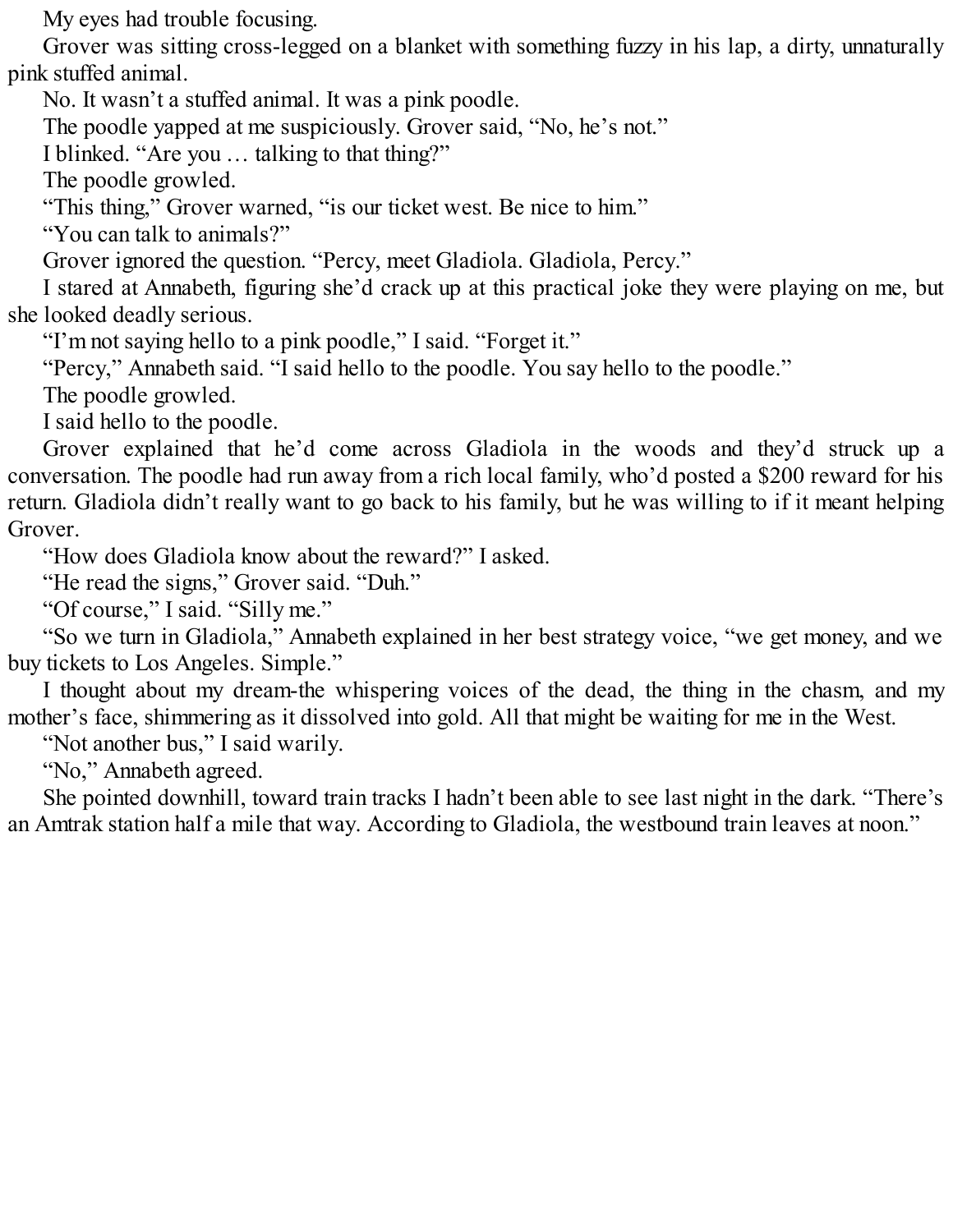My eyes had trouble focusing.

Grover was sitting cross-legged on a blanket with something fuzzy in his lap, a dirty, unnaturally pink stuffed animal.

No. It wasn't a stuffed animal. It was a pink poodle.

The poodle yapped at me suspiciously. Grover said, "No, he's not."

I blinked. "Are you … talking to that thing?"

The poodle growled.

"This thing," Grover warned, "is our ticket west. Be nice to him."

"You can talk to animals?"

Grover ignored the question. "Percy, meet Gladiola. Gladiola, Percy."

I stared at Annabeth, figuring she'd crack up at this practical joke they were playing on me, but she looked deadly serious.

"I'm not saying hello to a pink poodle," I said. "Forget it."

"Percy," Annabeth said. "I said hello to the poodle. You say hello to the poodle."

The poodle growled.

I said hello to the poodle.

Grover explained that he'd come across Gladiola in the woods and they'd struck up a conversation. The poodle had run away from a rich local family, who'd posted a $200 reward for his return. Gladiola didn't really want to go back to his family, but he was willing to if it meant helping Grover.

"How does Gladiola know about the reward?" I asked.

"He read the signs," Grover said. "Duh."

"Of course," I said. "Silly me."

"So we turn in Gladiola," Annabeth explained in her best strategy voice, "we get money, and we buy tickets to Los Angeles. Simple."

I thought about my dream-the whispering voices of the dead, the thing in the chasm, and my mother's face, shimmering as it dissolved into gold. All that might be waiting for me in the West.

"Not another bus," I said warily.

"No," Annabeth agreed.

She pointed downhill, toward train tracks I hadn't been able to see last night in the dark. "There's an Amtrak station half a mile that way. According to Gladiola, the westbound train leaves at noon."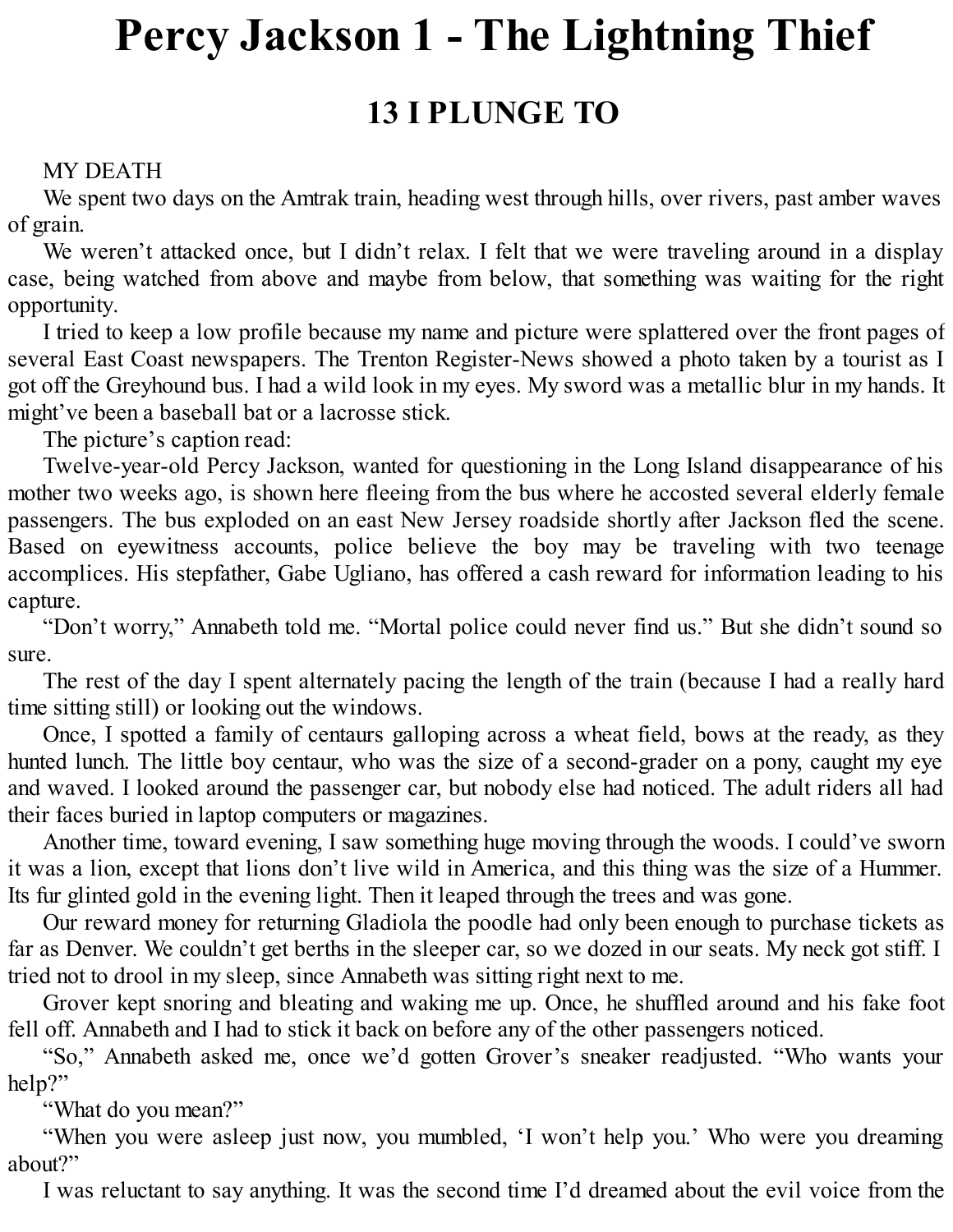# Percy Jackson 1 - The Lightning Thief

## 13 I PLUNGE TO

MY DEATH

We spent two days on the Amtrak train, heading west through hills, over rivers, past amber waves of grain.

We weren't attacked once, but I didn't relax. I felt that we were traveling around in a display case, being watched from above and maybe from below, that something was waiting for the right opportunity.

I tried to keep a low profile because my name and picture were splattered over the front pages of several East Coast newspapers. The Trenton Register-News showed a photo taken by a tourist as I got off the Greyhound bus. I had a wild look in my eyes. My sword was a metallic blur in my hands. It might've been a baseball bat or a lacrosse stick.

The picture's caption read:

Twelve-year-old Percy Jackson, wanted for questioning in the Long Island disappearance of his mother two weeks ago, is shown here fleeing from the bus where he accosted several elderly female passengers. The bus exploded on an east New Jersey roadside shortly after Jackson fled the scene. Based on eyewitness accounts, police believe the boy may be traveling with two teenage accomplices. His stepfather, Gabe Ugliano, has offered a cash reward for information leading to his capture.

"Don't worry," Annabeth told me. "Mortal police could never find us." But she didn't sound so sure.

The rest of the day I spent alternately pacing the length of the train (because I had a really hard time sitting still) or looking out the windows.

Once, I spotted a family of centaurs galloping across a wheat field, bows at the ready, as they hunted lunch. The little boy centaur, who was the size of a second-grader on a pony, caught my eye and waved. I looked around the passenger car, but nobody else had noticed. The adult riders all had their faces buried in laptop computers or magazines.

Another time, toward evening, I saw something huge moving through the woods. I could've sworn it was a lion, except that lions don't live wild in America, and this thing was the size of a Hummer. Its fur glinted gold in the evening light. Then it leaped through the trees and was gone.

Our reward money for returning Gladiola the poodle had only been enough to purchase tickets as far as Denver. We couldn't get berths in the sleeper car, so we dozed in our seats. My neck got stiff. I tried not to drool in my sleep, since Annabeth was sitting right next to me.

Grover kept snoring and bleating and waking me up. Once, he shuffled around and his fake foot fell off. Annabeth and I had to stick it back on before any of the other passengers noticed.

"So," Annabeth asked me, once we'd gotten Grover's sneaker readjusted. "Who wants your help?"

"What do you mean?"

"When you were asleep just now, you mumbled, 'I won't help you.' Who were you dreaming about?"

I was reluctant to say anything. It was the second time I'd dreamed about the evil voice from the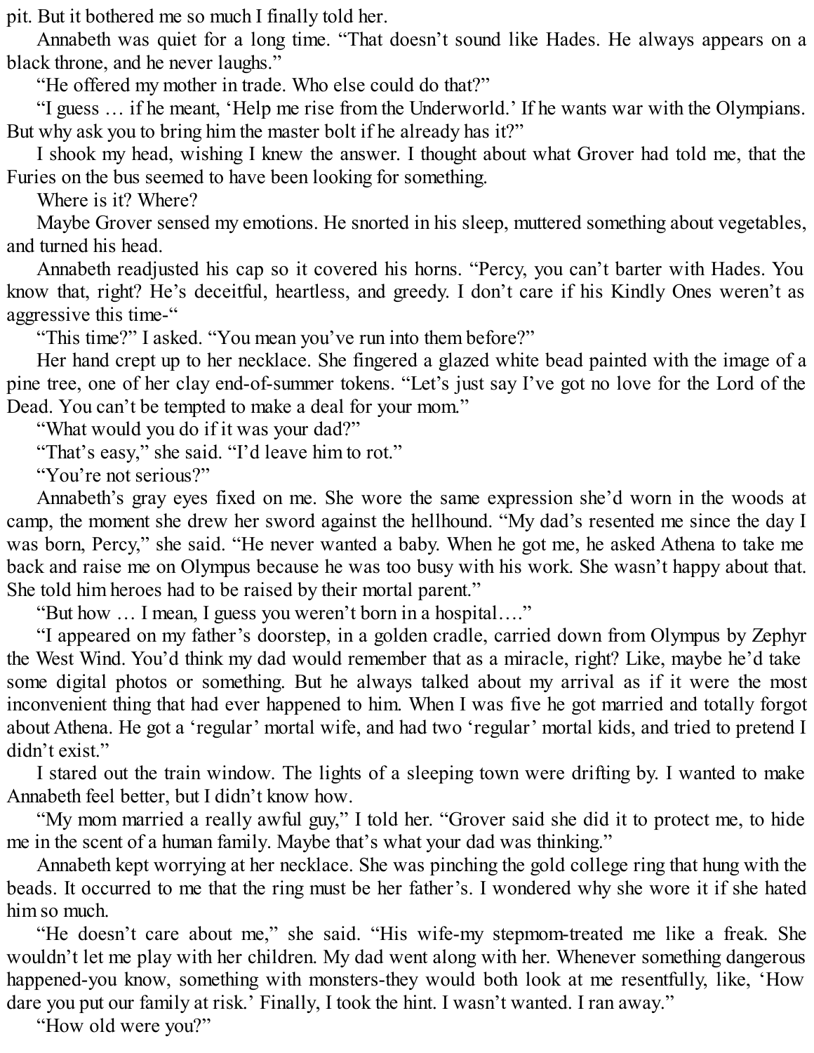pit. But it bothered me so much I finally told her.

Annabeth was quiet for a long time. "That doesn't sound like Hades. He always appears on a black throne, and he never laughs."

"He offered my mother in trade. Who else could do that?"

"I guess … if he meant, 'Help me rise from the Underworld.' If he wants war with the Olympians. But why ask you to bring him the master bolt if he already has it?"

I shook my head, wishing I knew the answer. I thought about what Grover had told me, that the Furies on the bus seemed to have been looking for something.

Where is it? Where?

Maybe Grover sensed my emotions. He snorted in his sleep, muttered something about vegetables, and turned his head.

Annabeth readjusted his cap so it covered his horns. "Percy, you can't barter with Hades. You know that, right? He's deceitful, heartless, and greedy. I don't care if his Kindly Ones weren't as aggressive this time-"

"This time?" I asked. "You mean you've run into them before?"

Her hand crept up to her necklace. She fingered a glazed white bead painted with the image of a pine tree, one of her clay end-of-summer tokens. "Let's just say I've got no love for the Lord of the Dead. You can't be tempted to make a deal for your mom."

"What would you do if it was your dad?"

"That's easy," she said. "I'd leave him to rot."

"You're not serious?"

Annabeth's gray eyes fixed on me. She wore the same expression she'd worn in the woods at camp, the moment she drew her sword against the hellhound. "My dad's resented me since the day I was born, Percy," she said. "He never wanted a baby. When he got me, he asked Athena to take me back and raise me on Olympus because he was too busy with his work. She wasn't happy about that. She told him heroes had to be raised by their mortal parent."

"But how … I mean, I guess you weren't born in a hospital…."

"I appeared on my father's doorstep, in a golden cradle, carried down from Olympus by Zephyr the West Wind. You'd think my dad would remember that as a miracle, right? Like, maybe he'd take some digital photos or something. But he always talked about my arrival as if it were the most inconvenient thing that had ever happened to him. When I was five he got married and totally forgot about Athena. He got a 'regular' mortal wife, and had two 'regular' mortal kids, and tried to pretend I didn't exist."

I stared out the train window. The lights of a sleeping town were drifting by. I wanted to make Annabeth feel better, but I didn't know how.

"My mom married a really awful guy," I told her. "Grover said she did it to protect me, to hide me in the scent of a human family. Maybe that's what your dad was thinking."

Annabeth kept worrying at her necklace. She was pinching the gold college ring that hung with the beads. It occurred to me that the ring must be her father's. I wondered why she wore it if she hated him so much.

"He doesn't care about me," she said. "His wife-my stepmom-treated me like a freak. She wouldn't let me play with her children. My dad went along with her. Whenever something dangerous happened-you know, something with monsters-they would both look at me resentfully, like, 'How dare you put our family at risk.' Finally, I took the hint. I wasn't wanted. I ran away."

"How old were you?"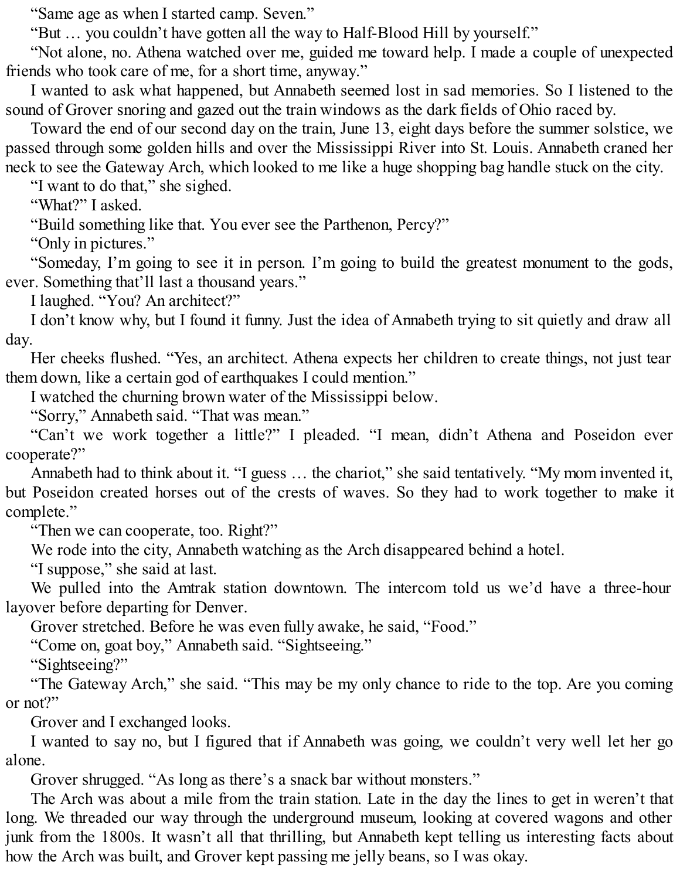"Same age as when I started camp. Seven."

"But … you couldn't have gotten all the way to Half-Blood Hill by yourself."

"Not alone, no. Athena watched over me, guided me toward help. I made a couple of unexpected friends who took care of me, for a short time, anyway."

I wanted to ask what happened, but Annabeth seemed lost in sad memories. So I listened to the sound of Grover snoring and gazed out the train windows as the dark fields of Ohio raced by.

Toward the end of our second day on the train, June 13, eight days before the summer solstice, we passed through some golden hills and over the Mississippi River into St. Louis. Annabeth craned her neck to see the Gateway Arch, which looked to me like a huge shopping bag handle stuck on the city.

"I want to do that," she sighed.

"What?" I asked.

"Build something like that. You ever see the Parthenon, Percy?"

"Only in pictures."

"Someday, I'm going to see it in person. I'm going to build the greatest monument to the gods, ever. Something that'll last a thousand years."

I laughed. "You? An architect?"

I don't know why, but I found it funny. Just the idea of Annabeth trying to sit quietly and draw all day.

Her cheeks flushed. "Yes, an architect. Athena expects her children to create things, not just tear them down, like a certain god of earthquakes I could mention."

I watched the churning brown water of the Mississippi below.

"Sorry," Annabeth said. "That was mean."

"Can't we work together a little?" I pleaded. "I mean, didn't Athena and Poseidon ever cooperate?"

Annabeth had to think about it. "I guess … the chariot," she said tentatively. "My mom invented it, but Poseidon created horses out of the crests of waves. So they had to work together to make it complete."

"Then we can cooperate, too. Right?"

We rode into the city, Annabeth watching as the Arch disappeared behind a hotel.

"I suppose," she said at last.

We pulled into the Amtrak station downtown. The intercom told us we'd have a three-hour layover before departing for Denver.

Grover stretched. Before he was even fully awake, he said, "Food."

"Come on, goat boy," Annabeth said. "Sightseeing."

"Sightseeing?"

"The Gateway Arch," she said. "This may be my only chance to ride to the top. Are you coming or not?"

Grover and I exchanged looks.

I wanted to say no, but I figured that if Annabeth was going, we couldn't very well let her go alone.

Grover shrugged. "As long as there's a snack bar without monsters."

The Arch was about a mile from the train station. Late in the day the lines to get in weren't that long. We threaded our way through the underground museum, looking at covered wagons and other junk from the 1800s. It wasn't all that thrilling, but Annabeth kept telling us interesting facts about how the Arch was built, and Grover kept passing me jelly beans, so I was okay.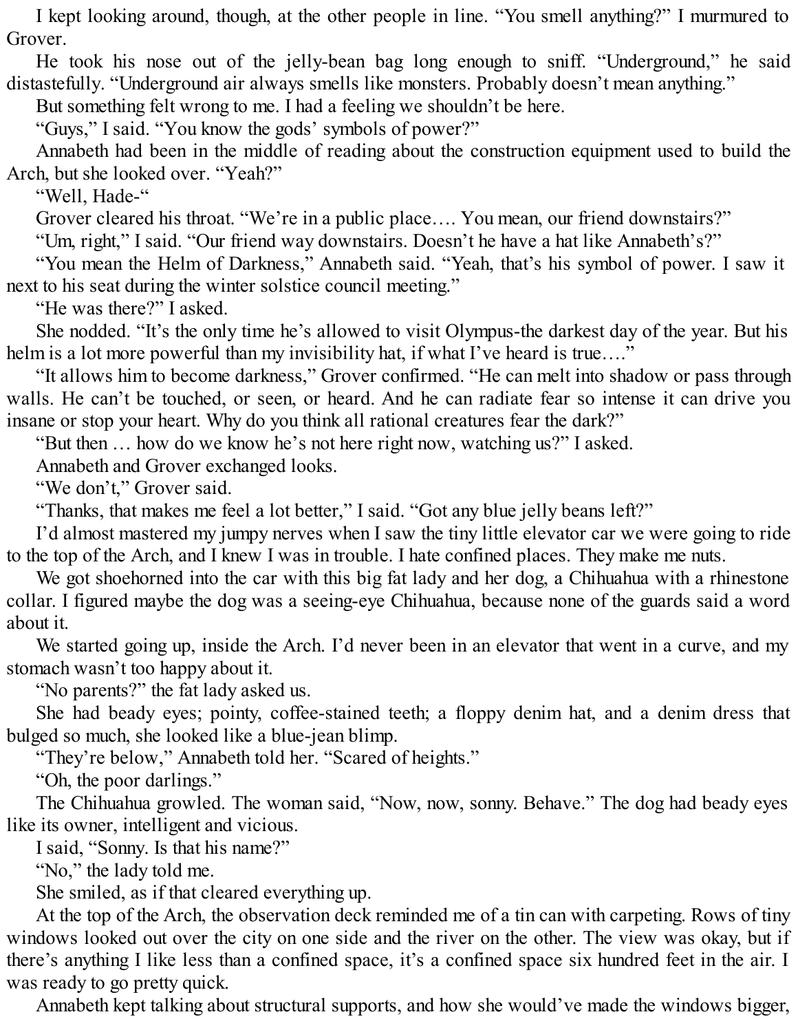I kept looking around, though, at the other people in line. “You smell anything?” I murmured to Grover.

He took his nose out of the jelly-bean bag long enough to sniff. “Underground,” he said distastefully. “Underground air always smells like monsters. Probably doesn’t mean anything.”

But something felt wrong to me. I had a feeling we shouldn’t be here.

“Guys,” I said. “You know the gods’ symbols of power?”

Annabeth had been in the middle of reading about the construction equipment used to build the Arch, but she looked over. “Yeah?”

“Well, Hade-“

Grover cleared his throat. “We’re in a public place…. You mean, our friend downstairs?”

“Um, right,” I said. “Our friend way downstairs. Doesn’t he have a hat like Annabeth’s?”

“You mean the Helm of Darkness,” Annabeth said. “Yeah, that’s his symbol of power. I saw it next to his seat during the winter solstice council meeting.”

“He was there?” I asked.

She nodded. “It’s the only time he’s allowed to visit Olympus-the darkest day of the year. But his helm is a lot more powerful than my invisibility hat, if what I’ve heard is true….”

“It allows him to become darkness,” Grover confirmed. “He can melt into shadow or pass through walls. He can’t be touched, or seen, or heard. And he can radiate fear so intense it can drive you insane or stop your heart. Why do you think all rational creatures fear the dark?”

“But then … how do we know he’s not here right now, watching us?” I asked.

Annabeth and Grover exchanged looks.

“We don’t,” Grover said.

“Thanks, that makes me feel a lot better,” I said. “Got any blue jelly beans left?”

I’d almost mastered my jumpy nerves when I saw the tiny little elevator car we were going to ride to the top of the Arch, and I knew I was in trouble. I hate confined places. They make me nuts.

We got shoehorned into the car with this big fat lady and her dog, a Chihuahua with a rhinestone collar. I figured maybe the dog was a seeing-eye Chihuahua, because none of the guards said a word about it.

We started going up, inside the Arch. I’d never been in an elevator that went in a curve, and my stomach wasn’t too happy about it.

“No parents?” the fat lady asked us.

She had beady eyes; pointy, coffee-stained teeth; a floppy denim hat, and a denim dress that bulged so much, she looked like a blue-jean blimp.

“They’re below,” Annabeth told her. “Scared of heights.”

“Oh, the poor darlings.”

The Chihuahua growled. The woman said, “Now, now, sonny. Behave.” The dog had beady eyes like its owner, intelligent and vicious.

I said, “Sonny. Is that his name?”

“No,” the lady told me.

She smiled, as if that cleared everything up.

At the top of the Arch, the observation deck reminded me of a tin can with carpeting. Rows of tiny windows looked out over the city on one side and the river on the other. The view was okay, but if there’s anything I like less than a confined space, it’s a confined space six hundred feet in the air. I was ready to go pretty quick.

Annabeth kept talking about structural supports, and how she would’ve made the windows bigger,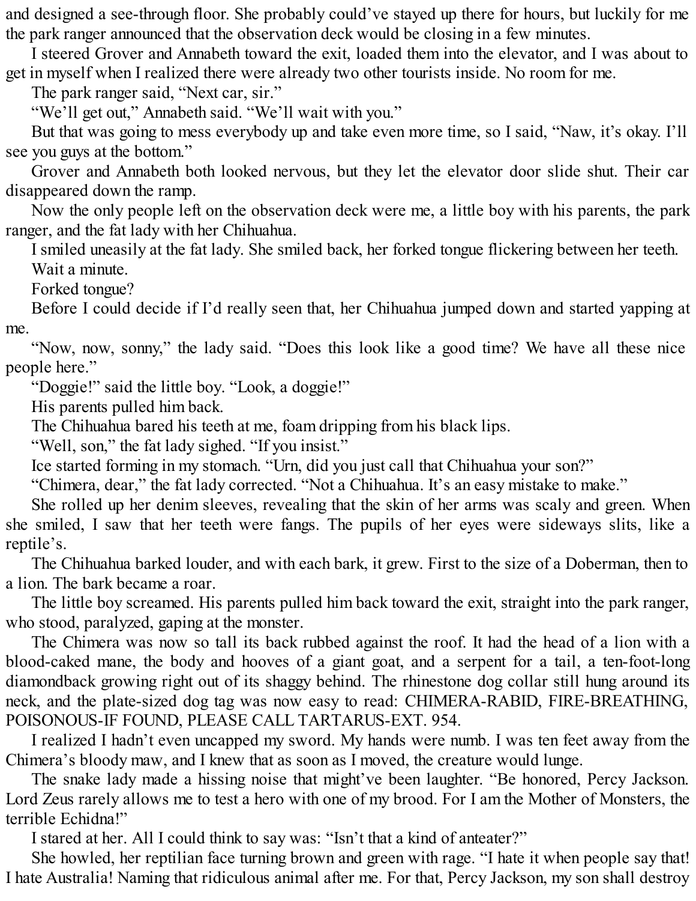and designed a see-through floor. She probably could've stayed up there for hours, but luckily for me the park ranger announced that the observation deck would be closing in a few minutes.

I steered Grover and Annabeth toward the exit, loaded them into the elevator, and I was about to get in myself when I realized there were already two other tourists inside. No room for me.

The park ranger said, "Next car, sir."

"We'll get out," Annabeth said. "We'll wait with you."

But that was going to mess everybody up and take even more time, so I said, "Naw, it's okay. I'll see you guys at the bottom."

Grover and Annabeth both looked nervous, but they let the elevator door slide shut. Their car disappeared down the ramp.

Now the only people left on the observation deck were me, a little boy with his parents, the park ranger, and the fat lady with her Chihuahua.

I smiled uneasily at the fat lady. She smiled back, her forked tongue flickering between her teeth.

Wait a minute.

Forked tongue?

Before I could decide if I'd really seen that, her Chihuahua jumped down and started yapping at me.

"Now, now, sonny," the lady said. "Does this look like a good time? We have all these nice people here."

"Doggie!" said the little boy. "Look, a doggie!"

His parents pulled him back.

The Chihuahua bared his teeth at me, foam dripping from his black lips.

"Well, son," the fat lady sighed. "If you insist."

Ice started forming in my stomach. "Urn, did you just call that Chihuahua your son?"

"Chimera, dear," the fat lady corrected. "Not a Chihuahua. It's an easy mistake to make."

She rolled up her denim sleeves, revealing that the skin of her arms was scaly and green. When she smiled, I saw that her teeth were fangs. The pupils of her eyes were sideways slits, like a reptile's.

The Chihuahua barked louder, and with each bark, it grew. First to the size of a Doberman, then to a lion. The bark became a roar.

The little boy screamed. His parents pulled him back toward the exit, straight into the park ranger, who stood, paralyzed, gaping at the monster.

The Chimera was now so tall its back rubbed against the roof. It had the head of a lion with a blood-caked mane, the body and hooves of a giant goat, and a serpent for a tail, a ten-foot-long diamondback growing right out of its shaggy behind. The rhinestone dog collar still hung around its neck, and the plate-sized dog tag was now easy to read: CHIMERA-RABID, FIRE-BREATHING, POISONOUS-IF FOUND, PLEASE CALL TARTARUS-EXT. 954.

I realized I hadn't even uncapped my sword. My hands were numb. I was ten feet away from the Chimera's bloody maw, and I knew that as soon as I moved, the creature would lunge.

The snake lady made a hissing noise that might've been laughter. "Be honored, Percy Jackson. Lord Zeus rarely allows me to test a hero with one of my brood. For I am the Mother of Monsters, the terrible Echidna!"

I stared at her. All I could think to say was: "Isn't that a kind of anteater?"

She howled, her reptilian face turning brown and green with rage. "I hate it when people say that! I hate Australia! Naming that ridiculous animal after me. For that, Percy Jackson, my son shall destroy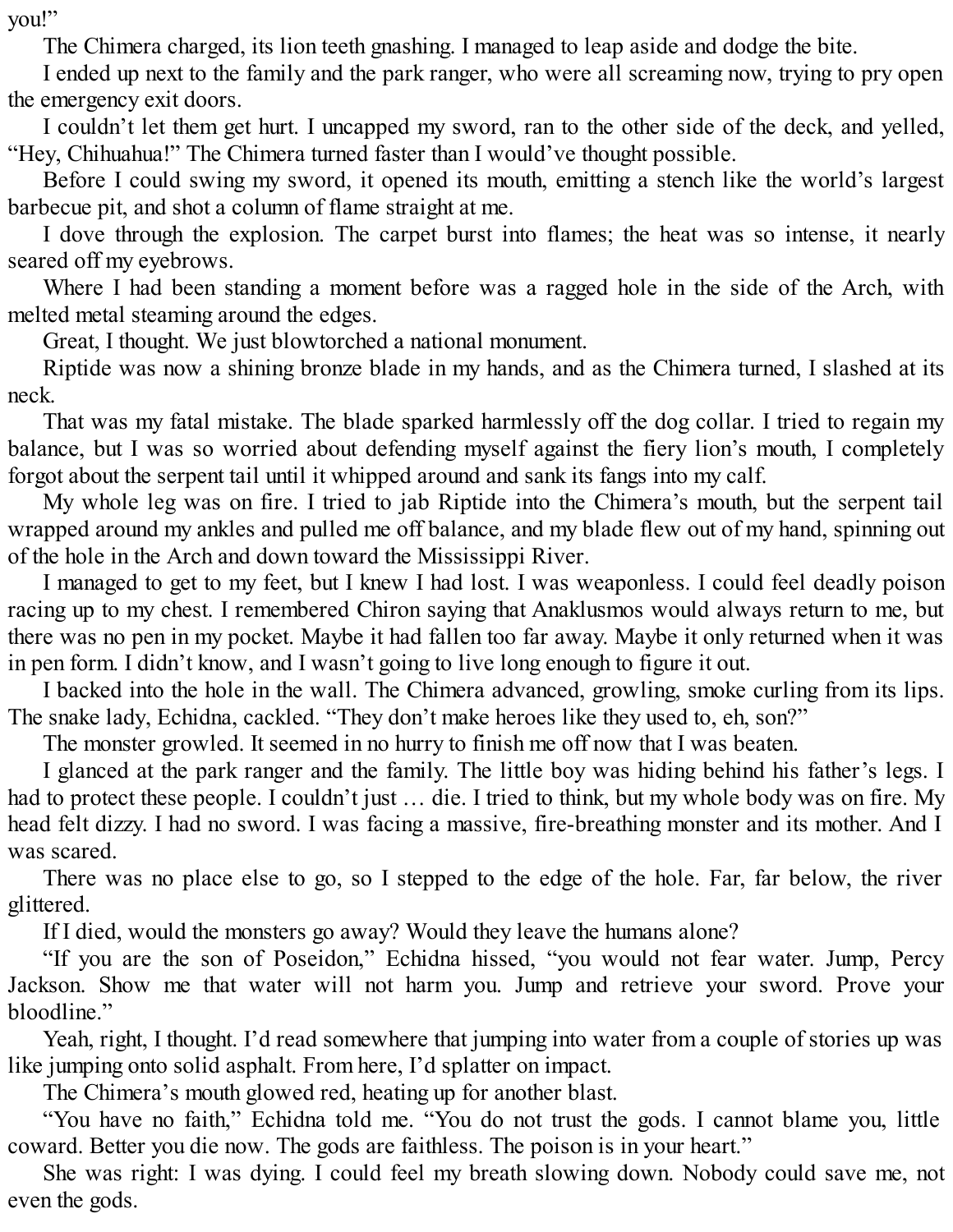you!”

The Chimera charged, its lion teeth gnashing. I managed to leap aside and dodge the bite.

I ended up next to the family and the park ranger, who were all screaming now, trying to pry open the emergency exit doors.

I couldn’t let them get hurt. I uncapped my sword, ran to the other side of the deck, and yelled, “Hey, Chihuahua!” The Chimera turned faster than I would’ve thought possible.

Before I could swing my sword, it opened its mouth, emitting a stench like the world’s largest barbecue pit, and shot a column of flame straight at me.

I dove through the explosion. The carpet burst into flames; the heat was so intense, it nearly seared off my eyebrows.

Where I had been standing a moment before was a ragged hole in the side of the Arch, with melted metal steaming around the edges.

Great, I thought. We just blowtorched a national monument.

Riptide was now a shining bronze blade in my hands, and as the Chimera turned, I slashed at its neck.

That was my fatal mistake. The blade sparked harmlessly off the dog collar. I tried to regain my balance, but I was so worried about defending myself against the fiery lion’s mouth, I completely forgot about the serpent tail until it whipped around and sank its fangs into my calf.

My whole leg was on fire. I tried to jab Riptide into the Chimera’s mouth, but the serpent tail wrapped around my ankles and pulled me off balance, and my blade flew out of my hand, spinning out of the hole in the Arch and down toward the Mississippi River.

I managed to get to my feet, but I knew I had lost. I was weaponless. I could feel deadly poison racing up to my chest. I remembered Chiron saying that Anaklusmos would always return to me, but there was no pen in my pocket. Maybe it had fallen too far away. Maybe it only returned when it was in pen form. I didn’t know, and I wasn’t going to live long enough to figure it out.

I backed into the hole in the wall. The Chimera advanced, growling, smoke curling from its lips. The snake lady, Echidna, cackled. “They don’t make heroes like they used to, eh, son?”

The monster growled. It seemed in no hurry to finish me off now that I was beaten.

I glanced at the park ranger and the family. The little boy was hiding behind his father’s legs. I had to protect these people. I couldn’t just … die. I tried to think, but my whole body was on fire. My head felt dizzy. I had no sword. I was facing a massive, fire-breathing monster and its mother. And I was scared.

There was no place else to go, so I stepped to the edge of the hole. Far, far below, the river glittered.

If I died, would the monsters go away? Would they leave the humans alone?

“If you are the son of Poseidon,” Echidna hissed, “you would not fear water. Jump, Percy Jackson. Show me that water will not harm you. Jump and retrieve your sword. Prove your bloodline.”

Yeah, right, I thought. I’d read somewhere that jumping into water from a couple of stories up was like jumping onto solid asphalt. From here, I’d splatter on impact.

The Chimera’s mouth glowed red, heating up for another blast.

“You have no faith,” Echidna told me. “You do not trust the gods. I cannot blame you, little coward. Better you die now. The gods are faithless. The poison is in your heart.”

She was right: I was dying. I could feel my breath slowing down. Nobody could save me, not even the gods.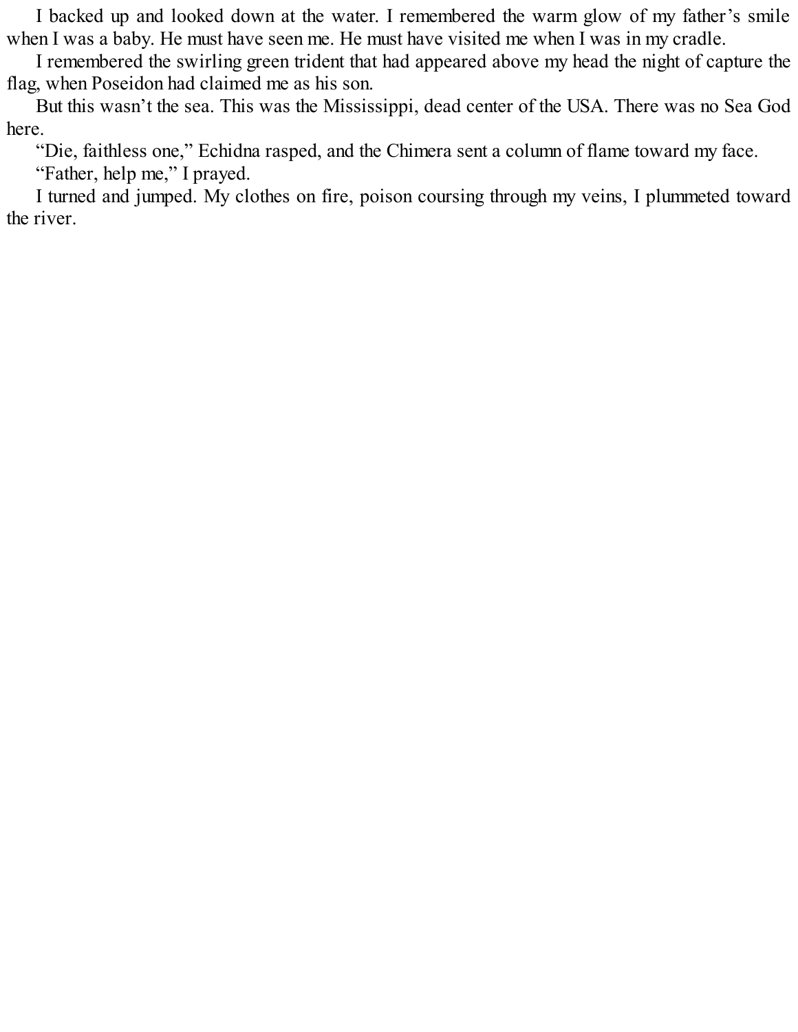I backed up and looked down at the water. I remembered the warm glow of my father's smile when I was a baby. He must have seen me. He must have visited me when I was in my cradle.

I remembered the swirling green trident that had appeared above my head the night of capture the flag, when Poseidon had claimed me as his son.

But this wasn't the sea. This was the Mississippi, dead center of the USA. There was no Sea God here.

"Die, faithless one," Echidna rasped, and the Chimera sent a column of flame toward my face.

"Father, help me," I prayed.

I turned and jumped. My clothes on fire, poison coursing through my veins, I plummeted toward the river.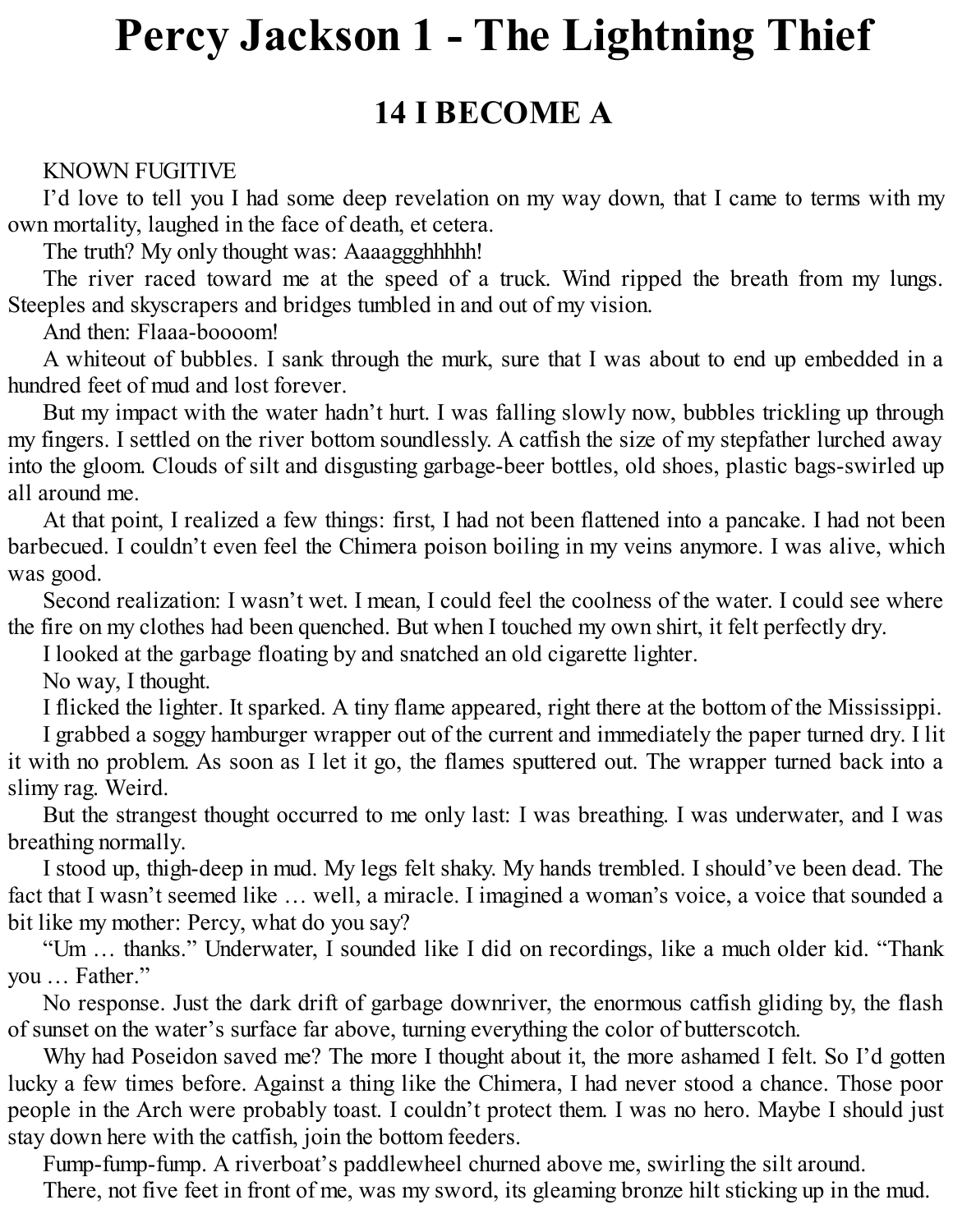# Percy Jackson 1 - The Lightning Thief

## 14 I BECOME A

KNOWN FUGITIVE

I'd love to tell you I had some deep revelation on my way down, that I came to terms with my own mortality, laughed in the face of death, et cetera.

The truth? My only thought was: Aaaaggghhhhh!

The river raced toward me at the speed of a truck. Wind ripped the breath from my lungs. Steeples and skyscrapers and bridges tumbled in and out of my vision.

And then: Flaaa-boooom!

A whiteout of bubbles. I sank through the murk, sure that I was about to end up embedded in a hundred feet of mud and lost forever.

But my impact with the water hadn't hurt. I was falling slowly now, bubbles trickling up through my fingers. I settled on the river bottom soundlessly. A catfish the size of my stepfather lurched away into the gloom. Clouds of silt and disgusting garbage-beer bottles, old shoes, plastic bags-swirled up all around me.

At that point, I realized a few things: first, I had not been flattened into a pancake. I had not been barbecued. I couldn't even feel the Chimera poison boiling in my veins anymore. I was alive, which was good.

Second realization: I wasn't wet. I mean, I could feel the coolness of the water. I could see where the fire on my clothes had been quenched. But when I touched my own shirt, it felt perfectly dry.

I looked at the garbage floating by and snatched an old cigarette lighter.

No way, I thought.

I flicked the lighter. It sparked. A tiny flame appeared, right there at the bottom of the Mississippi.

I grabbed a soggy hamburger wrapper out of the current and immediately the paper turned dry. I lit it with no problem. As soon as I let it go, the flames sputtered out. The wrapper turned back into a slimy rag. Weird.

But the strangest thought occurred to me only last: I was breathing. I was underwater, and I was breathing normally.

I stood up, thigh-deep in mud. My legs felt shaky. My hands trembled. I should've been dead. The fact that I wasn't seemed like … well, a miracle. I imagined a woman's voice, a voice that sounded a bit like my mother: Percy, what do you say?

"Um … thanks." Underwater, I sounded like I did on recordings, like a much older kid. "Thank you … Father."

No response. Just the dark drift of garbage downriver, the enormous catfish gliding by, the flash of sunset on the water's surface far above, turning everything the color of butterscotch.

Why had Poseidon saved me? The more I thought about it, the more ashamed I felt. So I'd gotten lucky a few times before. Against a thing like the Chimera, I had never stood a chance. Those poor people in the Arch were probably toast. I couldn't protect them. I was no hero. Maybe I should just stay down here with the catfish, join the bottom feeders.

Fump-fump-fump. A riverboat's paddlewheel churned above me, swirling the silt around.

There, not five feet in front of me, was my sword, its gleaming bronze hilt sticking up in the mud.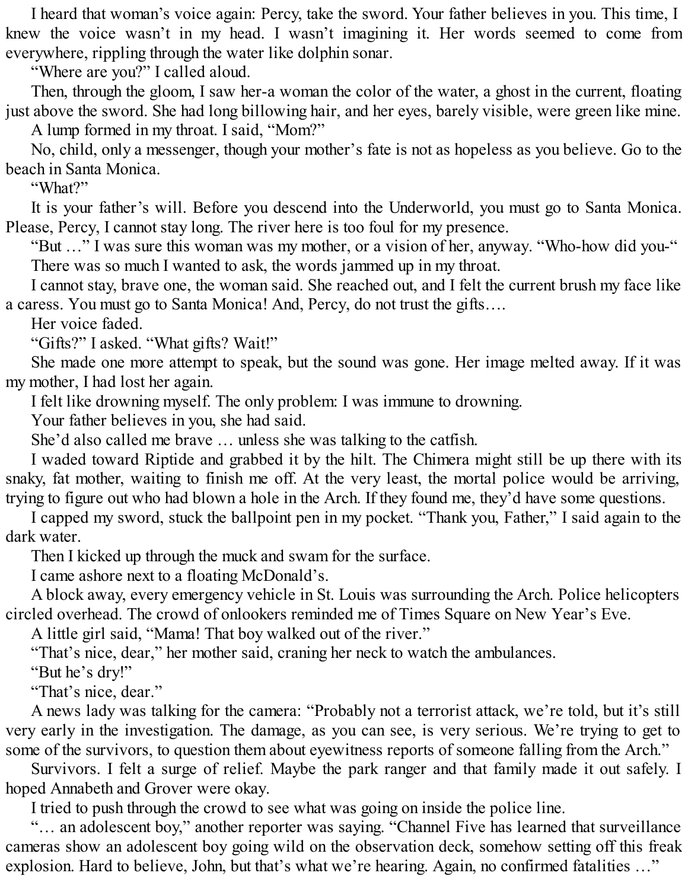I heard that woman's voice again: Percy, take the sword. Your father believes in you. This time, I knew the voice wasn't in my head. I wasn't imagining it. Her words seemed to come from everywhere, rippling through the water like dolphin sonar.

"Where are you?" I called aloud.

Then, through the gloom, I saw her-a woman the color of the water, a ghost in the current, floating just above the sword. She had long billowing hair, and her eyes, barely visible, were green like mine.

A lump formed in my throat. I said, "Mom?"

No, child, only a messenger, though your mother's fate is not as hopeless as you believe. Go to the beach in Santa Monica.

"What?"

It is your father's will. Before you descend into the Underworld, you must go to Santa Monica. Please, Percy, I cannot stay long. The river here is too foul for my presence.

"But …" I was sure this woman was my mother, or a vision of her, anyway. "Who-how did you-"

There was so much I wanted to ask, the words jammed up in my throat.

I cannot stay, brave one, the woman said. She reached out, and I felt the current brush my face like a caress. You must go to Santa Monica! And, Percy, do not trust the gifts….

Her voice faded.

"Gifts?" I asked. "What gifts? Wait!"

She made one more attempt to speak, but the sound was gone. Her image melted away. If it was my mother, I had lost her again.

I felt like drowning myself. The only problem: I was immune to drowning.

Your father believes in you, she had said.

She'd also called me brave … unless she was talking to the catfish.

I waded toward Riptide and grabbed it by the hilt. The Chimera might still be up there with its snaky, fat mother, waiting to finish me off. At the very least, the mortal police would be arriving, trying to figure out who had blown a hole in the Arch. If they found me, they'd have some questions.

I capped my sword, stuck the ballpoint pen in my pocket. "Thank you, Father," I said again to the dark water.

Then I kicked up through the muck and swam for the surface.

I came ashore next to a floating McDonald's.

A block away, every emergency vehicle in St. Louis was surrounding the Arch. Police helicopters circled overhead. The crowd of onlookers reminded me of Times Square on New Year's Eve.

A little girl said, "Mama! That boy walked out of the river."

"That's nice, dear," her mother said, craning her neck to watch the ambulances.

"But he's dry!"

"That's nice, dear."

A news lady was talking for the camera: "Probably not a terrorist attack, we're told, but it's still very early in the investigation. The damage, as you can see, is very serious. We're trying to get to some of the survivors, to question them about eyewitness reports of someone falling from the Arch."

Survivors. I felt a surge of relief. Maybe the park ranger and that family made it out safely. I hoped Annabeth and Grover were okay.

I tried to push through the crowd to see what was going on inside the police line.

"… an adolescent boy," another reporter was saying. "Channel Five has learned that surveillance cameras show an adolescent boy going wild on the observation deck, somehow setting off this freak explosion. Hard to believe, John, but that's what we're hearing. Again, no confirmed fatalities …"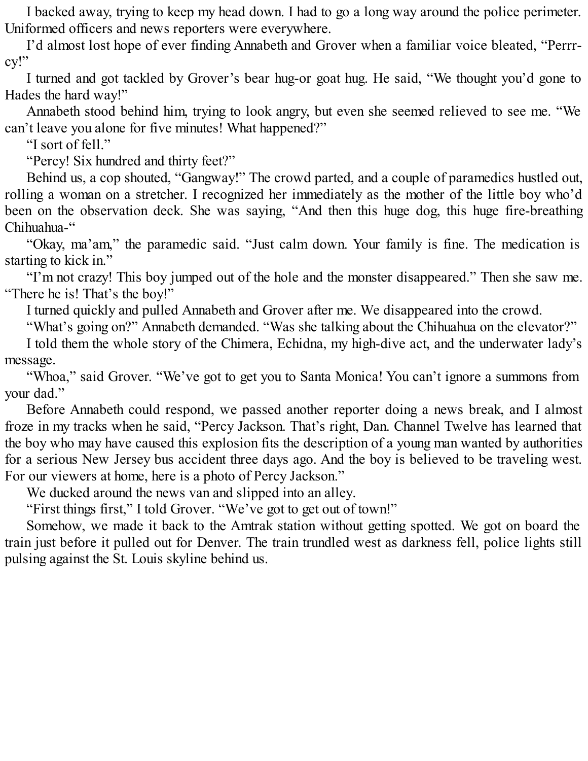I backed away, trying to keep my head down. I had to go a long way around the police perimeter. Uniformed officers and news reporters were everywhere.

I'd almost lost hope of ever finding Annabeth and Grover when a familiar voice bleated, "Perrr-cy!"

I turned and got tackled by Grover's bear hug-or goat hug. He said, "We thought you'd gone to Hades the hard way!"

Annabeth stood behind him, trying to look angry, but even she seemed relieved to see me. "We can't leave you alone for five minutes! What happened?"

"I sort of fell."

"Percy! Six hundred and thirty feet?"

Behind us, a cop shouted, "Gangway!" The crowd parted, and a couple of paramedics hustled out, rolling a woman on a stretcher. I recognized her immediately as the mother of the little boy who'd been on the observation deck. She was saying, "And then this huge dog, this huge fire-breathing Chihuahua-"

"Okay, ma'am," the paramedic said. "Just calm down. Your family is fine. The medication is starting to kick in."

"I'm not crazy! This boy jumped out of the hole and the monster disappeared." Then she saw me. "There he is! That's the boy!"

I turned quickly and pulled Annabeth and Grover after me. We disappeared into the crowd.

"What's going on?" Annabeth demanded. "Was she talking about the Chihuahua on the elevator?"

I told them the whole story of the Chimera, Echidna, my high-dive act, and the underwater lady's message.

"Whoa," said Grover. "We've got to get you to Santa Monica! You can't ignore a summons from your dad."

Before Annabeth could respond, we passed another reporter doing a news break, and I almost froze in my tracks when he said, "Percy Jackson. That's right, Dan. Channel Twelve has learned that the boy who may have caused this explosion fits the description of a young man wanted by authorities for a serious New Jersey bus accident three days ago. And the boy is believed to be traveling west. For our viewers at home, here is a photo of Percy Jackson."

We ducked around the news van and slipped into an alley.

"First things first," I told Grover. "We've got to get out of town!"

Somehow, we made it back to the Amtrak station without getting spotted. We got on board the train just before it pulled out for Denver. The train trundled west as darkness fell, police lights still pulsing against the St. Louis skyline behind us.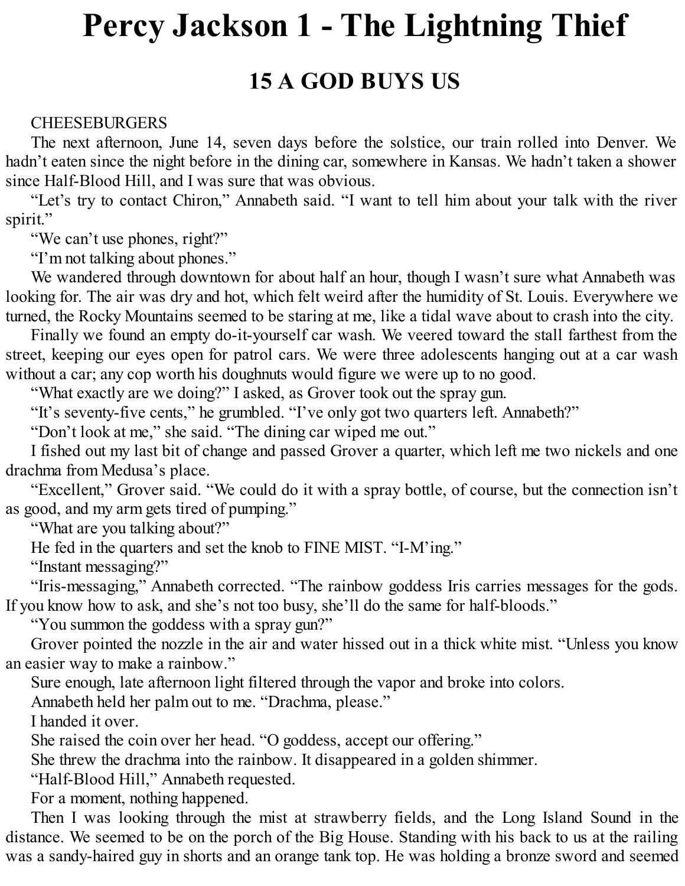# Percy Jackson 1 - The Lightning Thief

## 15 A GOD BUYS US

CHEESEBURGERS

The next afternoon, June 14, seven days before the solstice, our train rolled into Denver. We hadn't eaten since the night before in the dining car, somewhere in Kansas. We hadn't taken a shower since Half-Blood Hill, and I was sure that was obvious.

"Let's try to contact Chiron," Annabeth said. "I want to tell him about your talk with the river spirit."

"We can't use phones, right?"

"I'm not talking about phones."

We wandered through downtown for about half an hour, though I wasn't sure what Annabeth was looking for. The air was dry and hot, which felt weird after the humidity of St. Louis. Everywhere we turned, the Rocky Mountains seemed to be staring at me, like a tidal wave about to crash into the city.

Finally we found an empty do-it-yourself car wash. We veered toward the stall farthest from the street, keeping our eyes open for patrol cars. We were three adolescents hanging out at a car wash without a car; any cop worth his doughnuts would figure we were up to no good.

"What exactly are we doing?" I asked, as Grover took out the spray gun.

"It's seventy-five cents," he grumbled. "I've only got two quarters left. Annabeth?"

"Don't look at me," she said. "The dining car wiped me out."

I fished out my last bit of change and passed Grover a quarter, which left me two nickels and one drachma from Medusa's place.

"Excellent," Grover said. "We could do it with a spray bottle, of course, but the connection isn't as good, and my arm gets tired of pumping."

"What are you talking about?"

He fed in the quarters and set the knob to FINE MIST. "I-M'ing."

"Instant messaging?"

"Iris-messaging," Annabeth corrected. "The rainbow goddess Iris carries messages for the gods. If you know how to ask, and she's not too busy, she'll do the same for half-bloods."

"You summon the goddess with a spray gun?"

Grover pointed the nozzle in the air and water hissed out in a thick white mist. "Unless you know an easier way to make a rainbow."

Sure enough, late afternoon light filtered through the vapor and broke into colors.

Annabeth held her palm out to me. "Drachma, please."

I handed it over.

She raised the coin over her head. "O goddess, accept our offering."

She threw the drachma into the rainbow. It disappeared in a golden shimmer.

"Half-Blood Hill," Annabeth requested.

For a moment, nothing happened.

Then I was looking through the mist at strawberry fields, and the Long Island Sound in the distance. We seemed to be on the porch of the Big House. Standing with his back to us at the railing was a sandy-haired guy in shorts and an orange tank top. He was holding a bronze sword and seemed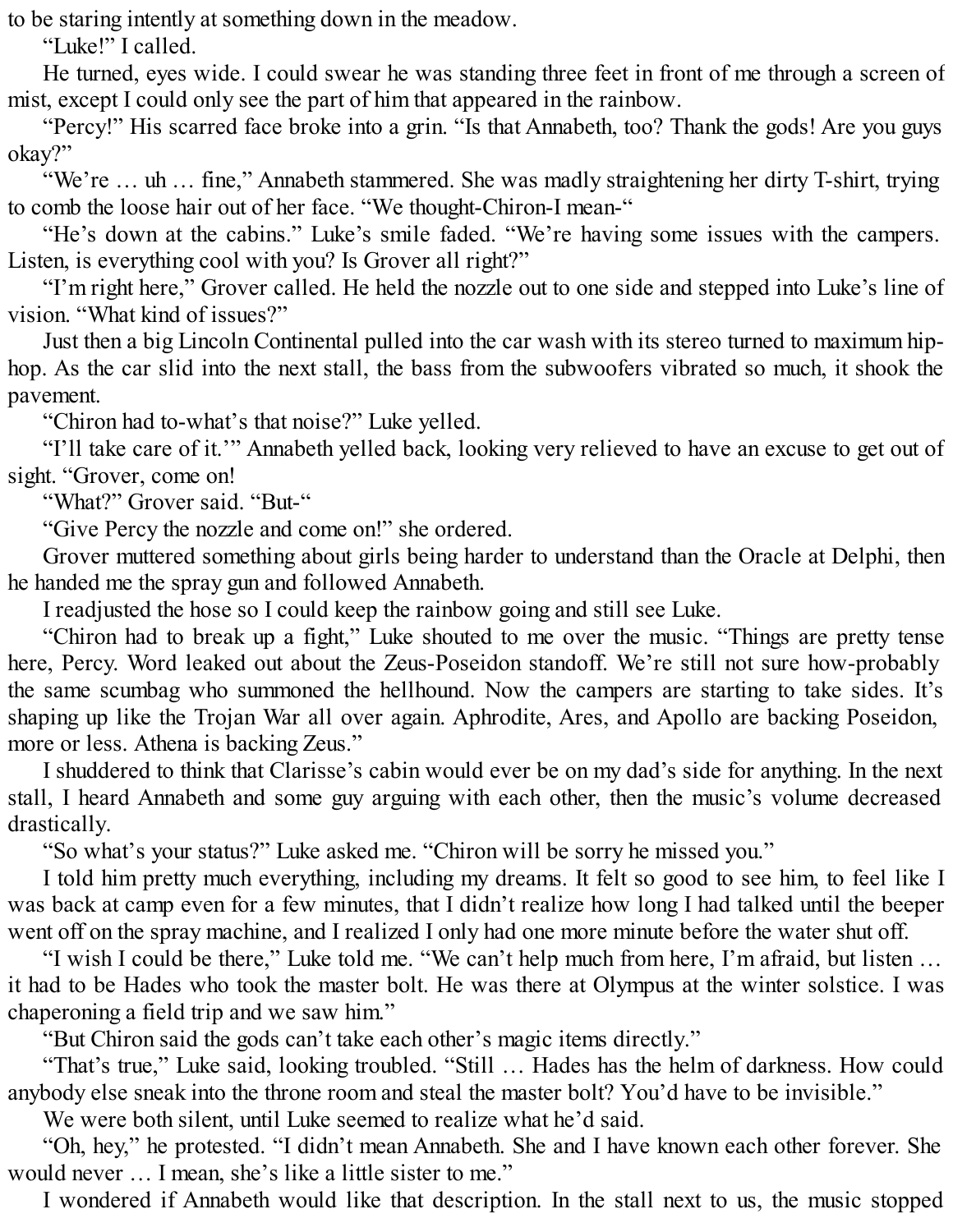to be staring intently at something down in the meadow.

"Luke!" I called.

He turned, eyes wide. I could swear he was standing three feet in front of me through a screen of mist, except I could only see the part of him that appeared in the rainbow.

"Percy!" His scarred face broke into a grin. "Is that Annabeth, too? Thank the gods! Are you guys okay?"

"We're … uh … fine," Annabeth stammered. She was madly straightening her dirty T-shirt, trying to comb the loose hair out of her face. "We thought-Chiron-I mean-"

"He's down at the cabins." Luke's smile faded. "We're having some issues with the campers. Listen, is everything cool with you? Is Grover all right?"

"I'm right here," Grover called. He held the nozzle out to one side and stepped into Luke's line of vision. "What kind of issues?"

Just then a big Lincoln Continental pulled into the car wash with its stereo turned to maximum hip-hop. As the car slid into the next stall, the bass from the subwoofers vibrated so much, it shook the pavement.

"Chiron had to-what's that noise?" Luke yelled.

"I'll take care of it.'" Annabeth yelled back, looking very relieved to have an excuse to get out of sight. "Grover, come on!

"What?" Grover said. "But-"

"Give Percy the nozzle and come on!" she ordered.

Grover muttered something about girls being harder to understand than the Oracle at Delphi, then he handed me the spray gun and followed Annabeth.

I readjusted the hose so I could keep the rainbow going and still see Luke.

"Chiron had to break up a fight," Luke shouted to me over the music. "Things are pretty tense here, Percy. Word leaked out about the Zeus-Poseidon standoff. We're still not sure how-probably the same scumbag who summoned the hellhound. Now the campers are starting to take sides. It's shaping up like the Trojan War all over again. Aphrodite, Ares, and Apollo are backing Poseidon, more or less. Athena is backing Zeus."

I shuddered to think that Clarisse's cabin would ever be on my dad's side for anything. In the next stall, I heard Annabeth and some guy arguing with each other, then the music's volume decreased drastically.

"So what's your status?" Luke asked me. "Chiron will be sorry he missed you."

I told him pretty much everything, including my dreams. It felt so good to see him, to feel like I was back at camp even for a few minutes, that I didn't realize how long I had talked until the beeper went off on the spray machine, and I realized I only had one more minute before the water shut off.

"I wish I could be there," Luke told me. "We can't help much from here, I'm afraid, but listen … it had to be Hades who took the master bolt. He was there at Olympus at the winter solstice. I was chaperoning a field trip and we saw him."

"But Chiron said the gods can't take each other's magic items directly."

"That's true," Luke said, looking troubled. "Still … Hades has the helm of darkness. How could anybody else sneak into the throne room and steal the master bolt? You'd have to be invisible."

We were both silent, until Luke seemed to realize what he'd said.

"Oh, hey," he protested. "I didn't mean Annabeth. She and I have known each other forever. She would never … I mean, she's like a little sister to me."

I wondered if Annabeth would like that description. In the stall next to us, the music stopped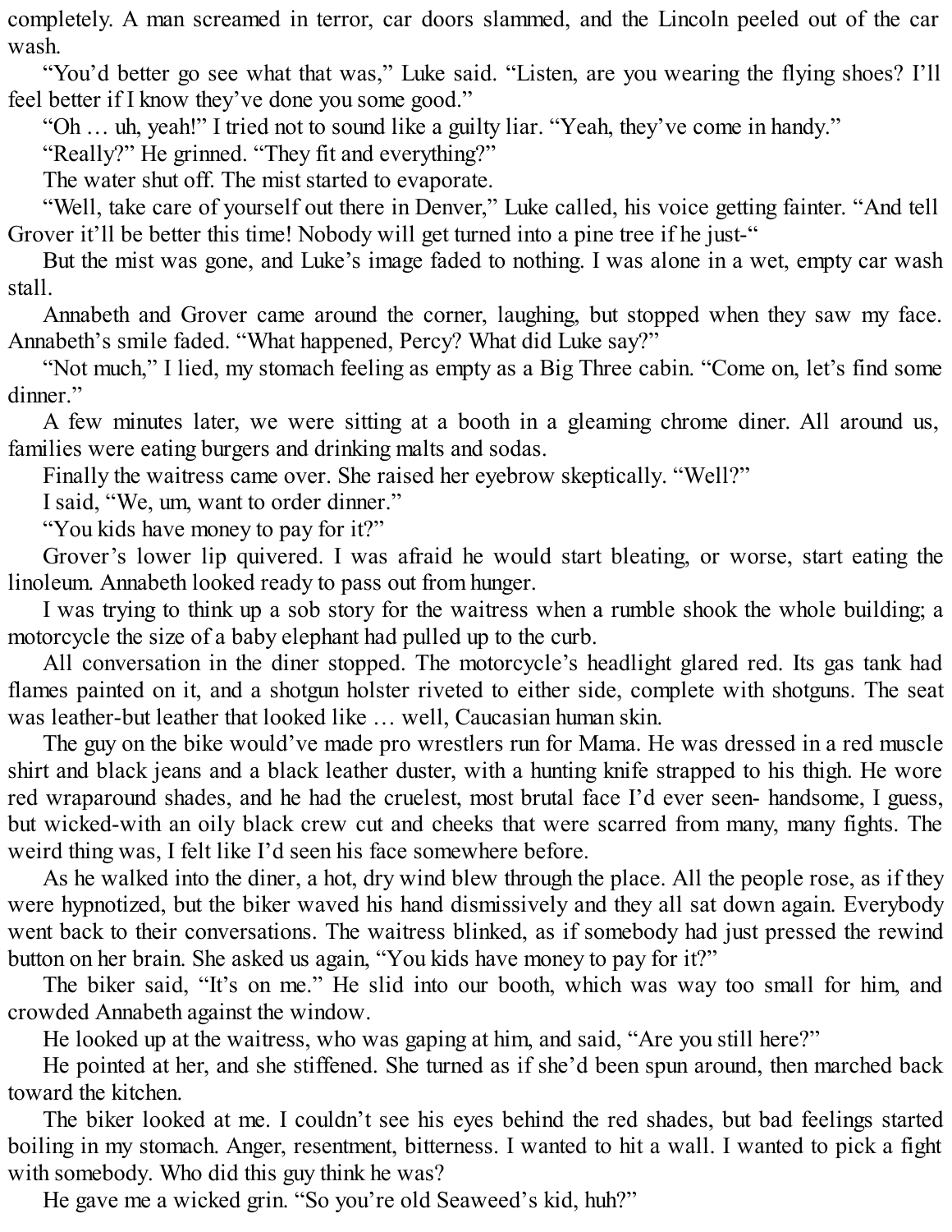completely. A man screamed in terror, car doors slammed, and the Lincoln peeled out of the car wash.

"You'd better go see what that was," Luke said. "Listen, are you wearing the flying shoes? I'll feel better if I know they've done you some good."

"Oh … uh, yeah!" I tried not to sound like a guilty liar. "Yeah, they've come in handy."

"Really?" He grinned. "They fit and everything?"

The water shut off. The mist started to evaporate.

"Well, take care of yourself out there in Denver," Luke called, his voice getting fainter. "And tell Grover it'll be better this time! Nobody will get turned into a pine tree if he just-"

But the mist was gone, and Luke's image faded to nothing. I was alone in a wet, empty car wash stall.

Annabeth and Grover came around the corner, laughing, but stopped when they saw my face. Annabeth's smile faded. "What happened, Percy? What did Luke say?"

"Not much," I lied, my stomach feeling as empty as a Big Three cabin. "Come on, let's find some dinner."

A few minutes later, we were sitting at a booth in a gleaming chrome diner. All around us, families were eating burgers and drinking malts and sodas.

Finally the waitress came over. She raised her eyebrow skeptically. "Well?"

I said, "We, um, want to order dinner."

"You kids have money to pay for it?"

Grover's lower lip quivered. I was afraid he would start bleating, or worse, start eating the linoleum. Annabeth looked ready to pass out from hunger.

I was trying to think up a sob story for the waitress when a rumble shook the whole building; a motorcycle the size of a baby elephant had pulled up to the curb.

All conversation in the diner stopped. The motorcycle's headlight glared red. Its gas tank had flames painted on it, and a shotgun holster riveted to either side, complete with shotguns. The seat was leather-but leather that looked like … well, Caucasian human skin.

The guy on the bike would've made pro wrestlers run for Mama. He was dressed in a red muscle shirt and black jeans and a black leather duster, with a hunting knife strapped to his thigh. He wore red wraparound shades, and he had the cruelest, most brutal face I'd ever seen- handsome, I guess, but wicked-with an oily black crew cut and cheeks that were scarred from many, many fights. The weird thing was, I felt like I'd seen his face somewhere before.

As he walked into the diner, a hot, dry wind blew through the place. All the people rose, as if they were hypnotized, but the biker waved his hand dismissively and they all sat down again. Everybody went back to their conversations. The waitress blinked, as if somebody had just pressed the rewind button on her brain. She asked us again, "You kids have money to pay for it?"

The biker said, "It's on me." He slid into our booth, which was way too small for him, and crowded Annabeth against the window.

He looked up at the waitress, who was gaping at him, and said, "Are you still here?"

He pointed at her, and she stiffened. She turned as if she'd been spun around, then marched back toward the kitchen.

The biker looked at me. I couldn't see his eyes behind the red shades, but bad feelings started boiling in my stomach. Anger, resentment, bitterness. I wanted to hit a wall. I wanted to pick a fight with somebody. Who did this guy think he was?

He gave me a wicked grin. "So you're old Seaweed's kid, huh?"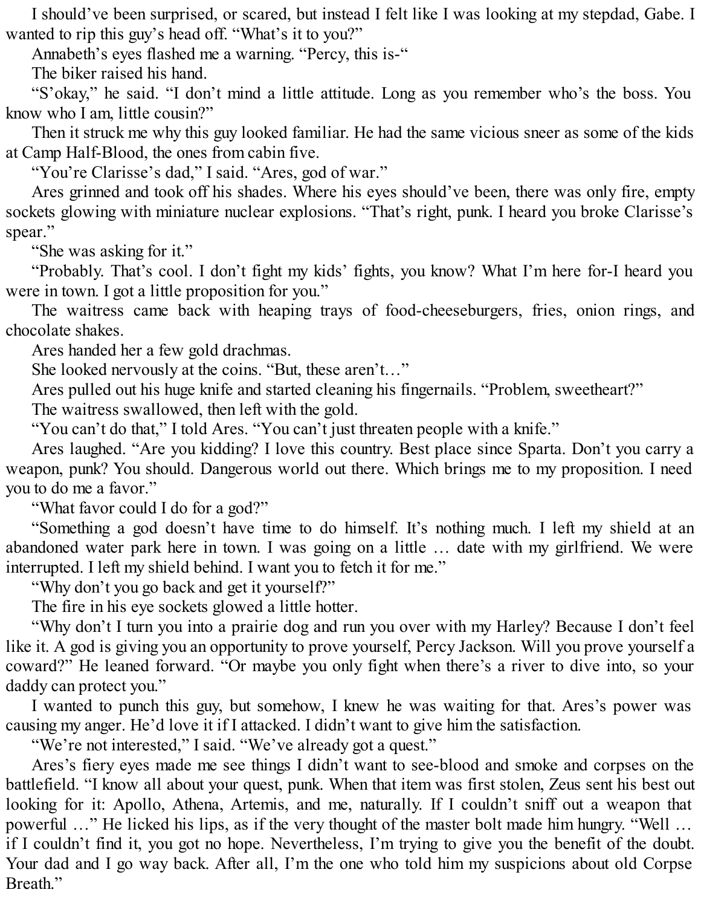I should've been surprised, or scared, but instead I felt like I was looking at my stepdad, Gabe. I wanted to rip this guy's head off. "What's it to you?"

Annabeth's eyes flashed me a warning. "Percy, this is-"

The biker raised his hand.

"S'okay," he said. "I don't mind a little attitude. Long as you remember who's the boss. You know who I am, little cousin?"

Then it struck me why this guy looked familiar. He had the same vicious sneer as some of the kids at Camp Half-Blood, the ones from cabin five.

"You're Clarisse's dad," I said. "Ares, god of war."

Ares grinned and took off his shades. Where his eyes should've been, there was only fire, empty sockets glowing with miniature nuclear explosions. "That's right, punk. I heard you broke Clarisse's spear."

"She was asking for it."

"Probably. That's cool. I don't fight my kids' fights, you know? What I'm here for-I heard you were in town. I got a little proposition for you."

The waitress came back with heaping trays of food-cheeseburgers, fries, onion rings, and chocolate shakes.

Ares handed her a few gold drachmas.

She looked nervously at the coins. "But, these aren't…"

Ares pulled out his huge knife and started cleaning his fingernails. "Problem, sweetheart?"

The waitress swallowed, then left with the gold.

"You can't do that," I told Ares. "You can't just threaten people with a knife."

Ares laughed. "Are you kidding? I love this country. Best place since Sparta. Don't you carry a weapon, punk? You should. Dangerous world out there. Which brings me to my proposition. I need you to do me a favor."

"What favor could I do for a god?"

"Something a god doesn't have time to do himself. It's nothing much. I left my shield at an abandoned water park here in town. I was going on a little … date with my girlfriend. We were interrupted. I left my shield behind. I want you to fetch it for me."

"Why don't you go back and get it yourself?"

The fire in his eye sockets glowed a little hotter.

"Why don't I turn you into a prairie dog and run you over with my Harley? Because I don't feel like it. A god is giving you an opportunity to prove yourself, Percy Jackson. Will you prove yourself a coward?" He leaned forward. "Or maybe you only fight when there's a river to dive into, so your daddy can protect you."

I wanted to punch this guy, but somehow, I knew he was waiting for that. Ares's power was causing my anger. He'd love it if I attacked. I didn't want to give him the satisfaction.

"We're not interested," I said. "We've already got a quest."

Ares's fiery eyes made me see things I didn't want to see-blood and smoke and corpses on the battlefield. "I know all about your quest, punk. When that item was first stolen, Zeus sent his best out looking for it: Apollo, Athena, Artemis, and me, naturally. If I couldn't sniff out a weapon that powerful …" He licked his lips, as if the very thought of the master bolt made him hungry. "Well … if I couldn't find it, you got no hope. Nevertheless, I'm trying to give you the benefit of the doubt. Your dad and I go way back. After all, I'm the one who told him my suspicions about old Corpse Breath."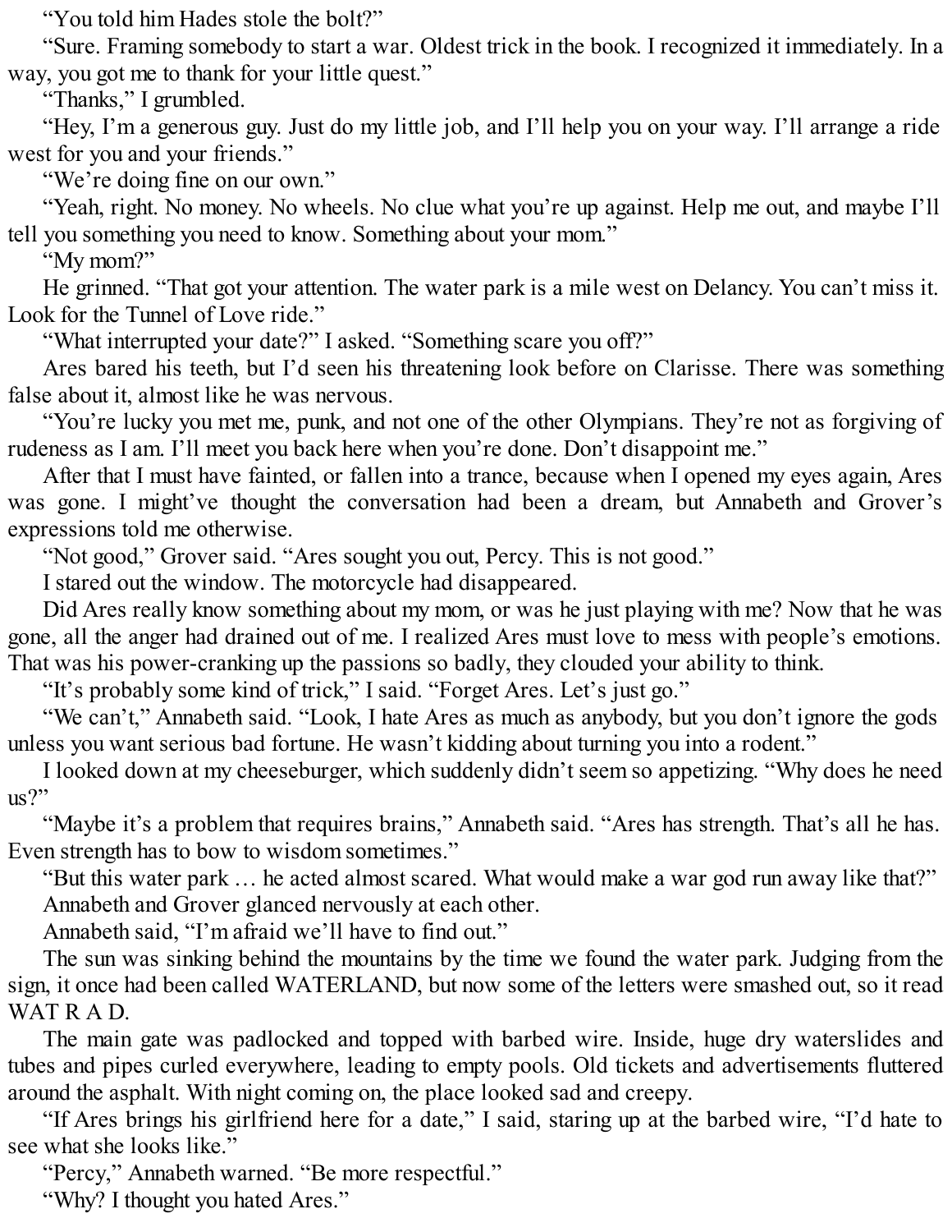"You told him Hades stole the bolt?"

"Sure. Framing somebody to start a war. Oldest trick in the book. I recognized it immediately. In a way, you got me to thank for your little quest."

"Thanks," I grumbled.

"Hey, I'm a generous guy. Just do my little job, and I'll help you on your way. I'll arrange a ride west for you and your friends."

"We're doing fine on our own."

"Yeah, right. No money. No wheels. No clue what you're up against. Help me out, and maybe I'll tell you something you need to know. Something about your mom."

"My mom?"

He grinned. "That got your attention. The water park is a mile west on Delancy. You can't miss it. Look for the Tunnel of Love ride."

"What interrupted your date?" I asked. "Something scare you off?"

Ares bared his teeth, but I'd seen his threatening look before on Clarisse. There was something false about it, almost like he was nervous.

"You're lucky you met me, punk, and not one of the other Olympians. They're not as forgiving of rudeness as I am. I'll meet you back here when you're done. Don't disappoint me."

After that I must have fainted, or fallen into a trance, because when I opened my eyes again, Ares was gone. I might've thought the conversation had been a dream, but Annabeth and Grover's expressions told me otherwise.

"Not good," Grover said. "Ares sought you out, Percy. This is not good."

I stared out the window. The motorcycle had disappeared.

Did Ares really know something about my mom, or was he just playing with me? Now that he was gone, all the anger had drained out of me. I realized Ares must love to mess with people's emotions. That was his power-cranking up the passions so badly, they clouded your ability to think.

"It's probably some kind of trick," I said. "Forget Ares. Let's just go."

"We can't," Annabeth said. "Look, I hate Ares as much as anybody, but you don't ignore the gods unless you want serious bad fortune. He wasn't kidding about turning you into a rodent."

I looked down at my cheeseburger, which suddenly didn't seem so appetizing. "Why does he need us?"

"Maybe it's a problem that requires brains," Annabeth said. "Ares has strength. That's all he has. Even strength has to bow to wisdom sometimes."

"But this water park … he acted almost scared. What would make a war god run away like that?"

Annabeth and Grover glanced nervously at each other.

Annabeth said, "I'm afraid we'll have to find out."

The sun was sinking behind the mountains by the time we found the water park. Judging from the sign, it once had been called WATERLAND, but now some of the letters were smashed out, so it read WAT R A D.

The main gate was padlocked and topped with barbed wire. Inside, huge dry waterslides and tubes and pipes curled everywhere, leading to empty pools. Old tickets and advertisements fluttered around the asphalt. With night coming on, the place looked sad and creepy.

"If Ares brings his girlfriend here for a date," I said, staring up at the barbed wire, "I'd hate to see what she looks like."

"Percy," Annabeth warned. "Be more respectful."

"Why? I thought you hated Ares."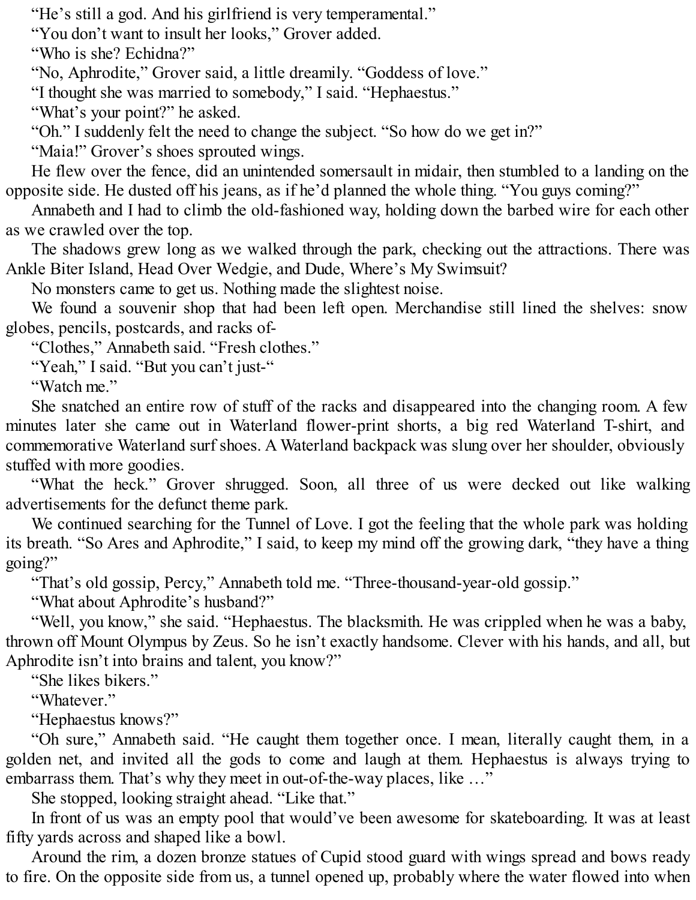"He's still a god. And his girlfriend is very temperamental."

"You don't want to insult her looks," Grover added.

"Who is she? Echidna?"

"No, Aphrodite," Grover said, a little dreamily. "Goddess of love."

"I thought she was married to somebody," I said. "Hephaestus."

"What's your point?" he asked.

"Oh." I suddenly felt the need to change the subject. "So how do we get in?"

"Maia!" Grover's shoes sprouted wings.

He flew over the fence, did an unintended somersault in midair, then stumbled to a landing on the opposite side. He dusted off his jeans, as if he'd planned the whole thing. "You guys coming?"

Annabeth and I had to climb the old-fashioned way, holding down the barbed wire for each other as we crawled over the top.

The shadows grew long as we walked through the park, checking out the attractions. There was Ankle Biter Island, Head Over Wedgie, and Dude, Where's My Swimsuit?

No monsters came to get us. Nothing made the slightest noise.

We found a souvenir shop that had been left open. Merchandise still lined the shelves: snow globes, pencils, postcards, and racks of-

"Clothes," Annabeth said. "Fresh clothes."

"Yeah," I said. "But you can't just-"

"Watch me."

She snatched an entire row of stuff of the racks and disappeared into the changing room. A few minutes later she came out in Waterland flower-print shorts, a big red Waterland T-shirt, and commemorative Waterland surf shoes. A Waterland backpack was slung over her shoulder, obviously stuffed with more goodies.

"What the heck." Grover shrugged. Soon, all three of us were decked out like walking advertisements for the defunct theme park.

We continued searching for the Tunnel of Love. I got the feeling that the whole park was holding its breath. "So Ares and Aphrodite," I said, to keep my mind off the growing dark, "they have a thing going?"

"That's old gossip, Percy," Annabeth told me. "Three-thousand-year-old gossip."

"What about Aphrodite's husband?"

"Well, you know," she said. "Hephaestus. The blacksmith. He was crippled when he was a baby, thrown off Mount Olympus by Zeus. So he isn't exactly handsome. Clever with his hands, and all, but Aphrodite isn't into brains and talent, you know?"

"She likes bikers."

"Whatever."

"Hephaestus knows?"

"Oh sure," Annabeth said. "He caught them together once. I mean, literally caught them, in a golden net, and invited all the gods to come and laugh at them. Hephaestus is always trying to embarrass them. That's why they meet in out-of-the-way places, like …"

She stopped, looking straight ahead. "Like that."

In front of us was an empty pool that would've been awesome for skateboarding. It was at least fifty yards across and shaped like a bowl.

Around the rim, a dozen bronze statues of Cupid stood guard with wings spread and bows ready to fire. On the opposite side from us, a tunnel opened up, probably where the water flowed into when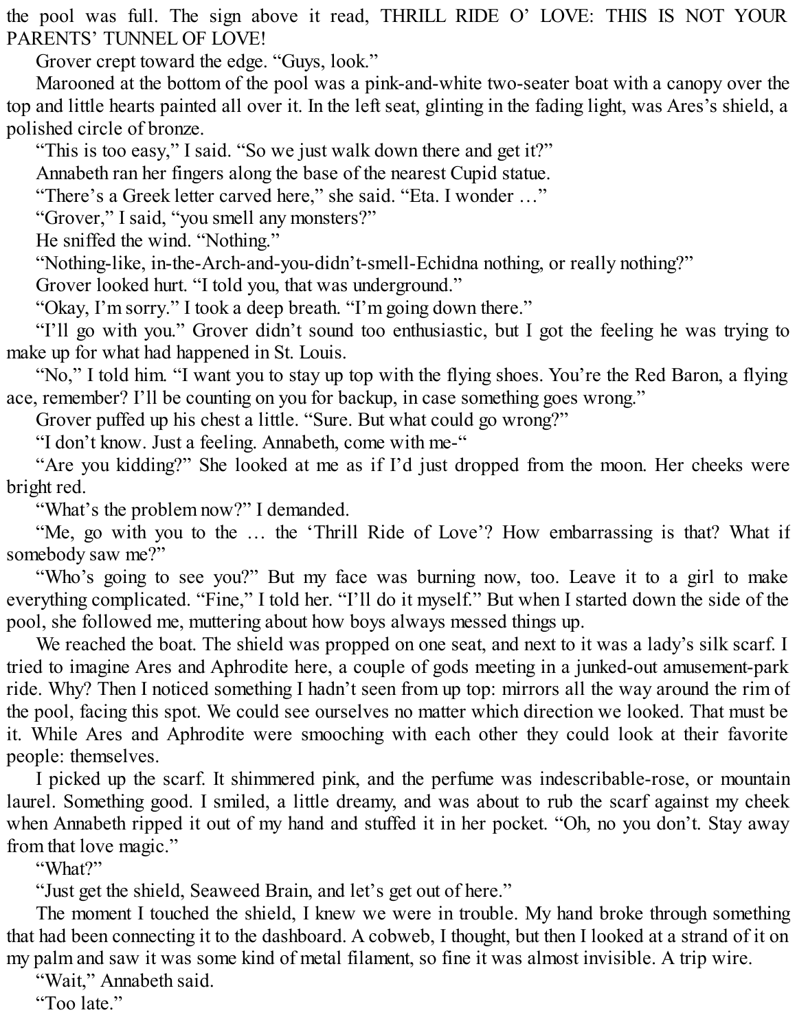the pool was full. The sign above it read, THRILL RIDE O' LOVE: THIS IS NOT YOUR PARENTS' TUNNEL OF LOVE!

Grover crept toward the edge. "Guys, look."

Marooned at the bottom of the pool was a pink-and-white two-seater boat with a canopy over the top and little hearts painted all over it. In the left seat, glinting in the fading light, was Ares's shield, a polished circle of bronze.

"This is too easy," I said. "So we just walk down there and get it?"

Annabeth ran her fingers along the base of the nearest Cupid statue.

"There's a Greek letter carved here," she said. "Eta. I wonder …"

"Grover," I said, "you smell any monsters?"

He sniffed the wind. "Nothing."

"Nothing-like, in-the-Arch-and-you-didn't-smell-Echidna nothing, or really nothing?"

Grover looked hurt. "I told you, that was underground."

"Okay, I'm sorry." I took a deep breath. "I'm going down there."

"I'll go with you." Grover didn't sound too enthusiastic, but I got the feeling he was trying to make up for what had happened in St. Louis.

"No," I told him. "I want you to stay up top with the flying shoes. You're the Red Baron, a flying ace, remember? I'll be counting on you for backup, in case something goes wrong."

Grover puffed up his chest a little. "Sure. But what could go wrong?"

"I don't know. Just a feeling. Annabeth, come with me-"

"Are you kidding?" She looked at me as if I'd just dropped from the moon. Her cheeks were bright red.

"What's the problem now?" I demanded.

"Me, go with you to the … the 'Thrill Ride of Love'? How embarrassing is that? What if somebody saw me?"

"Who's going to see you?" But my face was burning now, too. Leave it to a girl to make everything complicated. "Fine," I told her. "I'll do it myself." But when I started down the side of the pool, she followed me, muttering about how boys always messed things up.

We reached the boat. The shield was propped on one seat, and next to it was a lady's silk scarf. I tried to imagine Ares and Aphrodite here, a couple of gods meeting in a junked-out amusement-park ride. Why? Then I noticed something I hadn't seen from up top: mirrors all the way around the rim of the pool, facing this spot. We could see ourselves no matter which direction we looked. That must be it. While Ares and Aphrodite were smooching with each other they could look at their favorite people: themselves.

I picked up the scarf. It shimmered pink, and the perfume was indescribable-rose, or mountain laurel. Something good. I smiled, a little dreamy, and was about to rub the scarf against my cheek when Annabeth ripped it out of my hand and stuffed it in her pocket. "Oh, no you don't. Stay away from that love magic."

"What?"

"Just get the shield, Seaweed Brain, and let's get out of here."

The moment I touched the shield, I knew we were in trouble. My hand broke through something that had been connecting it to the dashboard. A cobweb, I thought, but then I looked at a strand of it on my palm and saw it was some kind of metal filament, so fine it was almost invisible. A trip wire.

"Wait," Annabeth said.

"Too late."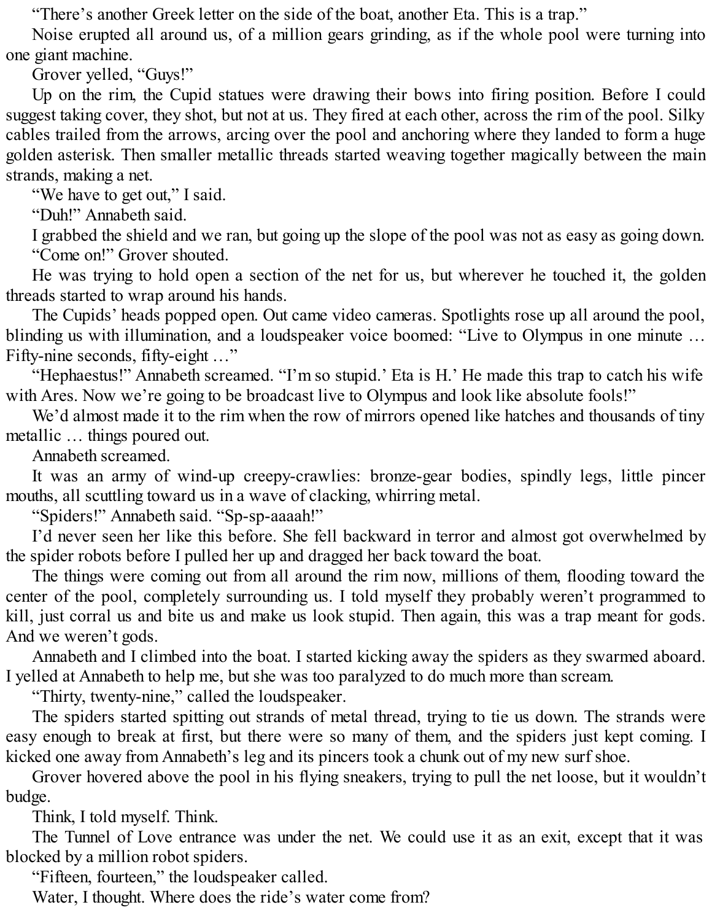"There's another Greek letter on the side of the boat, another Eta. This is a trap."

Noise erupted all around us, of a million gears grinding, as if the whole pool were turning into one giant machine.

Grover yelled, "Guys!"

Up on the rim, the Cupid statues were drawing their bows into firing position. Before I could suggest taking cover, they shot, but not at us. They fired at each other, across the rim of the pool. Silky cables trailed from the arrows, arcing over the pool and anchoring where they landed to form a huge golden asterisk. Then smaller metallic threads started weaving together magically between the main strands, making a net.

"We have to get out," I said.

"Duh!" Annabeth said.

I grabbed the shield and we ran, but going up the slope of the pool was not as easy as going down.

"Come on!" Grover shouted.

He was trying to hold open a section of the net for us, but wherever he touched it, the golden threads started to wrap around his hands.

The Cupids' heads popped open. Out came video cameras. Spotlights rose up all around the pool, blinding us with illumination, and a loudspeaker voice boomed: "Live to Olympus in one minute … Fifty-nine seconds, fifty-eight …"

"Hephaestus!" Annabeth screamed. "I'm so stupid.' Eta is H.' He made this trap to catch his wife with Ares. Now we're going to be broadcast live to Olympus and look like absolute fools!"

We'd almost made it to the rim when the row of mirrors opened like hatches and thousands of tiny metallic … things poured out.

Annabeth screamed.

It was an army of wind-up creepy-crawlies: bronze-gear bodies, spindly legs, little pincer mouths, all scuttling toward us in a wave of clacking, whirring metal.

"Spiders!" Annabeth said. "Sp-sp-aaaah!"

I'd never seen her like this before. She fell backward in terror and almost got overwhelmed by the spider robots before I pulled her up and dragged her back toward the boat.

The things were coming out from all around the rim now, millions of them, flooding toward the center of the pool, completely surrounding us. I told myself they probably weren't programmed to kill, just corral us and bite us and make us look stupid. Then again, this was a trap meant for gods. And we weren't gods.

Annabeth and I climbed into the boat. I started kicking away the spiders as they swarmed aboard. I yelled at Annabeth to help me, but she was too paralyzed to do much more than scream.

"Thirty, twenty-nine," called the loudspeaker.

The spiders started spitting out strands of metal thread, trying to tie us down. The strands were easy enough to break at first, but there were so many of them, and the spiders just kept coming. I kicked one away from Annabeth's leg and its pincers took a chunk out of my new surf shoe.

Grover hovered above the pool in his flying sneakers, trying to pull the net loose, but it wouldn't budge.

Think, I told myself. Think.

The Tunnel of Love entrance was under the net. We could use it as an exit, except that it was blocked by a million robot spiders.

"Fifteen, fourteen," the loudspeaker called.

Water, I thought. Where does the ride's water come from?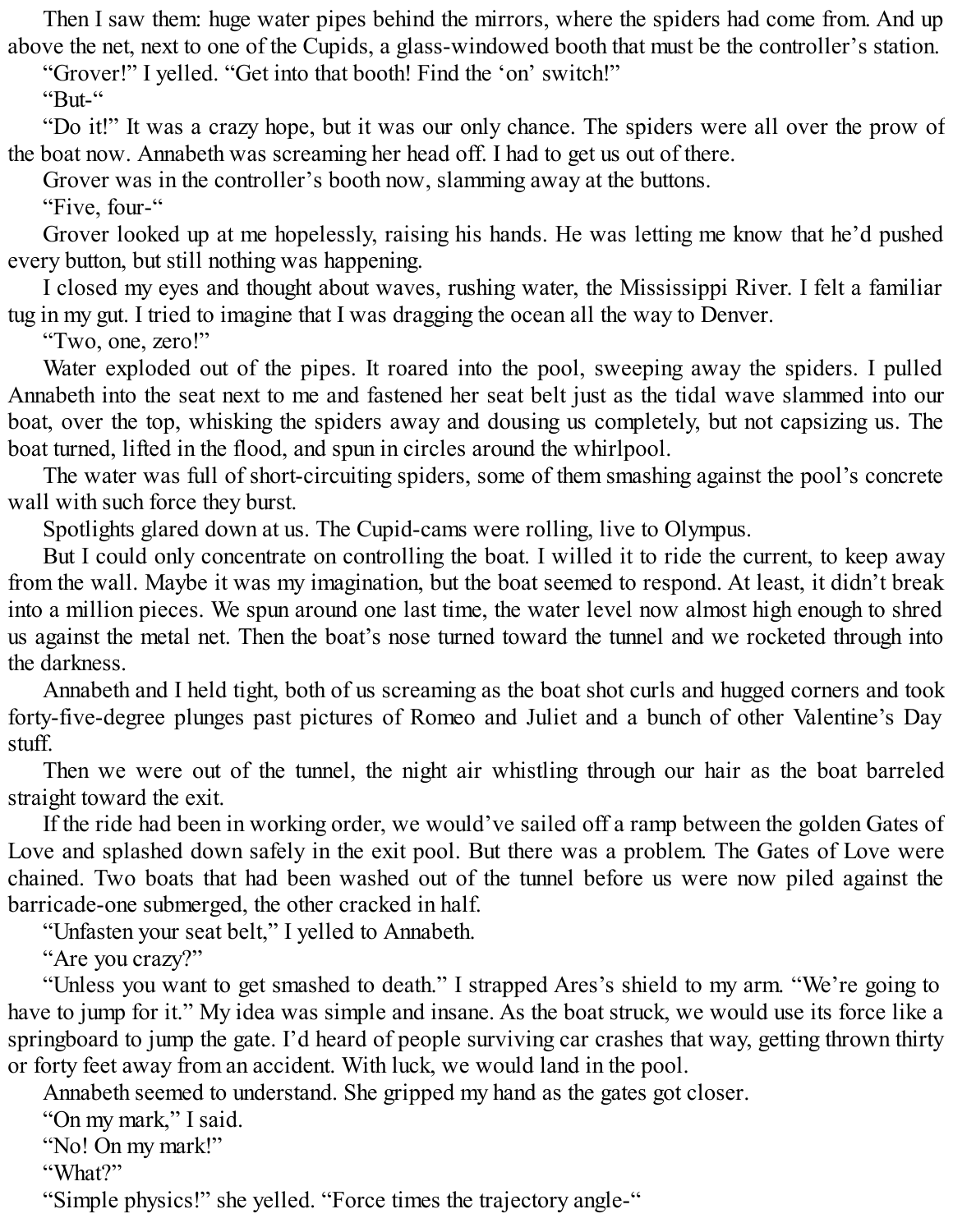Then I saw them: huge water pipes behind the mirrors, where the spiders had come from. And up above the net, next to one of the Cupids, a glass-windowed booth that must be the controller's station.

"Grover!" I yelled. "Get into that booth! Find the 'on' switch!"

"But-"

"Do it!" It was a crazy hope, but it was our only chance. The spiders were all over the prow of the boat now. Annabeth was screaming her head off. I had to get us out of there.

Grover was in the controller's booth now, slamming away at the buttons.

"Five, four-"

Grover looked up at me hopelessly, raising his hands. He was letting me know that he'd pushed every button, but still nothing was happening.

I closed my eyes and thought about waves, rushing water, the Mississippi River. I felt a familiar tug in my gut. I tried to imagine that I was dragging the ocean all the way to Denver.

"Two, one, zero!"

Water exploded out of the pipes. It roared into the pool, sweeping away the spiders. I pulled Annabeth into the seat next to me and fastened her seat belt just as the tidal wave slammed into our boat, over the top, whisking the spiders away and dousing us completely, but not capsizing us. The boat turned, lifted in the flood, and spun in circles around the whirlpool.

The water was full of short-circuiting spiders, some of them smashing against the pool's concrete wall with such force they burst.

Spotlights glared down at us. The Cupid-cams were rolling, live to Olympus.

But I could only concentrate on controlling the boat. I willed it to ride the current, to keep away from the wall. Maybe it was my imagination, but the boat seemed to respond. At least, it didn't break into a million pieces. We spun around one last time, the water level now almost high enough to shred us against the metal net. Then the boat's nose turned toward the tunnel and we rocketed through into the darkness.

Annabeth and I held tight, both of us screaming as the boat shot curls and hugged corners and took forty-five-degree plunges past pictures of Romeo and Juliet and a bunch of other Valentine's Day stuff.

Then we were out of the tunnel, the night air whistling through our hair as the boat barreled straight toward the exit.

If the ride had been in working order, we would've sailed off a ramp between the golden Gates of Love and splashed down safely in the exit pool. But there was a problem. The Gates of Love were chained. Two boats that had been washed out of the tunnel before us were now piled against the barricade-one submerged, the other cracked in half.

"Unfasten your seat belt," I yelled to Annabeth.

"Are you crazy?"

"Unless you want to get smashed to death." I strapped Ares's shield to my arm. "We're going to have to jump for it." My idea was simple and insane. As the boat struck, we would use its force like a springboard to jump the gate. I'd heard of people surviving car crashes that way, getting thrown thirty or forty feet away from an accident. With luck, we would land in the pool.

Annabeth seemed to understand. She gripped my hand as the gates got closer.

"On my mark," I said.

"No! On my mark!"

"What?"

"Simple physics!" she yelled. "Force times the trajectory angle-"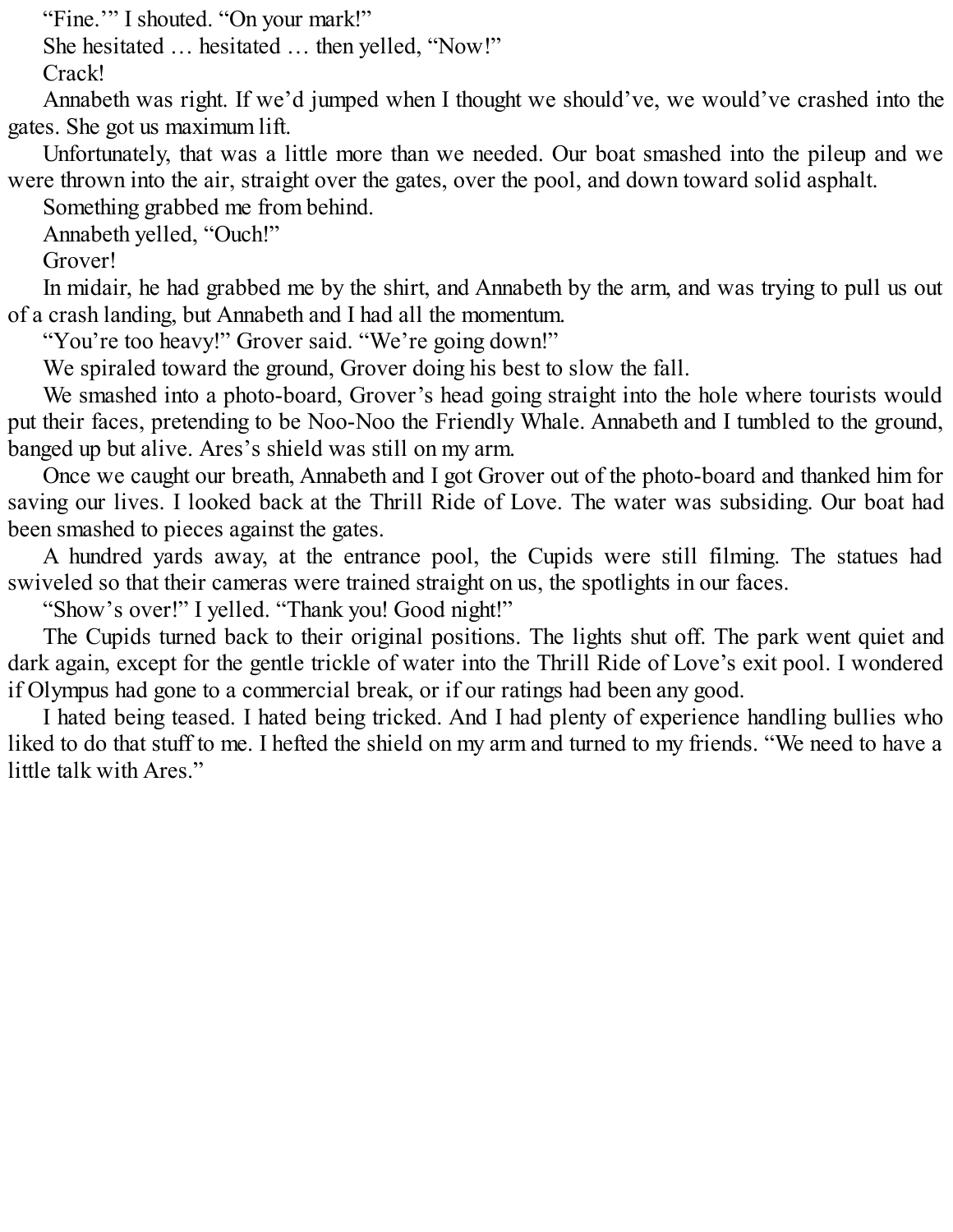“Fine.’” I shouted. “On your mark!”

She hesitated … hesitated … then yelled, “Now!”

Crack!

Annabeth was right. If we’d jumped when I thought we should’ve, we would’ve crashed into the gates. She got us maximum lift.

Unfortunately, that was a little more than we needed. Our boat smashed into the pileup and we were thrown into the air, straight over the gates, over the pool, and down toward solid asphalt.

Something grabbed me from behind.

Annabeth yelled, “Ouch!”

Grover!

In midair, he had grabbed me by the shirt, and Annabeth by the arm, and was trying to pull us out of a crash landing, but Annabeth and I had all the momentum.

“You’re too heavy!” Grover said. “We’re going down!”

We spiraled toward the ground, Grover doing his best to slow the fall.

We smashed into a photo-board, Grover’s head going straight into the hole where tourists would put their faces, pretending to be Noo-Noo the Friendly Whale. Annabeth and I tumbled to the ground, banged up but alive. Ares’s shield was still on my arm.

Once we caught our breath, Annabeth and I got Grover out of the photo-board and thanked him for saving our lives. I looked back at the Thrill Ride of Love. The water was subsiding. Our boat had been smashed to pieces against the gates.

A hundred yards away, at the entrance pool, the Cupids were still filming. The statues had swiveled so that their cameras were trained straight on us, the spotlights in our faces.

“Show’s over!” I yelled. “Thank you! Good night!”

The Cupids turned back to their original positions. The lights shut off. The park went quiet and dark again, except for the gentle trickle of water into the Thrill Ride of Love’s exit pool. I wondered if Olympus had gone to a commercial break, or if our ratings had been any good.

I hated being teased. I hated being tricked. And I had plenty of experience handling bullies who liked to do that stuff to me. I hefted the shield on my arm and turned to my friends. “We need to have a little talk with Ares.”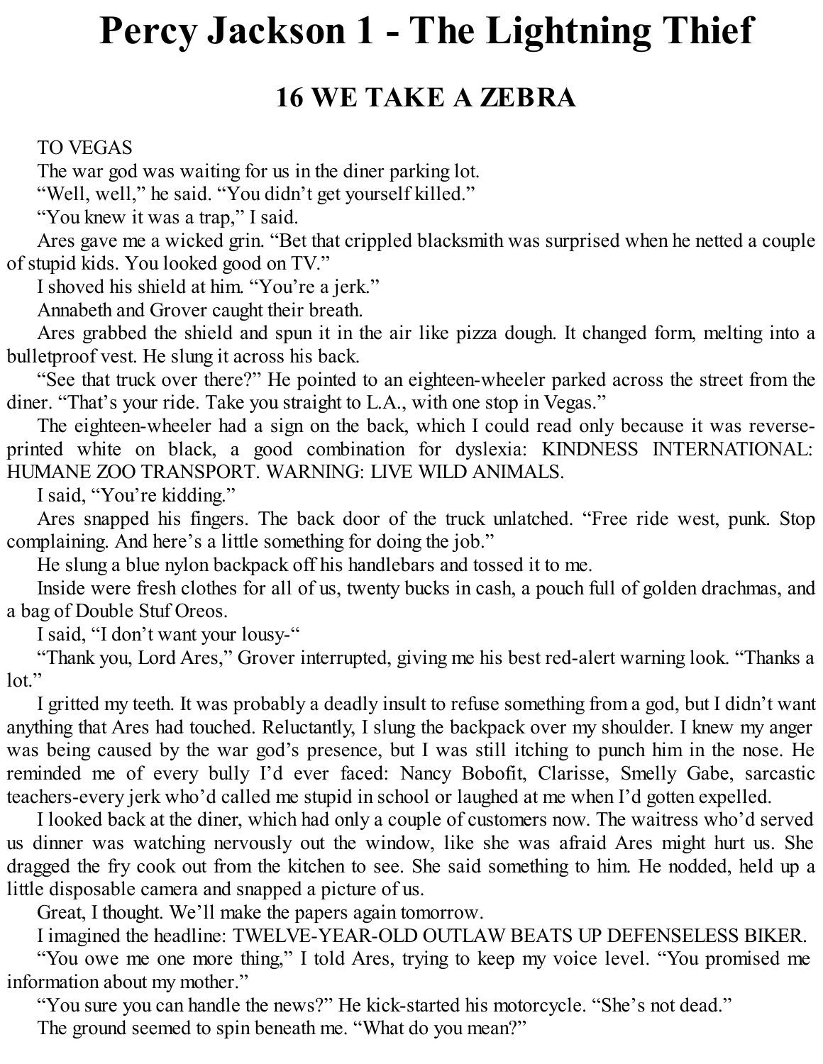# Percy Jackson 1 - The Lightning Thief

## 16 WE TAKE A ZEBRA

TO VEGAS

The war god was waiting for us in the diner parking lot.

"Well, well," he said. "You didn't get yourself killed."

"You knew it was a trap," I said.

Ares gave me a wicked grin. "Bet that crippled blacksmith was surprised when he netted a couple of stupid kids. You looked good on TV."

I shoved his shield at him. "You're a jerk."

Annabeth and Grover caught their breath.

Ares grabbed the shield and spun it in the air like pizza dough. It changed form, melting into a bulletproof vest. He slung it across his back.

"See that truck over there?" He pointed to an eighteen-wheeler parked across the street from the diner. "That's your ride. Take you straight to L.A., with one stop in Vegas."

The eighteen-wheeler had a sign on the back, which I could read only because it was reverse-printed white on black, a good combination for dyslexia: KINDNESS INTERNATIONAL: HUMANE ZOO TRANSPORT. WARNING: LIVE WILD ANIMALS.

I said, "You're kidding."

Ares snapped his fingers. The back door of the truck unlatched. "Free ride west, punk. Stop complaining. And here's a little something for doing the job."

He slung a blue nylon backpack off his handlebars and tossed it to me.

Inside were fresh clothes for all of us, twenty bucks in cash, a pouch full of golden drachmas, and a bag of Double Stuf Oreos.

I said, "I don't want your lousy-"

"Thank you, Lord Ares," Grover interrupted, giving me his best red-alert warning look. "Thanks a lot."

I gritted my teeth. It was probably a deadly insult to refuse something from a god, but I didn't want anything that Ares had touched. Reluctantly, I slung the backpack over my shoulder. I knew my anger was being caused by the war god's presence, but I was still itching to punch him in the nose. He reminded me of every bully I'd ever faced: Nancy Bobofit, Clarisse, Smelly Gabe, sarcastic teachers-every jerk who'd called me stupid in school or laughed at me when I'd gotten expelled.

I looked back at the diner, which had only a couple of customers now. The waitress who'd served us dinner was watching nervously out the window, like she was afraid Ares might hurt us. She dragged the fry cook out from the kitchen to see. She said something to him. He nodded, held up a little disposable camera and snapped a picture of us.

Great, I thought. We'll make the papers again tomorrow.

I imagined the headline: TWELVE-YEAR-OLD OUTLAW BEATS UP DEFENSELESS BIKER.

"You owe me one more thing," I told Ares, trying to keep my voice level. "You promised me information about my mother."

"You sure you can handle the news?" He kick-started his motorcycle. "She's not dead."

The ground seemed to spin beneath me. "What do you mean?"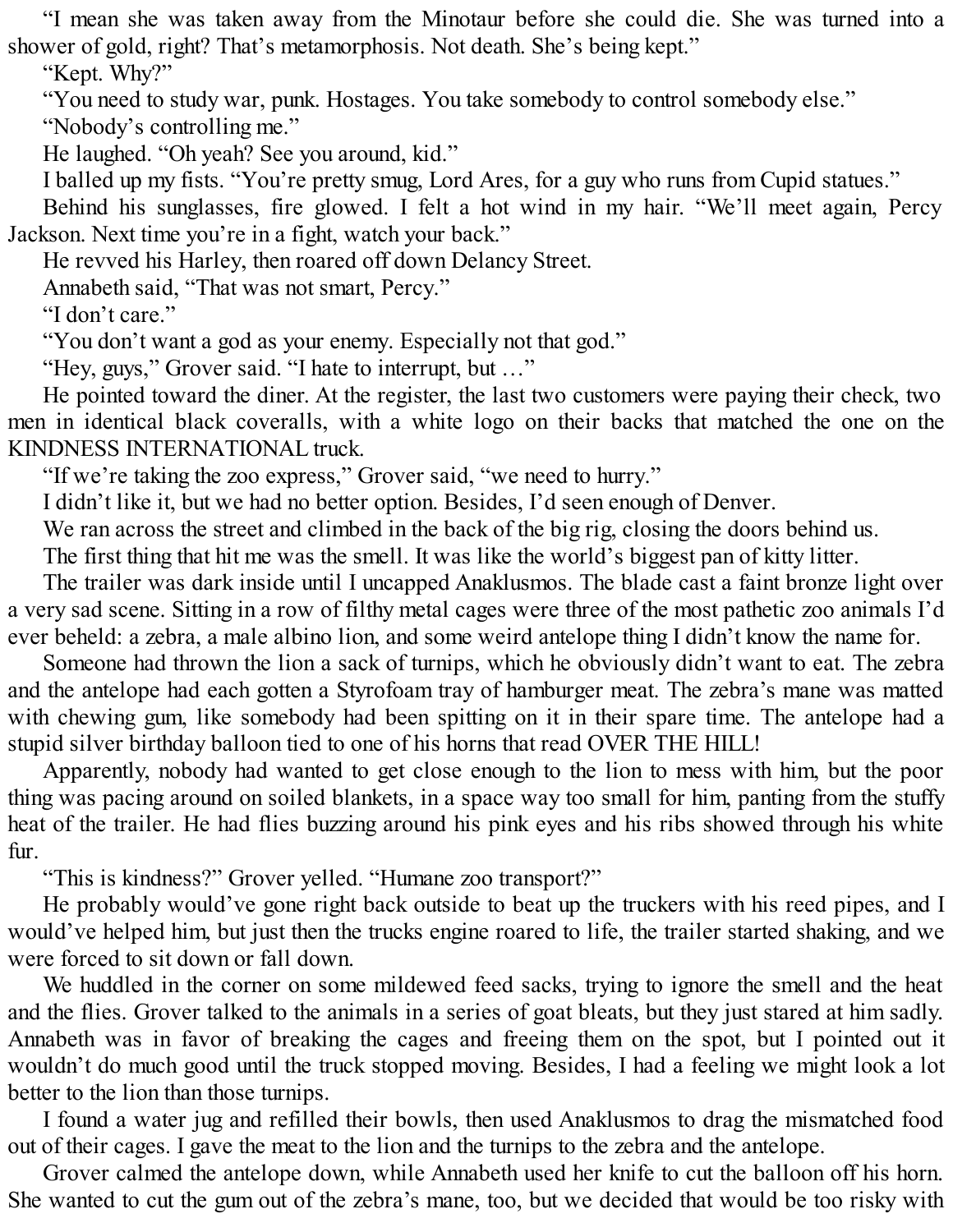"I mean she was taken away from the Minotaur before she could die. She was turned into a shower of gold, right? That's metamorphosis. Not death. She's being kept."

"Kept. Why?"

"You need to study war, punk. Hostages. You take somebody to control somebody else."

"Nobody's controlling me."

He laughed. "Oh yeah? See you around, kid."

I balled up my fists. "You're pretty smug, Lord Ares, for a guy who runs from Cupid statues."

Behind his sunglasses, fire glowed. I felt a hot wind in my hair. "We'll meet again, Percy Jackson. Next time you're in a fight, watch your back."

He revved his Harley, then roared off down Delancy Street.

Annabeth said, "That was not smart, Percy."

"I don't care."

"You don't want a god as your enemy. Especially not that god."

"Hey, guys," Grover said. "I hate to interrupt, but …"

He pointed toward the diner. At the register, the last two customers were paying their check, two men in identical black coveralls, with a white logo on their backs that matched the one on the KINDNESS INTERNATIONAL truck.

"If we're taking the zoo express," Grover said, "we need to hurry."

I didn't like it, but we had no better option. Besides, I'd seen enough of Denver.

We ran across the street and climbed in the back of the big rig, closing the doors behind us.

The first thing that hit me was the smell. It was like the world's biggest pan of kitty litter.

The trailer was dark inside until I uncapped Anaklusmos. The blade cast a faint bronze light over a very sad scene. Sitting in a row of filthy metal cages were three of the most pathetic zoo animals I'd ever beheld: a zebra, a male albino lion, and some weird antelope thing I didn't know the name for.

Someone had thrown the lion a sack of turnips, which he obviously didn't want to eat. The zebra and the antelope had each gotten a Styrofoam tray of hamburger meat. The zebra's mane was matted with chewing gum, like somebody had been spitting on it in their spare time. The antelope had a stupid silver birthday balloon tied to one of his horns that read OVER THE HILL!

Apparently, nobody had wanted to get close enough to the lion to mess with him, but the poor thing was pacing around on soiled blankets, in a space way too small for him, panting from the stuffy heat of the trailer. He had flies buzzing around his pink eyes and his ribs showed through his white fur.

"This is kindness?" Grover yelled. "Humane zoo transport?"

He probably would've gone right back outside to beat up the truckers with his reed pipes, and I would've helped him, but just then the trucks engine roared to life, the trailer started shaking, and we were forced to sit down or fall down.

We huddled in the corner on some mildewed feed sacks, trying to ignore the smell and the heat and the flies. Grover talked to the animals in a series of goat bleats, but they just stared at him sadly. Annabeth was in favor of breaking the cages and freeing them on the spot, but I pointed out it wouldn't do much good until the truck stopped moving. Besides, I had a feeling we might look a lot better to the lion than those turnips.

I found a water jug and refilled their bowls, then used Anaklusmos to drag the mismatched food out of their cages. I gave the meat to the lion and the turnips to the zebra and the antelope.

Grover calmed the antelope down, while Annabeth used her knife to cut the balloon off his horn. She wanted to cut the gum out of the zebra's mane, too, but we decided that would be too risky with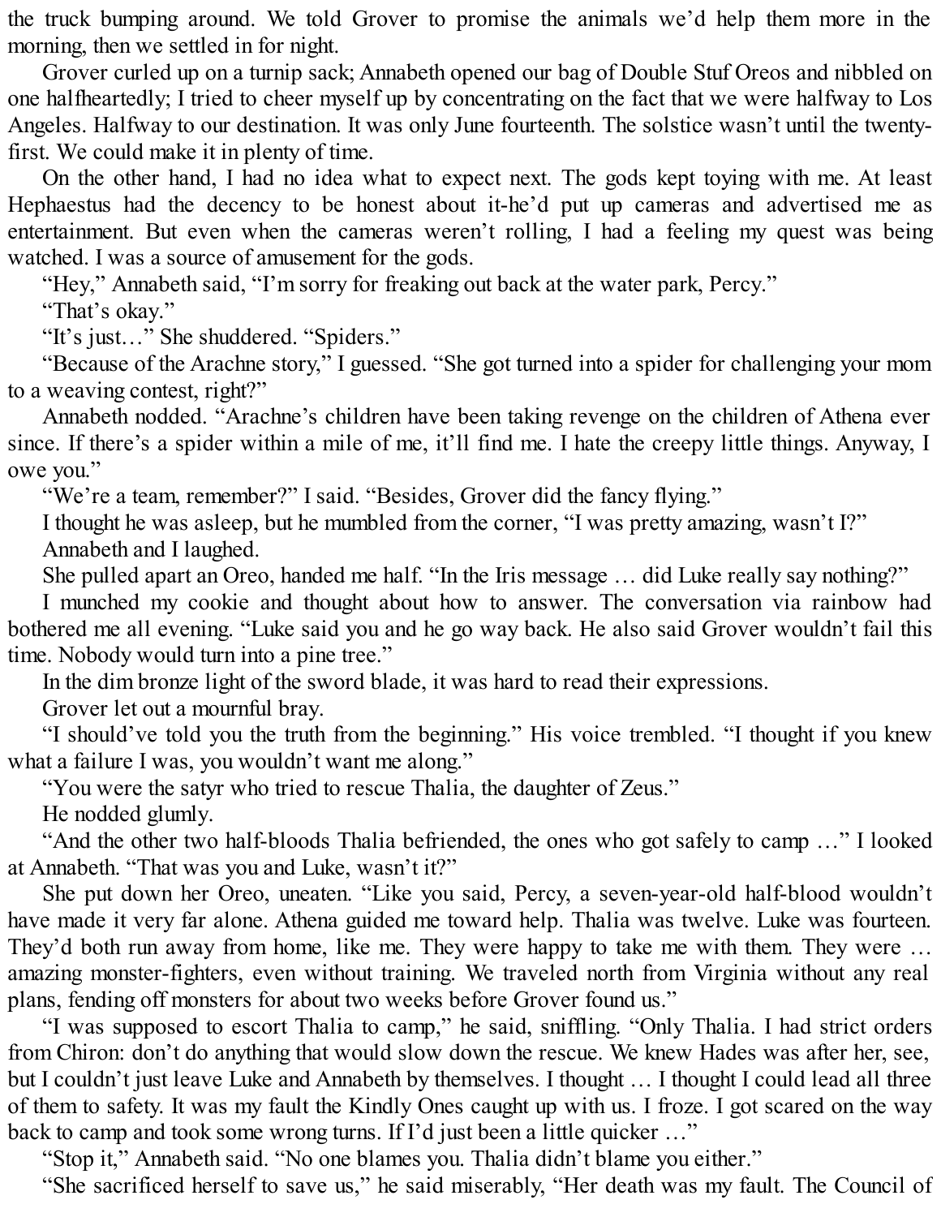the truck bumping around. We told Grover to promise the animals we'd help them more in the morning, then we settled in for night.

Grover curled up on a turnip sack; Annabeth opened our bag of Double Stuf Oreos and nibbled on one halfheartedly; I tried to cheer myself up by concentrating on the fact that we were halfway to Los Angeles. Halfway to our destination. It was only June fourteenth. The solstice wasn't until the twenty-first. We could make it in plenty of time.

On the other hand, I had no idea what to expect next. The gods kept toying with me. At least Hephaestus had the decency to be honest about it-he'd put up cameras and advertised me as entertainment. But even when the cameras weren't rolling, I had a feeling my quest was being watched. I was a source of amusement for the gods.

"Hey," Annabeth said, "I'm sorry for freaking out back at the water park, Percy."

"That's okay."

"It's just…" She shuddered. "Spiders."

"Because of the Arachne story," I guessed. "She got turned into a spider for challenging your mom to a weaving contest, right?"

Annabeth nodded. "Arachne's children have been taking revenge on the children of Athena ever since. If there's a spider within a mile of me, it'll find me. I hate the creepy little things. Anyway, I owe you."

"We're a team, remember?" I said. "Besides, Grover did the fancy flying."

I thought he was asleep, but he mumbled from the corner, "I was pretty amazing, wasn't I?"

Annabeth and I laughed.

She pulled apart an Oreo, handed me half. "In the Iris message … did Luke really say nothing?"

I munched my cookie and thought about how to answer. The conversation via rainbow had bothered me all evening. "Luke said you and he go way back. He also said Grover wouldn't fail this time. Nobody would turn into a pine tree."

In the dim bronze light of the sword blade, it was hard to read their expressions.

Grover let out a mournful bray.

"I should've told you the truth from the beginning." His voice trembled. "I thought if you knew what a failure I was, you wouldn't want me along."

"You were the satyr who tried to rescue Thalia, the daughter of Zeus."

He nodded glumly.

"And the other two half-bloods Thalia befriended, the ones who got safely to camp …" I looked at Annabeth. "That was you and Luke, wasn't it?"

She put down her Oreo, uneaten. "Like you said, Percy, a seven-year-old half-blood wouldn't have made it very far alone. Athena guided me toward help. Thalia was twelve. Luke was fourteen. They'd both run away from home, like me. They were happy to take me with them. They were … amazing monster-fighters, even without training. We traveled north from Virginia without any real plans, fending off monsters for about two weeks before Grover found us."

"I was supposed to escort Thalia to camp," he said, sniffling. "Only Thalia. I had strict orders from Chiron: don't do anything that would slow down the rescue. We knew Hades was after her, see, but I couldn't just leave Luke and Annabeth by themselves. I thought … I thought I could lead all three of them to safety. It was my fault the Kindly Ones caught up with us. I froze. I got scared on the way back to camp and took some wrong turns. If I'd just been a little quicker …"

"Stop it," Annabeth said. "No one blames you. Thalia didn't blame you either."

"She sacrificed herself to save us," he said miserably, "Her death was my fault. The Council of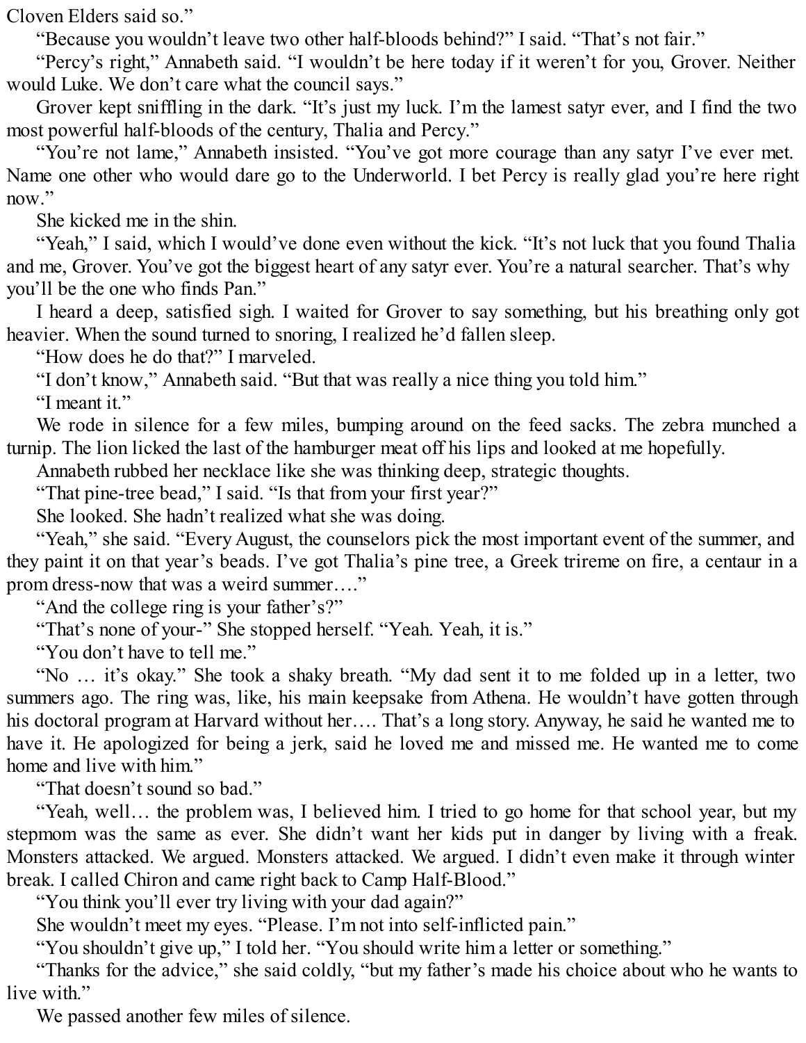Cloven Elders said so."

"Because you wouldn't leave two other half-bloods behind?" I said. "That's not fair."

"Percy's right," Annabeth said. "I wouldn't be here today if it weren't for you, Grover. Neither would Luke. We don't care what the council says."

Grover kept sniffling in the dark. "It's just my luck. I'm the lamest satyr ever, and I find the two most powerful half-bloods of the century, Thalia and Percy."

"You're not lame," Annabeth insisted. "You've got more courage than any satyr I've ever met. Name one other who would dare go to the Underworld. I bet Percy is really glad you're here right now."

She kicked me in the shin.

"Yeah," I said, which I would've done even without the kick. "It's not luck that you found Thalia and me, Grover. You've got the biggest heart of any satyr ever. You're a natural searcher. That's why you'll be the one who finds Pan."

I heard a deep, satisfied sigh. I waited for Grover to say something, but his breathing only got heavier. When the sound turned to snoring, I realized he'd fallen sleep.

"How does he do that?" I marveled.

"I don't know," Annabeth said. "But that was really a nice thing you told him."

"I meant it."

We rode in silence for a few miles, bumping around on the feed sacks. The zebra munched a turnip. The lion licked the last of the hamburger meat off his lips and looked at me hopefully.

Annabeth rubbed her necklace like she was thinking deep, strategic thoughts.

"That pine-tree bead," I said. "Is that from your first year?"

She looked. She hadn't realized what she was doing.

"Yeah," she said. "Every August, the counselors pick the most important event of the summer, and they paint it on that year's beads. I've got Thalia's pine tree, a Greek trireme on fire, a centaur in a prom dress-now that was a weird summer…."

"And the college ring is your father's?"

"That's none of your-" She stopped herself. "Yeah. Yeah, it is."

"You don't have to tell me."

"No … it's okay." She took a shaky breath. "My dad sent it to me folded up in a letter, two summers ago. The ring was, like, his main keepsake from Athena. He wouldn't have gotten through his doctoral program at Harvard without her…. That's a long story. Anyway, he said he wanted me to have it. He apologized for being a jerk, said he loved me and missed me. He wanted me to come home and live with him."

"That doesn't sound so bad."

"Yeah, well… the problem was, I believed him. I tried to go home for that school year, but my stepmom was the same as ever. She didn't want her kids put in danger by living with a freak. Monsters attacked. We argued. Monsters attacked. We argued. I didn't even make it through winter break. I called Chiron and came right back to Camp Half-Blood."

"You think you'll ever try living with your dad again?"

She wouldn't meet my eyes. "Please. I'm not into self-inflicted pain."

"You shouldn't give up," I told her. "You should write him a letter or something."

"Thanks for the advice," she said coldly, "but my father's made his choice about who he wants to live with."

We passed another few miles of silence.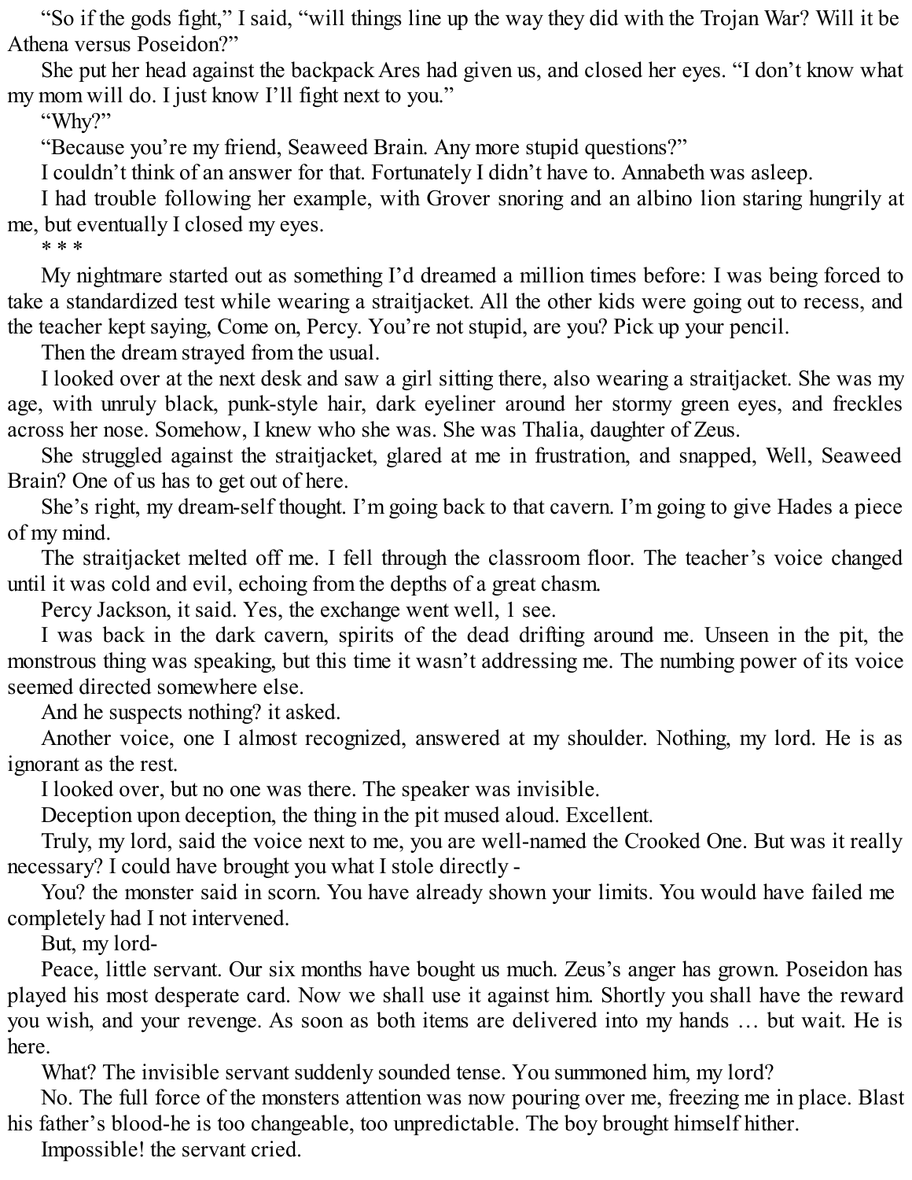“So if the gods fight,” I said, “will things line up the way they did with the Trojan War? Will it be Athena versus Poseidon?”

She put her head against the backpack Ares had given us, and closed her eyes. “I don’t know what my mom will do. I just know I’ll fight next to you.”

“Why?”

“Because you’re my friend, Seaweed Brain. Any more stupid questions?”

I couldn’t think of an answer for that. Fortunately I didn’t have to. Annabeth was asleep.

I had trouble following her example, with Grover snoring and an albino lion staring hungrily at me, but eventually I closed my eyes.

* * *

My nightmare started out as something I’d dreamed a million times before: I was being forced to take a standardized test while wearing a straitjacket. All the other kids were going out to recess, and the teacher kept saying, Come on, Percy. You’re not stupid, are you? Pick up your pencil.

Then the dream strayed from the usual.

I looked over at the next desk and saw a girl sitting there, also wearing a straitjacket. She was my age, with unruly black, punk-style hair, dark eyeliner around her stormy green eyes, and freckles across her nose. Somehow, I knew who she was. She was Thalia, daughter of Zeus.

She struggled against the straitjacket, glared at me in frustration, and snapped, Well, Seaweed Brain? One of us has to get out of here.

She’s right, my dream-self thought. I’m going back to that cavern. I’m going to give Hades a piece of my mind.

The straitjacket melted off me. I fell through the classroom floor. The teacher’s voice changed until it was cold and evil, echoing from the depths of a great chasm.

Percy Jackson, it said. Yes, the exchange went well, 1 see.

I was back in the dark cavern, spirits of the dead drifting around me. Unseen in the pit, the monstrous thing was speaking, but this time it wasn’t addressing me. The numbing power of its voice seemed directed somewhere else.

And he suspects nothing? it asked.

Another voice, one I almost recognized, answered at my shoulder. Nothing, my lord. He is as ignorant as the rest.

I looked over, but no one was there. The speaker was invisible.

Deception upon deception, the thing in the pit mused aloud. Excellent.

Truly, my lord, said the voice next to me, you are well-named the Crooked One. But was it really necessary? I could have brought you what I stole directly -

You? the monster said in scorn. You have already shown your limits. You would have failed me completely had I not intervened.

But, my lord-

Peace, little servant. Our six months have bought us much. Zeus’s anger has grown. Poseidon has played his most desperate card. Now we shall use it against him. Shortly you shall have the reward you wish, and your revenge. As soon as both items are delivered into my hands … but wait. He is here.

What? The invisible servant suddenly sounded tense. You summoned him, my lord?

No. The full force of the monsters attention was now pouring over me, freezing me in place. Blast his father’s blood-he is too changeable, too unpredictable. The boy brought himself hither.

Impossible! the servant cried.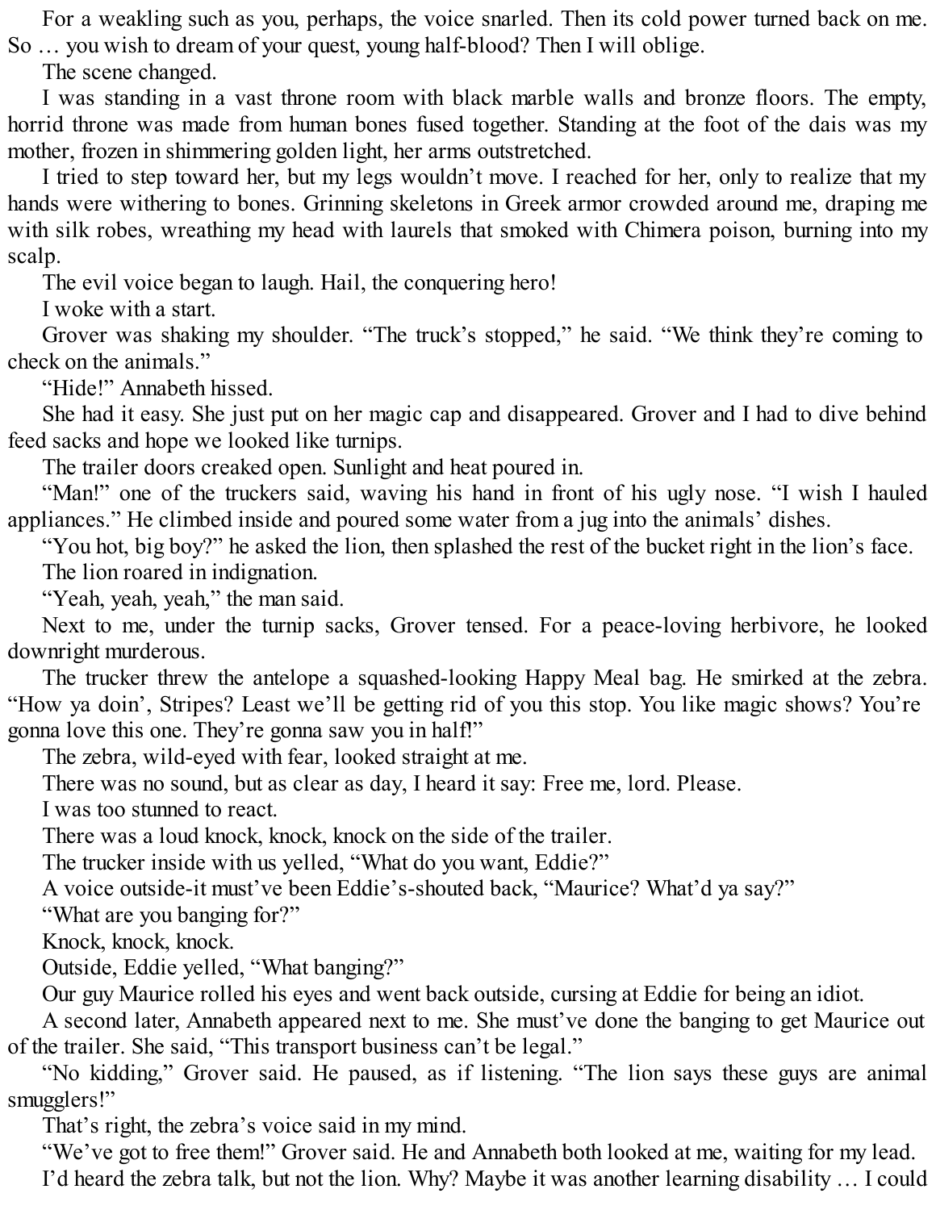For a weakling such as you, perhaps, the voice snarled. Then its cold power turned back on me. So … you wish to dream of your quest, young half-blood? Then I will oblige.

The scene changed.

I was standing in a vast throne room with black marble walls and bronze floors. The empty, horrid throne was made from human bones fused together. Standing at the foot of the dais was my mother, frozen in shimmering golden light, her arms outstretched.

I tried to step toward her, but my legs wouldn't move. I reached for her, only to realize that my hands were withering to bones. Grinning skeletons in Greek armor crowded around me, draping me with silk robes, wreathing my head with laurels that smoked with Chimera poison, burning into my scalp.

The evil voice began to laugh. Hail, the conquering hero!

I woke with a start.

Grover was shaking my shoulder. "The truck's stopped," he said. "We think they're coming to check on the animals."

"Hide!" Annabeth hissed.

She had it easy. She just put on her magic cap and disappeared. Grover and I had to dive behind feed sacks and hope we looked like turnips.

The trailer doors creaked open. Sunlight and heat poured in.

"Man!" one of the truckers said, waving his hand in front of his ugly nose. "I wish I hauled appliances." He climbed inside and poured some water from a jug into the animals' dishes.

"You hot, big boy?" he asked the lion, then splashed the rest of the bucket right in the lion's face.

The lion roared in indignation.

"Yeah, yeah, yeah," the man said.

Next to me, under the turnip sacks, Grover tensed. For a peace-loving herbivore, he looked downright murderous.

The trucker threw the antelope a squashed-looking Happy Meal bag. He smirked at the zebra. "How ya doin', Stripes? Least we'll be getting rid of you this stop. You like magic shows? You're gonna love this one. They're gonna saw you in half!"

The zebra, wild-eyed with fear, looked straight at me.

There was no sound, but as clear as day, I heard it say: Free me, lord. Please.

I was too stunned to react.

There was a loud knock, knock, knock on the side of the trailer.

The trucker inside with us yelled, "What do you want, Eddie?"

A voice outside-it must've been Eddie's-shouted back, "Maurice? What'd ya say?"

"What are you banging for?"

Knock, knock, knock.

Outside, Eddie yelled, "What banging?"

Our guy Maurice rolled his eyes and went back outside, cursing at Eddie for being an idiot.

A second later, Annabeth appeared next to me. She must've done the banging to get Maurice out of the trailer. She said, "This transport business can't be legal."

"No kidding," Grover said. He paused, as if listening. "The lion says these guys are animal smugglers!"

That's right, the zebra's voice said in my mind.

"We've got to free them!" Grover said. He and Annabeth both looked at me, waiting for my lead.

I'd heard the zebra talk, but not the lion. Why? Maybe it was another learning disability … I could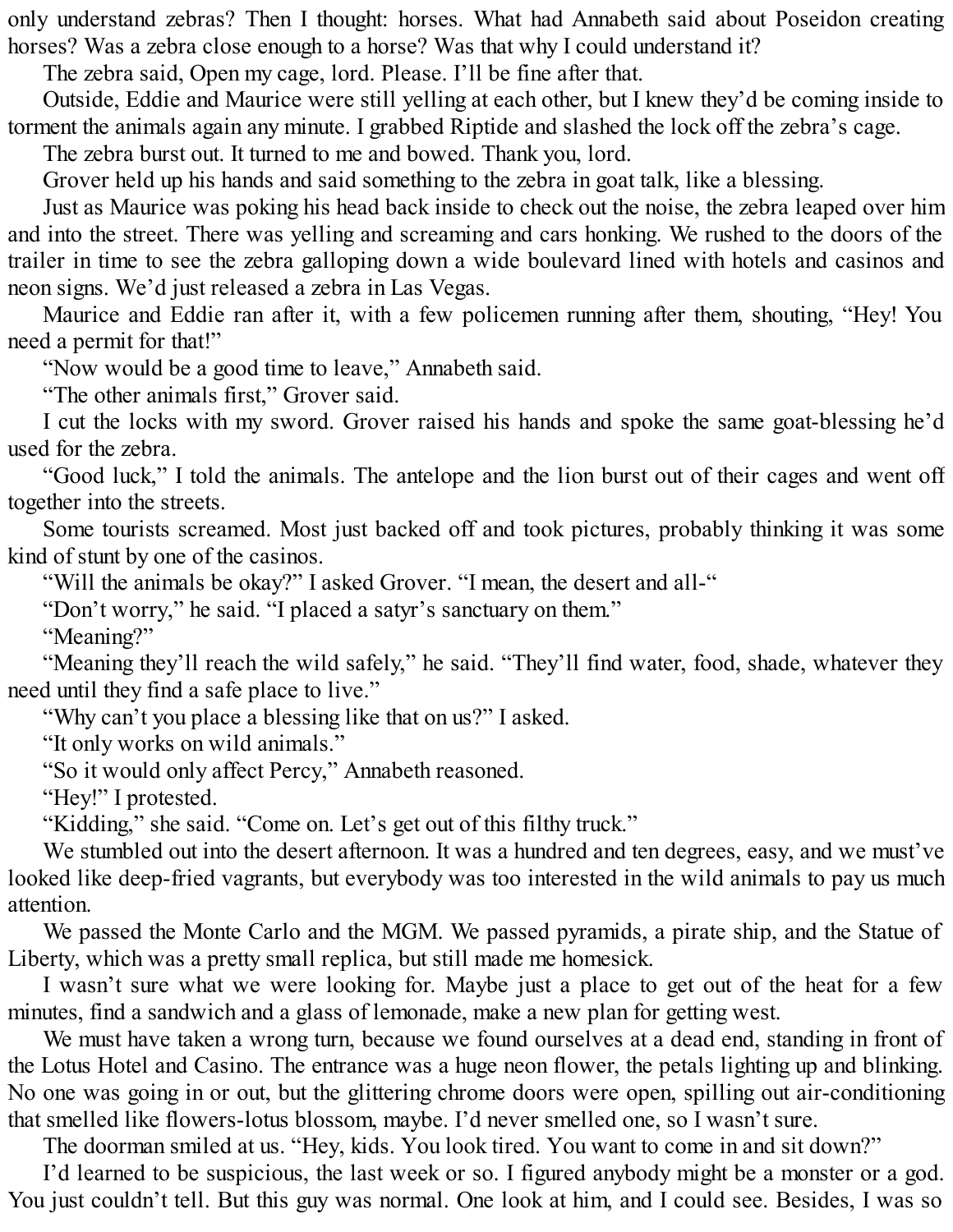only understand zebras? Then I thought: horses. What had Annabeth said about Poseidon creating horses? Was a zebra close enough to a horse? Was that why I could understand it?

The zebra said, Open my cage, lord. Please. I'll be fine after that.

Outside, Eddie and Maurice were still yelling at each other, but I knew they'd be coming inside to torment the animals again any minute. I grabbed Riptide and slashed the lock off the zebra's cage.

The zebra burst out. It turned to me and bowed. Thank you, lord.

Grover held up his hands and said something to the zebra in goat talk, like a blessing.

Just as Maurice was poking his head back inside to check out the noise, the zebra leaped over him and into the street. There was yelling and screaming and cars honking. We rushed to the doors of the trailer in time to see the zebra galloping down a wide boulevard lined with hotels and casinos and neon signs. We'd just released a zebra in Las Vegas.

Maurice and Eddie ran after it, with a few policemen running after them, shouting, "Hey! You need a permit for that!"

"Now would be a good time to leave," Annabeth said.

"The other animals first," Grover said.

I cut the locks with my sword. Grover raised his hands and spoke the same goat-blessing he'd used for the zebra.

"Good luck," I told the animals. The antelope and the lion burst out of their cages and went off together into the streets.

Some tourists screamed. Most just backed off and took pictures, probably thinking it was some kind of stunt by one of the casinos.

"Will the animals be okay?" I asked Grover. "I mean, the desert and all-"

"Don't worry," he said. "I placed a satyr's sanctuary on them."

"Meaning?"

"Meaning they'll reach the wild safely," he said. "They'll find water, food, shade, whatever they need until they find a safe place to live."

"Why can't you place a blessing like that on us?" I asked.

"It only works on wild animals."

"So it would only affect Percy," Annabeth reasoned.

"Hey!" I protested.

"Kidding," she said. "Come on. Let's get out of this filthy truck."

We stumbled out into the desert afternoon. It was a hundred and ten degrees, easy, and we must've looked like deep-fried vagrants, but everybody was too interested in the wild animals to pay us much attention.

We passed the Monte Carlo and the MGM. We passed pyramids, a pirate ship, and the Statue of Liberty, which was a pretty small replica, but still made me homesick.

I wasn't sure what we were looking for. Maybe just a place to get out of the heat for a few minutes, find a sandwich and a glass of lemonade, make a new plan for getting west.

We must have taken a wrong turn, because we found ourselves at a dead end, standing in front of the Lotus Hotel and Casino. The entrance was a huge neon flower, the petals lighting up and blinking. No one was going in or out, but the glittering chrome doors were open, spilling out air-conditioning that smelled like flowers-lotus blossom, maybe. I'd never smelled one, so I wasn't sure.

The doorman smiled at us. "Hey, kids. You look tired. You want to come in and sit down?"

I'd learned to be suspicious, the last week or so. I figured anybody might be a monster or a god. You just couldn't tell. But this guy was normal. One look at him, and I could see. Besides, I was so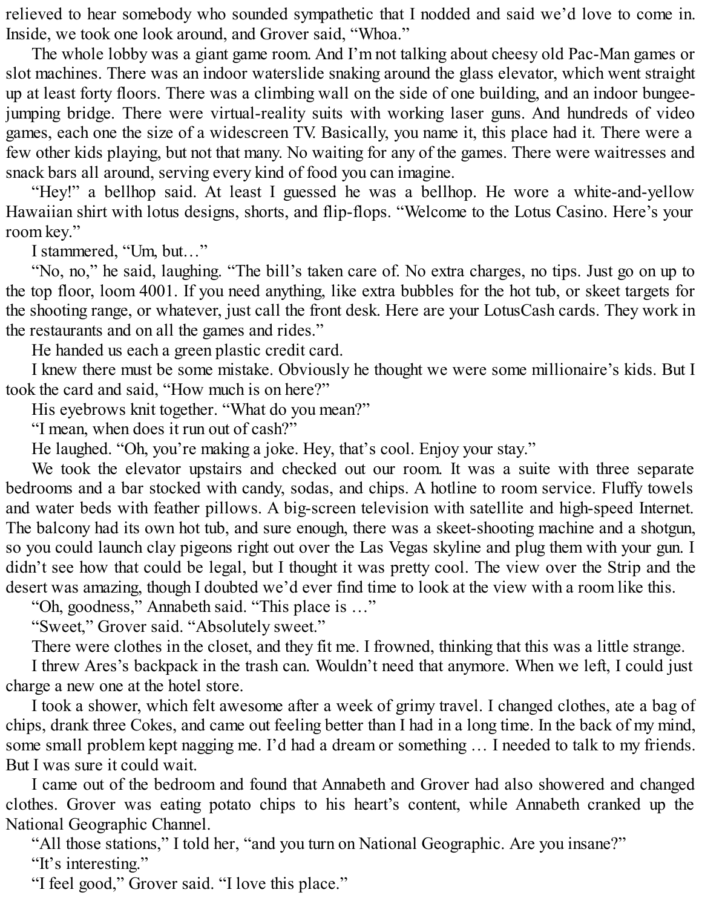relieved to hear somebody who sounded sympathetic that I nodded and said we'd love to come in. Inside, we took one look around, and Grover said, "Whoa."

The whole lobby was a giant game room. And I'm not talking about cheesy old Pac-Man games or slot machines. There was an indoor waterslide snaking around the glass elevator, which went straight up at least forty floors. There was a climbing wall on the side of one building, and an indoor bungee-jumping bridge. There were virtual-reality suits with working laser guns. And hundreds of video games, each one the size of a widescreen TV. Basically, you name it, this place had it. There were a few other kids playing, but not that many. No waiting for any of the games. There were waitresses and snack bars all around, serving every kind of food you can imagine.

"Hey!" a bellhop said. At least I guessed he was a bellhop. He wore a white-and-yellow Hawaiian shirt with lotus designs, shorts, and flip-flops. "Welcome to the Lotus Casino. Here's your room key."

I stammered, "Um, but…"

"No, no," he said, laughing. "The bill's taken care of. No extra charges, no tips. Just go on up to the top floor, loom 4001. If you need anything, like extra bubbles for the hot tub, or skeet targets for the shooting range, or whatever, just call the front desk. Here are your LotusCash cards. They work in the restaurants and on all the games and rides."

He handed us each a green plastic credit card.

I knew there must be some mistake. Obviously he thought we were some millionaire's kids. But I took the card and said, "How much is on here?"

His eyebrows knit together. "What do you mean?"

"I mean, when does it run out of cash?"

He laughed. "Oh, you're making a joke. Hey, that's cool. Enjoy your stay."

We took the elevator upstairs and checked out our room. It was a suite with three separate bedrooms and a bar stocked with candy, sodas, and chips. A hotline to room service. Fluffy towels and water beds with feather pillows. A big-screen television with satellite and high-speed Internet. The balcony had its own hot tub, and sure enough, there was a skeet-shooting machine and a shotgun, so you could launch clay pigeons right out over the Las Vegas skyline and plug them with your gun. I didn't see how that could be legal, but I thought it was pretty cool. The view over the Strip and the desert was amazing, though I doubted we'd ever find time to look at the view with a room like this.

"Oh, goodness," Annabeth said. "This place is …"

"Sweet," Grover said. "Absolutely sweet."

There were clothes in the closet, and they fit me. I frowned, thinking that this was a little strange.

I threw Ares's backpack in the trash can. Wouldn't need that anymore. When we left, I could just charge a new one at the hotel store.

I took a shower, which felt awesome after a week of grimy travel. I changed clothes, ate a bag of chips, drank three Cokes, and came out feeling better than I had in a long time. In the back of my mind, some small problem kept nagging me. I'd had a dream or something … I needed to talk to my friends. But I was sure it could wait.

I came out of the bedroom and found that Annabeth and Grover had also showered and changed clothes. Grover was eating potato chips to his heart's content, while Annabeth cranked up the National Geographic Channel.

"All those stations," I told her, "and you turn on National Geographic. Are you insane?"

"It's interesting."

"I feel good," Grover said. "I love this place."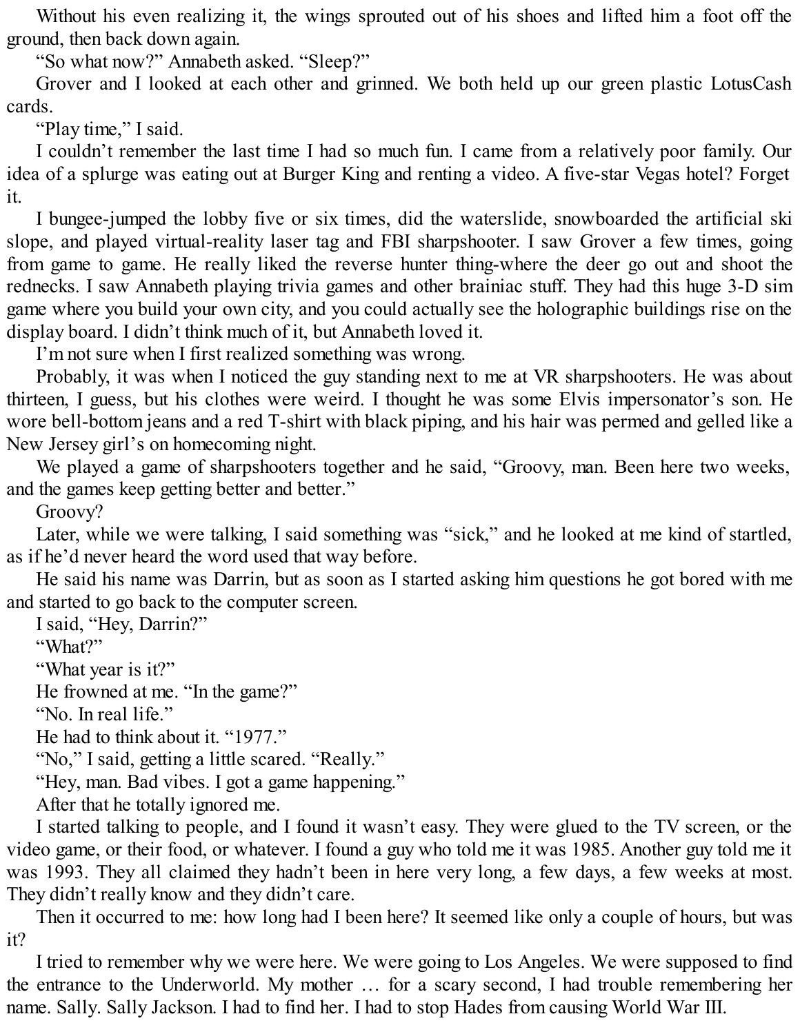Without his even realizing it, the wings sprouted out of his shoes and lifted him a foot off the ground, then back down again.

"So what now?" Annabeth asked. "Sleep?"

Grover and I looked at each other and grinned. We both held up our green plastic LotusCash cards.

"Play time," I said.

I couldn't remember the last time I had so much fun. I came from a relatively poor family. Our idea of a splurge was eating out at Burger King and renting a video. A five-star Vegas hotel? Forget it.

I bungee-jumped the lobby five or six times, did the waterslide, snowboarded the artificial ski slope, and played virtual-reality laser tag and FBI sharpshooter. I saw Grover a few times, going from game to game. He really liked the reverse hunter thing-where the deer go out and shoot the rednecks. I saw Annabeth playing trivia games and other brainiac stuff. They had this huge 3-D sim game where you build your own city, and you could actually see the holographic buildings rise on the display board. I didn't think much of it, but Annabeth loved it.

I'm not sure when I first realized something was wrong.

Probably, it was when I noticed the guy standing next to me at VR sharpshooters. He was about thirteen, I guess, but his clothes were weird. I thought he was some Elvis impersonator's son. He wore bell-bottom jeans and a red T-shirt with black piping, and his hair was permed and gelled like a New Jersey girl's on homecoming night.

We played a game of sharpshooters together and he said, "Groovy, man. Been here two weeks, and the games keep getting better and better."

Groovy?

Later, while we were talking, I said something was "sick," and he looked at me kind of startled, as if he'd never heard the word used that way before.

He said his name was Darrin, but as soon as I started asking him questions he got bored with me and started to go back to the computer screen.

I said, "Hey, Darrin?"

"What?"

"What year is it?"

He frowned at me. "In the game?"

"No. In real life."

He had to think about it. "1977."

"No," I said, getting a little scared. "Really."

"Hey, man. Bad vibes. I got a game happening."

After that he totally ignored me.

I started talking to people, and I found it wasn't easy. They were glued to the TV screen, or the video game, or their food, or whatever. I found a guy who told me it was 1985. Another guy told me it was 1993. They all claimed they hadn't been in here very long, a few days, a few weeks at most. They didn't really know and they didn't care.

Then it occurred to me: how long had I been here? It seemed like only a couple of hours, but was it?

I tried to remember why we were here. We were going to Los Angeles. We were supposed to find the entrance to the Underworld. My mother … for a scary second, I had trouble remembering her name. Sally. Sally Jackson. I had to find her. I had to stop Hades from causing World War III.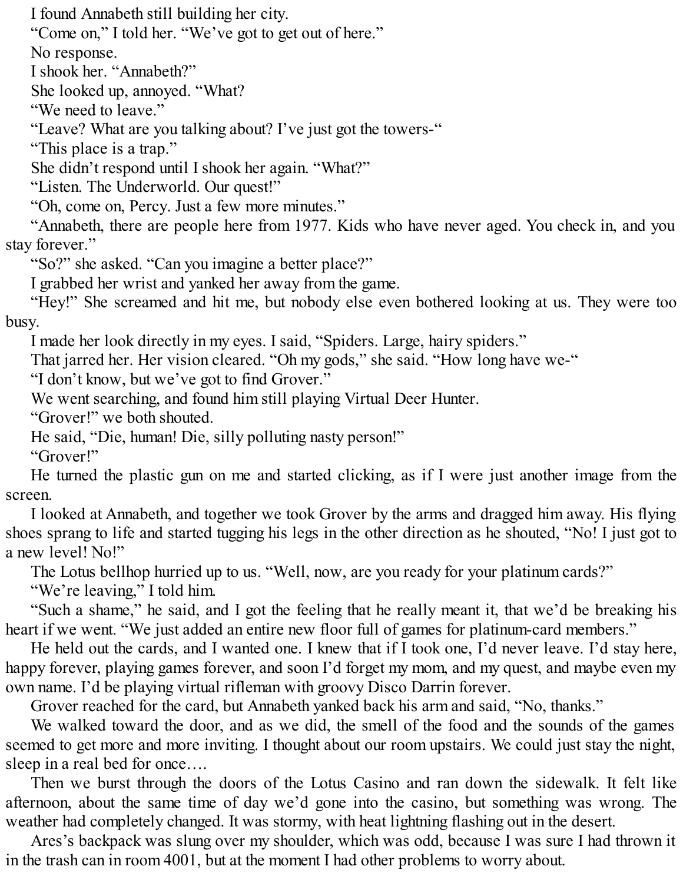I found Annabeth still building her city.

"Come on," I told her. "We've got to get out of here."

No response.

I shook her. "Annabeth?"

She looked up, annoyed. "What?

"We need to leave."

"Leave? What are you talking about? I've just got the towers-"

"This place is a trap."

She didn't respond until I shook her again. "What?"

"Listen. The Underworld. Our quest!"

"Oh, come on, Percy. Just a few more minutes."

"Annabeth, there are people here from 1977. Kids who have never aged. You check in, and you stay forever."

"So?" she asked. "Can you imagine a better place?"

I grabbed her wrist and yanked her away from the game.

"Hey!" She screamed and hit me, but nobody else even bothered looking at us. They were too busy.

I made her look directly in my eyes. I said, "Spiders. Large, hairy spiders."

That jarred her. Her vision cleared. "Oh my gods," she said. "How long have we-"

"I don't know, but we've got to find Grover."

We went searching, and found him still playing Virtual Deer Hunter.

"Grover!" we both shouted.

He said, "Die, human! Die, silly polluting nasty person!"

"Grover!"

He turned the plastic gun on me and started clicking, as if I were just another image from the screen.

I looked at Annabeth, and together we took Grover by the arms and dragged him away. His flying shoes sprang to life and started tugging his legs in the other direction as he shouted, "No! I just got to a new level! No!"

The Lotus bellhop hurried up to us. "Well, now, are you ready for your platinum cards?"

"We're leaving," I told him.

"Such a shame," he said, and I got the feeling that he really meant it, that we'd be breaking his heart if we went. "We just added an entire new floor full of games for platinum-card members."

He held out the cards, and I wanted one. I knew that if I took one, I'd never leave. I'd stay here, happy forever, playing games forever, and soon I'd forget my mom, and my quest, and maybe even my own name. I'd be playing virtual rifleman with groovy Disco Darrin forever.

Grover reached for the card, but Annabeth yanked back his arm and said, "No, thanks."

We walked toward the door, and as we did, the smell of the food and the sounds of the games seemed to get more and more inviting. I thought about our room upstairs. We could just stay the night, sleep in a real bed for once….

Then we burst through the doors of the Lotus Casino and ran down the sidewalk. It felt like afternoon, about the same time of day we'd gone into the casino, but something was wrong. The weather had completely changed. It was stormy, with heat lightning flashing out in the desert.

Ares's backpack was slung over my shoulder, which was odd, because I was sure I had thrown it in the trash can in room 4001, but at the moment I had other problems to worry about.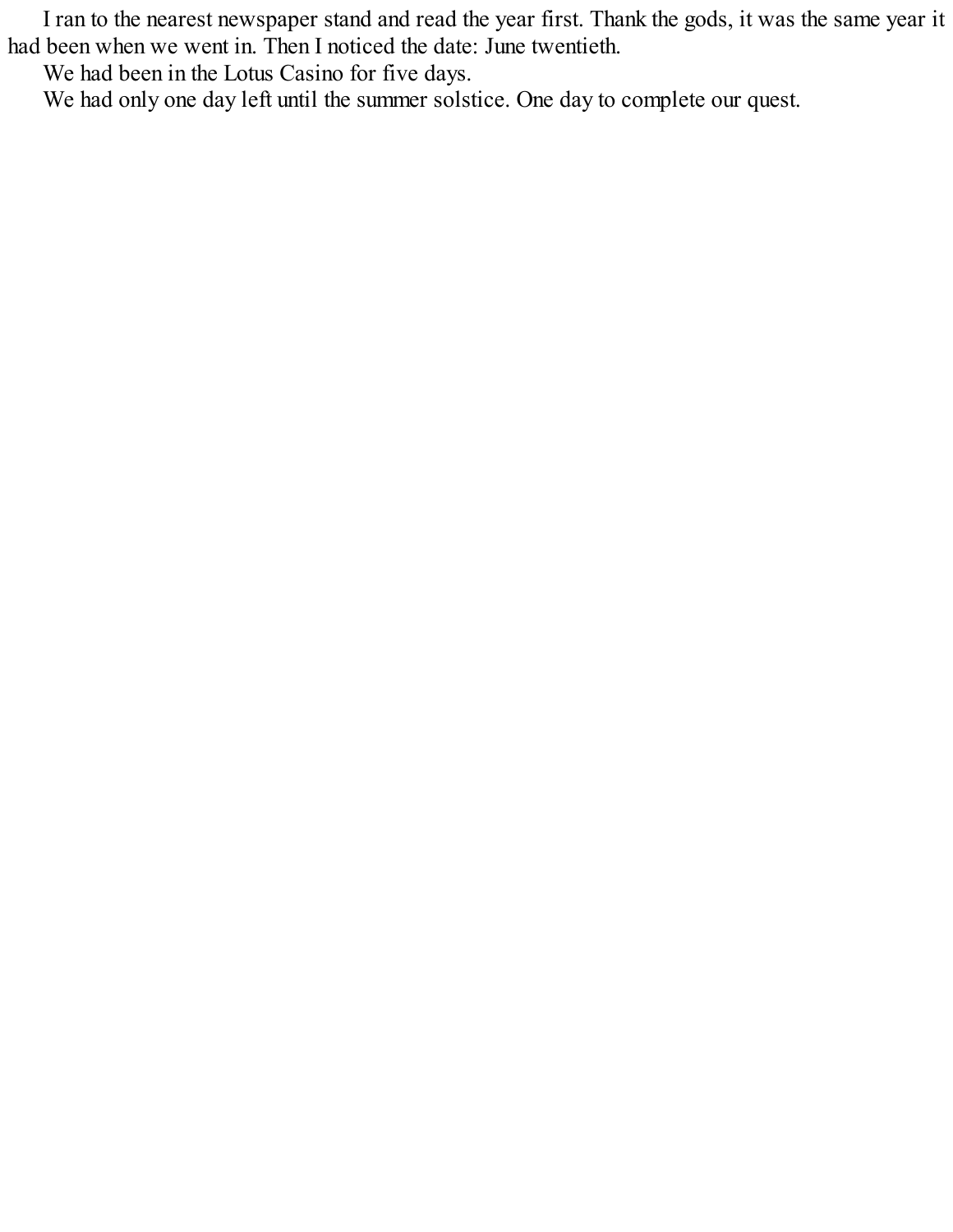I ran to the nearest newspaper stand and read the year first. Thank the gods, it was the same year it had been when we went in. Then I noticed the date: June twentieth.

We had been in the Lotus Casino for five days.

We had only one day left until the summer solstice. One day to complete our quest.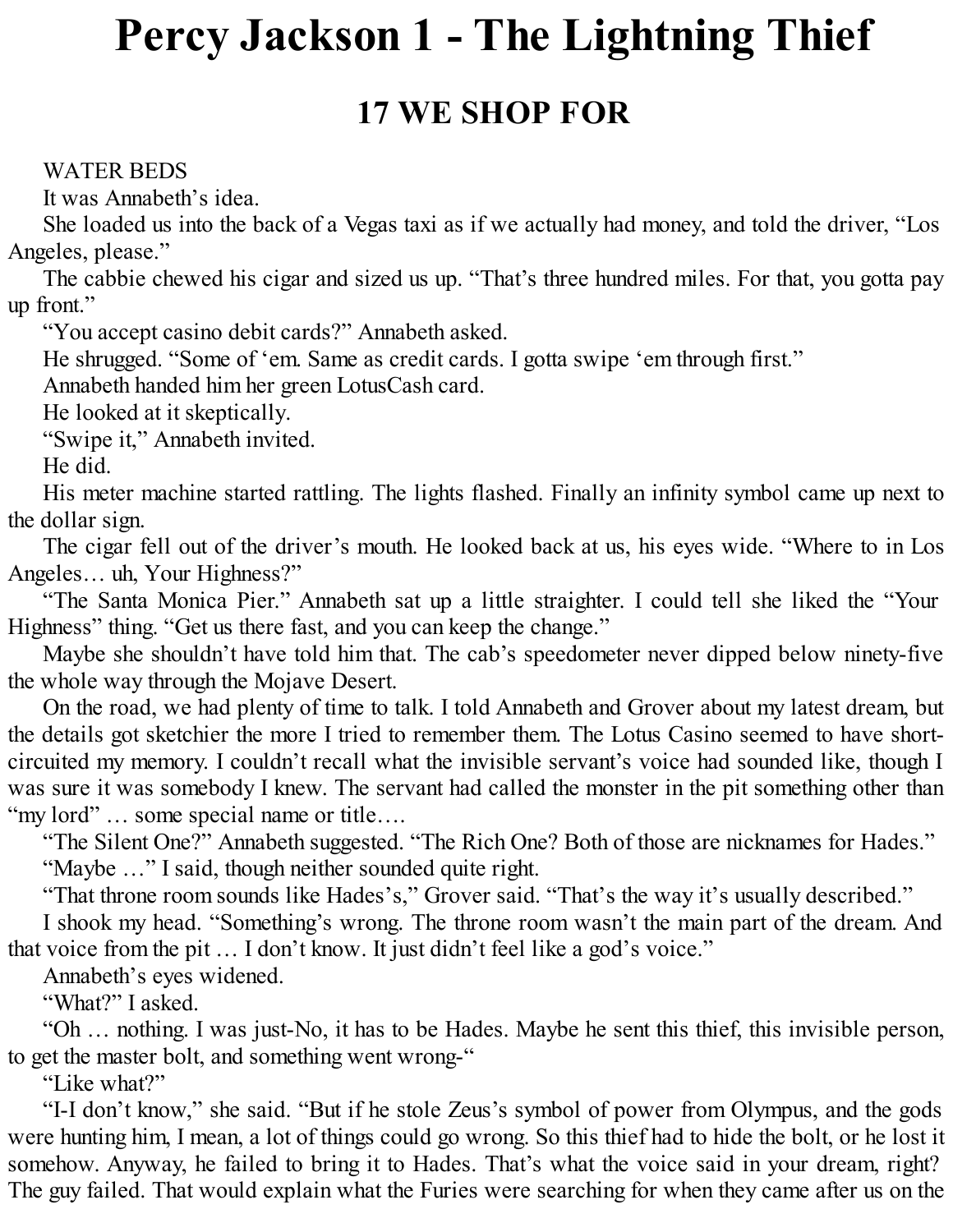# Percy Jackson 1 - The Lightning Thief

## 17 WE SHOP FOR

WATER BEDS

It was Annabeth's idea.

She loaded us into the back of a Vegas taxi as if we actually had money, and told the driver, "Los Angeles, please."

The cabbie chewed his cigar and sized us up. "That's three hundred miles. For that, you gotta pay up front."

"You accept casino debit cards?" Annabeth asked.

He shrugged. "Some of 'em. Same as credit cards. I gotta swipe 'em through first."

Annabeth handed him her green LotusCash card.

He looked at it skeptically.

"Swipe it," Annabeth invited.

He did.

His meter machine started rattling. The lights flashed. Finally an infinity symbol came up next to the dollar sign.

The cigar fell out of the driver's mouth. He looked back at us, his eyes wide. "Where to in Los Angeles… uh, Your Highness?"

"The Santa Monica Pier." Annabeth sat up a little straighter. I could tell she liked the "Your Highness" thing. "Get us there fast, and you can keep the change."

Maybe she shouldn't have told him that. The cab's speedometer never dipped below ninety-five the whole way through the Mojave Desert.

On the road, we had plenty of time to talk. I told Annabeth and Grover about my latest dream, but the details got sketchier the more I tried to remember them. The Lotus Casino seemed to have short-circuited my memory. I couldn't recall what the invisible servant's voice had sounded like, though I was sure it was somebody I knew. The servant had called the monster in the pit something other than "my lord" … some special name or title….

"The Silent One?" Annabeth suggested. "The Rich One? Both of those are nicknames for Hades."

"Maybe …" I said, though neither sounded quite right.

"That throne room sounds like Hades's," Grover said. "That's the way it's usually described."

I shook my head. "Something's wrong. The throne room wasn't the main part of the dream. And that voice from the pit … I don't know. It just didn't feel like a god's voice."

Annabeth's eyes widened.

"What?" I asked.

"Oh … nothing. I was just-No, it has to be Hades. Maybe he sent this thief, this invisible person, to get the master bolt, and something went wrong-"

"Like what?"

"I-I don't know," she said. "But if he stole Zeus's symbol of power from Olympus, and the gods were hunting him, I mean, a lot of things could go wrong. So this thief had to hide the bolt, or he lost it somehow. Anyway, he failed to bring it to Hades. That's what the voice said in your dream, right? The guy failed. That would explain what the Furies were searching for when they came after us on the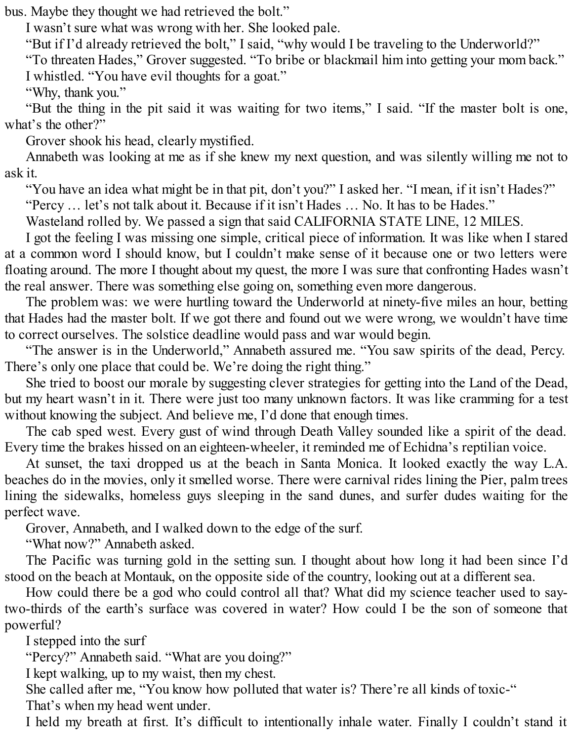bus. Maybe they thought we had retrieved the bolt."

I wasn't sure what was wrong with her. She looked pale.

"But if I'd already retrieved the bolt," I said, "why would I be traveling to the Underworld?"

"To threaten Hades," Grover suggested. "To bribe or blackmail him into getting your mom back."

I whistled. "You have evil thoughts for a goat."

"Why, thank you."

"But the thing in the pit said it was waiting for two items," I said. "If the master bolt is one, what's the other?"

Grover shook his head, clearly mystified.

Annabeth was looking at me as if she knew my next question, and was silently willing me not to ask it.

"You have an idea what might be in that pit, don't you?" I asked her. "I mean, if it isn't Hades?"

"Percy … let's not talk about it. Because if it isn't Hades … No. It has to be Hades."

Wasteland rolled by. We passed a sign that said CALIFORNIA STATE LINE, 12 MILES.

I got the feeling I was missing one simple, critical piece of information. It was like when I stared at a common word I should know, but I couldn't make sense of it because one or two letters were floating around. The more I thought about my quest, the more I was sure that confronting Hades wasn't the real answer. There was something else going on, something even more dangerous.

The problem was: we were hurtling toward the Underworld at ninety-five miles an hour, betting that Hades had the master bolt. If we got there and found out we were wrong, we wouldn't have time to correct ourselves. The solstice deadline would pass and war would begin.

"The answer is in the Underworld," Annabeth assured me. "You saw spirits of the dead, Percy. There's only one place that could be. We're doing the right thing."

She tried to boost our morale by suggesting clever strategies for getting into the Land of the Dead, but my heart wasn't in it. There were just too many unknown factors. It was like cramming for a test without knowing the subject. And believe me, I'd done that enough times.

The cab sped west. Every gust of wind through Death Valley sounded like a spirit of the dead. Every time the brakes hissed on an eighteen-wheeler, it reminded me of Echidna's reptilian voice.

At sunset, the taxi dropped us at the beach in Santa Monica. It looked exactly the way L.A. beaches do in the movies, only it smelled worse. There were carnival rides lining the Pier, palm trees lining the sidewalks, homeless guys sleeping in the sand dunes, and surfer dudes waiting for the perfect wave.

Grover, Annabeth, and I walked down to the edge of the surf.

"What now?" Annabeth asked.

The Pacific was turning gold in the setting sun. I thought about how long it had been since I'd stood on the beach at Montauk, on the opposite side of the country, looking out at a different sea.

How could there be a god who could control all that? What did my science teacher used to say-two-thirds of the earth's surface was covered in water? How could I be the son of someone that powerful?

I stepped into the surf

"Percy?" Annabeth said. "What are you doing?"

I kept walking, up to my waist, then my chest.

She called after me, "You know how polluted that water is? There're all kinds of toxic-"

That's when my head went under.

I held my breath at first. It's difficult to intentionally inhale water. Finally I couldn't stand it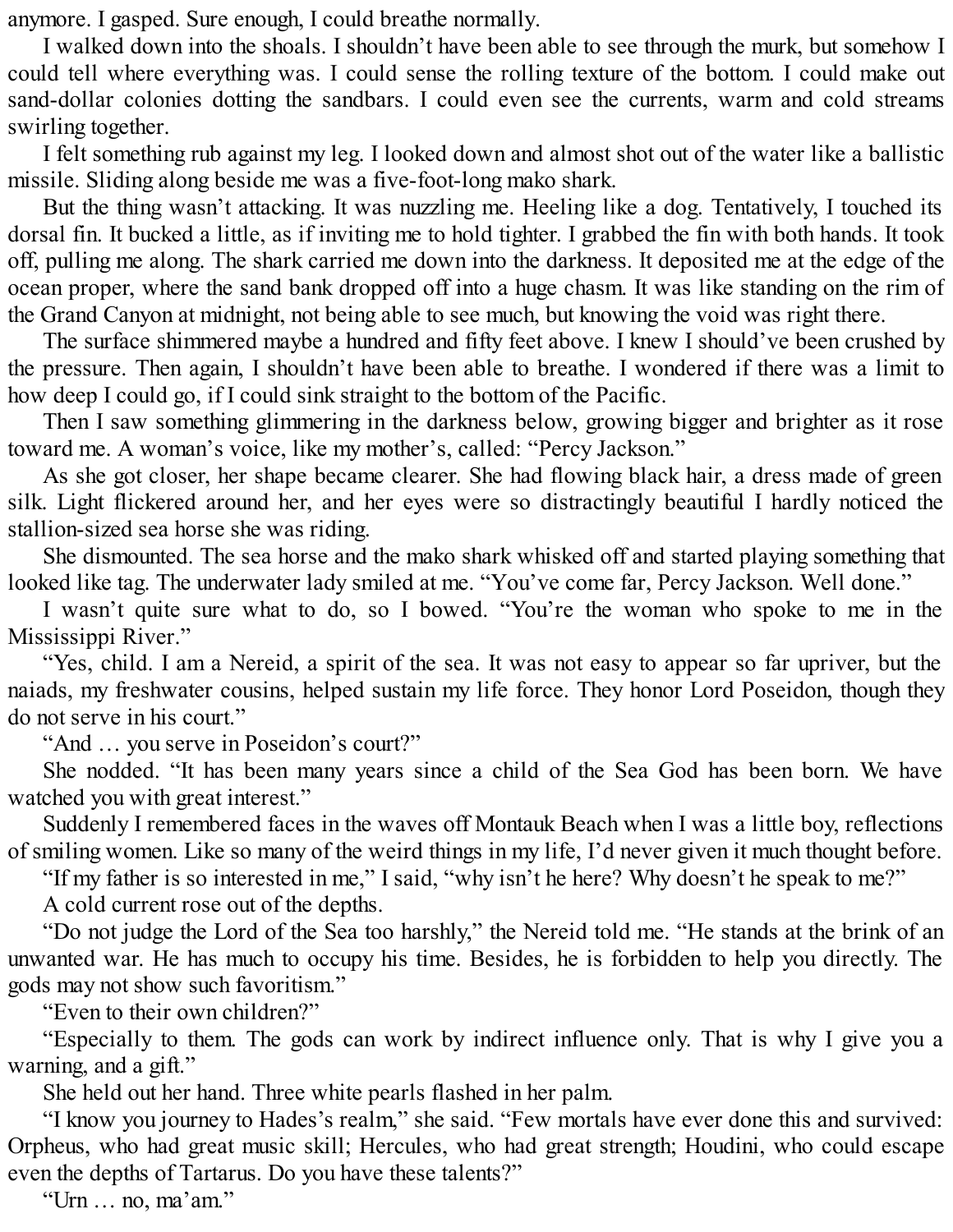anymore. I gasped. Sure enough, I could breathe normally.

I walked down into the shoals. I shouldn't have been able to see through the murk, but somehow I could tell where everything was. I could sense the rolling texture of the bottom. I could make out sand-dollar colonies dotting the sandbars. I could even see the currents, warm and cold streams swirling together.

I felt something rub against my leg. I looked down and almost shot out of the water like a ballistic missile. Sliding along beside me was a five-foot-long mako shark.

But the thing wasn't attacking. It was nuzzling me. Heeling like a dog. Tentatively, I touched its dorsal fin. It bucked a little, as if inviting me to hold tighter. I grabbed the fin with both hands. It took off, pulling me along. The shark carried me down into the darkness. It deposited me at the edge of the ocean proper, where the sand bank dropped off into a huge chasm. It was like standing on the rim of the Grand Canyon at midnight, not being able to see much, but knowing the void was right there.

The surface shimmered maybe a hundred and fifty feet above. I knew I should've been crushed by the pressure. Then again, I shouldn't have been able to breathe. I wondered if there was a limit to how deep I could go, if I could sink straight to the bottom of the Pacific.

Then I saw something glimmering in the darkness below, growing bigger and brighter as it rose toward me. A woman's voice, like my mother's, called: "Percy Jackson."

As she got closer, her shape became clearer. She had flowing black hair, a dress made of green silk. Light flickered around her, and her eyes were so distractingly beautiful I hardly noticed the stallion-sized sea horse she was riding.

She dismounted. The sea horse and the mako shark whisked off and started playing something that looked like tag. The underwater lady smiled at me. "You've come far, Percy Jackson. Well done."

I wasn't quite sure what to do, so I bowed. "You're the woman who spoke to me in the Mississippi River."

"Yes, child. I am a Nereid, a spirit of the sea. It was not easy to appear so far upriver, but the naiads, my freshwater cousins, helped sustain my life force. They honor Lord Poseidon, though they do not serve in his court."

"And … you serve in Poseidon's court?"

She nodded. "It has been many years since a child of the Sea God has been born. We have watched you with great interest."

Suddenly I remembered faces in the waves off Montauk Beach when I was a little boy, reflections of smiling women. Like so many of the weird things in my life, I'd never given it much thought before.

"If my father is so interested in me," I said, "why isn't he here? Why doesn't he speak to me?"

A cold current rose out of the depths.

"Do not judge the Lord of the Sea too harshly," the Nereid told me. "He stands at the brink of an unwanted war. He has much to occupy his time. Besides, he is forbidden to help you directly. The gods may not show such favoritism."

"Even to their own children?"

"Especially to them. The gods can work by indirect influence only. That is why I give you a warning, and a gift."

She held out her hand. Three white pearls flashed in her palm.

"I know you journey to Hades's realm," she said. "Few mortals have ever done this and survived: Orpheus, who had great music skill; Hercules, who had great strength; Houdini, who could escape even the depths of Tartarus. Do you have these talents?"

"Urn … no, ma'am."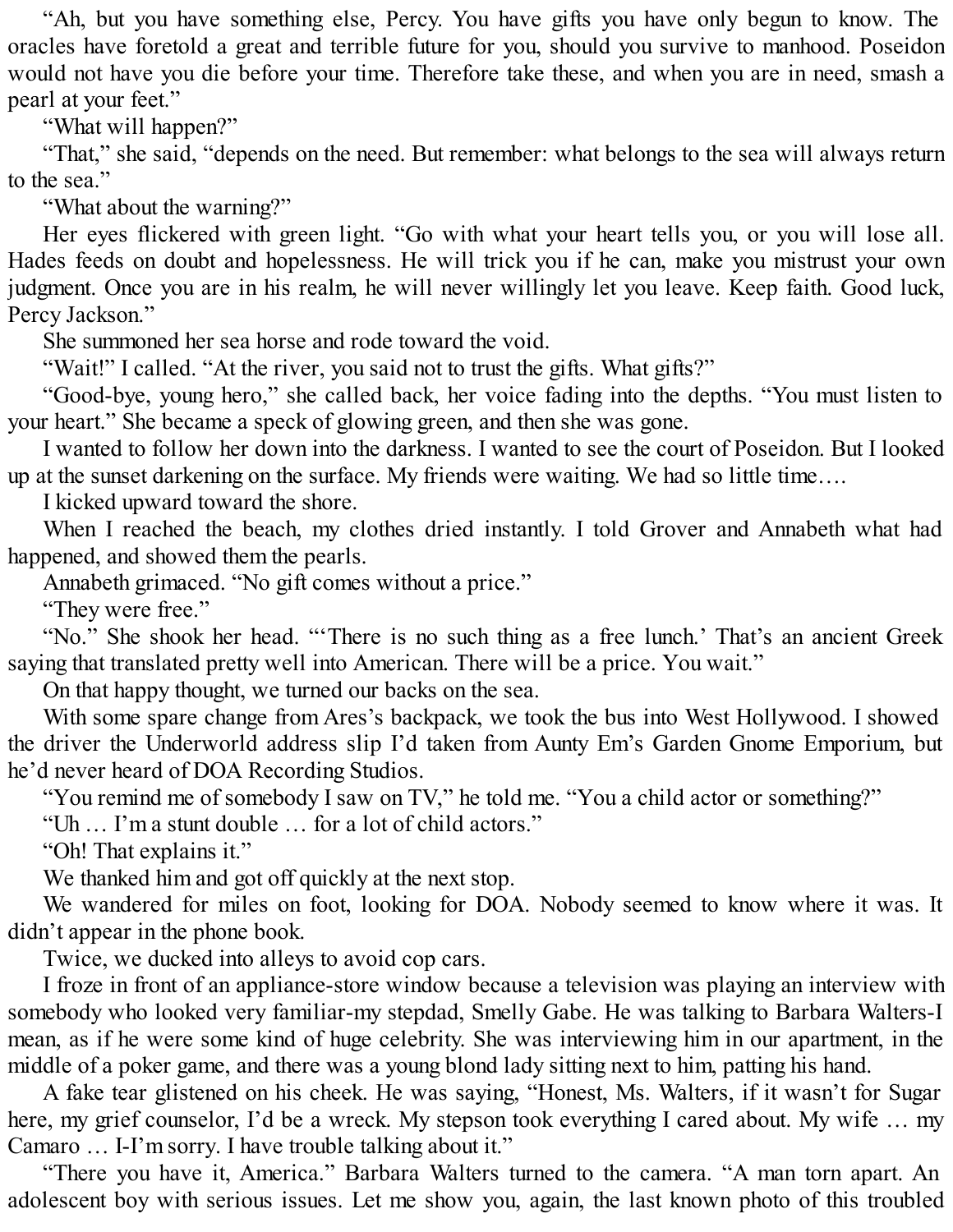"Ah, but you have something else, Percy. You have gifts you have only begun to know. The oracles have foretold a great and terrible future for you, should you survive to manhood. Poseidon would not have you die before your time. Therefore take these, and when you are in need, smash a pearl at your feet."

"What will happen?"

"That," she said, "depends on the need. But remember: what belongs to the sea will always return to the sea."

"What about the warning?"

Her eyes flickered with green light. "Go with what your heart tells you, or you will lose all. Hades feeds on doubt and hopelessness. He will trick you if he can, make you mistrust your own judgment. Once you are in his realm, he will never willingly let you leave. Keep faith. Good luck, Percy Jackson."

She summoned her sea horse and rode toward the void.

"Wait!" I called. "At the river, you said not to trust the gifts. What gifts?"

"Good-bye, young hero," she called back, her voice fading into the depths. "You must listen to your heart." She became a speck of glowing green, and then she was gone.

I wanted to follow her down into the darkness. I wanted to see the court of Poseidon. But I looked up at the sunset darkening on the surface. My friends were waiting. We had so little time….

I kicked upward toward the shore.

When I reached the beach, my clothes dried instantly. I told Grover and Annabeth what had happened, and showed them the pearls.

Annabeth grimaced. "No gift comes without a price."

"They were free."

"No." She shook her head. "'There is no such thing as a free lunch.' That's an ancient Greek saying that translated pretty well into American. There will be a price. You wait."

On that happy thought, we turned our backs on the sea.

With some spare change from Ares's backpack, we took the bus into West Hollywood. I showed the driver the Underworld address slip I'd taken from Aunty Em's Garden Gnome Emporium, but he'd never heard of DOA Recording Studios.

"You remind me of somebody I saw on TV," he told me. "You a child actor or something?"

"Uh … I'm a stunt double … for a lot of child actors."

"Oh! That explains it."

We thanked him and got off quickly at the next stop.

We wandered for miles on foot, looking for DOA. Nobody seemed to know where it was. It didn't appear in the phone book.

Twice, we ducked into alleys to avoid cop cars.

I froze in front of an appliance-store window because a television was playing an interview with somebody who looked very familiar-my stepdad, Smelly Gabe. He was talking to Barbara Walters-I mean, as if he were some kind of huge celebrity. She was interviewing him in our apartment, in the middle of a poker game, and there was a young blond lady sitting next to him, patting his hand.

A fake tear glistened on his cheek. He was saying, "Honest, Ms. Walters, if it wasn't for Sugar here, my grief counselor, I'd be a wreck. My stepson took everything I cared about. My wife … my Camaro … I-I'm sorry. I have trouble talking about it."

"There you have it, America." Barbara Walters turned to the camera. "A man torn apart. An adolescent boy with serious issues. Let me show you, again, the last known photo of this troubled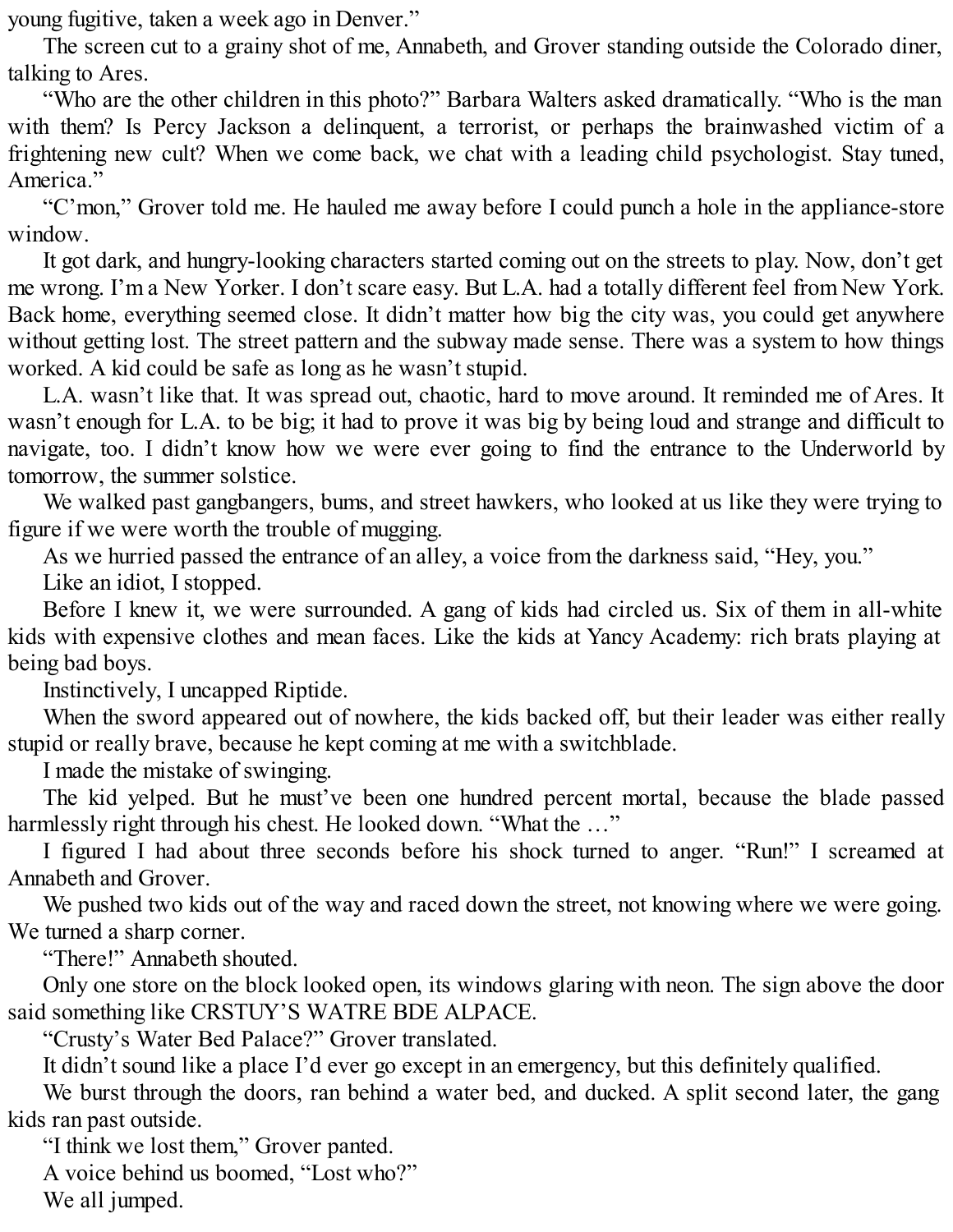young fugitive, taken a week ago in Denver."

The screen cut to a grainy shot of me, Annabeth, and Grover standing outside the Colorado diner, talking to Ares.

"Who are the other children in this photo?" Barbara Walters asked dramatically. "Who is the man with them? Is Percy Jackson a delinquent, a terrorist, or perhaps the brainwashed victim of a frightening new cult? When we come back, we chat with a leading child psychologist. Stay tuned, America."

"C'mon," Grover told me. He hauled me away before I could punch a hole in the appliance-store window.

It got dark, and hungry-looking characters started coming out on the streets to play. Now, don't get me wrong. I'm a New Yorker. I don't scare easy. But L.A. had a totally different feel from New York. Back home, everything seemed close. It didn't matter how big the city was, you could get anywhere without getting lost. The street pattern and the subway made sense. There was a system to how things worked. A kid could be safe as long as he wasn't stupid.

L.A. wasn't like that. It was spread out, chaotic, hard to move around. It reminded me of Ares. It wasn't enough for L.A. to be big; it had to prove it was big by being loud and strange and difficult to navigate, too. I didn't know how we were ever going to find the entrance to the Underworld by tomorrow, the summer solstice.

We walked past gangbangers, bums, and street hawkers, who looked at us like they were trying to figure if we were worth the trouble of mugging.

As we hurried passed the entrance of an alley, a voice from the darkness said, "Hey, you."

Like an idiot, I stopped.

Before I knew it, we were surrounded. A gang of kids had circled us. Six of them in all-white kids with expensive clothes and mean faces. Like the kids at Yancy Academy: rich brats playing at being bad boys.

Instinctively, I uncapped Riptide.

When the sword appeared out of nowhere, the kids backed off, but their leader was either really stupid or really brave, because he kept coming at me with a switchblade.

I made the mistake of swinging.

The kid yelped. But he must've been one hundred percent mortal, because the blade passed harmlessly right through his chest. He looked down. "What the …"

I figured I had about three seconds before his shock turned to anger. "Run!" I screamed at Annabeth and Grover.

We pushed two kids out of the way and raced down the street, not knowing where we were going. We turned a sharp corner.

"There!" Annabeth shouted.

Only one store on the block looked open, its windows glaring with neon. The sign above the door said something like CRSTUY'S WATRE BDE ALPACE.

"Crusty's Water Bed Palace?" Grover translated.

It didn't sound like a place I'd ever go except in an emergency, but this definitely qualified.

We burst through the doors, ran behind a water bed, and ducked. A split second later, the gang kids ran past outside.

"I think we lost them," Grover panted.

A voice behind us boomed, "Lost who?"

We all jumped.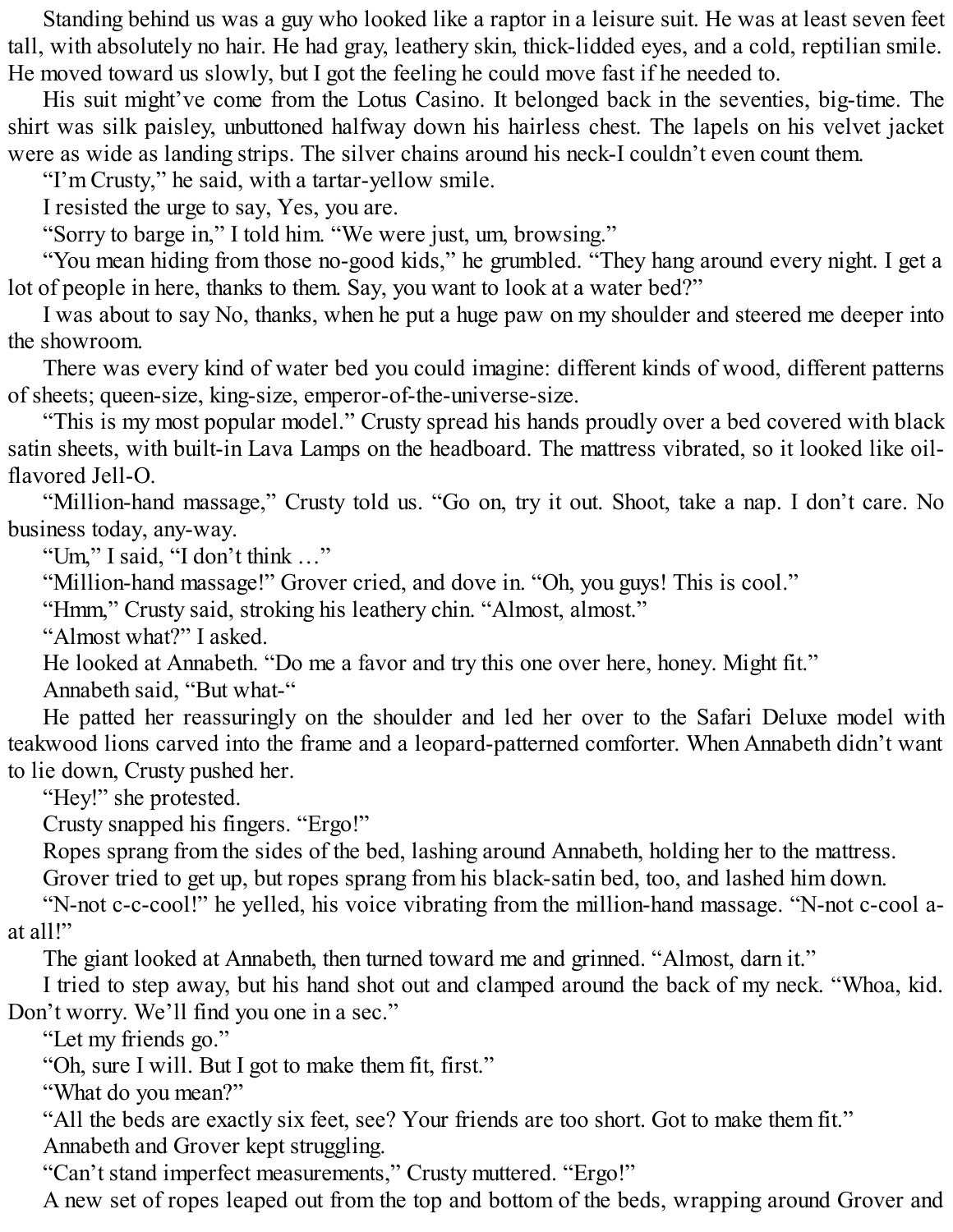Standing behind us was a guy who looked like a raptor in a leisure suit. He was at least seven feet tall, with absolutely no hair. He had gray, leathery skin, thick-lidded eyes, and a cold, reptilian smile. He moved toward us slowly, but I got the feeling he could move fast if he needed to.

His suit might've come from the Lotus Casino. It belonged back in the seventies, big-time. The shirt was silk paisley, unbuttoned halfway down his hairless chest. The lapels on his velvet jacket were as wide as landing strips. The silver chains around his neck-I couldn't even count them.

"I'm Crusty," he said, with a tartar-yellow smile.

I resisted the urge to say, Yes, you are.

"Sorry to barge in," I told him. "We were just, um, browsing."

"You mean hiding from those no-good kids," he grumbled. "They hang around every night. I get a lot of people in here, thanks to them. Say, you want to look at a water bed?"

I was about to say No, thanks, when he put a huge paw on my shoulder and steered me deeper into the showroom.

There was every kind of water bed you could imagine: different kinds of wood, different patterns of sheets; queen-size, king-size, emperor-of-the-universe-size.

"This is my most popular model." Crusty spread his hands proudly over a bed covered with black satin sheets, with built-in Lava Lamps on the headboard. The mattress vibrated, so it looked like oil-flavored Jell-O.

"Million-hand massage," Crusty told us. "Go on, try it out. Shoot, take a nap. I don't care. No business today, any-way.

"Um," I said, "I don't think …"

"Million-hand massage!" Grover cried, and dove in. "Oh, you guys! This is cool."

"Hmm," Crusty said, stroking his leathery chin. "Almost, almost."

"Almost what?" I asked.

He looked at Annabeth. "Do me a favor and try this one over here, honey. Might fit."

Annabeth said, "But what-"

He patted her reassuringly on the shoulder and led her over to the Safari Deluxe model with teakwood lions carved into the frame and a leopard-patterned comforter. When Annabeth didn't want to lie down, Crusty pushed her.

"Hey!" she protested.

Crusty snapped his fingers. "Ergo!"

Ropes sprang from the sides of the bed, lashing around Annabeth, holding her to the mattress.

Grover tried to get up, but ropes sprang from his black-satin bed, too, and lashed him down.

"N-not c-c-cool!" he yelled, his voice vibrating from the million-hand massage. "N-not c-cool a-at all!"

The giant looked at Annabeth, then turned toward me and grinned. "Almost, darn it."

I tried to step away, but his hand shot out and clamped around the back of my neck. "Whoa, kid. Don't worry. We'll find you one in a sec."

"Let my friends go."

"Oh, sure I will. But I got to make them fit, first."

"What do you mean?"

"All the beds are exactly six feet, see? Your friends are too short. Got to make them fit."

Annabeth and Grover kept struggling.

"Can't stand imperfect measurements," Crusty muttered. "Ergo!"

A new set of ropes leaped out from the top and bottom of the beds, wrapping around Grover and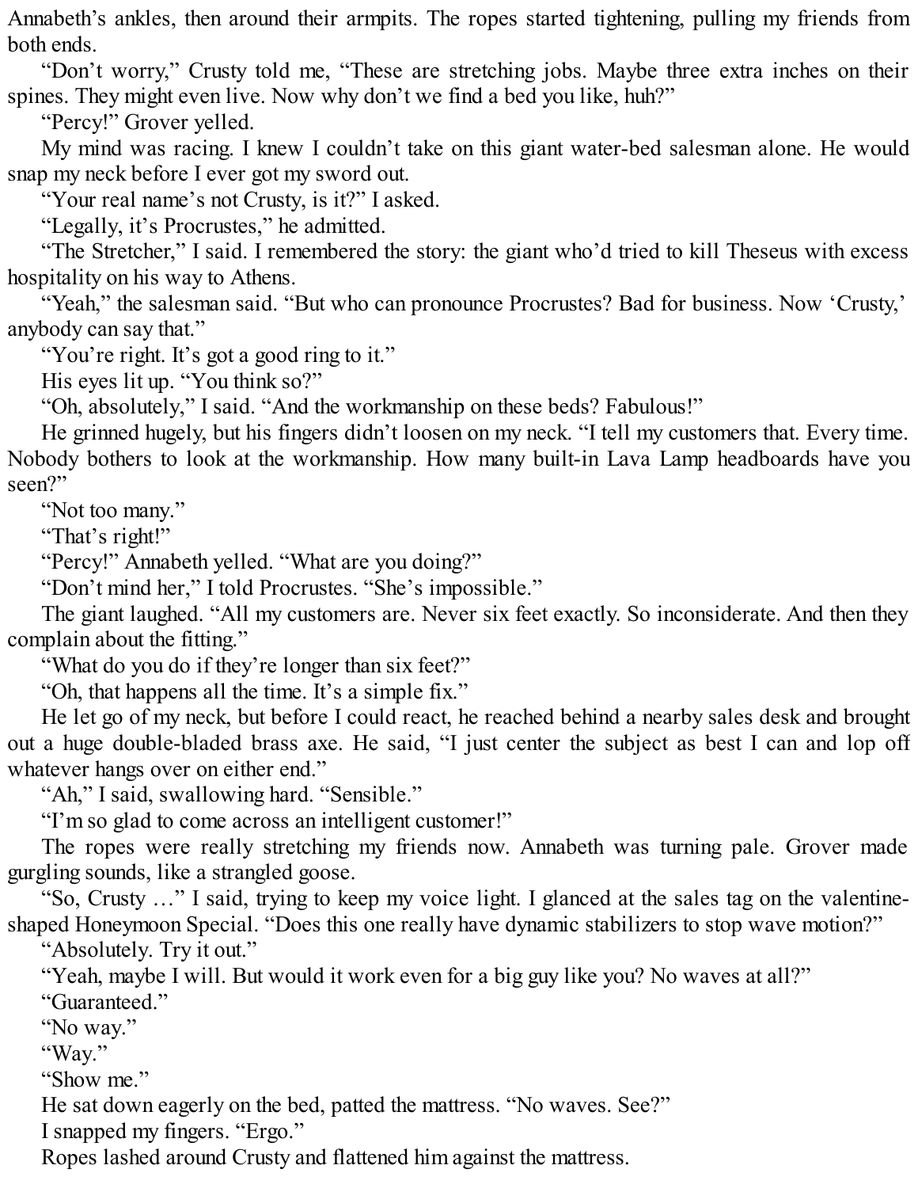Annabeth's ankles, then around their armpits. The ropes started tightening, pulling my friends from both ends.

"Don't worry," Crusty told me, "These are stretching jobs. Maybe three extra inches on their spines. They might even live. Now why don't we find a bed you like, huh?"

"Percy!" Grover yelled.

My mind was racing. I knew I couldn't take on this giant water-bed salesman alone. He would snap my neck before I ever got my sword out.

"Your real name's not Crusty, is it?" I asked.

"Legally, it's Procrustes," he admitted.

"The Stretcher," I said. I remembered the story: the giant who'd tried to kill Theseus with excess hospitality on his way to Athens.

"Yeah," the salesman said. "But who can pronounce Procrustes? Bad for business. Now 'Crusty,' anybody can say that."

"You're right. It's got a good ring to it."

His eyes lit up. "You think so?"

"Oh, absolutely," I said. "And the workmanship on these beds? Fabulous!"

He grinned hugely, but his fingers didn't loosen on my neck. "I tell my customers that. Every time. Nobody bothers to look at the workmanship. How many built-in Lava Lamp headboards have you seen?"

"Not too many."

"That's right!"

"Percy!" Annabeth yelled. "What are you doing?"

"Don't mind her," I told Procrustes. "She's impossible."

The giant laughed. "All my customers are. Never six feet exactly. So inconsiderate. And then they complain about the fitting."

"What do you do if they're longer than six feet?"

"Oh, that happens all the time. It's a simple fix."

He let go of my neck, but before I could react, he reached behind a nearby sales desk and brought out a huge double-bladed brass axe. He said, "I just center the subject as best I can and lop off whatever hangs over on either end."

"Ah," I said, swallowing hard. "Sensible."

"I'm so glad to come across an intelligent customer!"

The ropes were really stretching my friends now. Annabeth was turning pale. Grover made gurgling sounds, like a strangled goose.

"So, Crusty …" I said, trying to keep my voice light. I glanced at the sales tag on the valentine-shaped Honeymoon Special. "Does this one really have dynamic stabilizers to stop wave motion?"

"Absolutely. Try it out."

"Yeah, maybe I will. But would it work even for a big guy like you? No waves at all?"

"Guaranteed."

"No way."

"Way."

"Show me."

He sat down eagerly on the bed, patted the mattress. "No waves. See?"

I snapped my fingers. "Ergo."

Ropes lashed around Crusty and flattened him against the mattress.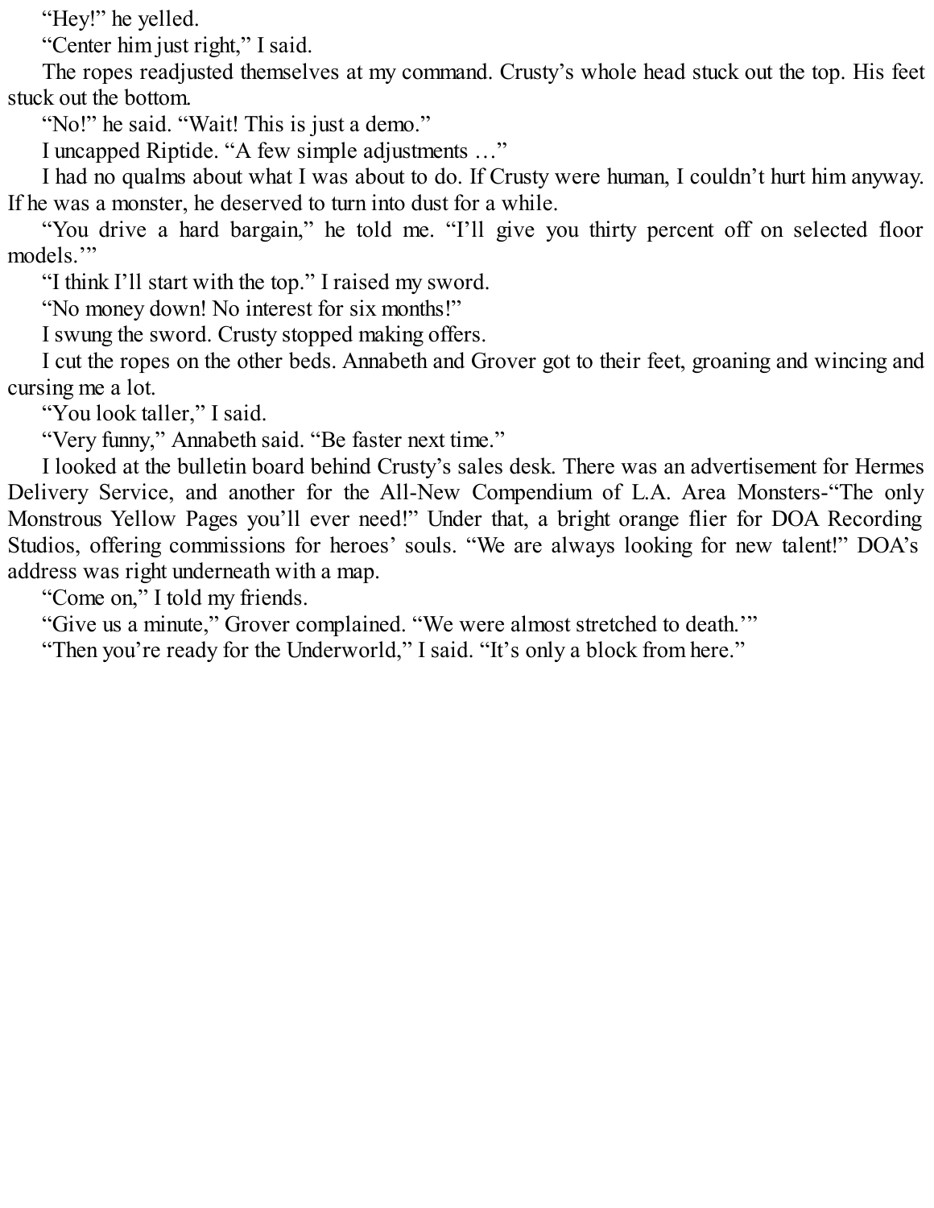"Hey!" he yelled.

"Center him just right," I said.

The ropes readjusted themselves at my command. Crusty's whole head stuck out the top. His feet stuck out the bottom.

"No!" he said. "Wait! This is just a demo."

I uncapped Riptide. "A few simple adjustments …"

I had no qualms about what I was about to do. If Crusty were human, I couldn't hurt him anyway. If he was a monster, he deserved to turn into dust for a while.

"You drive a hard bargain," he told me. "I'll give you thirty percent off on selected floor models.'"

"I think I'll start with the top." I raised my sword.

"No money down! No interest for six months!"

I swung the sword. Crusty stopped making offers.

I cut the ropes on the other beds. Annabeth and Grover got to their feet, groaning and wincing and cursing me a lot.

"You look taller," I said.

"Very funny," Annabeth said. "Be faster next time."

I looked at the bulletin board behind Crusty's sales desk. There was an advertisement for Hermes Delivery Service, and another for the All-New Compendium of L.A. Area Monsters-"The only Monstrous Yellow Pages you'll ever need!" Under that, a bright orange flier for DOA Recording Studios, offering commissions for heroes' souls. "We are always looking for new talent!" DOA's address was right underneath with a map.

"Come on," I told my friends.

"Give us a minute," Grover complained. "We were almost stretched to death.'"

"Then you're ready for the Underworld," I said. "It's only a block from here."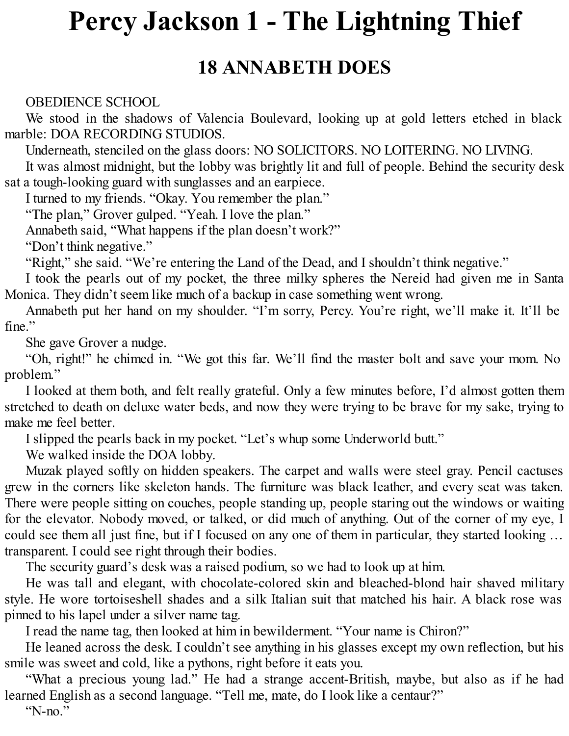# Percy Jackson 1 - The Lightning Thief

## 18 ANNABETH DOES

OBEDIENCE SCHOOL

We stood in the shadows of Valencia Boulevard, looking up at gold letters etched in black marble: DOA RECORDING STUDIOS.

Underneath, stenciled on the glass doors: NO SOLICITORS. NO LOITERING. NO LIVING.

It was almost midnight, but the lobby was brightly lit and full of people. Behind the security desk sat a tough-looking guard with sunglasses and an earpiece.

I turned to my friends. “Okay. You remember the plan.”

“The plan,” Grover gulped. “Yeah. I love the plan.”

Annabeth said, “What happens if the plan doesn’t work?”

“Don’t think negative.”

“Right,” she said. “We’re entering the Land of the Dead, and I shouldn’t think negative.”

I took the pearls out of my pocket, the three milky spheres the Nereid had given me in Santa Monica. They didn’t seem like much of a backup in case something went wrong.

Annabeth put her hand on my shoulder. “I’m sorry, Percy. You’re right, we’ll make it. It’ll be fine.”

She gave Grover a nudge.

“Oh, right!” he chimed in. “We got this far. We’ll find the master bolt and save your mom. No problem.”

I looked at them both, and felt really grateful. Only a few minutes before, I’d almost gotten them stretched to death on deluxe water beds, and now they were trying to be brave for my sake, trying to make me feel better.

I slipped the pearls back in my pocket. “Let’s whup some Underworld butt.”

We walked inside the DOA lobby.

Muzak played softly on hidden speakers. The carpet and walls were steel gray. Pencil cactuses grew in the corners like skeleton hands. The furniture was black leather, and every seat was taken. There were people sitting on couches, people standing up, people staring out the windows or waiting for the elevator. Nobody moved, or talked, or did much of anything. Out of the corner of my eye, I could see them all just fine, but if I focused on any one of them in particular, they started looking … transparent. I could see right through their bodies.

The security guard’s desk was a raised podium, so we had to look up at him.

He was tall and elegant, with chocolate-colored skin and bleached-blond hair shaved military style. He wore tortoiseshell shades and a silk Italian suit that matched his hair. A black rose was pinned to his lapel under a silver name tag.

I read the name tag, then looked at him in bewilderment. “Your name is Chiron?”

He leaned across the desk. I couldn’t see anything in his glasses except my own reflection, but his smile was sweet and cold, like a pythons, right before it eats you.

“What a precious young lad.” He had a strange accent-British, maybe, but also as if he had learned English as a second language. “Tell me, mate, do I look like a centaur?”

“N-no.”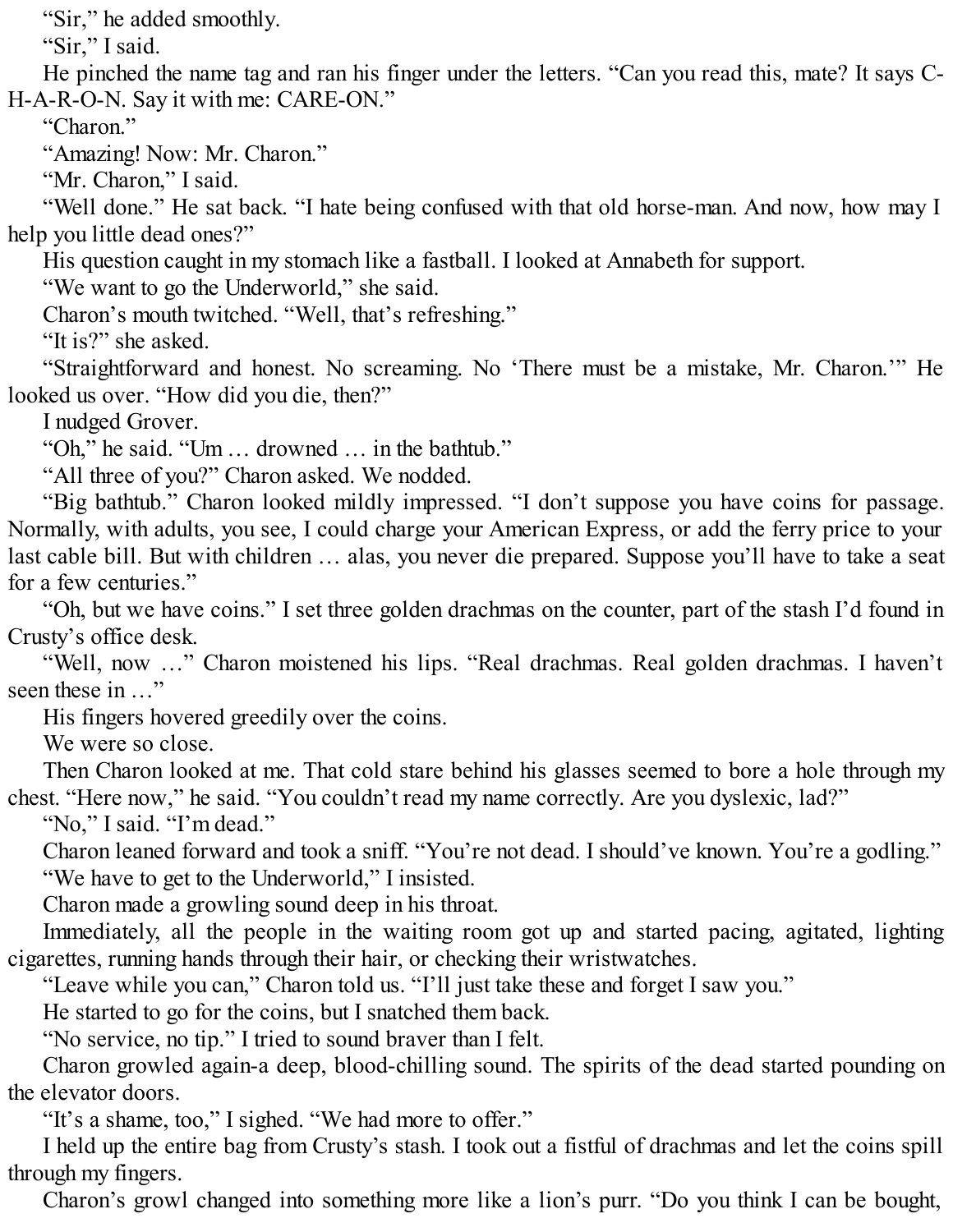"Sir," he added smoothly.

"Sir," I said.

He pinched the name tag and ran his finger under the letters. "Can you read this, mate? It says C-H-A-R-O-N. Say it with me: CARE-ON."

"Charon."

"Amazing! Now: Mr. Charon."

"Mr. Charon," I said.

"Well done." He sat back. "I hate being confused with that old horse-man. And now, how may I help you little dead ones?"

His question caught in my stomach like a fastball. I looked at Annabeth for support.

"We want to go the Underworld," she said.

Charon's mouth twitched. "Well, that's refreshing."

"It is?" she asked.

"Straightforward and honest. No screaming. No 'There must be a mistake, Mr. Charon.'" He looked us over. "How did you die, then?"

I nudged Grover.

"Oh," he said. "Um … drowned … in the bathtub."

"All three of you?" Charon asked. We nodded.

"Big bathtub." Charon looked mildly impressed. "I don't suppose you have coins for passage. Normally, with adults, you see, I could charge your American Express, or add the ferry price to your last cable bill. But with children … alas, you never die prepared. Suppose you'll have to take a seat for a few centuries."

"Oh, but we have coins." I set three golden drachmas on the counter, part of the stash I'd found in Crusty's office desk.

"Well, now …" Charon moistened his lips. "Real drachmas. Real golden drachmas. I haven't seen these in …"

His fingers hovered greedily over the coins.

We were so close.

Then Charon looked at me. That cold stare behind his glasses seemed to bore a hole through my chest. "Here now," he said. "You couldn't read my name correctly. Are you dyslexic, lad?"

"No," I said. "I'm dead."

Charon leaned forward and took a sniff. "You're not dead. I should've known. You're a godling."

"We have to get to the Underworld," I insisted.

Charon made a growling sound deep in his throat.

Immediately, all the people in the waiting room got up and started pacing, agitated, lighting cigarettes, running hands through their hair, or checking their wristwatches.

"Leave while you can," Charon told us. "I'll just take these and forget I saw you."

He started to go for the coins, but I snatched them back.

"No service, no tip." I tried to sound braver than I felt.

Charon growled again-a deep, blood-chilling sound. The spirits of the dead started pounding on the elevator doors.

"It's a shame, too," I sighed. "We had more to offer."

I held up the entire bag from Crusty's stash. I took out a fistful of drachmas and let the coins spill through my fingers.

Charon's growl changed into something more like a lion's purr. "Do you think I can be bought,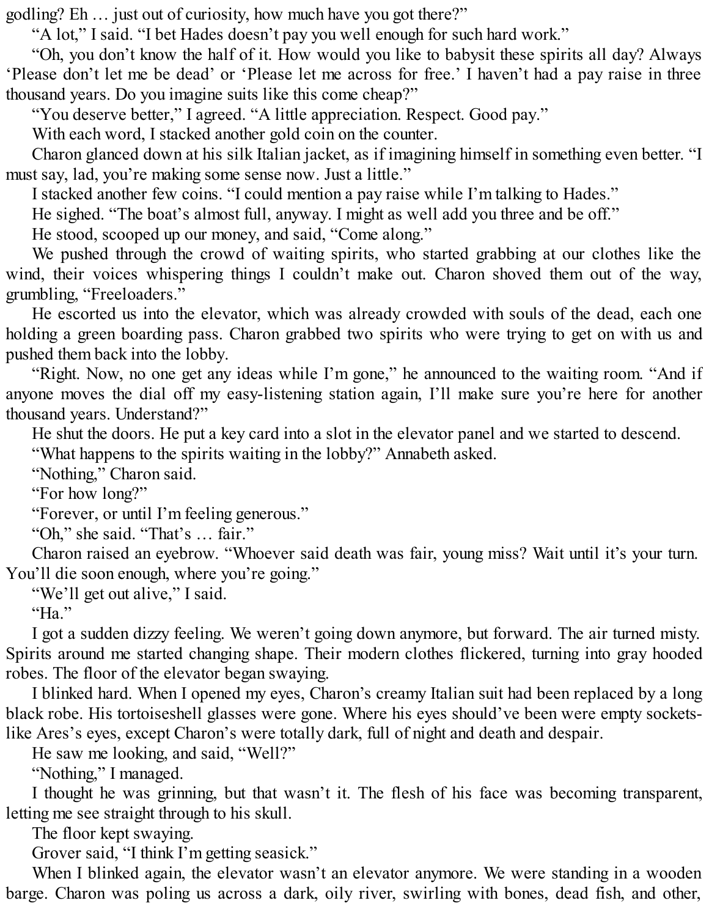godling? Eh … just out of curiosity, how much have you got there?"

"A lot," I said. "I bet Hades doesn't pay you well enough for such hard work."

"Oh, you don't know the half of it. How would you like to babysit these spirits all day? Always 'Please don't let me be dead' or 'Please let me across for free.' I haven't had a pay raise in three thousand years. Do you imagine suits like this come cheap?"

"You deserve better," I agreed. "A little appreciation. Respect. Good pay."

With each word, I stacked another gold coin on the counter.

Charon glanced down at his silk Italian jacket, as if imagining himself in something even better. "I must say, lad, you're making some sense now. Just a little."

I stacked another few coins. "I could mention a pay raise while I'm talking to Hades."

He sighed. "The boat's almost full, anyway. I might as well add you three and be off."

He stood, scooped up our money, and said, "Come along."

We pushed through the crowd of waiting spirits, who started grabbing at our clothes like the wind, their voices whispering things I couldn't make out. Charon shoved them out of the way, grumbling, "Freeloaders."

He escorted us into the elevator, which was already crowded with souls of the dead, each one holding a green boarding pass. Charon grabbed two spirits who were trying to get on with us and pushed them back into the lobby.

"Right. Now, no one get any ideas while I'm gone," he announced to the waiting room. "And if anyone moves the dial off my easy-listening station again, I'll make sure you're here for another thousand years. Understand?"

He shut the doors. He put a key card into a slot in the elevator panel and we started to descend.

"What happens to the spirits waiting in the lobby?" Annabeth asked.

"Nothing," Charon said.

"For how long?"

"Forever, or until I'm feeling generous."

"Oh," she said. "That's … fair."

Charon raised an eyebrow. "Whoever said death was fair, young miss? Wait until it's your turn. You'll die soon enough, where you're going."

"We'll get out alive," I said.

"Ha."

I got a sudden dizzy feeling. We weren't going down anymore, but forward. The air turned misty. Spirits around me started changing shape. Their modern clothes flickered, turning into gray hooded robes. The floor of the elevator began swaying.

I blinked hard. When I opened my eyes, Charon's creamy Italian suit had been replaced by a long black robe. His tortoiseshell glasses were gone. Where his eyes should've been were empty sockets-like Ares's eyes, except Charon's were totally dark, full of night and death and despair.

He saw me looking, and said, "Well?"

"Nothing," I managed.

I thought he was grinning, but that wasn't it. The flesh of his face was becoming transparent, letting me see straight through to his skull.

The floor kept swaying.

Grover said, "I think I'm getting seasick."

When I blinked again, the elevator wasn't an elevator anymore. We were standing in a wooden barge. Charon was poling us across a dark, oily river, swirling with bones, dead fish, and other,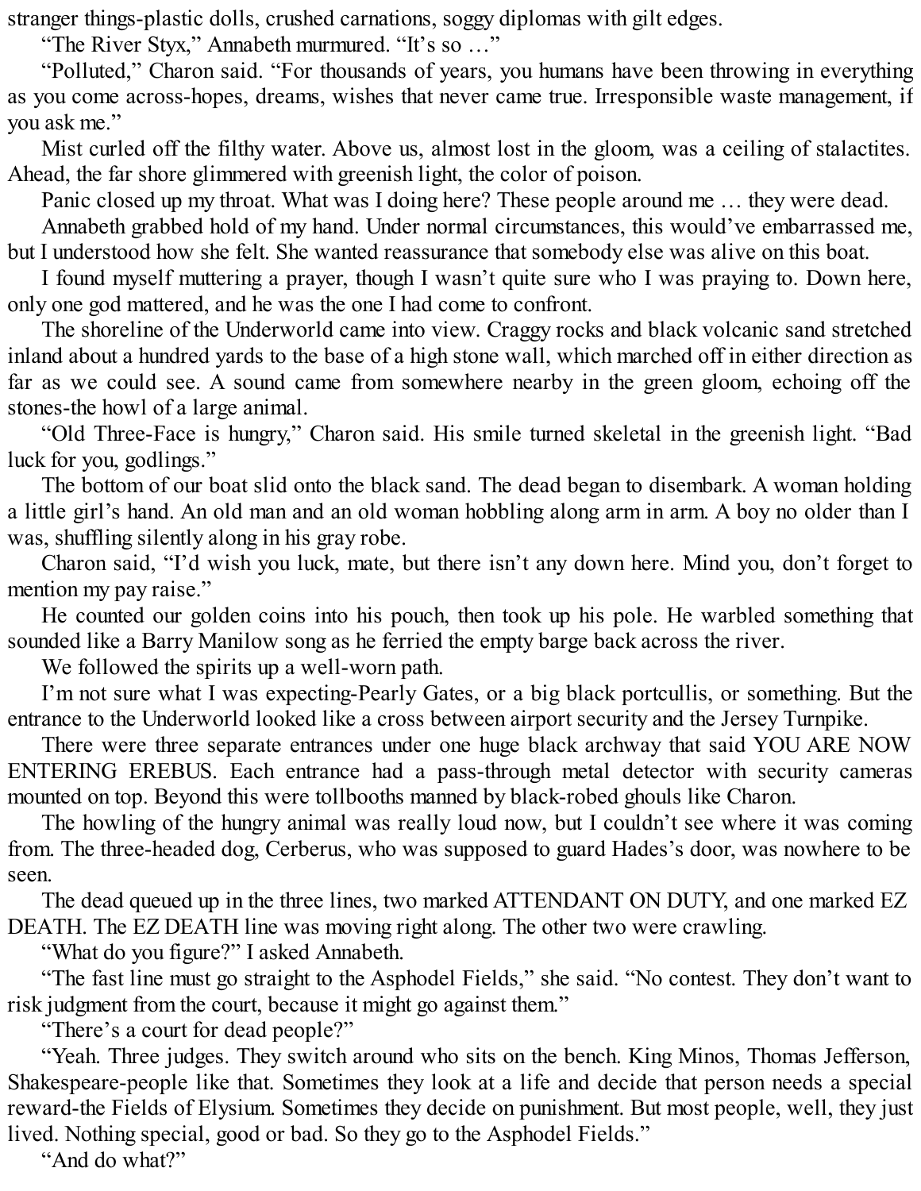stranger things-plastic dolls, crushed carnations, soggy diplomas with gilt edges.

"The River Styx," Annabeth murmured. "It's so …"

"Polluted," Charon said. "For thousands of years, you humans have been throwing in everything as you come across-hopes, dreams, wishes that never came true. Irresponsible waste management, if you ask me."

Mist curled off the filthy water. Above us, almost lost in the gloom, was a ceiling of stalactites. Ahead, the far shore glimmered with greenish light, the color of poison.

Panic closed up my throat. What was I doing here? These people around me … they were dead.

Annabeth grabbed hold of my hand. Under normal circumstances, this would've embarrassed me, but I understood how she felt. She wanted reassurance that somebody else was alive on this boat.

I found myself muttering a prayer, though I wasn't quite sure who I was praying to. Down here, only one god mattered, and he was the one I had come to confront.

The shoreline of the Underworld came into view. Craggy rocks and black volcanic sand stretched inland about a hundred yards to the base of a high stone wall, which marched off in either direction as far as we could see. A sound came from somewhere nearby in the green gloom, echoing off the stones-the howl of a large animal.

"Old Three-Face is hungry," Charon said. His smile turned skeletal in the greenish light. "Bad luck for you, godlings."

The bottom of our boat slid onto the black sand. The dead began to disembark. A woman holding a little girl's hand. An old man and an old woman hobbling along arm in arm. A boy no older than I was, shuffling silently along in his gray robe.

Charon said, "I'd wish you luck, mate, but there isn't any down here. Mind you, don't forget to mention my pay raise."

He counted our golden coins into his pouch, then took up his pole. He warbled something that sounded like a Barry Manilow song as he ferried the empty barge back across the river.

We followed the spirits up a well-worn path.

I'm not sure what I was expecting-Pearly Gates, or a big black portcullis, or something. But the entrance to the Underworld looked like a cross between airport security and the Jersey Turnpike.

There were three separate entrances under one huge black archway that said YOU ARE NOW ENTERING EREBUS. Each entrance had a pass-through metal detector with security cameras mounted on top. Beyond this were tollbooths manned by black-robed ghouls like Charon.

The howling of the hungry animal was really loud now, but I couldn't see where it was coming from. The three-headed dog, Cerberus, who was supposed to guard Hades's door, was nowhere to be seen.

The dead queued up in the three lines, two marked ATTENDANT ON DUTY, and one marked EZ DEATH. The EZ DEATH line was moving right along. The other two were crawling.

"What do you figure?" I asked Annabeth.

"The fast line must go straight to the Asphodel Fields," she said. "No contest. They don't want to risk judgment from the court, because it might go against them."

"There's a court for dead people?"

"Yeah. Three judges. They switch around who sits on the bench. King Minos, Thomas Jefferson, Shakespeare-people like that. Sometimes they look at a life and decide that person needs a special reward-the Fields of Elysium. Sometimes they decide on punishment. But most people, well, they just lived. Nothing special, good or bad. So they go to the Asphodel Fields."

"And do what?"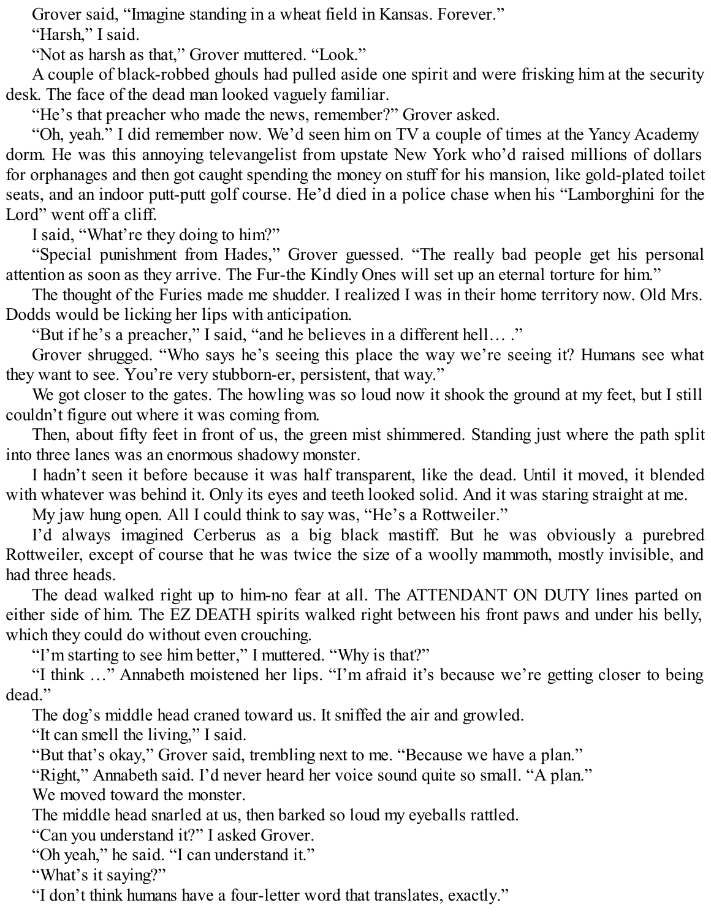Grover said, "Imagine standing in a wheat field in Kansas. Forever."

"Harsh," I said.

"Not as harsh as that," Grover muttered. "Look."

A couple of black-robbed ghouls had pulled aside one spirit and were frisking him at the security desk. The face of the dead man looked vaguely familiar.

"He's that preacher who made the news, remember?" Grover asked.

"Oh, yeah." I did remember now. We'd seen him on TV a couple of times at the Yancy Academy dorm. He was this annoying televangelist from upstate New York who'd raised millions of dollars for orphanages and then got caught spending the money on stuff for his mansion, like gold-plated toilet seats, and an indoor putt-putt golf course. He'd died in a police chase when his "Lamborghini for the Lord" went off a cliff.

I said, "What're they doing to him?"

"Special punishment from Hades," Grover guessed. "The really bad people get his personal attention as soon as they arrive. The Fur-the Kindly Ones will set up an eternal torture for him."

The thought of the Furies made me shudder. I realized I was in their home territory now. Old Mrs. Dodds would be licking her lips with anticipation.

"But if he's a preacher," I said, "and he believes in a different hell… ."

Grover shrugged. "Who says he's seeing this place the way we're seeing it? Humans see what they want to see. You're very stubborn-er, persistent, that way."

We got closer to the gates. The howling was so loud now it shook the ground at my feet, but I still couldn't figure out where it was coming from.

Then, about fifty feet in front of us, the green mist shimmered. Standing just where the path split into three lanes was an enormous shadowy monster.

I hadn't seen it before because it was half transparent, like the dead. Until it moved, it blended with whatever was behind it. Only its eyes and teeth looked solid. And it was staring straight at me.

My jaw hung open. All I could think to say was, "He's a Rottweiler."

I'd always imagined Cerberus as a big black mastiff. But he was obviously a purebred Rottweiler, except of course that he was twice the size of a woolly mammoth, mostly invisible, and had three heads.

The dead walked right up to him-no fear at all. The ATTENDANT ON DUTY lines parted on either side of him. The EZ DEATH spirits walked right between his front paws and under his belly, which they could do without even crouching.

"I'm starting to see him better," I muttered. "Why is that?"

"I think …" Annabeth moistened her lips. "I'm afraid it's because we're getting closer to being dead."

The dog's middle head craned toward us. It sniffed the air and growled.

"It can smell the living," I said.

"But that's okay," Grover said, trembling next to me. "Because we have a plan."

"Right," Annabeth said. I'd never heard her voice sound quite so small. "A plan."

We moved toward the monster.

The middle head snarled at us, then barked so loud my eyeballs rattled.

"Can you understand it?" I asked Grover.

"Oh yeah," he said. "I can understand it."

"What's it saying?"

"I don't think humans have a four-letter word that translates, exactly."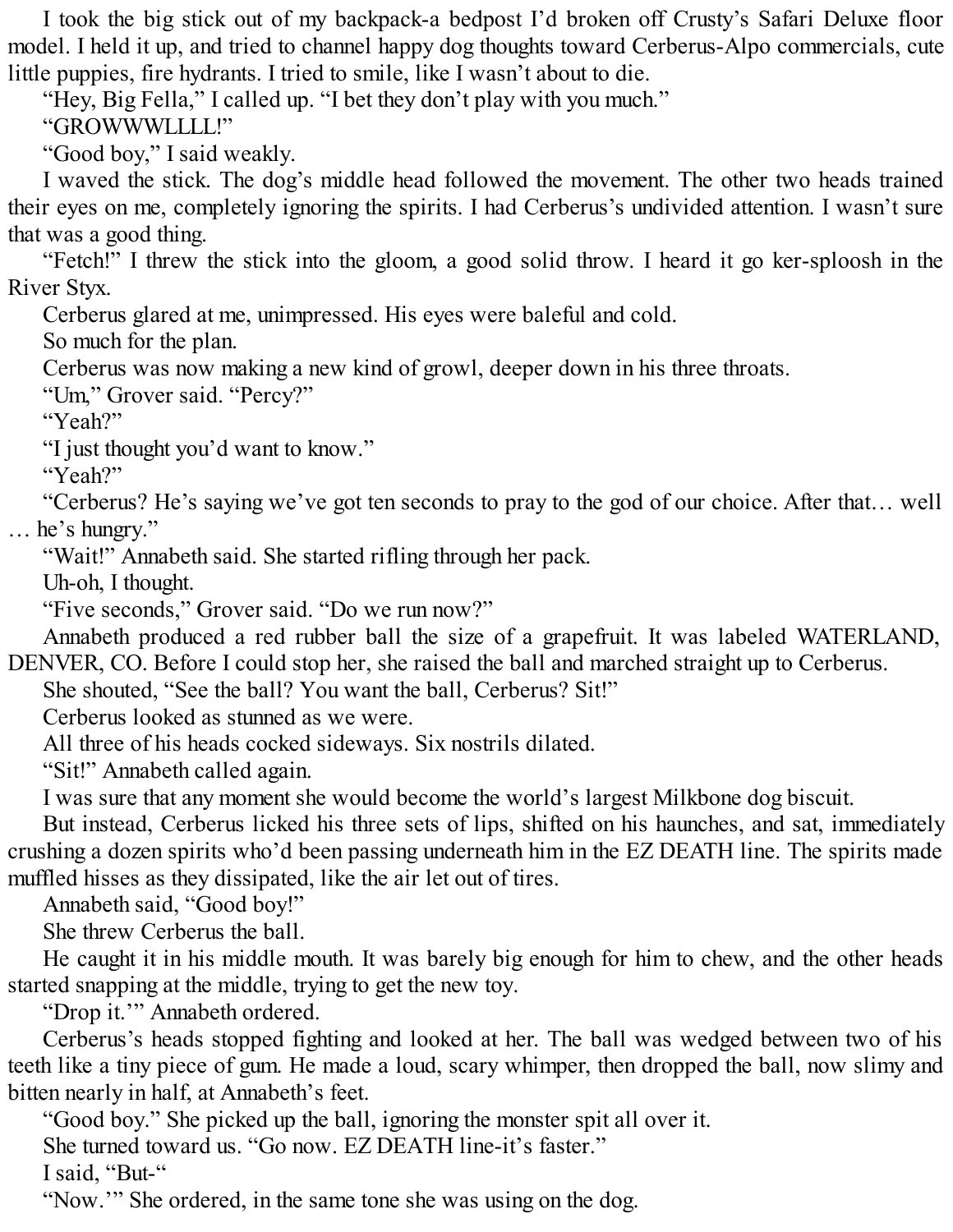I took the big stick out of my backpack-a bedpost I'd broken off Crusty's Safari Deluxe floor model. I held it up, and tried to channel happy dog thoughts toward Cerberus-Alpo commercials, cute little puppies, fire hydrants. I tried to smile, like I wasn't about to die.

"Hey, Big Fella," I called up. "I bet they don't play with you much."

"GROWWWLLLL!"

"Good boy," I said weakly.

I waved the stick. The dog's middle head followed the movement. The other two heads trained their eyes on me, completely ignoring the spirits. I had Cerberus's undivided attention. I wasn't sure that was a good thing.

"Fetch!" I threw the stick into the gloom, a good solid throw. I heard it go ker-sploosh in the River Styx.

Cerberus glared at me, unimpressed. His eyes were baleful and cold.

So much for the plan.

Cerberus was now making a new kind of growl, deeper down in his three throats.

"Um," Grover said. "Percy?"

"Yeah?"

"I just thought you'd want to know."

"Yeah?"

"Cerberus? He's saying we've got ten seconds to pray to the god of our choice. After that… well … he's hungry."

"Wait!" Annabeth said. She started rifling through her pack.

Uh-oh, I thought.

"Five seconds," Grover said. "Do we run now?"

Annabeth produced a red rubber ball the size of a grapefruit. It was labeled WATERLAND, DENVER, CO. Before I could stop her, she raised the ball and marched straight up to Cerberus.

She shouted, "See the ball? You want the ball, Cerberus? Sit!"

Cerberus looked as stunned as we were.

All three of his heads cocked sideways. Six nostrils dilated.

"Sit!" Annabeth called again.

I was sure that any moment she would become the world's largest Milkbone dog biscuit.

But instead, Cerberus licked his three sets of lips, shifted on his haunches, and sat, immediately crushing a dozen spirits who'd been passing underneath him in the EZ DEATH line. The spirits made muffled hisses as they dissipated, like the air let out of tires.

Annabeth said, "Good boy!"

She threw Cerberus the ball.

He caught it in his middle mouth. It was barely big enough for him to chew, and the other heads started snapping at the middle, trying to get the new toy.

"Drop it.'" Annabeth ordered.

Cerberus's heads stopped fighting and looked at her. The ball was wedged between two of his teeth like a tiny piece of gum. He made a loud, scary whimper, then dropped the ball, now slimy and bitten nearly in half, at Annabeth's feet.

"Good boy." She picked up the ball, ignoring the monster spit all over it.

She turned toward us. "Go now. EZ DEATH line-it's faster."

I said, "But-"

"Now.'" She ordered, in the same tone she was using on the dog.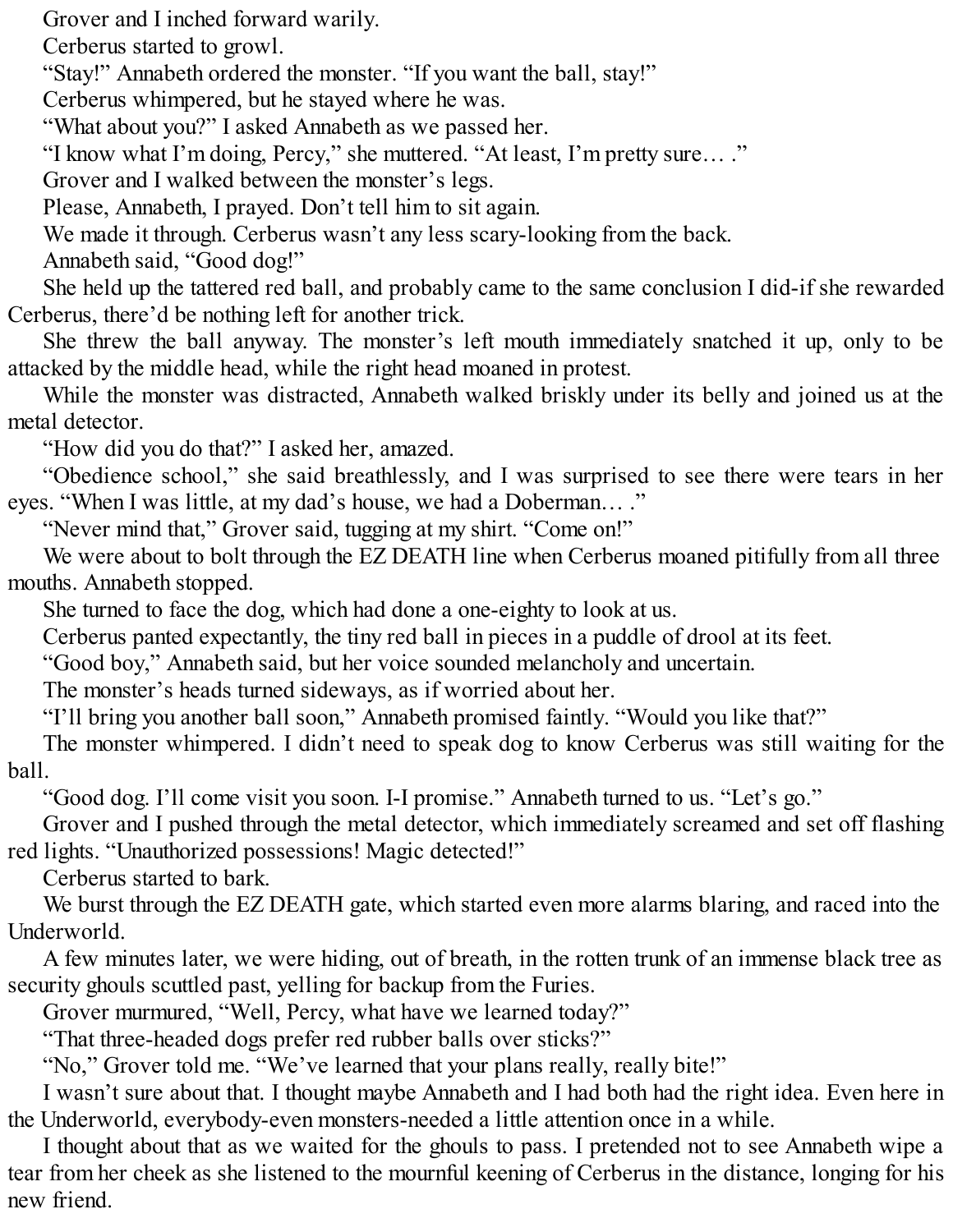Grover and I inched forward warily.

Cerberus started to growl.

"Stay!" Annabeth ordered the monster. "If you want the ball, stay!"

Cerberus whimpered, but he stayed where he was.

"What about you?" I asked Annabeth as we passed her.

"I know what I'm doing, Percy," she muttered. "At least, I'm pretty sure… ."

Grover and I walked between the monster's legs.

Please, Annabeth, I prayed. Don't tell him to sit again.

We made it through. Cerberus wasn't any less scary-looking from the back.

Annabeth said, "Good dog!"

She held up the tattered red ball, and probably came to the same conclusion I did-if she rewarded Cerberus, there'd be nothing left for another trick.

She threw the ball anyway. The monster's left mouth immediately snatched it up, only to be attacked by the middle head, while the right head moaned in protest.

While the monster was distracted, Annabeth walked briskly under its belly and joined us at the metal detector.

"How did you do that?" I asked her, amazed.

"Obedience school," she said breathlessly, and I was surprised to see there were tears in her eyes. "When I was little, at my dad's house, we had a Doberman… ."

"Never mind that," Grover said, tugging at my shirt. "Come on!"

We were about to bolt through the EZ DEATH line when Cerberus moaned pitifully from all three mouths. Annabeth stopped.

She turned to face the dog, which had done a one-eighty to look at us.

Cerberus panted expectantly, the tiny red ball in pieces in a puddle of drool at its feet.

"Good boy," Annabeth said, but her voice sounded melancholy and uncertain.

The monster's heads turned sideways, as if worried about her.

"I'll bring you another ball soon," Annabeth promised faintly. "Would you like that?"

The monster whimpered. I didn't need to speak dog to know Cerberus was still waiting for the ball.

"Good dog. I'll come visit you soon. I-I promise." Annabeth turned to us. "Let's go."

Grover and I pushed through the metal detector, which immediately screamed and set off flashing red lights. "Unauthorized possessions! Magic detected!"

Cerberus started to bark.

We burst through the EZ DEATH gate, which started even more alarms blaring, and raced into the Underworld.

A few minutes later, we were hiding, out of breath, in the rotten trunk of an immense black tree as security ghouls scuttled past, yelling for backup from the Furies.

Grover murmured, "Well, Percy, what have we learned today?"

"That three-headed dogs prefer red rubber balls over sticks?"

"No," Grover told me. "We've learned that your plans really, really bite!"

I wasn't sure about that. I thought maybe Annabeth and I had both had the right idea. Even here in the Underworld, everybody-even monsters-needed a little attention once in a while.

I thought about that as we waited for the ghouls to pass. I pretended not to see Annabeth wipe a tear from her cheek as she listened to the mournful keening of Cerberus in the distance, longing for his new friend.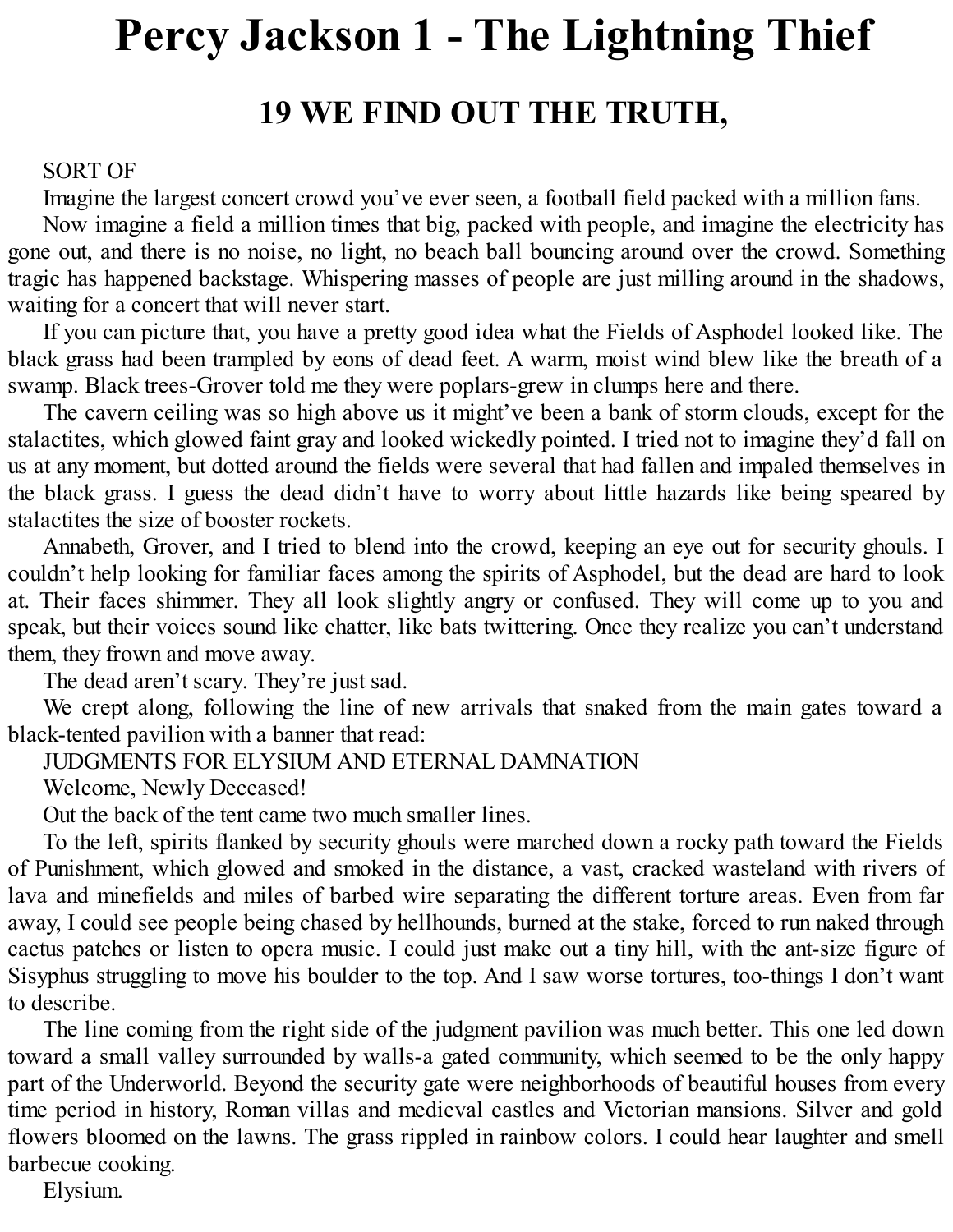# Percy Jackson 1 - The Lightning Thief

## 19 WE FIND OUT THE TRUTH,

SORT OF

Imagine the largest concert crowd you've ever seen, a football field packed with a million fans.

Now imagine a field a million times that big, packed with people, and imagine the electricity has gone out, and there is no noise, no light, no beach ball bouncing around over the crowd. Something tragic has happened backstage. Whispering masses of people are just milling around in the shadows, waiting for a concert that will never start.

If you can picture that, you have a pretty good idea what the Fields of Asphodel looked like. The black grass had been trampled by eons of dead feet. A warm, moist wind blew like the breath of a swamp. Black trees-Grover told me they were poplars-grew in clumps here and there.

The cavern ceiling was so high above us it might've been a bank of storm clouds, except for the stalactites, which glowed faint gray and looked wickedly pointed. I tried not to imagine they'd fall on us at any moment, but dotted around the fields were several that had fallen and impaled themselves in the black grass. I guess the dead didn't have to worry about little hazards like being speared by stalactites the size of booster rockets.

Annabeth, Grover, and I tried to blend into the crowd, keeping an eye out for security ghouls. I couldn't help looking for familiar faces among the spirits of Asphodel, but the dead are hard to look at. Their faces shimmer. They all look slightly angry or confused. They will come up to you and speak, but their voices sound like chatter, like bats twittering. Once they realize you can't understand them, they frown and move away.

The dead aren't scary. They're just sad.

We crept along, following the line of new arrivals that snaked from the main gates toward a black-tented pavilion with a banner that read:

JUDGMENTS FOR ELYSIUM AND ETERNAL DAMNATION

Welcome, Newly Deceased!

Out the back of the tent came two much smaller lines.

To the left, spirits flanked by security ghouls were marched down a rocky path toward the Fields of Punishment, which glowed and smoked in the distance, a vast, cracked wasteland with rivers of lava and minefields and miles of barbed wire separating the different torture areas. Even from far away, I could see people being chased by hellhounds, burned at the stake, forced to run naked through cactus patches or listen to opera music. I could just make out a tiny hill, with the ant-size figure of Sisyphus struggling to move his boulder to the top. And I saw worse tortures, too-things I don't want to describe.

The line coming from the right side of the judgment pavilion was much better. This one led down toward a small valley surrounded by walls-a gated community, which seemed to be the only happy part of the Underworld. Beyond the security gate were neighborhoods of beautiful houses from every time period in history, Roman villas and medieval castles and Victorian mansions. Silver and gold flowers bloomed on the lawns. The grass rippled in rainbow colors. I could hear laughter and smell barbecue cooking.

Elysium.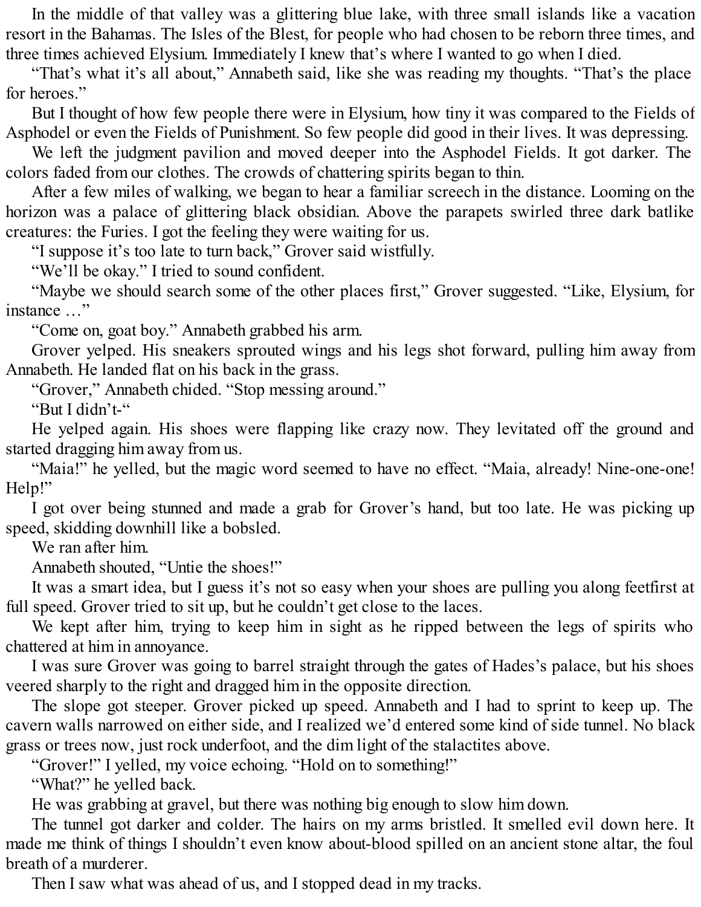In the middle of that valley was a glittering blue lake, with three small islands like a vacation resort in the Bahamas. The Isles of the Blest, for people who had chosen to be reborn three times, and three times achieved Elysium. Immediately I knew that's where I wanted to go when I died.

"That's what it's all about," Annabeth said, like she was reading my thoughts. "That's the place for heroes."

But I thought of how few people there were in Elysium, how tiny it was compared to the Fields of Asphodel or even the Fields of Punishment. So few people did good in their lives. It was depressing.

We left the judgment pavilion and moved deeper into the Asphodel Fields. It got darker. The colors faded from our clothes. The crowds of chattering spirits began to thin.

After a few miles of walking, we began to hear a familiar screech in the distance. Looming on the horizon was a palace of glittering black obsidian. Above the parapets swirled three dark batlike creatures: the Furies. I got the feeling they were waiting for us.

"I suppose it's too late to turn back," Grover said wistfully.

"We'll be okay." I tried to sound confident.

"Maybe we should search some of the other places first," Grover suggested. "Like, Elysium, for instance …"

"Come on, goat boy." Annabeth grabbed his arm.

Grover yelped. His sneakers sprouted wings and his legs shot forward, pulling him away from Annabeth. He landed flat on his back in the grass.

"Grover," Annabeth chided. "Stop messing around."

"But I didn't-"

He yelped again. His shoes were flapping like crazy now. They levitated off the ground and started dragging him away from us.

"Maia!" he yelled, but the magic word seemed to have no effect. "Maia, already! Nine-one-one! Help!"

I got over being stunned and made a grab for Grover's hand, but too late. He was picking up speed, skidding downhill like a bobsled.

We ran after him.

Annabeth shouted, "Untie the shoes!"

It was a smart idea, but I guess it's not so easy when your shoes are pulling you along feetfirst at full speed. Grover tried to sit up, but he couldn't get close to the laces.

We kept after him, trying to keep him in sight as he ripped between the legs of spirits who chattered at him in annoyance.

I was sure Grover was going to barrel straight through the gates of Hades's palace, but his shoes veered sharply to the right and dragged him in the opposite direction.

The slope got steeper. Grover picked up speed. Annabeth and I had to sprint to keep up. The cavern walls narrowed on either side, and I realized we'd entered some kind of side tunnel. No black grass or trees now, just rock underfoot, and the dim light of the stalactites above.

"Grover!" I yelled, my voice echoing. "Hold on to something!"

"What?" he yelled back.

He was grabbing at gravel, but there was nothing big enough to slow him down.

The tunnel got darker and colder. The hairs on my arms bristled. It smelled evil down here. It made me think of things I shouldn't even know about-blood spilled on an ancient stone altar, the foul breath of a murderer.

Then I saw what was ahead of us, and I stopped dead in my tracks.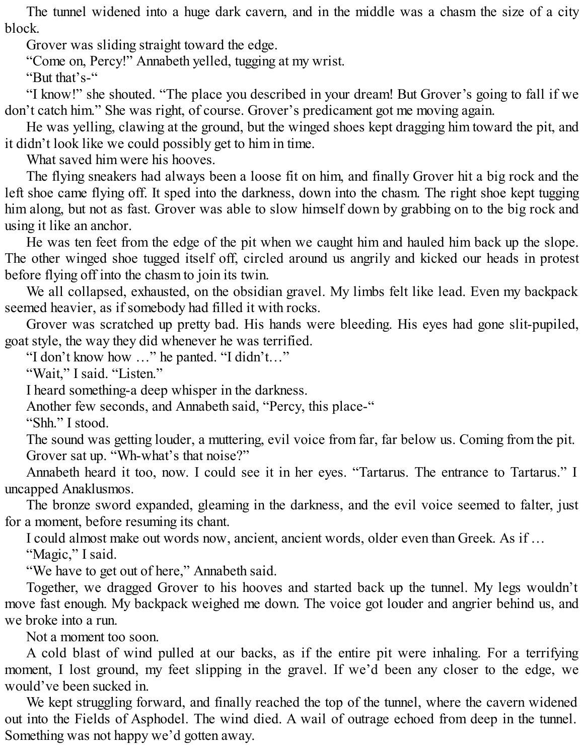The tunnel widened into a huge dark cavern, and in the middle was a chasm the size of a city block.

Grover was sliding straight toward the edge.

"Come on, Percy!" Annabeth yelled, tugging at my wrist.

"But that's-"

"I know!" she shouted. "The place you described in your dream! But Grover's going to fall if we don't catch him." She was right, of course. Grover's predicament got me moving again.

He was yelling, clawing at the ground, but the winged shoes kept dragging him toward the pit, and it didn't look like we could possibly get to him in time.

What saved him were his hooves.

The flying sneakers had always been a loose fit on him, and finally Grover hit a big rock and the left shoe came flying off. It sped into the darkness, down into the chasm. The right shoe kept tugging him along, but not as fast. Grover was able to slow himself down by grabbing on to the big rock and using it like an anchor.

He was ten feet from the edge of the pit when we caught him and hauled him back up the slope. The other winged shoe tugged itself off, circled around us angrily and kicked our heads in protest before flying off into the chasm to join its twin.

We all collapsed, exhausted, on the obsidian gravel. My limbs felt like lead. Even my backpack seemed heavier, as if somebody had filled it with rocks.

Grover was scratched up pretty bad. His hands were bleeding. His eyes had gone slit-pupiled, goat style, the way they did whenever he was terrified.

"I don't know how …" he panted. "I didn't…"

"Wait," I said. "Listen."

I heard something-a deep whisper in the darkness.

Another few seconds, and Annabeth said, "Percy, this place-"

"Shh." I stood.

The sound was getting louder, a muttering, evil voice from far, far below us. Coming from the pit.

Grover sat up. "Wh-what's that noise?"

Annabeth heard it too, now. I could see it in her eyes. "Tartarus. The entrance to Tartarus." I uncapped Anaklusmos.

The bronze sword expanded, gleaming in the darkness, and the evil voice seemed to falter, just for a moment, before resuming its chant.

I could almost make out words now, ancient, ancient words, older even than Greek. As if …

"Magic," I said.

"We have to get out of here," Annabeth said.

Together, we dragged Grover to his hooves and started back up the tunnel. My legs wouldn't move fast enough. My backpack weighed me down. The voice got louder and angrier behind us, and we broke into a run.

Not a moment too soon.

A cold blast of wind pulled at our backs, as if the entire pit were inhaling. For a terrifying moment, I lost ground, my feet slipping in the gravel. If we'd been any closer to the edge, we would've been sucked in.

We kept struggling forward, and finally reached the top of the tunnel, where the cavern widened out into the Fields of Asphodel. The wind died. A wail of outrage echoed from deep in the tunnel. Something was not happy we'd gotten away.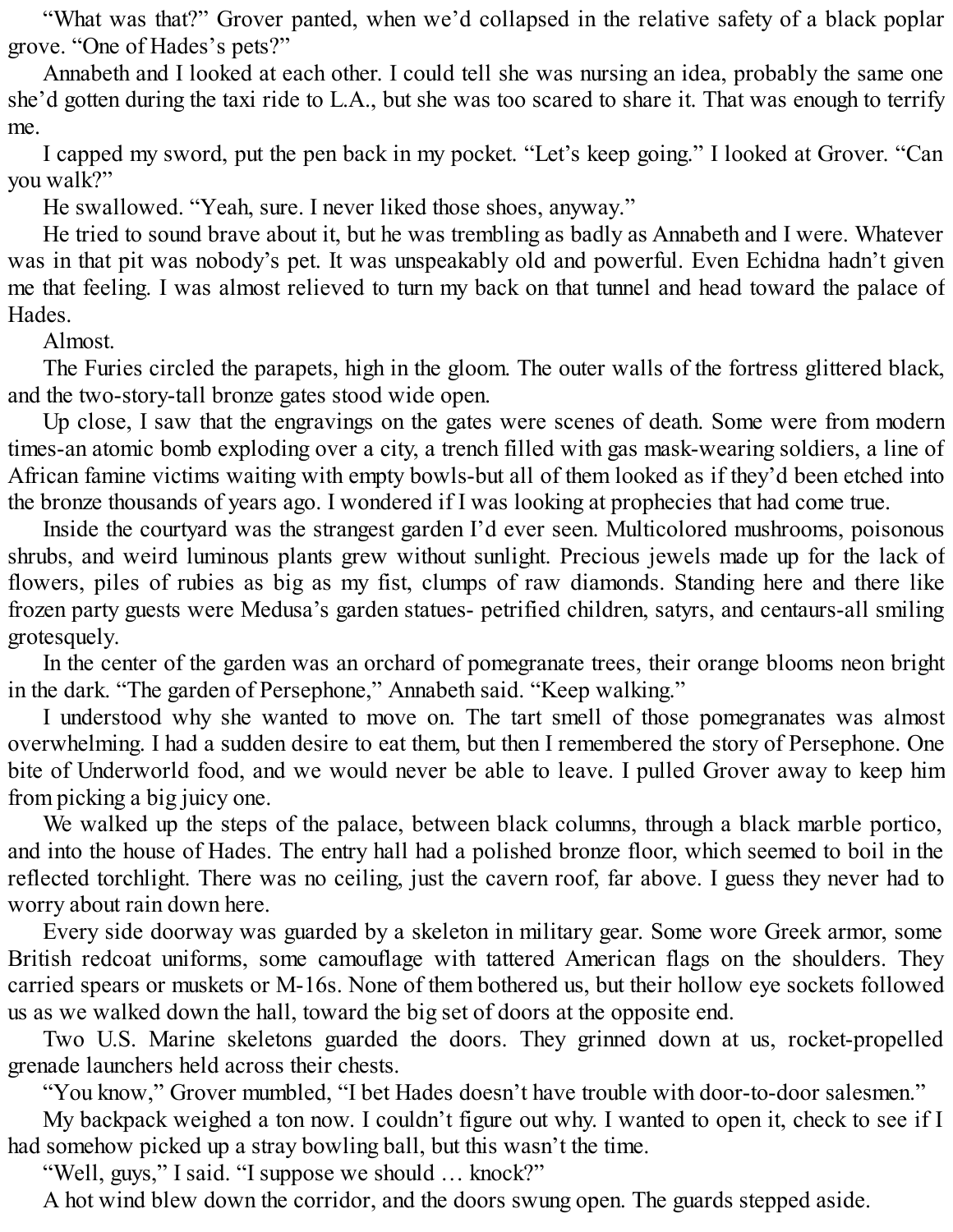"What was that?" Grover panted, when we'd collapsed in the relative safety of a black poplar grove. "One of Hades's pets?"

Annabeth and I looked at each other. I could tell she was nursing an idea, probably the same one she'd gotten during the taxi ride to L.A., but she was too scared to share it. That was enough to terrify me.

I capped my sword, put the pen back in my pocket. "Let's keep going." I looked at Grover. "Can you walk?"

He swallowed. "Yeah, sure. I never liked those shoes, anyway."

He tried to sound brave about it, but he was trembling as badly as Annabeth and I were. Whatever was in that pit was nobody's pet. It was unspeakably old and powerful. Even Echidna hadn't given me that feeling. I was almost relieved to turn my back on that tunnel and head toward the palace of Hades.

Almost.

The Furies circled the parapets, high in the gloom. The outer walls of the fortress glittered black, and the two-story-tall bronze gates stood wide open.

Up close, I saw that the engravings on the gates were scenes of death. Some were from modern times-an atomic bomb exploding over a city, a trench filled with gas mask-wearing soldiers, a line of African famine victims waiting with empty bowls-but all of them looked as if they'd been etched into the bronze thousands of years ago. I wondered if I was looking at prophecies that had come true.

Inside the courtyard was the strangest garden I'd ever seen. Multicolored mushrooms, poisonous shrubs, and weird luminous plants grew without sunlight. Precious jewels made up for the lack of flowers, piles of rubies as big as my fist, clumps of raw diamonds. Standing here and there like frozen party guests were Medusa's garden statues- petrified children, satyrs, and centaurs-all smiling grotesquely.

In the center of the garden was an orchard of pomegranate trees, their orange blooms neon bright in the dark. "The garden of Persephone," Annabeth said. "Keep walking."

I understood why she wanted to move on. The tart smell of those pomegranates was almost overwhelming. I had a sudden desire to eat them, but then I remembered the story of Persephone. One bite of Underworld food, and we would never be able to leave. I pulled Grover away to keep him from picking a big juicy one.

We walked up the steps of the palace, between black columns, through a black marble portico, and into the house of Hades. The entry hall had a polished bronze floor, which seemed to boil in the reflected torchlight. There was no ceiling, just the cavern roof, far above. I guess they never had to worry about rain down here.

Every side doorway was guarded by a skeleton in military gear. Some wore Greek armor, some British redcoat uniforms, some camouflage with tattered American flags on the shoulders. They carried spears or muskets or M-16s. None of them bothered us, but their hollow eye sockets followed us as we walked down the hall, toward the big set of doors at the opposite end.

Two U.S. Marine skeletons guarded the doors. They grinned down at us, rocket-propelled grenade launchers held across their chests.

"You know," Grover mumbled, "I bet Hades doesn't have trouble with door-to-door salesmen."

My backpack weighed a ton now. I couldn't figure out why. I wanted to open it, check to see if I had somehow picked up a stray bowling ball, but this wasn't the time.

"Well, guys," I said. "I suppose we should … knock?"

A hot wind blew down the corridor, and the doors swung open. The guards stepped aside.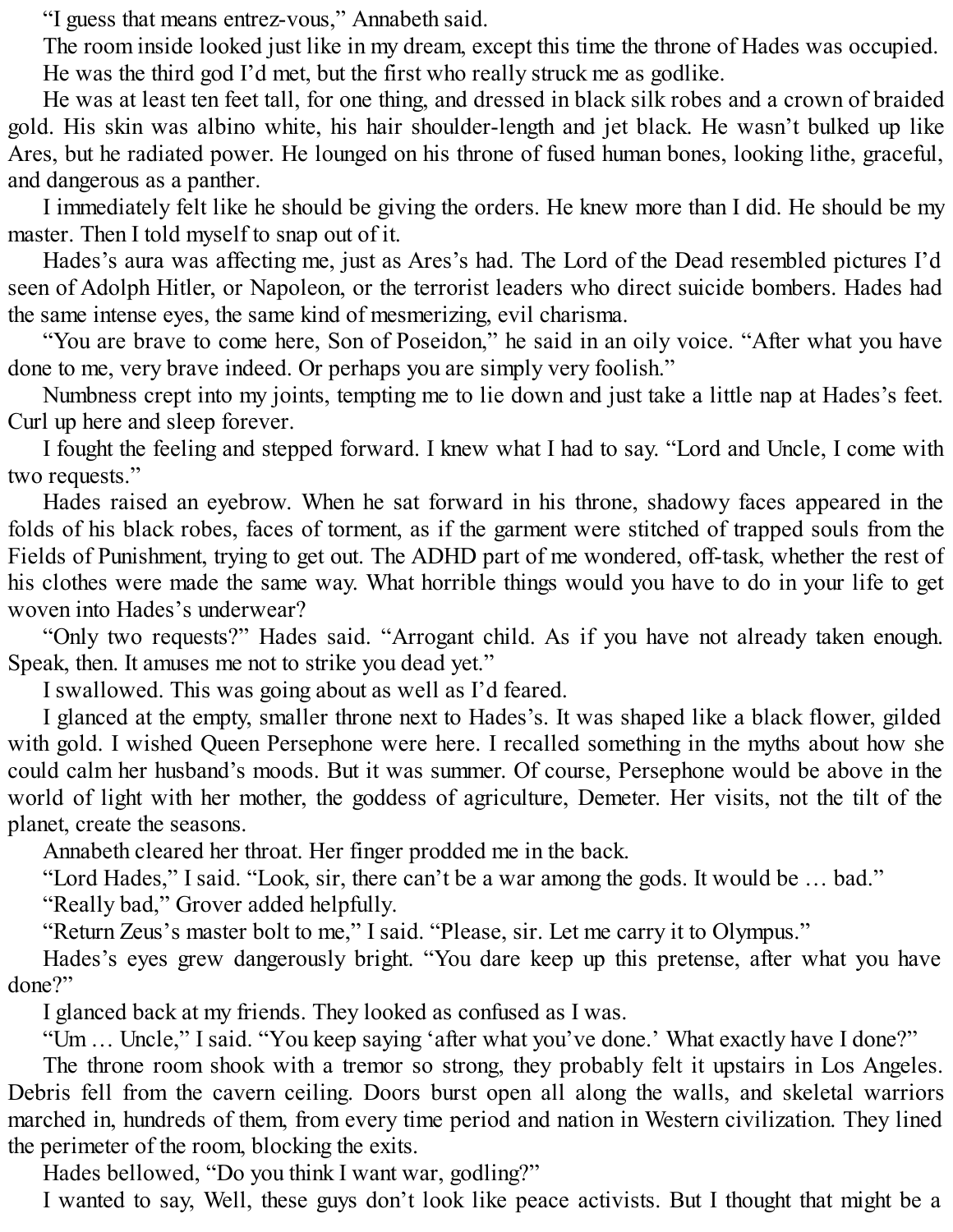“I guess that means entrez-vous,” Annabeth said.

The room inside looked just like in my dream, except this time the throne of Hades was occupied.

He was the third god I’d met, but the first who really struck me as godlike.

He was at least ten feet tall, for one thing, and dressed in black silk robes and a crown of braided gold. His skin was albino white, his hair shoulder-length and jet black. He wasn’t bulked up like Ares, but he radiated power. He lounged on his throne of fused human bones, looking lithe, graceful, and dangerous as a panther.

I immediately felt like he should be giving the orders. He knew more than I did. He should be my master. Then I told myself to snap out of it.

Hades’s aura was affecting me, just as Ares’s had. The Lord of the Dead resembled pictures I’d seen of Adolph Hitler, or Napoleon, or the terrorist leaders who direct suicide bombers. Hades had the same intense eyes, the same kind of mesmerizing, evil charisma.

“You are brave to come here, Son of Poseidon,” he said in an oily voice. “After what you have done to me, very brave indeed. Or perhaps you are simply very foolish.”

Numbness crept into my joints, tempting me to lie down and just take a little nap at Hades’s feet. Curl up here and sleep forever.

I fought the feeling and stepped forward. I knew what I had to say. “Lord and Uncle, I come with two requests.”

Hades raised an eyebrow. When he sat forward in his throne, shadowy faces appeared in the folds of his black robes, faces of torment, as if the garment were stitched of trapped souls from the Fields of Punishment, trying to get out. The ADHD part of me wondered, off-task, whether the rest of his clothes were made the same way. What horrible things would you have to do in your life to get woven into Hades’s underwear?

“Only two requests?” Hades said. “Arrogant child. As if you have not already taken enough. Speak, then. It amuses me not to strike you dead yet.”

I swallowed. This was going about as well as I’d feared.

I glanced at the empty, smaller throne next to Hades’s. It was shaped like a black flower, gilded with gold. I wished Queen Persephone were here. I recalled something in the myths about how she could calm her husband’s moods. But it was summer. Of course, Persephone would be above in the world of light with her mother, the goddess of agriculture, Demeter. Her visits, not the tilt of the planet, create the seasons.

Annabeth cleared her throat. Her finger prodded me in the back.

“Lord Hades,” I said. “Look, sir, there can’t be a war among the gods. It would be … bad.”

“Really bad,” Grover added helpfully.

“Return Zeus’s master bolt to me,” I said. “Please, sir. Let me carry it to Olympus.”

Hades’s eyes grew dangerously bright. “You dare keep up this pretense, after what you have done?”

I glanced back at my friends. They looked as confused as I was.

“Um … Uncle,” I said. “You keep saying ‘after what you’ve done.’ What exactly have I done?”

The throne room shook with a tremor so strong, they probably felt it upstairs in Los Angeles. Debris fell from the cavern ceiling. Doors burst open all along the walls, and skeletal warriors marched in, hundreds of them, from every time period and nation in Western civilization. They lined the perimeter of the room, blocking the exits.

Hades bellowed, “Do you think I want war, godling?”

I wanted to say, Well, these guys don’t look like peace activists. But I thought that might be a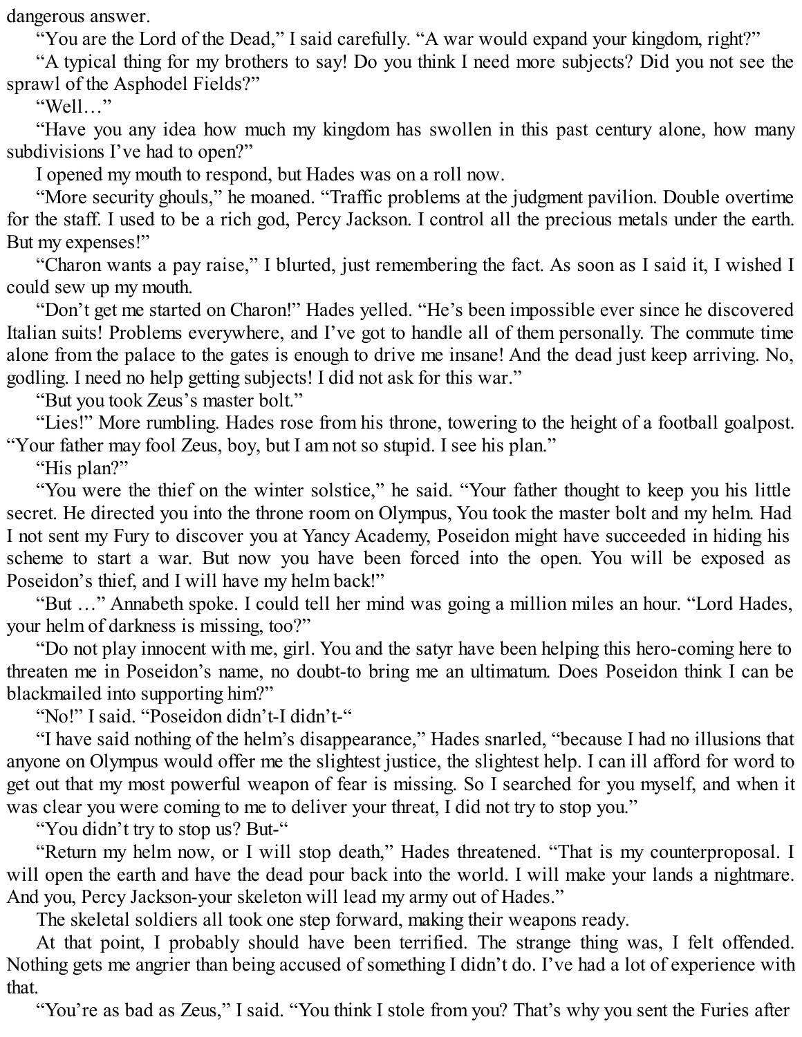dangerous answer.

“You are the Lord of the Dead,” I said carefully. “A war would expand your kingdom, right?”

“A typical thing for my brothers to say! Do you think I need more subjects? Did you not see the sprawl of the Asphodel Fields?”

“Well…”

“Have you any idea how much my kingdom has swollen in this past century alone, how many subdivisions I’ve had to open?”

I opened my mouth to respond, but Hades was on a roll now.

“More security ghouls,” he moaned. “Traffic problems at the judgment pavilion. Double overtime for the staff. I used to be a rich god, Percy Jackson. I control all the precious metals under the earth. But my expenses!”

“Charon wants a pay raise,” I blurted, just remembering the fact. As soon as I said it, I wished I could sew up my mouth.

“Don’t get me started on Charon!” Hades yelled. “He’s been impossible ever since he discovered Italian suits! Problems everywhere, and I’ve got to handle all of them personally. The commute time alone from the palace to the gates is enough to drive me insane! And the dead just keep arriving. No, godling. I need no help getting subjects! I did not ask for this war.”

“But you took Zeus’s master bolt.”

“Lies!” More rumbling. Hades rose from his throne, towering to the height of a football goalpost. “Your father may fool Zeus, boy, but I am not so stupid. I see his plan.”

“His plan?”

“You were the thief on the winter solstice,” he said. “Your father thought to keep you his little secret. He directed you into the throne room on Olympus, You took the master bolt and my helm. Had I not sent my Fury to discover you at Yancy Academy, Poseidon might have succeeded in hiding his scheme to start a war. But now you have been forced into the open. You will be exposed as Poseidon’s thief, and I will have my helm back!”

“But …” Annabeth spoke. I could tell her mind was going a million miles an hour. “Lord Hades, your helm of darkness is missing, too?”

“Do not play innocent with me, girl. You and the satyr have been helping this hero-coming here to threaten me in Poseidon’s name, no doubt-to bring me an ultimatum. Does Poseidon think I can be blackmailed into supporting him?”

“No!” I said. “Poseidon didn’t-I didn’t-“

“I have said nothing of the helm’s disappearance,” Hades snarled, “because I had no illusions that anyone on Olympus would offer me the slightest justice, the slightest help. I can ill afford for word to get out that my most powerful weapon of fear is missing. So I searched for you myself, and when it was clear you were coming to me to deliver your threat, I did not try to stop you.”

“You didn’t try to stop us? But-“

“Return my helm now, or I will stop death,” Hades threatened. “That is my counterproposal. I will open the earth and have the dead pour back into the world. I will make your lands a nightmare. And you, Percy Jackson-your skeleton will lead my army out of Hades.”

The skeletal soldiers all took one step forward, making their weapons ready.

At that point, I probably should have been terrified. The strange thing was, I felt offended. Nothing gets me angrier than being accused of something I didn’t do. I’ve had a lot of experience with that.

“You’re as bad as Zeus,” I said. “You think I stole from you? That’s why you sent the Furies after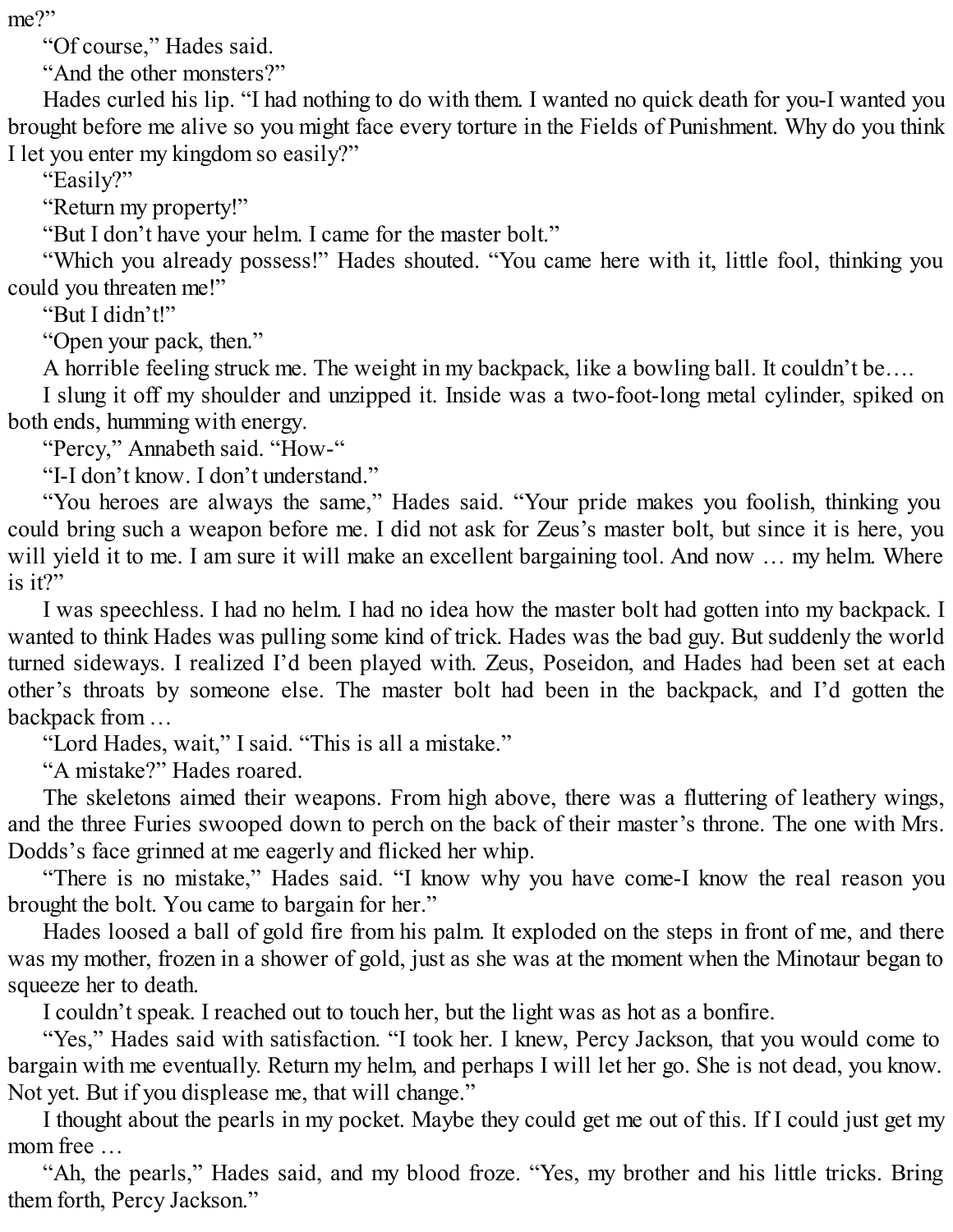me?”

“Of course,” Hades said.

“And the other monsters?”

Hades curled his lip. “I had nothing to do with them. I wanted no quick death for you-I wanted you brought before me alive so you might face every torture in the Fields of Punishment. Why do you think I let you enter my kingdom so easily?”

“Easily?”

“Return my property!”

“But I don’t have your helm. I came for the master bolt.”

“Which you already possess!” Hades shouted. “You came here with it, little fool, thinking you could you threaten me!”

“But I didn’t!”

“Open your pack, then.”

A horrible feeling struck me. The weight in my backpack, like a bowling ball. It couldn’t be….

I slung it off my shoulder and unzipped it. Inside was a two-foot-long metal cylinder, spiked on both ends, humming with energy.

“Percy,” Annabeth said. “How-“

“I-I don’t know. I don’t understand.”

“You heroes are always the same,” Hades said. “Your pride makes you foolish, thinking you could bring such a weapon before me. I did not ask for Zeus’s master bolt, but since it is here, you will yield it to me. I am sure it will make an excellent bargaining tool. And now … my helm. Where is it?”

I was speechless. I had no helm. I had no idea how the master bolt had gotten into my backpack. I wanted to think Hades was pulling some kind of trick. Hades was the bad guy. But suddenly the world turned sideways. I realized I’d been played with. Zeus, Poseidon, and Hades had been set at each other’s throats by someone else. The master bolt had been in the backpack, and I’d gotten the backpack from …

“Lord Hades, wait,” I said. “This is all a mistake.”

“A mistake?” Hades roared.

The skeletons aimed their weapons. From high above, there was a fluttering of leathery wings, and the three Furies swooped down to perch on the back of their master’s throne. The one with Mrs. Dodds’s face grinned at me eagerly and flicked her whip.

“There is no mistake,” Hades said. “I know why you have come-I know the real reason you brought the bolt. You came to bargain for her.”

Hades loosed a ball of gold fire from his palm. It exploded on the steps in front of me, and there was my mother, frozen in a shower of gold, just as she was at the moment when the Minotaur began to squeeze her to death.

I couldn’t speak. I reached out to touch her, but the light was as hot as a bonfire.

“Yes,” Hades said with satisfaction. “I took her. I knew, Percy Jackson, that you would come to bargain with me eventually. Return my helm, and perhaps I will let her go. She is not dead, you know. Not yet. But if you displease me, that will change.”

I thought about the pearls in my pocket. Maybe they could get me out of this. If I could just get my mom free …

“Ah, the pearls,” Hades said, and my blood froze. “Yes, my brother and his little tricks. Bring them forth, Percy Jackson.”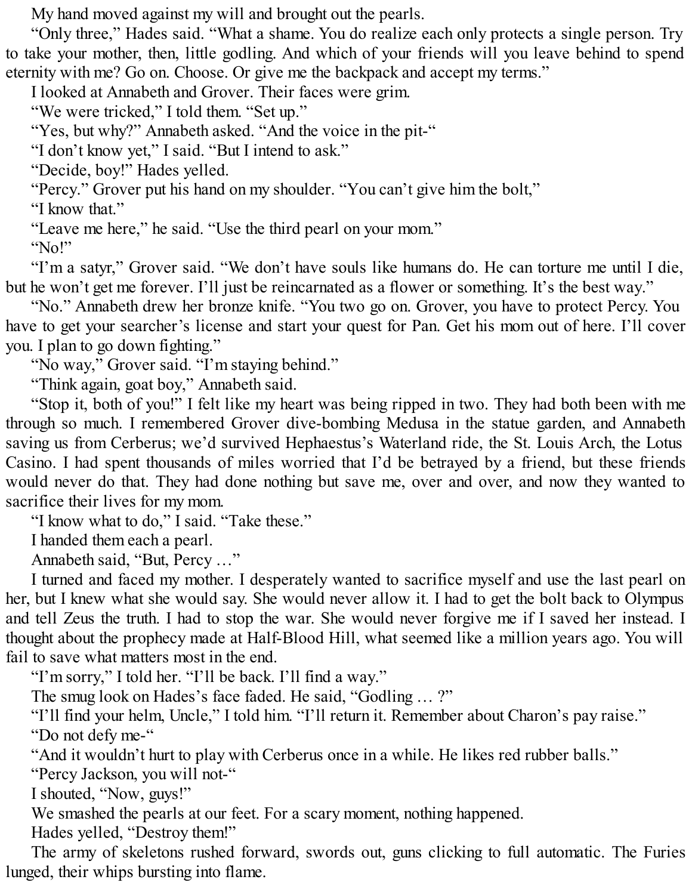My hand moved against my will and brought out the pearls.

"Only three," Hades said. "What a shame. You do realize each only protects a single person. Try to take your mother, then, little godling. And which of your friends will you leave behind to spend eternity with me? Go on. Choose. Or give me the backpack and accept my terms."

I looked at Annabeth and Grover. Their faces were grim.

"We were tricked," I told them. "Set up."

"Yes, but why?" Annabeth asked. "And the voice in the pit-"

"I don't know yet," I said. "But I intend to ask."

"Decide, boy!" Hades yelled.

"Percy." Grover put his hand on my shoulder. "You can't give him the bolt,"

"I know that."

"Leave me here," he said. "Use the third pearl on your mom."

"No!"

"I'm a satyr," Grover said. "We don't have souls like humans do. He can torture me until I die, but he won't get me forever. I'll just be reincarnated as a flower or something. It's the best way."

"No." Annabeth drew her bronze knife. "You two go on. Grover, you have to protect Percy. You have to get your searcher's license and start your quest for Pan. Get his mom out of here. I'll cover you. I plan to go down fighting."

"No way," Grover said. "I'm staying behind."

"Think again, goat boy," Annabeth said.

"Stop it, both of you!" I felt like my heart was being ripped in two. They had both been with me through so much. I remembered Grover dive-bombing Medusa in the statue garden, and Annabeth saving us from Cerberus; we'd survived Hephaestus's Waterland ride, the St. Louis Arch, the Lotus Casino. I had spent thousands of miles worried that I'd be betrayed by a friend, but these friends would never do that. They had done nothing but save me, over and over, and now they wanted to sacrifice their lives for my mom.

"I know what to do," I said. "Take these."

I handed them each a pearl.

Annabeth said, "But, Percy …"

I turned and faced my mother. I desperately wanted to sacrifice myself and use the last pearl on her, but I knew what she would say. She would never allow it. I had to get the bolt back to Olympus and tell Zeus the truth. I had to stop the war. She would never forgive me if I saved her instead. I thought about the prophecy made at Half-Blood Hill, what seemed like a million years ago. You will fail to save what matters most in the end.

"I'm sorry," I told her. "I'll be back. I'll find a way."

The smug look on Hades's face faded. He said, "Godling … ?"

"I'll find your helm, Uncle," I told him. "I'll return it. Remember about Charon's pay raise."

"Do not defy me-"

"And it wouldn't hurt to play with Cerberus once in a while. He likes red rubber balls."

"Percy Jackson, you will not-"

I shouted, "Now, guys!"

We smashed the pearls at our feet. For a scary moment, nothing happened.

Hades yelled, "Destroy them!"

The army of skeletons rushed forward, swords out, guns clicking to full automatic. The Furies lunged, their whips bursting into flame.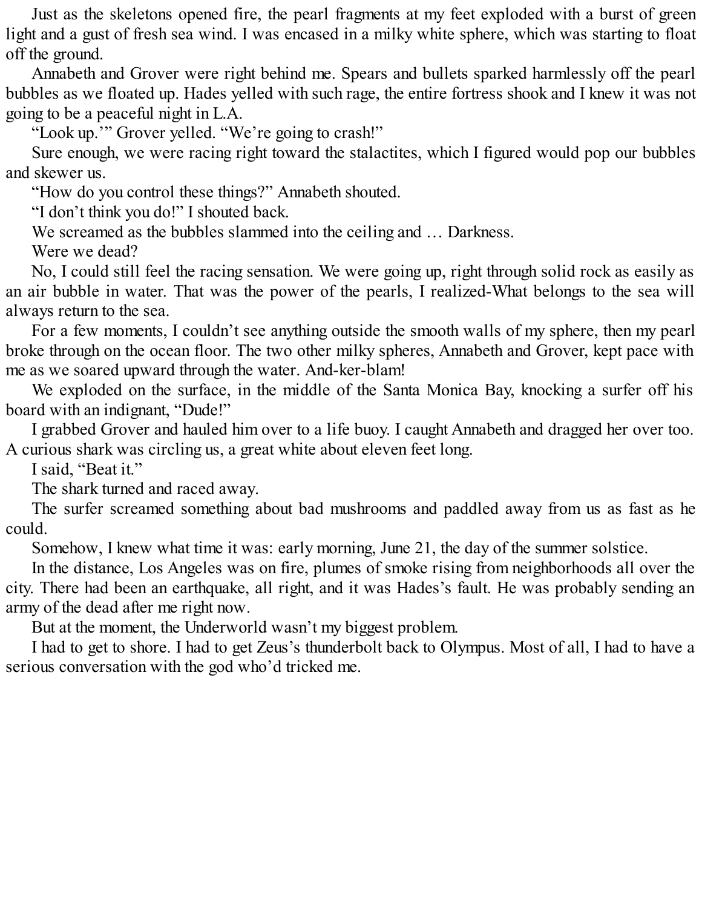Just as the skeletons opened fire, the pearl fragments at my feet exploded with a burst of green light and a gust of fresh sea wind. I was encased in a milky white sphere, which was starting to float off the ground.

Annabeth and Grover were right behind me. Spears and bullets sparked harmlessly off the pearl bubbles as we floated up. Hades yelled with such rage, the entire fortress shook and I knew it was not going to be a peaceful night in L.A.

"Look up.'" Grover yelled. "We're going to crash!"

Sure enough, we were racing right toward the stalactites, which I figured would pop our bubbles and skewer us.

"How do you control these things?" Annabeth shouted.

"I don't think you do!" I shouted back.

We screamed as the bubbles slammed into the ceiling and … Darkness.

Were we dead?

No, I could still feel the racing sensation. We were going up, right through solid rock as easily as an air bubble in water. That was the power of the pearls, I realized-What belongs to the sea will always return to the sea.

For a few moments, I couldn't see anything outside the smooth walls of my sphere, then my pearl broke through on the ocean floor. The two other milky spheres, Annabeth and Grover, kept pace with me as we soared upward through the water. And-ker-blam!

We exploded on the surface, in the middle of the Santa Monica Bay, knocking a surfer off his board with an indignant, "Dude!"

I grabbed Grover and hauled him over to a life buoy. I caught Annabeth and dragged her over too. A curious shark was circling us, a great white about eleven feet long.

I said, "Beat it."

The shark turned and raced away.

The surfer screamed something about bad mushrooms and paddled away from us as fast as he could.

Somehow, I knew what time it was: early morning, June 21, the day of the summer solstice.

In the distance, Los Angeles was on fire, plumes of smoke rising from neighborhoods all over the city. There had been an earthquake, all right, and it was Hades's fault. He was probably sending an army of the dead after me right now.

But at the moment, the Underworld wasn't my biggest problem.

I had to get to shore. I had to get Zeus's thunderbolt back to Olympus. Most of all, I had to have a serious conversation with the god who'd tricked me.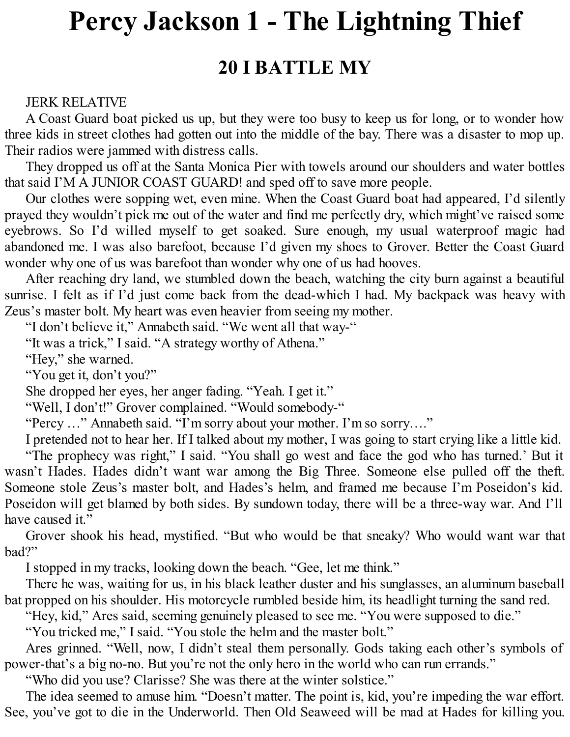# Percy Jackson 1 - The Lightning Thief

## 20 I BATTLE MY

JERK RELATIVE

A Coast Guard boat picked us up, but they were too busy to keep us for long, or to wonder how three kids in street clothes had gotten out into the middle of the bay. There was a disaster to mop up. Their radios were jammed with distress calls.

They dropped us off at the Santa Monica Pier with towels around our shoulders and water bottles that said I'M A JUNIOR COAST GUARD! and sped off to save more people.

Our clothes were sopping wet, even mine. When the Coast Guard boat had appeared, I'd silently prayed they wouldn't pick me out of the water and find me perfectly dry, which might've raised some eyebrows. So I'd willed myself to get soaked. Sure enough, my usual waterproof magic had abandoned me. I was also barefoot, because I'd given my shoes to Grover. Better the Coast Guard wonder why one of us was barefoot than wonder why one of us had hooves.

After reaching dry land, we stumbled down the beach, watching the city burn against a beautiful sunrise. I felt as if I'd just come back from the dead-which I had. My backpack was heavy with Zeus's master bolt. My heart was even heavier from seeing my mother.

"I don't believe it," Annabeth said. "We went all that way-"

"It was a trick," I said. "A strategy worthy of Athena."

"Hey," she warned.

"You get it, don't you?"

She dropped her eyes, her anger fading. "Yeah. I get it."

"Well, I don't!" Grover complained. "Would somebody-"

"Percy …" Annabeth said. "I'm sorry about your mother. I'm so sorry…."

I pretended not to hear her. If I talked about my mother, I was going to start crying like a little kid.

"The prophecy was right," I said. "You shall go west and face the god who has turned.' But it wasn't Hades. Hades didn't want war among the Big Three. Someone else pulled off the theft. Someone stole Zeus's master bolt, and Hades's helm, and framed me because I'm Poseidon's kid. Poseidon will get blamed by both sides. By sundown today, there will be a three-way war. And I'll have caused it."

Grover shook his head, mystified. "But who would be that sneaky? Who would want war that bad?"

I stopped in my tracks, looking down the beach. "Gee, let me think."

There he was, waiting for us, in his black leather duster and his sunglasses, an aluminum baseball bat propped on his shoulder. His motorcycle rumbled beside him, its headlight turning the sand red.

"Hey, kid," Ares said, seeming genuinely pleased to see me. "You were supposed to die."

"You tricked me," I said. "You stole the helm and the master bolt."

Ares grinned. "Well, now, I didn't steal them personally. Gods taking each other's symbols of power-that's a big no-no. But you're not the only hero in the world who can run errands."

"Who did you use? Clarisse? She was there at the winter solstice."

The idea seemed to amuse him. "Doesn't matter. The point is, kid, you're impeding the war effort. See, you've got to die in the Underworld. Then Old Seaweed will be mad at Hades for killing you.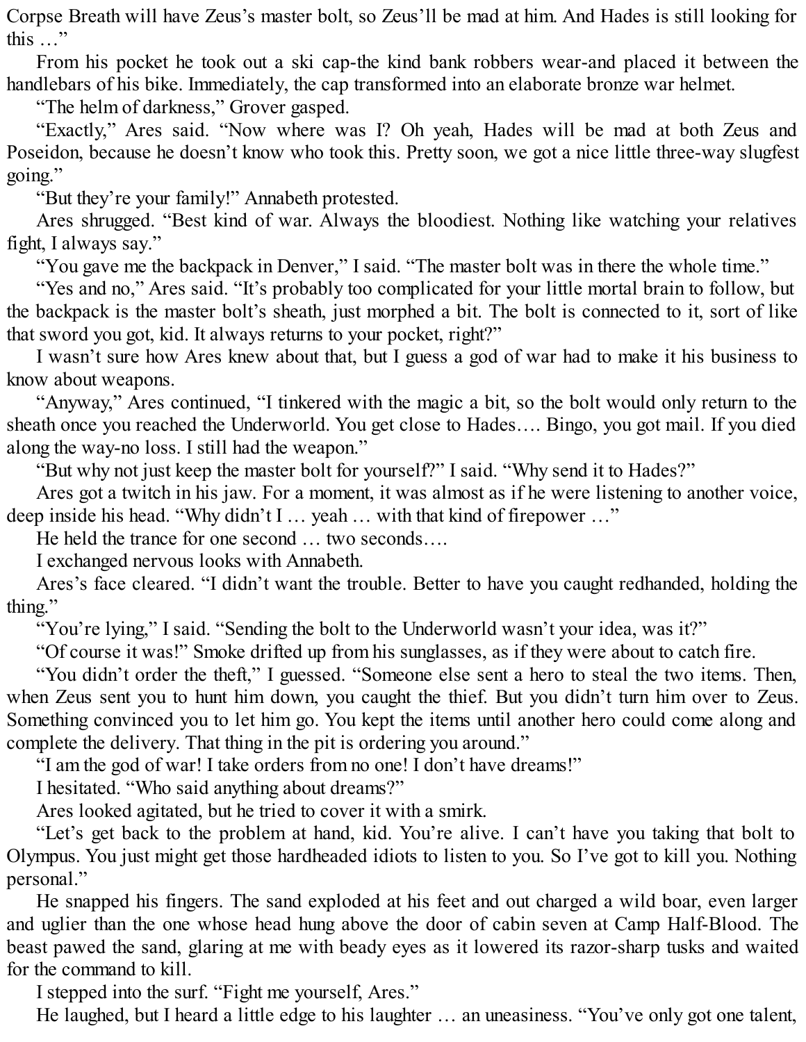Corpse Breath will have Zeus's master bolt, so Zeus'll be mad at him. And Hades is still looking for this …"

From his pocket he took out a ski cap-the kind bank robbers wear-and placed it between the handlebars of his bike. Immediately, the cap transformed into an elaborate bronze war helmet.

"The helm of darkness," Grover gasped.

"Exactly," Ares said. "Now where was I? Oh yeah, Hades will be mad at both Zeus and Poseidon, because he doesn't know who took this. Pretty soon, we got a nice little three-way slugfest going."

"But they're your family!" Annabeth protested.

Ares shrugged. "Best kind of war. Always the bloodiest. Nothing like watching your relatives fight, I always say."

"You gave me the backpack in Denver," I said. "The master bolt was in there the whole time."

"Yes and no," Ares said. "It's probably too complicated for your little mortal brain to follow, but the backpack is the master bolt's sheath, just morphed a bit. The bolt is connected to it, sort of like that sword you got, kid. It always returns to your pocket, right?"

I wasn't sure how Ares knew about that, but I guess a god of war had to make it his business to know about weapons.

"Anyway," Ares continued, "I tinkered with the magic a bit, so the bolt would only return to the sheath once you reached the Underworld. You get close to Hades…. Bingo, you got mail. If you died along the way-no loss. I still had the weapon."

"But why not just keep the master bolt for yourself?" I said. "Why send it to Hades?"

Ares got a twitch in his jaw. For a moment, it was almost as if he were listening to another voice, deep inside his head. "Why didn't I … yeah … with that kind of firepower …"

He held the trance for one second … two seconds….

I exchanged nervous looks with Annabeth.

Ares's face cleared. "I didn't want the trouble. Better to have you caught redhanded, holding the thing."

"You're lying," I said. "Sending the bolt to the Underworld wasn't your idea, was it?"

"Of course it was!" Smoke drifted up from his sunglasses, as if they were about to catch fire.

"You didn't order the theft," I guessed. "Someone else sent a hero to steal the two items. Then, when Zeus sent you to hunt him down, you caught the thief. But you didn't turn him over to Zeus. Something convinced you to let him go. You kept the items until another hero could come along and complete the delivery. That thing in the pit is ordering you around."

"I am the god of war! I take orders from no one! I don't have dreams!"

I hesitated. "Who said anything about dreams?"

Ares looked agitated, but he tried to cover it with a smirk.

"Let's get back to the problem at hand, kid. You're alive. I can't have you taking that bolt to Olympus. You just might get those hardheaded idiots to listen to you. So I've got to kill you. Nothing personal."

He snapped his fingers. The sand exploded at his feet and out charged a wild boar, even larger and uglier than the one whose head hung above the door of cabin seven at Camp Half-Blood. The beast pawed the sand, glaring at me with beady eyes as it lowered its razor-sharp tusks and waited for the command to kill.

I stepped into the surf. "Fight me yourself, Ares."

He laughed, but I heard a little edge to his laughter … an uneasiness. "You've only got one talent,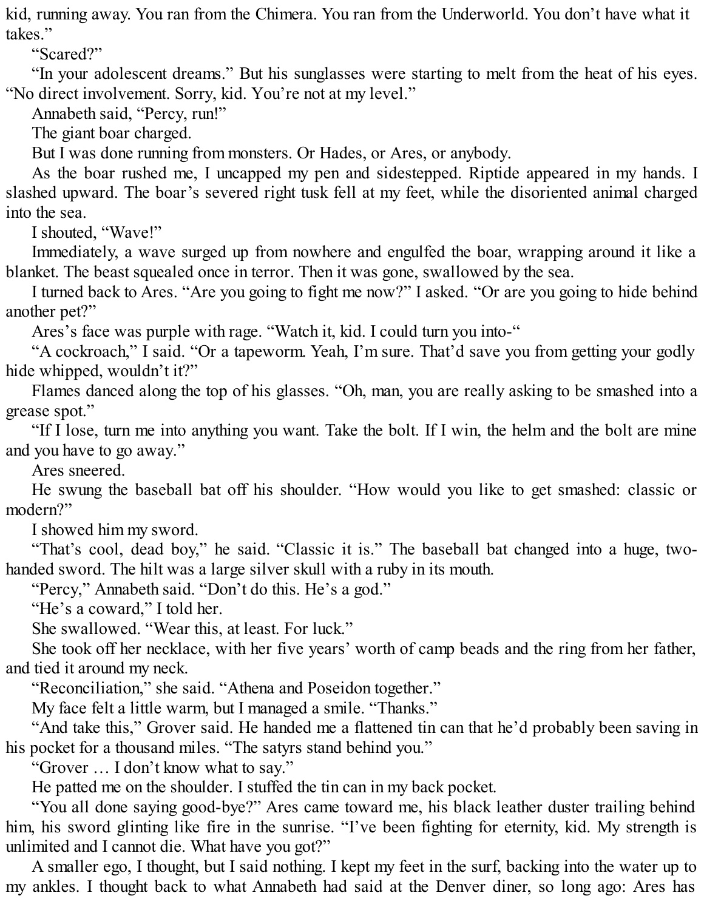kid, running away. You ran from the Chimera. You ran from the Underworld. You don't have what it takes."

"Scared?"

"In your adolescent dreams." But his sunglasses were starting to melt from the heat of his eyes. "No direct involvement. Sorry, kid. You're not at my level."

Annabeth said, "Percy, run!"

The giant boar charged.

But I was done running from monsters. Or Hades, or Ares, or anybody.

As the boar rushed me, I uncapped my pen and sidestepped. Riptide appeared in my hands. I slashed upward. The boar's severed right tusk fell at my feet, while the disoriented animal charged into the sea.

I shouted, "Wave!"

Immediately, a wave surged up from nowhere and engulfed the boar, wrapping around it like a blanket. The beast squealed once in terror. Then it was gone, swallowed by the sea.

I turned back to Ares. "Are you going to fight me now?" I asked. "Or are you going to hide behind another pet?"

Ares's face was purple with rage. "Watch it, kid. I could turn you into-"

"A cockroach," I said. "Or a tapeworm. Yeah, I'm sure. That'd save you from getting your godly hide whipped, wouldn't it?"

Flames danced along the top of his glasses. "Oh, man, you are really asking to be smashed into a grease spot."

"If I lose, turn me into anything you want. Take the bolt. If I win, the helm and the bolt are mine and you have to go away."

Ares sneered.

He swung the baseball bat off his shoulder. "How would you like to get smashed: classic or modern?"

I showed him my sword.

"That's cool, dead boy," he said. "Classic it is." The baseball bat changed into a huge, two-handed sword. The hilt was a large silver skull with a ruby in its mouth.

"Percy," Annabeth said. "Don't do this. He's a god."

"He's a coward," I told her.

She swallowed. "Wear this, at least. For luck."

She took off her necklace, with her five years' worth of camp beads and the ring from her father, and tied it around my neck.

"Reconciliation," she said. "Athena and Poseidon together."

My face felt a little warm, but I managed a smile. "Thanks."

"And take this," Grover said. He handed me a flattened tin can that he'd probably been saving in his pocket for a thousand miles. "The satyrs stand behind you."

"Grover … I don't know what to say."

He patted me on the shoulder. I stuffed the tin can in my back pocket.

"You all done saying good-bye?" Ares came toward me, his black leather duster trailing behind him, his sword glinting like fire in the sunrise. "I've been fighting for eternity, kid. My strength is unlimited and I cannot die. What have you got?"

A smaller ego, I thought, but I said nothing. I kept my feet in the surf, backing into the water up to my ankles. I thought back to what Annabeth had said at the Denver diner, so long ago: Ares has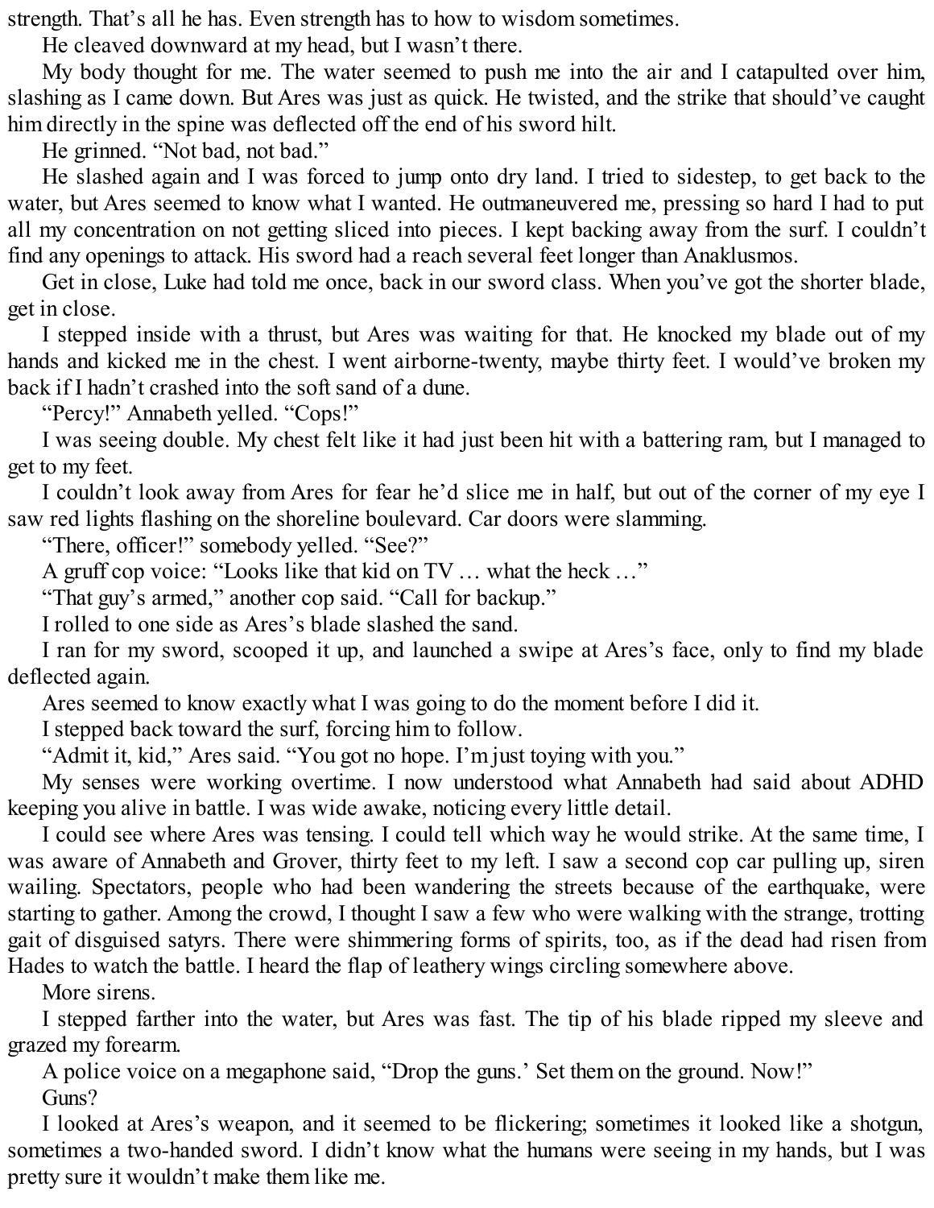strength. That's all he has. Even strength has to how to wisdom sometimes.

He cleaved downward at my head, but I wasn't there.

My body thought for me. The water seemed to push me into the air and I catapulted over him, slashing as I came down. But Ares was just as quick. He twisted, and the strike that should've caught him directly in the spine was deflected off the end of his sword hilt.

He grinned. "Not bad, not bad."

He slashed again and I was forced to jump onto dry land. I tried to sidestep, to get back to the water, but Ares seemed to know what I wanted. He outmaneuvered me, pressing so hard I had to put all my concentration on not getting sliced into pieces. I kept backing away from the surf. I couldn't find any openings to attack. His sword had a reach several feet longer than Anaklusmos.

Get in close, Luke had told me once, back in our sword class. When you've got the shorter blade, get in close.

I stepped inside with a thrust, but Ares was waiting for that. He knocked my blade out of my hands and kicked me in the chest. I went airborne-twenty, maybe thirty feet. I would've broken my back if I hadn't crashed into the soft sand of a dune.

"Percy!" Annabeth yelled. "Cops!"

I was seeing double. My chest felt like it had just been hit with a battering ram, but I managed to get to my feet.

I couldn't look away from Ares for fear he'd slice me in half, but out of the corner of my eye I saw red lights flashing on the shoreline boulevard. Car doors were slamming.

"There, officer!" somebody yelled. "See?"

A gruff cop voice: "Looks like that kid on TV … what the heck …"

"That guy's armed," another cop said. "Call for backup."

I rolled to one side as Ares's blade slashed the sand.

I ran for my sword, scooped it up, and launched a swipe at Ares's face, only to find my blade deflected again.

Ares seemed to know exactly what I was going to do the moment before I did it.

I stepped back toward the surf, forcing him to follow.

"Admit it, kid," Ares said. "You got no hope. I'm just toying with you."

My senses were working overtime. I now understood what Annabeth had said about ADHD keeping you alive in battle. I was wide awake, noticing every little detail.

I could see where Ares was tensing. I could tell which way he would strike. At the same time, I was aware of Annabeth and Grover, thirty feet to my left. I saw a second cop car pulling up, siren wailing. Spectators, people who had been wandering the streets because of the earthquake, were starting to gather. Among the crowd, I thought I saw a few who were walking with the strange, trotting gait of disguised satyrs. There were shimmering forms of spirits, too, as if the dead had risen from Hades to watch the battle. I heard the flap of leathery wings circling somewhere above.

More sirens.

I stepped farther into the water, but Ares was fast. The tip of his blade ripped my sleeve and grazed my forearm.

A police voice on a megaphone said, "Drop the guns.' Set them on the ground. Now!"

Guns?

I looked at Ares's weapon, and it seemed to be flickering; sometimes it looked like a shotgun, sometimes a two-handed sword. I didn't know what the humans were seeing in my hands, but I was pretty sure it wouldn't make them like me.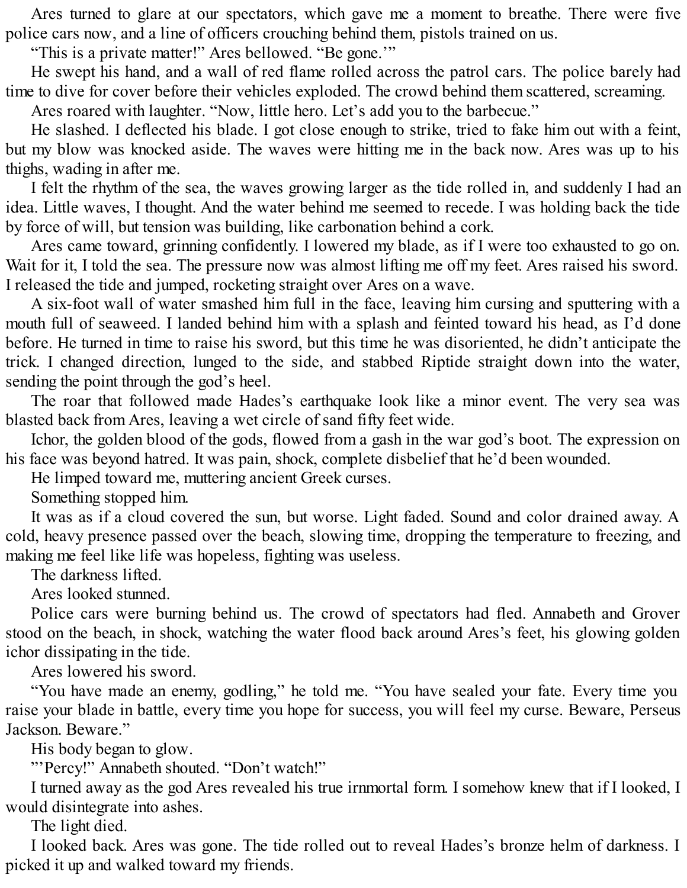Ares turned to glare at our spectators, which gave me a moment to breathe. There were five police cars now, and a line of officers crouching behind them, pistols trained on us.

"This is a private matter!" Ares bellowed. "Be gone.'"

He swept his hand, and a wall of red flame rolled across the patrol cars. The police barely had time to dive for cover before their vehicles exploded. The crowd behind them scattered, screaming.

Ares roared with laughter. "Now, little hero. Let's add you to the barbecue."

He slashed. I deflected his blade. I got close enough to strike, tried to fake him out with a feint, but my blow was knocked aside. The waves were hitting me in the back now. Ares was up to his thighs, wading in after me.

I felt the rhythm of the sea, the waves growing larger as the tide rolled in, and suddenly I had an idea. Little waves, I thought. And the water behind me seemed to recede. I was holding back the tide by force of will, but tension was building, like carbonation behind a cork.

Ares came toward, grinning confidently. I lowered my blade, as if I were too exhausted to go on. Wait for it, I told the sea. The pressure now was almost lifting me off my feet. Ares raised his sword. I released the tide and jumped, rocketing straight over Ares on a wave.

A six-foot wall of water smashed him full in the face, leaving him cursing and sputtering with a mouth full of seaweed. I landed behind him with a splash and feinted toward his head, as I'd done before. He turned in time to raise his sword, but this time he was disoriented, he didn't anticipate the trick. I changed direction, lunged to the side, and stabbed Riptide straight down into the water, sending the point through the god's heel.

The roar that followed made Hades's earthquake look like a minor event. The very sea was blasted back from Ares, leaving a wet circle of sand fifty feet wide.

Ichor, the golden blood of the gods, flowed from a gash in the war god's boot. The expression on his face was beyond hatred. It was pain, shock, complete disbelief that he'd been wounded.

He limped toward me, muttering ancient Greek curses.

Something stopped him.

It was as if a cloud covered the sun, but worse. Light faded. Sound and color drained away. A cold, heavy presence passed over the beach, slowing time, dropping the temperature to freezing, and making me feel like life was hopeless, fighting was useless.

The darkness lifted.

Ares looked stunned.

Police cars were burning behind us. The crowd of spectators had fled. Annabeth and Grover stood on the beach, in shock, watching the water flood back around Ares's feet, his glowing golden ichor dissipating in the tide.

Ares lowered his sword.

"You have made an enemy, godling," he told me. "You have sealed your fate. Every time you raise your blade in battle, every time you hope for success, you will feel my curse. Beware, Perseus Jackson. Beware."

His body began to glow.

"'Percy!" Annabeth shouted. "Don't watch!"

I turned away as the god Ares revealed his true irnmortal form. I somehow knew that if I looked, I would disintegrate into ashes.

The light died.

I looked back. Ares was gone. The tide rolled out to reveal Hades's bronze helm of darkness. I picked it up and walked toward my friends.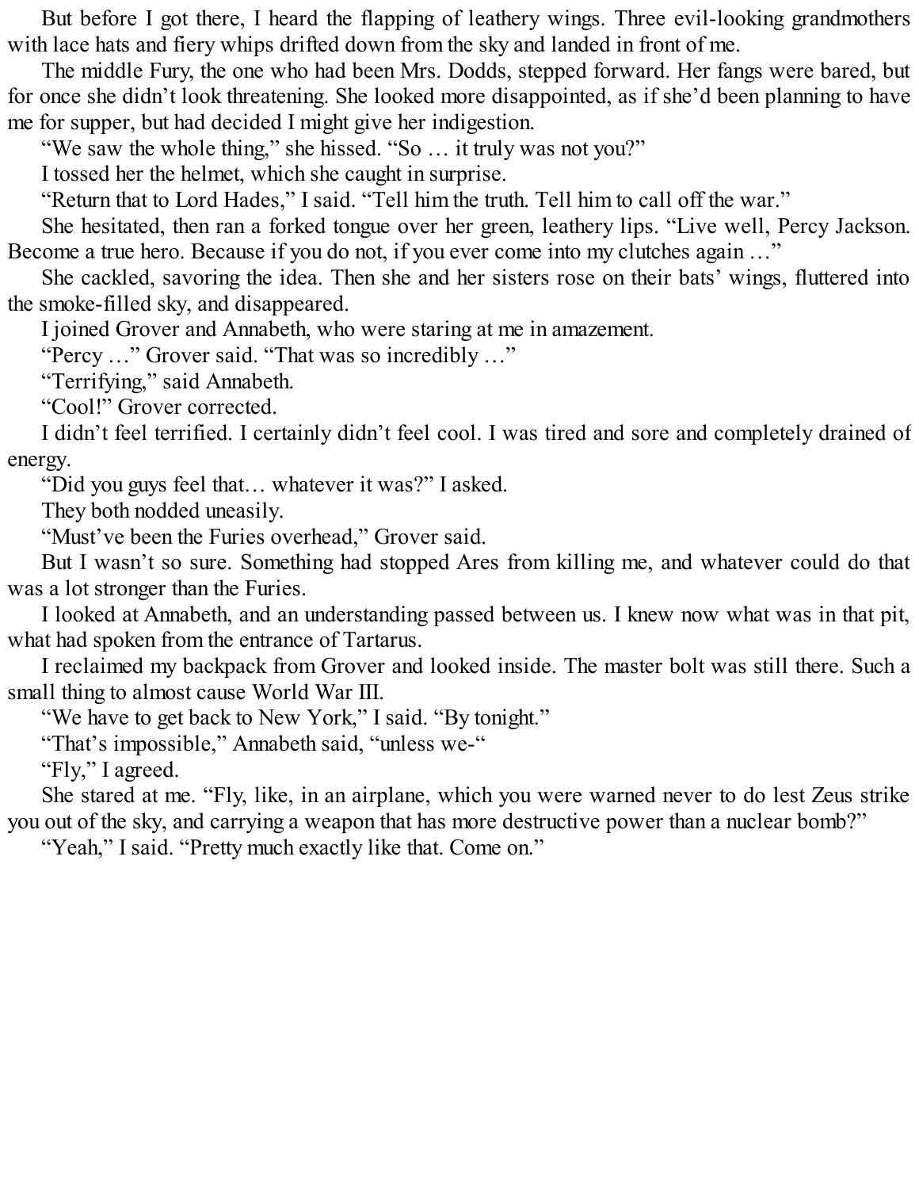But before I got there, I heard the flapping of leathery wings. Three evil-looking grandmothers with lace hats and fiery whips drifted down from the sky and landed in front of me.

The middle Fury, the one who had been Mrs. Dodds, stepped forward. Her fangs were bared, but for once she didn't look threatening. She looked more disappointed, as if she'd been planning to have me for supper, but had decided I might give her indigestion.

"We saw the whole thing," she hissed. "So … it truly was not you?"

I tossed her the helmet, which she caught in surprise.

"Return that to Lord Hades," I said. "Tell him the truth. Tell him to call off the war."

She hesitated, then ran a forked tongue over her green, leathery lips. "Live well, Percy Jackson. Become a true hero. Because if you do not, if you ever come into my clutches again …"

She cackled, savoring the idea. Then she and her sisters rose on their bats' wings, fluttered into the smoke-filled sky, and disappeared.

I joined Grover and Annabeth, who were staring at me in amazement.

"Percy …" Grover said. "That was so incredibly …"

"Terrifying," said Annabeth.

"Cool!" Grover corrected.

I didn't feel terrified. I certainly didn't feel cool. I was tired and sore and completely drained of energy.

"Did you guys feel that… whatever it was?" I asked.

They both nodded uneasily.

"Must've been the Furies overhead," Grover said.

But I wasn't so sure. Something had stopped Ares from killing me, and whatever could do that was a lot stronger than the Furies.

I looked at Annabeth, and an understanding passed between us. I knew now what was in that pit, what had spoken from the entrance of Tartarus.

I reclaimed my backpack from Grover and looked inside. The master bolt was still there. Such a small thing to almost cause World War III.

"We have to get back to New York," I said. "By tonight."

"That's impossible," Annabeth said, "unless we-"

"Fly," I agreed.

She stared at me. "Fly, like, in an airplane, which you were warned never to do lest Zeus strike you out of the sky, and carrying a weapon that has more destructive power than a nuclear bomb?"

"Yeah," I said. "Pretty much exactly like that. Come on."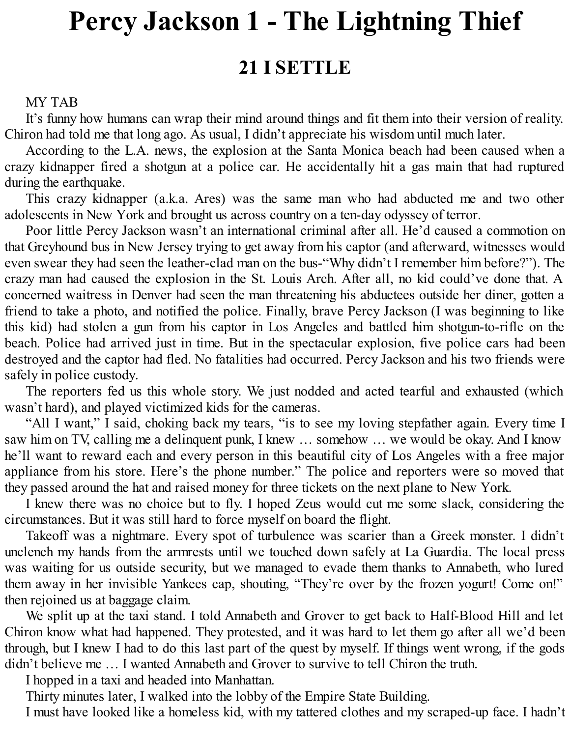# Percy Jackson 1 - The Lightning Thief

## 21 I SETTLE

MY TAB

It's funny how humans can wrap their mind around things and fit them into their version of reality. Chiron had told me that long ago. As usual, I didn't appreciate his wisdom until much later.

According to the L.A. news, the explosion at the Santa Monica beach had been caused when a crazy kidnapper fired a shotgun at a police car. He accidentally hit a gas main that had ruptured during the earthquake.

This crazy kidnapper (a.k.a. Ares) was the same man who had abducted me and two other adolescents in New York and brought us across country on a ten-day odyssey of terror.

Poor little Percy Jackson wasn't an international criminal after all. He'd caused a commotion on that Greyhound bus in New Jersey trying to get away from his captor (and afterward, witnesses would even swear they had seen the leather-clad man on the bus-"Why didn't I remember him before?"). The crazy man had caused the explosion in the St. Louis Arch. After all, no kid could've done that. A concerned waitress in Denver had seen the man threatening his abductees outside her diner, gotten a friend to take a photo, and notified the police. Finally, brave Percy Jackson (I was beginning to like this kid) had stolen a gun from his captor in Los Angeles and battled him shotgun-to-rifle on the beach. Police had arrived just in time. But in the spectacular explosion, five police cars had been destroyed and the captor had fled. No fatalities had occurred. Percy Jackson and his two friends were safely in police custody.

The reporters fed us this whole story. We just nodded and acted tearful and exhausted (which wasn't hard), and played victimized kids for the cameras.

"All I want," I said, choking back my tears, "is to see my loving stepfather again. Every time I saw him on TV, calling me a delinquent punk, I knew … somehow … we would be okay. And I know he'll want to reward each and every person in this beautiful city of Los Angeles with a free major appliance from his store. Here's the phone number." The police and reporters were so moved that they passed around the hat and raised money for three tickets on the next plane to New York.

I knew there was no choice but to fly. I hoped Zeus would cut me some slack, considering the circumstances. But it was still hard to force myself on board the flight.

Takeoff was a nightmare. Every spot of turbulence was scarier than a Greek monster. I didn't unclench my hands from the armrests until we touched down safely at La Guardia. The local press was waiting for us outside security, but we managed to evade them thanks to Annabeth, who lured them away in her invisible Yankees cap, shouting, "They're over by the frozen yogurt! Come on!" then rejoined us at baggage claim.

We split up at the taxi stand. I told Annabeth and Grover to get back to Half-Blood Hill and let Chiron know what had happened. They protested, and it was hard to let them go after all we'd been through, but I knew I had to do this last part of the quest by myself. If things went wrong, if the gods didn't believe me … I wanted Annabeth and Grover to survive to tell Chiron the truth.

I hopped in a taxi and headed into Manhattan.

Thirty minutes later, I walked into the lobby of the Empire State Building.

I must have looked like a homeless kid, with my tattered clothes and my scraped-up face. I hadn't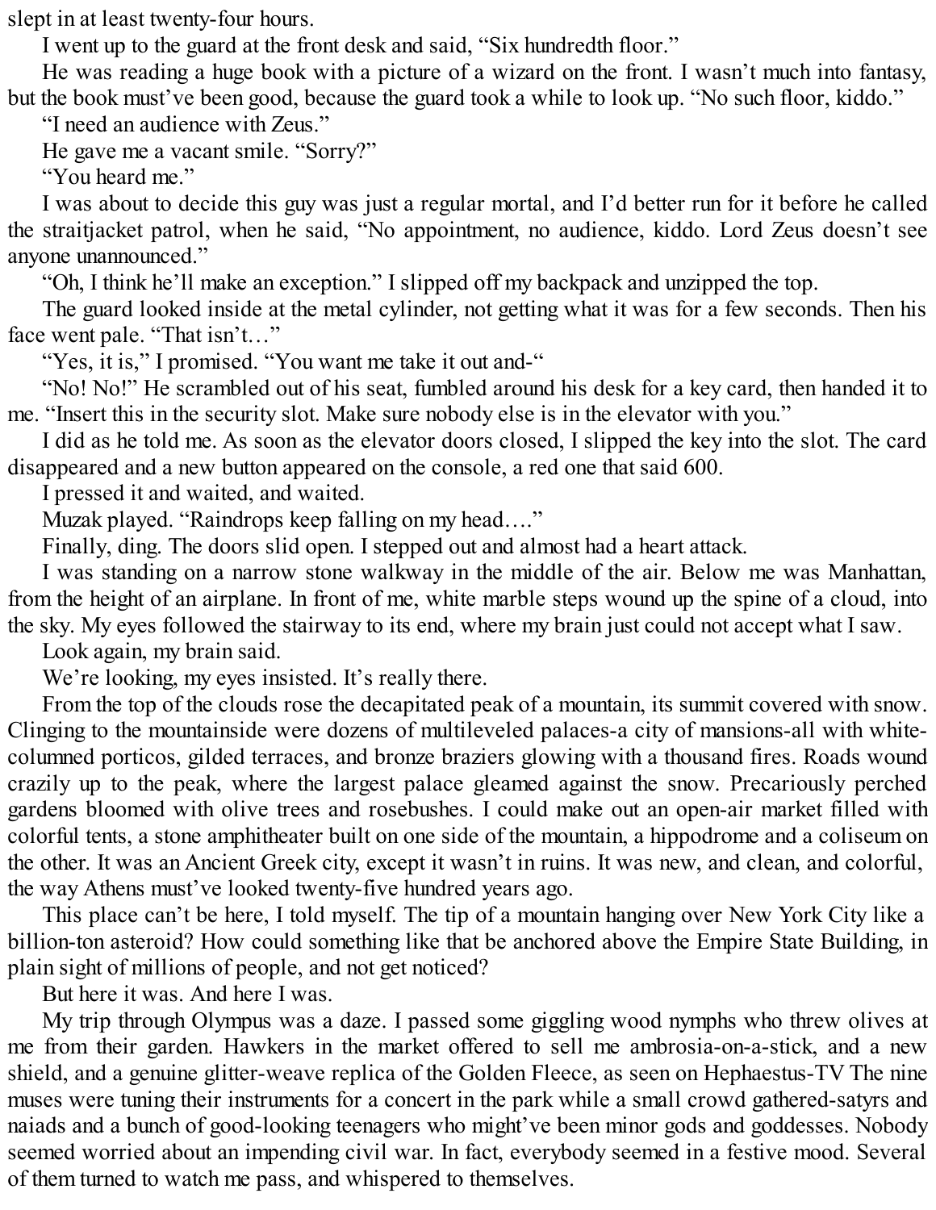slept in at least twenty-four hours.

I went up to the guard at the front desk and said, "Six hundredth floor."

He was reading a huge book with a picture of a wizard on the front. I wasn't much into fantasy, but the book must've been good, because the guard took a while to look up. "No such floor, kiddo."

"I need an audience with Zeus."

He gave me a vacant smile. "Sorry?"

"You heard me."

I was about to decide this guy was just a regular mortal, and I'd better run for it before he called the straitjacket patrol, when he said, "No appointment, no audience, kiddo. Lord Zeus doesn't see anyone unannounced."

"Oh, I think he'll make an exception." I slipped off my backpack and unzipped the top.

The guard looked inside at the metal cylinder, not getting what it was for a few seconds. Then his face went pale. "That isn't…"

"Yes, it is," I promised. "You want me take it out and-"

"No! No!" He scrambled out of his seat, fumbled around his desk for a key card, then handed it to me. "Insert this in the security slot. Make sure nobody else is in the elevator with you."

I did as he told me. As soon as the elevator doors closed, I slipped the key into the slot. The card disappeared and a new button appeared on the console, a red one that said 600.

I pressed it and waited, and waited.

Muzak played. "Raindrops keep falling on my head…."

Finally, ding. The doors slid open. I stepped out and almost had a heart attack.

I was standing on a narrow stone walkway in the middle of the air. Below me was Manhattan, from the height of an airplane. In front of me, white marble steps wound up the spine of a cloud, into the sky. My eyes followed the stairway to its end, where my brain just could not accept what I saw.

Look again, my brain said.

We're looking, my eyes insisted. It's really there.

From the top of the clouds rose the decapitated peak of a mountain, its summit covered with snow. Clinging to the mountainside were dozens of multileveled palaces-a city of mansions-all with white-columned porticos, gilded terraces, and bronze braziers glowing with a thousand fires. Roads wound crazily up to the peak, where the largest palace gleamed against the snow. Precariously perched gardens bloomed with olive trees and rosebushes. I could make out an open-air market filled with colorful tents, a stone amphitheater built on one side of the mountain, a hippodrome and a coliseum on the other. It was an Ancient Greek city, except it wasn't in ruins. It was new, and clean, and colorful, the way Athens must've looked twenty-five hundred years ago.

This place can't be here, I told myself. The tip of a mountain hanging over New York City like a billion-ton asteroid? How could something like that be anchored above the Empire State Building, in plain sight of millions of people, and not get noticed?

But here it was. And here I was.

My trip through Olympus was a daze. I passed some giggling wood nymphs who threw olives at me from their garden. Hawkers in the market offered to sell me ambrosia-on-a-stick, and a new shield, and a genuine glitter-weave replica of the Golden Fleece, as seen on Hephaestus-TV The nine muses were tuning their instruments for a concert in the park while a small crowd gathered-satyrs and naiads and a bunch of good-looking teenagers who might've been minor gods and goddesses. Nobody seemed worried about an impending civil war. In fact, everybody seemed in a festive mood. Several of them turned to watch me pass, and whispered to themselves.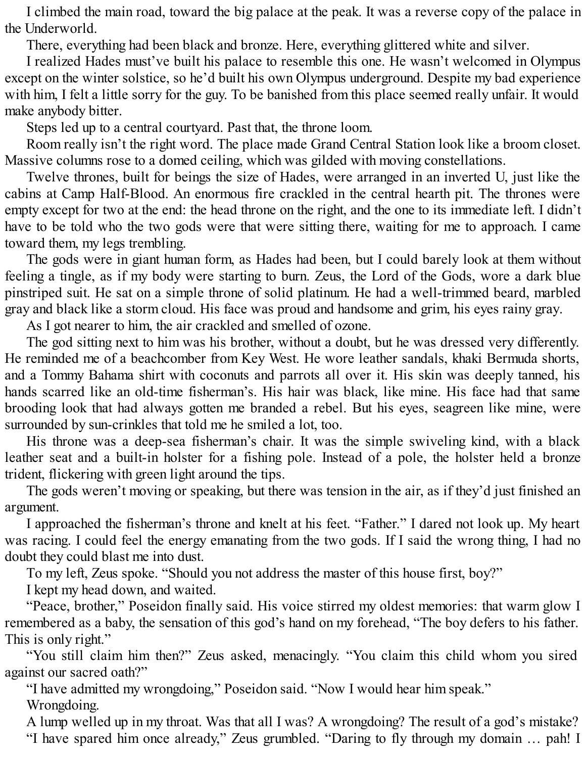I climbed the main road, toward the big palace at the peak. It was a reverse copy of the palace in the Underworld.

There, everything had been black and bronze. Here, everything glittered white and silver.

I realized Hades must've built his palace to resemble this one. He wasn't welcomed in Olympus except on the winter solstice, so he'd built his own Olympus underground. Despite my bad experience with him, I felt a little sorry for the guy. To be banished from this place seemed really unfair. It would make anybody bitter.

Steps led up to a central courtyard. Past that, the throne loom.

Room really isn't the right word. The place made Grand Central Station look like a broom closet. Massive columns rose to a domed ceiling, which was gilded with moving constellations.

Twelve thrones, built for beings the size of Hades, were arranged in an inverted U, just like the cabins at Camp Half-Blood. An enormous fire crackled in the central hearth pit. The thrones were empty except for two at the end: the head throne on the right, and the one to its immediate left. I didn't have to be told who the two gods were that were sitting there, waiting for me to approach. I came toward them, my legs trembling.

The gods were in giant human form, as Hades had been, but I could barely look at them without feeling a tingle, as if my body were starting to burn. Zeus, the Lord of the Gods, wore a dark blue pinstriped suit. He sat on a simple throne of solid platinum. He had a well-trimmed beard, marbled gray and black like a storm cloud. His face was proud and handsome and grim, his eyes rainy gray.

As I got nearer to him, the air crackled and smelled of ozone.

The god sitting next to him was his brother, without a doubt, but he was dressed very differently. He reminded me of a beachcomber from Key West. He wore leather sandals, khaki Bermuda shorts, and a Tommy Bahama shirt with coconuts and parrots all over it. His skin was deeply tanned, his hands scarred like an old-time fisherman's. His hair was black, like mine. His face had that same brooding look that had always gotten me branded a rebel. But his eyes, seagreen like mine, were surrounded by sun-crinkles that told me he smiled a lot, too.

His throne was a deep-sea fisherman's chair. It was the simple swiveling kind, with a black leather seat and a built-in holster for a fishing pole. Instead of a pole, the holster held a bronze trident, flickering with green light around the tips.

The gods weren't moving or speaking, but there was tension in the air, as if they'd just finished an argument.

I approached the fisherman's throne and knelt at his feet. "Father." I dared not look up. My heart was racing. I could feel the energy emanating from the two gods. If I said the wrong thing, I had no doubt they could blast me into dust.

To my left, Zeus spoke. "Should you not address the master of this house first, boy?"

I kept my head down, and waited.

"Peace, brother," Poseidon finally said. His voice stirred my oldest memories: that warm glow I remembered as a baby, the sensation of this god's hand on my forehead, "The boy defers to his father. This is only right."

"You still claim him then?" Zeus asked, menacingly. "You claim this child whom you sired against our sacred oath?"

"I have admitted my wrongdoing," Poseidon said. "Now I would hear him speak."

Wrongdoing.

A lump welled up in my throat. Was that all I was? A wrongdoing? The result of a god's mistake?

"I have spared him once already," Zeus grumbled. "Daring to fly through my domain … pah! I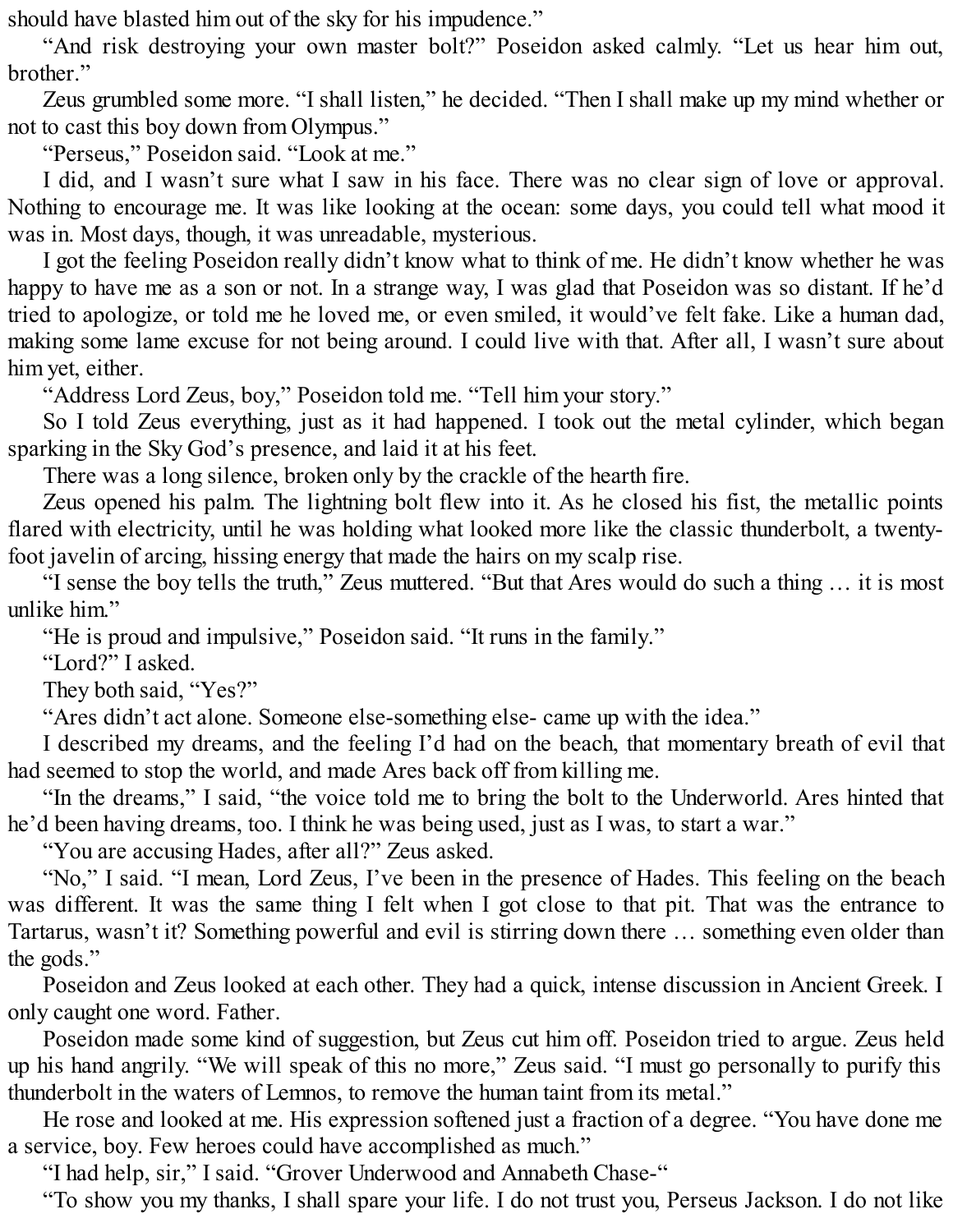should have blasted him out of the sky for his impudence."

"And risk destroying your own master bolt?" Poseidon asked calmly. "Let us hear him out, brother."

Zeus grumbled some more. "I shall listen," he decided. "Then I shall make up my mind whether or not to cast this boy down from Olympus."

"Perseus," Poseidon said. "Look at me."

I did, and I wasn't sure what I saw in his face. There was no clear sign of love or approval. Nothing to encourage me. It was like looking at the ocean: some days, you could tell what mood it was in. Most days, though, it was unreadable, mysterious.

I got the feeling Poseidon really didn't know what to think of me. He didn't know whether he was happy to have me as a son or not. In a strange way, I was glad that Poseidon was so distant. If he'd tried to apologize, or told me he loved me, or even smiled, it would've felt fake. Like a human dad, making some lame excuse for not being around. I could live with that. After all, I wasn't sure about him yet, either.

"Address Lord Zeus, boy," Poseidon told me. "Tell him your story."

So I told Zeus everything, just as it had happened. I took out the metal cylinder, which began sparking in the Sky God's presence, and laid it at his feet.

There was a long silence, broken only by the crackle of the hearth fire.

Zeus opened his palm. The lightning bolt flew into it. As he closed his fist, the metallic points flared with electricity, until he was holding what looked more like the classic thunderbolt, a twenty-foot javelin of arcing, hissing energy that made the hairs on my scalp rise.

"I sense the boy tells the truth," Zeus muttered. "But that Ares would do such a thing … it is most unlike him."

"He is proud and impulsive," Poseidon said. "It runs in the family."

"Lord?" I asked.

They both said, "Yes?"

"Ares didn't act alone. Someone else-something else- came up with the idea."

I described my dreams, and the feeling I'd had on the beach, that momentary breath of evil that had seemed to stop the world, and made Ares back off from killing me.

"In the dreams," I said, "the voice told me to bring the bolt to the Underworld. Ares hinted that he'd been having dreams, too. I think he was being used, just as I was, to start a war."

"You are accusing Hades, after all?" Zeus asked.

"No," I said. "I mean, Lord Zeus, I've been in the presence of Hades. This feeling on the beach was different. It was the same thing I felt when I got close to that pit. That was the entrance to Tartarus, wasn't it? Something powerful and evil is stirring down there … something even older than the gods."

Poseidon and Zeus looked at each other. They had a quick, intense discussion in Ancient Greek. I only caught one word. Father.

Poseidon made some kind of suggestion, but Zeus cut him off. Poseidon tried to argue. Zeus held up his hand angrily. "We will speak of this no more," Zeus said. "I must go personally to purify this thunderbolt in the waters of Lemnos, to remove the human taint from its metal."

He rose and looked at me. His expression softened just a fraction of a degree. "You have done me a service, boy. Few heroes could have accomplished as much."

"I had help, sir," I said. "Grover Underwood and Annabeth Chase-"

"To show you my thanks, I shall spare your life. I do not trust you, Perseus Jackson. I do not like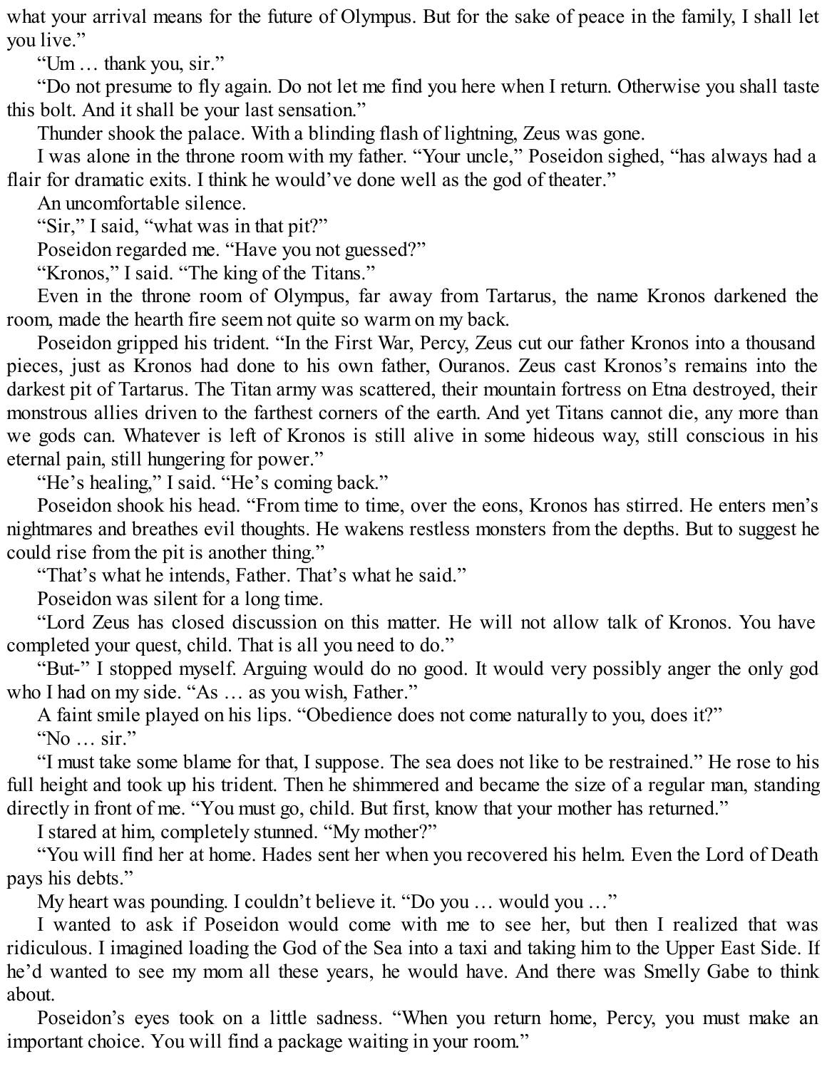what your arrival means for the future of Olympus. But for the sake of peace in the family, I shall let you live."

"Um … thank you, sir."

"Do not presume to fly again. Do not let me find you here when I return. Otherwise you shall taste this bolt. And it shall be your last sensation."

Thunder shook the palace. With a blinding flash of lightning, Zeus was gone.

I was alone in the throne room with my father. "Your uncle," Poseidon sighed, "has always had a flair for dramatic exits. I think he would've done well as the god of theater."

An uncomfortable silence.

"Sir," I said, "what was in that pit?"

Poseidon regarded me. "Have you not guessed?"

"Kronos," I said. "The king of the Titans."

Even in the throne room of Olympus, far away from Tartarus, the name Kronos darkened the room, made the hearth fire seem not quite so warm on my back.

Poseidon gripped his trident. "In the First War, Percy, Zeus cut our father Kronos into a thousand pieces, just as Kronos had done to his own father, Ouranos. Zeus cast Kronos's remains into the darkest pit of Tartarus. The Titan army was scattered, their mountain fortress on Etna destroyed, their monstrous allies driven to the farthest corners of the earth. And yet Titans cannot die, any more than we gods can. Whatever is left of Kronos is still alive in some hideous way, still conscious in his eternal pain, still hungering for power."

"He's healing," I said. "He's coming back."

Poseidon shook his head. "From time to time, over the eons, Kronos has stirred. He enters men's nightmares and breathes evil thoughts. He wakens restless monsters from the depths. But to suggest he could rise from the pit is another thing."

"That's what he intends, Father. That's what he said."

Poseidon was silent for a long time.

"Lord Zeus has closed discussion on this matter. He will not allow talk of Kronos. You have completed your quest, child. That is all you need to do."

"But-" I stopped myself. Arguing would do no good. It would very possibly anger the only god who I had on my side. "As … as you wish, Father."

A faint smile played on his lips. "Obedience does not come naturally to you, does it?"

"No … sir."

"I must take some blame for that, I suppose. The sea does not like to be restrained." He rose to his full height and took up his trident. Then he shimmered and became the size of a regular man, standing directly in front of me. "You must go, child. But first, know that your mother has returned."

I stared at him, completely stunned. "My mother?"

"You will find her at home. Hades sent her when you recovered his helm. Even the Lord of Death pays his debts."

My heart was pounding. I couldn't believe it. "Do you … would you …"

I wanted to ask if Poseidon would come with me to see her, but then I realized that was ridiculous. I imagined loading the God of the Sea into a taxi and taking him to the Upper East Side. If he'd wanted to see my mom all these years, he would have. And there was Smelly Gabe to think about.

Poseidon's eyes took on a little sadness. "When you return home, Percy, you must make an important choice. You will find a package waiting in your room."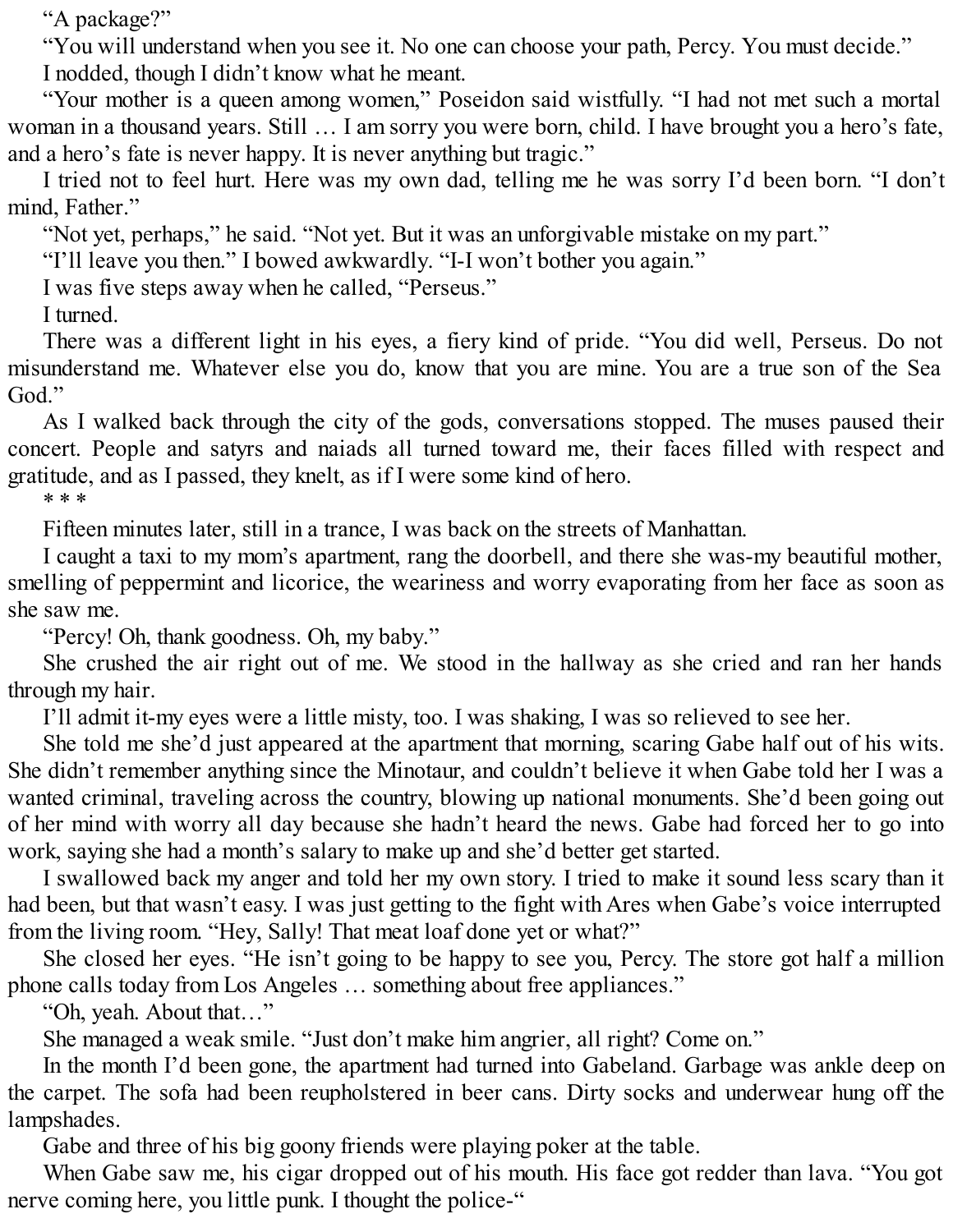"A package?"

"You will understand when you see it. No one can choose your path, Percy. You must decide."

I nodded, though I didn't know what he meant.

"Your mother is a queen among women," Poseidon said wistfully. "I had not met such a mortal woman in a thousand years. Still … I am sorry you were born, child. I have brought you a hero's fate, and a hero's fate is never happy. It is never anything but tragic."

I tried not to feel hurt. Here was my own dad, telling me he was sorry I'd been born. "I don't mind, Father."

"Not yet, perhaps," he said. "Not yet. But it was an unforgivable mistake on my part."

"I'll leave you then." I bowed awkwardly. "I-I won't bother you again."

I was five steps away when he called, "Perseus."

I turned.

There was a different light in his eyes, a fiery kind of pride. "You did well, Perseus. Do not misunderstand me. Whatever else you do, know that you are mine. You are a true son of the Sea God."

As I walked back through the city of the gods, conversations stopped. The muses paused their concert. People and satyrs and naiads all turned toward me, their faces filled with respect and gratitude, and as I passed, they knelt, as if I were some kind of hero.

* * *

Fifteen minutes later, still in a trance, I was back on the streets of Manhattan.

I caught a taxi to my mom's apartment, rang the doorbell, and there she was-my beautiful mother, smelling of peppermint and licorice, the weariness and worry evaporating from her face as soon as she saw me.

"Percy! Oh, thank goodness. Oh, my baby."

She crushed the air right out of me. We stood in the hallway as she cried and ran her hands through my hair.

I'll admit it-my eyes were a little misty, too. I was shaking, I was so relieved to see her.

She told me she'd just appeared at the apartment that morning, scaring Gabe half out of his wits. She didn't remember anything since the Minotaur, and couldn't believe it when Gabe told her I was a wanted criminal, traveling across the country, blowing up national monuments. She'd been going out of her mind with worry all day because she hadn't heard the news. Gabe had forced her to go into work, saying she had a month's salary to make up and she'd better get started.

I swallowed back my anger and told her my own story. I tried to make it sound less scary than it had been, but that wasn't easy. I was just getting to the fight with Ares when Gabe's voice interrupted from the living room. "Hey, Sally! That meat loaf done yet or what?"

She closed her eyes. "He isn't going to be happy to see you, Percy. The store got half a million phone calls today from Los Angeles … something about free appliances."

"Oh, yeah. About that…"

She managed a weak smile. "Just don't make him angrier, all right? Come on."

In the month I'd been gone, the apartment had turned into Gabeland. Garbage was ankle deep on the carpet. The sofa had been reupholstered in beer cans. Dirty socks and underwear hung off the lampshades.

Gabe and three of his big goony friends were playing poker at the table.

When Gabe saw me, his cigar dropped out of his mouth. His face got redder than lava. "You got nerve coming here, you little punk. I thought the police-"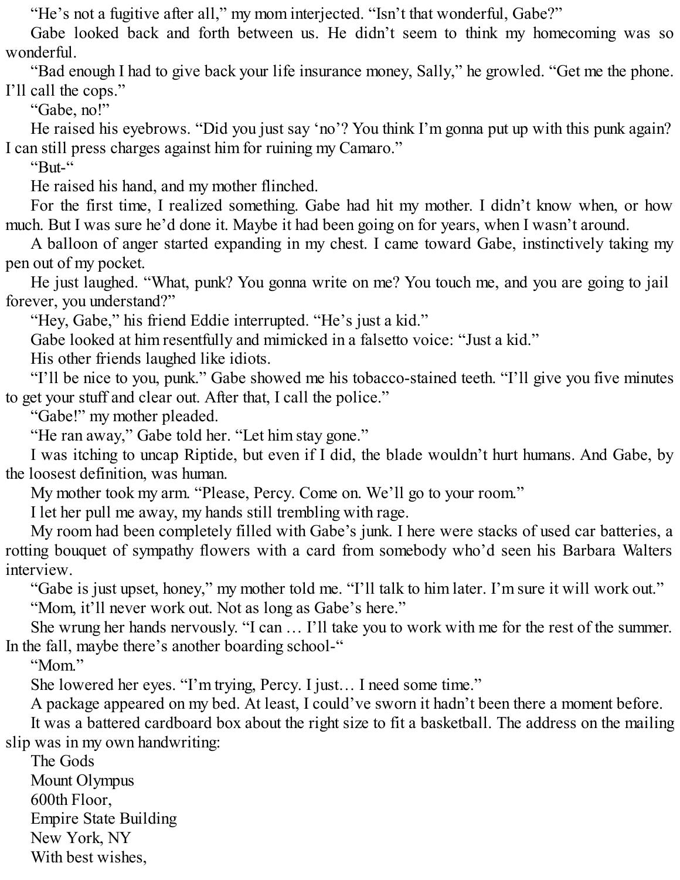"He's not a fugitive after all," my mom interjected. "Isn't that wonderful, Gabe?"

Gabe looked back and forth between us. He didn't seem to think my homecoming was so wonderful.

"Bad enough I had to give back your life insurance money, Sally," he growled. "Get me the phone. I'll call the cops."

"Gabe, no!"

He raised his eyebrows. "Did you just say 'no'? You think I'm gonna put up with this punk again? I can still press charges against him for ruining my Camaro."

"But-"

He raised his hand, and my mother flinched.

For the first time, I realized something. Gabe had hit my mother. I didn't know when, or how much. But I was sure he'd done it. Maybe it had been going on for years, when I wasn't around.

A balloon of anger started expanding in my chest. I came toward Gabe, instinctively taking my pen out of my pocket.

He just laughed. "What, punk? You gonna write on me? You touch me, and you are going to jail forever, you understand?"

"Hey, Gabe," his friend Eddie interrupted. "He's just a kid."

Gabe looked at him resentfully and mimicked in a falsetto voice: "Just a kid."

His other friends laughed like idiots.

"I'll be nice to you, punk." Gabe showed me his tobacco-stained teeth. "I'll give you five minutes to get your stuff and clear out. After that, I call the police."

"Gabe!" my mother pleaded.

"He ran away," Gabe told her. "Let him stay gone."

I was itching to uncap Riptide, but even if I did, the blade wouldn't hurt humans. And Gabe, by the loosest definition, was human.

My mother took my arm. "Please, Percy. Come on. We'll go to your room."

I let her pull me away, my hands still trembling with rage.

My room had been completely filled with Gabe's junk. I here were stacks of used car batteries, a rotting bouquet of sympathy flowers with a card from somebody who'd seen his Barbara Walters interview.

"Gabe is just upset, honey," my mother told me. "I'll talk to him later. I'm sure it will work out."

"Mom, it'll never work out. Not as long as Gabe's here."

She wrung her hands nervously. "I can … I'll take you to work with me for the rest of the summer. In the fall, maybe there's another boarding school-"

"Mom."

She lowered her eyes. "I'm trying, Percy. I just… I need some time."

A package appeared on my bed. At least, I could've sworn it hadn't been there a moment before.

It was a battered cardboard box about the right size to fit a basketball. The address on the mailing slip was in my own handwriting:

The Gods
Mount Olympus
600th Floor,
Empire State Building
New York, NY
With best wishes,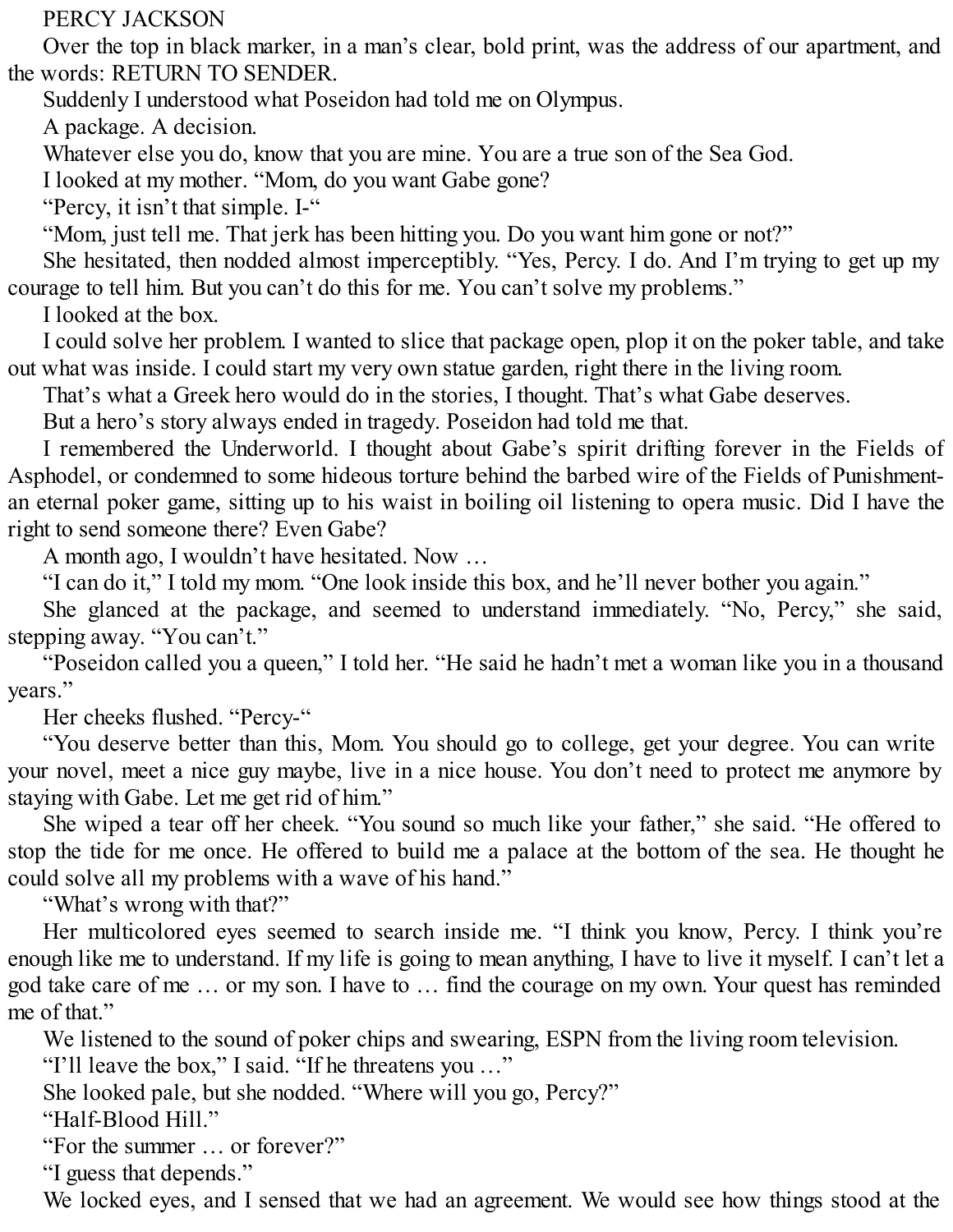PERCY JACKSON

Over the top in black marker, in a man's clear, bold print, was the address of our apartment, and the words: RETURN TO SENDER.

Suddenly I understood what Poseidon had told me on Olympus.

A package. A decision.

Whatever else you do, know that you are mine. You are a true son of the Sea God.

I looked at my mother. "Mom, do you want Gabe gone?

"Percy, it isn't that simple. I-"

"Mom, just tell me. That jerk has been hitting you. Do you want him gone or not?"

She hesitated, then nodded almost imperceptibly. "Yes, Percy. I do. And I'm trying to get up my courage to tell him. But you can't do this for me. You can't solve my problems."

I looked at the box.

I could solve her problem. I wanted to slice that package open, plop it on the poker table, and take out what was inside. I could start my very own statue garden, right there in the living room.

That's what a Greek hero would do in the stories, I thought. That's what Gabe deserves.

But a hero's story always ended in tragedy. Poseidon had told me that.

I remembered the Underworld. I thought about Gabe's spirit drifting forever in the Fields of Asphodel, or condemned to some hideous torture behind the barbed wire of the Fields of Punishment-an eternal poker game, sitting up to his waist in boiling oil listening to opera music. Did I have the right to send someone there? Even Gabe?

A month ago, I wouldn't have hesitated. Now …

"I can do it," I told my mom. "One look inside this box, and he'll never bother you again."

She glanced at the package, and seemed to understand immediately. "No, Percy," she said, stepping away. "You can't."

"Poseidon called you a queen," I told her. "He said he hadn't met a woman like you in a thousand years."

Her cheeks flushed. "Percy-"

"You deserve better than this, Mom. You should go to college, get your degree. You can write your novel, meet a nice guy maybe, live in a nice house. You don't need to protect me anymore by staying with Gabe. Let me get rid of him."

She wiped a tear off her cheek. "You sound so much like your father," she said. "He offered to stop the tide for me once. He offered to build me a palace at the bottom of the sea. He thought he could solve all my problems with a wave of his hand."

"What's wrong with that?"

Her multicolored eyes seemed to search inside me. "I think you know, Percy. I think you're enough like me to understand. If my life is going to mean anything, I have to live it myself. I can't let a god take care of me … or my son. I have to … find the courage on my own. Your quest has reminded me of that."

We listened to the sound of poker chips and swearing, ESPN from the living room television.

"I'll leave the box," I said. "If he threatens you …"

She looked pale, but she nodded. "Where will you go, Percy?"

"Half-Blood Hill."

"For the summer … or forever?"

"I guess that depends."

We locked eyes, and I sensed that we had an agreement. We would see how things stood at the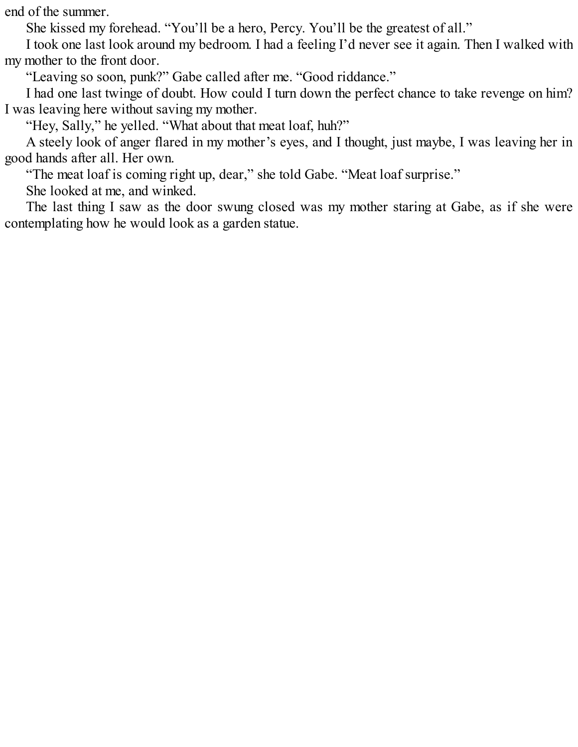end of the summer.

She kissed my forehead. "You'll be a hero, Percy. You'll be the greatest of all."

I took one last look around my bedroom. I had a feeling I'd never see it again. Then I walked with my mother to the front door.

"Leaving so soon, punk?" Gabe called after me. "Good riddance."

I had one last twinge of doubt. How could I turn down the perfect chance to take revenge on him? I was leaving here without saving my mother.

"Hey, Sally," he yelled. "What about that meat loaf, huh?"

A steely look of anger flared in my mother's eyes, and I thought, just maybe, I was leaving her in good hands after all. Her own.

"The meat loaf is coming right up, dear," she told Gabe. "Meat loaf surprise."

She looked at me, and winked.

The last thing I saw as the door swung closed was my mother staring at Gabe, as if she were contemplating how he would look as a garden statue.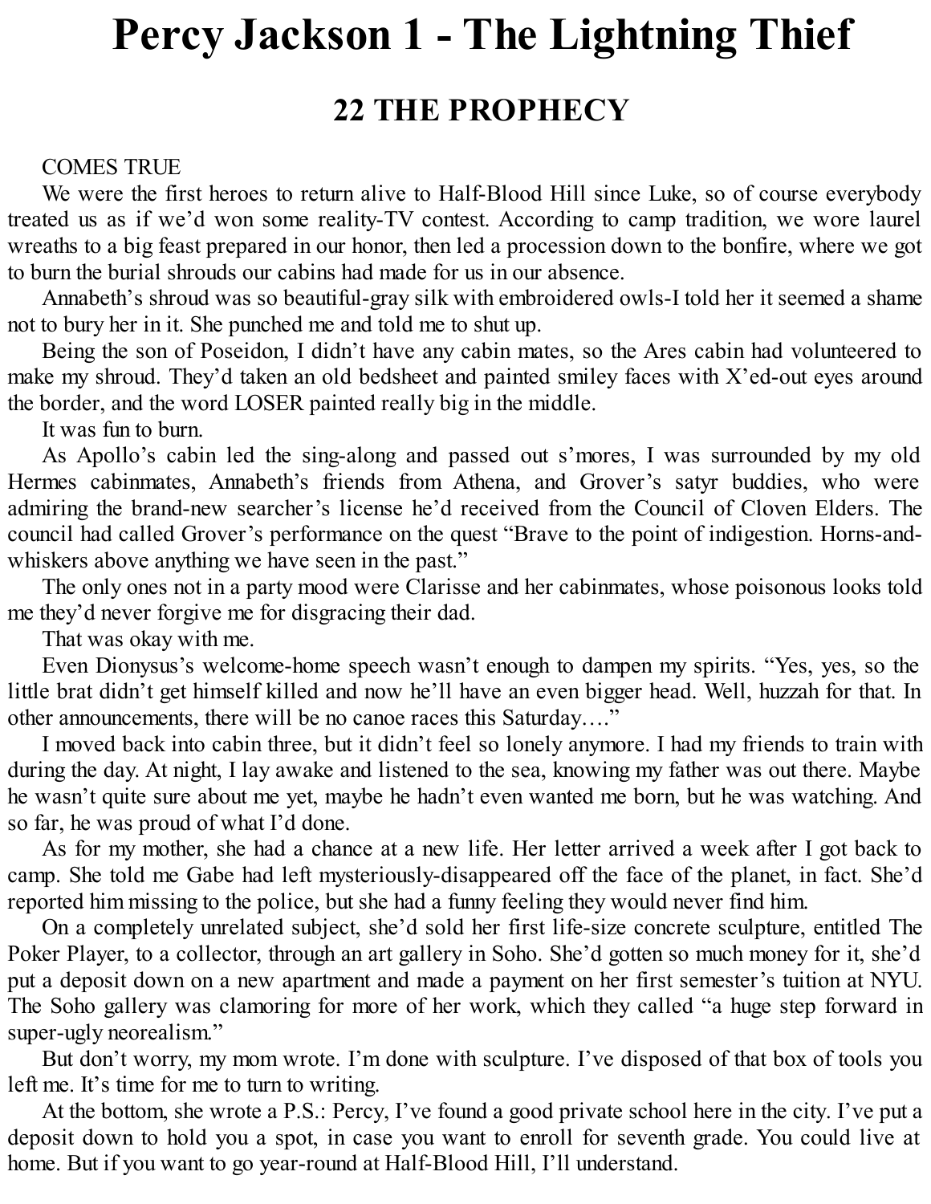# Percy Jackson 1 - The Lightning Thief

## 22 THE PROPHECY

COMES TRUE

We were the first heroes to return alive to Half-Blood Hill since Luke, so of course everybody treated us as if we'd won some reality-TV contest. According to camp tradition, we wore laurel wreaths to a big feast prepared in our honor, then led a procession down to the bonfire, where we got to burn the burial shrouds our cabins had made for us in our absence.

Annabeth's shroud was so beautiful-gray silk with embroidered owls-I told her it seemed a shame not to bury her in it. She punched me and told me to shut up.

Being the son of Poseidon, I didn't have any cabin mates, so the Ares cabin had volunteered to make my shroud. They'd taken an old bedsheet and painted smiley faces with X'ed-out eyes around the border, and the word LOSER painted really big in the middle.

It was fun to burn.

As Apollo's cabin led the sing-along and passed out s'mores, I was surrounded by my old Hermes cabinmates, Annabeth's friends from Athena, and Grover's satyr buddies, who were admiring the brand-new searcher's license he'd received from the Council of Cloven Elders. The council had called Grover's performance on the quest "Brave to the point of indigestion. Horns-and-whiskers above anything we have seen in the past."

The only ones not in a party mood were Clarisse and her cabinmates, whose poisonous looks told me they'd never forgive me for disgracing their dad.

That was okay with me.

Even Dionysus's welcome-home speech wasn't enough to dampen my spirits. "Yes, yes, so the little brat didn't get himself killed and now he'll have an even bigger head. Well, huzzah for that. In other announcements, there will be no canoe races this Saturday…."

I moved back into cabin three, but it didn't feel so lonely anymore. I had my friends to train with during the day. At night, I lay awake and listened to the sea, knowing my father was out there. Maybe he wasn't quite sure about me yet, maybe he hadn't even wanted me born, but he was watching. And so far, he was proud of what I'd done.

As for my mother, she had a chance at a new life. Her letter arrived a week after I got back to camp. She told me Gabe had left mysteriously-disappeared off the face of the planet, in fact. She'd reported him missing to the police, but she had a funny feeling they would never find him.

On a completely unrelated subject, she'd sold her first life-size concrete sculpture, entitled The Poker Player, to a collector, through an art gallery in Soho. She'd gotten so much money for it, she'd put a deposit down on a new apartment and made a payment on her first semester's tuition at NYU. The Soho gallery was clamoring for more of her work, which they called "a huge step forward in super-ugly neorealism."

But don't worry, my mom wrote. I'm done with sculpture. I've disposed of that box of tools you left me. It's time for me to turn to writing.

At the bottom, she wrote a P.S.: Percy, I've found a good private school here in the city. I've put a deposit down to hold you a spot, in case you want to enroll for seventh grade. You could live at home. But if you want to go year-round at Half-Blood Hill, I'll understand.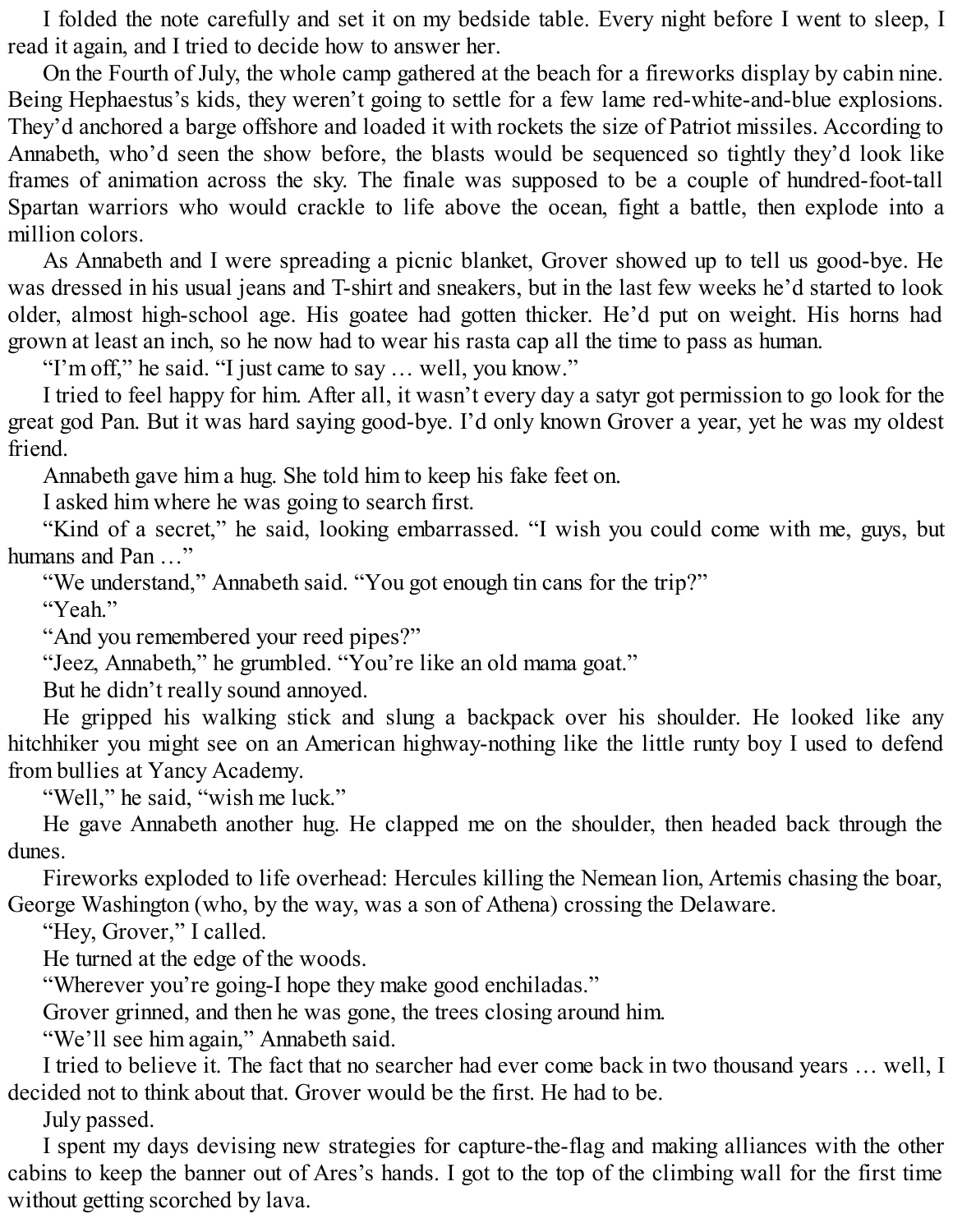I folded the note carefully and set it on my bedside table. Every night before I went to sleep, I read it again, and I tried to decide how to answer her.

On the Fourth of July, the whole camp gathered at the beach for a fireworks display by cabin nine. Being Hephaestus's kids, they weren't going to settle for a few lame red-white-and-blue explosions. They'd anchored a barge offshore and loaded it with rockets the size of Patriot missiles. According to Annabeth, who'd seen the show before, the blasts would be sequenced so tightly they'd look like frames of animation across the sky. The finale was supposed to be a couple of hundred-foot-tall Spartan warriors who would crackle to life above the ocean, fight a battle, then explode into a million colors.

As Annabeth and I were spreading a picnic blanket, Grover showed up to tell us good-bye. He was dressed in his usual jeans and T-shirt and sneakers, but in the last few weeks he'd started to look older, almost high-school age. His goatee had gotten thicker. He'd put on weight. His horns had grown at least an inch, so he now had to wear his rasta cap all the time to pass as human.

"I'm off," he said. "I just came to say … well, you know."

I tried to feel happy for him. After all, it wasn't every day a satyr got permission to go look for the great god Pan. But it was hard saying good-bye. I'd only known Grover a year, yet he was my oldest friend.

Annabeth gave him a hug. She told him to keep his fake feet on.

I asked him where he was going to search first.

"Kind of a secret," he said, looking embarrassed. "I wish you could come with me, guys, but humans and Pan …"

"We understand," Annabeth said. "You got enough tin cans for the trip?"

"Yeah."

"And you remembered your reed pipes?"

"Jeez, Annabeth," he grumbled. "You're like an old mama goat."

But he didn't really sound annoyed.

He gripped his walking stick and slung a backpack over his shoulder. He looked like any hitchhiker you might see on an American highway-nothing like the little runty boy I used to defend from bullies at Yancy Academy.

"Well," he said, "wish me luck."

He gave Annabeth another hug. He clapped me on the shoulder, then headed back through the dunes.

Fireworks exploded to life overhead: Hercules killing the Nemean lion, Artemis chasing the boar, George Washington (who, by the way, was a son of Athena) crossing the Delaware.

"Hey, Grover," I called.

He turned at the edge of the woods.

"Wherever you're going-I hope they make good enchiladas."

Grover grinned, and then he was gone, the trees closing around him.

"We'll see him again," Annabeth said.

I tried to believe it. The fact that no searcher had ever come back in two thousand years … well, I decided not to think about that. Grover would be the first. He had to be.

July passed.

I spent my days devising new strategies for capture-the-flag and making alliances with the other cabins to keep the banner out of Ares's hands. I got to the top of the climbing wall for the first time without getting scorched by lava.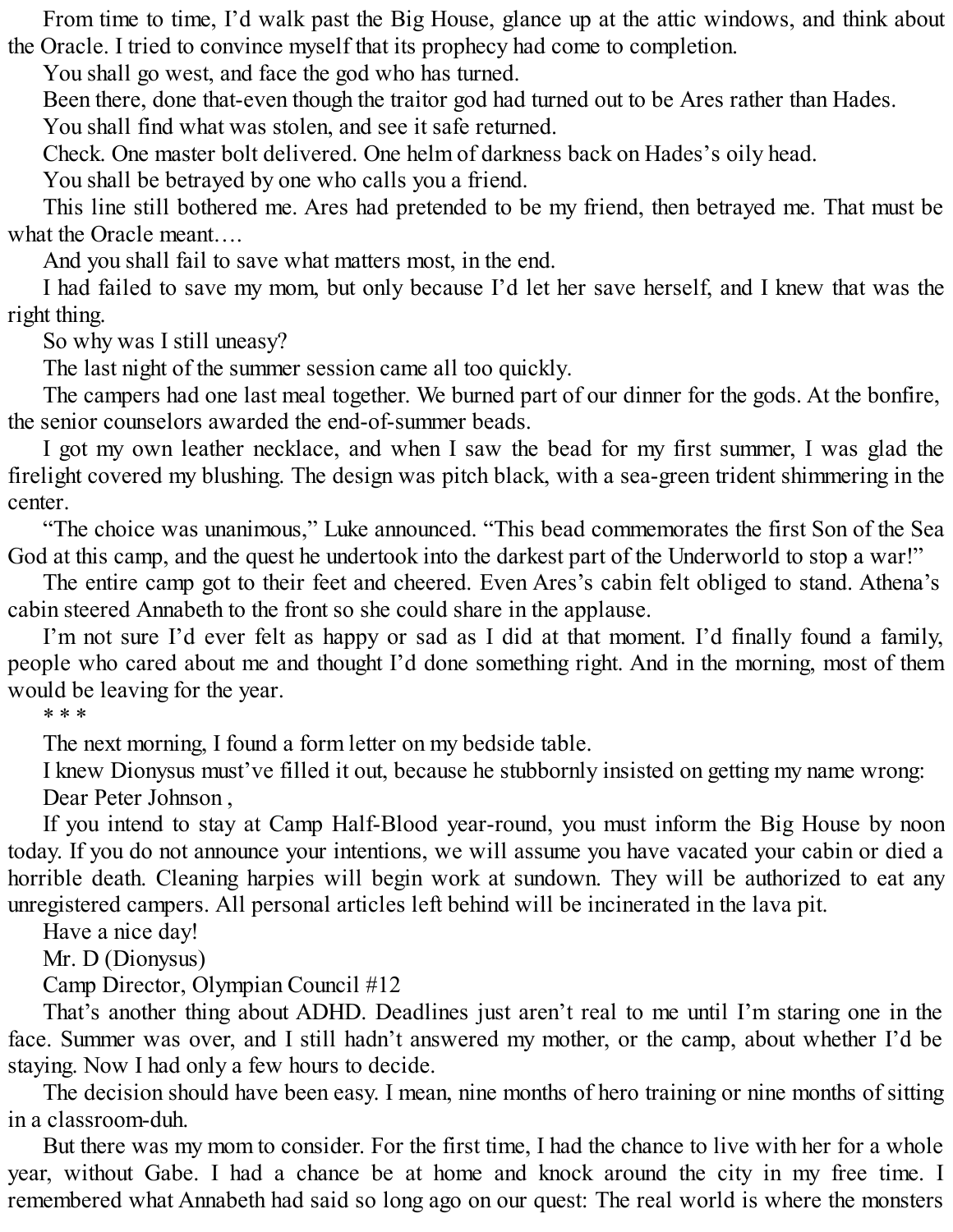From time to time, I'd walk past the Big House, glance up at the attic windows, and think about the Oracle. I tried to convince myself that its prophecy had come to completion.

You shall go west, and face the god who has turned.

Been there, done that-even though the traitor god had turned out to be Ares rather than Hades.

You shall find what was stolen, and see it safe returned.

Check. One master bolt delivered. One helm of darkness back on Hades's oily head.

You shall be betrayed by one who calls you a friend.

This line still bothered me. Ares had pretended to be my friend, then betrayed me. That must be what the Oracle meant….

And you shall fail to save what matters most, in the end.

I had failed to save my mom, but only because I'd let her save herself, and I knew that was the right thing.

So why was I still uneasy?

The last night of the summer session came all too quickly.

The campers had one last meal together. We burned part of our dinner for the gods. At the bonfire, the senior counselors awarded the end-of-summer beads.

I got my own leather necklace, and when I saw the bead for my first summer, I was glad the firelight covered my blushing. The design was pitch black, with a sea-green trident shimmering in the center.

"The choice was unanimous," Luke announced. "This bead commemorates the first Son of the Sea God at this camp, and the quest he undertook into the darkest part of the Underworld to stop a war!"

The entire camp got to their feet and cheered. Even Ares's cabin felt obliged to stand. Athena's cabin steered Annabeth to the front so she could share in the applause.

I'm not sure I'd ever felt as happy or sad as I did at that moment. I'd finally found a family, people who cared about me and thought I'd done something right. And in the morning, most of them would be leaving for the year.

\* \* \*

The next morning, I found a form letter on my bedside table.

I knew Dionysus must've filled it out, because he stubbornly insisted on getting my name wrong:

Dear Peter Johnson ,

If you intend to stay at Camp Half-Blood year-round, you must inform the Big House by noon today. If you do not announce your intentions, we will assume you have vacated your cabin or died a horrible death. Cleaning harpies will begin work at sundown. They will be authorized to eat any unregistered campers. All personal articles left behind will be incinerated in the lava pit.

Have a nice day!

Mr. D (Dionysus)

Camp Director, Olympian Council #12

That's another thing about ADHD. Deadlines just aren't real to me until I'm staring one in the face. Summer was over, and I still hadn't answered my mother, or the camp, about whether I'd be staying. Now I had only a few hours to decide.

The decision should have been easy. I mean, nine months of hero training or nine months of sitting in a classroom-duh.

But there was my mom to consider. For the first time, I had the chance to live with her for a whole year, without Gabe. I had a chance be at home and knock around the city in my free time. I remembered what Annabeth had said so long ago on our quest: The real world is where the monsters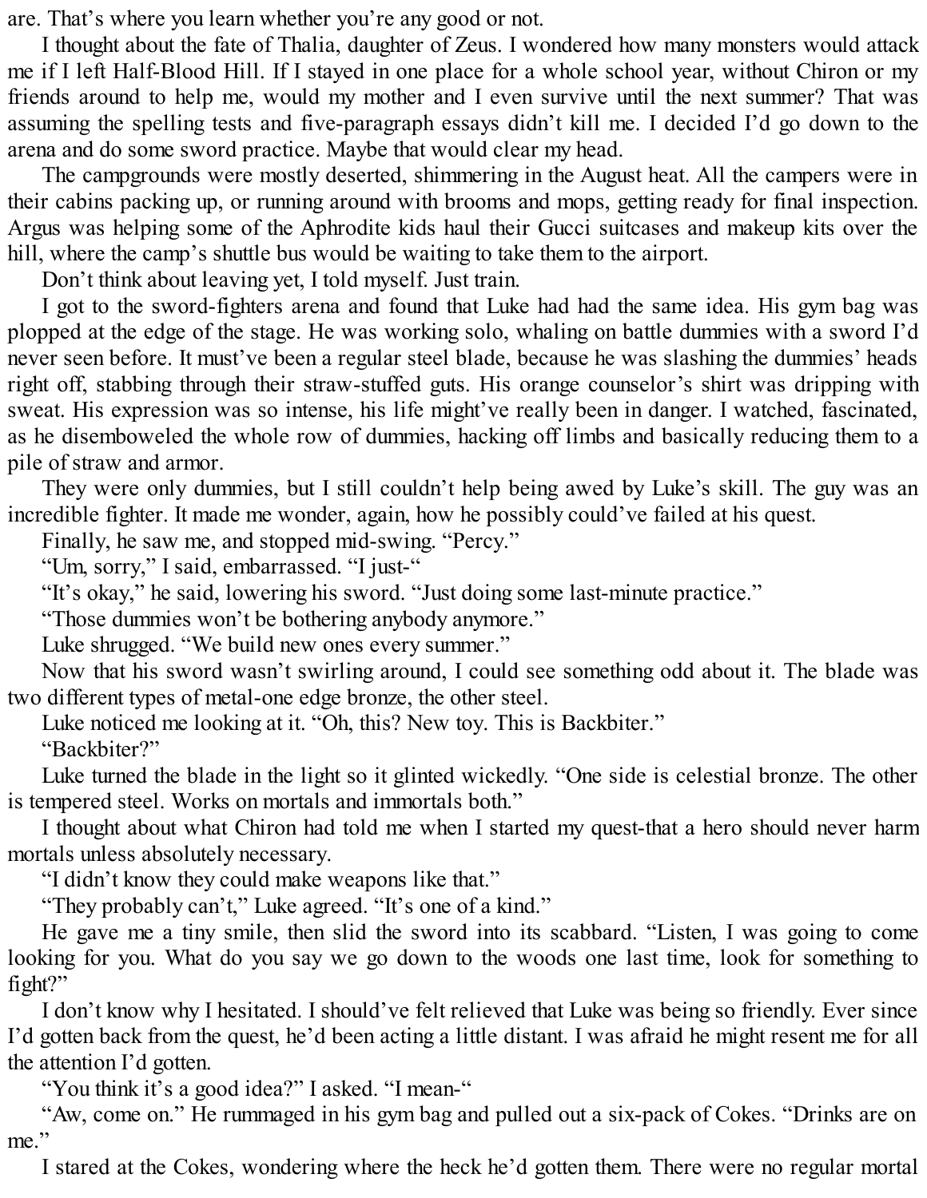are. That's where you learn whether you're any good or not.

I thought about the fate of Thalia, daughter of Zeus. I wondered how many monsters would attack me if I left Half-Blood Hill. If I stayed in one place for a whole school year, without Chiron or my friends around to help me, would my mother and I even survive until the next summer? That was assuming the spelling tests and five-paragraph essays didn't kill me. I decided I'd go down to the arena and do some sword practice. Maybe that would clear my head.

The campgrounds were mostly deserted, shimmering in the August heat. All the campers were in their cabins packing up, or running around with brooms and mops, getting ready for final inspection. Argus was helping some of the Aphrodite kids haul their Gucci suitcases and makeup kits over the hill, where the camp's shuttle bus would be waiting to take them to the airport.

Don't think about leaving yet, I told myself. Just train.

I got to the sword-fighters arena and found that Luke had had the same idea. His gym bag was plopped at the edge of the stage. He was working solo, whaling on battle dummies with a sword I'd never seen before. It must've been a regular steel blade, because he was slashing the dummies' heads right off, stabbing through their straw-stuffed guts. His orange counselor's shirt was dripping with sweat. His expression was so intense, his life might've really been in danger. I watched, fascinated, as he disemboweled the whole row of dummies, hacking off limbs and basically reducing them to a pile of straw and armor.

They were only dummies, but I still couldn't help being awed by Luke's skill. The guy was an incredible fighter. It made me wonder, again, how he possibly could've failed at his quest.

Finally, he saw me, and stopped mid-swing. "Percy."

"Um, sorry," I said, embarrassed. "I just-"

"It's okay," he said, lowering his sword. "Just doing some last-minute practice."

"Those dummies won't be bothering anybody anymore."

Luke shrugged. "We build new ones every summer."

Now that his sword wasn't swirling around, I could see something odd about it. The blade was two different types of metal-one edge bronze, the other steel.

Luke noticed me looking at it. "Oh, this? New toy. This is Backbiter."

"Backbiter?"

Luke turned the blade in the light so it glinted wickedly. "One side is celestial bronze. The other is tempered steel. Works on mortals and immortals both."

I thought about what Chiron had told me when I started my quest-that a hero should never harm mortals unless absolutely necessary.

"I didn't know they could make weapons like that."

"They probably can't," Luke agreed. "It's one of a kind."

He gave me a tiny smile, then slid the sword into its scabbard. "Listen, I was going to come looking for you. What do you say we go down to the woods one last time, look for something to fight?"

I don't know why I hesitated. I should've felt relieved that Luke was being so friendly. Ever since I'd gotten back from the quest, he'd been acting a little distant. I was afraid he might resent me for all the attention I'd gotten.

"You think it's a good idea?" I asked. "I mean-"

"Aw, come on." He rummaged in his gym bag and pulled out a six-pack of Cokes. "Drinks are on me."

I stared at the Cokes, wondering where the heck he'd gotten them. There were no regular mortal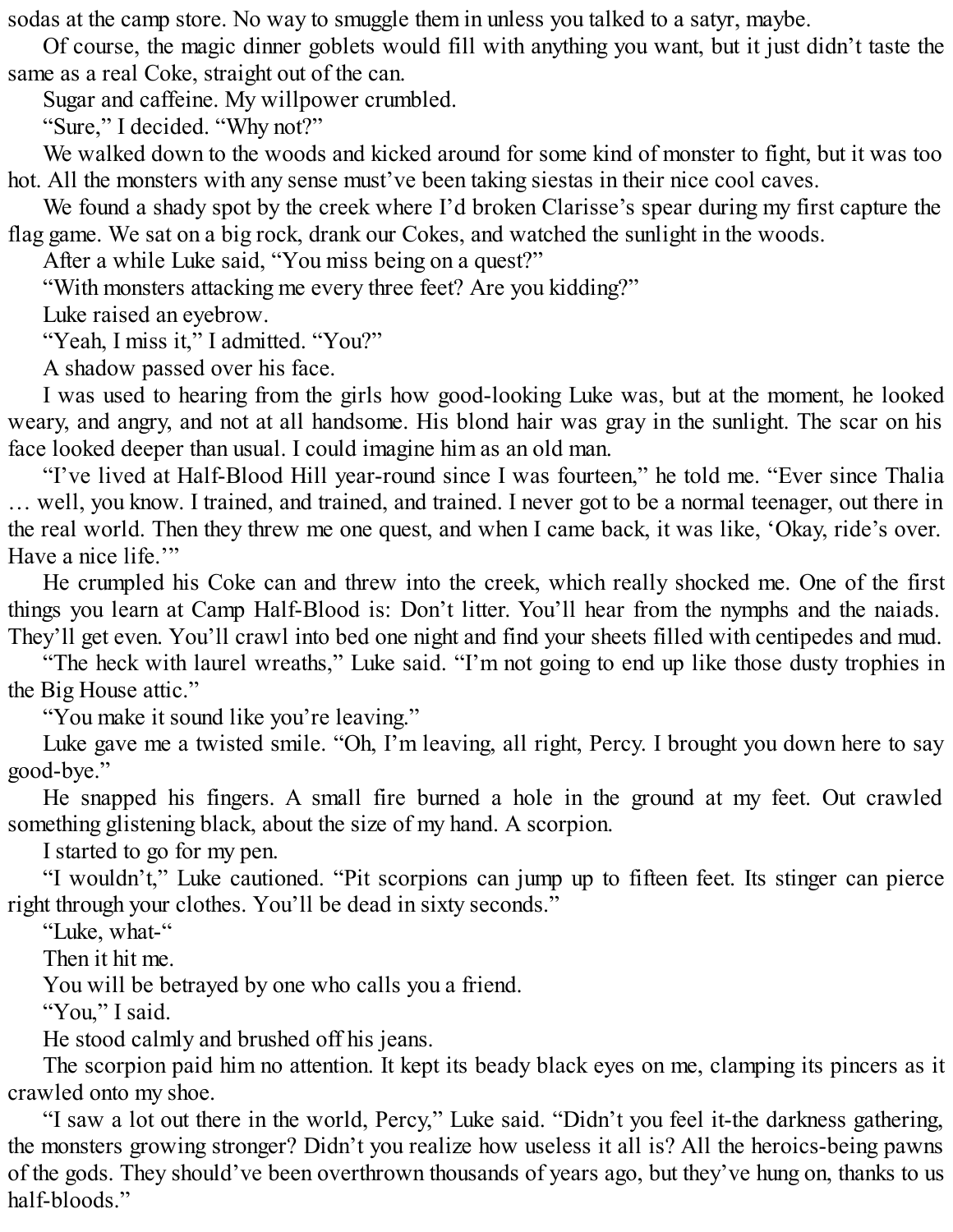sodas at the camp store. No way to smuggle them in unless you talked to a satyr, maybe.

Of course, the magic dinner goblets would fill with anything you want, but it just didn't taste the same as a real Coke, straight out of the can.

Sugar and caffeine. My willpower crumbled.

"Sure," I decided. "Why not?"

We walked down to the woods and kicked around for some kind of monster to fight, but it was too hot. All the monsters with any sense must've been taking siestas in their nice cool caves.

We found a shady spot by the creek where I'd broken Clarisse's spear during my first capture the flag game. We sat on a big rock, drank our Cokes, and watched the sunlight in the woods.

After a while Luke said, "You miss being on a quest?"

"With monsters attacking me every three feet? Are you kidding?"

Luke raised an eyebrow.

"Yeah, I miss it," I admitted. "You?"

A shadow passed over his face.

I was used to hearing from the girls how good-looking Luke was, but at the moment, he looked weary, and angry, and not at all handsome. His blond hair was gray in the sunlight. The scar on his face looked deeper than usual. I could imagine him as an old man.

"I've lived at Half-Blood Hill year-round since I was fourteen," he told me. "Ever since Thalia … well, you know. I trained, and trained, and trained. I never got to be a normal teenager, out there in the real world. Then they threw me one quest, and when I came back, it was like, 'Okay, ride's over. Have a nice life.'"

He crumpled his Coke can and threw into the creek, which really shocked me. One of the first things you learn at Camp Half-Blood is: Don't litter. You'll hear from the nymphs and the naiads. They'll get even. You'll crawl into bed one night and find your sheets filled with centipedes and mud.

"The heck with laurel wreaths," Luke said. "I'm not going to end up like those dusty trophies in the Big House attic."

"You make it sound like you're leaving."

Luke gave me a twisted smile. "Oh, I'm leaving, all right, Percy. I brought you down here to say good-bye."

He snapped his fingers. A small fire burned a hole in the ground at my feet. Out crawled something glistening black, about the size of my hand. A scorpion.

I started to go for my pen.

"I wouldn't," Luke cautioned. "Pit scorpions can jump up to fifteen feet. Its stinger can pierce right through your clothes. You'll be dead in sixty seconds."

"Luke, what-"

Then it hit me.

You will be betrayed by one who calls you a friend.

"You," I said.

He stood calmly and brushed off his jeans.

The scorpion paid him no attention. It kept its beady black eyes on me, clamping its pincers as it crawled onto my shoe.

"I saw a lot out there in the world, Percy," Luke said. "Didn't you feel it-the darkness gathering, the monsters growing stronger? Didn't you realize how useless it all is? All the heroics-being pawns of the gods. They should've been overthrown thousands of years ago, but they've hung on, thanks to us half-bloods."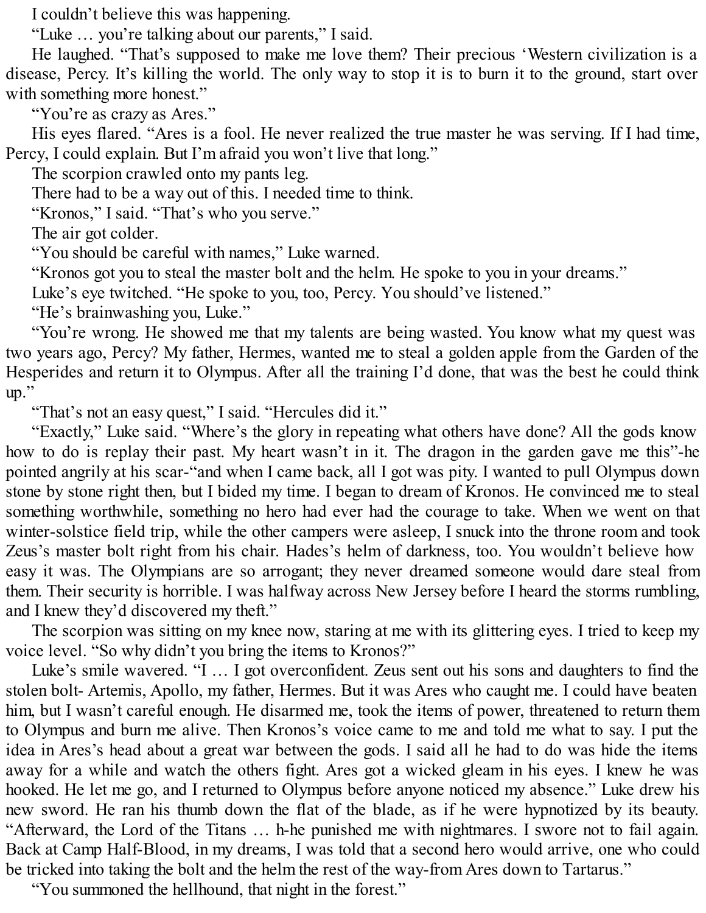I couldn't believe this was happening.

"Luke … you're talking about our parents," I said.

He laughed. "That's supposed to make me love them? Their precious 'Western civilization is a disease, Percy. It's killing the world. The only way to stop it is to burn it to the ground, start over with something more honest."

"You're as crazy as Ares."

His eyes flared. "Ares is a fool. He never realized the true master he was serving. If I had time, Percy, I could explain. But I'm afraid you won't live that long."

The scorpion crawled onto my pants leg.

There had to be a way out of this. I needed time to think.

"Kronos," I said. "That's who you serve."

The air got colder.

"You should be careful with names," Luke warned.

"Kronos got you to steal the master bolt and the helm. He spoke to you in your dreams."

Luke's eye twitched. "He spoke to you, too, Percy. You should've listened."

"He's brainwashing you, Luke."

"You're wrong. He showed me that my talents are being wasted. You know what my quest was two years ago, Percy? My father, Hermes, wanted me to steal a golden apple from the Garden of the Hesperides and return it to Olympus. After all the training I'd done, that was the best he could think up."

"That's not an easy quest," I said. "Hercules did it."

"Exactly," Luke said. "Where's the glory in repeating what others have done? All the gods know how to do is replay their past. My heart wasn't in it. The dragon in the garden gave me this"-he pointed angrily at his scar-"and when I came back, all I got was pity. I wanted to pull Olympus down stone by stone right then, but I bided my time. I began to dream of Kronos. He convinced me to steal something worthwhile, something no hero had ever had the courage to take. When we went on that winter-solstice field trip, while the other campers were asleep, I snuck into the throne room and took Zeus's master bolt right from his chair. Hades's helm of darkness, too. You wouldn't believe how easy it was. The Olympians are so arrogant; they never dreamed someone would dare steal from them. Their security is horrible. I was halfway across New Jersey before I heard the storms rumbling, and I knew they'd discovered my theft."

The scorpion was sitting on my knee now, staring at me with its glittering eyes. I tried to keep my voice level. "So why didn't you bring the items to Kronos?"

Luke's smile wavered. "I … I got overconfident. Zeus sent out his sons and daughters to find the stolen bolt- Artemis, Apollo, my father, Hermes. But it was Ares who caught me. I could have beaten him, but I wasn't careful enough. He disarmed me, took the items of power, threatened to return them to Olympus and burn me alive. Then Kronos's voice came to me and told me what to say. I put the idea in Ares's head about a great war between the gods. I said all he had to do was hide the items away for a while and watch the others fight. Ares got a wicked gleam in his eyes. I knew he was hooked. He let me go, and I returned to Olympus before anyone noticed my absence." Luke drew his new sword. He ran his thumb down the flat of the blade, as if he were hypnotized by its beauty. "Afterward, the Lord of the Titans … h-he punished me with nightmares. I swore not to fail again. Back at Camp Half-Blood, in my dreams, I was told that a second hero would arrive, one who could be tricked into taking the bolt and the helm the rest of the way-from Ares down to Tartarus."

"You summoned the hellhound, that night in the forest."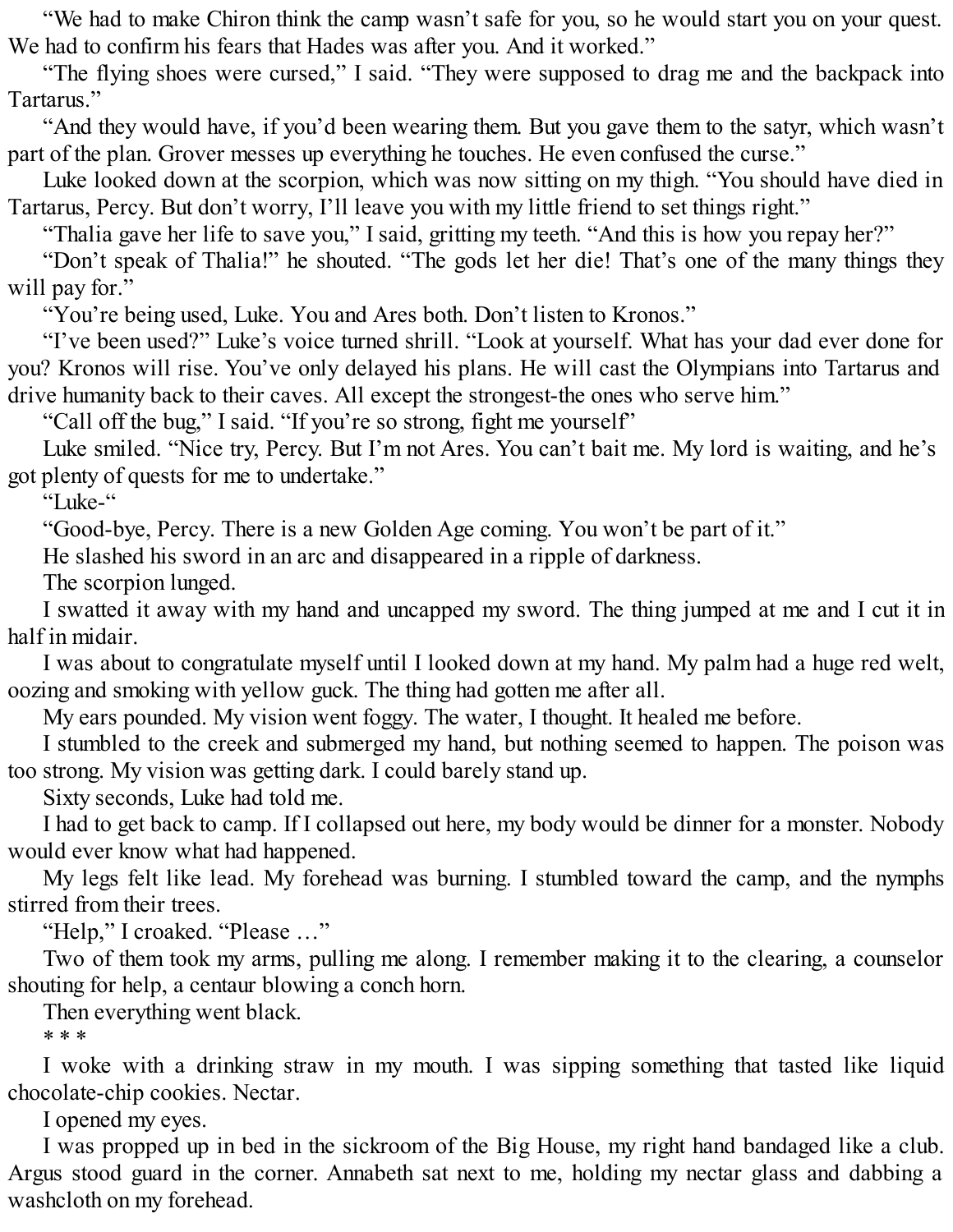“We had to make Chiron think the camp wasn’t safe for you, so he would start you on your quest. We had to confirm his fears that Hades was after you. And it worked.”

“The flying shoes were cursed,” I said. “They were supposed to drag me and the backpack into Tartarus.”

“And they would have, if you’d been wearing them. But you gave them to the satyr, which wasn’t part of the plan. Grover messes up everything he touches. He even confused the curse.”

Luke looked down at the scorpion, which was now sitting on my thigh. “You should have died in Tartarus, Percy. But don’t worry, I’ll leave you with my little friend to set things right.”

“Thalia gave her life to save you,” I said, gritting my teeth. “And this is how you repay her?”

“Don’t speak of Thalia!” he shouted. “The gods let her die! That’s one of the many things they will pay for.”

“You’re being used, Luke. You and Ares both. Don’t listen to Kronos.”

“I’ve been used?” Luke’s voice turned shrill. “Look at yourself. What has your dad ever done for you? Kronos will rise. You’ve only delayed his plans. He will cast the Olympians into Tartarus and drive humanity back to their caves. All except the strongest-the ones who serve him.”

“Call off the bug,” I said. “If you’re so strong, fight me yourself”

Luke smiled. “Nice try, Percy. But I’m not Ares. You can’t bait me. My lord is waiting, and he’s got plenty of quests for me to undertake.”

“Luke-“

“Good-bye, Percy. There is a new Golden Age coming. You won’t be part of it.”

He slashed his sword in an arc and disappeared in a ripple of darkness.

The scorpion lunged.

I swatted it away with my hand and uncapped my sword. The thing jumped at me and I cut it in half in midair.

I was about to congratulate myself until I looked down at my hand. My palm had a huge red welt, oozing and smoking with yellow guck. The thing had gotten me after all.

My ears pounded. My vision went foggy. The water, I thought. It healed me before.

I stumbled to the creek and submerged my hand, but nothing seemed to happen. The poison was too strong. My vision was getting dark. I could barely stand up.

Sixty seconds, Luke had told me.

I had to get back to camp. If I collapsed out here, my body would be dinner for a monster. Nobody would ever know what had happened.

My legs felt like lead. My forehead was burning. I stumbled toward the camp, and the nymphs stirred from their trees.

“Help,” I croaked. “Please …”

Two of them took my arms, pulling me along. I remember making it to the clearing, a counselor shouting for help, a centaur blowing a conch horn.

Then everything went black.

* * *

I woke with a drinking straw in my mouth. I was sipping something that tasted like liquid chocolate-chip cookies. Nectar.

I opened my eyes.

I was propped up in bed in the sickroom of the Big House, my right hand bandaged like a club. Argus stood guard in the corner. Annabeth sat next to me, holding my nectar glass and dabbing a washcloth on my forehead.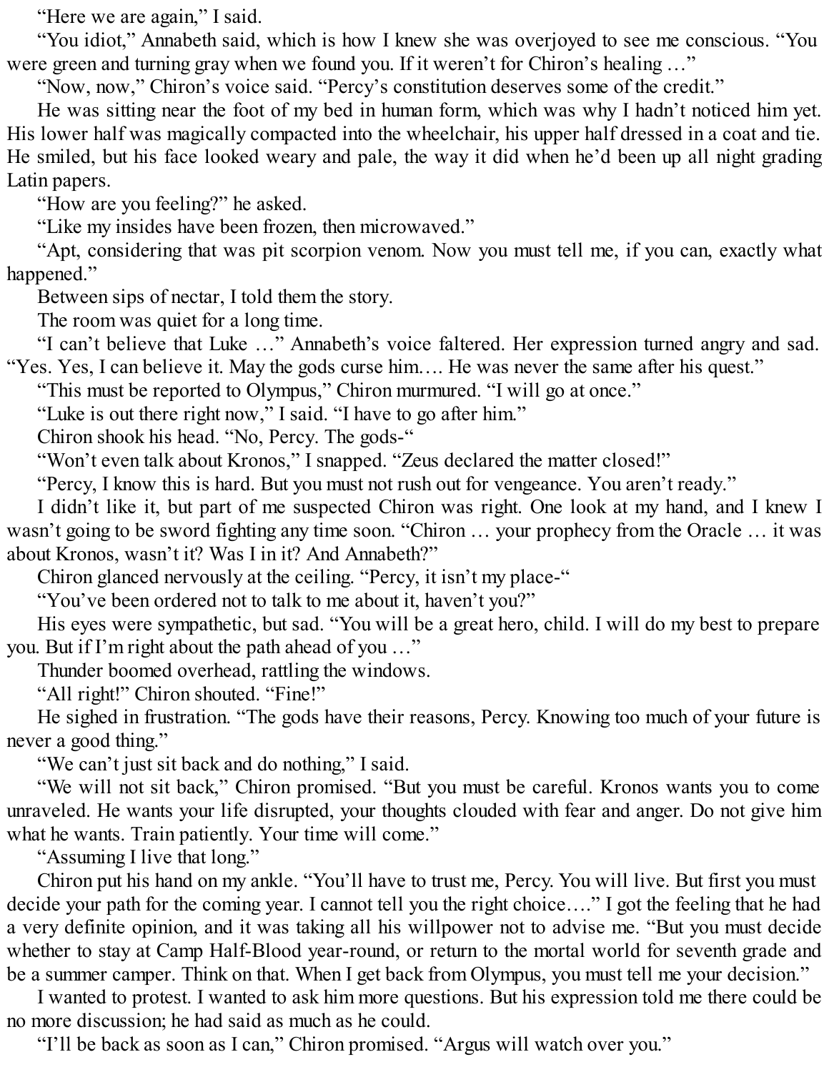“Here we are again,” I said.

“You idiot,” Annabeth said, which is how I knew she was overjoyed to see me conscious. “You were green and turning gray when we found you. If it weren’t for Chiron’s healing …”

“Now, now,” Chiron’s voice said. “Percy’s constitution deserves some of the credit.”

He was sitting near the foot of my bed in human form, which was why I hadn’t noticed him yet. His lower half was magically compacted into the wheelchair, his upper half dressed in a coat and tie. He smiled, but his face looked weary and pale, the way it did when he’d been up all night grading Latin papers.

“How are you feeling?” he asked.

“Like my insides have been frozen, then microwaved.”

“Apt, considering that was pit scorpion venom. Now you must tell me, if you can, exactly what happened.”

Between sips of nectar, I told them the story.

The room was quiet for a long time.

“I can’t believe that Luke …” Annabeth’s voice faltered. Her expression turned angry and sad. “Yes. Yes, I can believe it. May the gods curse him…. He was never the same after his quest.”

“This must be reported to Olympus,” Chiron murmured. “I will go at once.”

“Luke is out there right now,” I said. “I have to go after him.”

Chiron shook his head. “No, Percy. The gods-“

“Won’t even talk about Kronos,” I snapped. “Zeus declared the matter closed!”

“Percy, I know this is hard. But you must not rush out for vengeance. You aren’t ready.”

I didn’t like it, but part of me suspected Chiron was right. One look at my hand, and I knew I wasn’t going to be sword fighting any time soon. “Chiron … your prophecy from the Oracle … it was about Kronos, wasn’t it? Was I in it? And Annabeth?”

Chiron glanced nervously at the ceiling. “Percy, it isn’t my place-“

“You’ve been ordered not to talk to me about it, haven’t you?”

His eyes were sympathetic, but sad. “You will be a great hero, child. I will do my best to prepare you. But if I’m right about the path ahead of you …”

Thunder boomed overhead, rattling the windows.

“All right!” Chiron shouted. “Fine!”

He sighed in frustration. “The gods have their reasons, Percy. Knowing too much of your future is never a good thing.”

“We can’t just sit back and do nothing,” I said.

“We will not sit back,” Chiron promised. “But you must be careful. Kronos wants you to come unraveled. He wants your life disrupted, your thoughts clouded with fear and anger. Do not give him what he wants. Train patiently. Your time will come.”

“Assuming I live that long.”

Chiron put his hand on my ankle. “You’ll have to trust me, Percy. You will live. But first you must decide your path for the coming year. I cannot tell you the right choice….” I got the feeling that he had a very definite opinion, and it was taking all his willpower not to advise me. “But you must decide whether to stay at Camp Half-Blood year-round, or return to the mortal world for seventh grade and be a summer camper. Think on that. When I get back from Olympus, you must tell me your decision.”

I wanted to protest. I wanted to ask him more questions. But his expression told me there could be no more discussion; he had said as much as he could.

“I’ll be back as soon as I can,” Chiron promised. “Argus will watch over you.”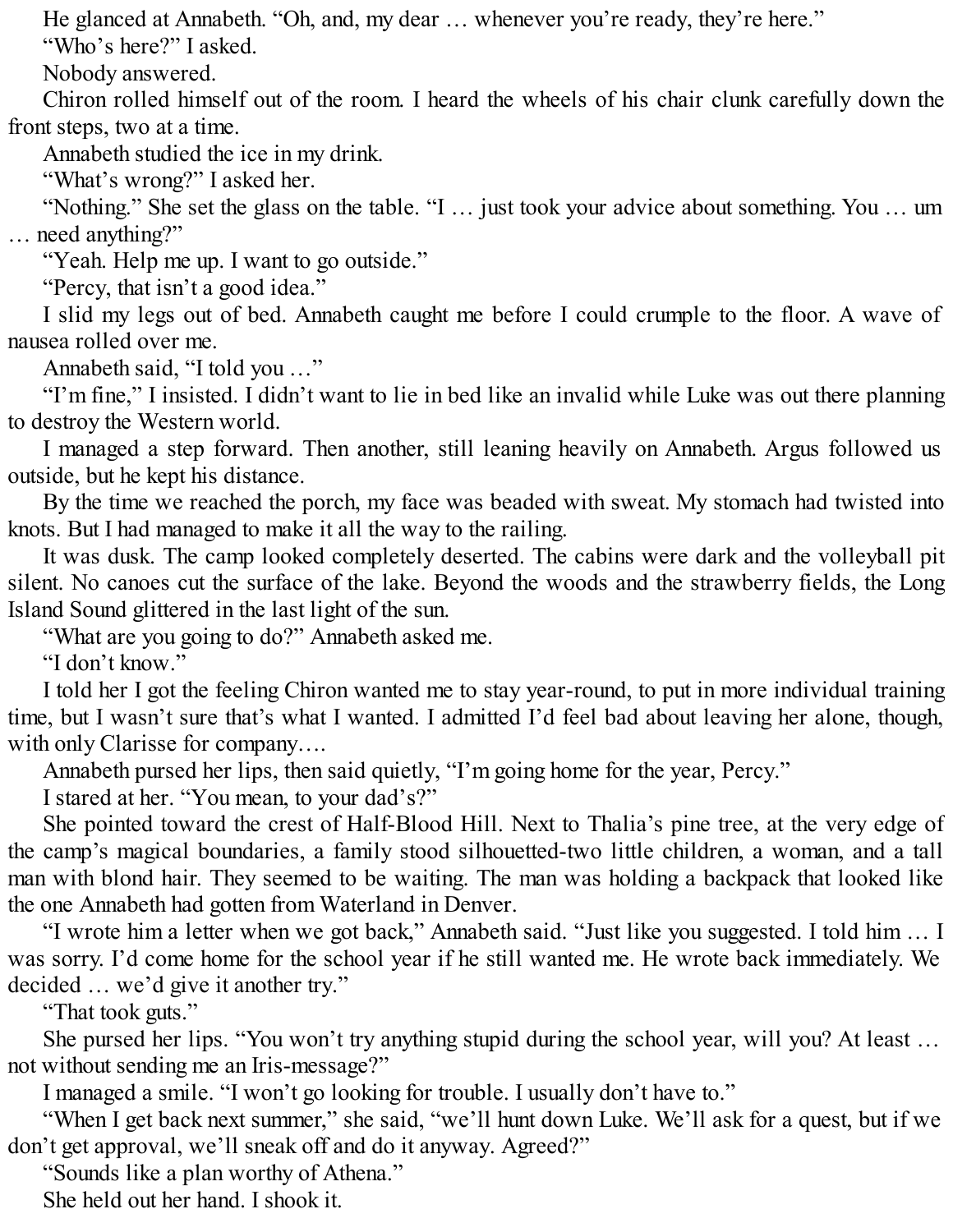He glanced at Annabeth. "Oh, and, my dear … whenever you're ready, they're here."

"Who's here?" I asked.

Nobody answered.

Chiron rolled himself out of the room. I heard the wheels of his chair clunk carefully down the front steps, two at a time.

Annabeth studied the ice in my drink.

"What's wrong?" I asked her.

"Nothing." She set the glass on the table. "I … just took your advice about something. You … um … need anything?"

"Yeah. Help me up. I want to go outside."

"Percy, that isn't a good idea."

I slid my legs out of bed. Annabeth caught me before I could crumple to the floor. A wave of nausea rolled over me.

Annabeth said, "I told you …"

"I'm fine," I insisted. I didn't want to lie in bed like an invalid while Luke was out there planning to destroy the Western world.

I managed a step forward. Then another, still leaning heavily on Annabeth. Argus followed us outside, but he kept his distance.

By the time we reached the porch, my face was beaded with sweat. My stomach had twisted into knots. But I had managed to make it all the way to the railing.

It was dusk. The camp looked completely deserted. The cabins were dark and the volleyball pit silent. No canoes cut the surface of the lake. Beyond the woods and the strawberry fields, the Long Island Sound glittered in the last light of the sun.

"What are you going to do?" Annabeth asked me.

"I don't know."

I told her I got the feeling Chiron wanted me to stay year-round, to put in more individual training time, but I wasn't sure that's what I wanted. I admitted I'd feel bad about leaving her alone, though, with only Clarisse for company….

Annabeth pursed her lips, then said quietly, "I'm going home for the year, Percy."

I stared at her. "You mean, to your dad's?"

She pointed toward the crest of Half-Blood Hill. Next to Thalia's pine tree, at the very edge of the camp's magical boundaries, a family stood silhouetted-two little children, a woman, and a tall man with blond hair. They seemed to be waiting. The man was holding a backpack that looked like the one Annabeth had gotten from Waterland in Denver.

"I wrote him a letter when we got back," Annabeth said. "Just like you suggested. I told him … I was sorry. I'd come home for the school year if he still wanted me. He wrote back immediately. We decided … we'd give it another try."

"That took guts."

She pursed her lips. "You won't try anything stupid during the school year, will you? At least … not without sending me an Iris-message?"

I managed a smile. "I won't go looking for trouble. I usually don't have to."

"When I get back next summer," she said, "we'll hunt down Luke. We'll ask for a quest, but if we don't get approval, we'll sneak off and do it anyway. Agreed?"

"Sounds like a plan worthy of Athena."

She held out her hand. I shook it.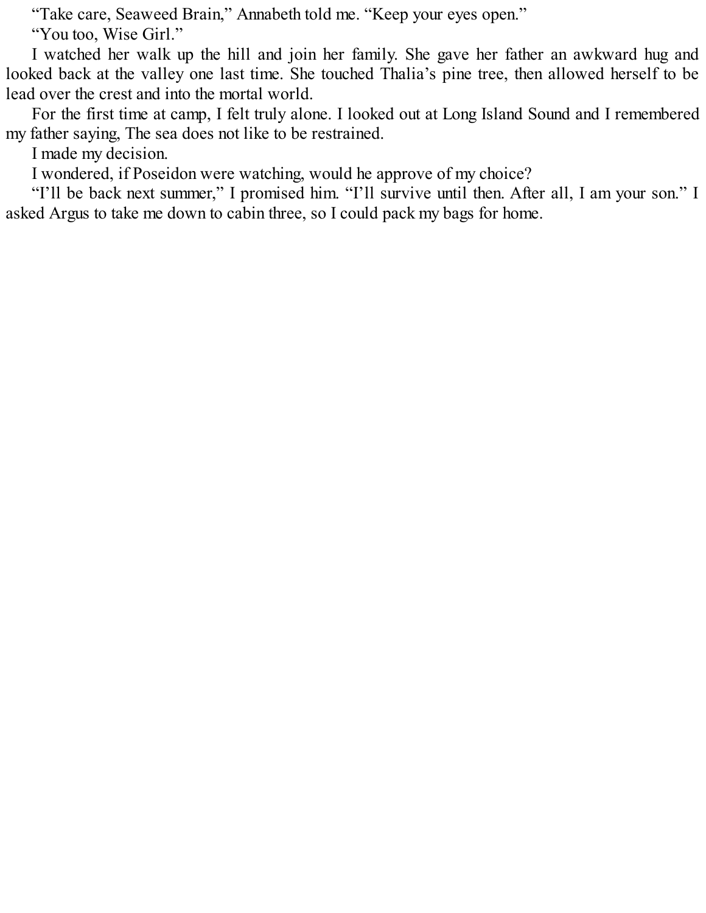"Take care, Seaweed Brain," Annabeth told me. "Keep your eyes open."

"You too, Wise Girl."

I watched her walk up the hill and join her family. She gave her father an awkward hug and looked back at the valley one last time. She touched Thalia's pine tree, then allowed herself to be lead over the crest and into the mortal world.

For the first time at camp, I felt truly alone. I looked out at Long Island Sound and I remembered my father saying, The sea does not like to be restrained.

I made my decision.

I wondered, if Poseidon were watching, would he approve of my choice?

"I'll be back next summer," I promised him. "I'll survive until then. After all, I am your son." I asked Argus to take me down to cabin three, so I could pack my bags for home.